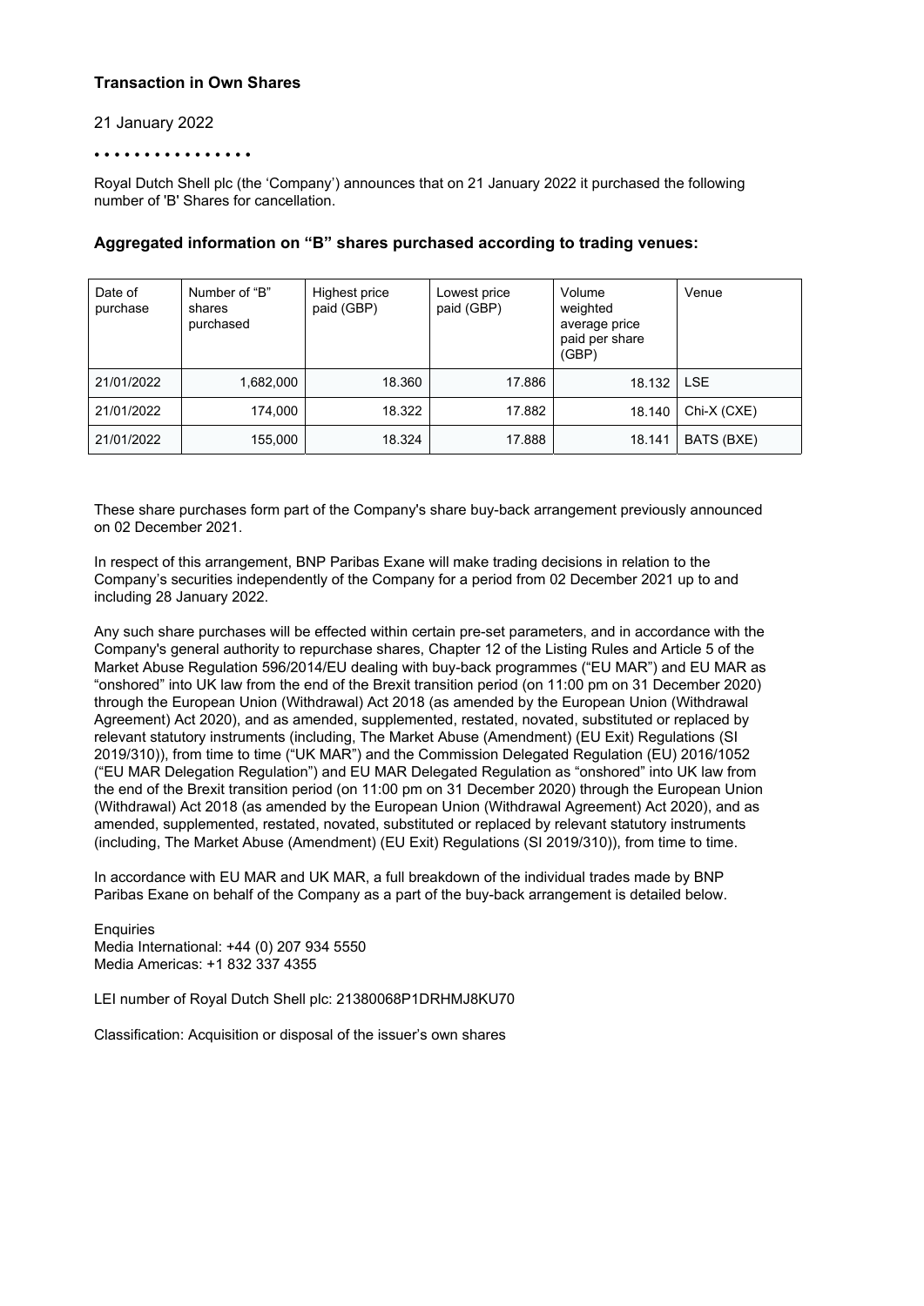## Transaction in Own Shares

21 January 2022

• • • • • • • • • • • • • • •

Royal Dutch Shell plc (the 'Company') announces that on 21 January 2022 it purchased the following number of 'B' Shares for cancellation.

### Aggregated information on "B" shares purchased according to trading venues:

| Date of purchase | Number of "B" shares purchased | Highest price paid (GBP) | Lowest price paid (GBP) | Volume weighted average price paid per share (GBP) | Venue |
|---|---|---|---|---|---|
| 21/01/2022 | 1,682,000 | 18.360 | 17.886 | 18.132 | LSE |
| 21/01/2022 | 174,000 | 18.322 | 17.882 | 18.140 | Chi-X (CXE) |
| 21/01/2022 | 155,000 | 18.324 | 17.888 | 18.141 | BATS (BXE) |

These share purchases form part of the Company's share buy-back arrangement previously announced on 02 December 2021.

In respect of this arrangement, BNP Paribas Exane will make trading decisions in relation to the Company's securities independently of the Company for a period from 02 December 2021 up to and including 28 January 2022.

Any such share purchases will be effected within certain pre-set parameters, and in accordance with the Company's general authority to repurchase shares, Chapter 12 of the Listing Rules and Article 5 of the Market Abuse Regulation 596/2014/EU dealing with buy-back programmes ("EU MAR") and EU MAR as "onshored" into UK law from the end of the Brexit transition period (on 11:00 pm on 31 December 2020) through the European Union (Withdrawal) Act 2018 (as amended by the European Union (Withdrawal Agreement) Act 2020), and as amended, supplemented, restated, novated, substituted or replaced by relevant statutory instruments (including, The Market Abuse (Amendment) (EU Exit) Regulations (SI 2019/310)), from time to time ("UK MAR") and the Commission Delegated Regulation (EU) 2016/1052 ("EU MAR Delegation Regulation") and EU MAR Delegated Regulation as "onshored" into UK law from the end of the Brexit transition period (on 11:00 pm on 31 December 2020) through the European Union (Withdrawal) Act 2018 (as amended by the European Union (Withdrawal Agreement) Act 2020), and as amended, supplemented, restated, novated, substituted or replaced by relevant statutory instruments (including, The Market Abuse (Amendment) (EU Exit) Regulations (SI 2019/310)), from time to time.

In accordance with EU MAR and UK MAR, a full breakdown of the individual trades made by BNP Paribas Exane on behalf of the Company as a part of the buy-back arrangement is detailed below.

Enquiries
Media International: +44 (0) 207 934 5550
Media Americas: +1 832 337 4355

LEI number of Royal Dutch Shell plc: 21380068P1DRHMJ8KU70

Classification: Acquisition or disposal of the issuer's own shares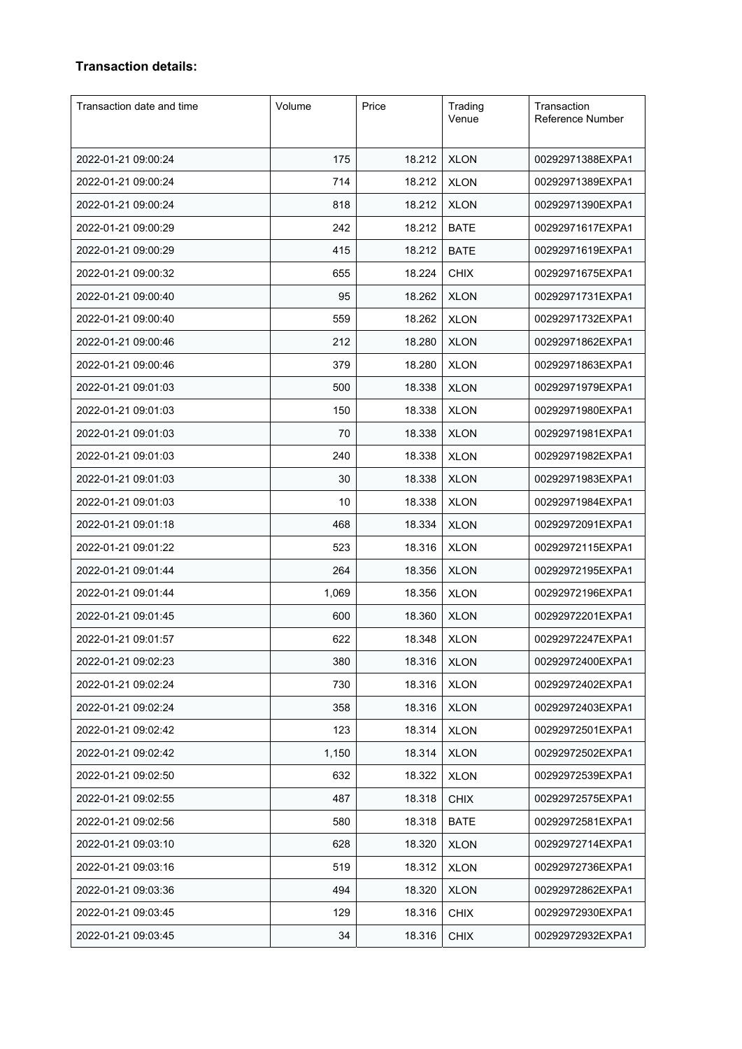**Transaction details:**

| Transaction date and time | Volume | Price | Trading Venue | Transaction Reference Number |
|---|---|---|---|---|
| 2022-01-21 09:00:24 | 175 | 18.212 | XLON | 00292971388EXPA1 |
| 2022-01-21 09:00:24 | 714 | 18.212 | XLON | 00292971389EXPA1 |
| 2022-01-21 09:00:24 | 818 | 18.212 | XLON | 00292971390EXPA1 |
| 2022-01-21 09:00:29 | 242 | 18.212 | BATE | 00292971617EXPA1 |
| 2022-01-21 09:00:29 | 415 | 18.212 | BATE | 00292971619EXPA1 |
| 2022-01-21 09:00:32 | 655 | 18.224 | CHIX | 00292971675EXPA1 |
| 2022-01-21 09:00:40 | 95 | 18.262 | XLON | 00292971731EXPA1 |
| 2022-01-21 09:00:40 | 559 | 18.262 | XLON | 00292971732EXPA1 |
| 2022-01-21 09:00:46 | 212 | 18.280 | XLON | 00292971862EXPA1 |
| 2022-01-21 09:00:46 | 379 | 18.280 | XLON | 00292971863EXPA1 |
| 2022-01-21 09:01:03 | 500 | 18.338 | XLON | 00292971979EXPA1 |
| 2022-01-21 09:01:03 | 150 | 18.338 | XLON | 00292971980EXPA1 |
| 2022-01-21 09:01:03 | 70 | 18.338 | XLON | 00292971981EXPA1 |
| 2022-01-21 09:01:03 | 240 | 18.338 | XLON | 00292971982EXPA1 |
| 2022-01-21 09:01:03 | 30 | 18.338 | XLON | 00292971983EXPA1 |
| 2022-01-21 09:01:03 | 10 | 18.338 | XLON | 00292971984EXPA1 |
| 2022-01-21 09:01:18 | 468 | 18.334 | XLON | 00292972091EXPA1 |
| 2022-01-21 09:01:22 | 523 | 18.316 | XLON | 00292972115EXPA1 |
| 2022-01-21 09:01:44 | 264 | 18.356 | XLON | 00292972195EXPA1 |
| 2022-01-21 09:01:44 | 1,069 | 18.356 | XLON | 00292972196EXPA1 |
| 2022-01-21 09:01:45 | 600 | 18.360 | XLON | 00292972201EXPA1 |
| 2022-01-21 09:01:57 | 622 | 18.348 | XLON | 00292972247EXPA1 |
| 2022-01-21 09:02:23 | 380 | 18.316 | XLON | 00292972400EXPA1 |
| 2022-01-21 09:02:24 | 730 | 18.316 | XLON | 00292972402EXPA1 |
| 2022-01-21 09:02:24 | 358 | 18.316 | XLON | 00292972403EXPA1 |
| 2022-01-21 09:02:42 | 123 | 18.314 | XLON | 00292972501EXPA1 |
| 2022-01-21 09:02:42 | 1,150 | 18.314 | XLON | 00292972502EXPA1 |
| 2022-01-21 09:02:50 | 632 | 18.322 | XLON | 00292972539EXPA1 |
| 2022-01-21 09:02:55 | 487 | 18.318 | CHIX | 00292972575EXPA1 |
| 2022-01-21 09:02:56 | 580 | 18.318 | BATE | 00292972581EXPA1 |
| 2022-01-21 09:03:10 | 628 | 18.320 | XLON | 00292972714EXPA1 |
| 2022-01-21 09:03:16 | 519 | 18.312 | XLON | 00292972736EXPA1 |
| 2022-01-21 09:03:36 | 494 | 18.320 | XLON | 00292972862EXPA1 |
| 2022-01-21 09:03:45 | 129 | 18.316 | CHIX | 00292972930EXPA1 |
| 2022-01-21 09:03:45 | 34 | 18.316 | CHIX | 00292972932EXPA1 |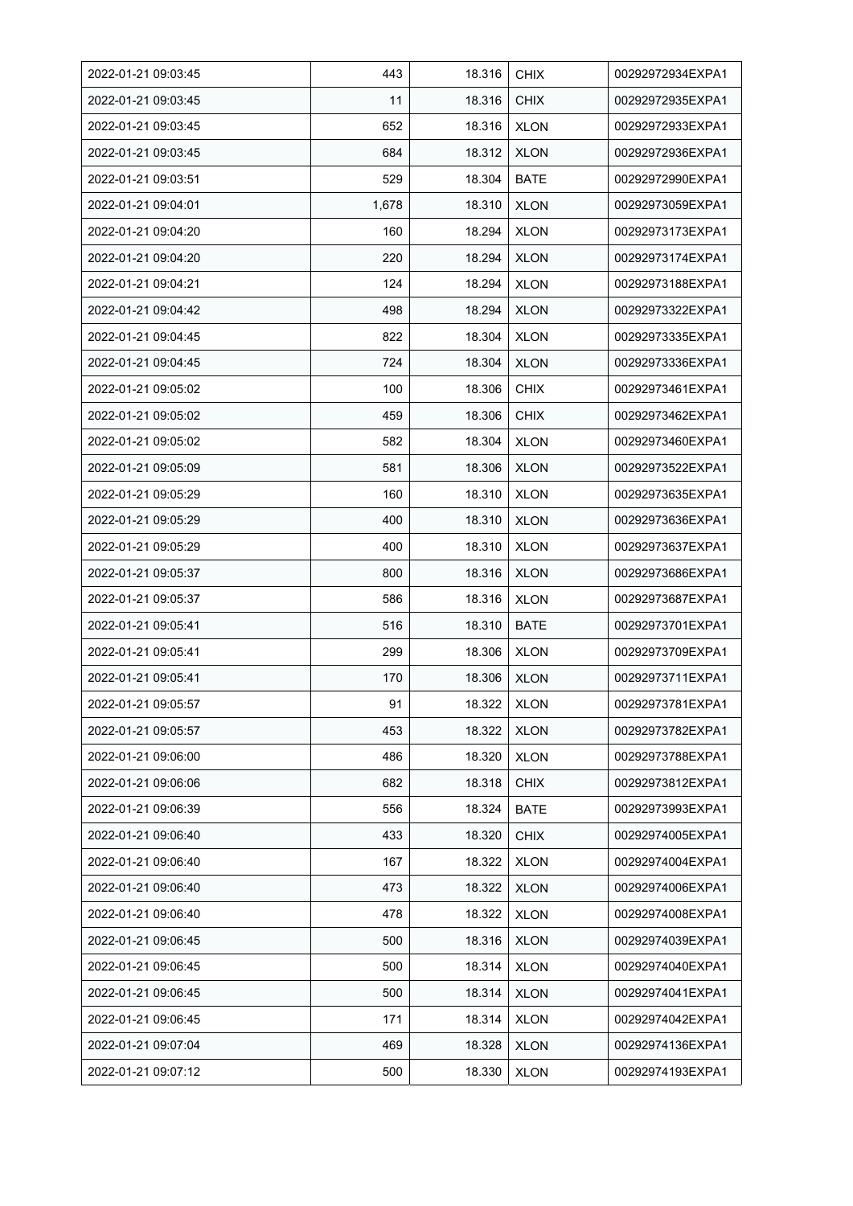| | | | | |
|---|---|---|---|---|
| 2022-01-21 09:03:45 | 443 | 18.316 | CHIX | 00292972934EXPA1 |
| 2022-01-21 09:03:45 | 11 | 18.316 | CHIX | 00292972935EXPA1 |
| 2022-01-21 09:03:45 | 652 | 18.316 | XLON | 00292972933EXPA1 |
| 2022-01-21 09:03:45 | 684 | 18.312 | XLON | 00292972936EXPA1 |
| 2022-01-21 09:03:51 | 529 | 18.304 | BATE | 00292972990EXPA1 |
| 2022-01-21 09:04:01 | 1,678 | 18.310 | XLON | 00292973059EXPA1 |
| 2022-01-21 09:04:20 | 160 | 18.294 | XLON | 00292973173EXPA1 |
| 2022-01-21 09:04:20 | 220 | 18.294 | XLON | 00292973174EXPA1 |
| 2022-01-21 09:04:21 | 124 | 18.294 | XLON | 00292973188EXPA1 |
| 2022-01-21 09:04:42 | 498 | 18.294 | XLON | 00292973322EXPA1 |
| 2022-01-21 09:04:45 | 822 | 18.304 | XLON | 00292973335EXPA1 |
| 2022-01-21 09:04:45 | 724 | 18.304 | XLON | 00292973336EXPA1 |
| 2022-01-21 09:05:02 | 100 | 18.306 | CHIX | 00292973461EXPA1 |
| 2022-01-21 09:05:02 | 459 | 18.306 | CHIX | 00292973462EXPA1 |
| 2022-01-21 09:05:02 | 582 | 18.304 | XLON | 00292973460EXPA1 |
| 2022-01-21 09:05:09 | 581 | 18.306 | XLON | 00292973522EXPA1 |
| 2022-01-21 09:05:29 | 160 | 18.310 | XLON | 00292973635EXPA1 |
| 2022-01-21 09:05:29 | 400 | 18.310 | XLON | 00292973636EXPA1 |
| 2022-01-21 09:05:29 | 400 | 18.310 | XLON | 00292973637EXPA1 |
| 2022-01-21 09:05:37 | 800 | 18.316 | XLON | 00292973686EXPA1 |
| 2022-01-21 09:05:37 | 586 | 18.316 | XLON | 00292973687EXPA1 |
| 2022-01-21 09:05:41 | 516 | 18.310 | BATE | 00292973701EXPA1 |
| 2022-01-21 09:05:41 | 299 | 18.306 | XLON | 00292973709EXPA1 |
| 2022-01-21 09:05:41 | 170 | 18.306 | XLON | 00292973711EXPA1 |
| 2022-01-21 09:05:57 | 91 | 18.322 | XLON | 00292973781EXPA1 |
| 2022-01-21 09:05:57 | 453 | 18.322 | XLON | 00292973782EXPA1 |
| 2022-01-21 09:06:00 | 486 | 18.320 | XLON | 00292973788EXPA1 |
| 2022-01-21 09:06:06 | 682 | 18.318 | CHIX | 00292973812EXPA1 |
| 2022-01-21 09:06:39 | 556 | 18.324 | BATE | 00292973993EXPA1 |
| 2022-01-21 09:06:40 | 433 | 18.320 | CHIX | 00292974005EXPA1 |
| 2022-01-21 09:06:40 | 167 | 18.322 | XLON | 00292974004EXPA1 |
| 2022-01-21 09:06:40 | 473 | 18.322 | XLON | 00292974006EXPA1 |
| 2022-01-21 09:06:40 | 478 | 18.322 | XLON | 00292974008EXPA1 |
| 2022-01-21 09:06:45 | 500 | 18.316 | XLON | 00292974039EXPA1 |
| 2022-01-21 09:06:45 | 500 | 18.314 | XLON | 00292974040EXPA1 |
| 2022-01-21 09:06:45 | 500 | 18.314 | XLON | 00292974041EXPA1 |
| 2022-01-21 09:06:45 | 171 | 18.314 | XLON | 00292974042EXPA1 |
| 2022-01-21 09:07:04 | 469 | 18.328 | XLON | 00292974136EXPA1 |
| 2022-01-21 09:07:12 | 500 | 18.330 | XLON | 00292974193EXPA1 |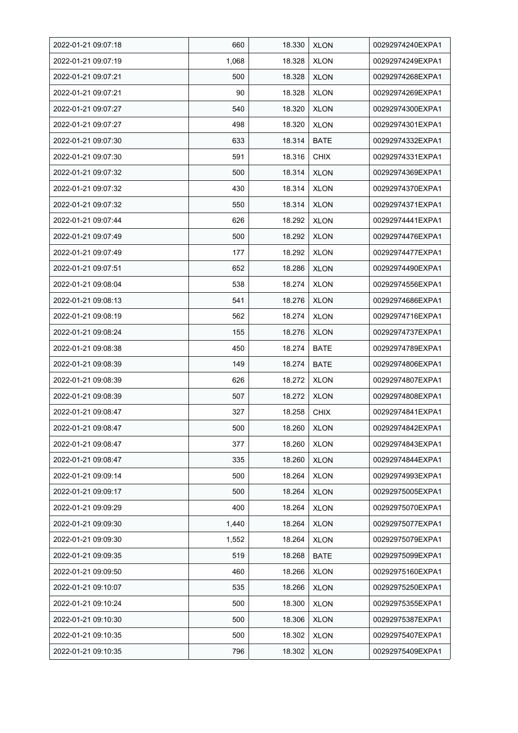| 2022-01-21 09:07:18 | 660 | 18.330 | XLON | 00292974240EXPA1 |
|---|---|---|---|---|
| 2022-01-21 09:07:19 | 1,068 | 18.328 | XLON | 00292974249EXPA1 |
| 2022-01-21 09:07:21 | 500 | 18.328 | XLON | 00292974268EXPA1 |
| 2022-01-21 09:07:21 | 90 | 18.328 | XLON | 00292974269EXPA1 |
| 2022-01-21 09:07:27 | 540 | 18.320 | XLON | 00292974300EXPA1 |
| 2022-01-21 09:07:27 | 498 | 18.320 | XLON | 00292974301EXPA1 |
| 2022-01-21 09:07:30 | 633 | 18.314 | BATE | 00292974332EXPA1 |
| 2022-01-21 09:07:30 | 591 | 18.316 | CHIX | 00292974331EXPA1 |
| 2022-01-21 09:07:32 | 500 | 18.314 | XLON | 00292974369EXPA1 |
| 2022-01-21 09:07:32 | 430 | 18.314 | XLON | 00292974370EXPA1 |
| 2022-01-21 09:07:32 | 550 | 18.314 | XLON | 00292974371EXPA1 |
| 2022-01-21 09:07:44 | 626 | 18.292 | XLON | 00292974441EXPA1 |
| 2022-01-21 09:07:49 | 500 | 18.292 | XLON | 00292974476EXPA1 |
| 2022-01-21 09:07:49 | 177 | 18.292 | XLON | 00292974477EXPA1 |
| 2022-01-21 09:07:51 | 652 | 18.286 | XLON | 00292974490EXPA1 |
| 2022-01-21 09:08:04 | 538 | 18.274 | XLON | 00292974556EXPA1 |
| 2022-01-21 09:08:13 | 541 | 18.276 | XLON | 00292974686EXPA1 |
| 2022-01-21 09:08:19 | 562 | 18.274 | XLON | 00292974716EXPA1 |
| 2022-01-21 09:08:24 | 155 | 18.276 | XLON | 00292974737EXPA1 |
| 2022-01-21 09:08:38 | 450 | 18.274 | BATE | 00292974789EXPA1 |
| 2022-01-21 09:08:39 | 149 | 18.274 | BATE | 00292974806EXPA1 |
| 2022-01-21 09:08:39 | 626 | 18.272 | XLON | 00292974807EXPA1 |
| 2022-01-21 09:08:39 | 507 | 18.272 | XLON | 00292974808EXPA1 |
| 2022-01-21 09:08:47 | 327 | 18.258 | CHIX | 00292974841EXPA1 |
| 2022-01-21 09:08:47 | 500 | 18.260 | XLON | 00292974842EXPA1 |
| 2022-01-21 09:08:47 | 377 | 18.260 | XLON | 00292974843EXPA1 |
| 2022-01-21 09:08:47 | 335 | 18.260 | XLON | 00292974844EXPA1 |
| 2022-01-21 09:09:14 | 500 | 18.264 | XLON | 00292974993EXPA1 |
| 2022-01-21 09:09:17 | 500 | 18.264 | XLON | 00292975005EXPA1 |
| 2022-01-21 09:09:29 | 400 | 18.264 | XLON | 00292975070EXPA1 |
| 2022-01-21 09:09:30 | 1,440 | 18.264 | XLON | 00292975077EXPA1 |
| 2022-01-21 09:09:30 | 1,552 | 18.264 | XLON | 00292975079EXPA1 |
| 2022-01-21 09:09:35 | 519 | 18.268 | BATE | 00292975099EXPA1 |
| 2022-01-21 09:09:50 | 460 | 18.266 | XLON | 00292975160EXPA1 |
| 2022-01-21 09:10:07 | 535 | 18.266 | XLON | 00292975250EXPA1 |
| 2022-01-21 09:10:24 | 500 | 18.300 | XLON | 00292975355EXPA1 |
| 2022-01-21 09:10:30 | 500 | 18.306 | XLON | 00292975387EXPA1 |
| 2022-01-21 09:10:35 | 500 | 18.302 | XLON | 00292975407EXPA1 |
| 2022-01-21 09:10:35 | 796 | 18.302 | XLON | 00292975409EXPA1 |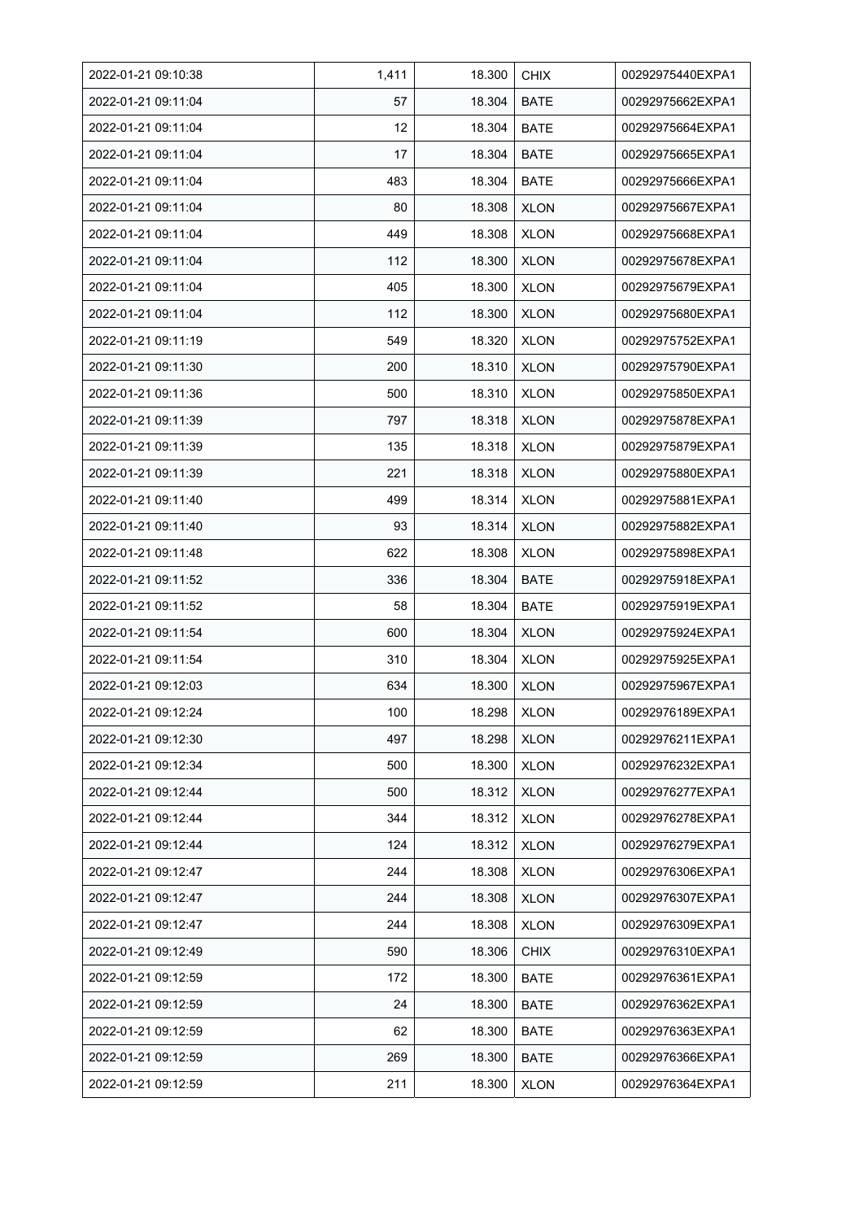| | | | | |
|---|---|---|---|---|
| 2022-01-21 09:10:38 | 1,411 | 18.300 | CHIX | 00292975440EXPA1 |
| 2022-01-21 09:11:04 | 57 | 18.304 | BATE | 00292975662EXPA1 |
| 2022-01-21 09:11:04 | 12 | 18.304 | BATE | 00292975664EXPA1 |
| 2022-01-21 09:11:04 | 17 | 18.304 | BATE | 00292975665EXPA1 |
| 2022-01-21 09:11:04 | 483 | 18.304 | BATE | 00292975666EXPA1 |
| 2022-01-21 09:11:04 | 80 | 18.308 | XLON | 00292975667EXPA1 |
| 2022-01-21 09:11:04 | 449 | 18.308 | XLON | 00292975668EXPA1 |
| 2022-01-21 09:11:04 | 112 | 18.300 | XLON | 00292975678EXPA1 |
| 2022-01-21 09:11:04 | 405 | 18.300 | XLON | 00292975679EXPA1 |
| 2022-01-21 09:11:04 | 112 | 18.300 | XLON | 00292975680EXPA1 |
| 2022-01-21 09:11:19 | 549 | 18.320 | XLON | 00292975752EXPA1 |
| 2022-01-21 09:11:30 | 200 | 18.310 | XLON | 00292975790EXPA1 |
| 2022-01-21 09:11:36 | 500 | 18.310 | XLON | 00292975850EXPA1 |
| 2022-01-21 09:11:39 | 797 | 18.318 | XLON | 00292975878EXPA1 |
| 2022-01-21 09:11:39 | 135 | 18.318 | XLON | 00292975879EXPA1 |
| 2022-01-21 09:11:39 | 221 | 18.318 | XLON | 00292975880EXPA1 |
| 2022-01-21 09:11:40 | 499 | 18.314 | XLON | 00292975881EXPA1 |
| 2022-01-21 09:11:40 | 93 | 18.314 | XLON | 00292975882EXPA1 |
| 2022-01-21 09:11:48 | 622 | 18.308 | XLON | 00292975898EXPA1 |
| 2022-01-21 09:11:52 | 336 | 18.304 | BATE | 00292975918EXPA1 |
| 2022-01-21 09:11:52 | 58 | 18.304 | BATE | 00292975919EXPA1 |
| 2022-01-21 09:11:54 | 600 | 18.304 | XLON | 00292975924EXPA1 |
| 2022-01-21 09:11:54 | 310 | 18.304 | XLON | 00292975925EXPA1 |
| 2022-01-21 09:12:03 | 634 | 18.300 | XLON | 00292975967EXPA1 |
| 2022-01-21 09:12:24 | 100 | 18.298 | XLON | 00292976189EXPA1 |
| 2022-01-21 09:12:30 | 497 | 18.298 | XLON | 00292976211EXPA1 |
| 2022-01-21 09:12:34 | 500 | 18.300 | XLON | 00292976232EXPA1 |
| 2022-01-21 09:12:44 | 500 | 18.312 | XLON | 00292976277EXPA1 |
| 2022-01-21 09:12:44 | 344 | 18.312 | XLON | 00292976278EXPA1 |
| 2022-01-21 09:12:44 | 124 | 18.312 | XLON | 00292976279EXPA1 |
| 2022-01-21 09:12:47 | 244 | 18.308 | XLON | 00292976306EXPA1 |
| 2022-01-21 09:12:47 | 244 | 18.308 | XLON | 00292976307EXPA1 |
| 2022-01-21 09:12:47 | 244 | 18.308 | XLON | 00292976309EXPA1 |
| 2022-01-21 09:12:49 | 590 | 18.306 | CHIX | 00292976310EXPA1 |
| 2022-01-21 09:12:59 | 172 | 18.300 | BATE | 00292976361EXPA1 |
| 2022-01-21 09:12:59 | 24 | 18.300 | BATE | 00292976362EXPA1 |
| 2022-01-21 09:12:59 | 62 | 18.300 | BATE | 00292976363EXPA1 |
| 2022-01-21 09:12:59 | 269 | 18.300 | BATE | 00292976366EXPA1 |
| 2022-01-21 09:12:59 | 211 | 18.300 | XLON | 00292976364EXPA1 |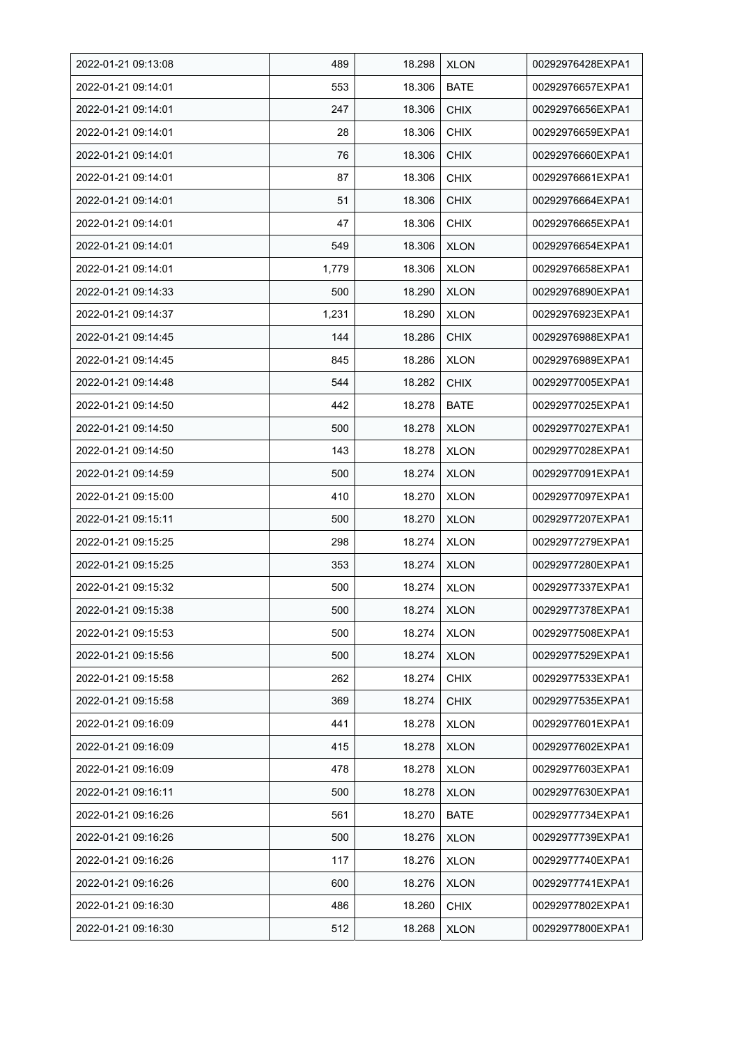| 2022-01-21 09:13:08 | 489 | 18.298 | XLON | 00292976428EXPA1 |
|---|---|---|---|---|
| 2022-01-21 09:14:01 | 553 | 18.306 | BATE | 00292976657EXPA1 |
| 2022-01-21 09:14:01 | 247 | 18.306 | CHIX | 00292976656EXPA1 |
| 2022-01-21 09:14:01 | 28 | 18.306 | CHIX | 00292976659EXPA1 |
| 2022-01-21 09:14:01 | 76 | 18.306 | CHIX | 00292976660EXPA1 |
| 2022-01-21 09:14:01 | 87 | 18.306 | CHIX | 00292976661EXPA1 |
| 2022-01-21 09:14:01 | 51 | 18.306 | CHIX | 00292976664EXPA1 |
| 2022-01-21 09:14:01 | 47 | 18.306 | CHIX | 00292976665EXPA1 |
| 2022-01-21 09:14:01 | 549 | 18.306 | XLON | 00292976654EXPA1 |
| 2022-01-21 09:14:01 | 1,779 | 18.306 | XLON | 00292976658EXPA1 |
| 2022-01-21 09:14:33 | 500 | 18.290 | XLON | 00292976890EXPA1 |
| 2022-01-21 09:14:37 | 1,231 | 18.290 | XLON | 00292976923EXPA1 |
| 2022-01-21 09:14:45 | 144 | 18.286 | CHIX | 00292976988EXPA1 |
| 2022-01-21 09:14:45 | 845 | 18.286 | XLON | 00292976989EXPA1 |
| 2022-01-21 09:14:48 | 544 | 18.282 | CHIX | 00292977005EXPA1 |
| 2022-01-21 09:14:50 | 442 | 18.278 | BATE | 00292977025EXPA1 |
| 2022-01-21 09:14:50 | 500 | 18.278 | XLON | 00292977027EXPA1 |
| 2022-01-21 09:14:50 | 143 | 18.278 | XLON | 00292977028EXPA1 |
| 2022-01-21 09:14:59 | 500 | 18.274 | XLON | 00292977091EXPA1 |
| 2022-01-21 09:15:00 | 410 | 18.270 | XLON | 00292977097EXPA1 |
| 2022-01-21 09:15:11 | 500 | 18.270 | XLON | 00292977207EXPA1 |
| 2022-01-21 09:15:25 | 298 | 18.274 | XLON | 00292977279EXPA1 |
| 2022-01-21 09:15:25 | 353 | 18.274 | XLON | 00292977280EXPA1 |
| 2022-01-21 09:15:32 | 500 | 18.274 | XLON | 00292977337EXPA1 |
| 2022-01-21 09:15:38 | 500 | 18.274 | XLON | 00292977378EXPA1 |
| 2022-01-21 09:15:53 | 500 | 18.274 | XLON | 00292977508EXPA1 |
| 2022-01-21 09:15:56 | 500 | 18.274 | XLON | 00292977529EXPA1 |
| 2022-01-21 09:15:58 | 262 | 18.274 | CHIX | 00292977533EXPA1 |
| 2022-01-21 09:15:58 | 369 | 18.274 | CHIX | 00292977535EXPA1 |
| 2022-01-21 09:16:09 | 441 | 18.278 | XLON | 00292977601EXPA1 |
| 2022-01-21 09:16:09 | 415 | 18.278 | XLON | 00292977602EXPA1 |
| 2022-01-21 09:16:09 | 478 | 18.278 | XLON | 00292977603EXPA1 |
| 2022-01-21 09:16:11 | 500 | 18.278 | XLON | 00292977630EXPA1 |
| 2022-01-21 09:16:26 | 561 | 18.270 | BATE | 00292977734EXPA1 |
| 2022-01-21 09:16:26 | 500 | 18.276 | XLON | 00292977739EXPA1 |
| 2022-01-21 09:16:26 | 117 | 18.276 | XLON | 00292977740EXPA1 |
| 2022-01-21 09:16:26 | 600 | 18.276 | XLON | 00292977741EXPA1 |
| 2022-01-21 09:16:30 | 486 | 18.260 | CHIX | 00292977802EXPA1 |
| 2022-01-21 09:16:30 | 512 | 18.268 | XLON | 00292977800EXPA1 |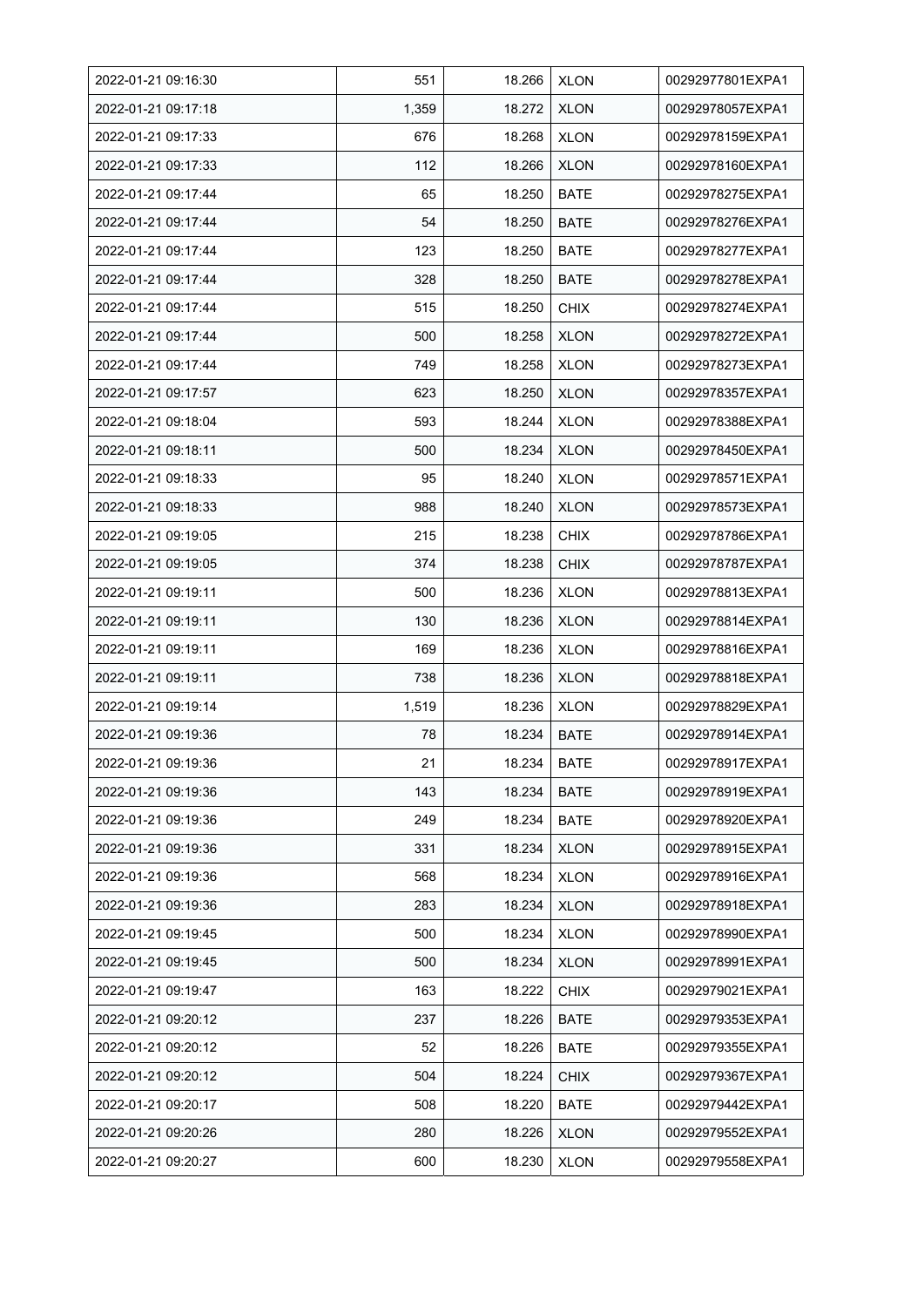| 2022-01-21 09:16:30 | 551 | 18.266 | XLON | 00292977801EXPA1 |
|---|---|---|---|---|
| 2022-01-21 09:17:18 | 1,359 | 18.272 | XLON | 00292978057EXPA1 |
| 2022-01-21 09:17:33 | 676 | 18.268 | XLON | 00292978159EXPA1 |
| 2022-01-21 09:17:33 | 112 | 18.266 | XLON | 00292978160EXPA1 |
| 2022-01-21 09:17:44 | 65 | 18.250 | BATE | 00292978275EXPA1 |
| 2022-01-21 09:17:44 | 54 | 18.250 | BATE | 00292978276EXPA1 |
| 2022-01-21 09:17:44 | 123 | 18.250 | BATE | 00292978277EXPA1 |
| 2022-01-21 09:17:44 | 328 | 18.250 | BATE | 00292978278EXPA1 |
| 2022-01-21 09:17:44 | 515 | 18.250 | CHIX | 00292978274EXPA1 |
| 2022-01-21 09:17:44 | 500 | 18.258 | XLON | 00292978272EXPA1 |
| 2022-01-21 09:17:44 | 749 | 18.258 | XLON | 00292978273EXPA1 |
| 2022-01-21 09:17:57 | 623 | 18.250 | XLON | 00292978357EXPA1 |
| 2022-01-21 09:18:04 | 593 | 18.244 | XLON | 00292978388EXPA1 |
| 2022-01-21 09:18:11 | 500 | 18.234 | XLON | 00292978450EXPA1 |
| 2022-01-21 09:18:33 | 95 | 18.240 | XLON | 00292978571EXPA1 |
| 2022-01-21 09:18:33 | 988 | 18.240 | XLON | 00292978573EXPA1 |
| 2022-01-21 09:19:05 | 215 | 18.238 | CHIX | 00292978786EXPA1 |
| 2022-01-21 09:19:05 | 374 | 18.238 | CHIX | 00292978787EXPA1 |
| 2022-01-21 09:19:11 | 500 | 18.236 | XLON | 00292978813EXPA1 |
| 2022-01-21 09:19:11 | 130 | 18.236 | XLON | 00292978814EXPA1 |
| 2022-01-21 09:19:11 | 169 | 18.236 | XLON | 00292978816EXPA1 |
| 2022-01-21 09:19:11 | 738 | 18.236 | XLON | 00292978818EXPA1 |
| 2022-01-21 09:19:14 | 1,519 | 18.236 | XLON | 00292978829EXPA1 |
| 2022-01-21 09:19:36 | 78 | 18.234 | BATE | 00292978914EXPA1 |
| 2022-01-21 09:19:36 | 21 | 18.234 | BATE | 00292978917EXPA1 |
| 2022-01-21 09:19:36 | 143 | 18.234 | BATE | 00292978919EXPA1 |
| 2022-01-21 09:19:36 | 249 | 18.234 | BATE | 00292978920EXPA1 |
| 2022-01-21 09:19:36 | 331 | 18.234 | XLON | 00292978915EXPA1 |
| 2022-01-21 09:19:36 | 568 | 18.234 | XLON | 00292978916EXPA1 |
| 2022-01-21 09:19:36 | 283 | 18.234 | XLON | 00292978918EXPA1 |
| 2022-01-21 09:19:45 | 500 | 18.234 | XLON | 00292978990EXPA1 |
| 2022-01-21 09:19:45 | 500 | 18.234 | XLON | 00292978991EXPA1 |
| 2022-01-21 09:19:47 | 163 | 18.222 | CHIX | 00292979021EXPA1 |
| 2022-01-21 09:20:12 | 237 | 18.226 | BATE | 00292979353EXPA1 |
| 2022-01-21 09:20:12 | 52 | 18.226 | BATE | 00292979355EXPA1 |
| 2022-01-21 09:20:12 | 504 | 18.224 | CHIX | 00292979367EXPA1 |
| 2022-01-21 09:20:17 | 508 | 18.220 | BATE | 00292979442EXPA1 |
| 2022-01-21 09:20:26 | 280 | 18.226 | XLON | 00292979552EXPA1 |
| 2022-01-21 09:20:27 | 600 | 18.230 | XLON | 00292979558EXPA1 |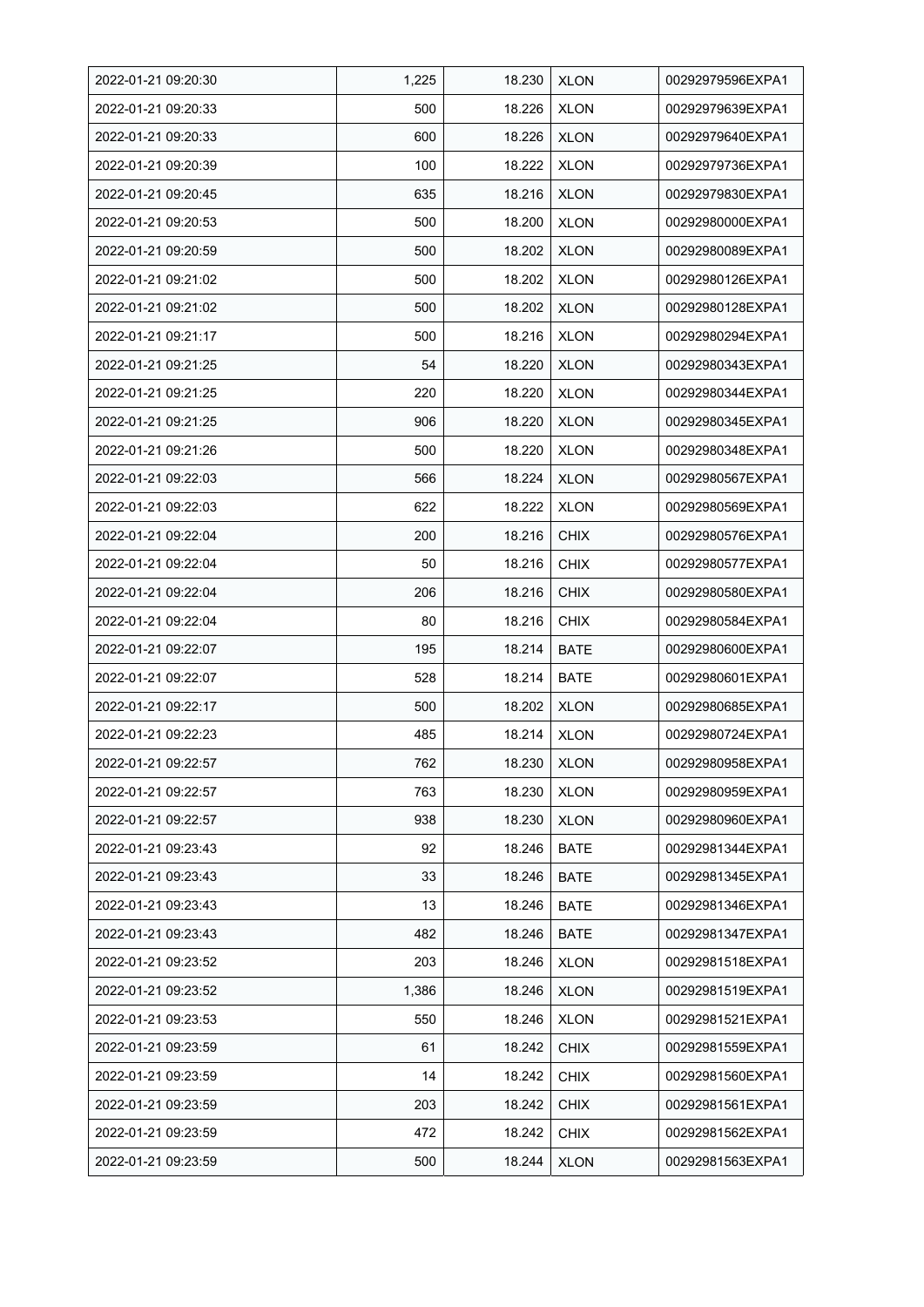| 2022-01-21 09:20:30 | 1,225 | 18.230 | XLON | 00292979596EXPA1 |
|---|---|---|---|---|
| 2022-01-21 09:20:33 | 500 | 18.226 | XLON | 00292979639EXPA1 |
| 2022-01-21 09:20:33 | 600 | 18.226 | XLON | 00292979640EXPA1 |
| 2022-01-21 09:20:39 | 100 | 18.222 | XLON | 00292979736EXPA1 |
| 2022-01-21 09:20:45 | 635 | 18.216 | XLON | 00292979830EXPA1 |
| 2022-01-21 09:20:53 | 500 | 18.200 | XLON | 00292980000EXPA1 |
| 2022-01-21 09:20:59 | 500 | 18.202 | XLON | 00292980089EXPA1 |
| 2022-01-21 09:21:02 | 500 | 18.202 | XLON | 00292980126EXPA1 |
| 2022-01-21 09:21:02 | 500 | 18.202 | XLON | 00292980128EXPA1 |
| 2022-01-21 09:21:17 | 500 | 18.216 | XLON | 00292980294EXPA1 |
| 2022-01-21 09:21:25 | 54 | 18.220 | XLON | 00292980343EXPA1 |
| 2022-01-21 09:21:25 | 220 | 18.220 | XLON | 00292980344EXPA1 |
| 2022-01-21 09:21:25 | 906 | 18.220 | XLON | 00292980345EXPA1 |
| 2022-01-21 09:21:26 | 500 | 18.220 | XLON | 00292980348EXPA1 |
| 2022-01-21 09:22:03 | 566 | 18.224 | XLON | 00292980567EXPA1 |
| 2022-01-21 09:22:03 | 622 | 18.222 | XLON | 00292980569EXPA1 |
| 2022-01-21 09:22:04 | 200 | 18.216 | CHIX | 00292980576EXPA1 |
| 2022-01-21 09:22:04 | 50 | 18.216 | CHIX | 00292980577EXPA1 |
| 2022-01-21 09:22:04 | 206 | 18.216 | CHIX | 00292980580EXPA1 |
| 2022-01-21 09:22:04 | 80 | 18.216 | CHIX | 00292980584EXPA1 |
| 2022-01-21 09:22:07 | 195 | 18.214 | BATE | 00292980600EXPA1 |
| 2022-01-21 09:22:07 | 528 | 18.214 | BATE | 00292980601EXPA1 |
| 2022-01-21 09:22:17 | 500 | 18.202 | XLON | 00292980685EXPA1 |
| 2022-01-21 09:22:23 | 485 | 18.214 | XLON | 00292980724EXPA1 |
| 2022-01-21 09:22:57 | 762 | 18.230 | XLON | 00292980958EXPA1 |
| 2022-01-21 09:22:57 | 763 | 18.230 | XLON | 00292980959EXPA1 |
| 2022-01-21 09:22:57 | 938 | 18.230 | XLON | 00292980960EXPA1 |
| 2022-01-21 09:23:43 | 92 | 18.246 | BATE | 00292981344EXPA1 |
| 2022-01-21 09:23:43 | 33 | 18.246 | BATE | 00292981345EXPA1 |
| 2022-01-21 09:23:43 | 13 | 18.246 | BATE | 00292981346EXPA1 |
| 2022-01-21 09:23:43 | 482 | 18.246 | BATE | 00292981347EXPA1 |
| 2022-01-21 09:23:52 | 203 | 18.246 | XLON | 00292981518EXPA1 |
| 2022-01-21 09:23:52 | 1,386 | 18.246 | XLON | 00292981519EXPA1 |
| 2022-01-21 09:23:53 | 550 | 18.246 | XLON | 00292981521EXPA1 |
| 2022-01-21 09:23:59 | 61 | 18.242 | CHIX | 00292981559EXPA1 |
| 2022-01-21 09:23:59 | 14 | 18.242 | CHIX | 00292981560EXPA1 |
| 2022-01-21 09:23:59 | 203 | 18.242 | CHIX | 00292981561EXPA1 |
| 2022-01-21 09:23:59 | 472 | 18.242 | CHIX | 00292981562EXPA1 |
| 2022-01-21 09:23:59 | 500 | 18.244 | XLON | 00292981563EXPA1 |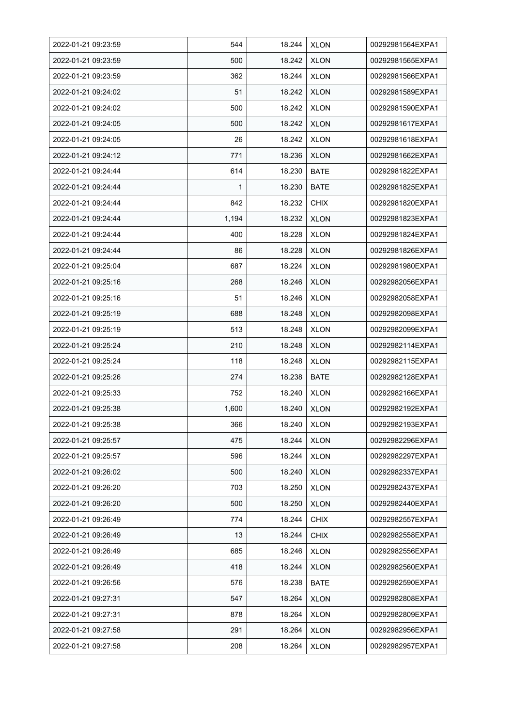| 2022-01-21 09:23:59 | 544 | 18.244 | XLON | 00292981564EXPA1 |
|---|---|---|---|---|
| 2022-01-21 09:23:59 | 500 | 18.242 | XLON | 00292981565EXPA1 |
| 2022-01-21 09:23:59 | 362 | 18.244 | XLON | 00292981566EXPA1 |
| 2022-01-21 09:24:02 | 51 | 18.242 | XLON | 00292981589EXPA1 |
| 2022-01-21 09:24:02 | 500 | 18.242 | XLON | 00292981590EXPA1 |
| 2022-01-21 09:24:05 | 500 | 18.242 | XLON | 00292981617EXPA1 |
| 2022-01-21 09:24:05 | 26 | 18.242 | XLON | 00292981618EXPA1 |
| 2022-01-21 09:24:12 | 771 | 18.236 | XLON | 00292981662EXPA1 |
| 2022-01-21 09:24:44 | 614 | 18.230 | BATE | 00292981822EXPA1 |
| 2022-01-21 09:24:44 | 1 | 18.230 | BATE | 00292981825EXPA1 |
| 2022-01-21 09:24:44 | 842 | 18.232 | CHIX | 00292981820EXPA1 |
| 2022-01-21 09:24:44 | 1,194 | 18.232 | XLON | 00292981823EXPA1 |
| 2022-01-21 09:24:44 | 400 | 18.228 | XLON | 00292981824EXPA1 |
| 2022-01-21 09:24:44 | 86 | 18.228 | XLON | 00292981826EXPA1 |
| 2022-01-21 09:25:04 | 687 | 18.224 | XLON | 00292981980EXPA1 |
| 2022-01-21 09:25:16 | 268 | 18.246 | XLON | 00292982056EXPA1 |
| 2022-01-21 09:25:16 | 51 | 18.246 | XLON | 00292982058EXPA1 |
| 2022-01-21 09:25:19 | 688 | 18.248 | XLON | 00292982098EXPA1 |
| 2022-01-21 09:25:19 | 513 | 18.248 | XLON | 00292982099EXPA1 |
| 2022-01-21 09:25:24 | 210 | 18.248 | XLON | 00292982114EXPA1 |
| 2022-01-21 09:25:24 | 118 | 18.248 | XLON | 00292982115EXPA1 |
| 2022-01-21 09:25:26 | 274 | 18.238 | BATE | 00292982128EXPA1 |
| 2022-01-21 09:25:33 | 752 | 18.240 | XLON | 00292982166EXPA1 |
| 2022-01-21 09:25:38 | 1,600 | 18.240 | XLON | 00292982192EXPA1 |
| 2022-01-21 09:25:38 | 366 | 18.240 | XLON | 00292982193EXPA1 |
| 2022-01-21 09:25:57 | 475 | 18.244 | XLON | 00292982296EXPA1 |
| 2022-01-21 09:25:57 | 596 | 18.244 | XLON | 00292982297EXPA1 |
| 2022-01-21 09:26:02 | 500 | 18.240 | XLON | 00292982337EXPA1 |
| 2022-01-21 09:26:20 | 703 | 18.250 | XLON | 00292982437EXPA1 |
| 2022-01-21 09:26:20 | 500 | 18.250 | XLON | 00292982440EXPA1 |
| 2022-01-21 09:26:49 | 774 | 18.244 | CHIX | 00292982557EXPA1 |
| 2022-01-21 09:26:49 | 13 | 18.244 | CHIX | 00292982558EXPA1 |
| 2022-01-21 09:26:49 | 685 | 18.246 | XLON | 00292982556EXPA1 |
| 2022-01-21 09:26:49 | 418 | 18.244 | XLON | 00292982560EXPA1 |
| 2022-01-21 09:26:56 | 576 | 18.238 | BATE | 00292982590EXPA1 |
| 2022-01-21 09:27:31 | 547 | 18.264 | XLON | 00292982808EXPA1 |
| 2022-01-21 09:27:31 | 878 | 18.264 | XLON | 00292982809EXPA1 |
| 2022-01-21 09:27:58 | 291 | 18.264 | XLON | 00292982956EXPA1 |
| 2022-01-21 09:27:58 | 208 | 18.264 | XLON | 00292982957EXPA1 |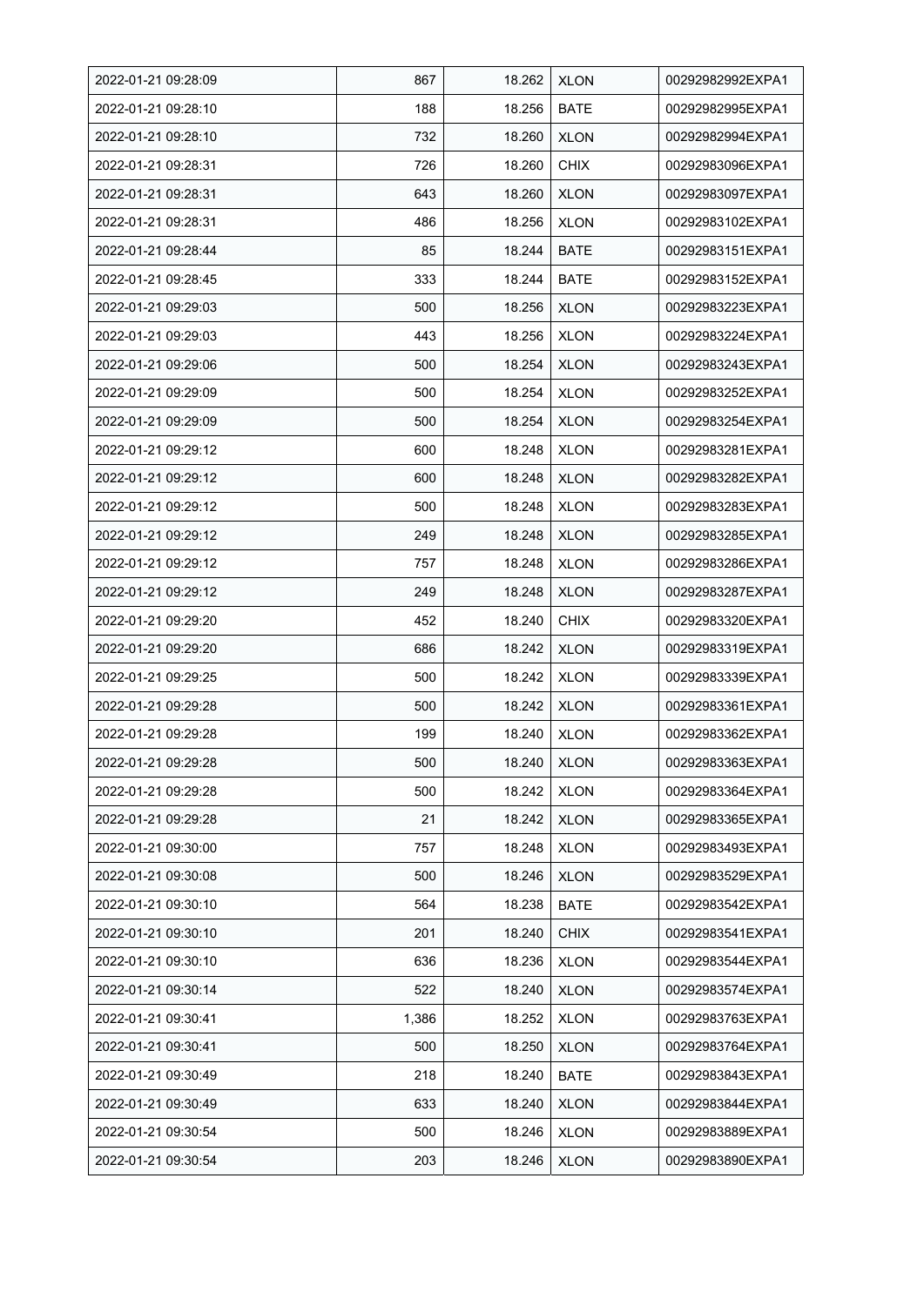| 2022-01-21 09:28:09 | 867 | 18.262 | XLON | 00292982992EXPA1 |
|---|---|---|---|---|
| 2022-01-21 09:28:10 | 188 | 18.256 | BATE | 00292982995EXPA1 |
| 2022-01-21 09:28:10 | 732 | 18.260 | XLON | 00292982994EXPA1 |
| 2022-01-21 09:28:31 | 726 | 18.260 | CHIX | 00292983096EXPA1 |
| 2022-01-21 09:28:31 | 643 | 18.260 | XLON | 00292983097EXPA1 |
| 2022-01-21 09:28:31 | 486 | 18.256 | XLON | 00292983102EXPA1 |
| 2022-01-21 09:28:44 | 85 | 18.244 | BATE | 00292983151EXPA1 |
| 2022-01-21 09:28:45 | 333 | 18.244 | BATE | 00292983152EXPA1 |
| 2022-01-21 09:29:03 | 500 | 18.256 | XLON | 00292983223EXPA1 |
| 2022-01-21 09:29:03 | 443 | 18.256 | XLON | 00292983224EXPA1 |
| 2022-01-21 09:29:06 | 500 | 18.254 | XLON | 00292983243EXPA1 |
| 2022-01-21 09:29:09 | 500 | 18.254 | XLON | 00292983252EXPA1 |
| 2022-01-21 09:29:09 | 500 | 18.254 | XLON | 00292983254EXPA1 |
| 2022-01-21 09:29:12 | 600 | 18.248 | XLON | 00292983281EXPA1 |
| 2022-01-21 09:29:12 | 600 | 18.248 | XLON | 00292983282EXPA1 |
| 2022-01-21 09:29:12 | 500 | 18.248 | XLON | 00292983283EXPA1 |
| 2022-01-21 09:29:12 | 249 | 18.248 | XLON | 00292983285EXPA1 |
| 2022-01-21 09:29:12 | 757 | 18.248 | XLON | 00292983286EXPA1 |
| 2022-01-21 09:29:12 | 249 | 18.248 | XLON | 00292983287EXPA1 |
| 2022-01-21 09:29:20 | 452 | 18.240 | CHIX | 00292983320EXPA1 |
| 2022-01-21 09:29:20 | 686 | 18.242 | XLON | 00292983319EXPA1 |
| 2022-01-21 09:29:25 | 500 | 18.242 | XLON | 00292983339EXPA1 |
| 2022-01-21 09:29:28 | 500 | 18.242 | XLON | 00292983361EXPA1 |
| 2022-01-21 09:29:28 | 199 | 18.240 | XLON | 00292983362EXPA1 |
| 2022-01-21 09:29:28 | 500 | 18.240 | XLON | 00292983363EXPA1 |
| 2022-01-21 09:29:28 | 500 | 18.242 | XLON | 00292983364EXPA1 |
| 2022-01-21 09:29:28 | 21 | 18.242 | XLON | 00292983365EXPA1 |
| 2022-01-21 09:30:00 | 757 | 18.248 | XLON | 00292983493EXPA1 |
| 2022-01-21 09:30:08 | 500 | 18.246 | XLON | 00292983529EXPA1 |
| 2022-01-21 09:30:10 | 564 | 18.238 | BATE | 00292983542EXPA1 |
| 2022-01-21 09:30:10 | 201 | 18.240 | CHIX | 00292983541EXPA1 |
| 2022-01-21 09:30:10 | 636 | 18.236 | XLON | 00292983544EXPA1 |
| 2022-01-21 09:30:14 | 522 | 18.240 | XLON | 00292983574EXPA1 |
| 2022-01-21 09:30:41 | 1,386 | 18.252 | XLON | 00292983763EXPA1 |
| 2022-01-21 09:30:41 | 500 | 18.250 | XLON | 00292983764EXPA1 |
| 2022-01-21 09:30:49 | 218 | 18.240 | BATE | 00292983843EXPA1 |
| 2022-01-21 09:30:49 | 633 | 18.240 | XLON | 00292983844EXPA1 |
| 2022-01-21 09:30:54 | 500 | 18.246 | XLON | 00292983889EXPA1 |
| 2022-01-21 09:30:54 | 203 | 18.246 | XLON | 00292983890EXPA1 |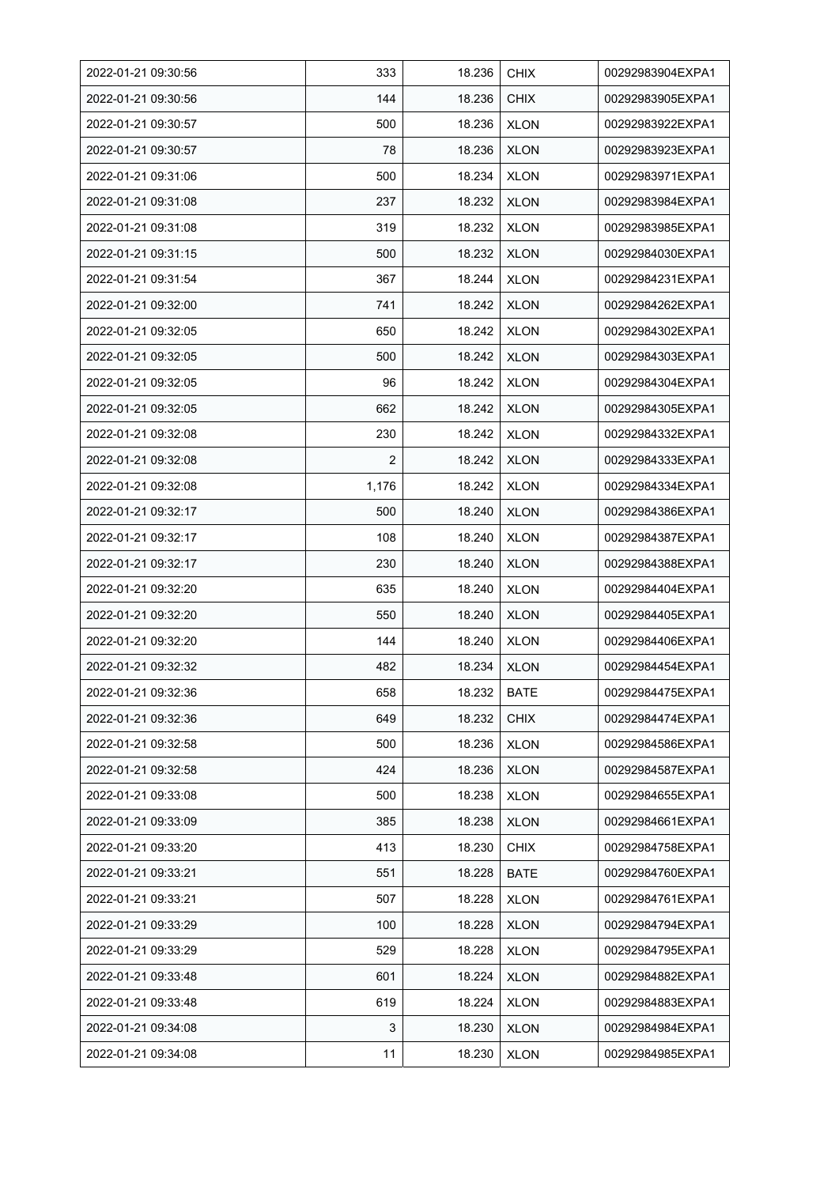| 2022-01-21 09:30:56 | 333 | 18.236 | CHIX | 00292983904EXPA1 |
|---|---|---|---|---|
| 2022-01-21 09:30:56 | 144 | 18.236 | CHIX | 00292983905EXPA1 |
| 2022-01-21 09:30:57 | 500 | 18.236 | XLON | 00292983922EXPA1 |
| 2022-01-21 09:30:57 | 78 | 18.236 | XLON | 00292983923EXPA1 |
| 2022-01-21 09:31:06 | 500 | 18.234 | XLON | 00292983971EXPA1 |
| 2022-01-21 09:31:08 | 237 | 18.232 | XLON | 00292983984EXPA1 |
| 2022-01-21 09:31:08 | 319 | 18.232 | XLON | 00292983985EXPA1 |
| 2022-01-21 09:31:15 | 500 | 18.232 | XLON | 00292984030EXPA1 |
| 2022-01-21 09:31:54 | 367 | 18.244 | XLON | 00292984231EXPA1 |
| 2022-01-21 09:32:00 | 741 | 18.242 | XLON | 00292984262EXPA1 |
| 2022-01-21 09:32:05 | 650 | 18.242 | XLON | 00292984302EXPA1 |
| 2022-01-21 09:32:05 | 500 | 18.242 | XLON | 00292984303EXPA1 |
| 2022-01-21 09:32:05 | 96 | 18.242 | XLON | 00292984304EXPA1 |
| 2022-01-21 09:32:05 | 662 | 18.242 | XLON | 00292984305EXPA1 |
| 2022-01-21 09:32:08 | 230 | 18.242 | XLON | 00292984332EXPA1 |
| 2022-01-21 09:32:08 | 2 | 18.242 | XLON | 00292984333EXPA1 |
| 2022-01-21 09:32:08 | 1,176 | 18.242 | XLON | 00292984334EXPA1 |
| 2022-01-21 09:32:17 | 500 | 18.240 | XLON | 00292984386EXPA1 |
| 2022-01-21 09:32:17 | 108 | 18.240 | XLON | 00292984387EXPA1 |
| 2022-01-21 09:32:17 | 230 | 18.240 | XLON | 00292984388EXPA1 |
| 2022-01-21 09:32:20 | 635 | 18.240 | XLON | 00292984404EXPA1 |
| 2022-01-21 09:32:20 | 550 | 18.240 | XLON | 00292984405EXPA1 |
| 2022-01-21 09:32:20 | 144 | 18.240 | XLON | 00292984406EXPA1 |
| 2022-01-21 09:32:32 | 482 | 18.234 | XLON | 00292984454EXPA1 |
| 2022-01-21 09:32:36 | 658 | 18.232 | BATE | 00292984475EXPA1 |
| 2022-01-21 09:32:36 | 649 | 18.232 | CHIX | 00292984474EXPA1 |
| 2022-01-21 09:32:58 | 500 | 18.236 | XLON | 00292984586EXPA1 |
| 2022-01-21 09:32:58 | 424 | 18.236 | XLON | 00292984587EXPA1 |
| 2022-01-21 09:33:08 | 500 | 18.238 | XLON | 00292984655EXPA1 |
| 2022-01-21 09:33:09 | 385 | 18.238 | XLON | 00292984661EXPA1 |
| 2022-01-21 09:33:20 | 413 | 18.230 | CHIX | 00292984758EXPA1 |
| 2022-01-21 09:33:21 | 551 | 18.228 | BATE | 00292984760EXPA1 |
| 2022-01-21 09:33:21 | 507 | 18.228 | XLON | 00292984761EXPA1 |
| 2022-01-21 09:33:29 | 100 | 18.228 | XLON | 00292984794EXPA1 |
| 2022-01-21 09:33:29 | 529 | 18.228 | XLON | 00292984795EXPA1 |
| 2022-01-21 09:33:48 | 601 | 18.224 | XLON | 00292984882EXPA1 |
| 2022-01-21 09:33:48 | 619 | 18.224 | XLON | 00292984883EXPA1 |
| 2022-01-21 09:34:08 | 3 | 18.230 | XLON | 00292984984EXPA1 |
| 2022-01-21 09:34:08 | 11 | 18.230 | XLON | 00292984985EXPA1 |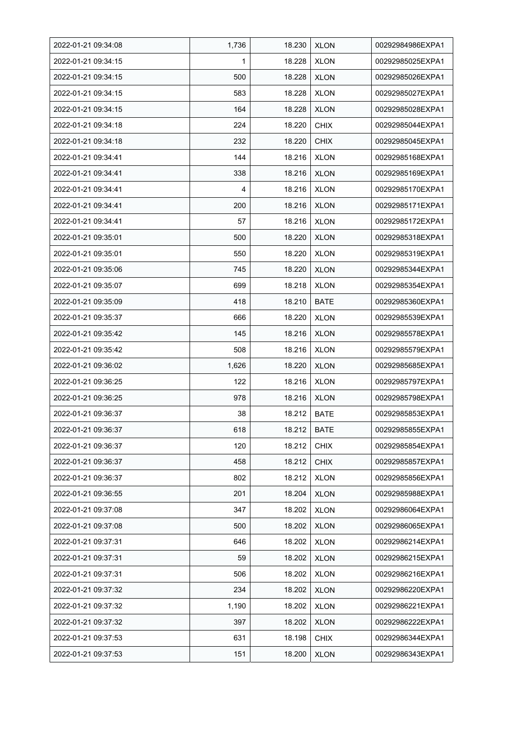| 2022-01-21 09:34:08 | 1,736 | 18.230 | XLON | 00292984986EXPA1 |
|---|---|---|---|---|
| 2022-01-21 09:34:15 | 1 | 18.228 | XLON | 00292985025EXPA1 |
| 2022-01-21 09:34:15 | 500 | 18.228 | XLON | 00292985026EXPA1 |
| 2022-01-21 09:34:15 | 583 | 18.228 | XLON | 00292985027EXPA1 |
| 2022-01-21 09:34:15 | 164 | 18.228 | XLON | 00292985028EXPA1 |
| 2022-01-21 09:34:18 | 224 | 18.220 | CHIX | 00292985044EXPA1 |
| 2022-01-21 09:34:18 | 232 | 18.220 | CHIX | 00292985045EXPA1 |
| 2022-01-21 09:34:41 | 144 | 18.216 | XLON | 00292985168EXPA1 |
| 2022-01-21 09:34:41 | 338 | 18.216 | XLON | 00292985169EXPA1 |
| 2022-01-21 09:34:41 | 4 | 18.216 | XLON | 00292985170EXPA1 |
| 2022-01-21 09:34:41 | 200 | 18.216 | XLON | 00292985171EXPA1 |
| 2022-01-21 09:34:41 | 57 | 18.216 | XLON | 00292985172EXPA1 |
| 2022-01-21 09:35:01 | 500 | 18.220 | XLON | 00292985318EXPA1 |
| 2022-01-21 09:35:01 | 550 | 18.220 | XLON | 00292985319EXPA1 |
| 2022-01-21 09:35:06 | 745 | 18.220 | XLON | 00292985344EXPA1 |
| 2022-01-21 09:35:07 | 699 | 18.218 | XLON | 00292985354EXPA1 |
| 2022-01-21 09:35:09 | 418 | 18.210 | BATE | 00292985360EXPA1 |
| 2022-01-21 09:35:37 | 666 | 18.220 | XLON | 00292985539EXPA1 |
| 2022-01-21 09:35:42 | 145 | 18.216 | XLON | 00292985578EXPA1 |
| 2022-01-21 09:35:42 | 508 | 18.216 | XLON | 00292985579EXPA1 |
| 2022-01-21 09:36:02 | 1,626 | 18.220 | XLON | 00292985685EXPA1 |
| 2022-01-21 09:36:25 | 122 | 18.216 | XLON | 00292985797EXPA1 |
| 2022-01-21 09:36:25 | 978 | 18.216 | XLON | 00292985798EXPA1 |
| 2022-01-21 09:36:37 | 38 | 18.212 | BATE | 00292985853EXPA1 |
| 2022-01-21 09:36:37 | 618 | 18.212 | BATE | 00292985855EXPA1 |
| 2022-01-21 09:36:37 | 120 | 18.212 | CHIX | 00292985854EXPA1 |
| 2022-01-21 09:36:37 | 458 | 18.212 | CHIX | 00292985857EXPA1 |
| 2022-01-21 09:36:37 | 802 | 18.212 | XLON | 00292985856EXPA1 |
| 2022-01-21 09:36:55 | 201 | 18.204 | XLON | 00292985988EXPA1 |
| 2022-01-21 09:37:08 | 347 | 18.202 | XLON | 00292986064EXPA1 |
| 2022-01-21 09:37:08 | 500 | 18.202 | XLON | 00292986065EXPA1 |
| 2022-01-21 09:37:31 | 646 | 18.202 | XLON | 00292986214EXPA1 |
| 2022-01-21 09:37:31 | 59 | 18.202 | XLON | 00292986215EXPA1 |
| 2022-01-21 09:37:31 | 506 | 18.202 | XLON | 00292986216EXPA1 |
| 2022-01-21 09:37:32 | 234 | 18.202 | XLON | 00292986220EXPA1 |
| 2022-01-21 09:37:32 | 1,190 | 18.202 | XLON | 00292986221EXPA1 |
| 2022-01-21 09:37:32 | 397 | 18.202 | XLON | 00292986222EXPA1 |
| 2022-01-21 09:37:53 | 631 | 18.198 | CHIX | 00292986344EXPA1 |
| 2022-01-21 09:37:53 | 151 | 18.200 | XLON | 00292986343EXPA1 |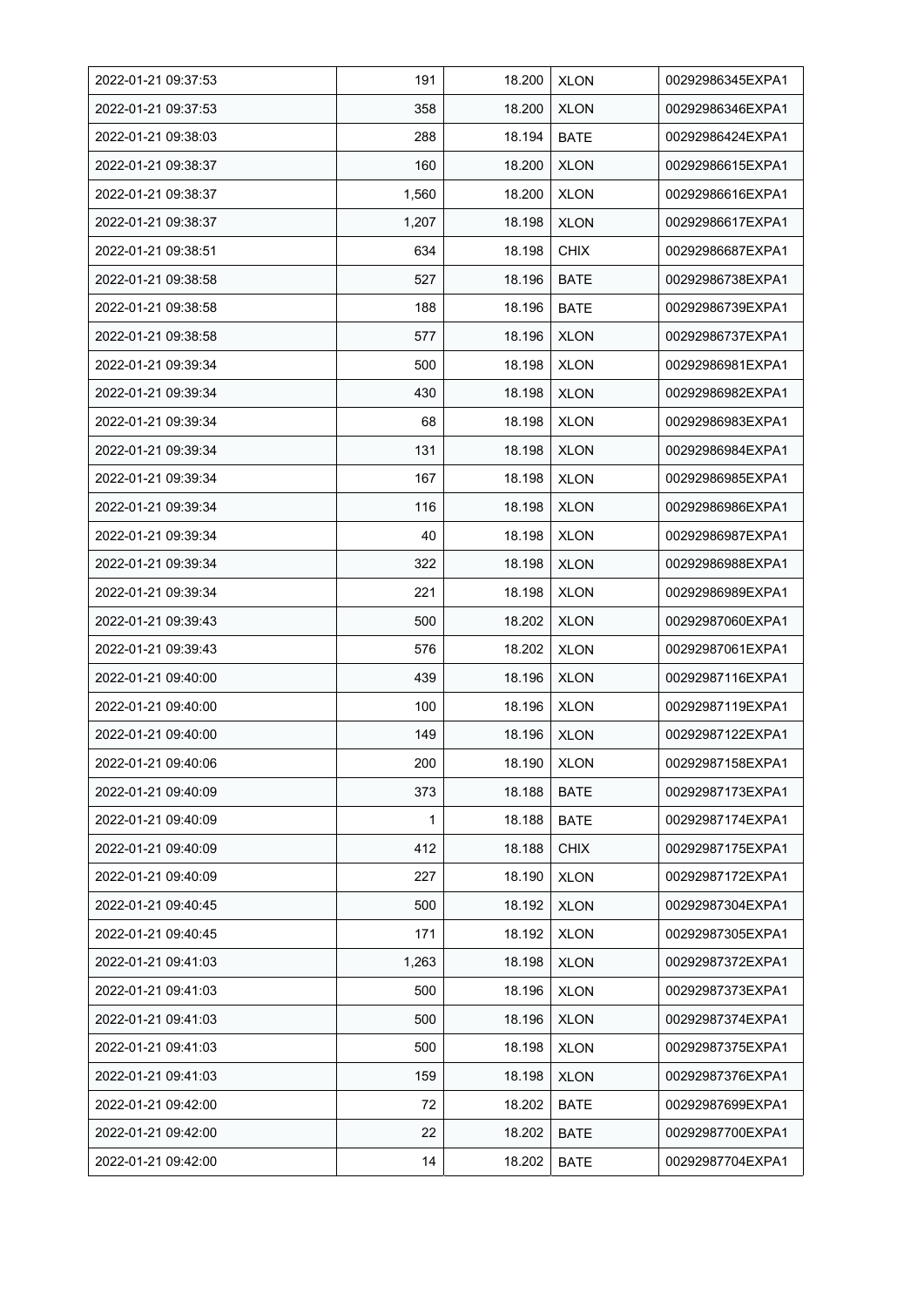| 2022-01-21 09:37:53 | 191 | 18.200 | XLON | 00292986345EXPA1 |
|---|---|---|---|---|
| 2022-01-21 09:37:53 | 358 | 18.200 | XLON | 00292986346EXPA1 |
| 2022-01-21 09:38:03 | 288 | 18.194 | BATE | 00292986424EXPA1 |
| 2022-01-21 09:38:37 | 160 | 18.200 | XLON | 00292986615EXPA1 |
| 2022-01-21 09:38:37 | 1,560 | 18.200 | XLON | 00292986616EXPA1 |
| 2022-01-21 09:38:37 | 1,207 | 18.198 | XLON | 00292986617EXPA1 |
| 2022-01-21 09:38:51 | 634 | 18.198 | CHIX | 00292986687EXPA1 |
| 2022-01-21 09:38:58 | 527 | 18.196 | BATE | 00292986738EXPA1 |
| 2022-01-21 09:38:58 | 188 | 18.196 | BATE | 00292986739EXPA1 |
| 2022-01-21 09:38:58 | 577 | 18.196 | XLON | 00292986737EXPA1 |
| 2022-01-21 09:39:34 | 500 | 18.198 | XLON | 00292986981EXPA1 |
| 2022-01-21 09:39:34 | 430 | 18.198 | XLON | 00292986982EXPA1 |
| 2022-01-21 09:39:34 | 68 | 18.198 | XLON | 00292986983EXPA1 |
| 2022-01-21 09:39:34 | 131 | 18.198 | XLON | 00292986984EXPA1 |
| 2022-01-21 09:39:34 | 167 | 18.198 | XLON | 00292986985EXPA1 |
| 2022-01-21 09:39:34 | 116 | 18.198 | XLON | 00292986986EXPA1 |
| 2022-01-21 09:39:34 | 40 | 18.198 | XLON | 00292986987EXPA1 |
| 2022-01-21 09:39:34 | 322 | 18.198 | XLON | 00292986988EXPA1 |
| 2022-01-21 09:39:34 | 221 | 18.198 | XLON | 00292986989EXPA1 |
| 2022-01-21 09:39:43 | 500 | 18.202 | XLON | 00292987060EXPA1 |
| 2022-01-21 09:39:43 | 576 | 18.202 | XLON | 00292987061EXPA1 |
| 2022-01-21 09:40:00 | 439 | 18.196 | XLON | 00292987116EXPA1 |
| 2022-01-21 09:40:00 | 100 | 18.196 | XLON | 00292987119EXPA1 |
| 2022-01-21 09:40:00 | 149 | 18.196 | XLON | 00292987122EXPA1 |
| 2022-01-21 09:40:06 | 200 | 18.190 | XLON | 00292987158EXPA1 |
| 2022-01-21 09:40:09 | 373 | 18.188 | BATE | 00292987173EXPA1 |
| 2022-01-21 09:40:09 | 1 | 18.188 | BATE | 00292987174EXPA1 |
| 2022-01-21 09:40:09 | 412 | 18.188 | CHIX | 00292987175EXPA1 |
| 2022-01-21 09:40:09 | 227 | 18.190 | XLON | 00292987172EXPA1 |
| 2022-01-21 09:40:45 | 500 | 18.192 | XLON | 00292987304EXPA1 |
| 2022-01-21 09:40:45 | 171 | 18.192 | XLON | 00292987305EXPA1 |
| 2022-01-21 09:41:03 | 1,263 | 18.198 | XLON | 00292987372EXPA1 |
| 2022-01-21 09:41:03 | 500 | 18.196 | XLON | 00292987373EXPA1 |
| 2022-01-21 09:41:03 | 500 | 18.196 | XLON | 00292987374EXPA1 |
| 2022-01-21 09:41:03 | 500 | 18.198 | XLON | 00292987375EXPA1 |
| 2022-01-21 09:41:03 | 159 | 18.198 | XLON | 00292987376EXPA1 |
| 2022-01-21 09:42:00 | 72 | 18.202 | BATE | 00292987699EXPA1 |
| 2022-01-21 09:42:00 | 22 | 18.202 | BATE | 00292987700EXPA1 |
| 2022-01-21 09:42:00 | 14 | 18.202 | BATE | 00292987704EXPA1 |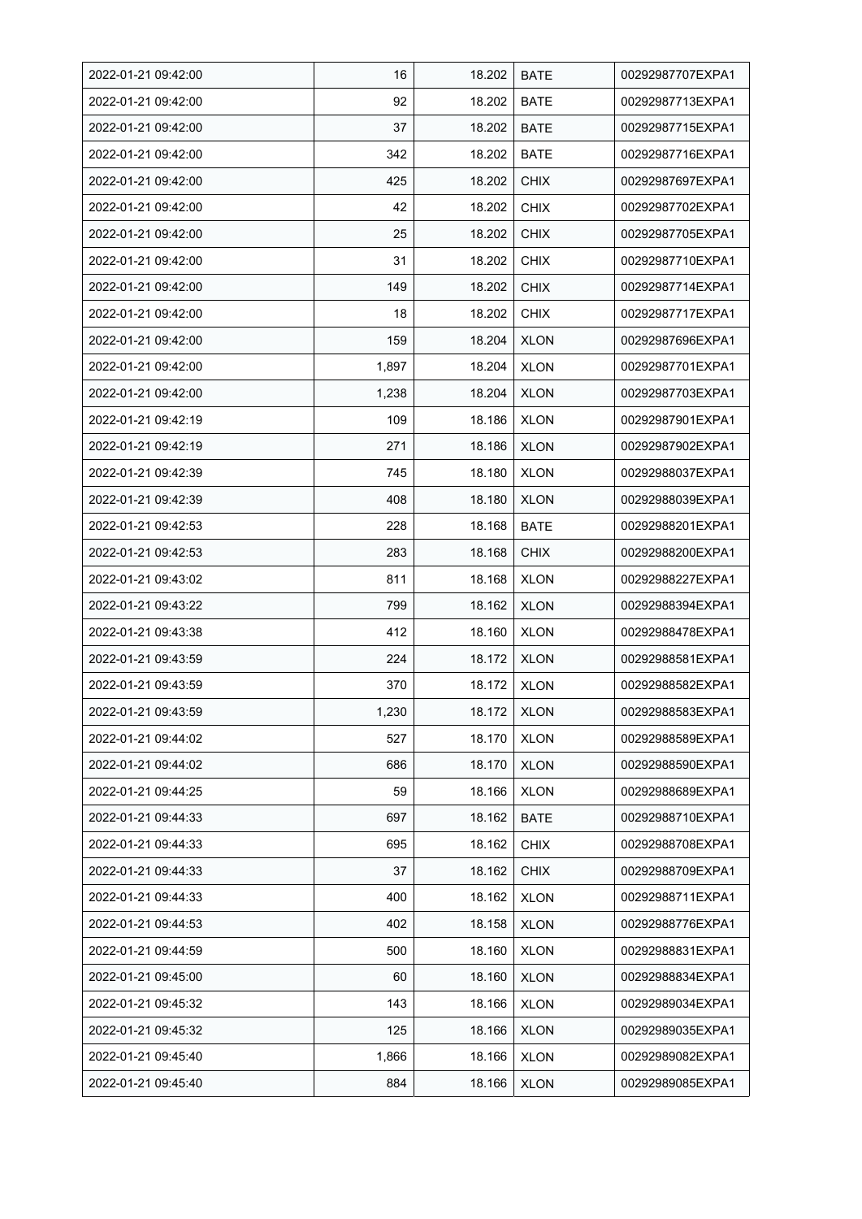| 2022-01-21 09:42:00 | 16 | 18.202 | BATE | 00292987707EXPA1 |
|---|---|---|---|---|
| 2022-01-21 09:42:00 | 92 | 18.202 | BATE | 00292987713EXPA1 |
| 2022-01-21 09:42:00 | 37 | 18.202 | BATE | 00292987715EXPA1 |
| 2022-01-21 09:42:00 | 342 | 18.202 | BATE | 00292987716EXPA1 |
| 2022-01-21 09:42:00 | 425 | 18.202 | CHIX | 00292987697EXPA1 |
| 2022-01-21 09:42:00 | 42 | 18.202 | CHIX | 00292987702EXPA1 |
| 2022-01-21 09:42:00 | 25 | 18.202 | CHIX | 00292987705EXPA1 |
| 2022-01-21 09:42:00 | 31 | 18.202 | CHIX | 00292987710EXPA1 |
| 2022-01-21 09:42:00 | 149 | 18.202 | CHIX | 00292987714EXPA1 |
| 2022-01-21 09:42:00 | 18 | 18.202 | CHIX | 00292987717EXPA1 |
| 2022-01-21 09:42:00 | 159 | 18.204 | XLON | 00292987696EXPA1 |
| 2022-01-21 09:42:00 | 1,897 | 18.204 | XLON | 00292987701EXPA1 |
| 2022-01-21 09:42:00 | 1,238 | 18.204 | XLON | 00292987703EXPA1 |
| 2022-01-21 09:42:19 | 109 | 18.186 | XLON | 00292987901EXPA1 |
| 2022-01-21 09:42:19 | 271 | 18.186 | XLON | 00292987902EXPA1 |
| 2022-01-21 09:42:39 | 745 | 18.180 | XLON | 00292988037EXPA1 |
| 2022-01-21 09:42:39 | 408 | 18.180 | XLON | 00292988039EXPA1 |
| 2022-01-21 09:42:53 | 228 | 18.168 | BATE | 00292988201EXPA1 |
| 2022-01-21 09:42:53 | 283 | 18.168 | CHIX | 00292988200EXPA1 |
| 2022-01-21 09:43:02 | 811 | 18.168 | XLON | 00292988227EXPA1 |
| 2022-01-21 09:43:22 | 799 | 18.162 | XLON | 00292988394EXPA1 |
| 2022-01-21 09:43:38 | 412 | 18.160 | XLON | 00292988478EXPA1 |
| 2022-01-21 09:43:59 | 224 | 18.172 | XLON | 00292988581EXPA1 |
| 2022-01-21 09:43:59 | 370 | 18.172 | XLON | 00292988582EXPA1 |
| 2022-01-21 09:43:59 | 1,230 | 18.172 | XLON | 00292988583EXPA1 |
| 2022-01-21 09:44:02 | 527 | 18.170 | XLON | 00292988589EXPA1 |
| 2022-01-21 09:44:02 | 686 | 18.170 | XLON | 00292988590EXPA1 |
| 2022-01-21 09:44:25 | 59 | 18.166 | XLON | 00292988689EXPA1 |
| 2022-01-21 09:44:33 | 697 | 18.162 | BATE | 00292988710EXPA1 |
| 2022-01-21 09:44:33 | 695 | 18.162 | CHIX | 00292988708EXPA1 |
| 2022-01-21 09:44:33 | 37 | 18.162 | CHIX | 00292988709EXPA1 |
| 2022-01-21 09:44:33 | 400 | 18.162 | XLON | 00292988711EXPA1 |
| 2022-01-21 09:44:53 | 402 | 18.158 | XLON | 00292988776EXPA1 |
| 2022-01-21 09:44:59 | 500 | 18.160 | XLON | 00292988831EXPA1 |
| 2022-01-21 09:45:00 | 60 | 18.160 | XLON | 00292988834EXPA1 |
| 2022-01-21 09:45:32 | 143 | 18.166 | XLON | 00292989034EXPA1 |
| 2022-01-21 09:45:32 | 125 | 18.166 | XLON | 00292989035EXPA1 |
| 2022-01-21 09:45:40 | 1,866 | 18.166 | XLON | 00292989082EXPA1 |
| 2022-01-21 09:45:40 | 884 | 18.166 | XLON | 00292989085EXPA1 |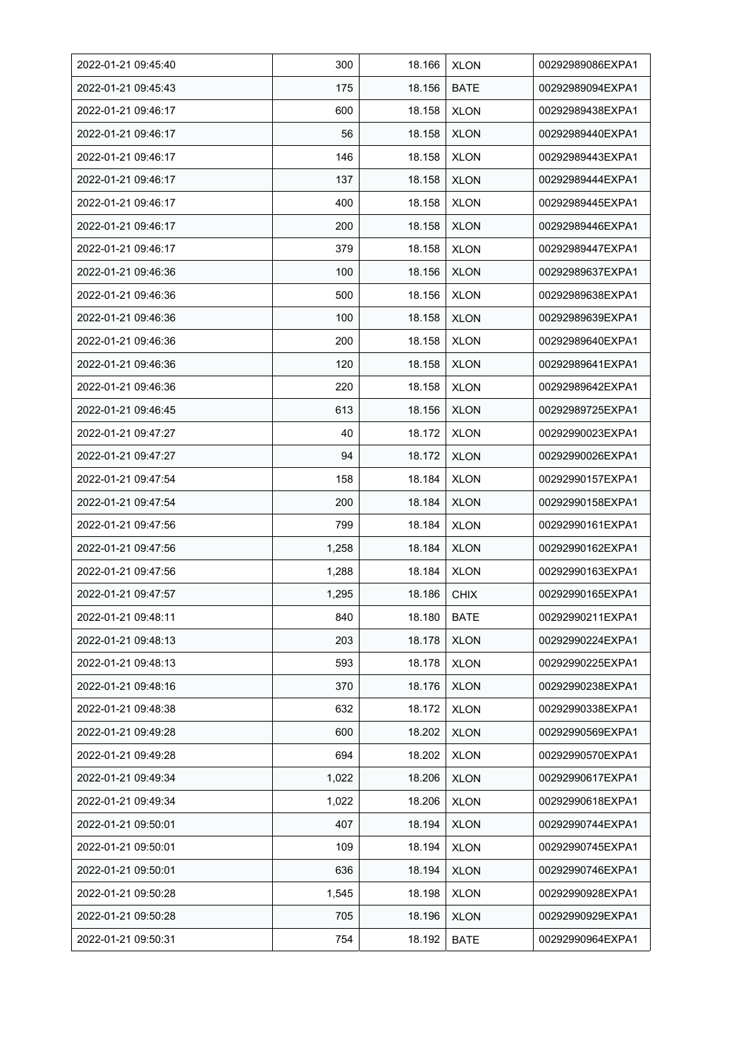| 2022-01-21 09:45:40 | 300 | 18.166 | XLON | 00292989086EXPA1 |
|---|---|---|---|---|
| 2022-01-21 09:45:43 | 175 | 18.156 | BATE | 00292989094EXPA1 |
| 2022-01-21 09:46:17 | 600 | 18.158 | XLON | 00292989438EXPA1 |
| 2022-01-21 09:46:17 | 56 | 18.158 | XLON | 00292989440EXPA1 |
| 2022-01-21 09:46:17 | 146 | 18.158 | XLON | 00292989443EXPA1 |
| 2022-01-21 09:46:17 | 137 | 18.158 | XLON | 00292989444EXPA1 |
| 2022-01-21 09:46:17 | 400 | 18.158 | XLON | 00292989445EXPA1 |
| 2022-01-21 09:46:17 | 200 | 18.158 | XLON | 00292989446EXPA1 |
| 2022-01-21 09:46:17 | 379 | 18.158 | XLON | 00292989447EXPA1 |
| 2022-01-21 09:46:36 | 100 | 18.156 | XLON | 00292989637EXPA1 |
| 2022-01-21 09:46:36 | 500 | 18.156 | XLON | 00292989638EXPA1 |
| 2022-01-21 09:46:36 | 100 | 18.158 | XLON | 00292989639EXPA1 |
| 2022-01-21 09:46:36 | 200 | 18.158 | XLON | 00292989640EXPA1 |
| 2022-01-21 09:46:36 | 120 | 18.158 | XLON | 00292989641EXPA1 |
| 2022-01-21 09:46:36 | 220 | 18.158 | XLON | 00292989642EXPA1 |
| 2022-01-21 09:46:45 | 613 | 18.156 | XLON | 00292989725EXPA1 |
| 2022-01-21 09:47:27 | 40 | 18.172 | XLON | 00292990023EXPA1 |
| 2022-01-21 09:47:27 | 94 | 18.172 | XLON | 00292990026EXPA1 |
| 2022-01-21 09:47:54 | 158 | 18.184 | XLON | 00292990157EXPA1 |
| 2022-01-21 09:47:54 | 200 | 18.184 | XLON | 00292990158EXPA1 |
| 2022-01-21 09:47:56 | 799 | 18.184 | XLON | 00292990161EXPA1 |
| 2022-01-21 09:47:56 | 1,258 | 18.184 | XLON | 00292990162EXPA1 |
| 2022-01-21 09:47:56 | 1,288 | 18.184 | XLON | 00292990163EXPA1 |
| 2022-01-21 09:47:57 | 1,295 | 18.186 | CHIX | 00292990165EXPA1 |
| 2022-01-21 09:48:11 | 840 | 18.180 | BATE | 00292990211EXPA1 |
| 2022-01-21 09:48:13 | 203 | 18.178 | XLON | 00292990224EXPA1 |
| 2022-01-21 09:48:13 | 593 | 18.178 | XLON | 00292990225EXPA1 |
| 2022-01-21 09:48:16 | 370 | 18.176 | XLON | 00292990238EXPA1 |
| 2022-01-21 09:48:38 | 632 | 18.172 | XLON | 00292990338EXPA1 |
| 2022-01-21 09:49:28 | 600 | 18.202 | XLON | 00292990569EXPA1 |
| 2022-01-21 09:49:28 | 694 | 18.202 | XLON | 00292990570EXPA1 |
| 2022-01-21 09:49:34 | 1,022 | 18.206 | XLON | 00292990617EXPA1 |
| 2022-01-21 09:49:34 | 1,022 | 18.206 | XLON | 00292990618EXPA1 |
| 2022-01-21 09:50:01 | 407 | 18.194 | XLON | 00292990744EXPA1 |
| 2022-01-21 09:50:01 | 109 | 18.194 | XLON | 00292990745EXPA1 |
| 2022-01-21 09:50:01 | 636 | 18.194 | XLON | 00292990746EXPA1 |
| 2022-01-21 09:50:28 | 1,545 | 18.198 | XLON | 00292990928EXPA1 |
| 2022-01-21 09:50:28 | 705 | 18.196 | XLON | 00292990929EXPA1 |
| 2022-01-21 09:50:31 | 754 | 18.192 | BATE | 00292990964EXPA1 |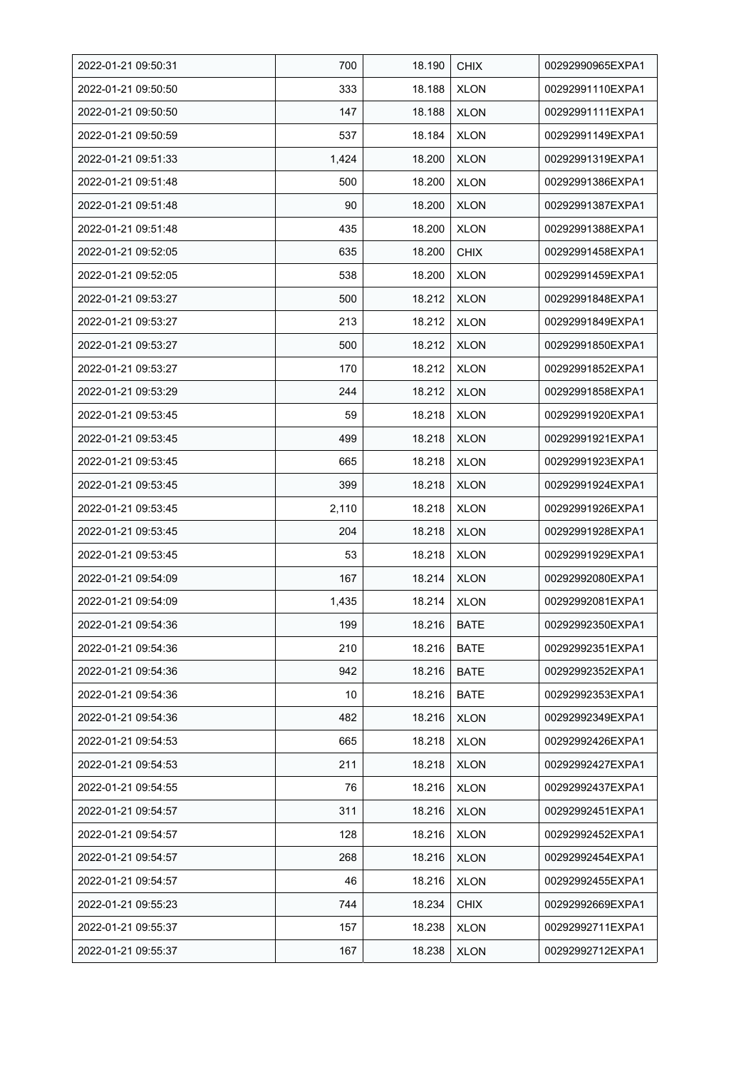| 2022-01-21 09:50:31 | 700 | 18.190 | CHIX | 00292990965EXPA1 |
|---|---|---|---|---|
| 2022-01-21 09:50:50 | 333 | 18.188 | XLON | 00292991110EXPA1 |
| 2022-01-21 09:50:50 | 147 | 18.188 | XLON | 00292991111EXPA1 |
| 2022-01-21 09:50:59 | 537 | 18.184 | XLON | 00292991149EXPA1 |
| 2022-01-21 09:51:33 | 1,424 | 18.200 | XLON | 00292991319EXPA1 |
| 2022-01-21 09:51:48 | 500 | 18.200 | XLON | 00292991386EXPA1 |
| 2022-01-21 09:51:48 | 90 | 18.200 | XLON | 00292991387EXPA1 |
| 2022-01-21 09:51:48 | 435 | 18.200 | XLON | 00292991388EXPA1 |
| 2022-01-21 09:52:05 | 635 | 18.200 | CHIX | 00292991458EXPA1 |
| 2022-01-21 09:52:05 | 538 | 18.200 | XLON | 00292991459EXPA1 |
| 2022-01-21 09:53:27 | 500 | 18.212 | XLON | 00292991848EXPA1 |
| 2022-01-21 09:53:27 | 213 | 18.212 | XLON | 00292991849EXPA1 |
| 2022-01-21 09:53:27 | 500 | 18.212 | XLON | 00292991850EXPA1 |
| 2022-01-21 09:53:27 | 170 | 18.212 | XLON | 00292991852EXPA1 |
| 2022-01-21 09:53:29 | 244 | 18.212 | XLON | 00292991858EXPA1 |
| 2022-01-21 09:53:45 | 59 | 18.218 | XLON | 00292991920EXPA1 |
| 2022-01-21 09:53:45 | 499 | 18.218 | XLON | 00292991921EXPA1 |
| 2022-01-21 09:53:45 | 665 | 18.218 | XLON | 00292991923EXPA1 |
| 2022-01-21 09:53:45 | 399 | 18.218 | XLON | 00292991924EXPA1 |
| 2022-01-21 09:53:45 | 2,110 | 18.218 | XLON | 00292991926EXPA1 |
| 2022-01-21 09:53:45 | 204 | 18.218 | XLON | 00292991928EXPA1 |
| 2022-01-21 09:53:45 | 53 | 18.218 | XLON | 00292991929EXPA1 |
| 2022-01-21 09:54:09 | 167 | 18.214 | XLON | 00292992080EXPA1 |
| 2022-01-21 09:54:09 | 1,435 | 18.214 | XLON | 00292992081EXPA1 |
| 2022-01-21 09:54:36 | 199 | 18.216 | BATE | 00292992350EXPA1 |
| 2022-01-21 09:54:36 | 210 | 18.216 | BATE | 00292992351EXPA1 |
| 2022-01-21 09:54:36 | 942 | 18.216 | BATE | 00292992352EXPA1 |
| 2022-01-21 09:54:36 | 10 | 18.216 | BATE | 00292992353EXPA1 |
| 2022-01-21 09:54:36 | 482 | 18.216 | XLON | 00292992349EXPA1 |
| 2022-01-21 09:54:53 | 665 | 18.218 | XLON | 00292992426EXPA1 |
| 2022-01-21 09:54:53 | 211 | 18.218 | XLON | 00292992427EXPA1 |
| 2022-01-21 09:54:55 | 76 | 18.216 | XLON | 00292992437EXPA1 |
| 2022-01-21 09:54:57 | 311 | 18.216 | XLON | 00292992451EXPA1 |
| 2022-01-21 09:54:57 | 128 | 18.216 | XLON | 00292992452EXPA1 |
| 2022-01-21 09:54:57 | 268 | 18.216 | XLON | 00292992454EXPA1 |
| 2022-01-21 09:54:57 | 46 | 18.216 | XLON | 00292992455EXPA1 |
| 2022-01-21 09:55:23 | 744 | 18.234 | CHIX | 00292992669EXPA1 |
| 2022-01-21 09:55:37 | 157 | 18.238 | XLON | 00292992711EXPA1 |
| 2022-01-21 09:55:37 | 167 | 18.238 | XLON | 00292992712EXPA1 |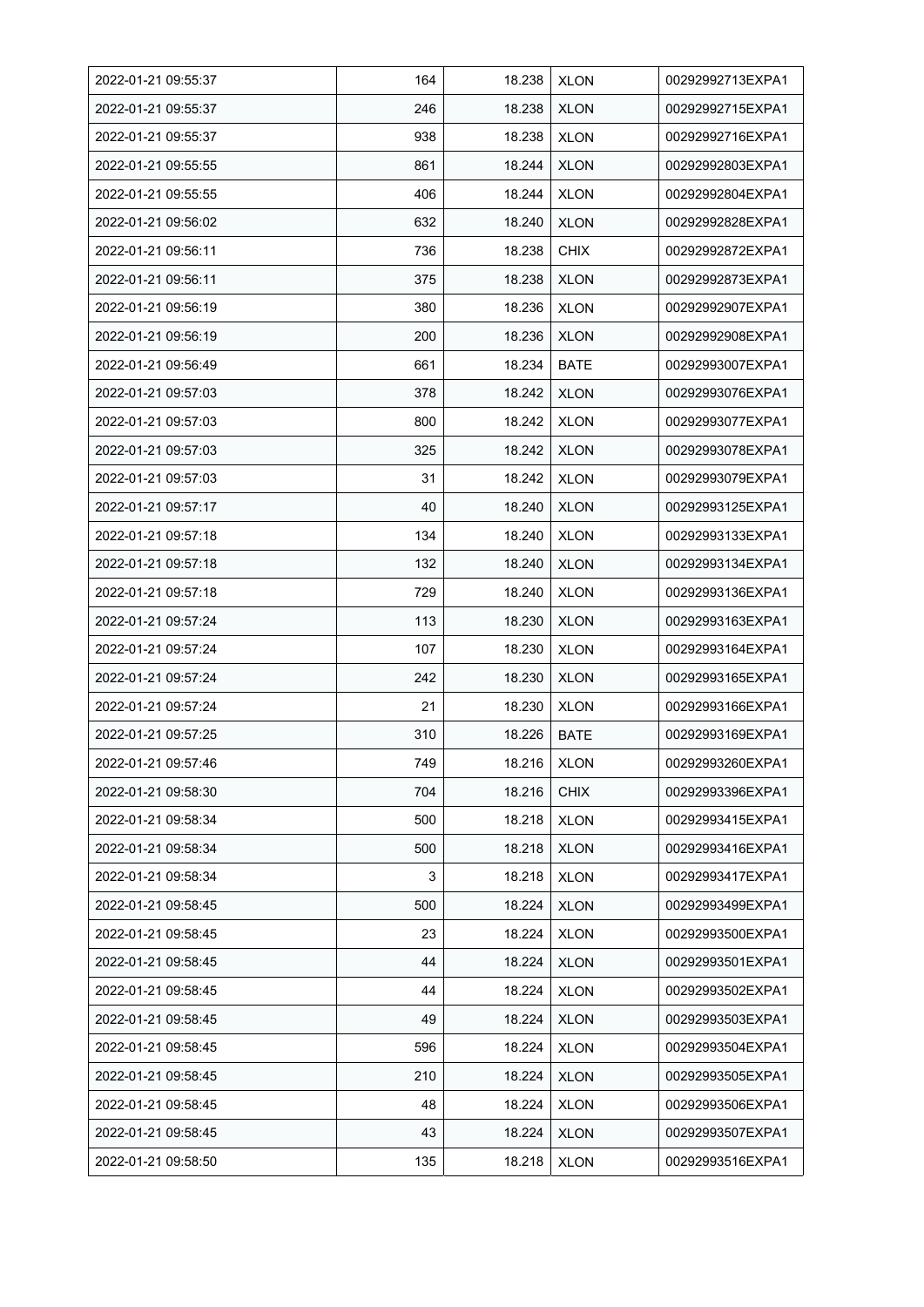| 2022-01-21 09:55:37 | 164 | 18.238 | XLON | 00292992713EXPA1 |
|---|---|---|---|---|
| 2022-01-21 09:55:37 | 246 | 18.238 | XLON | 00292992715EXPA1 |
| 2022-01-21 09:55:37 | 938 | 18.238 | XLON | 00292992716EXPA1 |
| 2022-01-21 09:55:55 | 861 | 18.244 | XLON | 00292992803EXPA1 |
| 2022-01-21 09:55:55 | 406 | 18.244 | XLON | 00292992804EXPA1 |
| 2022-01-21 09:56:02 | 632 | 18.240 | XLON | 00292992828EXPA1 |
| 2022-01-21 09:56:11 | 736 | 18.238 | CHIX | 00292992872EXPA1 |
| 2022-01-21 09:56:11 | 375 | 18.238 | XLON | 00292992873EXPA1 |
| 2022-01-21 09:56:19 | 380 | 18.236 | XLON | 00292992907EXPA1 |
| 2022-01-21 09:56:19 | 200 | 18.236 | XLON | 00292992908EXPA1 |
| 2022-01-21 09:56:49 | 661 | 18.234 | BATE | 00292993007EXPA1 |
| 2022-01-21 09:57:03 | 378 | 18.242 | XLON | 00292993076EXPA1 |
| 2022-01-21 09:57:03 | 800 | 18.242 | XLON | 00292993077EXPA1 |
| 2022-01-21 09:57:03 | 325 | 18.242 | XLON | 00292993078EXPA1 |
| 2022-01-21 09:57:03 | 31 | 18.242 | XLON | 00292993079EXPA1 |
| 2022-01-21 09:57:17 | 40 | 18.240 | XLON | 00292993125EXPA1 |
| 2022-01-21 09:57:18 | 134 | 18.240 | XLON | 00292993133EXPA1 |
| 2022-01-21 09:57:18 | 132 | 18.240 | XLON | 00292993134EXPA1 |
| 2022-01-21 09:57:18 | 729 | 18.240 | XLON | 00292993136EXPA1 |
| 2022-01-21 09:57:24 | 113 | 18.230 | XLON | 00292993163EXPA1 |
| 2022-01-21 09:57:24 | 107 | 18.230 | XLON | 00292993164EXPA1 |
| 2022-01-21 09:57:24 | 242 | 18.230 | XLON | 00292993165EXPA1 |
| 2022-01-21 09:57:24 | 21 | 18.230 | XLON | 00292993166EXPA1 |
| 2022-01-21 09:57:25 | 310 | 18.226 | BATE | 00292993169EXPA1 |
| 2022-01-21 09:57:46 | 749 | 18.216 | XLON | 00292993260EXPA1 |
| 2022-01-21 09:58:30 | 704 | 18.216 | CHIX | 00292993396EXPA1 |
| 2022-01-21 09:58:34 | 500 | 18.218 | XLON | 00292993415EXPA1 |
| 2022-01-21 09:58:34 | 500 | 18.218 | XLON | 00292993416EXPA1 |
| 2022-01-21 09:58:34 | 3 | 18.218 | XLON | 00292993417EXPA1 |
| 2022-01-21 09:58:45 | 500 | 18.224 | XLON | 00292993499EXPA1 |
| 2022-01-21 09:58:45 | 23 | 18.224 | XLON | 00292993500EXPA1 |
| 2022-01-21 09:58:45 | 44 | 18.224 | XLON | 00292993501EXPA1 |
| 2022-01-21 09:58:45 | 44 | 18.224 | XLON | 00292993502EXPA1 |
| 2022-01-21 09:58:45 | 49 | 18.224 | XLON | 00292993503EXPA1 |
| 2022-01-21 09:58:45 | 596 | 18.224 | XLON | 00292993504EXPA1 |
| 2022-01-21 09:58:45 | 210 | 18.224 | XLON | 00292993505EXPA1 |
| 2022-01-21 09:58:45 | 48 | 18.224 | XLON | 00292993506EXPA1 |
| 2022-01-21 09:58:45 | 43 | 18.224 | XLON | 00292993507EXPA1 |
| 2022-01-21 09:58:50 | 135 | 18.218 | XLON | 00292993516EXPA1 |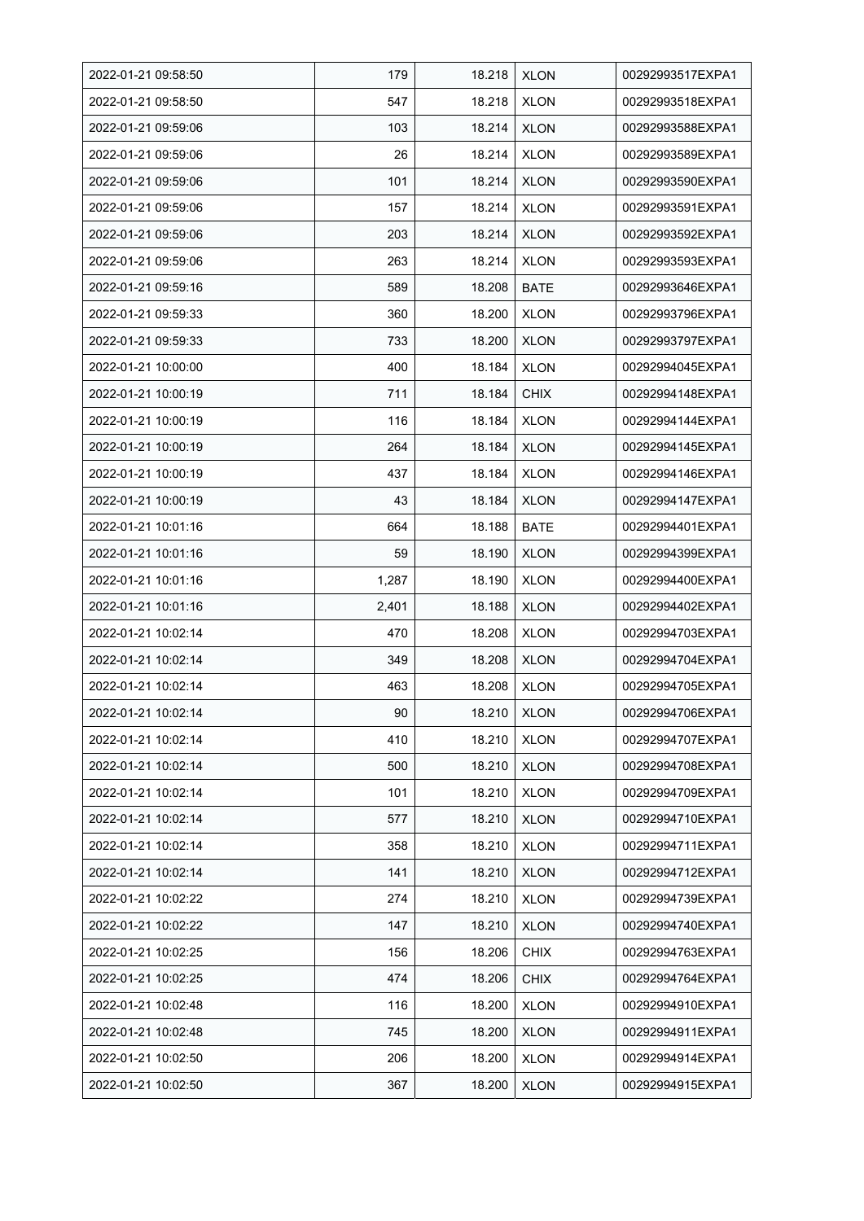| 2022-01-21 09:58:50 | 179 | 18.218 | XLON | 00292993517EXPA1 |
|---|---|---|---|---|
| 2022-01-21 09:58:50 | 547 | 18.218 | XLON | 00292993518EXPA1 |
| 2022-01-21 09:59:06 | 103 | 18.214 | XLON | 00292993588EXPA1 |
| 2022-01-21 09:59:06 | 26 | 18.214 | XLON | 00292993589EXPA1 |
| 2022-01-21 09:59:06 | 101 | 18.214 | XLON | 00292993590EXPA1 |
| 2022-01-21 09:59:06 | 157 | 18.214 | XLON | 00292993591EXPA1 |
| 2022-01-21 09:59:06 | 203 | 18.214 | XLON | 00292993592EXPA1 |
| 2022-01-21 09:59:06 | 263 | 18.214 | XLON | 00292993593EXPA1 |
| 2022-01-21 09:59:16 | 589 | 18.208 | BATE | 00292993646EXPA1 |
| 2022-01-21 09:59:33 | 360 | 18.200 | XLON | 00292993796EXPA1 |
| 2022-01-21 09:59:33 | 733 | 18.200 | XLON | 00292993797EXPA1 |
| 2022-01-21 10:00:00 | 400 | 18.184 | XLON | 00292994045EXPA1 |
| 2022-01-21 10:00:19 | 711 | 18.184 | CHIX | 00292994148EXPA1 |
| 2022-01-21 10:00:19 | 116 | 18.184 | XLON | 00292994144EXPA1 |
| 2022-01-21 10:00:19 | 264 | 18.184 | XLON | 00292994145EXPA1 |
| 2022-01-21 10:00:19 | 437 | 18.184 | XLON | 00292994146EXPA1 |
| 2022-01-21 10:00:19 | 43 | 18.184 | XLON | 00292994147EXPA1 |
| 2022-01-21 10:01:16 | 664 | 18.188 | BATE | 00292994401EXPA1 |
| 2022-01-21 10:01:16 | 59 | 18.190 | XLON | 00292994399EXPA1 |
| 2022-01-21 10:01:16 | 1,287 | 18.190 | XLON | 00292994400EXPA1 |
| 2022-01-21 10:01:16 | 2,401 | 18.188 | XLON | 00292994402EXPA1 |
| 2022-01-21 10:02:14 | 470 | 18.208 | XLON | 00292994703EXPA1 |
| 2022-01-21 10:02:14 | 349 | 18.208 | XLON | 00292994704EXPA1 |
| 2022-01-21 10:02:14 | 463 | 18.208 | XLON | 00292994705EXPA1 |
| 2022-01-21 10:02:14 | 90 | 18.210 | XLON | 00292994706EXPA1 |
| 2022-01-21 10:02:14 | 410 | 18.210 | XLON | 00292994707EXPA1 |
| 2022-01-21 10:02:14 | 500 | 18.210 | XLON | 00292994708EXPA1 |
| 2022-01-21 10:02:14 | 101 | 18.210 | XLON | 00292994709EXPA1 |
| 2022-01-21 10:02:14 | 577 | 18.210 | XLON | 00292994710EXPA1 |
| 2022-01-21 10:02:14 | 358 | 18.210 | XLON | 00292994711EXPA1 |
| 2022-01-21 10:02:14 | 141 | 18.210 | XLON | 00292994712EXPA1 |
| 2022-01-21 10:02:22 | 274 | 18.210 | XLON | 00292994739EXPA1 |
| 2022-01-21 10:02:22 | 147 | 18.210 | XLON | 00292994740EXPA1 |
| 2022-01-21 10:02:25 | 156 | 18.206 | CHIX | 00292994763EXPA1 |
| 2022-01-21 10:02:25 | 474 | 18.206 | CHIX | 00292994764EXPA1 |
| 2022-01-21 10:02:48 | 116 | 18.200 | XLON | 00292994910EXPA1 |
| 2022-01-21 10:02:48 | 745 | 18.200 | XLON | 00292994911EXPA1 |
| 2022-01-21 10:02:50 | 206 | 18.200 | XLON | 00292994914EXPA1 |
| 2022-01-21 10:02:50 | 367 | 18.200 | XLON | 00292994915EXPA1 |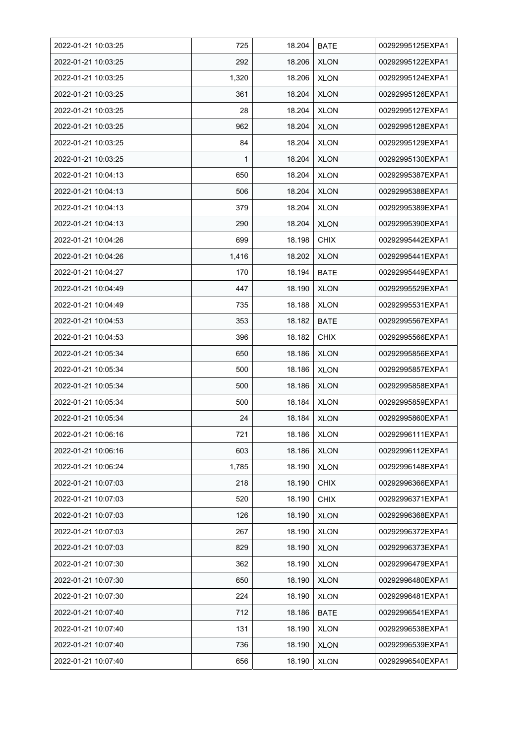| 2022-01-21 10:03:25 | 725 | 18.204 | BATE | 00292995125EXPA1 |
|---|---|---|---|---|
| 2022-01-21 10:03:25 | 292 | 18.206 | XLON | 00292995122EXPA1 |
| 2022-01-21 10:03:25 | 1,320 | 18.206 | XLON | 00292995124EXPA1 |
| 2022-01-21 10:03:25 | 361 | 18.204 | XLON | 00292995126EXPA1 |
| 2022-01-21 10:03:25 | 28 | 18.204 | XLON | 00292995127EXPA1 |
| 2022-01-21 10:03:25 | 962 | 18.204 | XLON | 00292995128EXPA1 |
| 2022-01-21 10:03:25 | 84 | 18.204 | XLON | 00292995129EXPA1 |
| 2022-01-21 10:03:25 | 1 | 18.204 | XLON | 00292995130EXPA1 |
| 2022-01-21 10:04:13 | 650 | 18.204 | XLON | 00292995387EXPA1 |
| 2022-01-21 10:04:13 | 506 | 18.204 | XLON | 00292995388EXPA1 |
| 2022-01-21 10:04:13 | 379 | 18.204 | XLON | 00292995389EXPA1 |
| 2022-01-21 10:04:13 | 290 | 18.204 | XLON | 00292995390EXPA1 |
| 2022-01-21 10:04:26 | 699 | 18.198 | CHIX | 00292995442EXPA1 |
| 2022-01-21 10:04:26 | 1,416 | 18.202 | XLON | 00292995441EXPA1 |
| 2022-01-21 10:04:27 | 170 | 18.194 | BATE | 00292995449EXPA1 |
| 2022-01-21 10:04:49 | 447 | 18.190 | XLON | 00292995529EXPA1 |
| 2022-01-21 10:04:49 | 735 | 18.188 | XLON | 00292995531EXPA1 |
| 2022-01-21 10:04:53 | 353 | 18.182 | BATE | 00292995567EXPA1 |
| 2022-01-21 10:04:53 | 396 | 18.182 | CHIX | 00292995566EXPA1 |
| 2022-01-21 10:05:34 | 650 | 18.186 | XLON | 00292995856EXPA1 |
| 2022-01-21 10:05:34 | 500 | 18.186 | XLON | 00292995857EXPA1 |
| 2022-01-21 10:05:34 | 500 | 18.186 | XLON | 00292995858EXPA1 |
| 2022-01-21 10:05:34 | 500 | 18.184 | XLON | 00292995859EXPA1 |
| 2022-01-21 10:05:34 | 24 | 18.184 | XLON | 00292995860EXPA1 |
| 2022-01-21 10:06:16 | 721 | 18.186 | XLON | 00292996111EXPA1 |
| 2022-01-21 10:06:16 | 603 | 18.186 | XLON | 00292996112EXPA1 |
| 2022-01-21 10:06:24 | 1,785 | 18.190 | XLON | 00292996148EXPA1 |
| 2022-01-21 10:07:03 | 218 | 18.190 | CHIX | 00292996366EXPA1 |
| 2022-01-21 10:07:03 | 520 | 18.190 | CHIX | 00292996371EXPA1 |
| 2022-01-21 10:07:03 | 126 | 18.190 | XLON | 00292996368EXPA1 |
| 2022-01-21 10:07:03 | 267 | 18.190 | XLON | 00292996372EXPA1 |
| 2022-01-21 10:07:03 | 829 | 18.190 | XLON | 00292996373EXPA1 |
| 2022-01-21 10:07:30 | 362 | 18.190 | XLON | 00292996479EXPA1 |
| 2022-01-21 10:07:30 | 650 | 18.190 | XLON | 00292996480EXPA1 |
| 2022-01-21 10:07:30 | 224 | 18.190 | XLON | 00292996481EXPA1 |
| 2022-01-21 10:07:40 | 712 | 18.186 | BATE | 00292996541EXPA1 |
| 2022-01-21 10:07:40 | 131 | 18.190 | XLON | 00292996538EXPA1 |
| 2022-01-21 10:07:40 | 736 | 18.190 | XLON | 00292996539EXPA1 |
| 2022-01-21 10:07:40 | 656 | 18.190 | XLON | 00292996540EXPA1 |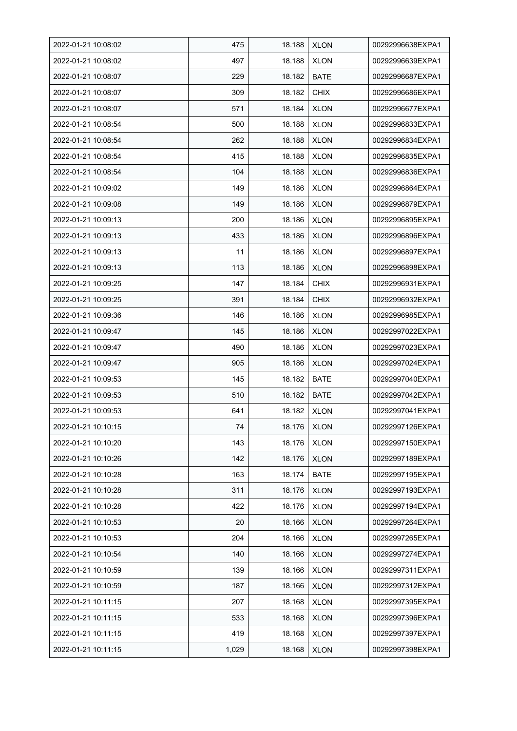| | | | | |
|---|---|---|---|---|
| 2022-01-21 10:08:02 | 475 | 18.188 | XLON | 00292996638EXPA1 |
| 2022-01-21 10:08:02 | 497 | 18.188 | XLON | 00292996639EXPA1 |
| 2022-01-21 10:08:07 | 229 | 18.182 | BATE | 00292996687EXPA1 |
| 2022-01-21 10:08:07 | 309 | 18.182 | CHIX | 00292996686EXPA1 |
| 2022-01-21 10:08:07 | 571 | 18.184 | XLON | 00292996677EXPA1 |
| 2022-01-21 10:08:54 | 500 | 18.188 | XLON | 00292996833EXPA1 |
| 2022-01-21 10:08:54 | 262 | 18.188 | XLON | 00292996834EXPA1 |
| 2022-01-21 10:08:54 | 415 | 18.188 | XLON | 00292996835EXPA1 |
| 2022-01-21 10:08:54 | 104 | 18.188 | XLON | 00292996836EXPA1 |
| 2022-01-21 10:09:02 | 149 | 18.186 | XLON | 00292996864EXPA1 |
| 2022-01-21 10:09:08 | 149 | 18.186 | XLON | 00292996879EXPA1 |
| 2022-01-21 10:09:13 | 200 | 18.186 | XLON | 00292996895EXPA1 |
| 2022-01-21 10:09:13 | 433 | 18.186 | XLON | 00292996896EXPA1 |
| 2022-01-21 10:09:13 | 11 | 18.186 | XLON | 00292996897EXPA1 |
| 2022-01-21 10:09:13 | 113 | 18.186 | XLON | 00292996898EXPA1 |
| 2022-01-21 10:09:25 | 147 | 18.184 | CHIX | 00292996931EXPA1 |
| 2022-01-21 10:09:25 | 391 | 18.184 | CHIX | 00292996932EXPA1 |
| 2022-01-21 10:09:36 | 146 | 18.186 | XLON | 00292996985EXPA1 |
| 2022-01-21 10:09:47 | 145 | 18.186 | XLON | 00292997022EXPA1 |
| 2022-01-21 10:09:47 | 490 | 18.186 | XLON | 00292997023EXPA1 |
| 2022-01-21 10:09:47 | 905 | 18.186 | XLON | 00292997024EXPA1 |
| 2022-01-21 10:09:53 | 145 | 18.182 | BATE | 00292997040EXPA1 |
| 2022-01-21 10:09:53 | 510 | 18.182 | BATE | 00292997042EXPA1 |
| 2022-01-21 10:09:53 | 641 | 18.182 | XLON | 00292997041EXPA1 |
| 2022-01-21 10:10:15 | 74 | 18.176 | XLON | 00292997126EXPA1 |
| 2022-01-21 10:10:20 | 143 | 18.176 | XLON | 00292997150EXPA1 |
| 2022-01-21 10:10:26 | 142 | 18.176 | XLON | 00292997189EXPA1 |
| 2022-01-21 10:10:28 | 163 | 18.174 | BATE | 00292997195EXPA1 |
| 2022-01-21 10:10:28 | 311 | 18.176 | XLON | 00292997193EXPA1 |
| 2022-01-21 10:10:28 | 422 | 18.176 | XLON | 00292997194EXPA1 |
| 2022-01-21 10:10:53 | 20 | 18.166 | XLON | 00292997264EXPA1 |
| 2022-01-21 10:10:53 | 204 | 18.166 | XLON | 00292997265EXPA1 |
| 2022-01-21 10:10:54 | 140 | 18.166 | XLON | 00292997274EXPA1 |
| 2022-01-21 10:10:59 | 139 | 18.166 | XLON | 00292997311EXPA1 |
| 2022-01-21 10:10:59 | 187 | 18.166 | XLON | 00292997312EXPA1 |
| 2022-01-21 10:11:15 | 207 | 18.168 | XLON | 00292997395EXPA1 |
| 2022-01-21 10:11:15 | 533 | 18.168 | XLON | 00292997396EXPA1 |
| 2022-01-21 10:11:15 | 419 | 18.168 | XLON | 00292997397EXPA1 |
| 2022-01-21 10:11:15 | 1,029 | 18.168 | XLON | 00292997398EXPA1 |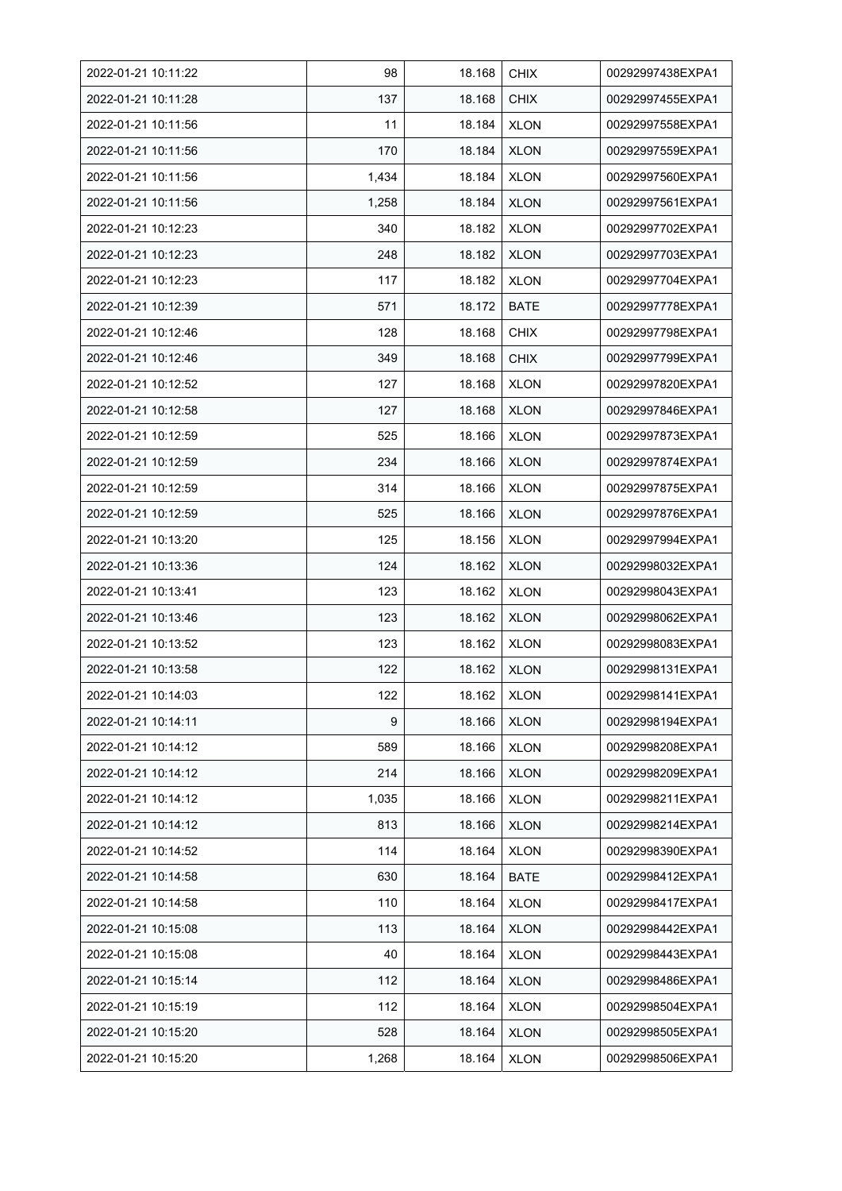| 2022-01-21 10:11:22 | 98 | 18.168 | CHIX | 00292997438EXPA1 |
|---|---|---|---|---|
| 2022-01-21 10:11:28 | 137 | 18.168 | CHIX | 00292997455EXPA1 |
| 2022-01-21 10:11:56 | 11 | 18.184 | XLON | 00292997558EXPA1 |
| 2022-01-21 10:11:56 | 170 | 18.184 | XLON | 00292997559EXPA1 |
| 2022-01-21 10:11:56 | 1,434 | 18.184 | XLON | 00292997560EXPA1 |
| 2022-01-21 10:11:56 | 1,258 | 18.184 | XLON | 00292997561EXPA1 |
| 2022-01-21 10:12:23 | 340 | 18.182 | XLON | 00292997702EXPA1 |
| 2022-01-21 10:12:23 | 248 | 18.182 | XLON | 00292997703EXPA1 |
| 2022-01-21 10:12:23 | 117 | 18.182 | XLON | 00292997704EXPA1 |
| 2022-01-21 10:12:39 | 571 | 18.172 | BATE | 00292997778EXPA1 |
| 2022-01-21 10:12:46 | 128 | 18.168 | CHIX | 00292997798EXPA1 |
| 2022-01-21 10:12:46 | 349 | 18.168 | CHIX | 00292997799EXPA1 |
| 2022-01-21 10:12:52 | 127 | 18.168 | XLON | 00292997820EXPA1 |
| 2022-01-21 10:12:58 | 127 | 18.168 | XLON | 00292997846EXPA1 |
| 2022-01-21 10:12:59 | 525 | 18.166 | XLON | 00292997873EXPA1 |
| 2022-01-21 10:12:59 | 234 | 18.166 | XLON | 00292997874EXPA1 |
| 2022-01-21 10:12:59 | 314 | 18.166 | XLON | 00292997875EXPA1 |
| 2022-01-21 10:12:59 | 525 | 18.166 | XLON | 00292997876EXPA1 |
| 2022-01-21 10:13:20 | 125 | 18.156 | XLON | 00292997994EXPA1 |
| 2022-01-21 10:13:36 | 124 | 18.162 | XLON | 00292998032EXPA1 |
| 2022-01-21 10:13:41 | 123 | 18.162 | XLON | 00292998043EXPA1 |
| 2022-01-21 10:13:46 | 123 | 18.162 | XLON | 00292998062EXPA1 |
| 2022-01-21 10:13:52 | 123 | 18.162 | XLON | 00292998083EXPA1 |
| 2022-01-21 10:13:58 | 122 | 18.162 | XLON | 00292998131EXPA1 |
| 2022-01-21 10:14:03 | 122 | 18.162 | XLON | 00292998141EXPA1 |
| 2022-01-21 10:14:11 | 9 | 18.166 | XLON | 00292998194EXPA1 |
| 2022-01-21 10:14:12 | 589 | 18.166 | XLON | 00292998208EXPA1 |
| 2022-01-21 10:14:12 | 214 | 18.166 | XLON | 00292998209EXPA1 |
| 2022-01-21 10:14:12 | 1,035 | 18.166 | XLON | 00292998211EXPA1 |
| 2022-01-21 10:14:12 | 813 | 18.166 | XLON | 00292998214EXPA1 |
| 2022-01-21 10:14:52 | 114 | 18.164 | XLON | 00292998390EXPA1 |
| 2022-01-21 10:14:58 | 630 | 18.164 | BATE | 00292998412EXPA1 |
| 2022-01-21 10:14:58 | 110 | 18.164 | XLON | 00292998417EXPA1 |
| 2022-01-21 10:15:08 | 113 | 18.164 | XLON | 00292998442EXPA1 |
| 2022-01-21 10:15:08 | 40 | 18.164 | XLON | 00292998443EXPA1 |
| 2022-01-21 10:15:14 | 112 | 18.164 | XLON | 00292998486EXPA1 |
| 2022-01-21 10:15:19 | 112 | 18.164 | XLON | 00292998504EXPA1 |
| 2022-01-21 10:15:20 | 528 | 18.164 | XLON | 00292998505EXPA1 |
| 2022-01-21 10:15:20 | 1,268 | 18.164 | XLON | 00292998506EXPA1 |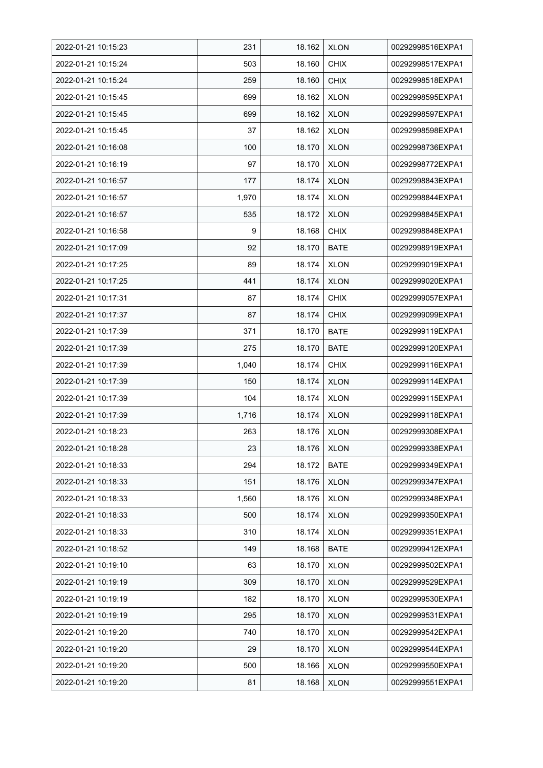| 2022-01-21 10:15:23 | 231 | 18.162 | XLON | 00292998516EXPA1 |
|---|---|---|---|---|
| 2022-01-21 10:15:24 | 503 | 18.160 | CHIX | 00292998517EXPA1 |
| 2022-01-21 10:15:24 | 259 | 18.160 | CHIX | 00292998518EXPA1 |
| 2022-01-21 10:15:45 | 699 | 18.162 | XLON | 00292998595EXPA1 |
| 2022-01-21 10:15:45 | 699 | 18.162 | XLON | 00292998597EXPA1 |
| 2022-01-21 10:15:45 | 37 | 18.162 | XLON | 00292998598EXPA1 |
| 2022-01-21 10:16:08 | 100 | 18.170 | XLON | 00292998736EXPA1 |
| 2022-01-21 10:16:19 | 97 | 18.170 | XLON | 00292998772EXPA1 |
| 2022-01-21 10:16:57 | 177 | 18.174 | XLON | 00292998843EXPA1 |
| 2022-01-21 10:16:57 | 1,970 | 18.174 | XLON | 00292998844EXPA1 |
| 2022-01-21 10:16:57 | 535 | 18.172 | XLON | 00292998845EXPA1 |
| 2022-01-21 10:16:58 | 9 | 18.168 | CHIX | 00292998848EXPA1 |
| 2022-01-21 10:17:09 | 92 | 18.170 | BATE | 00292998919EXPA1 |
| 2022-01-21 10:17:25 | 89 | 18.174 | XLON | 00292999019EXPA1 |
| 2022-01-21 10:17:25 | 441 | 18.174 | XLON | 00292999020EXPA1 |
| 2022-01-21 10:17:31 | 87 | 18.174 | CHIX | 00292999057EXPA1 |
| 2022-01-21 10:17:37 | 87 | 18.174 | CHIX | 00292999099EXPA1 |
| 2022-01-21 10:17:39 | 371 | 18.170 | BATE | 00292999119EXPA1 |
| 2022-01-21 10:17:39 | 275 | 18.170 | BATE | 00292999120EXPA1 |
| 2022-01-21 10:17:39 | 1,040 | 18.174 | CHIX | 00292999116EXPA1 |
| 2022-01-21 10:17:39 | 150 | 18.174 | XLON | 00292999114EXPA1 |
| 2022-01-21 10:17:39 | 104 | 18.174 | XLON | 00292999115EXPA1 |
| 2022-01-21 10:17:39 | 1,716 | 18.174 | XLON | 00292999118EXPA1 |
| 2022-01-21 10:18:23 | 263 | 18.176 | XLON | 00292999308EXPA1 |
| 2022-01-21 10:18:28 | 23 | 18.176 | XLON | 00292999338EXPA1 |
| 2022-01-21 10:18:33 | 294 | 18.172 | BATE | 00292999349EXPA1 |
| 2022-01-21 10:18:33 | 151 | 18.176 | XLON | 00292999347EXPA1 |
| 2022-01-21 10:18:33 | 1,560 | 18.176 | XLON | 00292999348EXPA1 |
| 2022-01-21 10:18:33 | 500 | 18.174 | XLON | 00292999350EXPA1 |
| 2022-01-21 10:18:33 | 310 | 18.174 | XLON | 00292999351EXPA1 |
| 2022-01-21 10:18:52 | 149 | 18.168 | BATE | 00292999412EXPA1 |
| 2022-01-21 10:19:10 | 63 | 18.170 | XLON | 00292999502EXPA1 |
| 2022-01-21 10:19:19 | 309 | 18.170 | XLON | 00292999529EXPA1 |
| 2022-01-21 10:19:19 | 182 | 18.170 | XLON | 00292999530EXPA1 |
| 2022-01-21 10:19:19 | 295 | 18.170 | XLON | 00292999531EXPA1 |
| 2022-01-21 10:19:20 | 740 | 18.170 | XLON | 00292999542EXPA1 |
| 2022-01-21 10:19:20 | 29 | 18.170 | XLON | 00292999544EXPA1 |
| 2022-01-21 10:19:20 | 500 | 18.166 | XLON | 00292999550EXPA1 |
| 2022-01-21 10:19:20 | 81 | 18.168 | XLON | 00292999551EXPA1 |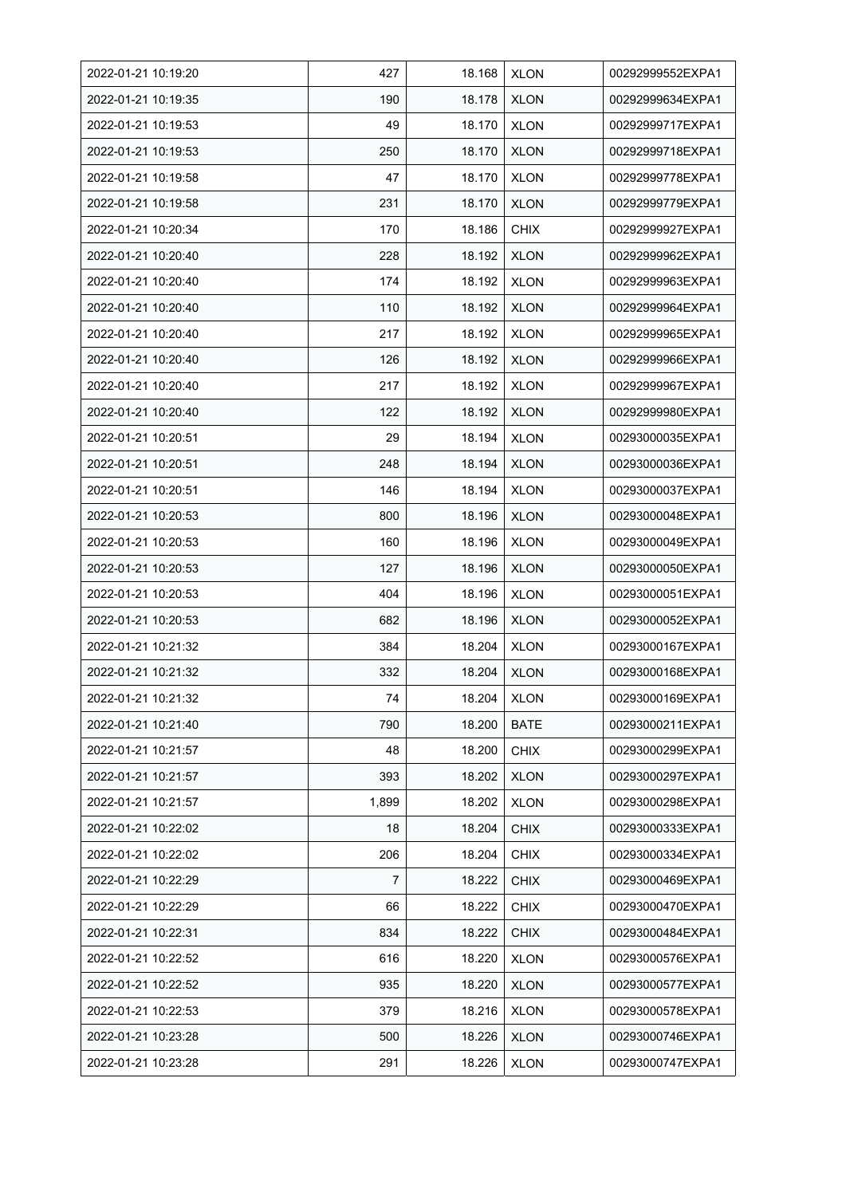| 2022-01-21 10:19:20 | 427 | 18.168 | XLON | 00292999552EXPA1 |
|---|---|---|---|---|
| 2022-01-21 10:19:35 | 190 | 18.178 | XLON | 00292999634EXPA1 |
| 2022-01-21 10:19:53 | 49 | 18.170 | XLON | 00292999717EXPA1 |
| 2022-01-21 10:19:53 | 250 | 18.170 | XLON | 00292999718EXPA1 |
| 2022-01-21 10:19:58 | 47 | 18.170 | XLON | 00292999778EXPA1 |
| 2022-01-21 10:19:58 | 231 | 18.170 | XLON | 00292999779EXPA1 |
| 2022-01-21 10:20:34 | 170 | 18.186 | CHIX | 00292999927EXPA1 |
| 2022-01-21 10:20:40 | 228 | 18.192 | XLON | 00292999962EXPA1 |
| 2022-01-21 10:20:40 | 174 | 18.192 | XLON | 00292999963EXPA1 |
| 2022-01-21 10:20:40 | 110 | 18.192 | XLON | 00292999964EXPA1 |
| 2022-01-21 10:20:40 | 217 | 18.192 | XLON | 00292999965EXPA1 |
| 2022-01-21 10:20:40 | 126 | 18.192 | XLON | 00292999966EXPA1 |
| 2022-01-21 10:20:40 | 217 | 18.192 | XLON | 00292999967EXPA1 |
| 2022-01-21 10:20:40 | 122 | 18.192 | XLON | 00292999980EXPA1 |
| 2022-01-21 10:20:51 | 29 | 18.194 | XLON | 00293000035EXPA1 |
| 2022-01-21 10:20:51 | 248 | 18.194 | XLON | 00293000036EXPA1 |
| 2022-01-21 10:20:51 | 146 | 18.194 | XLON | 00293000037EXPA1 |
| 2022-01-21 10:20:53 | 800 | 18.196 | XLON | 00293000048EXPA1 |
| 2022-01-21 10:20:53 | 160 | 18.196 | XLON | 00293000049EXPA1 |
| 2022-01-21 10:20:53 | 127 | 18.196 | XLON | 00293000050EXPA1 |
| 2022-01-21 10:20:53 | 404 | 18.196 | XLON | 00293000051EXPA1 |
| 2022-01-21 10:20:53 | 682 | 18.196 | XLON | 00293000052EXPA1 |
| 2022-01-21 10:21:32 | 384 | 18.204 | XLON | 00293000167EXPA1 |
| 2022-01-21 10:21:32 | 332 | 18.204 | XLON | 00293000168EXPA1 |
| 2022-01-21 10:21:32 | 74 | 18.204 | XLON | 00293000169EXPA1 |
| 2022-01-21 10:21:40 | 790 | 18.200 | BATE | 00293000211EXPA1 |
| 2022-01-21 10:21:57 | 48 | 18.200 | CHIX | 00293000299EXPA1 |
| 2022-01-21 10:21:57 | 393 | 18.202 | XLON | 00293000297EXPA1 |
| 2022-01-21 10:21:57 | 1,899 | 18.202 | XLON | 00293000298EXPA1 |
| 2022-01-21 10:22:02 | 18 | 18.204 | CHIX | 00293000333EXPA1 |
| 2022-01-21 10:22:02 | 206 | 18.204 | CHIX | 00293000334EXPA1 |
| 2022-01-21 10:22:29 | 7 | 18.222 | CHIX | 00293000469EXPA1 |
| 2022-01-21 10:22:29 | 66 | 18.222 | CHIX | 00293000470EXPA1 |
| 2022-01-21 10:22:31 | 834 | 18.222 | CHIX | 00293000484EXPA1 |
| 2022-01-21 10:22:52 | 616 | 18.220 | XLON | 00293000576EXPA1 |
| 2022-01-21 10:22:52 | 935 | 18.220 | XLON | 00293000577EXPA1 |
| 2022-01-21 10:22:53 | 379 | 18.216 | XLON | 00293000578EXPA1 |
| 2022-01-21 10:23:28 | 500 | 18.226 | XLON | 00293000746EXPA1 |
| 2022-01-21 10:23:28 | 291 | 18.226 | XLON | 00293000747EXPA1 |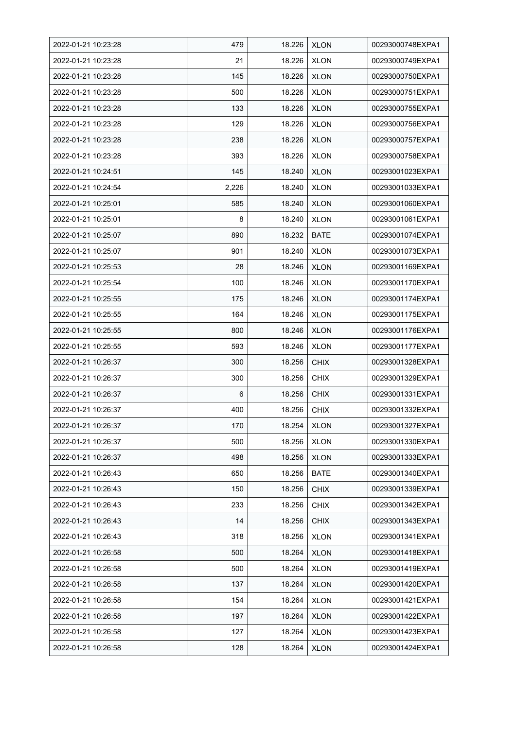| 2022-01-21 10:23:28 | 479 | 18.226 | XLON | 00293000748EXPA1 |
|---|---|---|---|---|
| 2022-01-21 10:23:28 | 21 | 18.226 | XLON | 00293000749EXPA1 |
| 2022-01-21 10:23:28 | 145 | 18.226 | XLON | 00293000750EXPA1 |
| 2022-01-21 10:23:28 | 500 | 18.226 | XLON | 00293000751EXPA1 |
| 2022-01-21 10:23:28 | 133 | 18.226 | XLON | 00293000755EXPA1 |
| 2022-01-21 10:23:28 | 129 | 18.226 | XLON | 00293000756EXPA1 |
| 2022-01-21 10:23:28 | 238 | 18.226 | XLON | 00293000757EXPA1 |
| 2022-01-21 10:23:28 | 393 | 18.226 | XLON | 00293000758EXPA1 |
| 2022-01-21 10:24:51 | 145 | 18.240 | XLON | 00293001023EXPA1 |
| 2022-01-21 10:24:54 | 2,226 | 18.240 | XLON | 00293001033EXPA1 |
| 2022-01-21 10:25:01 | 585 | 18.240 | XLON | 00293001060EXPA1 |
| 2022-01-21 10:25:01 | 8 | 18.240 | XLON | 00293001061EXPA1 |
| 2022-01-21 10:25:07 | 890 | 18.232 | BATE | 00293001074EXPA1 |
| 2022-01-21 10:25:07 | 901 | 18.240 | XLON | 00293001073EXPA1 |
| 2022-01-21 10:25:53 | 28 | 18.246 | XLON | 00293001169EXPA1 |
| 2022-01-21 10:25:54 | 100 | 18.246 | XLON | 00293001170EXPA1 |
| 2022-01-21 10:25:55 | 175 | 18.246 | XLON | 00293001174EXPA1 |
| 2022-01-21 10:25:55 | 164 | 18.246 | XLON | 00293001175EXPA1 |
| 2022-01-21 10:25:55 | 800 | 18.246 | XLON | 00293001176EXPA1 |
| 2022-01-21 10:25:55 | 593 | 18.246 | XLON | 00293001177EXPA1 |
| 2022-01-21 10:26:37 | 300 | 18.256 | CHIX | 00293001328EXPA1 |
| 2022-01-21 10:26:37 | 300 | 18.256 | CHIX | 00293001329EXPA1 |
| 2022-01-21 10:26:37 | 6 | 18.256 | CHIX | 00293001331EXPA1 |
| 2022-01-21 10:26:37 | 400 | 18.256 | CHIX | 00293001332EXPA1 |
| 2022-01-21 10:26:37 | 170 | 18.254 | XLON | 00293001327EXPA1 |
| 2022-01-21 10:26:37 | 500 | 18.256 | XLON | 00293001330EXPA1 |
| 2022-01-21 10:26:37 | 498 | 18.256 | XLON | 00293001333EXPA1 |
| 2022-01-21 10:26:43 | 650 | 18.256 | BATE | 00293001340EXPA1 |
| 2022-01-21 10:26:43 | 150 | 18.256 | CHIX | 00293001339EXPA1 |
| 2022-01-21 10:26:43 | 233 | 18.256 | CHIX | 00293001342EXPA1 |
| 2022-01-21 10:26:43 | 14 | 18.256 | CHIX | 00293001343EXPA1 |
| 2022-01-21 10:26:43 | 318 | 18.256 | XLON | 00293001341EXPA1 |
| 2022-01-21 10:26:58 | 500 | 18.264 | XLON | 00293001418EXPA1 |
| 2022-01-21 10:26:58 | 500 | 18.264 | XLON | 00293001419EXPA1 |
| 2022-01-21 10:26:58 | 137 | 18.264 | XLON | 00293001420EXPA1 |
| 2022-01-21 10:26:58 | 154 | 18.264 | XLON | 00293001421EXPA1 |
| 2022-01-21 10:26:58 | 197 | 18.264 | XLON | 00293001422EXPA1 |
| 2022-01-21 10:26:58 | 127 | 18.264 | XLON | 00293001423EXPA1 |
| 2022-01-21 10:26:58 | 128 | 18.264 | XLON | 00293001424EXPA1 |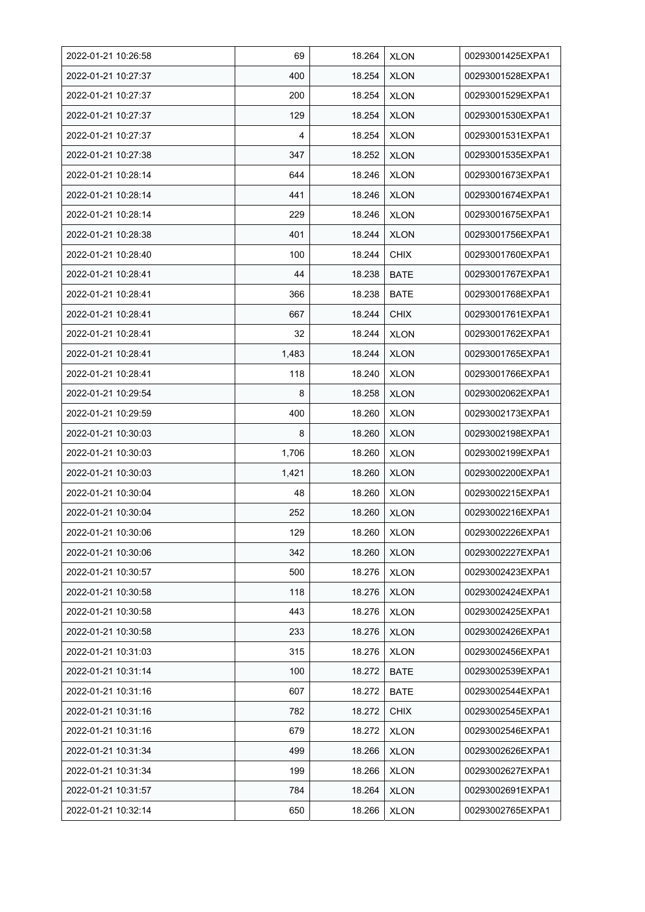| | | | | |
|---|---|---|---|---|
| 2022-01-21 10:26:58 | 69 | 18.264 | XLON | 00293001425EXPA1 |
| 2022-01-21 10:27:37 | 400 | 18.254 | XLON | 00293001528EXPA1 |
| 2022-01-21 10:27:37 | 200 | 18.254 | XLON | 00293001529EXPA1 |
| 2022-01-21 10:27:37 | 129 | 18.254 | XLON | 00293001530EXPA1 |
| 2022-01-21 10:27:37 | 4 | 18.254 | XLON | 00293001531EXPA1 |
| 2022-01-21 10:27:38 | 347 | 18.252 | XLON | 00293001535EXPA1 |
| 2022-01-21 10:28:14 | 644 | 18.246 | XLON | 00293001673EXPA1 |
| 2022-01-21 10:28:14 | 441 | 18.246 | XLON | 00293001674EXPA1 |
| 2022-01-21 10:28:14 | 229 | 18.246 | XLON | 00293001675EXPA1 |
| 2022-01-21 10:28:38 | 401 | 18.244 | XLON | 00293001756EXPA1 |
| 2022-01-21 10:28:40 | 100 | 18.244 | CHIX | 00293001760EXPA1 |
| 2022-01-21 10:28:41 | 44 | 18.238 | BATE | 00293001767EXPA1 |
| 2022-01-21 10:28:41 | 366 | 18.238 | BATE | 00293001768EXPA1 |
| 2022-01-21 10:28:41 | 667 | 18.244 | CHIX | 00293001761EXPA1 |
| 2022-01-21 10:28:41 | 32 | 18.244 | XLON | 00293001762EXPA1 |
| 2022-01-21 10:28:41 | 1,483 | 18.244 | XLON | 00293001765EXPA1 |
| 2022-01-21 10:28:41 | 118 | 18.240 | XLON | 00293001766EXPA1 |
| 2022-01-21 10:29:54 | 8 | 18.258 | XLON | 00293002062EXPA1 |
| 2022-01-21 10:29:59 | 400 | 18.260 | XLON | 00293002173EXPA1 |
| 2022-01-21 10:30:03 | 8 | 18.260 | XLON | 00293002198EXPA1 |
| 2022-01-21 10:30:03 | 1,706 | 18.260 | XLON | 00293002199EXPA1 |
| 2022-01-21 10:30:03 | 1,421 | 18.260 | XLON | 00293002200EXPA1 |
| 2022-01-21 10:30:04 | 48 | 18.260 | XLON | 00293002215EXPA1 |
| 2022-01-21 10:30:04 | 252 | 18.260 | XLON | 00293002216EXPA1 |
| 2022-01-21 10:30:06 | 129 | 18.260 | XLON | 00293002226EXPA1 |
| 2022-01-21 10:30:06 | 342 | 18.260 | XLON | 00293002227EXPA1 |
| 2022-01-21 10:30:57 | 500 | 18.276 | XLON | 00293002423EXPA1 |
| 2022-01-21 10:30:58 | 118 | 18.276 | XLON | 00293002424EXPA1 |
| 2022-01-21 10:30:58 | 443 | 18.276 | XLON | 00293002425EXPA1 |
| 2022-01-21 10:30:58 | 233 | 18.276 | XLON | 00293002426EXPA1 |
| 2022-01-21 10:31:03 | 315 | 18.276 | XLON | 00293002456EXPA1 |
| 2022-01-21 10:31:14 | 100 | 18.272 | BATE | 00293002539EXPA1 |
| 2022-01-21 10:31:16 | 607 | 18.272 | BATE | 00293002544EXPA1 |
| 2022-01-21 10:31:16 | 782 | 18.272 | CHIX | 00293002545EXPA1 |
| 2022-01-21 10:31:16 | 679 | 18.272 | XLON | 00293002546EXPA1 |
| 2022-01-21 10:31:34 | 499 | 18.266 | XLON | 00293002626EXPA1 |
| 2022-01-21 10:31:34 | 199 | 18.266 | XLON | 00293002627EXPA1 |
| 2022-01-21 10:31:57 | 784 | 18.264 | XLON | 00293002691EXPA1 |
| 2022-01-21 10:32:14 | 650 | 18.266 | XLON | 00293002765EXPA1 |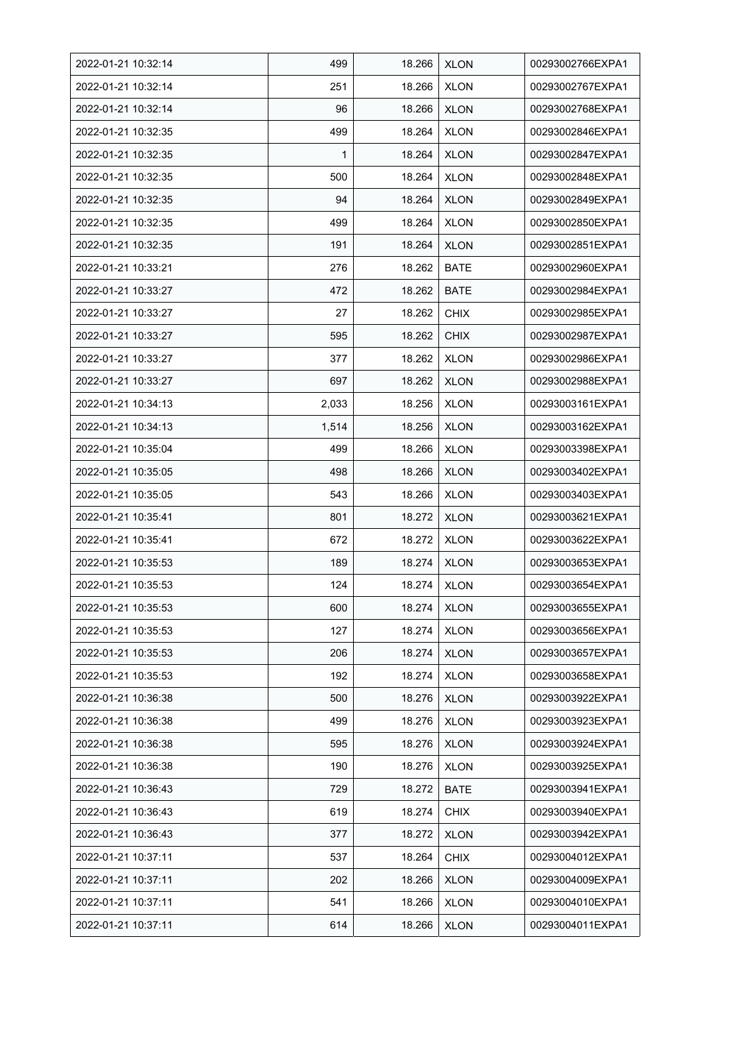| 2022-01-21 10:32:14 | 499 | 18.266 | XLON | 00293002766EXPA1 |
|---|---|---|---|---|
| 2022-01-21 10:32:14 | 251 | 18.266 | XLON | 00293002767EXPA1 |
| 2022-01-21 10:32:14 | 96 | 18.266 | XLON | 00293002768EXPA1 |
| 2022-01-21 10:32:35 | 499 | 18.264 | XLON | 00293002846EXPA1 |
| 2022-01-21 10:32:35 | 1 | 18.264 | XLON | 00293002847EXPA1 |
| 2022-01-21 10:32:35 | 500 | 18.264 | XLON | 00293002848EXPA1 |
| 2022-01-21 10:32:35 | 94 | 18.264 | XLON | 00293002849EXPA1 |
| 2022-01-21 10:32:35 | 499 | 18.264 | XLON | 00293002850EXPA1 |
| 2022-01-21 10:32:35 | 191 | 18.264 | XLON | 00293002851EXPA1 |
| 2022-01-21 10:33:21 | 276 | 18.262 | BATE | 00293002960EXPA1 |
| 2022-01-21 10:33:27 | 472 | 18.262 | BATE | 00293002984EXPA1 |
| 2022-01-21 10:33:27 | 27 | 18.262 | CHIX | 00293002985EXPA1 |
| 2022-01-21 10:33:27 | 595 | 18.262 | CHIX | 00293002987EXPA1 |
| 2022-01-21 10:33:27 | 377 | 18.262 | XLON | 00293002986EXPA1 |
| 2022-01-21 10:33:27 | 697 | 18.262 | XLON | 00293002988EXPA1 |
| 2022-01-21 10:34:13 | 2,033 | 18.256 | XLON | 00293003161EXPA1 |
| 2022-01-21 10:34:13 | 1,514 | 18.256 | XLON | 00293003162EXPA1 |
| 2022-01-21 10:35:04 | 499 | 18.266 | XLON | 00293003398EXPA1 |
| 2022-01-21 10:35:05 | 498 | 18.266 | XLON | 00293003402EXPA1 |
| 2022-01-21 10:35:05 | 543 | 18.266 | XLON | 00293003403EXPA1 |
| 2022-01-21 10:35:41 | 801 | 18.272 | XLON | 00293003621EXPA1 |
| 2022-01-21 10:35:41 | 672 | 18.272 | XLON | 00293003622EXPA1 |
| 2022-01-21 10:35:53 | 189 | 18.274 | XLON | 00293003653EXPA1 |
| 2022-01-21 10:35:53 | 124 | 18.274 | XLON | 00293003654EXPA1 |
| 2022-01-21 10:35:53 | 600 | 18.274 | XLON | 00293003655EXPA1 |
| 2022-01-21 10:35:53 | 127 | 18.274 | XLON | 00293003656EXPA1 |
| 2022-01-21 10:35:53 | 206 | 18.274 | XLON | 00293003657EXPA1 |
| 2022-01-21 10:35:53 | 192 | 18.274 | XLON | 00293003658EXPA1 |
| 2022-01-21 10:36:38 | 500 | 18.276 | XLON | 00293003922EXPA1 |
| 2022-01-21 10:36:38 | 499 | 18.276 | XLON | 00293003923EXPA1 |
| 2022-01-21 10:36:38 | 595 | 18.276 | XLON | 00293003924EXPA1 |
| 2022-01-21 10:36:38 | 190 | 18.276 | XLON | 00293003925EXPA1 |
| 2022-01-21 10:36:43 | 729 | 18.272 | BATE | 00293003941EXPA1 |
| 2022-01-21 10:36:43 | 619 | 18.274 | CHIX | 00293003940EXPA1 |
| 2022-01-21 10:36:43 | 377 | 18.272 | XLON | 00293003942EXPA1 |
| 2022-01-21 10:37:11 | 537 | 18.264 | CHIX | 00293004012EXPA1 |
| 2022-01-21 10:37:11 | 202 | 18.266 | XLON | 00293004009EXPA1 |
| 2022-01-21 10:37:11 | 541 | 18.266 | XLON | 00293004010EXPA1 |
| 2022-01-21 10:37:11 | 614 | 18.266 | XLON | 00293004011EXPA1 |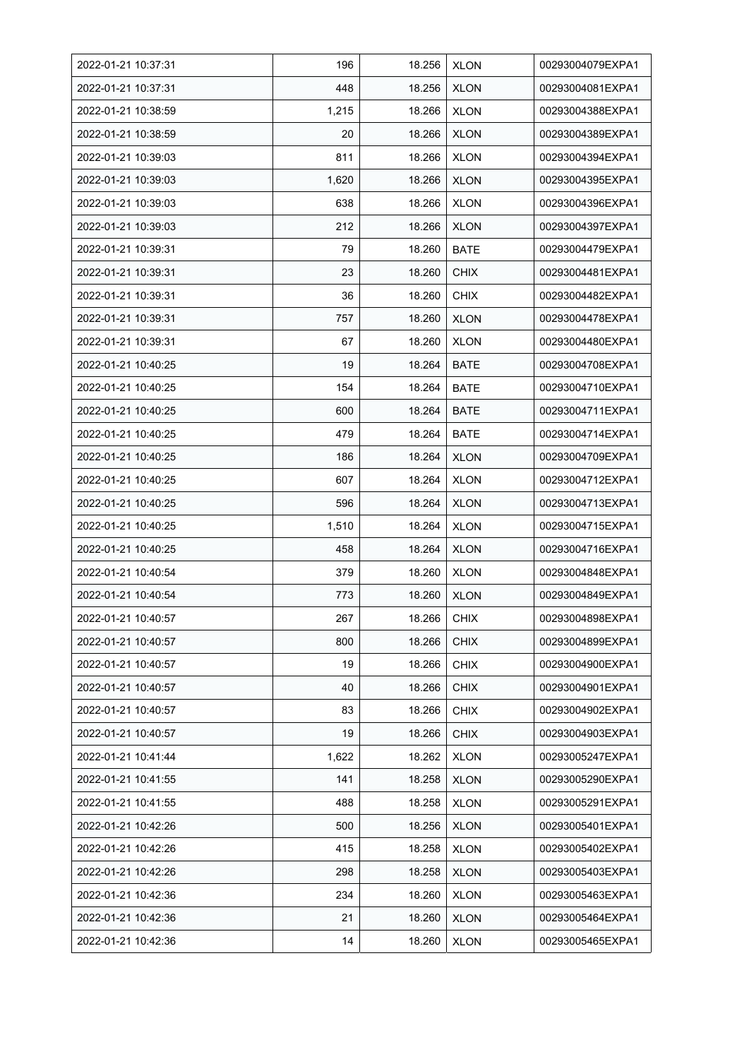| 2022-01-21 10:37:31 | 196 | 18.256 | XLON | 00293004079EXPA1 |
|---|---|---|---|---|
| 2022-01-21 10:37:31 | 448 | 18.256 | XLON | 00293004081EXPA1 |
| 2022-01-21 10:38:59 | 1,215 | 18.266 | XLON | 00293004388EXPA1 |
| 2022-01-21 10:38:59 | 20 | 18.266 | XLON | 00293004389EXPA1 |
| 2022-01-21 10:39:03 | 811 | 18.266 | XLON | 00293004394EXPA1 |
| 2022-01-21 10:39:03 | 1,620 | 18.266 | XLON | 00293004395EXPA1 |
| 2022-01-21 10:39:03 | 638 | 18.266 | XLON | 00293004396EXPA1 |
| 2022-01-21 10:39:03 | 212 | 18.266 | XLON | 00293004397EXPA1 |
| 2022-01-21 10:39:31 | 79 | 18.260 | BATE | 00293004479EXPA1 |
| 2022-01-21 10:39:31 | 23 | 18.260 | CHIX | 00293004481EXPA1 |
| 2022-01-21 10:39:31 | 36 | 18.260 | CHIX | 00293004482EXPA1 |
| 2022-01-21 10:39:31 | 757 | 18.260 | XLON | 00293004478EXPA1 |
| 2022-01-21 10:39:31 | 67 | 18.260 | XLON | 00293004480EXPA1 |
| 2022-01-21 10:40:25 | 19 | 18.264 | BATE | 00293004708EXPA1 |
| 2022-01-21 10:40:25 | 154 | 18.264 | BATE | 00293004710EXPA1 |
| 2022-01-21 10:40:25 | 600 | 18.264 | BATE | 00293004711EXPA1 |
| 2022-01-21 10:40:25 | 479 | 18.264 | BATE | 00293004714EXPA1 |
| 2022-01-21 10:40:25 | 186 | 18.264 | XLON | 00293004709EXPA1 |
| 2022-01-21 10:40:25 | 607 | 18.264 | XLON | 00293004712EXPA1 |
| 2022-01-21 10:40:25 | 596 | 18.264 | XLON | 00293004713EXPA1 |
| 2022-01-21 10:40:25 | 1,510 | 18.264 | XLON | 00293004715EXPA1 |
| 2022-01-21 10:40:25 | 458 | 18.264 | XLON | 00293004716EXPA1 |
| 2022-01-21 10:40:54 | 379 | 18.260 | XLON | 00293004848EXPA1 |
| 2022-01-21 10:40:54 | 773 | 18.260 | XLON | 00293004849EXPA1 |
| 2022-01-21 10:40:57 | 267 | 18.266 | CHIX | 00293004898EXPA1 |
| 2022-01-21 10:40:57 | 800 | 18.266 | CHIX | 00293004899EXPA1 |
| 2022-01-21 10:40:57 | 19 | 18.266 | CHIX | 00293004900EXPA1 |
| 2022-01-21 10:40:57 | 40 | 18.266 | CHIX | 00293004901EXPA1 |
| 2022-01-21 10:40:57 | 83 | 18.266 | CHIX | 00293004902EXPA1 |
| 2022-01-21 10:40:57 | 19 | 18.266 | CHIX | 00293004903EXPA1 |
| 2022-01-21 10:41:44 | 1,622 | 18.262 | XLON | 00293005247EXPA1 |
| 2022-01-21 10:41:55 | 141 | 18.258 | XLON | 00293005290EXPA1 |
| 2022-01-21 10:41:55 | 488 | 18.258 | XLON | 00293005291EXPA1 |
| 2022-01-21 10:42:26 | 500 | 18.256 | XLON | 00293005401EXPA1 |
| 2022-01-21 10:42:26 | 415 | 18.258 | XLON | 00293005402EXPA1 |
| 2022-01-21 10:42:26 | 298 | 18.258 | XLON | 00293005403EXPA1 |
| 2022-01-21 10:42:36 | 234 | 18.260 | XLON | 00293005463EXPA1 |
| 2022-01-21 10:42:36 | 21 | 18.260 | XLON | 00293005464EXPA1 |
| 2022-01-21 10:42:36 | 14 | 18.260 | XLON | 00293005465EXPA1 |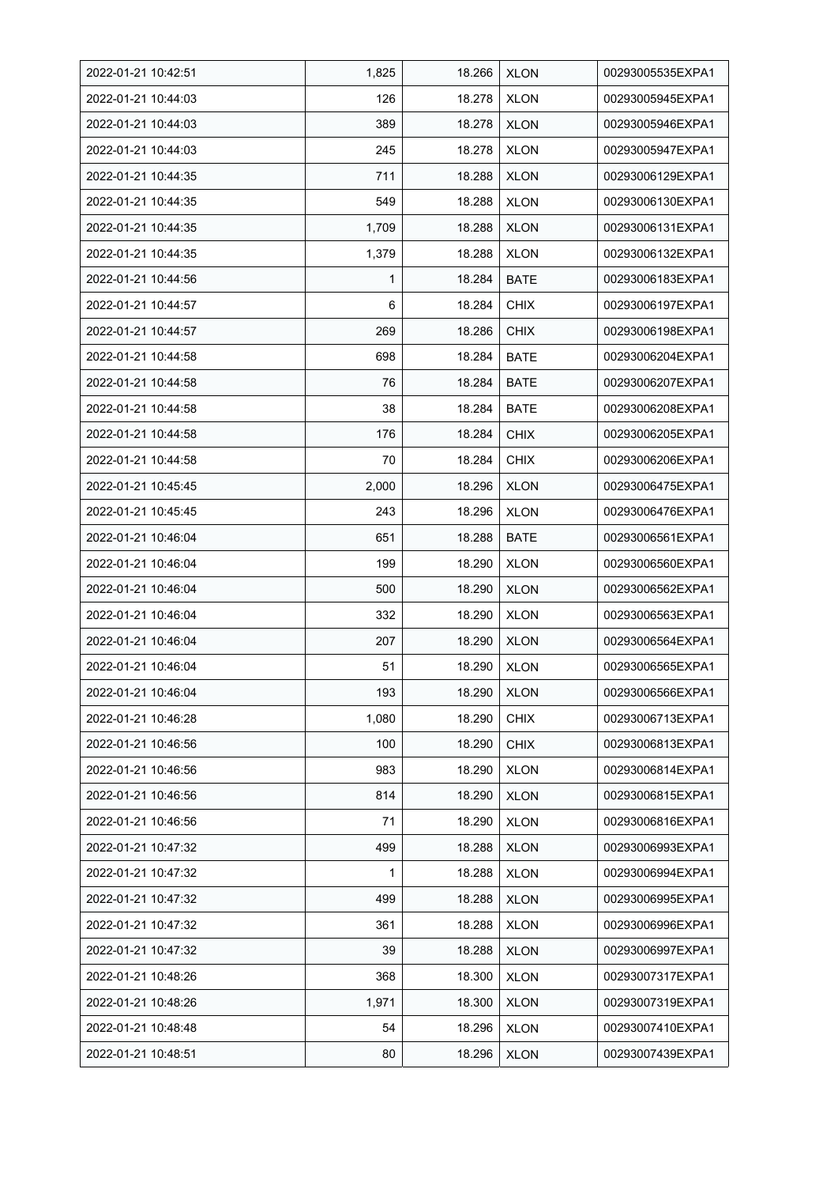| | | | | |
|---|---|---|---|---|
| 2022-01-21 10:42:51 | 1,825 | 18.266 | XLON | 00293005535EXPA1 |
| 2022-01-21 10:44:03 | 126 | 18.278 | XLON | 00293005945EXPA1 |
| 2022-01-21 10:44:03 | 389 | 18.278 | XLON | 00293005946EXPA1 |
| 2022-01-21 10:44:03 | 245 | 18.278 | XLON | 00293005947EXPA1 |
| 2022-01-21 10:44:35 | 711 | 18.288 | XLON | 00293006129EXPA1 |
| 2022-01-21 10:44:35 | 549 | 18.288 | XLON | 00293006130EXPA1 |
| 2022-01-21 10:44:35 | 1,709 | 18.288 | XLON | 00293006131EXPA1 |
| 2022-01-21 10:44:35 | 1,379 | 18.288 | XLON | 00293006132EXPA1 |
| 2022-01-21 10:44:56 | 1 | 18.284 | BATE | 00293006183EXPA1 |
| 2022-01-21 10:44:57 | 6 | 18.284 | CHIX | 00293006197EXPA1 |
| 2022-01-21 10:44:57 | 269 | 18.286 | CHIX | 00293006198EXPA1 |
| 2022-01-21 10:44:58 | 698 | 18.284 | BATE | 00293006204EXPA1 |
| 2022-01-21 10:44:58 | 76 | 18.284 | BATE | 00293006207EXPA1 |
| 2022-01-21 10:44:58 | 38 | 18.284 | BATE | 00293006208EXPA1 |
| 2022-01-21 10:44:58 | 176 | 18.284 | CHIX | 00293006205EXPA1 |
| 2022-01-21 10:44:58 | 70 | 18.284 | CHIX | 00293006206EXPA1 |
| 2022-01-21 10:45:45 | 2,000 | 18.296 | XLON | 00293006475EXPA1 |
| 2022-01-21 10:45:45 | 243 | 18.296 | XLON | 00293006476EXPA1 |
| 2022-01-21 10:46:04 | 651 | 18.288 | BATE | 00293006561EXPA1 |
| 2022-01-21 10:46:04 | 199 | 18.290 | XLON | 00293006560EXPA1 |
| 2022-01-21 10:46:04 | 500 | 18.290 | XLON | 00293006562EXPA1 |
| 2022-01-21 10:46:04 | 332 | 18.290 | XLON | 00293006563EXPA1 |
| 2022-01-21 10:46:04 | 207 | 18.290 | XLON | 00293006564EXPA1 |
| 2022-01-21 10:46:04 | 51 | 18.290 | XLON | 00293006565EXPA1 |
| 2022-01-21 10:46:04 | 193 | 18.290 | XLON | 00293006566EXPA1 |
| 2022-01-21 10:46:28 | 1,080 | 18.290 | CHIX | 00293006713EXPA1 |
| 2022-01-21 10:46:56 | 100 | 18.290 | CHIX | 00293006813EXPA1 |
| 2022-01-21 10:46:56 | 983 | 18.290 | XLON | 00293006814EXPA1 |
| 2022-01-21 10:46:56 | 814 | 18.290 | XLON | 00293006815EXPA1 |
| 2022-01-21 10:46:56 | 71 | 18.290 | XLON | 00293006816EXPA1 |
| 2022-01-21 10:47:32 | 499 | 18.288 | XLON | 00293006993EXPA1 |
| 2022-01-21 10:47:32 | 1 | 18.288 | XLON | 00293006994EXPA1 |
| 2022-01-21 10:47:32 | 499 | 18.288 | XLON | 00293006995EXPA1 |
| 2022-01-21 10:47:32 | 361 | 18.288 | XLON | 00293006996EXPA1 |
| 2022-01-21 10:47:32 | 39 | 18.288 | XLON | 00293006997EXPA1 |
| 2022-01-21 10:48:26 | 368 | 18.300 | XLON | 00293007317EXPA1 |
| 2022-01-21 10:48:26 | 1,971 | 18.300 | XLON | 00293007319EXPA1 |
| 2022-01-21 10:48:48 | 54 | 18.296 | XLON | 00293007410EXPA1 |
| 2022-01-21 10:48:51 | 80 | 18.296 | XLON | 00293007439EXPA1 |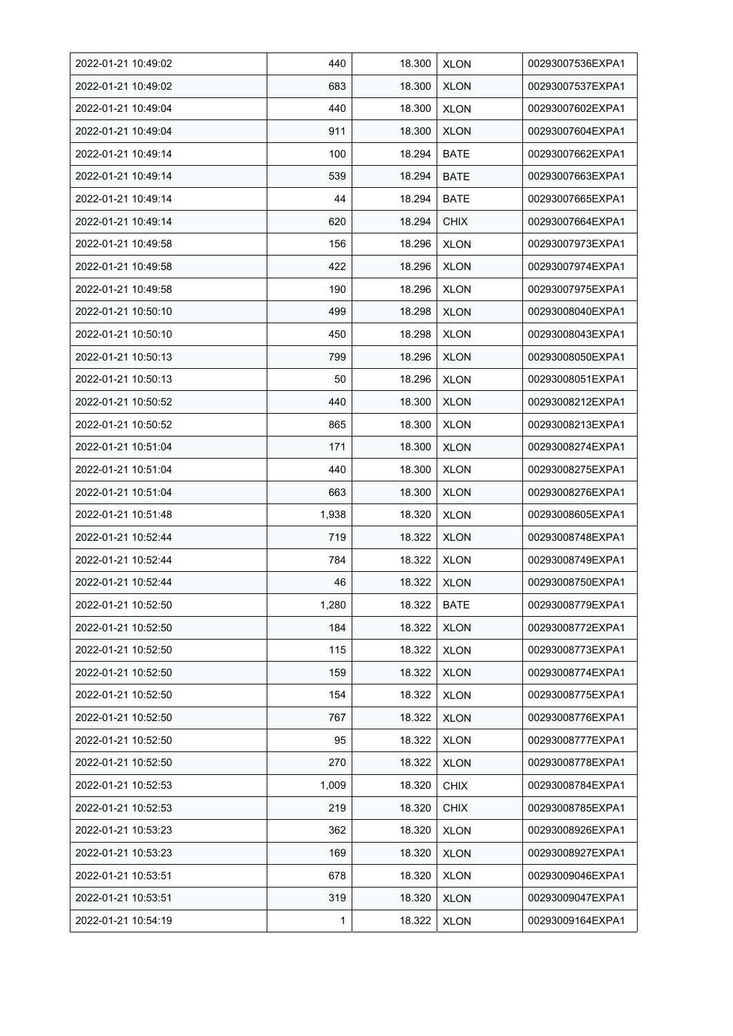| 2022-01-21 10:49:02 | 440 | 18.300 | XLON | 00293007536EXPA1 |
|---|---|---|---|---|
| 2022-01-21 10:49:02 | 683 | 18.300 | XLON | 00293007537EXPA1 |
| 2022-01-21 10:49:04 | 440 | 18.300 | XLON | 00293007602EXPA1 |
| 2022-01-21 10:49:04 | 911 | 18.300 | XLON | 00293007604EXPA1 |
| 2022-01-21 10:49:14 | 100 | 18.294 | BATE | 00293007662EXPA1 |
| 2022-01-21 10:49:14 | 539 | 18.294 | BATE | 00293007663EXPA1 |
| 2022-01-21 10:49:14 | 44 | 18.294 | BATE | 00293007665EXPA1 |
| 2022-01-21 10:49:14 | 620 | 18.294 | CHIX | 00293007664EXPA1 |
| 2022-01-21 10:49:58 | 156 | 18.296 | XLON | 00293007973EXPA1 |
| 2022-01-21 10:49:58 | 422 | 18.296 | XLON | 00293007974EXPA1 |
| 2022-01-21 10:49:58 | 190 | 18.296 | XLON | 00293007975EXPA1 |
| 2022-01-21 10:50:10 | 499 | 18.298 | XLON | 00293008040EXPA1 |
| 2022-01-21 10:50:10 | 450 | 18.298 | XLON | 00293008043EXPA1 |
| 2022-01-21 10:50:13 | 799 | 18.296 | XLON | 00293008050EXPA1 |
| 2022-01-21 10:50:13 | 50 | 18.296 | XLON | 00293008051EXPA1 |
| 2022-01-21 10:50:52 | 440 | 18.300 | XLON | 00293008212EXPA1 |
| 2022-01-21 10:50:52 | 865 | 18.300 | XLON | 00293008213EXPA1 |
| 2022-01-21 10:51:04 | 171 | 18.300 | XLON | 00293008274EXPA1 |
| 2022-01-21 10:51:04 | 440 | 18.300 | XLON | 00293008275EXPA1 |
| 2022-01-21 10:51:04 | 663 | 18.300 | XLON | 00293008276EXPA1 |
| 2022-01-21 10:51:48 | 1,938 | 18.320 | XLON | 00293008605EXPA1 |
| 2022-01-21 10:52:44 | 719 | 18.322 | XLON | 00293008748EXPA1 |
| 2022-01-21 10:52:44 | 784 | 18.322 | XLON | 00293008749EXPA1 |
| 2022-01-21 10:52:44 | 46 | 18.322 | XLON | 00293008750EXPA1 |
| 2022-01-21 10:52:50 | 1,280 | 18.322 | BATE | 00293008779EXPA1 |
| 2022-01-21 10:52:50 | 184 | 18.322 | XLON | 00293008772EXPA1 |
| 2022-01-21 10:52:50 | 115 | 18.322 | XLON | 00293008773EXPA1 |
| 2022-01-21 10:52:50 | 159 | 18.322 | XLON | 00293008774EXPA1 |
| 2022-01-21 10:52:50 | 154 | 18.322 | XLON | 00293008775EXPA1 |
| 2022-01-21 10:52:50 | 767 | 18.322 | XLON | 00293008776EXPA1 |
| 2022-01-21 10:52:50 | 95 | 18.322 | XLON | 00293008777EXPA1 |
| 2022-01-21 10:52:50 | 270 | 18.322 | XLON | 00293008778EXPA1 |
| 2022-01-21 10:52:53 | 1,009 | 18.320 | CHIX | 00293008784EXPA1 |
| 2022-01-21 10:52:53 | 219 | 18.320 | CHIX | 00293008785EXPA1 |
| 2022-01-21 10:53:23 | 362 | 18.320 | XLON | 00293008926EXPA1 |
| 2022-01-21 10:53:23 | 169 | 18.320 | XLON | 00293008927EXPA1 |
| 2022-01-21 10:53:51 | 678 | 18.320 | XLON | 00293009046EXPA1 |
| 2022-01-21 10:53:51 | 319 | 18.320 | XLON | 00293009047EXPA1 |
| 2022-01-21 10:54:19 | 1 | 18.322 | XLON | 00293009164EXPA1 |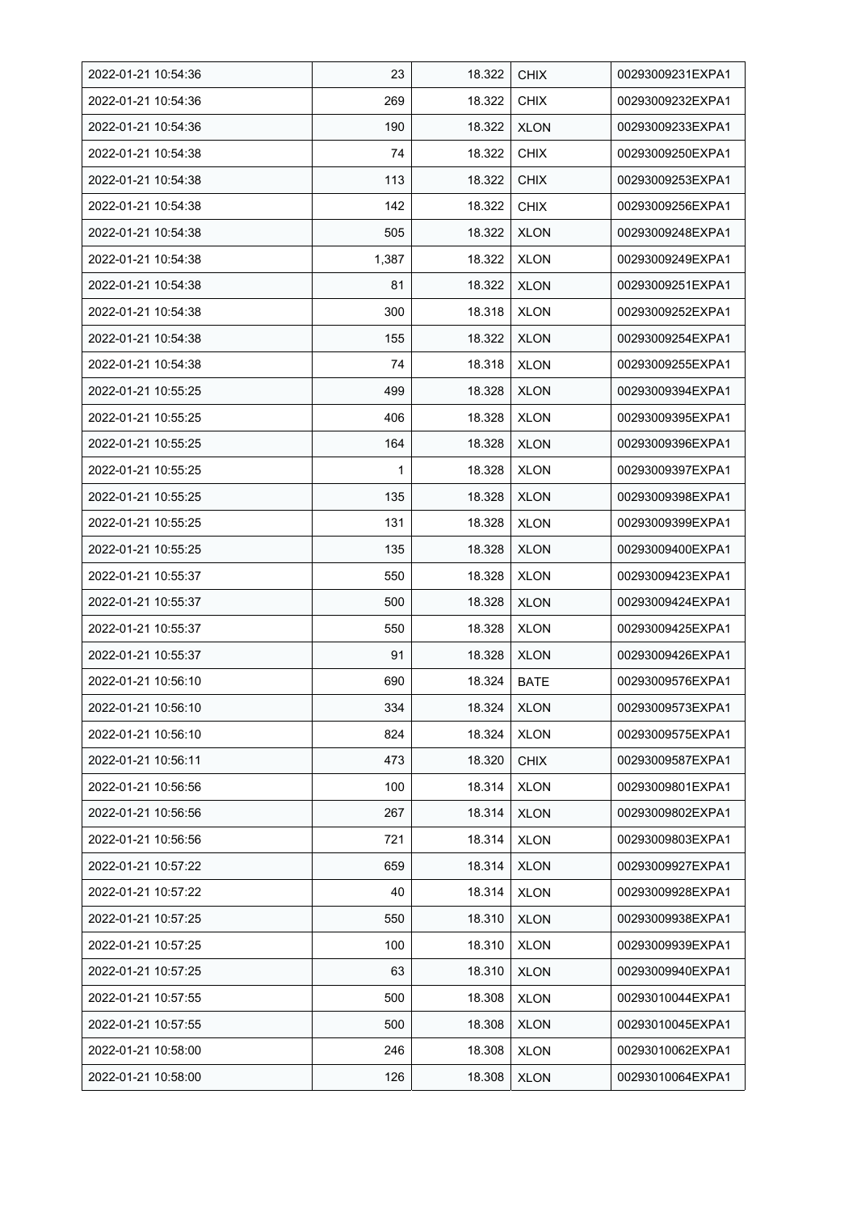| 2022-01-21 10:54:36 | 23 | 18.322 | CHIX | 00293009231EXPA1 |
|---|---|---|---|---|
| 2022-01-21 10:54:36 | 269 | 18.322 | CHIX | 00293009232EXPA1 |
| 2022-01-21 10:54:36 | 190 | 18.322 | XLON | 00293009233EXPA1 |
| 2022-01-21 10:54:38 | 74 | 18.322 | CHIX | 00293009250EXPA1 |
| 2022-01-21 10:54:38 | 113 | 18.322 | CHIX | 00293009253EXPA1 |
| 2022-01-21 10:54:38 | 142 | 18.322 | CHIX | 00293009256EXPA1 |
| 2022-01-21 10:54:38 | 505 | 18.322 | XLON | 00293009248EXPA1 |
| 2022-01-21 10:54:38 | 1,387 | 18.322 | XLON | 00293009249EXPA1 |
| 2022-01-21 10:54:38 | 81 | 18.322 | XLON | 00293009251EXPA1 |
| 2022-01-21 10:54:38 | 300 | 18.318 | XLON | 00293009252EXPA1 |
| 2022-01-21 10:54:38 | 155 | 18.322 | XLON | 00293009254EXPA1 |
| 2022-01-21 10:54:38 | 74 | 18.318 | XLON | 00293009255EXPA1 |
| 2022-01-21 10:55:25 | 499 | 18.328 | XLON | 00293009394EXPA1 |
| 2022-01-21 10:55:25 | 406 | 18.328 | XLON | 00293009395EXPA1 |
| 2022-01-21 10:55:25 | 164 | 18.328 | XLON | 00293009396EXPA1 |
| 2022-01-21 10:55:25 | 1 | 18.328 | XLON | 00293009397EXPA1 |
| 2022-01-21 10:55:25 | 135 | 18.328 | XLON | 00293009398EXPA1 |
| 2022-01-21 10:55:25 | 131 | 18.328 | XLON | 00293009399EXPA1 |
| 2022-01-21 10:55:25 | 135 | 18.328 | XLON | 00293009400EXPA1 |
| 2022-01-21 10:55:37 | 550 | 18.328 | XLON | 00293009423EXPA1 |
| 2022-01-21 10:55:37 | 500 | 18.328 | XLON | 00293009424EXPA1 |
| 2022-01-21 10:55:37 | 550 | 18.328 | XLON | 00293009425EXPA1 |
| 2022-01-21 10:55:37 | 91 | 18.328 | XLON | 00293009426EXPA1 |
| 2022-01-21 10:56:10 | 690 | 18.324 | BATE | 00293009576EXPA1 |
| 2022-01-21 10:56:10 | 334 | 18.324 | XLON | 00293009573EXPA1 |
| 2022-01-21 10:56:10 | 824 | 18.324 | XLON | 00293009575EXPA1 |
| 2022-01-21 10:56:11 | 473 | 18.320 | CHIX | 00293009587EXPA1 |
| 2022-01-21 10:56:56 | 100 | 18.314 | XLON | 00293009801EXPA1 |
| 2022-01-21 10:56:56 | 267 | 18.314 | XLON | 00293009802EXPA1 |
| 2022-01-21 10:56:56 | 721 | 18.314 | XLON | 00293009803EXPA1 |
| 2022-01-21 10:57:22 | 659 | 18.314 | XLON | 00293009927EXPA1 |
| 2022-01-21 10:57:22 | 40 | 18.314 | XLON | 00293009928EXPA1 |
| 2022-01-21 10:57:25 | 550 | 18.310 | XLON | 00293009938EXPA1 |
| 2022-01-21 10:57:25 | 100 | 18.310 | XLON | 00293009939EXPA1 |
| 2022-01-21 10:57:25 | 63 | 18.310 | XLON | 00293009940EXPA1 |
| 2022-01-21 10:57:55 | 500 | 18.308 | XLON | 00293010044EXPA1 |
| 2022-01-21 10:57:55 | 500 | 18.308 | XLON | 00293010045EXPA1 |
| 2022-01-21 10:58:00 | 246 | 18.308 | XLON | 00293010062EXPA1 |
| 2022-01-21 10:58:00 | 126 | 18.308 | XLON | 00293010064EXPA1 |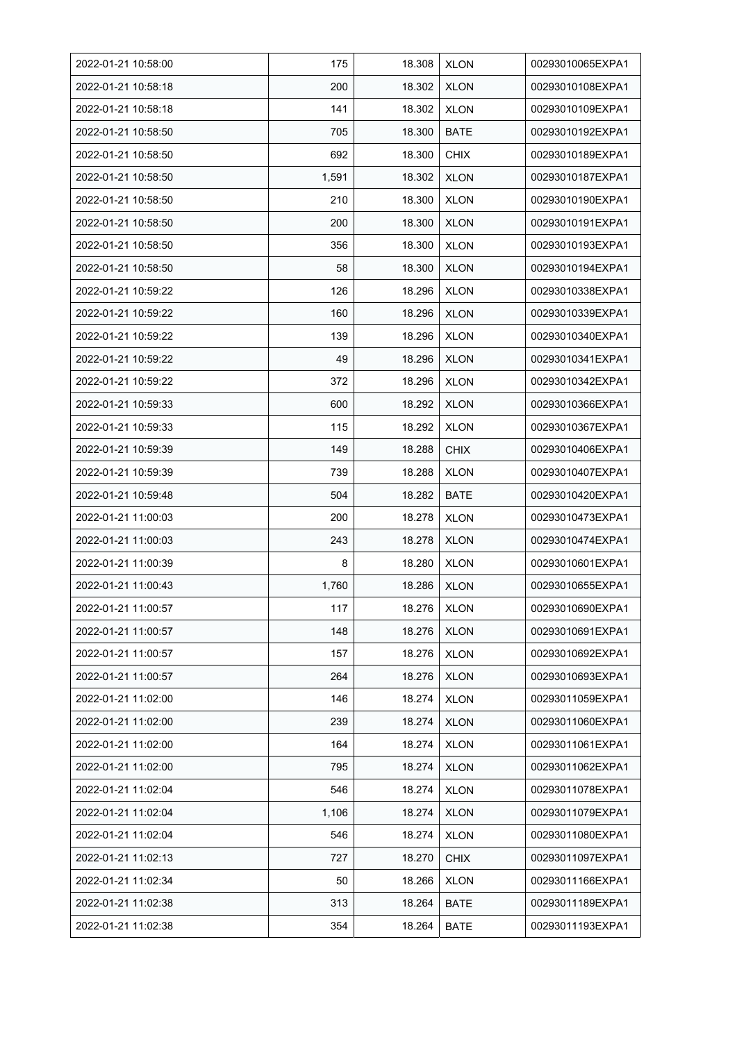| 2022-01-21 10:58:00 | 175 | 18.308 | XLON | 00293010065EXPA1 |
|---|---|---|---|---|
| 2022-01-21 10:58:18 | 200 | 18.302 | XLON | 00293010108EXPA1 |
| 2022-01-21 10:58:18 | 141 | 18.302 | XLON | 00293010109EXPA1 |
| 2022-01-21 10:58:50 | 705 | 18.300 | BATE | 00293010192EXPA1 |
| 2022-01-21 10:58:50 | 692 | 18.300 | CHIX | 00293010189EXPA1 |
| 2022-01-21 10:58:50 | 1,591 | 18.302 | XLON | 00293010187EXPA1 |
| 2022-01-21 10:58:50 | 210 | 18.300 | XLON | 00293010190EXPA1 |
| 2022-01-21 10:58:50 | 200 | 18.300 | XLON | 00293010191EXPA1 |
| 2022-01-21 10:58:50 | 356 | 18.300 | XLON | 00293010193EXPA1 |
| 2022-01-21 10:58:50 | 58 | 18.300 | XLON | 00293010194EXPA1 |
| 2022-01-21 10:59:22 | 126 | 18.296 | XLON | 00293010338EXPA1 |
| 2022-01-21 10:59:22 | 160 | 18.296 | XLON | 00293010339EXPA1 |
| 2022-01-21 10:59:22 | 139 | 18.296 | XLON | 00293010340EXPA1 |
| 2022-01-21 10:59:22 | 49 | 18.296 | XLON | 00293010341EXPA1 |
| 2022-01-21 10:59:22 | 372 | 18.296 | XLON | 00293010342EXPA1 |
| 2022-01-21 10:59:33 | 600 | 18.292 | XLON | 00293010366EXPA1 |
| 2022-01-21 10:59:33 | 115 | 18.292 | XLON | 00293010367EXPA1 |
| 2022-01-21 10:59:39 | 149 | 18.288 | CHIX | 00293010406EXPA1 |
| 2022-01-21 10:59:39 | 739 | 18.288 | XLON | 00293010407EXPA1 |
| 2022-01-21 10:59:48 | 504 | 18.282 | BATE | 00293010420EXPA1 |
| 2022-01-21 11:00:03 | 200 | 18.278 | XLON | 00293010473EXPA1 |
| 2022-01-21 11:00:03 | 243 | 18.278 | XLON | 00293010474EXPA1 |
| 2022-01-21 11:00:39 | 8 | 18.280 | XLON | 00293010601EXPA1 |
| 2022-01-21 11:00:43 | 1,760 | 18.286 | XLON | 00293010655EXPA1 |
| 2022-01-21 11:00:57 | 117 | 18.276 | XLON | 00293010690EXPA1 |
| 2022-01-21 11:00:57 | 148 | 18.276 | XLON | 00293010691EXPA1 |
| 2022-01-21 11:00:57 | 157 | 18.276 | XLON | 00293010692EXPA1 |
| 2022-01-21 11:00:57 | 264 | 18.276 | XLON | 00293010693EXPA1 |
| 2022-01-21 11:02:00 | 146 | 18.274 | XLON | 00293011059EXPA1 |
| 2022-01-21 11:02:00 | 239 | 18.274 | XLON | 00293011060EXPA1 |
| 2022-01-21 11:02:00 | 164 | 18.274 | XLON | 00293011061EXPA1 |
| 2022-01-21 11:02:00 | 795 | 18.274 | XLON | 00293011062EXPA1 |
| 2022-01-21 11:02:04 | 546 | 18.274 | XLON | 00293011078EXPA1 |
| 2022-01-21 11:02:04 | 1,106 | 18.274 | XLON | 00293011079EXPA1 |
| 2022-01-21 11:02:04 | 546 | 18.274 | XLON | 00293011080EXPA1 |
| 2022-01-21 11:02:13 | 727 | 18.270 | CHIX | 00293011097EXPA1 |
| 2022-01-21 11:02:34 | 50 | 18.266 | XLON | 00293011166EXPA1 |
| 2022-01-21 11:02:38 | 313 | 18.264 | BATE | 00293011189EXPA1 |
| 2022-01-21 11:02:38 | 354 | 18.264 | BATE | 00293011193EXPA1 |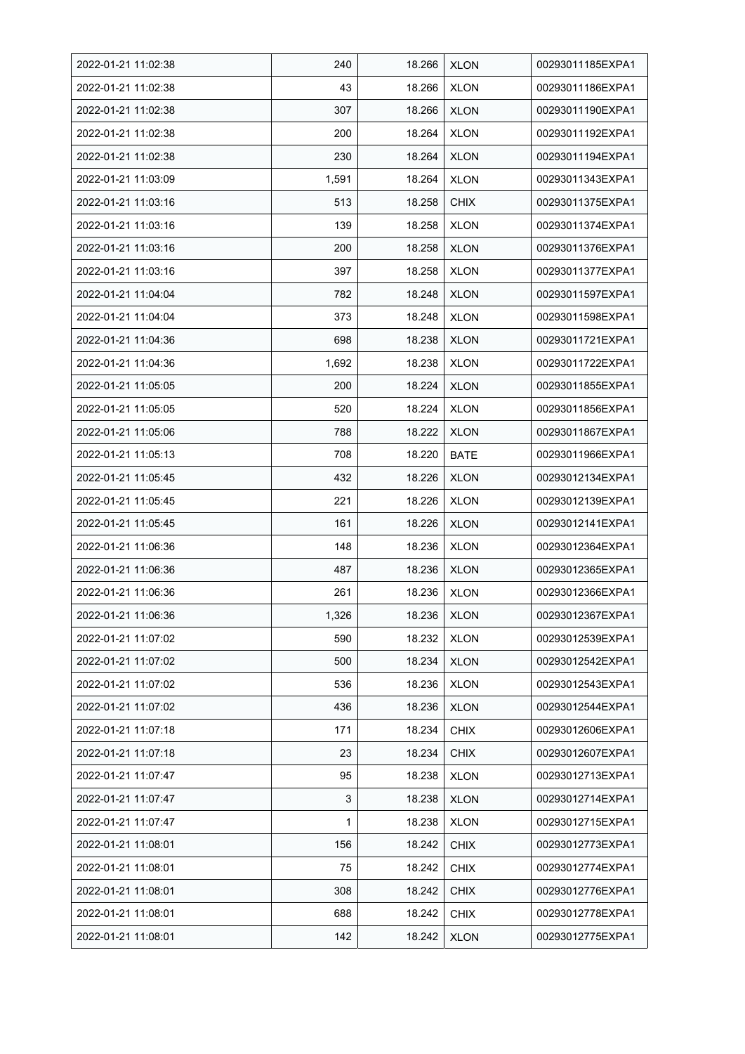| 2022-01-21 11:02:38 | 240 | 18.266 | XLON | 00293011185EXPA1 |
|---|---|---|---|---|
| 2022-01-21 11:02:38 | 43 | 18.266 | XLON | 00293011186EXPA1 |
| 2022-01-21 11:02:38 | 307 | 18.266 | XLON | 00293011190EXPA1 |
| 2022-01-21 11:02:38 | 200 | 18.264 | XLON | 00293011192EXPA1 |
| 2022-01-21 11:02:38 | 230 | 18.264 | XLON | 00293011194EXPA1 |
| 2022-01-21 11:03:09 | 1,591 | 18.264 | XLON | 00293011343EXPA1 |
| 2022-01-21 11:03:16 | 513 | 18.258 | CHIX | 00293011375EXPA1 |
| 2022-01-21 11:03:16 | 139 | 18.258 | XLON | 00293011374EXPA1 |
| 2022-01-21 11:03:16 | 200 | 18.258 | XLON | 00293011376EXPA1 |
| 2022-01-21 11:03:16 | 397 | 18.258 | XLON | 00293011377EXPA1 |
| 2022-01-21 11:04:04 | 782 | 18.248 | XLON | 00293011597EXPA1 |
| 2022-01-21 11:04:04 | 373 | 18.248 | XLON | 00293011598EXPA1 |
| 2022-01-21 11:04:36 | 698 | 18.238 | XLON | 00293011721EXPA1 |
| 2022-01-21 11:04:36 | 1,692 | 18.238 | XLON | 00293011722EXPA1 |
| 2022-01-21 11:05:05 | 200 | 18.224 | XLON | 00293011855EXPA1 |
| 2022-01-21 11:05:05 | 520 | 18.224 | XLON | 00293011856EXPA1 |
| 2022-01-21 11:05:06 | 788 | 18.222 | XLON | 00293011867EXPA1 |
| 2022-01-21 11:05:13 | 708 | 18.220 | BATE | 00293011966EXPA1 |
| 2022-01-21 11:05:45 | 432 | 18.226 | XLON | 00293012134EXPA1 |
| 2022-01-21 11:05:45 | 221 | 18.226 | XLON | 00293012139EXPA1 |
| 2022-01-21 11:05:45 | 161 | 18.226 | XLON | 00293012141EXPA1 |
| 2022-01-21 11:06:36 | 148 | 18.236 | XLON | 00293012364EXPA1 |
| 2022-01-21 11:06:36 | 487 | 18.236 | XLON | 00293012365EXPA1 |
| 2022-01-21 11:06:36 | 261 | 18.236 | XLON | 00293012366EXPA1 |
| 2022-01-21 11:06:36 | 1,326 | 18.236 | XLON | 00293012367EXPA1 |
| 2022-01-21 11:07:02 | 590 | 18.232 | XLON | 00293012539EXPA1 |
| 2022-01-21 11:07:02 | 500 | 18.234 | XLON | 00293012542EXPA1 |
| 2022-01-21 11:07:02 | 536 | 18.236 | XLON | 00293012543EXPA1 |
| 2022-01-21 11:07:02 | 436 | 18.236 | XLON | 00293012544EXPA1 |
| 2022-01-21 11:07:18 | 171 | 18.234 | CHIX | 00293012606EXPA1 |
| 2022-01-21 11:07:18 | 23 | 18.234 | CHIX | 00293012607EXPA1 |
| 2022-01-21 11:07:47 | 95 | 18.238 | XLON | 00293012713EXPA1 |
| 2022-01-21 11:07:47 | 3 | 18.238 | XLON | 00293012714EXPA1 |
| 2022-01-21 11:07:47 | 1 | 18.238 | XLON | 00293012715EXPA1 |
| 2022-01-21 11:08:01 | 156 | 18.242 | CHIX | 00293012773EXPA1 |
| 2022-01-21 11:08:01 | 75 | 18.242 | CHIX | 00293012774EXPA1 |
| 2022-01-21 11:08:01 | 308 | 18.242 | CHIX | 00293012776EXPA1 |
| 2022-01-21 11:08:01 | 688 | 18.242 | CHIX | 00293012778EXPA1 |
| 2022-01-21 11:08:01 | 142 | 18.242 | XLON | 00293012775EXPA1 |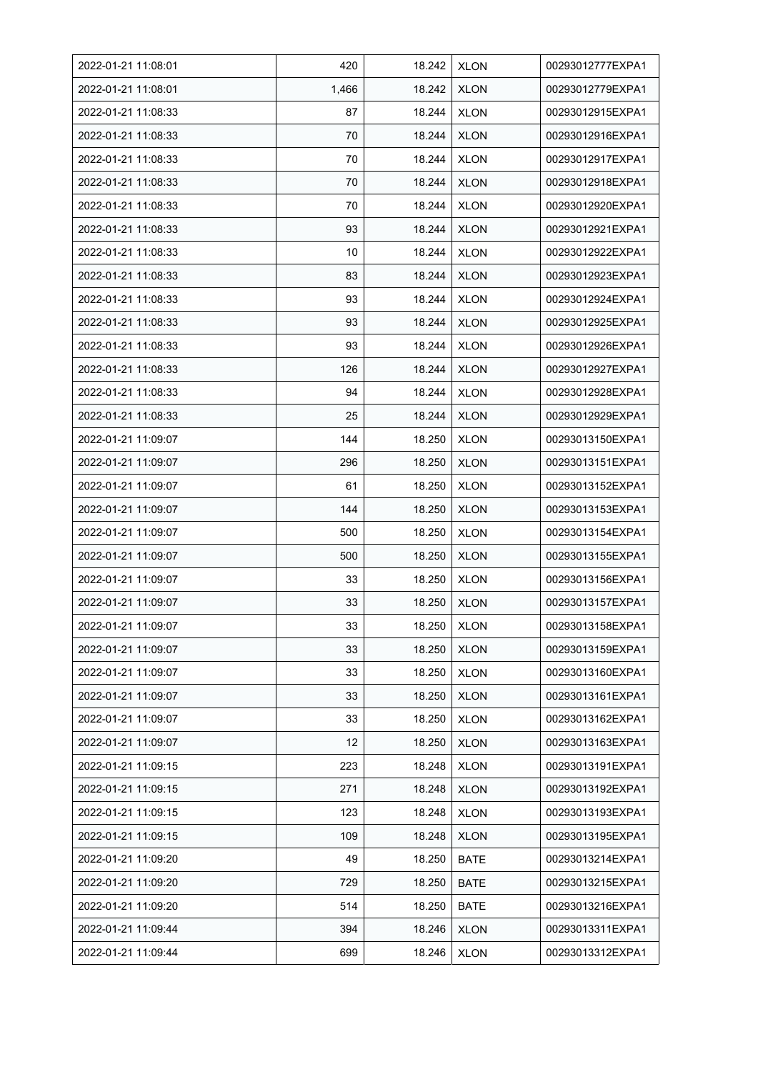| 2022-01-21 11:08:01 | 420 | 18.242 | XLON | 00293012777EXPA1 |
|---|---|---|---|---|
| 2022-01-21 11:08:01 | 1,466 | 18.242 | XLON | 00293012779EXPA1 |
| 2022-01-21 11:08:33 | 87 | 18.244 | XLON | 00293012915EXPA1 |
| 2022-01-21 11:08:33 | 70 | 18.244 | XLON | 00293012916EXPA1 |
| 2022-01-21 11:08:33 | 70 | 18.244 | XLON | 00293012917EXPA1 |
| 2022-01-21 11:08:33 | 70 | 18.244 | XLON | 00293012918EXPA1 |
| 2022-01-21 11:08:33 | 70 | 18.244 | XLON | 00293012920EXPA1 |
| 2022-01-21 11:08:33 | 93 | 18.244 | XLON | 00293012921EXPA1 |
| 2022-01-21 11:08:33 | 10 | 18.244 | XLON | 00293012922EXPA1 |
| 2022-01-21 11:08:33 | 83 | 18.244 | XLON | 00293012923EXPA1 |
| 2022-01-21 11:08:33 | 93 | 18.244 | XLON | 00293012924EXPA1 |
| 2022-01-21 11:08:33 | 93 | 18.244 | XLON | 00293012925EXPA1 |
| 2022-01-21 11:08:33 | 93 | 18.244 | XLON | 00293012926EXPA1 |
| 2022-01-21 11:08:33 | 126 | 18.244 | XLON | 00293012927EXPA1 |
| 2022-01-21 11:08:33 | 94 | 18.244 | XLON | 00293012928EXPA1 |
| 2022-01-21 11:08:33 | 25 | 18.244 | XLON | 00293012929EXPA1 |
| 2022-01-21 11:09:07 | 144 | 18.250 | XLON | 00293013150EXPA1 |
| 2022-01-21 11:09:07 | 296 | 18.250 | XLON | 00293013151EXPA1 |
| 2022-01-21 11:09:07 | 61 | 18.250 | XLON | 00293013152EXPA1 |
| 2022-01-21 11:09:07 | 144 | 18.250 | XLON | 00293013153EXPA1 |
| 2022-01-21 11:09:07 | 500 | 18.250 | XLON | 00293013154EXPA1 |
| 2022-01-21 11:09:07 | 500 | 18.250 | XLON | 00293013155EXPA1 |
| 2022-01-21 11:09:07 | 33 | 18.250 | XLON | 00293013156EXPA1 |
| 2022-01-21 11:09:07 | 33 | 18.250 | XLON | 00293013157EXPA1 |
| 2022-01-21 11:09:07 | 33 | 18.250 | XLON | 00293013158EXPA1 |
| 2022-01-21 11:09:07 | 33 | 18.250 | XLON | 00293013159EXPA1 |
| 2022-01-21 11:09:07 | 33 | 18.250 | XLON | 00293013160EXPA1 |
| 2022-01-21 11:09:07 | 33 | 18.250 | XLON | 00293013161EXPA1 |
| 2022-01-21 11:09:07 | 33 | 18.250 | XLON | 00293013162EXPA1 |
| 2022-01-21 11:09:07 | 12 | 18.250 | XLON | 00293013163EXPA1 |
| 2022-01-21 11:09:15 | 223 | 18.248 | XLON | 00293013191EXPA1 |
| 2022-01-21 11:09:15 | 271 | 18.248 | XLON | 00293013192EXPA1 |
| 2022-01-21 11:09:15 | 123 | 18.248 | XLON | 00293013193EXPA1 |
| 2022-01-21 11:09:15 | 109 | 18.248 | XLON | 00293013195EXPA1 |
| 2022-01-21 11:09:20 | 49 | 18.250 | BATE | 00293013214EXPA1 |
| 2022-01-21 11:09:20 | 729 | 18.250 | BATE | 00293013215EXPA1 |
| 2022-01-21 11:09:20 | 514 | 18.250 | BATE | 00293013216EXPA1 |
| 2022-01-21 11:09:44 | 394 | 18.246 | XLON | 00293013311EXPA1 |
| 2022-01-21 11:09:44 | 699 | 18.246 | XLON | 00293013312EXPA1 |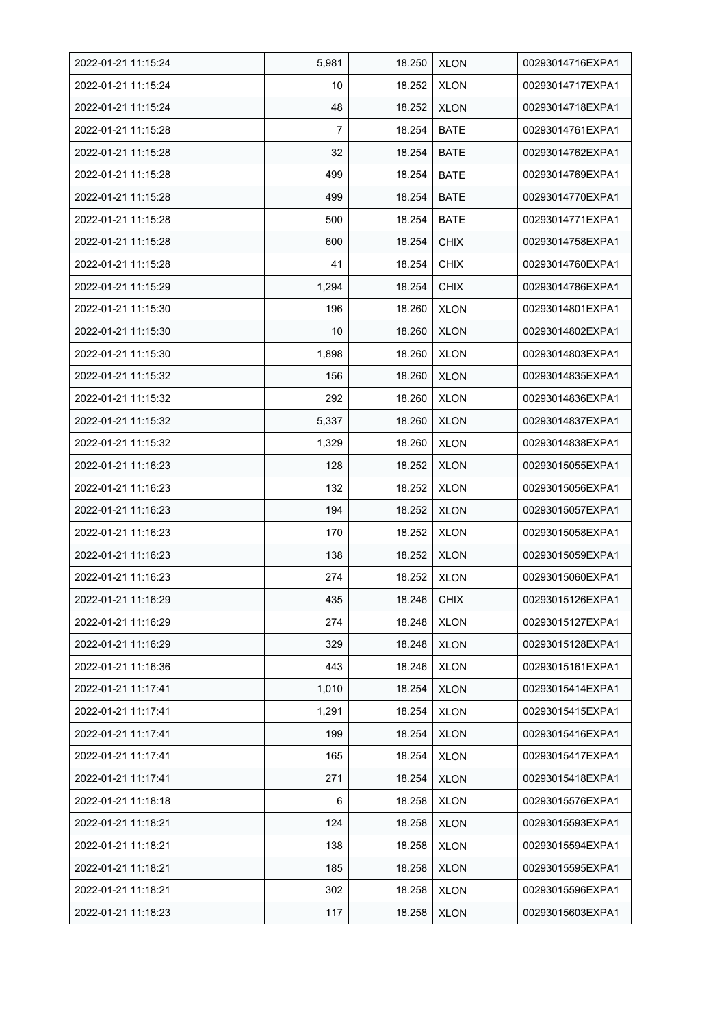| | | | | |
|---|---|---|---|---|
| 2022-01-21 11:15:24 | 5,981 | 18.250 | XLON | 00293014716EXPA1 |
| 2022-01-21 11:15:24 | 10 | 18.252 | XLON | 00293014717EXPA1 |
| 2022-01-21 11:15:24 | 48 | 18.252 | XLON | 00293014718EXPA1 |
| 2022-01-21 11:15:28 | 7 | 18.254 | BATE | 00293014761EXPA1 |
| 2022-01-21 11:15:28 | 32 | 18.254 | BATE | 00293014762EXPA1 |
| 2022-01-21 11:15:28 | 499 | 18.254 | BATE | 00293014769EXPA1 |
| 2022-01-21 11:15:28 | 499 | 18.254 | BATE | 00293014770EXPA1 |
| 2022-01-21 11:15:28 | 500 | 18.254 | BATE | 00293014771EXPA1 |
| 2022-01-21 11:15:28 | 600 | 18.254 | CHIX | 00293014758EXPA1 |
| 2022-01-21 11:15:28 | 41 | 18.254 | CHIX | 00293014760EXPA1 |
| 2022-01-21 11:15:29 | 1,294 | 18.254 | CHIX | 00293014786EXPA1 |
| 2022-01-21 11:15:30 | 196 | 18.260 | XLON | 00293014801EXPA1 |
| 2022-01-21 11:15:30 | 10 | 18.260 | XLON | 00293014802EXPA1 |
| 2022-01-21 11:15:30 | 1,898 | 18.260 | XLON | 00293014803EXPA1 |
| 2022-01-21 11:15:32 | 156 | 18.260 | XLON | 00293014835EXPA1 |
| 2022-01-21 11:15:32 | 292 | 18.260 | XLON | 00293014836EXPA1 |
| 2022-01-21 11:15:32 | 5,337 | 18.260 | XLON | 00293014837EXPA1 |
| 2022-01-21 11:15:32 | 1,329 | 18.260 | XLON | 00293014838EXPA1 |
| 2022-01-21 11:16:23 | 128 | 18.252 | XLON | 00293015055EXPA1 |
| 2022-01-21 11:16:23 | 132 | 18.252 | XLON | 00293015056EXPA1 |
| 2022-01-21 11:16:23 | 194 | 18.252 | XLON | 00293015057EXPA1 |
| 2022-01-21 11:16:23 | 170 | 18.252 | XLON | 00293015058EXPA1 |
| 2022-01-21 11:16:23 | 138 | 18.252 | XLON | 00293015059EXPA1 |
| 2022-01-21 11:16:23 | 274 | 18.252 | XLON | 00293015060EXPA1 |
| 2022-01-21 11:16:29 | 435 | 18.246 | CHIX | 00293015126EXPA1 |
| 2022-01-21 11:16:29 | 274 | 18.248 | XLON | 00293015127EXPA1 |
| 2022-01-21 11:16:29 | 329 | 18.248 | XLON | 00293015128EXPA1 |
| 2022-01-21 11:16:36 | 443 | 18.246 | XLON | 00293015161EXPA1 |
| 2022-01-21 11:17:41 | 1,010 | 18.254 | XLON | 00293015414EXPA1 |
| 2022-01-21 11:17:41 | 1,291 | 18.254 | XLON | 00293015415EXPA1 |
| 2022-01-21 11:17:41 | 199 | 18.254 | XLON | 00293015416EXPA1 |
| 2022-01-21 11:17:41 | 165 | 18.254 | XLON | 00293015417EXPA1 |
| 2022-01-21 11:17:41 | 271 | 18.254 | XLON | 00293015418EXPA1 |
| 2022-01-21 11:18:18 | 6 | 18.258 | XLON | 00293015576EXPA1 |
| 2022-01-21 11:18:21 | 124 | 18.258 | XLON | 00293015593EXPA1 |
| 2022-01-21 11:18:21 | 138 | 18.258 | XLON | 00293015594EXPA1 |
| 2022-01-21 11:18:21 | 185 | 18.258 | XLON | 00293015595EXPA1 |
| 2022-01-21 11:18:21 | 302 | 18.258 | XLON | 00293015596EXPA1 |
| 2022-01-21 11:18:23 | 117 | 18.258 | XLON | 00293015603EXPA1 |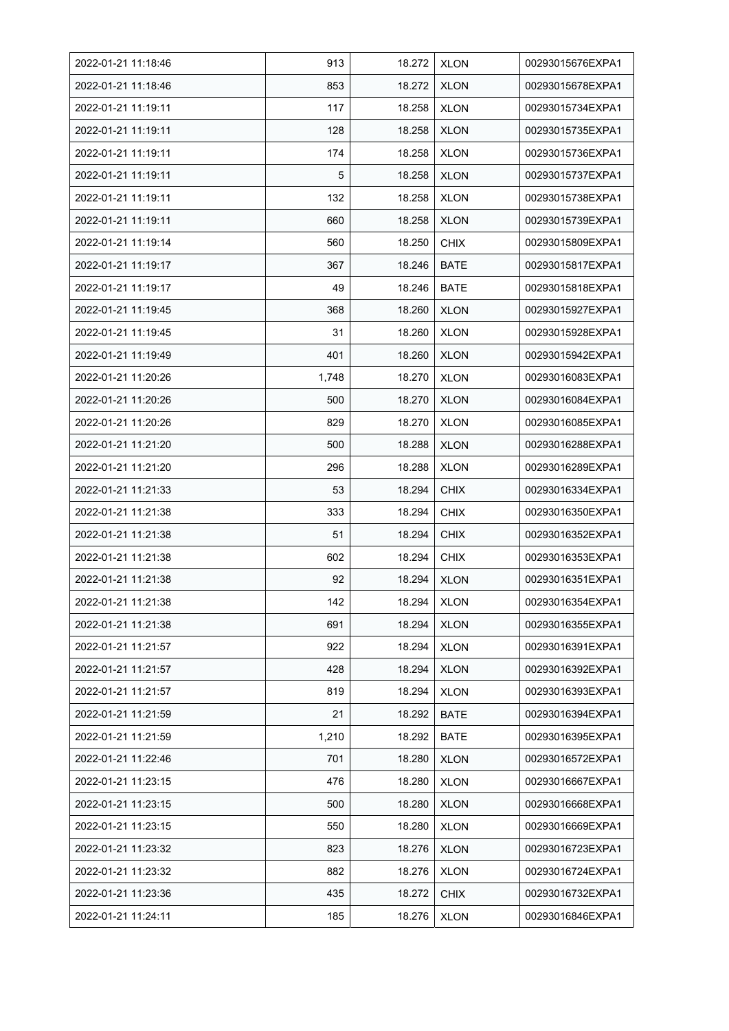| 2022-01-21 11:18:46 | 913 | 18.272 | XLON | 00293015676EXPA1 |
|---|---|---|---|---|
| 2022-01-21 11:18:46 | 853 | 18.272 | XLON | 00293015678EXPA1 |
| 2022-01-21 11:19:11 | 117 | 18.258 | XLON | 00293015734EXPA1 |
| 2022-01-21 11:19:11 | 128 | 18.258 | XLON | 00293015735EXPA1 |
| 2022-01-21 11:19:11 | 174 | 18.258 | XLON | 00293015736EXPA1 |
| 2022-01-21 11:19:11 | 5 | 18.258 | XLON | 00293015737EXPA1 |
| 2022-01-21 11:19:11 | 132 | 18.258 | XLON | 00293015738EXPA1 |
| 2022-01-21 11:19:11 | 660 | 18.258 | XLON | 00293015739EXPA1 |
| 2022-01-21 11:19:14 | 560 | 18.250 | CHIX | 00293015809EXPA1 |
| 2022-01-21 11:19:17 | 367 | 18.246 | BATE | 00293015817EXPA1 |
| 2022-01-21 11:19:17 | 49 | 18.246 | BATE | 00293015818EXPA1 |
| 2022-01-21 11:19:45 | 368 | 18.260 | XLON | 00293015927EXPA1 |
| 2022-01-21 11:19:45 | 31 | 18.260 | XLON | 00293015928EXPA1 |
| 2022-01-21 11:19:49 | 401 | 18.260 | XLON | 00293015942EXPA1 |
| 2022-01-21 11:20:26 | 1,748 | 18.270 | XLON | 00293016083EXPA1 |
| 2022-01-21 11:20:26 | 500 | 18.270 | XLON | 00293016084EXPA1 |
| 2022-01-21 11:20:26 | 829 | 18.270 | XLON | 00293016085EXPA1 |
| 2022-01-21 11:21:20 | 500 | 18.288 | XLON | 00293016288EXPA1 |
| 2022-01-21 11:21:20 | 296 | 18.288 | XLON | 00293016289EXPA1 |
| 2022-01-21 11:21:33 | 53 | 18.294 | CHIX | 00293016334EXPA1 |
| 2022-01-21 11:21:38 | 333 | 18.294 | CHIX | 00293016350EXPA1 |
| 2022-01-21 11:21:38 | 51 | 18.294 | CHIX | 00293016352EXPA1 |
| 2022-01-21 11:21:38 | 602 | 18.294 | CHIX | 00293016353EXPA1 |
| 2022-01-21 11:21:38 | 92 | 18.294 | XLON | 00293016351EXPA1 |
| 2022-01-21 11:21:38 | 142 | 18.294 | XLON | 00293016354EXPA1 |
| 2022-01-21 11:21:38 | 691 | 18.294 | XLON | 00293016355EXPA1 |
| 2022-01-21 11:21:57 | 922 | 18.294 | XLON | 00293016391EXPA1 |
| 2022-01-21 11:21:57 | 428 | 18.294 | XLON | 00293016392EXPA1 |
| 2022-01-21 11:21:57 | 819 | 18.294 | XLON | 00293016393EXPA1 |
| 2022-01-21 11:21:59 | 21 | 18.292 | BATE | 00293016394EXPA1 |
| 2022-01-21 11:21:59 | 1,210 | 18.292 | BATE | 00293016395EXPA1 |
| 2022-01-21 11:22:46 | 701 | 18.280 | XLON | 00293016572EXPA1 |
| 2022-01-21 11:23:15 | 476 | 18.280 | XLON | 00293016667EXPA1 |
| 2022-01-21 11:23:15 | 500 | 18.280 | XLON | 00293016668EXPA1 |
| 2022-01-21 11:23:15 | 550 | 18.280 | XLON | 00293016669EXPA1 |
| 2022-01-21 11:23:32 | 823 | 18.276 | XLON | 00293016723EXPA1 |
| 2022-01-21 11:23:32 | 882 | 18.276 | XLON | 00293016724EXPA1 |
| 2022-01-21 11:23:36 | 435 | 18.272 | CHIX | 00293016732EXPA1 |
| 2022-01-21 11:24:11 | 185 | 18.276 | XLON | 00293016846EXPA1 |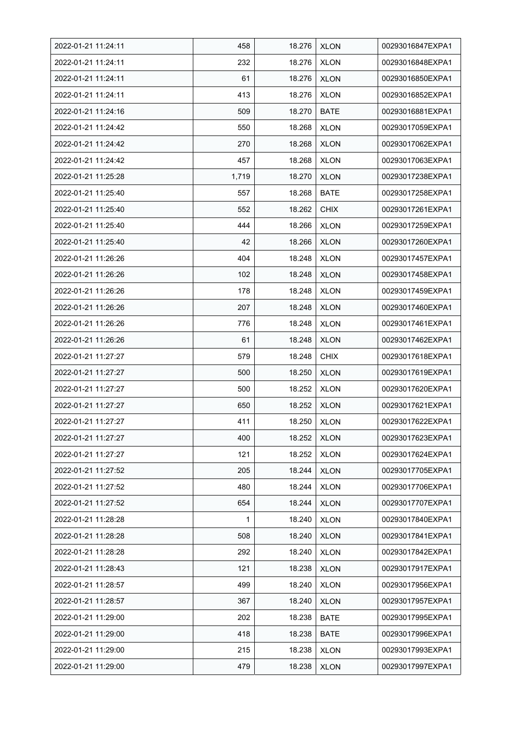| | | | | |
|---|---|---|---|---|
| 2022-01-21 11:24:11 | 458 | 18.276 | XLON | 00293016847EXPA1 |
| 2022-01-21 11:24:11 | 232 | 18.276 | XLON | 00293016848EXPA1 |
| 2022-01-21 11:24:11 | 61 | 18.276 | XLON | 00293016850EXPA1 |
| 2022-01-21 11:24:11 | 413 | 18.276 | XLON | 00293016852EXPA1 |
| 2022-01-21 11:24:16 | 509 | 18.270 | BATE | 00293016881EXPA1 |
| 2022-01-21 11:24:42 | 550 | 18.268 | XLON | 00293017059EXPA1 |
| 2022-01-21 11:24:42 | 270 | 18.268 | XLON | 00293017062EXPA1 |
| 2022-01-21 11:24:42 | 457 | 18.268 | XLON | 00293017063EXPA1 |
| 2022-01-21 11:25:28 | 1,719 | 18.270 | XLON | 00293017238EXPA1 |
| 2022-01-21 11:25:40 | 557 | 18.268 | BATE | 00293017258EXPA1 |
| 2022-01-21 11:25:40 | 552 | 18.262 | CHIX | 00293017261EXPA1 |
| 2022-01-21 11:25:40 | 444 | 18.266 | XLON | 00293017259EXPA1 |
| 2022-01-21 11:25:40 | 42 | 18.266 | XLON | 00293017260EXPA1 |
| 2022-01-21 11:26:26 | 404 | 18.248 | XLON | 00293017457EXPA1 |
| 2022-01-21 11:26:26 | 102 | 18.248 | XLON | 00293017458EXPA1 |
| 2022-01-21 11:26:26 | 178 | 18.248 | XLON | 00293017459EXPA1 |
| 2022-01-21 11:26:26 | 207 | 18.248 | XLON | 00293017460EXPA1 |
| 2022-01-21 11:26:26 | 776 | 18.248 | XLON | 00293017461EXPA1 |
| 2022-01-21 11:26:26 | 61 | 18.248 | XLON | 00293017462EXPA1 |
| 2022-01-21 11:27:27 | 579 | 18.248 | CHIX | 00293017618EXPA1 |
| 2022-01-21 11:27:27 | 500 | 18.250 | XLON | 00293017619EXPA1 |
| 2022-01-21 11:27:27 | 500 | 18.252 | XLON | 00293017620EXPA1 |
| 2022-01-21 11:27:27 | 650 | 18.252 | XLON | 00293017621EXPA1 |
| 2022-01-21 11:27:27 | 411 | 18.250 | XLON | 00293017622EXPA1 |
| 2022-01-21 11:27:27 | 400 | 18.252 | XLON | 00293017623EXPA1 |
| 2022-01-21 11:27:27 | 121 | 18.252 | XLON | 00293017624EXPA1 |
| 2022-01-21 11:27:52 | 205 | 18.244 | XLON | 00293017705EXPA1 |
| 2022-01-21 11:27:52 | 480 | 18.244 | XLON | 00293017706EXPA1 |
| 2022-01-21 11:27:52 | 654 | 18.244 | XLON | 00293017707EXPA1 |
| 2022-01-21 11:28:28 | 1 | 18.240 | XLON | 00293017840EXPA1 |
| 2022-01-21 11:28:28 | 508 | 18.240 | XLON | 00293017841EXPA1 |
| 2022-01-21 11:28:28 | 292 | 18.240 | XLON | 00293017842EXPA1 |
| 2022-01-21 11:28:43 | 121 | 18.238 | XLON | 00293017917EXPA1 |
| 2022-01-21 11:28:57 | 499 | 18.240 | XLON | 00293017956EXPA1 |
| 2022-01-21 11:28:57 | 367 | 18.240 | XLON | 00293017957EXPA1 |
| 2022-01-21 11:29:00 | 202 | 18.238 | BATE | 00293017995EXPA1 |
| 2022-01-21 11:29:00 | 418 | 18.238 | BATE | 00293017996EXPA1 |
| 2022-01-21 11:29:00 | 215 | 18.238 | XLON | 00293017993EXPA1 |
| 2022-01-21 11:29:00 | 479 | 18.238 | XLON | 00293017997EXPA1 |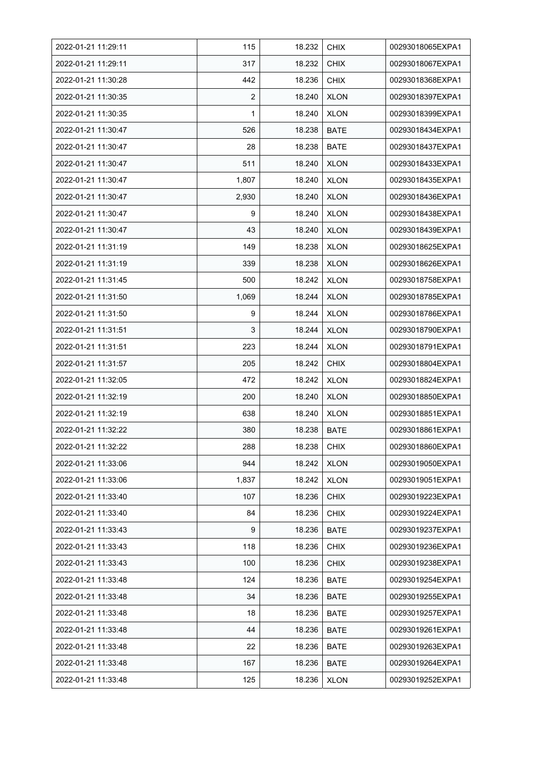| 2022-01-21 11:29:11 | 115 | 18.232 | CHIX | 00293018065EXPA1 |
|---|---|---|---|---|
| 2022-01-21 11:29:11 | 317 | 18.232 | CHIX | 00293018067EXPA1 |
| 2022-01-21 11:30:28 | 442 | 18.236 | CHIX | 00293018368EXPA1 |
| 2022-01-21 11:30:35 | 2 | 18.240 | XLON | 00293018397EXPA1 |
| 2022-01-21 11:30:35 | 1 | 18.240 | XLON | 00293018399EXPA1 |
| 2022-01-21 11:30:47 | 526 | 18.238 | BATE | 00293018434EXPA1 |
| 2022-01-21 11:30:47 | 28 | 18.238 | BATE | 00293018437EXPA1 |
| 2022-01-21 11:30:47 | 511 | 18.240 | XLON | 00293018433EXPA1 |
| 2022-01-21 11:30:47 | 1,807 | 18.240 | XLON | 00293018435EXPA1 |
| 2022-01-21 11:30:47 | 2,930 | 18.240 | XLON | 00293018436EXPA1 |
| 2022-01-21 11:30:47 | 9 | 18.240 | XLON | 00293018438EXPA1 |
| 2022-01-21 11:30:47 | 43 | 18.240 | XLON | 00293018439EXPA1 |
| 2022-01-21 11:31:19 | 149 | 18.238 | XLON | 00293018625EXPA1 |
| 2022-01-21 11:31:19 | 339 | 18.238 | XLON | 00293018626EXPA1 |
| 2022-01-21 11:31:45 | 500 | 18.242 | XLON | 00293018758EXPA1 |
| 2022-01-21 11:31:50 | 1,069 | 18.244 | XLON | 00293018785EXPA1 |
| 2022-01-21 11:31:50 | 9 | 18.244 | XLON | 00293018786EXPA1 |
| 2022-01-21 11:31:51 | 3 | 18.244 | XLON | 00293018790EXPA1 |
| 2022-01-21 11:31:51 | 223 | 18.244 | XLON | 00293018791EXPA1 |
| 2022-01-21 11:31:57 | 205 | 18.242 | CHIX | 00293018804EXPA1 |
| 2022-01-21 11:32:05 | 472 | 18.242 | XLON | 00293018824EXPA1 |
| 2022-01-21 11:32:19 | 200 | 18.240 | XLON | 00293018850EXPA1 |
| 2022-01-21 11:32:19 | 638 | 18.240 | XLON | 00293018851EXPA1 |
| 2022-01-21 11:32:22 | 380 | 18.238 | BATE | 00293018861EXPA1 |
| 2022-01-21 11:32:22 | 288 | 18.238 | CHIX | 00293018860EXPA1 |
| 2022-01-21 11:33:06 | 944 | 18.242 | XLON | 00293019050EXPA1 |
| 2022-01-21 11:33:06 | 1,837 | 18.242 | XLON | 00293019051EXPA1 |
| 2022-01-21 11:33:40 | 107 | 18.236 | CHIX | 00293019223EXPA1 |
| 2022-01-21 11:33:40 | 84 | 18.236 | CHIX | 00293019224EXPA1 |
| 2022-01-21 11:33:43 | 9 | 18.236 | BATE | 00293019237EXPA1 |
| 2022-01-21 11:33:43 | 118 | 18.236 | CHIX | 00293019236EXPA1 |
| 2022-01-21 11:33:43 | 100 | 18.236 | CHIX | 00293019238EXPA1 |
| 2022-01-21 11:33:48 | 124 | 18.236 | BATE | 00293019254EXPA1 |
| 2022-01-21 11:33:48 | 34 | 18.236 | BATE | 00293019255EXPA1 |
| 2022-01-21 11:33:48 | 18 | 18.236 | BATE | 00293019257EXPA1 |
| 2022-01-21 11:33:48 | 44 | 18.236 | BATE | 00293019261EXPA1 |
| 2022-01-21 11:33:48 | 22 | 18.236 | BATE | 00293019263EXPA1 |
| 2022-01-21 11:33:48 | 167 | 18.236 | BATE | 00293019264EXPA1 |
| 2022-01-21 11:33:48 | 125 | 18.236 | XLON | 00293019252EXPA1 |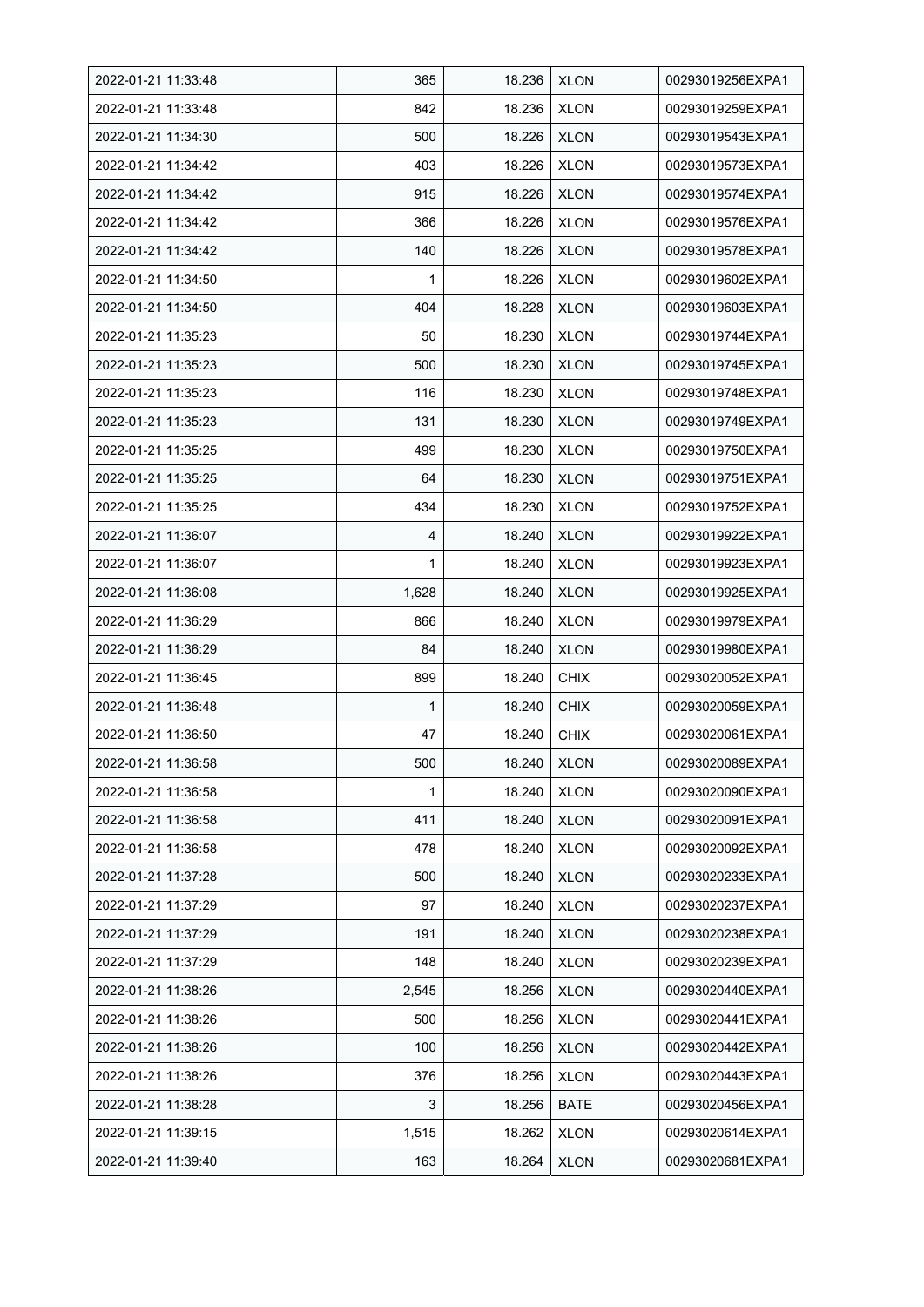| 2022-01-21 11:33:48 | 365 | 18.236 | XLON | 00293019256EXPA1 |
|---|---|---|---|---|
| 2022-01-21 11:33:48 | 842 | 18.236 | XLON | 00293019259EXPA1 |
| 2022-01-21 11:34:30 | 500 | 18.226 | XLON | 00293019543EXPA1 |
| 2022-01-21 11:34:42 | 403 | 18.226 | XLON | 00293019573EXPA1 |
| 2022-01-21 11:34:42 | 915 | 18.226 | XLON | 00293019574EXPA1 |
| 2022-01-21 11:34:42 | 366 | 18.226 | XLON | 00293019576EXPA1 |
| 2022-01-21 11:34:42 | 140 | 18.226 | XLON | 00293019578EXPA1 |
| 2022-01-21 11:34:50 | 1 | 18.226 | XLON | 00293019602EXPA1 |
| 2022-01-21 11:34:50 | 404 | 18.228 | XLON | 00293019603EXPA1 |
| 2022-01-21 11:35:23 | 50 | 18.230 | XLON | 00293019744EXPA1 |
| 2022-01-21 11:35:23 | 500 | 18.230 | XLON | 00293019745EXPA1 |
| 2022-01-21 11:35:23 | 116 | 18.230 | XLON | 00293019748EXPA1 |
| 2022-01-21 11:35:23 | 131 | 18.230 | XLON | 00293019749EXPA1 |
| 2022-01-21 11:35:25 | 499 | 18.230 | XLON | 00293019750EXPA1 |
| 2022-01-21 11:35:25 | 64 | 18.230 | XLON | 00293019751EXPA1 |
| 2022-01-21 11:35:25 | 434 | 18.230 | XLON | 00293019752EXPA1 |
| 2022-01-21 11:36:07 | 4 | 18.240 | XLON | 00293019922EXPA1 |
| 2022-01-21 11:36:07 | 1 | 18.240 | XLON | 00293019923EXPA1 |
| 2022-01-21 11:36:08 | 1,628 | 18.240 | XLON | 00293019925EXPA1 |
| 2022-01-21 11:36:29 | 866 | 18.240 | XLON | 00293019979EXPA1 |
| 2022-01-21 11:36:29 | 84 | 18.240 | XLON | 00293019980EXPA1 |
| 2022-01-21 11:36:45 | 899 | 18.240 | CHIX | 00293020052EXPA1 |
| 2022-01-21 11:36:48 | 1 | 18.240 | CHIX | 00293020059EXPA1 |
| 2022-01-21 11:36:50 | 47 | 18.240 | CHIX | 00293020061EXPA1 |
| 2022-01-21 11:36:58 | 500 | 18.240 | XLON | 00293020089EXPA1 |
| 2022-01-21 11:36:58 | 1 | 18.240 | XLON | 00293020090EXPA1 |
| 2022-01-21 11:36:58 | 411 | 18.240 | XLON | 00293020091EXPA1 |
| 2022-01-21 11:36:58 | 478 | 18.240 | XLON | 00293020092EXPA1 |
| 2022-01-21 11:37:28 | 500 | 18.240 | XLON | 00293020233EXPA1 |
| 2022-01-21 11:37:29 | 97 | 18.240 | XLON | 00293020237EXPA1 |
| 2022-01-21 11:37:29 | 191 | 18.240 | XLON | 00293020238EXPA1 |
| 2022-01-21 11:37:29 | 148 | 18.240 | XLON | 00293020239EXPA1 |
| 2022-01-21 11:38:26 | 2,545 | 18.256 | XLON | 00293020440EXPA1 |
| 2022-01-21 11:38:26 | 500 | 18.256 | XLON | 00293020441EXPA1 |
| 2022-01-21 11:38:26 | 100 | 18.256 | XLON | 00293020442EXPA1 |
| 2022-01-21 11:38:26 | 376 | 18.256 | XLON | 00293020443EXPA1 |
| 2022-01-21 11:38:28 | 3 | 18.256 | BATE | 00293020456EXPA1 |
| 2022-01-21 11:39:15 | 1,515 | 18.262 | XLON | 00293020614EXPA1 |
| 2022-01-21 11:39:40 | 163 | 18.264 | XLON | 00293020681EXPA1 |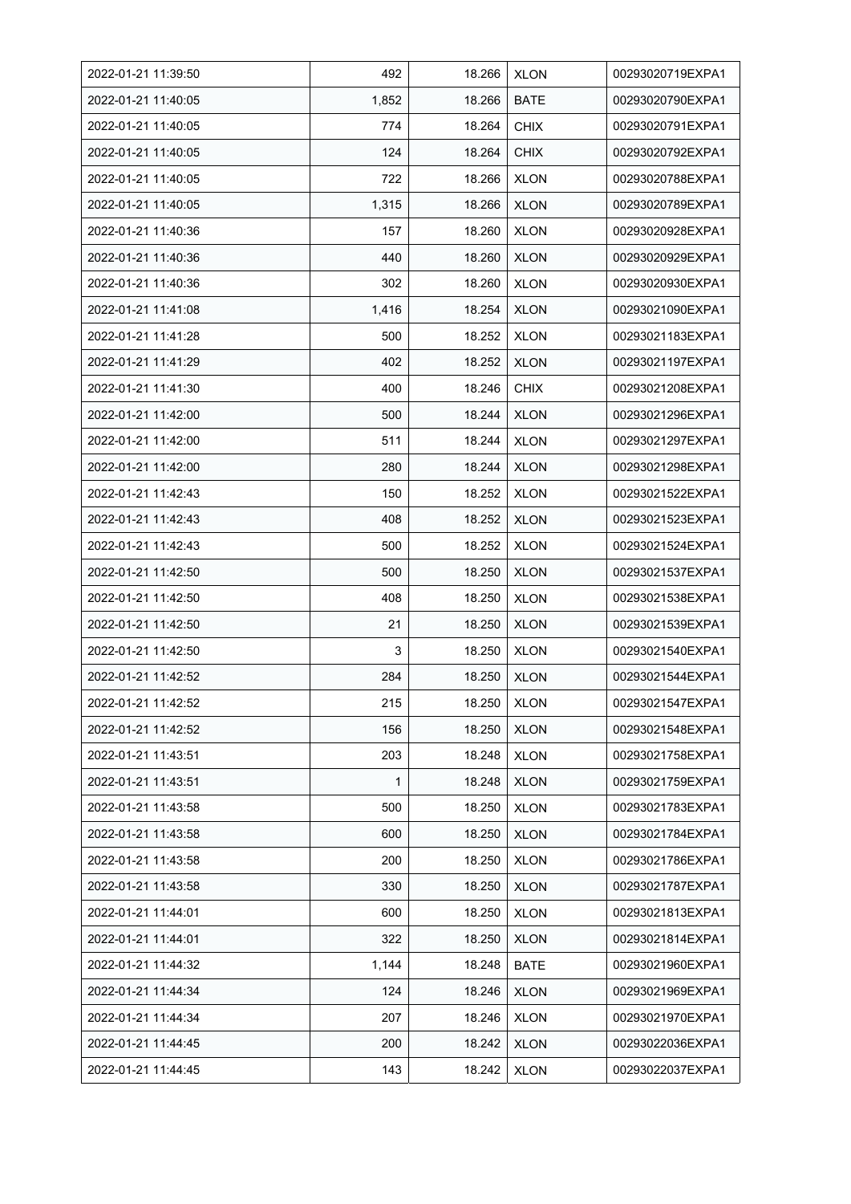| 2022-01-21 11:39:50 | 492 | 18.266 | XLON | 00293020719EXPA1 |
|---|---|---|---|---|
| 2022-01-21 11:40:05 | 1,852 | 18.266 | BATE | 00293020790EXPA1 |
| 2022-01-21 11:40:05 | 774 | 18.264 | CHIX | 00293020791EXPA1 |
| 2022-01-21 11:40:05 | 124 | 18.264 | CHIX | 00293020792EXPA1 |
| 2022-01-21 11:40:05 | 722 | 18.266 | XLON | 00293020788EXPA1 |
| 2022-01-21 11:40:05 | 1,315 | 18.266 | XLON | 00293020789EXPA1 |
| 2022-01-21 11:40:36 | 157 | 18.260 | XLON | 00293020928EXPA1 |
| 2022-01-21 11:40:36 | 440 | 18.260 | XLON | 00293020929EXPA1 |
| 2022-01-21 11:40:36 | 302 | 18.260 | XLON | 00293020930EXPA1 |
| 2022-01-21 11:41:08 | 1,416 | 18.254 | XLON | 00293021090EXPA1 |
| 2022-01-21 11:41:28 | 500 | 18.252 | XLON | 00293021183EXPA1 |
| 2022-01-21 11:41:29 | 402 | 18.252 | XLON | 00293021197EXPA1 |
| 2022-01-21 11:41:30 | 400 | 18.246 | CHIX | 00293021208EXPA1 |
| 2022-01-21 11:42:00 | 500 | 18.244 | XLON | 00293021296EXPA1 |
| 2022-01-21 11:42:00 | 511 | 18.244 | XLON | 00293021297EXPA1 |
| 2022-01-21 11:42:00 | 280 | 18.244 | XLON | 00293021298EXPA1 |
| 2022-01-21 11:42:43 | 150 | 18.252 | XLON | 00293021522EXPA1 |
| 2022-01-21 11:42:43 | 408 | 18.252 | XLON | 00293021523EXPA1 |
| 2022-01-21 11:42:43 | 500 | 18.252 | XLON | 00293021524EXPA1 |
| 2022-01-21 11:42:50 | 500 | 18.250 | XLON | 00293021537EXPA1 |
| 2022-01-21 11:42:50 | 408 | 18.250 | XLON | 00293021538EXPA1 |
| 2022-01-21 11:42:50 | 21 | 18.250 | XLON | 00293021539EXPA1 |
| 2022-01-21 11:42:50 | 3 | 18.250 | XLON | 00293021540EXPA1 |
| 2022-01-21 11:42:52 | 284 | 18.250 | XLON | 00293021544EXPA1 |
| 2022-01-21 11:42:52 | 215 | 18.250 | XLON | 00293021547EXPA1 |
| 2022-01-21 11:42:52 | 156 | 18.250 | XLON | 00293021548EXPA1 |
| 2022-01-21 11:43:51 | 203 | 18.248 | XLON | 00293021758EXPA1 |
| 2022-01-21 11:43:51 | 1 | 18.248 | XLON | 00293021759EXPA1 |
| 2022-01-21 11:43:58 | 500 | 18.250 | XLON | 00293021783EXPA1 |
| 2022-01-21 11:43:58 | 600 | 18.250 | XLON | 00293021784EXPA1 |
| 2022-01-21 11:43:58 | 200 | 18.250 | XLON | 00293021786EXPA1 |
| 2022-01-21 11:43:58 | 330 | 18.250 | XLON | 00293021787EXPA1 |
| 2022-01-21 11:44:01 | 600 | 18.250 | XLON | 00293021813EXPA1 |
| 2022-01-21 11:44:01 | 322 | 18.250 | XLON | 00293021814EXPA1 |
| 2022-01-21 11:44:32 | 1,144 | 18.248 | BATE | 00293021960EXPA1 |
| 2022-01-21 11:44:34 | 124 | 18.246 | XLON | 00293021969EXPA1 |
| 2022-01-21 11:44:34 | 207 | 18.246 | XLON | 00293021970EXPA1 |
| 2022-01-21 11:44:45 | 200 | 18.242 | XLON | 00293022036EXPA1 |
| 2022-01-21 11:44:45 | 143 | 18.242 | XLON | 00293022037EXPA1 |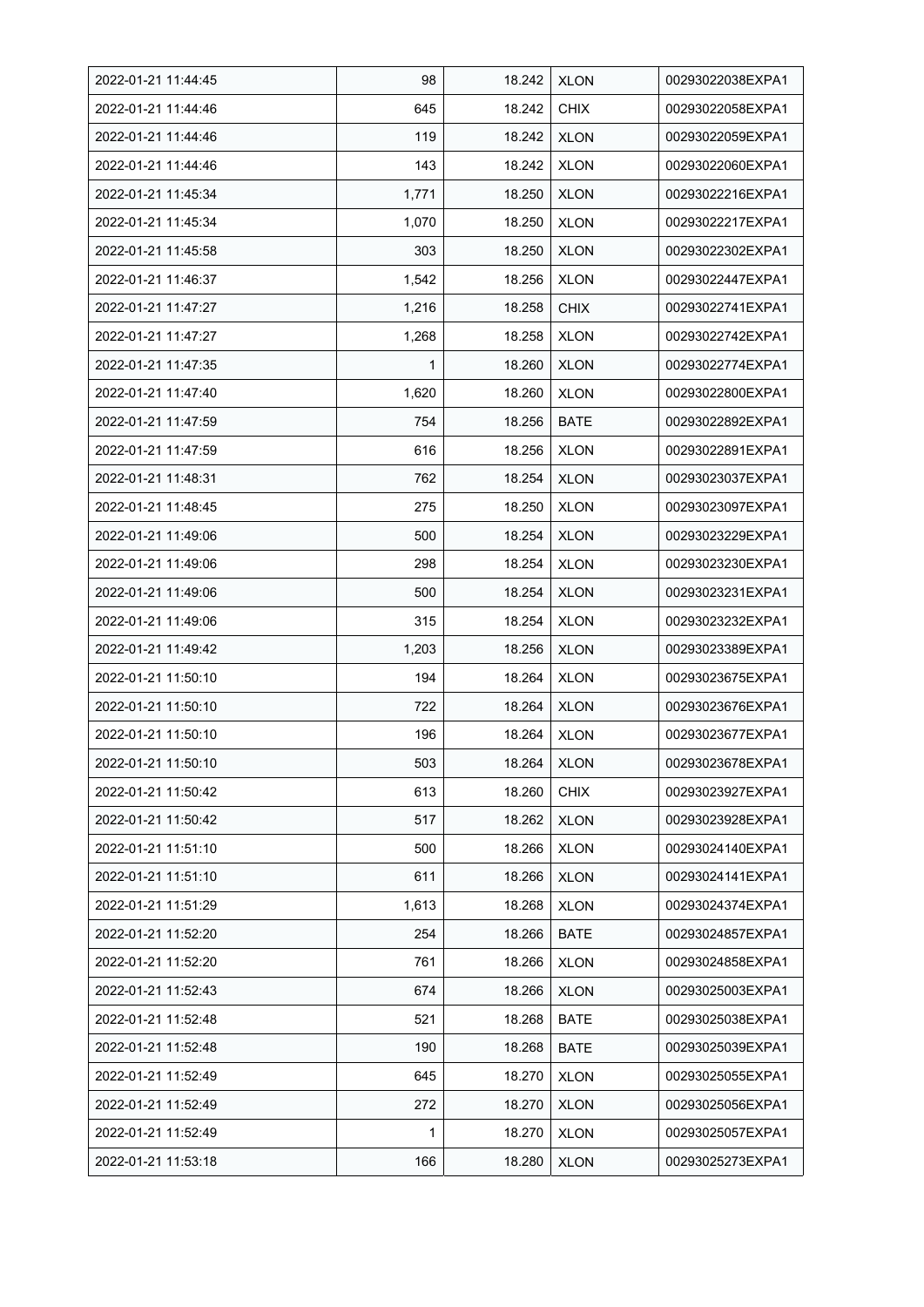| 2022-01-21 11:44:45 | 98 | 18.242 | XLON | 00293022038EXPA1 |
|---|---|---|---|---|
| 2022-01-21 11:44:46 | 645 | 18.242 | CHIX | 00293022058EXPA1 |
| 2022-01-21 11:44:46 | 119 | 18.242 | XLON | 00293022059EXPA1 |
| 2022-01-21 11:44:46 | 143 | 18.242 | XLON | 00293022060EXPA1 |
| 2022-01-21 11:45:34 | 1,771 | 18.250 | XLON | 00293022216EXPA1 |
| 2022-01-21 11:45:34 | 1,070 | 18.250 | XLON | 00293022217EXPA1 |
| 2022-01-21 11:45:58 | 303 | 18.250 | XLON | 00293022302EXPA1 |
| 2022-01-21 11:46:37 | 1,542 | 18.256 | XLON | 00293022447EXPA1 |
| 2022-01-21 11:47:27 | 1,216 | 18.258 | CHIX | 00293022741EXPA1 |
| 2022-01-21 11:47:27 | 1,268 | 18.258 | XLON | 00293022742EXPA1 |
| 2022-01-21 11:47:35 | 1 | 18.260 | XLON | 00293022774EXPA1 |
| 2022-01-21 11:47:40 | 1,620 | 18.260 | XLON | 00293022800EXPA1 |
| 2022-01-21 11:47:59 | 754 | 18.256 | BATE | 00293022892EXPA1 |
| 2022-01-21 11:47:59 | 616 | 18.256 | XLON | 00293022891EXPA1 |
| 2022-01-21 11:48:31 | 762 | 18.254 | XLON | 00293023037EXPA1 |
| 2022-01-21 11:48:45 | 275 | 18.250 | XLON | 00293023097EXPA1 |
| 2022-01-21 11:49:06 | 500 | 18.254 | XLON | 00293023229EXPA1 |
| 2022-01-21 11:49:06 | 298 | 18.254 | XLON | 00293023230EXPA1 |
| 2022-01-21 11:49:06 | 500 | 18.254 | XLON | 00293023231EXPA1 |
| 2022-01-21 11:49:06 | 315 | 18.254 | XLON | 00293023232EXPA1 |
| 2022-01-21 11:49:42 | 1,203 | 18.256 | XLON | 00293023389EXPA1 |
| 2022-01-21 11:50:10 | 194 | 18.264 | XLON | 00293023675EXPA1 |
| 2022-01-21 11:50:10 | 722 | 18.264 | XLON | 00293023676EXPA1 |
| 2022-01-21 11:50:10 | 196 | 18.264 | XLON | 00293023677EXPA1 |
| 2022-01-21 11:50:10 | 503 | 18.264 | XLON | 00293023678EXPA1 |
| 2022-01-21 11:50:42 | 613 | 18.260 | CHIX | 00293023927EXPA1 |
| 2022-01-21 11:50:42 | 517 | 18.262 | XLON | 00293023928EXPA1 |
| 2022-01-21 11:51:10 | 500 | 18.266 | XLON | 00293024140EXPA1 |
| 2022-01-21 11:51:10 | 611 | 18.266 | XLON | 00293024141EXPA1 |
| 2022-01-21 11:51:29 | 1,613 | 18.268 | XLON | 00293024374EXPA1 |
| 2022-01-21 11:52:20 | 254 | 18.266 | BATE | 00293024857EXPA1 |
| 2022-01-21 11:52:20 | 761 | 18.266 | XLON | 00293024858EXPA1 |
| 2022-01-21 11:52:43 | 674 | 18.266 | XLON | 00293025003EXPA1 |
| 2022-01-21 11:52:48 | 521 | 18.268 | BATE | 00293025038EXPA1 |
| 2022-01-21 11:52:48 | 190 | 18.268 | BATE | 00293025039EXPA1 |
| 2022-01-21 11:52:49 | 645 | 18.270 | XLON | 00293025055EXPA1 |
| 2022-01-21 11:52:49 | 272 | 18.270 | XLON | 00293025056EXPA1 |
| 2022-01-21 11:52:49 | 1 | 18.270 | XLON | 00293025057EXPA1 |
| 2022-01-21 11:53:18 | 166 | 18.280 | XLON | 00293025273EXPA1 |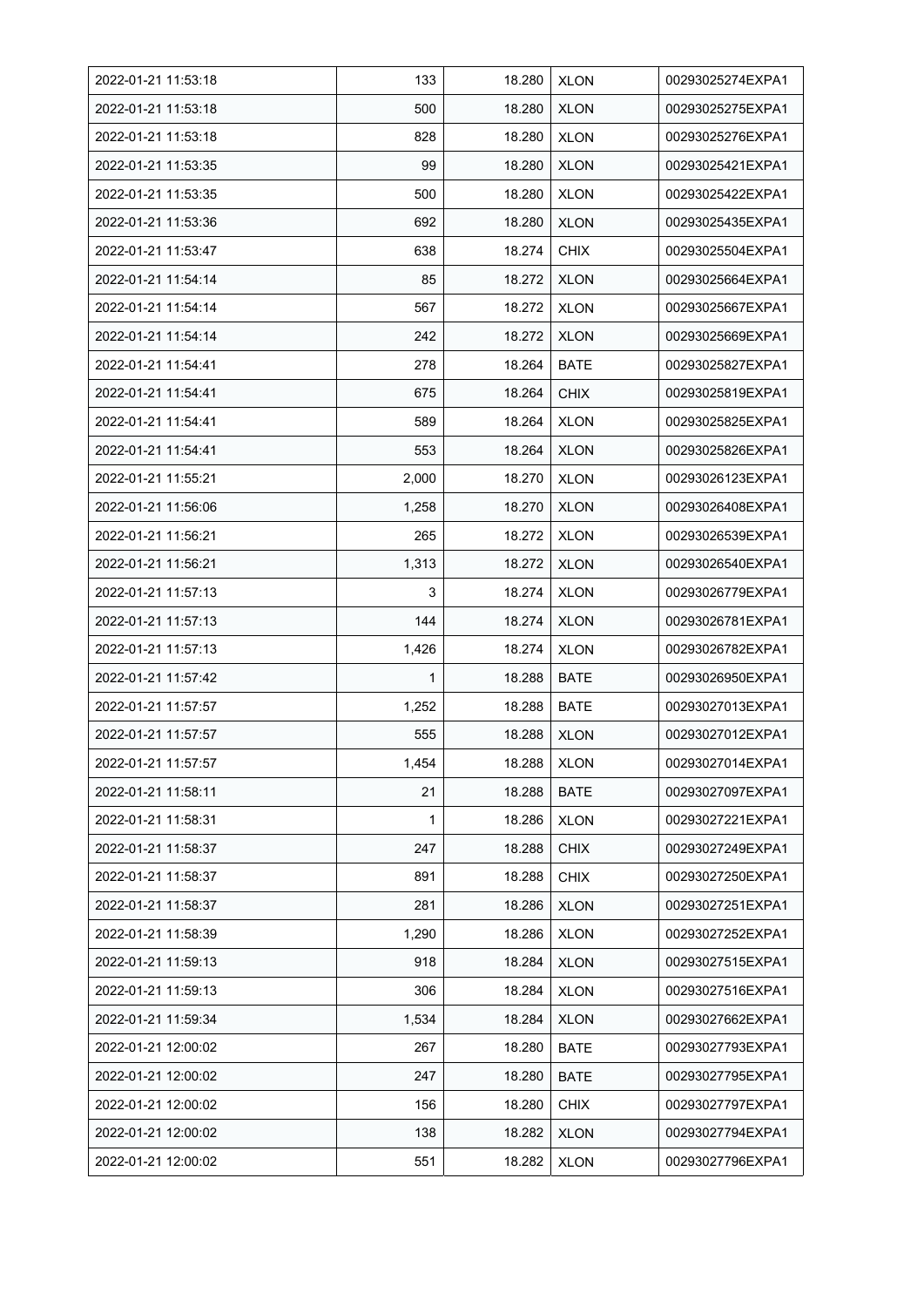| | | | | |
|---|---|---|---|---|
| 2022-01-21 11:53:18 | 133 | 18.280 | XLON | 00293025274EXPA1 |
| 2022-01-21 11:53:18 | 500 | 18.280 | XLON | 00293025275EXPA1 |
| 2022-01-21 11:53:18 | 828 | 18.280 | XLON | 00293025276EXPA1 |
| 2022-01-21 11:53:35 | 99 | 18.280 | XLON | 00293025421EXPA1 |
| 2022-01-21 11:53:35 | 500 | 18.280 | XLON | 00293025422EXPA1 |
| 2022-01-21 11:53:36 | 692 | 18.280 | XLON | 00293025435EXPA1 |
| 2022-01-21 11:53:47 | 638 | 18.274 | CHIX | 00293025504EXPA1 |
| 2022-01-21 11:54:14 | 85 | 18.272 | XLON | 00293025664EXPA1 |
| 2022-01-21 11:54:14 | 567 | 18.272 | XLON | 00293025667EXPA1 |
| 2022-01-21 11:54:14 | 242 | 18.272 | XLON | 00293025669EXPA1 |
| 2022-01-21 11:54:41 | 278 | 18.264 | BATE | 00293025827EXPA1 |
| 2022-01-21 11:54:41 | 675 | 18.264 | CHIX | 00293025819EXPA1 |
| 2022-01-21 11:54:41 | 589 | 18.264 | XLON | 00293025825EXPA1 |
| 2022-01-21 11:54:41 | 553 | 18.264 | XLON | 00293025826EXPA1 |
| 2022-01-21 11:55:21 | 2,000 | 18.270 | XLON | 00293026123EXPA1 |
| 2022-01-21 11:56:06 | 1,258 | 18.270 | XLON | 00293026408EXPA1 |
| 2022-01-21 11:56:21 | 265 | 18.272 | XLON | 00293026539EXPA1 |
| 2022-01-21 11:56:21 | 1,313 | 18.272 | XLON | 00293026540EXPA1 |
| 2022-01-21 11:57:13 | 3 | 18.274 | XLON | 00293026779EXPA1 |
| 2022-01-21 11:57:13 | 144 | 18.274 | XLON | 00293026781EXPA1 |
| 2022-01-21 11:57:13 | 1,426 | 18.274 | XLON | 00293026782EXPA1 |
| 2022-01-21 11:57:42 | 1 | 18.288 | BATE | 00293026950EXPA1 |
| 2022-01-21 11:57:57 | 1,252 | 18.288 | BATE | 00293027013EXPA1 |
| 2022-01-21 11:57:57 | 555 | 18.288 | XLON | 00293027012EXPA1 |
| 2022-01-21 11:57:57 | 1,454 | 18.288 | XLON | 00293027014EXPA1 |
| 2022-01-21 11:58:11 | 21 | 18.288 | BATE | 00293027097EXPA1 |
| 2022-01-21 11:58:31 | 1 | 18.286 | XLON | 00293027221EXPA1 |
| 2022-01-21 11:58:37 | 247 | 18.288 | CHIX | 00293027249EXPA1 |
| 2022-01-21 11:58:37 | 891 | 18.288 | CHIX | 00293027250EXPA1 |
| 2022-01-21 11:58:37 | 281 | 18.286 | XLON | 00293027251EXPA1 |
| 2022-01-21 11:58:39 | 1,290 | 18.286 | XLON | 00293027252EXPA1 |
| 2022-01-21 11:59:13 | 918 | 18.284 | XLON | 00293027515EXPA1 |
| 2022-01-21 11:59:13 | 306 | 18.284 | XLON | 00293027516EXPA1 |
| 2022-01-21 11:59:34 | 1,534 | 18.284 | XLON | 00293027662EXPA1 |
| 2022-01-21 12:00:02 | 267 | 18.280 | BATE | 00293027793EXPA1 |
| 2022-01-21 12:00:02 | 247 | 18.280 | BATE | 00293027795EXPA1 |
| 2022-01-21 12:00:02 | 156 | 18.280 | CHIX | 00293027797EXPA1 |
| 2022-01-21 12:00:02 | 138 | 18.282 | XLON | 00293027794EXPA1 |
| 2022-01-21 12:00:02 | 551 | 18.282 | XLON | 00293027796EXPA1 |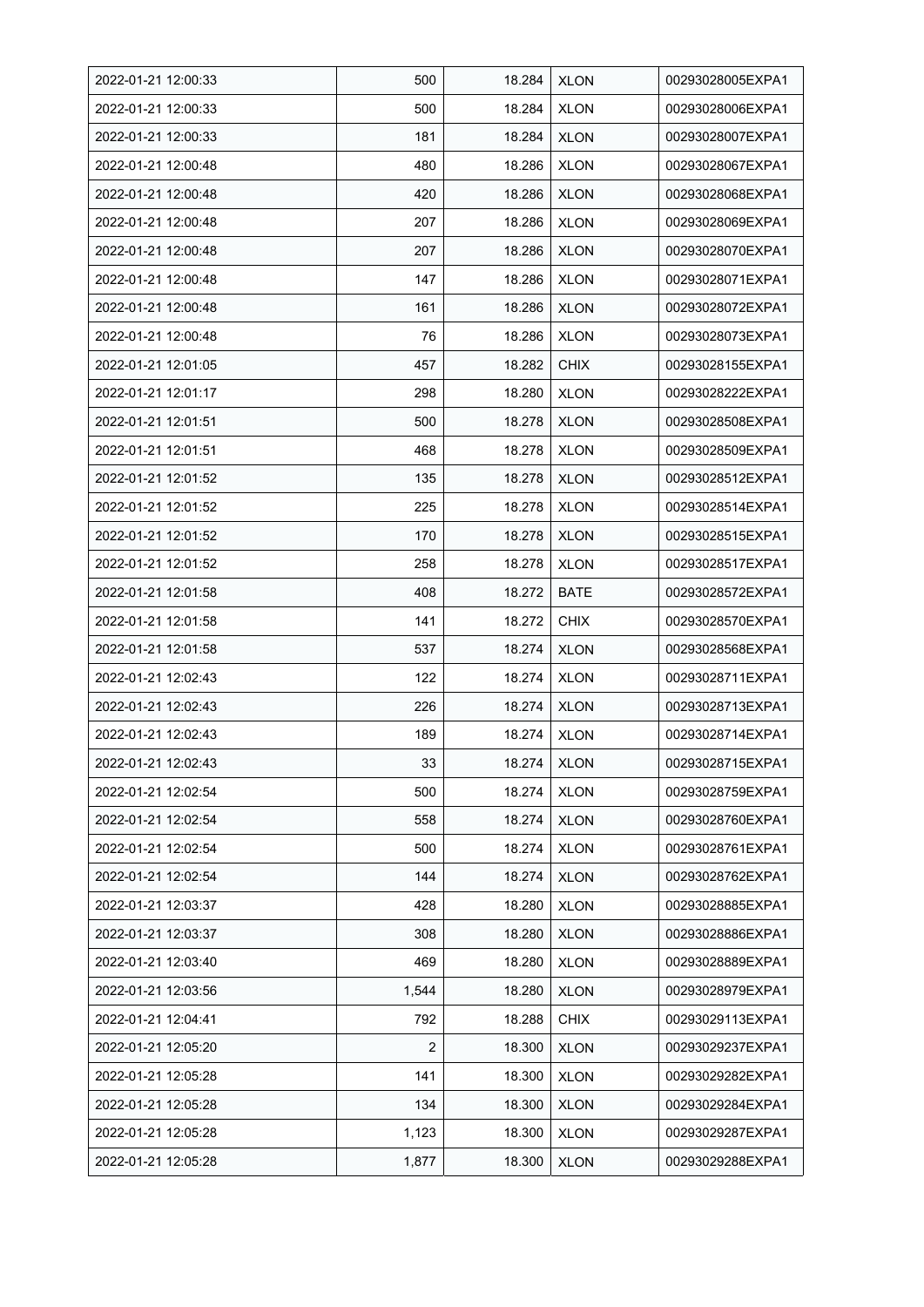| | | | | |
|---|---|---|---|---|
| 2022-01-21 12:00:33 | 500 | 18.284 | XLON | 00293028005EXPA1 |
| 2022-01-21 12:00:33 | 500 | 18.284 | XLON | 00293028006EXPA1 |
| 2022-01-21 12:00:33 | 181 | 18.284 | XLON | 00293028007EXPA1 |
| 2022-01-21 12:00:48 | 480 | 18.286 | XLON | 00293028067EXPA1 |
| 2022-01-21 12:00:48 | 420 | 18.286 | XLON | 00293028068EXPA1 |
| 2022-01-21 12:00:48 | 207 | 18.286 | XLON | 00293028069EXPA1 |
| 2022-01-21 12:00:48 | 207 | 18.286 | XLON | 00293028070EXPA1 |
| 2022-01-21 12:00:48 | 147 | 18.286 | XLON | 00293028071EXPA1 |
| 2022-01-21 12:00:48 | 161 | 18.286 | XLON | 00293028072EXPA1 |
| 2022-01-21 12:00:48 | 76 | 18.286 | XLON | 00293028073EXPA1 |
| 2022-01-21 12:01:05 | 457 | 18.282 | CHIX | 00293028155EXPA1 |
| 2022-01-21 12:01:17 | 298 | 18.280 | XLON | 00293028222EXPA1 |
| 2022-01-21 12:01:51 | 500 | 18.278 | XLON | 00293028508EXPA1 |
| 2022-01-21 12:01:51 | 468 | 18.278 | XLON | 00293028509EXPA1 |
| 2022-01-21 12:01:52 | 135 | 18.278 | XLON | 00293028512EXPA1 |
| 2022-01-21 12:01:52 | 225 | 18.278 | XLON | 00293028514EXPA1 |
| 2022-01-21 12:01:52 | 170 | 18.278 | XLON | 00293028515EXPA1 |
| 2022-01-21 12:01:52 | 258 | 18.278 | XLON | 00293028517EXPA1 |
| 2022-01-21 12:01:58 | 408 | 18.272 | BATE | 00293028572EXPA1 |
| 2022-01-21 12:01:58 | 141 | 18.272 | CHIX | 00293028570EXPA1 |
| 2022-01-21 12:01:58 | 537 | 18.274 | XLON | 00293028568EXPA1 |
| 2022-01-21 12:02:43 | 122 | 18.274 | XLON | 00293028711EXPA1 |
| 2022-01-21 12:02:43 | 226 | 18.274 | XLON | 00293028713EXPA1 |
| 2022-01-21 12:02:43 | 189 | 18.274 | XLON | 00293028714EXPA1 |
| 2022-01-21 12:02:43 | 33 | 18.274 | XLON | 00293028715EXPA1 |
| 2022-01-21 12:02:54 | 500 | 18.274 | XLON | 00293028759EXPA1 |
| 2022-01-21 12:02:54 | 558 | 18.274 | XLON | 00293028760EXPA1 |
| 2022-01-21 12:02:54 | 500 | 18.274 | XLON | 00293028761EXPA1 |
| 2022-01-21 12:02:54 | 144 | 18.274 | XLON | 00293028762EXPA1 |
| 2022-01-21 12:03:37 | 428 | 18.280 | XLON | 00293028885EXPA1 |
| 2022-01-21 12:03:37 | 308 | 18.280 | XLON | 00293028886EXPA1 |
| 2022-01-21 12:03:40 | 469 | 18.280 | XLON | 00293028889EXPA1 |
| 2022-01-21 12:03:56 | 1,544 | 18.280 | XLON | 00293028979EXPA1 |
| 2022-01-21 12:04:41 | 792 | 18.288 | CHIX | 00293029113EXPA1 |
| 2022-01-21 12:05:20 | 2 | 18.300 | XLON | 00293029237EXPA1 |
| 2022-01-21 12:05:28 | 141 | 18.300 | XLON | 00293029282EXPA1 |
| 2022-01-21 12:05:28 | 134 | 18.300 | XLON | 00293029284EXPA1 |
| 2022-01-21 12:05:28 | 1,123 | 18.300 | XLON | 00293029287EXPA1 |
| 2022-01-21 12:05:28 | 1,877 | 18.300 | XLON | 00293029288EXPA1 |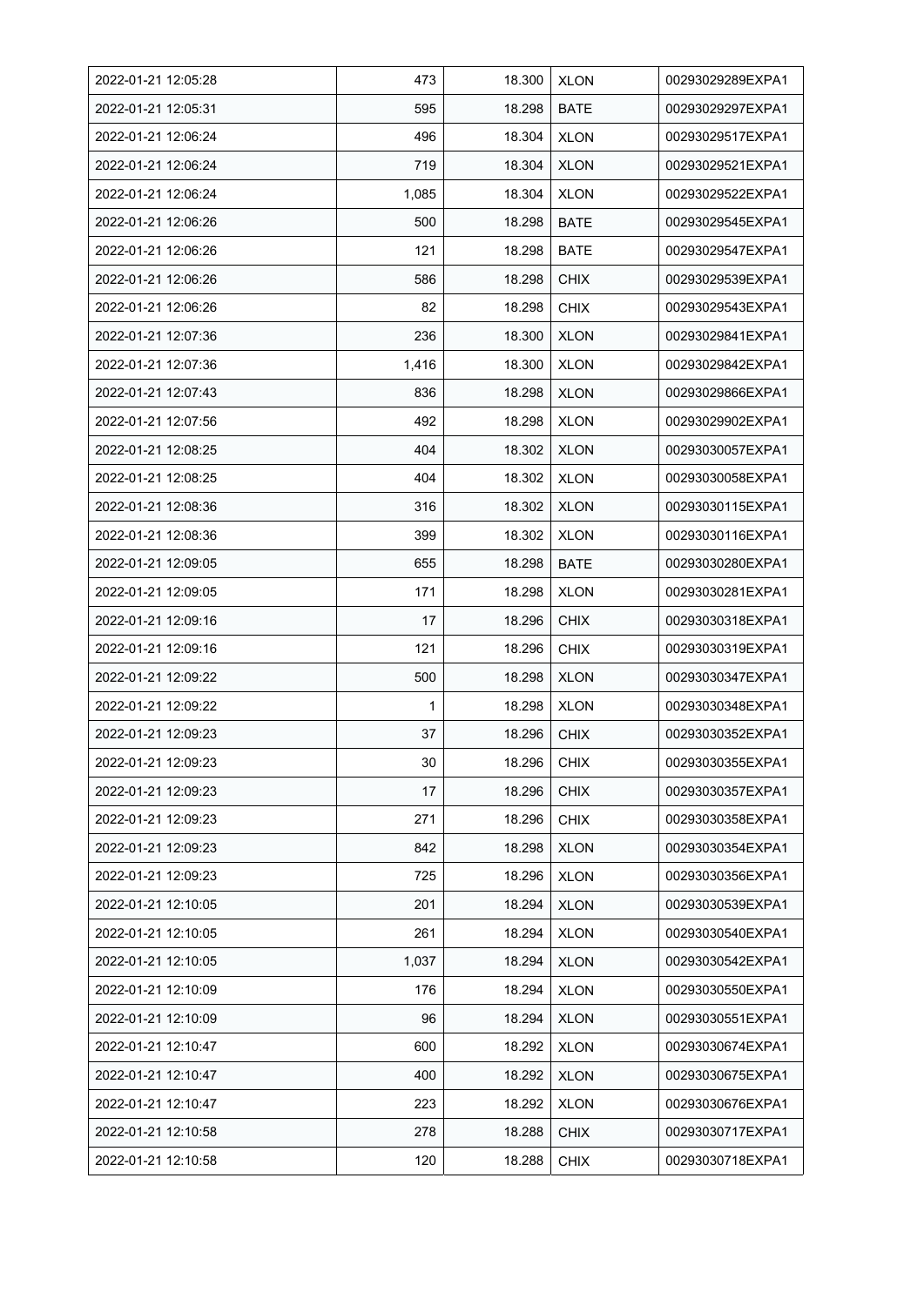| | | | | |
|---|---|---|---|---|
| 2022-01-21 12:05:28 | 473 | 18.300 | XLON | 00293029289EXPA1 |
| 2022-01-21 12:05:31 | 595 | 18.298 | BATE | 00293029297EXPA1 |
| 2022-01-21 12:06:24 | 496 | 18.304 | XLON | 00293029517EXPA1 |
| 2022-01-21 12:06:24 | 719 | 18.304 | XLON | 00293029521EXPA1 |
| 2022-01-21 12:06:24 | 1,085 | 18.304 | XLON | 00293029522EXPA1 |
| 2022-01-21 12:06:26 | 500 | 18.298 | BATE | 00293029545EXPA1 |
| 2022-01-21 12:06:26 | 121 | 18.298 | BATE | 00293029547EXPA1 |
| 2022-01-21 12:06:26 | 586 | 18.298 | CHIX | 00293029539EXPA1 |
| 2022-01-21 12:06:26 | 82 | 18.298 | CHIX | 00293029543EXPA1 |
| 2022-01-21 12:07:36 | 236 | 18.300 | XLON | 00293029841EXPA1 |
| 2022-01-21 12:07:36 | 1,416 | 18.300 | XLON | 00293029842EXPA1 |
| 2022-01-21 12:07:43 | 836 | 18.298 | XLON | 00293029866EXPA1 |
| 2022-01-21 12:07:56 | 492 | 18.298 | XLON | 00293029902EXPA1 |
| 2022-01-21 12:08:25 | 404 | 18.302 | XLON | 00293030057EXPA1 |
| 2022-01-21 12:08:25 | 404 | 18.302 | XLON | 00293030058EXPA1 |
| 2022-01-21 12:08:36 | 316 | 18.302 | XLON | 00293030115EXPA1 |
| 2022-01-21 12:08:36 | 399 | 18.302 | XLON | 00293030116EXPA1 |
| 2022-01-21 12:09:05 | 655 | 18.298 | BATE | 00293030280EXPA1 |
| 2022-01-21 12:09:05 | 171 | 18.298 | XLON | 00293030281EXPA1 |
| 2022-01-21 12:09:16 | 17 | 18.296 | CHIX | 00293030318EXPA1 |
| 2022-01-21 12:09:16 | 121 | 18.296 | CHIX | 00293030319EXPA1 |
| 2022-01-21 12:09:22 | 500 | 18.298 | XLON | 00293030347EXPA1 |
| 2022-01-21 12:09:22 | 1 | 18.298 | XLON | 00293030348EXPA1 |
| 2022-01-21 12:09:23 | 37 | 18.296 | CHIX | 00293030352EXPA1 |
| 2022-01-21 12:09:23 | 30 | 18.296 | CHIX | 00293030355EXPA1 |
| 2022-01-21 12:09:23 | 17 | 18.296 | CHIX | 00293030357EXPA1 |
| 2022-01-21 12:09:23 | 271 | 18.296 | CHIX | 00293030358EXPA1 |
| 2022-01-21 12:09:23 | 842 | 18.298 | XLON | 00293030354EXPA1 |
| 2022-01-21 12:09:23 | 725 | 18.296 | XLON | 00293030356EXPA1 |
| 2022-01-21 12:10:05 | 201 | 18.294 | XLON | 00293030539EXPA1 |
| 2022-01-21 12:10:05 | 261 | 18.294 | XLON | 00293030540EXPA1 |
| 2022-01-21 12:10:05 | 1,037 | 18.294 | XLON | 00293030542EXPA1 |
| 2022-01-21 12:10:09 | 176 | 18.294 | XLON | 00293030550EXPA1 |
| 2022-01-21 12:10:09 | 96 | 18.294 | XLON | 00293030551EXPA1 |
| 2022-01-21 12:10:47 | 600 | 18.292 | XLON | 00293030674EXPA1 |
| 2022-01-21 12:10:47 | 400 | 18.292 | XLON | 00293030675EXPA1 |
| 2022-01-21 12:10:47 | 223 | 18.292 | XLON | 00293030676EXPA1 |
| 2022-01-21 12:10:58 | 278 | 18.288 | CHIX | 00293030717EXPA1 |
| 2022-01-21 12:10:58 | 120 | 18.288 | CHIX | 00293030718EXPA1 |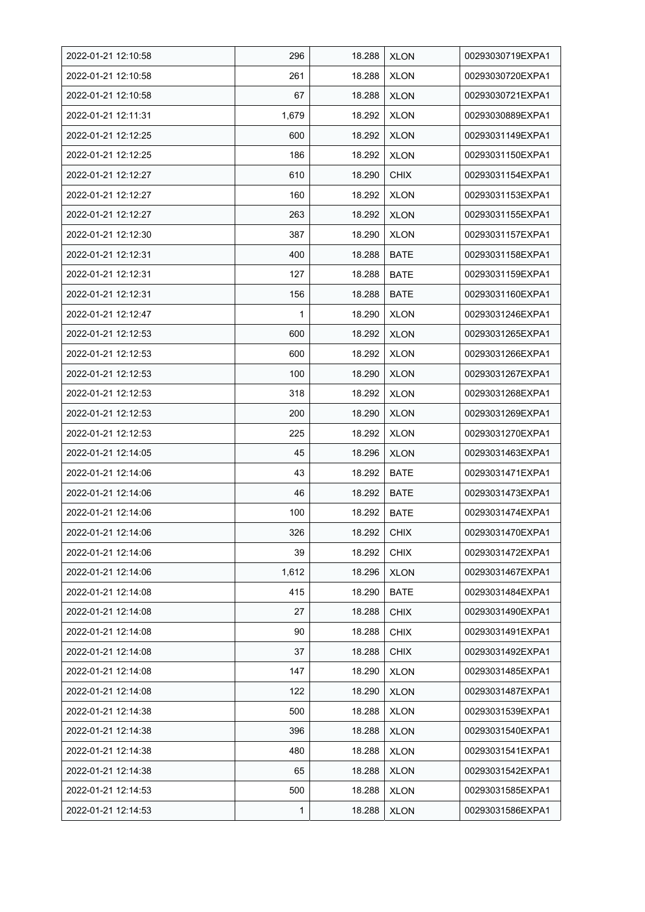| | | | | |
|---|---|---|---|---|
| 2022-01-21 12:10:58 | 296 | 18.288 | XLON | 00293030719EXPA1 |
| 2022-01-21 12:10:58 | 261 | 18.288 | XLON | 00293030720EXPA1 |
| 2022-01-21 12:10:58 | 67 | 18.288 | XLON | 00293030721EXPA1 |
| 2022-01-21 12:11:31 | 1,679 | 18.292 | XLON | 00293030889EXPA1 |
| 2022-01-21 12:12:25 | 600 | 18.292 | XLON | 00293031149EXPA1 |
| 2022-01-21 12:12:25 | 186 | 18.292 | XLON | 00293031150EXPA1 |
| 2022-01-21 12:12:27 | 610 | 18.290 | CHIX | 00293031154EXPA1 |
| 2022-01-21 12:12:27 | 160 | 18.292 | XLON | 00293031153EXPA1 |
| 2022-01-21 12:12:27 | 263 | 18.292 | XLON | 00293031155EXPA1 |
| 2022-01-21 12:12:30 | 387 | 18.290 | XLON | 00293031157EXPA1 |
| 2022-01-21 12:12:31 | 400 | 18.288 | BATE | 00293031158EXPA1 |
| 2022-01-21 12:12:31 | 127 | 18.288 | BATE | 00293031159EXPA1 |
| 2022-01-21 12:12:31 | 156 | 18.288 | BATE | 00293031160EXPA1 |
| 2022-01-21 12:12:47 | 1 | 18.290 | XLON | 00293031246EXPA1 |
| 2022-01-21 12:12:53 | 600 | 18.292 | XLON | 00293031265EXPA1 |
| 2022-01-21 12:12:53 | 600 | 18.292 | XLON | 00293031266EXPA1 |
| 2022-01-21 12:12:53 | 100 | 18.290 | XLON | 00293031267EXPA1 |
| 2022-01-21 12:12:53 | 318 | 18.292 | XLON | 00293031268EXPA1 |
| 2022-01-21 12:12:53 | 200 | 18.290 | XLON | 00293031269EXPA1 |
| 2022-01-21 12:12:53 | 225 | 18.292 | XLON | 00293031270EXPA1 |
| 2022-01-21 12:14:05 | 45 | 18.296 | XLON | 00293031463EXPA1 |
| 2022-01-21 12:14:06 | 43 | 18.292 | BATE | 00293031471EXPA1 |
| 2022-01-21 12:14:06 | 46 | 18.292 | BATE | 00293031473EXPA1 |
| 2022-01-21 12:14:06 | 100 | 18.292 | BATE | 00293031474EXPA1 |
| 2022-01-21 12:14:06 | 326 | 18.292 | CHIX | 00293031470EXPA1 |
| 2022-01-21 12:14:06 | 39 | 18.292 | CHIX | 00293031472EXPA1 |
| 2022-01-21 12:14:06 | 1,612 | 18.296 | XLON | 00293031467EXPA1 |
| 2022-01-21 12:14:08 | 415 | 18.290 | BATE | 00293031484EXPA1 |
| 2022-01-21 12:14:08 | 27 | 18.288 | CHIX | 00293031490EXPA1 |
| 2022-01-21 12:14:08 | 90 | 18.288 | CHIX | 00293031491EXPA1 |
| 2022-01-21 12:14:08 | 37 | 18.288 | CHIX | 00293031492EXPA1 |
| 2022-01-21 12:14:08 | 147 | 18.290 | XLON | 00293031485EXPA1 |
| 2022-01-21 12:14:08 | 122 | 18.290 | XLON | 00293031487EXPA1 |
| 2022-01-21 12:14:38 | 500 | 18.288 | XLON | 00293031539EXPA1 |
| 2022-01-21 12:14:38 | 396 | 18.288 | XLON | 00293031540EXPA1 |
| 2022-01-21 12:14:38 | 480 | 18.288 | XLON | 00293031541EXPA1 |
| 2022-01-21 12:14:38 | 65 | 18.288 | XLON | 00293031542EXPA1 |
| 2022-01-21 12:14:53 | 500 | 18.288 | XLON | 00293031585EXPA1 |
| 2022-01-21 12:14:53 | 1 | 18.288 | XLON | 00293031586EXPA1 |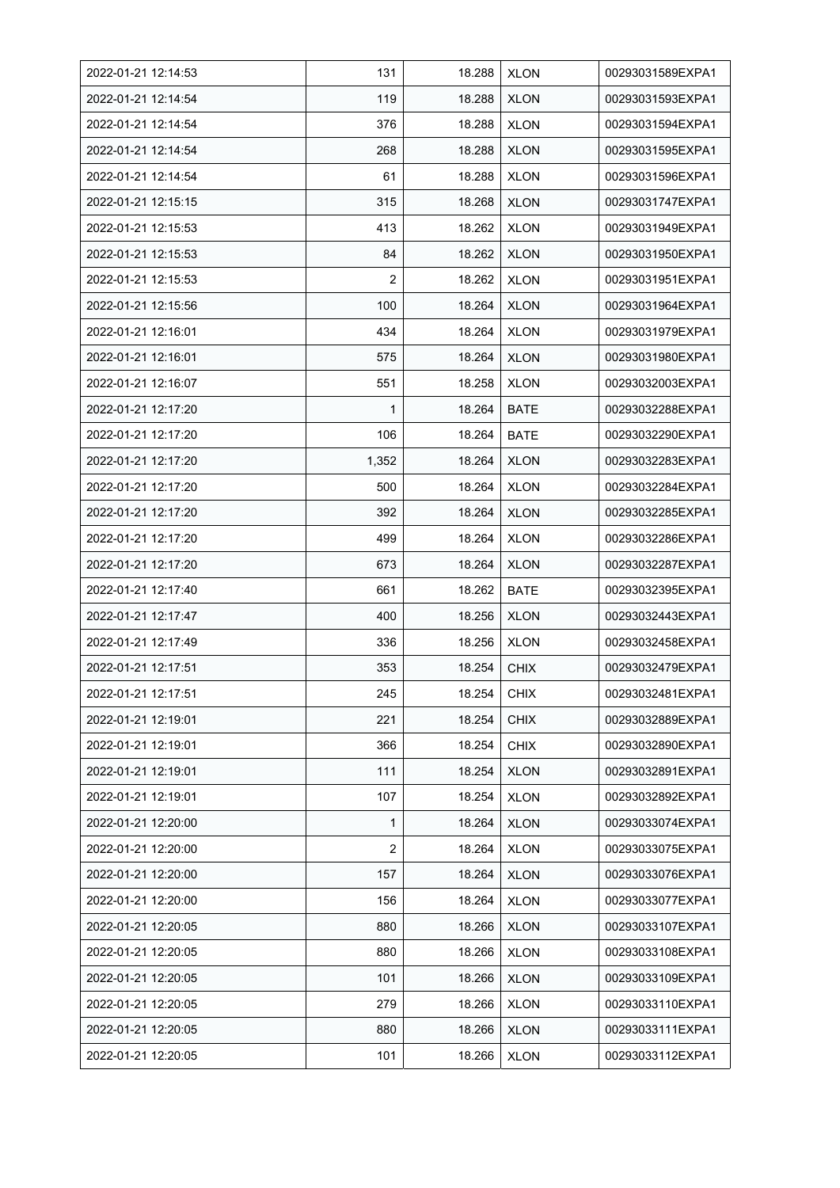| 2022-01-21 12:14:53 | 131 | 18.288 | XLON | 00293031589EXPA1 |
|---|---|---|---|---|
| 2022-01-21 12:14:54 | 119 | 18.288 | XLON | 00293031593EXPA1 |
| 2022-01-21 12:14:54 | 376 | 18.288 | XLON | 00293031594EXPA1 |
| 2022-01-21 12:14:54 | 268 | 18.288 | XLON | 00293031595EXPA1 |
| 2022-01-21 12:14:54 | 61 | 18.288 | XLON | 00293031596EXPA1 |
| 2022-01-21 12:15:15 | 315 | 18.268 | XLON | 00293031747EXPA1 |
| 2022-01-21 12:15:53 | 413 | 18.262 | XLON | 00293031949EXPA1 |
| 2022-01-21 12:15:53 | 84 | 18.262 | XLON | 00293031950EXPA1 |
| 2022-01-21 12:15:53 | 2 | 18.262 | XLON | 00293031951EXPA1 |
| 2022-01-21 12:15:56 | 100 | 18.264 | XLON | 00293031964EXPA1 |
| 2022-01-21 12:16:01 | 434 | 18.264 | XLON | 00293031979EXPA1 |
| 2022-01-21 12:16:01 | 575 | 18.264 | XLON | 00293031980EXPA1 |
| 2022-01-21 12:16:07 | 551 | 18.258 | XLON | 00293032003EXPA1 |
| 2022-01-21 12:17:20 | 1 | 18.264 | BATE | 00293032288EXPA1 |
| 2022-01-21 12:17:20 | 106 | 18.264 | BATE | 00293032290EXPA1 |
| 2022-01-21 12:17:20 | 1,352 | 18.264 | XLON | 00293032283EXPA1 |
| 2022-01-21 12:17:20 | 500 | 18.264 | XLON | 00293032284EXPA1 |
| 2022-01-21 12:17:20 | 392 | 18.264 | XLON | 00293032285EXPA1 |
| 2022-01-21 12:17:20 | 499 | 18.264 | XLON | 00293032286EXPA1 |
| 2022-01-21 12:17:20 | 673 | 18.264 | XLON | 00293032287EXPA1 |
| 2022-01-21 12:17:40 | 661 | 18.262 | BATE | 00293032395EXPA1 |
| 2022-01-21 12:17:47 | 400 | 18.256 | XLON | 00293032443EXPA1 |
| 2022-01-21 12:17:49 | 336 | 18.256 | XLON | 00293032458EXPA1 |
| 2022-01-21 12:17:51 | 353 | 18.254 | CHIX | 00293032479EXPA1 |
| 2022-01-21 12:17:51 | 245 | 18.254 | CHIX | 00293032481EXPA1 |
| 2022-01-21 12:19:01 | 221 | 18.254 | CHIX | 00293032889EXPA1 |
| 2022-01-21 12:19:01 | 366 | 18.254 | CHIX | 00293032890EXPA1 |
| 2022-01-21 12:19:01 | 111 | 18.254 | XLON | 00293032891EXPA1 |
| 2022-01-21 12:19:01 | 107 | 18.254 | XLON | 00293032892EXPA1 |
| 2022-01-21 12:20:00 | 1 | 18.264 | XLON | 00293033074EXPA1 |
| 2022-01-21 12:20:00 | 2 | 18.264 | XLON | 00293033075EXPA1 |
| 2022-01-21 12:20:00 | 157 | 18.264 | XLON | 00293033076EXPA1 |
| 2022-01-21 12:20:00 | 156 | 18.264 | XLON | 00293033077EXPA1 |
| 2022-01-21 12:20:05 | 880 | 18.266 | XLON | 00293033107EXPA1 |
| 2022-01-21 12:20:05 | 880 | 18.266 | XLON | 00293033108EXPA1 |
| 2022-01-21 12:20:05 | 101 | 18.266 | XLON | 00293033109EXPA1 |
| 2022-01-21 12:20:05 | 279 | 18.266 | XLON | 00293033110EXPA1 |
| 2022-01-21 12:20:05 | 880 | 18.266 | XLON | 00293033111EXPA1 |
| 2022-01-21 12:20:05 | 101 | 18.266 | XLON | 00293033112EXPA1 |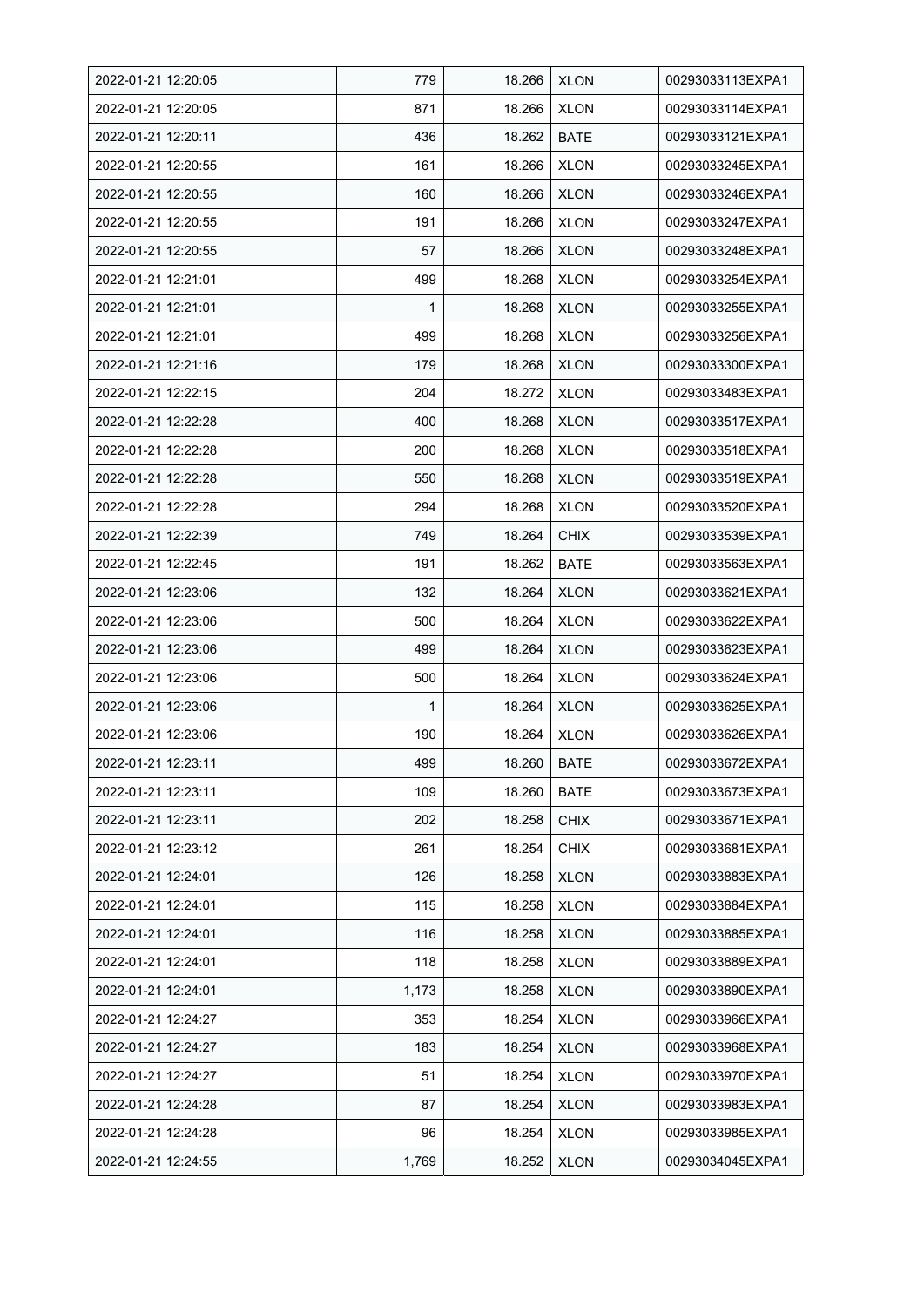| 2022-01-21 12:20:05 | 779 | 18.266 | XLON | 00293033113EXPA1 |
|---|---|---|---|---|
| 2022-01-21 12:20:05 | 871 | 18.266 | XLON | 00293033114EXPA1 |
| 2022-01-21 12:20:11 | 436 | 18.262 | BATE | 00293033121EXPA1 |
| 2022-01-21 12:20:55 | 161 | 18.266 | XLON | 00293033245EXPA1 |
| 2022-01-21 12:20:55 | 160 | 18.266 | XLON | 00293033246EXPA1 |
| 2022-01-21 12:20:55 | 191 | 18.266 | XLON | 00293033247EXPA1 |
| 2022-01-21 12:20:55 | 57 | 18.266 | XLON | 00293033248EXPA1 |
| 2022-01-21 12:21:01 | 499 | 18.268 | XLON | 00293033254EXPA1 |
| 2022-01-21 12:21:01 | 1 | 18.268 | XLON | 00293033255EXPA1 |
| 2022-01-21 12:21:01 | 499 | 18.268 | XLON | 00293033256EXPA1 |
| 2022-01-21 12:21:16 | 179 | 18.268 | XLON | 00293033300EXPA1 |
| 2022-01-21 12:22:15 | 204 | 18.272 | XLON | 00293033483EXPA1 |
| 2022-01-21 12:22:28 | 400 | 18.268 | XLON | 00293033517EXPA1 |
| 2022-01-21 12:22:28 | 200 | 18.268 | XLON | 00293033518EXPA1 |
| 2022-01-21 12:22:28 | 550 | 18.268 | XLON | 00293033519EXPA1 |
| 2022-01-21 12:22:28 | 294 | 18.268 | XLON | 00293033520EXPA1 |
| 2022-01-21 12:22:39 | 749 | 18.264 | CHIX | 00293033539EXPA1 |
| 2022-01-21 12:22:45 | 191 | 18.262 | BATE | 00293033563EXPA1 |
| 2022-01-21 12:23:06 | 132 | 18.264 | XLON | 00293033621EXPA1 |
| 2022-01-21 12:23:06 | 500 | 18.264 | XLON | 00293033622EXPA1 |
| 2022-01-21 12:23:06 | 499 | 18.264 | XLON | 00293033623EXPA1 |
| 2022-01-21 12:23:06 | 500 | 18.264 | XLON | 00293033624EXPA1 |
| 2022-01-21 12:23:06 | 1 | 18.264 | XLON | 00293033625EXPA1 |
| 2022-01-21 12:23:06 | 190 | 18.264 | XLON | 00293033626EXPA1 |
| 2022-01-21 12:23:11 | 499 | 18.260 | BATE | 00293033672EXPA1 |
| 2022-01-21 12:23:11 | 109 | 18.260 | BATE | 00293033673EXPA1 |
| 2022-01-21 12:23:11 | 202 | 18.258 | CHIX | 00293033671EXPA1 |
| 2022-01-21 12:23:12 | 261 | 18.254 | CHIX | 00293033681EXPA1 |
| 2022-01-21 12:24:01 | 126 | 18.258 | XLON | 00293033883EXPA1 |
| 2022-01-21 12:24:01 | 115 | 18.258 | XLON | 00293033884EXPA1 |
| 2022-01-21 12:24:01 | 116 | 18.258 | XLON | 00293033885EXPA1 |
| 2022-01-21 12:24:01 | 118 | 18.258 | XLON | 00293033889EXPA1 |
| 2022-01-21 12:24:01 | 1,173 | 18.258 | XLON | 00293033890EXPA1 |
| 2022-01-21 12:24:27 | 353 | 18.254 | XLON | 00293033966EXPA1 |
| 2022-01-21 12:24:27 | 183 | 18.254 | XLON | 00293033968EXPA1 |
| 2022-01-21 12:24:27 | 51 | 18.254 | XLON | 00293033970EXPA1 |
| 2022-01-21 12:24:28 | 87 | 18.254 | XLON | 00293033983EXPA1 |
| 2022-01-21 12:24:28 | 96 | 18.254 | XLON | 00293033985EXPA1 |
| 2022-01-21 12:24:55 | 1,769 | 18.252 | XLON | 00293034045EXPA1 |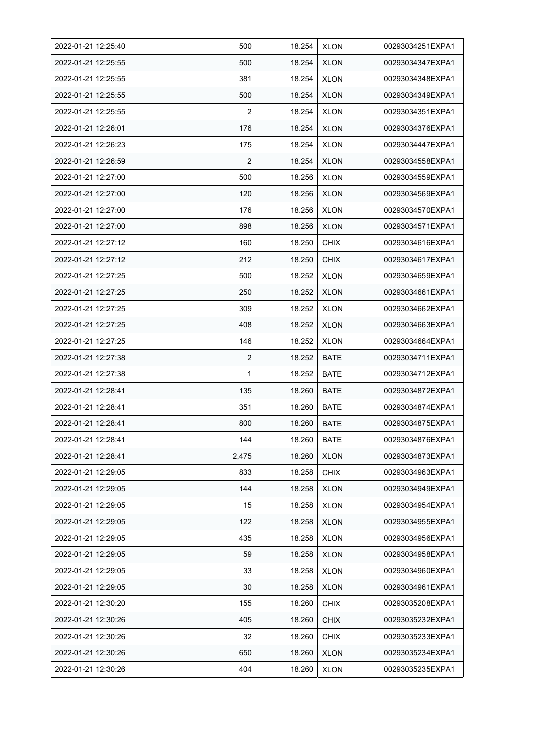| 2022-01-21 12:25:40 | 500 | 18.254 | XLON | 00293034251EXPA1 |
|---|---|---|---|---|
| 2022-01-21 12:25:55 | 500 | 18.254 | XLON | 00293034347EXPA1 |
| 2022-01-21 12:25:55 | 381 | 18.254 | XLON | 00293034348EXPA1 |
| 2022-01-21 12:25:55 | 500 | 18.254 | XLON | 00293034349EXPA1 |
| 2022-01-21 12:25:55 | 2 | 18.254 | XLON | 00293034351EXPA1 |
| 2022-01-21 12:26:01 | 176 | 18.254 | XLON | 00293034376EXPA1 |
| 2022-01-21 12:26:23 | 175 | 18.254 | XLON | 00293034447EXPA1 |
| 2022-01-21 12:26:59 | 2 | 18.254 | XLON | 00293034558EXPA1 |
| 2022-01-21 12:27:00 | 500 | 18.256 | XLON | 00293034559EXPA1 |
| 2022-01-21 12:27:00 | 120 | 18.256 | XLON | 00293034569EXPA1 |
| 2022-01-21 12:27:00 | 176 | 18.256 | XLON | 00293034570EXPA1 |
| 2022-01-21 12:27:00 | 898 | 18.256 | XLON | 00293034571EXPA1 |
| 2022-01-21 12:27:12 | 160 | 18.250 | CHIX | 00293034616EXPA1 |
| 2022-01-21 12:27:12 | 212 | 18.250 | CHIX | 00293034617EXPA1 |
| 2022-01-21 12:27:25 | 500 | 18.252 | XLON | 00293034659EXPA1 |
| 2022-01-21 12:27:25 | 250 | 18.252 | XLON | 00293034661EXPA1 |
| 2022-01-21 12:27:25 | 309 | 18.252 | XLON | 00293034662EXPA1 |
| 2022-01-21 12:27:25 | 408 | 18.252 | XLON | 00293034663EXPA1 |
| 2022-01-21 12:27:25 | 146 | 18.252 | XLON | 00293034664EXPA1 |
| 2022-01-21 12:27:38 | 2 | 18.252 | BATE | 00293034711EXPA1 |
| 2022-01-21 12:27:38 | 1 | 18.252 | BATE | 00293034712EXPA1 |
| 2022-01-21 12:28:41 | 135 | 18.260 | BATE | 00293034872EXPA1 |
| 2022-01-21 12:28:41 | 351 | 18.260 | BATE | 00293034874EXPA1 |
| 2022-01-21 12:28:41 | 800 | 18.260 | BATE | 00293034875EXPA1 |
| 2022-01-21 12:28:41 | 144 | 18.260 | BATE | 00293034876EXPA1 |
| 2022-01-21 12:28:41 | 2,475 | 18.260 | XLON | 00293034873EXPA1 |
| 2022-01-21 12:29:05 | 833 | 18.258 | CHIX | 00293034963EXPA1 |
| 2022-01-21 12:29:05 | 144 | 18.258 | XLON | 00293034949EXPA1 |
| 2022-01-21 12:29:05 | 15 | 18.258 | XLON | 00293034954EXPA1 |
| 2022-01-21 12:29:05 | 122 | 18.258 | XLON | 00293034955EXPA1 |
| 2022-01-21 12:29:05 | 435 | 18.258 | XLON | 00293034956EXPA1 |
| 2022-01-21 12:29:05 | 59 | 18.258 | XLON | 00293034958EXPA1 |
| 2022-01-21 12:29:05 | 33 | 18.258 | XLON | 00293034960EXPA1 |
| 2022-01-21 12:29:05 | 30 | 18.258 | XLON | 00293034961EXPA1 |
| 2022-01-21 12:30:20 | 155 | 18.260 | CHIX | 00293035208EXPA1 |
| 2022-01-21 12:30:26 | 405 | 18.260 | CHIX | 00293035232EXPA1 |
| 2022-01-21 12:30:26 | 32 | 18.260 | CHIX | 00293035233EXPA1 |
| 2022-01-21 12:30:26 | 650 | 18.260 | XLON | 00293035234EXPA1 |
| 2022-01-21 12:30:26 | 404 | 18.260 | XLON | 00293035235EXPA1 |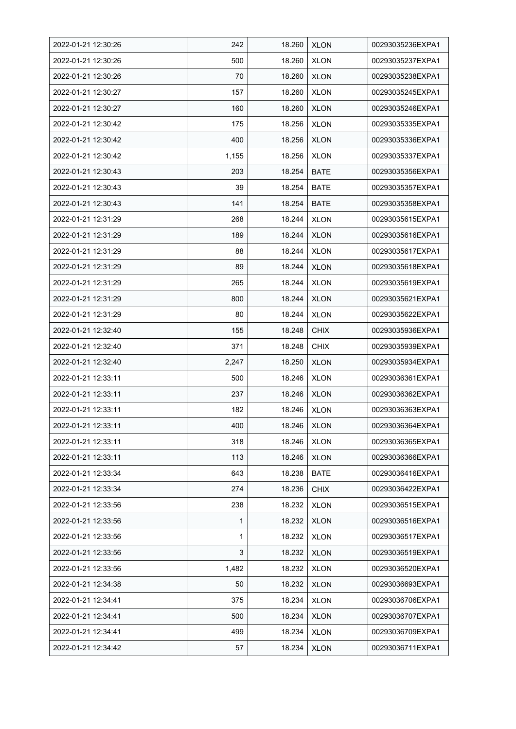| 2022-01-21 12:30:26 | 242 | 18.260 | XLON | 00293035236EXPA1 |
|---|---|---|---|---|
| 2022-01-21 12:30:26 | 500 | 18.260 | XLON | 00293035237EXPA1 |
| 2022-01-21 12:30:26 | 70 | 18.260 | XLON | 00293035238EXPA1 |
| 2022-01-21 12:30:27 | 157 | 18.260 | XLON | 00293035245EXPA1 |
| 2022-01-21 12:30:27 | 160 | 18.260 | XLON | 00293035246EXPA1 |
| 2022-01-21 12:30:42 | 175 | 18.256 | XLON | 00293035335EXPA1 |
| 2022-01-21 12:30:42 | 400 | 18.256 | XLON | 00293035336EXPA1 |
| 2022-01-21 12:30:42 | 1,155 | 18.256 | XLON | 00293035337EXPA1 |
| 2022-01-21 12:30:43 | 203 | 18.254 | BATE | 00293035356EXPA1 |
| 2022-01-21 12:30:43 | 39 | 18.254 | BATE | 00293035357EXPA1 |
| 2022-01-21 12:30:43 | 141 | 18.254 | BATE | 00293035358EXPA1 |
| 2022-01-21 12:31:29 | 268 | 18.244 | XLON | 00293035615EXPA1 |
| 2022-01-21 12:31:29 | 189 | 18.244 | XLON | 00293035616EXPA1 |
| 2022-01-21 12:31:29 | 88 | 18.244 | XLON | 00293035617EXPA1 |
| 2022-01-21 12:31:29 | 89 | 18.244 | XLON | 00293035618EXPA1 |
| 2022-01-21 12:31:29 | 265 | 18.244 | XLON | 00293035619EXPA1 |
| 2022-01-21 12:31:29 | 800 | 18.244 | XLON | 00293035621EXPA1 |
| 2022-01-21 12:31:29 | 80 | 18.244 | XLON | 00293035622EXPA1 |
| 2022-01-21 12:32:40 | 155 | 18.248 | CHIX | 00293035936EXPA1 |
| 2022-01-21 12:32:40 | 371 | 18.248 | CHIX | 00293035939EXPA1 |
| 2022-01-21 12:32:40 | 2,247 | 18.250 | XLON | 00293035934EXPA1 |
| 2022-01-21 12:33:11 | 500 | 18.246 | XLON | 00293036361EXPA1 |
| 2022-01-21 12:33:11 | 237 | 18.246 | XLON | 00293036362EXPA1 |
| 2022-01-21 12:33:11 | 182 | 18.246 | XLON | 00293036363EXPA1 |
| 2022-01-21 12:33:11 | 400 | 18.246 | XLON | 00293036364EXPA1 |
| 2022-01-21 12:33:11 | 318 | 18.246 | XLON | 00293036365EXPA1 |
| 2022-01-21 12:33:11 | 113 | 18.246 | XLON | 00293036366EXPA1 |
| 2022-01-21 12:33:34 | 643 | 18.238 | BATE | 00293036416EXPA1 |
| 2022-01-21 12:33:34 | 274 | 18.236 | CHIX | 00293036422EXPA1 |
| 2022-01-21 12:33:56 | 238 | 18.232 | XLON | 00293036515EXPA1 |
| 2022-01-21 12:33:56 | 1 | 18.232 | XLON | 00293036516EXPA1 |
| 2022-01-21 12:33:56 | 1 | 18.232 | XLON | 00293036517EXPA1 |
| 2022-01-21 12:33:56 | 3 | 18.232 | XLON | 00293036519EXPA1 |
| 2022-01-21 12:33:56 | 1,482 | 18.232 | XLON | 00293036520EXPA1 |
| 2022-01-21 12:34:38 | 50 | 18.232 | XLON | 00293036693EXPA1 |
| 2022-01-21 12:34:41 | 375 | 18.234 | XLON | 00293036706EXPA1 |
| 2022-01-21 12:34:41 | 500 | 18.234 | XLON | 00293036707EXPA1 |
| 2022-01-21 12:34:41 | 499 | 18.234 | XLON | 00293036709EXPA1 |
| 2022-01-21 12:34:42 | 57 | 18.234 | XLON | 00293036711EXPA1 |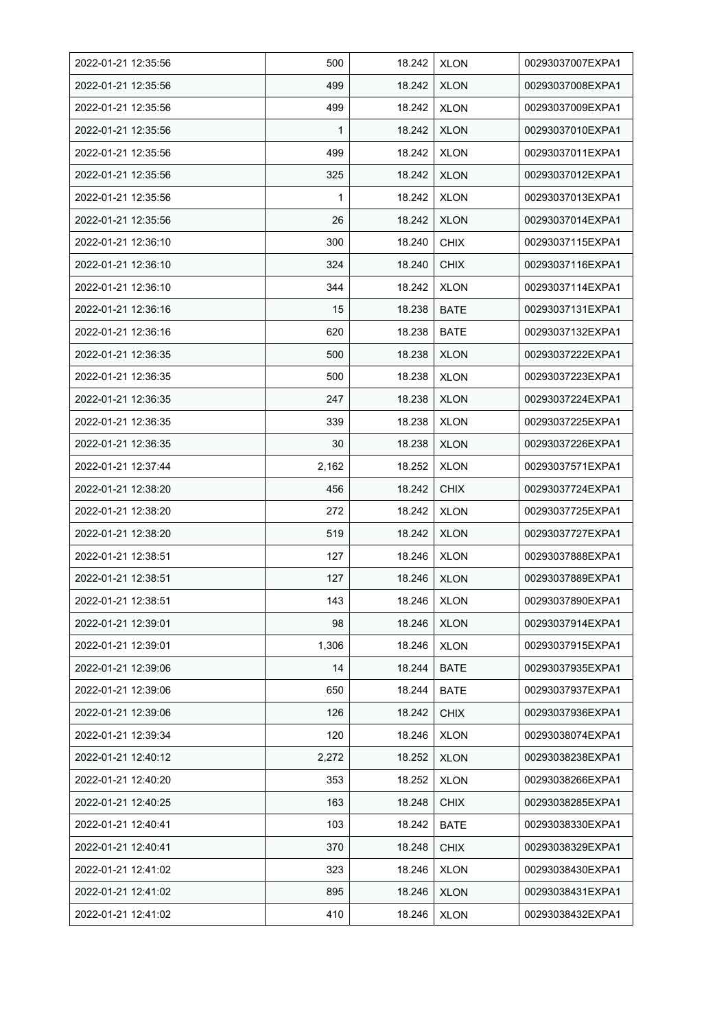| 2022-01-21 12:35:56 | 500 | 18.242 | XLON | 00293037007EXPA1 |
|---|---|---|---|---|
| 2022-01-21 12:35:56 | 499 | 18.242 | XLON | 00293037008EXPA1 |
| 2022-01-21 12:35:56 | 499 | 18.242 | XLON | 00293037009EXPA1 |
| 2022-01-21 12:35:56 | 1 | 18.242 | XLON | 00293037010EXPA1 |
| 2022-01-21 12:35:56 | 499 | 18.242 | XLON | 00293037011EXPA1 |
| 2022-01-21 12:35:56 | 325 | 18.242 | XLON | 00293037012EXPA1 |
| 2022-01-21 12:35:56 | 1 | 18.242 | XLON | 00293037013EXPA1 |
| 2022-01-21 12:35:56 | 26 | 18.242 | XLON | 00293037014EXPA1 |
| 2022-01-21 12:36:10 | 300 | 18.240 | CHIX | 00293037115EXPA1 |
| 2022-01-21 12:36:10 | 324 | 18.240 | CHIX | 00293037116EXPA1 |
| 2022-01-21 12:36:10 | 344 | 18.242 | XLON | 00293037114EXPA1 |
| 2022-01-21 12:36:16 | 15 | 18.238 | BATE | 00293037131EXPA1 |
| 2022-01-21 12:36:16 | 620 | 18.238 | BATE | 00293037132EXPA1 |
| 2022-01-21 12:36:35 | 500 | 18.238 | XLON | 00293037222EXPA1 |
| 2022-01-21 12:36:35 | 500 | 18.238 | XLON | 00293037223EXPA1 |
| 2022-01-21 12:36:35 | 247 | 18.238 | XLON | 00293037224EXPA1 |
| 2022-01-21 12:36:35 | 339 | 18.238 | XLON | 00293037225EXPA1 |
| 2022-01-21 12:36:35 | 30 | 18.238 | XLON | 00293037226EXPA1 |
| 2022-01-21 12:37:44 | 2,162 | 18.252 | XLON | 00293037571EXPA1 |
| 2022-01-21 12:38:20 | 456 | 18.242 | CHIX | 00293037724EXPA1 |
| 2022-01-21 12:38:20 | 272 | 18.242 | XLON | 00293037725EXPA1 |
| 2022-01-21 12:38:20 | 519 | 18.242 | XLON | 00293037727EXPA1 |
| 2022-01-21 12:38:51 | 127 | 18.246 | XLON | 00293037888EXPA1 |
| 2022-01-21 12:38:51 | 127 | 18.246 | XLON | 00293037889EXPA1 |
| 2022-01-21 12:38:51 | 143 | 18.246 | XLON | 00293037890EXPA1 |
| 2022-01-21 12:39:01 | 98 | 18.246 | XLON | 00293037914EXPA1 |
| 2022-01-21 12:39:01 | 1,306 | 18.246 | XLON | 00293037915EXPA1 |
| 2022-01-21 12:39:06 | 14 | 18.244 | BATE | 00293037935EXPA1 |
| 2022-01-21 12:39:06 | 650 | 18.244 | BATE | 00293037937EXPA1 |
| 2022-01-21 12:39:06 | 126 | 18.242 | CHIX | 00293037936EXPA1 |
| 2022-01-21 12:39:34 | 120 | 18.246 | XLON | 00293038074EXPA1 |
| 2022-01-21 12:40:12 | 2,272 | 18.252 | XLON | 00293038238EXPA1 |
| 2022-01-21 12:40:20 | 353 | 18.252 | XLON | 00293038266EXPA1 |
| 2022-01-21 12:40:25 | 163 | 18.248 | CHIX | 00293038285EXPA1 |
| 2022-01-21 12:40:41 | 103 | 18.242 | BATE | 00293038330EXPA1 |
| 2022-01-21 12:40:41 | 370 | 18.248 | CHIX | 00293038329EXPA1 |
| 2022-01-21 12:41:02 | 323 | 18.246 | XLON | 00293038430EXPA1 |
| 2022-01-21 12:41:02 | 895 | 18.246 | XLON | 00293038431EXPA1 |
| 2022-01-21 12:41:02 | 410 | 18.246 | XLON | 00293038432EXPA1 |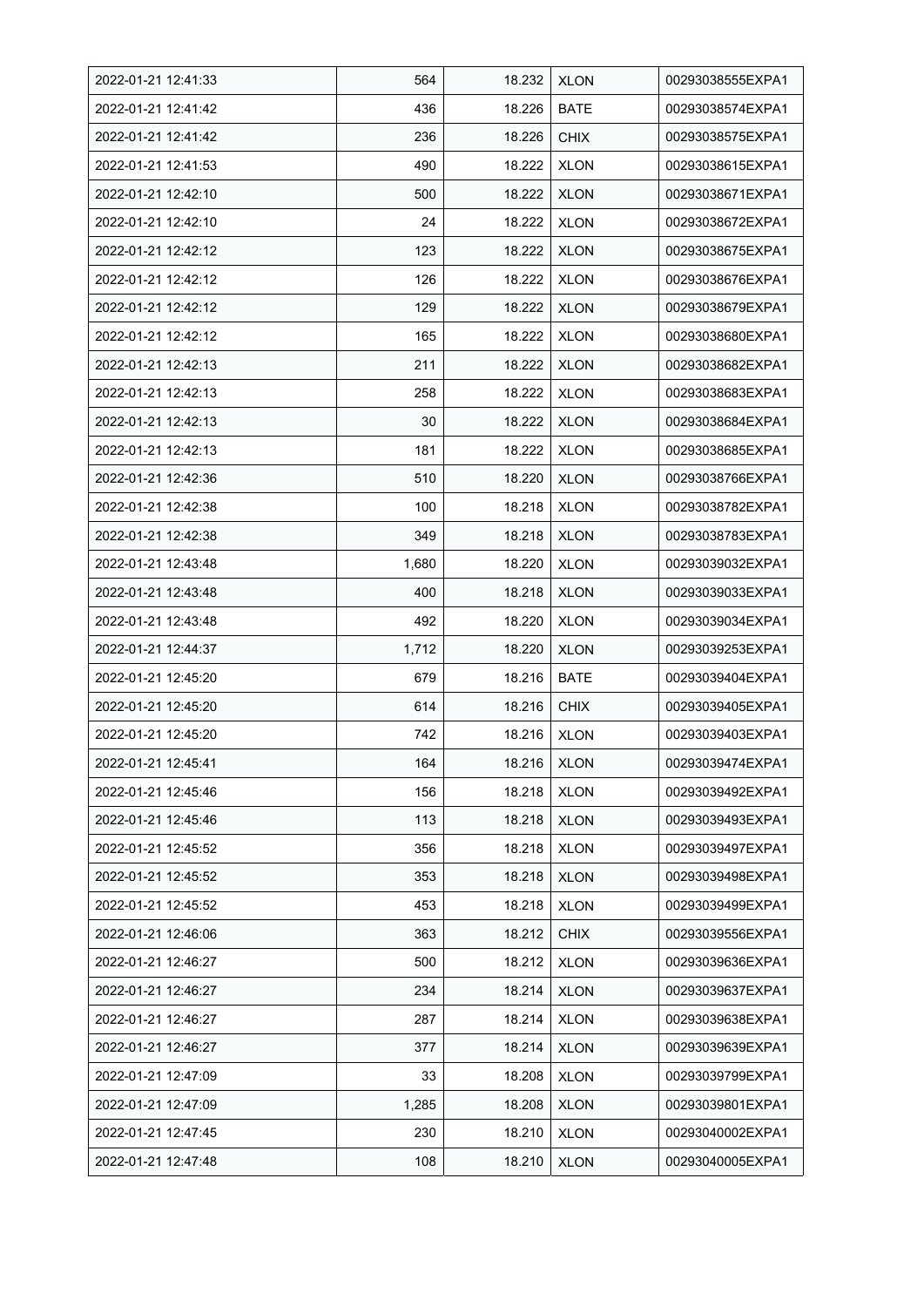| 2022-01-21 12:41:33 | 564 | 18.232 | XLON | 00293038555EXPA1 |
|---|---|---|---|---|
| 2022-01-21 12:41:42 | 436 | 18.226 | BATE | 00293038574EXPA1 |
| 2022-01-21 12:41:42 | 236 | 18.226 | CHIX | 00293038575EXPA1 |
| 2022-01-21 12:41:53 | 490 | 18.222 | XLON | 00293038615EXPA1 |
| 2022-01-21 12:42:10 | 500 | 18.222 | XLON | 00293038671EXPA1 |
| 2022-01-21 12:42:10 | 24 | 18.222 | XLON | 00293038672EXPA1 |
| 2022-01-21 12:42:12 | 123 | 18.222 | XLON | 00293038675EXPA1 |
| 2022-01-21 12:42:12 | 126 | 18.222 | XLON | 00293038676EXPA1 |
| 2022-01-21 12:42:12 | 129 | 18.222 | XLON | 00293038679EXPA1 |
| 2022-01-21 12:42:12 | 165 | 18.222 | XLON | 00293038680EXPA1 |
| 2022-01-21 12:42:13 | 211 | 18.222 | XLON | 00293038682EXPA1 |
| 2022-01-21 12:42:13 | 258 | 18.222 | XLON | 00293038683EXPA1 |
| 2022-01-21 12:42:13 | 30 | 18.222 | XLON | 00293038684EXPA1 |
| 2022-01-21 12:42:13 | 181 | 18.222 | XLON | 00293038685EXPA1 |
| 2022-01-21 12:42:36 | 510 | 18.220 | XLON | 00293038766EXPA1 |
| 2022-01-21 12:42:38 | 100 | 18.218 | XLON | 00293038782EXPA1 |
| 2022-01-21 12:42:38 | 349 | 18.218 | XLON | 00293038783EXPA1 |
| 2022-01-21 12:43:48 | 1,680 | 18.220 | XLON | 00293039032EXPA1 |
| 2022-01-21 12:43:48 | 400 | 18.218 | XLON | 00293039033EXPA1 |
| 2022-01-21 12:43:48 | 492 | 18.220 | XLON | 00293039034EXPA1 |
| 2022-01-21 12:44:37 | 1,712 | 18.220 | XLON | 00293039253EXPA1 |
| 2022-01-21 12:45:20 | 679 | 18.216 | BATE | 00293039404EXPA1 |
| 2022-01-21 12:45:20 | 614 | 18.216 | CHIX | 00293039405EXPA1 |
| 2022-01-21 12:45:20 | 742 | 18.216 | XLON | 00293039403EXPA1 |
| 2022-01-21 12:45:41 | 164 | 18.216 | XLON | 00293039474EXPA1 |
| 2022-01-21 12:45:46 | 156 | 18.218 | XLON | 00293039492EXPA1 |
| 2022-01-21 12:45:46 | 113 | 18.218 | XLON | 00293039493EXPA1 |
| 2022-01-21 12:45:52 | 356 | 18.218 | XLON | 00293039497EXPA1 |
| 2022-01-21 12:45:52 | 353 | 18.218 | XLON | 00293039498EXPA1 |
| 2022-01-21 12:45:52 | 453 | 18.218 | XLON | 00293039499EXPA1 |
| 2022-01-21 12:46:06 | 363 | 18.212 | CHIX | 00293039556EXPA1 |
| 2022-01-21 12:46:27 | 500 | 18.212 | XLON | 00293039636EXPA1 |
| 2022-01-21 12:46:27 | 234 | 18.214 | XLON | 00293039637EXPA1 |
| 2022-01-21 12:46:27 | 287 | 18.214 | XLON | 00293039638EXPA1 |
| 2022-01-21 12:46:27 | 377 | 18.214 | XLON | 00293039639EXPA1 |
| 2022-01-21 12:47:09 | 33 | 18.208 | XLON | 00293039799EXPA1 |
| 2022-01-21 12:47:09 | 1,285 | 18.208 | XLON | 00293039801EXPA1 |
| 2022-01-21 12:47:45 | 230 | 18.210 | XLON | 00293040002EXPA1 |
| 2022-01-21 12:47:48 | 108 | 18.210 | XLON | 00293040005EXPA1 |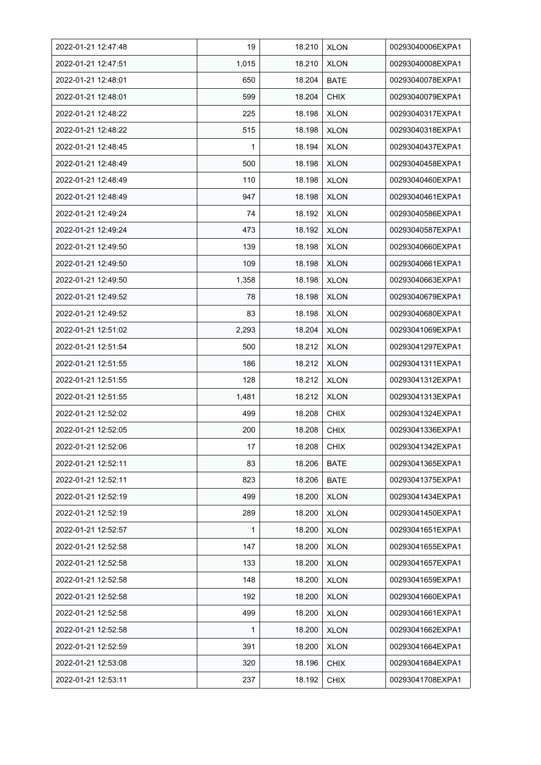| 2022-01-21 12:47:48 | 19 | 18.210 | XLON | 00293040006EXPA1 |
|---|---|---|---|---|
| 2022-01-21 12:47:51 | 1,015 | 18.210 | XLON | 00293040008EXPA1 |
| 2022-01-21 12:48:01 | 650 | 18.204 | BATE | 00293040078EXPA1 |
| 2022-01-21 12:48:01 | 599 | 18.204 | CHIX | 00293040079EXPA1 |
| 2022-01-21 12:48:22 | 225 | 18.198 | XLON | 00293040317EXPA1 |
| 2022-01-21 12:48:22 | 515 | 18.198 | XLON | 00293040318EXPA1 |
| 2022-01-21 12:48:45 | 1 | 18.194 | XLON | 00293040437EXPA1 |
| 2022-01-21 12:48:49 | 500 | 18.198 | XLON | 00293040458EXPA1 |
| 2022-01-21 12:48:49 | 110 | 18.198 | XLON | 00293040460EXPA1 |
| 2022-01-21 12:48:49 | 947 | 18.198 | XLON | 00293040461EXPA1 |
| 2022-01-21 12:49:24 | 74 | 18.192 | XLON | 00293040586EXPA1 |
| 2022-01-21 12:49:24 | 473 | 18.192 | XLON | 00293040587EXPA1 |
| 2022-01-21 12:49:50 | 139 | 18.198 | XLON | 00293040660EXPA1 |
| 2022-01-21 12:49:50 | 109 | 18.198 | XLON | 00293040661EXPA1 |
| 2022-01-21 12:49:50 | 1,358 | 18.198 | XLON | 00293040663EXPA1 |
| 2022-01-21 12:49:52 | 78 | 18.198 | XLON | 00293040679EXPA1 |
| 2022-01-21 12:49:52 | 83 | 18.198 | XLON | 00293040680EXPA1 |
| 2022-01-21 12:51:02 | 2,293 | 18.204 | XLON | 00293041069EXPA1 |
| 2022-01-21 12:51:54 | 500 | 18.212 | XLON | 00293041297EXPA1 |
| 2022-01-21 12:51:55 | 186 | 18.212 | XLON | 00293041311EXPA1 |
| 2022-01-21 12:51:55 | 128 | 18.212 | XLON | 00293041312EXPA1 |
| 2022-01-21 12:51:55 | 1,481 | 18.212 | XLON | 00293041313EXPA1 |
| 2022-01-21 12:52:02 | 499 | 18.208 | CHIX | 00293041324EXPA1 |
| 2022-01-21 12:52:05 | 200 | 18.208 | CHIX | 00293041336EXPA1 |
| 2022-01-21 12:52:06 | 17 | 18.208 | CHIX | 00293041342EXPA1 |
| 2022-01-21 12:52:11 | 83 | 18.206 | BATE | 00293041365EXPA1 |
| 2022-01-21 12:52:11 | 823 | 18.206 | BATE | 00293041375EXPA1 |
| 2022-01-21 12:52:19 | 499 | 18.200 | XLON | 00293041434EXPA1 |
| 2022-01-21 12:52:19 | 289 | 18.200 | XLON | 00293041450EXPA1 |
| 2022-01-21 12:52:57 | 1 | 18.200 | XLON | 00293041651EXPA1 |
| 2022-01-21 12:52:58 | 147 | 18.200 | XLON | 00293041655EXPA1 |
| 2022-01-21 12:52:58 | 133 | 18.200 | XLON | 00293041657EXPA1 |
| 2022-01-21 12:52:58 | 148 | 18.200 | XLON | 00293041659EXPA1 |
| 2022-01-21 12:52:58 | 192 | 18.200 | XLON | 00293041660EXPA1 |
| 2022-01-21 12:52:58 | 499 | 18.200 | XLON | 00293041661EXPA1 |
| 2022-01-21 12:52:58 | 1 | 18.200 | XLON | 00293041662EXPA1 |
| 2022-01-21 12:52:59 | 391 | 18.200 | XLON | 00293041664EXPA1 |
| 2022-01-21 12:53:08 | 320 | 18.196 | CHIX | 00293041684EXPA1 |
| 2022-01-21 12:53:11 | 237 | 18.192 | CHIX | 00293041708EXPA1 |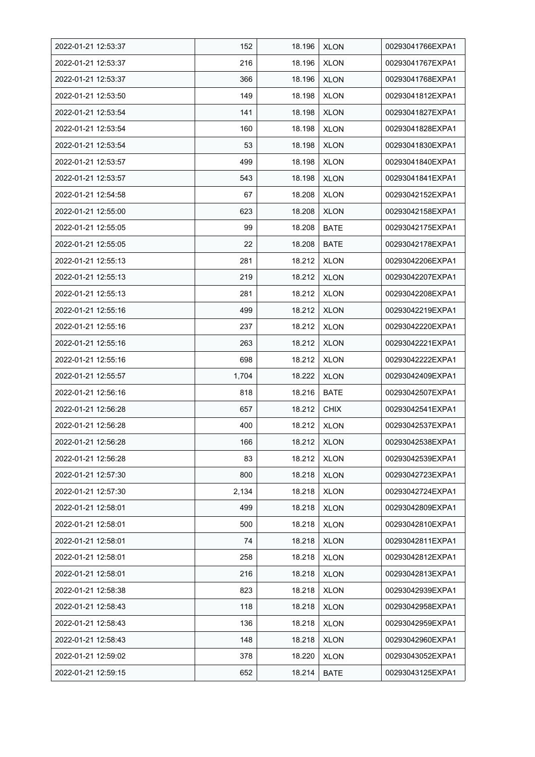| 2022-01-21 12:53:37 | 152 | 18.196 | XLON | 00293041766EXPA1 |
|---|---|---|---|---|
| 2022-01-21 12:53:37 | 216 | 18.196 | XLON | 00293041767EXPA1 |
| 2022-01-21 12:53:37 | 366 | 18.196 | XLON | 00293041768EXPA1 |
| 2022-01-21 12:53:50 | 149 | 18.198 | XLON | 00293041812EXPA1 |
| 2022-01-21 12:53:54 | 141 | 18.198 | XLON | 00293041827EXPA1 |
| 2022-01-21 12:53:54 | 160 | 18.198 | XLON | 00293041828EXPA1 |
| 2022-01-21 12:53:54 | 53 | 18.198 | XLON | 00293041830EXPA1 |
| 2022-01-21 12:53:57 | 499 | 18.198 | XLON | 00293041840EXPA1 |
| 2022-01-21 12:53:57 | 543 | 18.198 | XLON | 00293041841EXPA1 |
| 2022-01-21 12:54:58 | 67 | 18.208 | XLON | 00293042152EXPA1 |
| 2022-01-21 12:55:00 | 623 | 18.208 | XLON | 00293042158EXPA1 |
| 2022-01-21 12:55:05 | 99 | 18.208 | BATE | 00293042175EXPA1 |
| 2022-01-21 12:55:05 | 22 | 18.208 | BATE | 00293042178EXPA1 |
| 2022-01-21 12:55:13 | 281 | 18.212 | XLON | 00293042206EXPA1 |
| 2022-01-21 12:55:13 | 219 | 18.212 | XLON | 00293042207EXPA1 |
| 2022-01-21 12:55:13 | 281 | 18.212 | XLON | 00293042208EXPA1 |
| 2022-01-21 12:55:16 | 499 | 18.212 | XLON | 00293042219EXPA1 |
| 2022-01-21 12:55:16 | 237 | 18.212 | XLON | 00293042220EXPA1 |
| 2022-01-21 12:55:16 | 263 | 18.212 | XLON | 00293042221EXPA1 |
| 2022-01-21 12:55:16 | 698 | 18.212 | XLON | 00293042222EXPA1 |
| 2022-01-21 12:55:57 | 1,704 | 18.222 | XLON | 00293042409EXPA1 |
| 2022-01-21 12:56:16 | 818 | 18.216 | BATE | 00293042507EXPA1 |
| 2022-01-21 12:56:28 | 657 | 18.212 | CHIX | 00293042541EXPA1 |
| 2022-01-21 12:56:28 | 400 | 18.212 | XLON | 00293042537EXPA1 |
| 2022-01-21 12:56:28 | 166 | 18.212 | XLON | 00293042538EXPA1 |
| 2022-01-21 12:56:28 | 83 | 18.212 | XLON | 00293042539EXPA1 |
| 2022-01-21 12:57:30 | 800 | 18.218 | XLON | 00293042723EXPA1 |
| 2022-01-21 12:57:30 | 2,134 | 18.218 | XLON | 00293042724EXPA1 |
| 2022-01-21 12:58:01 | 499 | 18.218 | XLON | 00293042809EXPA1 |
| 2022-01-21 12:58:01 | 500 | 18.218 | XLON | 00293042810EXPA1 |
| 2022-01-21 12:58:01 | 74 | 18.218 | XLON | 00293042811EXPA1 |
| 2022-01-21 12:58:01 | 258 | 18.218 | XLON | 00293042812EXPA1 |
| 2022-01-21 12:58:01 | 216 | 18.218 | XLON | 00293042813EXPA1 |
| 2022-01-21 12:58:38 | 823 | 18.218 | XLON | 00293042939EXPA1 |
| 2022-01-21 12:58:43 | 118 | 18.218 | XLON | 00293042958EXPA1 |
| 2022-01-21 12:58:43 | 136 | 18.218 | XLON | 00293042959EXPA1 |
| 2022-01-21 12:58:43 | 148 | 18.218 | XLON | 00293042960EXPA1 |
| 2022-01-21 12:59:02 | 378 | 18.220 | XLON | 00293043052EXPA1 |
| 2022-01-21 12:59:15 | 652 | 18.214 | BATE | 00293043125EXPA1 |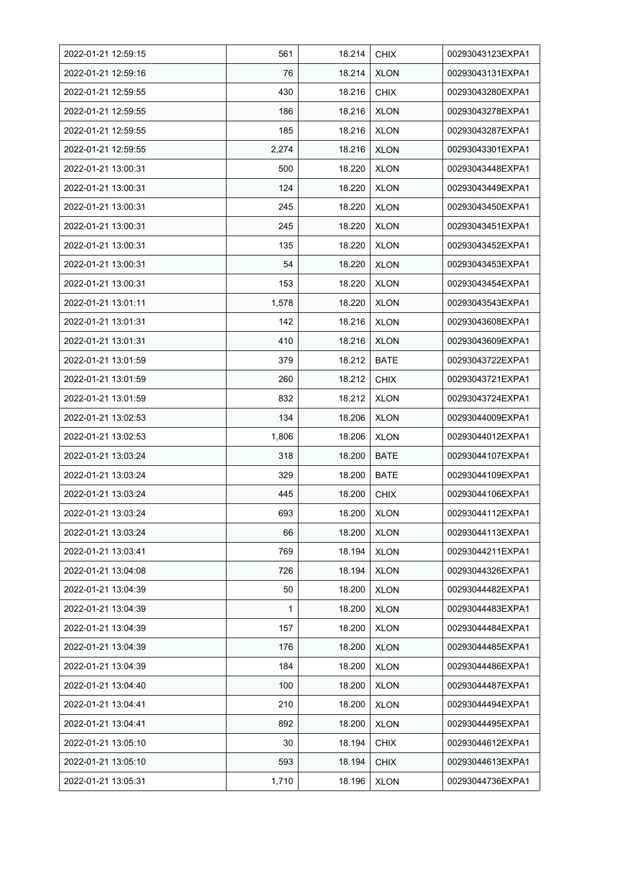| 2022-01-21 12:59:15 | 561 | 18.214 | CHIX | 00293043123EXPA1 |
|---|---|---|---|---|
| 2022-01-21 12:59:16 | 76 | 18.214 | XLON | 00293043131EXPA1 |
| 2022-01-21 12:59:55 | 430 | 18.216 | CHIX | 00293043280EXPA1 |
| 2022-01-21 12:59:55 | 186 | 18.216 | XLON | 00293043278EXPA1 |
| 2022-01-21 12:59:55 | 185 | 18.216 | XLON | 00293043287EXPA1 |
| 2022-01-21 12:59:55 | 2,274 | 18.216 | XLON | 00293043301EXPA1 |
| 2022-01-21 13:00:31 | 500 | 18.220 | XLON | 00293043448EXPA1 |
| 2022-01-21 13:00:31 | 124 | 18.220 | XLON | 00293043449EXPA1 |
| 2022-01-21 13:00:31 | 245 | 18.220 | XLON | 00293043450EXPA1 |
| 2022-01-21 13:00:31 | 245 | 18.220 | XLON | 00293043451EXPA1 |
| 2022-01-21 13:00:31 | 135 | 18.220 | XLON | 00293043452EXPA1 |
| 2022-01-21 13:00:31 | 54 | 18.220 | XLON | 00293043453EXPA1 |
| 2022-01-21 13:00:31 | 153 | 18.220 | XLON | 00293043454EXPA1 |
| 2022-01-21 13:01:11 | 1,578 | 18.220 | XLON | 00293043543EXPA1 |
| 2022-01-21 13:01:31 | 142 | 18.216 | XLON | 00293043608EXPA1 |
| 2022-01-21 13:01:31 | 410 | 18.216 | XLON | 00293043609EXPA1 |
| 2022-01-21 13:01:59 | 379 | 18.212 | BATE | 00293043722EXPA1 |
| 2022-01-21 13:01:59 | 260 | 18.212 | CHIX | 00293043721EXPA1 |
| 2022-01-21 13:01:59 | 832 | 18.212 | XLON | 00293043724EXPA1 |
| 2022-01-21 13:02:53 | 134 | 18.206 | XLON | 00293044009EXPA1 |
| 2022-01-21 13:02:53 | 1,806 | 18.206 | XLON | 00293044012EXPA1 |
| 2022-01-21 13:03:24 | 318 | 18.200 | BATE | 00293044107EXPA1 |
| 2022-01-21 13:03:24 | 329 | 18.200 | BATE | 00293044109EXPA1 |
| 2022-01-21 13:03:24 | 445 | 18.200 | CHIX | 00293044106EXPA1 |
| 2022-01-21 13:03:24 | 693 | 18.200 | XLON | 00293044112EXPA1 |
| 2022-01-21 13:03:24 | 66 | 18.200 | XLON | 00293044113EXPA1 |
| 2022-01-21 13:03:41 | 769 | 18.194 | XLON | 00293044211EXPA1 |
| 2022-01-21 13:04:08 | 726 | 18.194 | XLON | 00293044326EXPA1 |
| 2022-01-21 13:04:39 | 50 | 18.200 | XLON | 00293044482EXPA1 |
| 2022-01-21 13:04:39 | 1 | 18.200 | XLON | 00293044483EXPA1 |
| 2022-01-21 13:04:39 | 157 | 18.200 | XLON | 00293044484EXPA1 |
| 2022-01-21 13:04:39 | 176 | 18.200 | XLON | 00293044485EXPA1 |
| 2022-01-21 13:04:39 | 184 | 18.200 | XLON | 00293044486EXPA1 |
| 2022-01-21 13:04:40 | 100 | 18.200 | XLON | 00293044487EXPA1 |
| 2022-01-21 13:04:41 | 210 | 18.200 | XLON | 00293044494EXPA1 |
| 2022-01-21 13:04:41 | 892 | 18.200 | XLON | 00293044495EXPA1 |
| 2022-01-21 13:05:10 | 30 | 18.194 | CHIX | 00293044612EXPA1 |
| 2022-01-21 13:05:10 | 593 | 18.194 | CHIX | 00293044613EXPA1 |
| 2022-01-21 13:05:31 | 1,710 | 18.196 | XLON | 00293044736EXPA1 |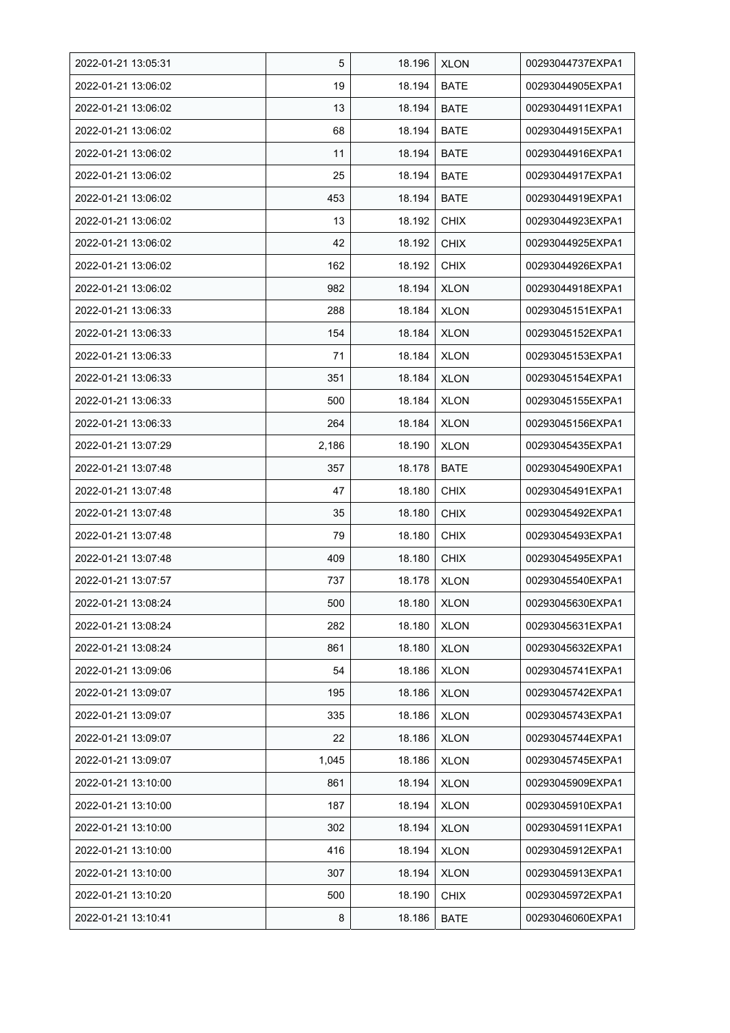| 2022-01-21 13:05:31 | 5 | 18.196 | XLON | 00293044737EXPA1 |
|---|---|---|---|---|
| 2022-01-21 13:06:02 | 19 | 18.194 | BATE | 00293044905EXPA1 |
| 2022-01-21 13:06:02 | 13 | 18.194 | BATE | 00293044911EXPA1 |
| 2022-01-21 13:06:02 | 68 | 18.194 | BATE | 00293044915EXPA1 |
| 2022-01-21 13:06:02 | 11 | 18.194 | BATE | 00293044916EXPA1 |
| 2022-01-21 13:06:02 | 25 | 18.194 | BATE | 00293044917EXPA1 |
| 2022-01-21 13:06:02 | 453 | 18.194 | BATE | 00293044919EXPA1 |
| 2022-01-21 13:06:02 | 13 | 18.192 | CHIX | 00293044923EXPA1 |
| 2022-01-21 13:06:02 | 42 | 18.192 | CHIX | 00293044925EXPA1 |
| 2022-01-21 13:06:02 | 162 | 18.192 | CHIX | 00293044926EXPA1 |
| 2022-01-21 13:06:02 | 982 | 18.194 | XLON | 00293044918EXPA1 |
| 2022-01-21 13:06:33 | 288 | 18.184 | XLON | 00293045151EXPA1 |
| 2022-01-21 13:06:33 | 154 | 18.184 | XLON | 00293045152EXPA1 |
| 2022-01-21 13:06:33 | 71 | 18.184 | XLON | 00293045153EXPA1 |
| 2022-01-21 13:06:33 | 351 | 18.184 | XLON | 00293045154EXPA1 |
| 2022-01-21 13:06:33 | 500 | 18.184 | XLON | 00293045155EXPA1 |
| 2022-01-21 13:06:33 | 264 | 18.184 | XLON | 00293045156EXPA1 |
| 2022-01-21 13:07:29 | 2,186 | 18.190 | XLON | 00293045435EXPA1 |
| 2022-01-21 13:07:48 | 357 | 18.178 | BATE | 00293045490EXPA1 |
| 2022-01-21 13:07:48 | 47 | 18.180 | CHIX | 00293045491EXPA1 |
| 2022-01-21 13:07:48 | 35 | 18.180 | CHIX | 00293045492EXPA1 |
| 2022-01-21 13:07:48 | 79 | 18.180 | CHIX | 00293045493EXPA1 |
| 2022-01-21 13:07:48 | 409 | 18.180 | CHIX | 00293045495EXPA1 |
| 2022-01-21 13:07:57 | 737 | 18.178 | XLON | 00293045540EXPA1 |
| 2022-01-21 13:08:24 | 500 | 18.180 | XLON | 00293045630EXPA1 |
| 2022-01-21 13:08:24 | 282 | 18.180 | XLON | 00293045631EXPA1 |
| 2022-01-21 13:08:24 | 861 | 18.180 | XLON | 00293045632EXPA1 |
| 2022-01-21 13:09:06 | 54 | 18.186 | XLON | 00293045741EXPA1 |
| 2022-01-21 13:09:07 | 195 | 18.186 | XLON | 00293045742EXPA1 |
| 2022-01-21 13:09:07 | 335 | 18.186 | XLON | 00293045743EXPA1 |
| 2022-01-21 13:09:07 | 22 | 18.186 | XLON | 00293045744EXPA1 |
| 2022-01-21 13:09:07 | 1,045 | 18.186 | XLON | 00293045745EXPA1 |
| 2022-01-21 13:10:00 | 861 | 18.194 | XLON | 00293045909EXPA1 |
| 2022-01-21 13:10:00 | 187 | 18.194 | XLON | 00293045910EXPA1 |
| 2022-01-21 13:10:00 | 302 | 18.194 | XLON | 00293045911EXPA1 |
| 2022-01-21 13:10:00 | 416 | 18.194 | XLON | 00293045912EXPA1 |
| 2022-01-21 13:10:00 | 307 | 18.194 | XLON | 00293045913EXPA1 |
| 2022-01-21 13:10:20 | 500 | 18.190 | CHIX | 00293045972EXPA1 |
| 2022-01-21 13:10:41 | 8 | 18.186 | BATE | 00293046060EXPA1 |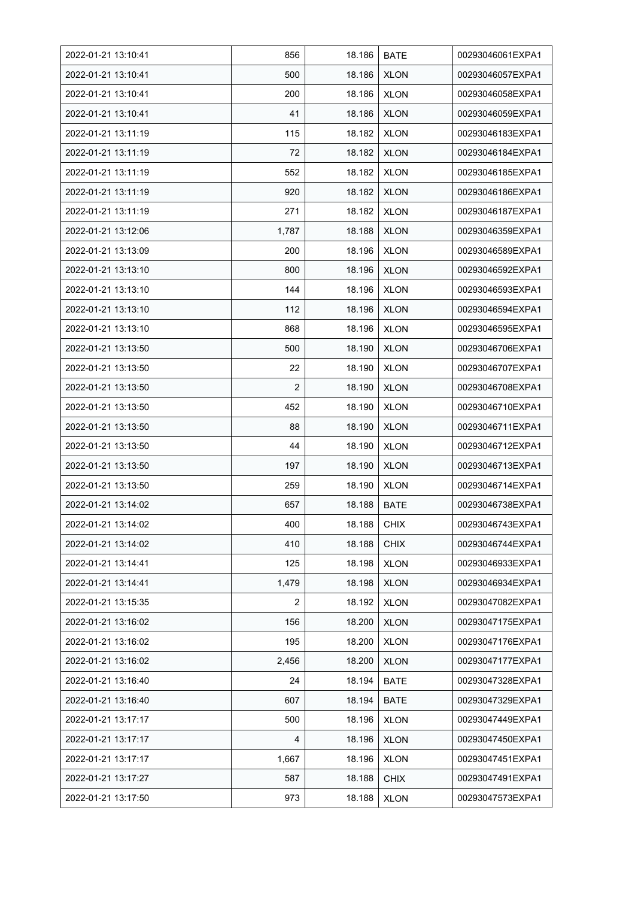| 2022-01-21 13:10:41 | 856 | 18.186 | BATE | 00293046061EXPA1 |
|---|---|---|---|---|
| 2022-01-21 13:10:41 | 500 | 18.186 | XLON | 00293046057EXPA1 |
| 2022-01-21 13:10:41 | 200 | 18.186 | XLON | 00293046058EXPA1 |
| 2022-01-21 13:10:41 | 41 | 18.186 | XLON | 00293046059EXPA1 |
| 2022-01-21 13:11:19 | 115 | 18.182 | XLON | 00293046183EXPA1 |
| 2022-01-21 13:11:19 | 72 | 18.182 | XLON | 00293046184EXPA1 |
| 2022-01-21 13:11:19 | 552 | 18.182 | XLON | 00293046185EXPA1 |
| 2022-01-21 13:11:19 | 920 | 18.182 | XLON | 00293046186EXPA1 |
| 2022-01-21 13:11:19 | 271 | 18.182 | XLON | 00293046187EXPA1 |
| 2022-01-21 13:12:06 | 1,787 | 18.188 | XLON | 00293046359EXPA1 |
| 2022-01-21 13:13:09 | 200 | 18.196 | XLON | 00293046589EXPA1 |
| 2022-01-21 13:13:10 | 800 | 18.196 | XLON | 00293046592EXPA1 |
| 2022-01-21 13:13:10 | 144 | 18.196 | XLON | 00293046593EXPA1 |
| 2022-01-21 13:13:10 | 112 | 18.196 | XLON | 00293046594EXPA1 |
| 2022-01-21 13:13:10 | 868 | 18.196 | XLON | 00293046595EXPA1 |
| 2022-01-21 13:13:50 | 500 | 18.190 | XLON | 00293046706EXPA1 |
| 2022-01-21 13:13:50 | 22 | 18.190 | XLON | 00293046707EXPA1 |
| 2022-01-21 13:13:50 | 2 | 18.190 | XLON | 00293046708EXPA1 |
| 2022-01-21 13:13:50 | 452 | 18.190 | XLON | 00293046710EXPA1 |
| 2022-01-21 13:13:50 | 88 | 18.190 | XLON | 00293046711EXPA1 |
| 2022-01-21 13:13:50 | 44 | 18.190 | XLON | 00293046712EXPA1 |
| 2022-01-21 13:13:50 | 197 | 18.190 | XLON | 00293046713EXPA1 |
| 2022-01-21 13:13:50 | 259 | 18.190 | XLON | 00293046714EXPA1 |
| 2022-01-21 13:14:02 | 657 | 18.188 | BATE | 00293046738EXPA1 |
| 2022-01-21 13:14:02 | 400 | 18.188 | CHIX | 00293046743EXPA1 |
| 2022-01-21 13:14:02 | 410 | 18.188 | CHIX | 00293046744EXPA1 |
| 2022-01-21 13:14:41 | 125 | 18.198 | XLON | 00293046933EXPA1 |
| 2022-01-21 13:14:41 | 1,479 | 18.198 | XLON | 00293046934EXPA1 |
| 2022-01-21 13:15:35 | 2 | 18.192 | XLON | 00293047082EXPA1 |
| 2022-01-21 13:16:02 | 156 | 18.200 | XLON | 00293047175EXPA1 |
| 2022-01-21 13:16:02 | 195 | 18.200 | XLON | 00293047176EXPA1 |
| 2022-01-21 13:16:02 | 2,456 | 18.200 | XLON | 00293047177EXPA1 |
| 2022-01-21 13:16:40 | 24 | 18.194 | BATE | 00293047328EXPA1 |
| 2022-01-21 13:16:40 | 607 | 18.194 | BATE | 00293047329EXPA1 |
| 2022-01-21 13:17:17 | 500 | 18.196 | XLON | 00293047449EXPA1 |
| 2022-01-21 13:17:17 | 4 | 18.196 | XLON | 00293047450EXPA1 |
| 2022-01-21 13:17:17 | 1,667 | 18.196 | XLON | 00293047451EXPA1 |
| 2022-01-21 13:17:27 | 587 | 18.188 | CHIX | 00293047491EXPA1 |
| 2022-01-21 13:17:50 | 973 | 18.188 | XLON | 00293047573EXPA1 |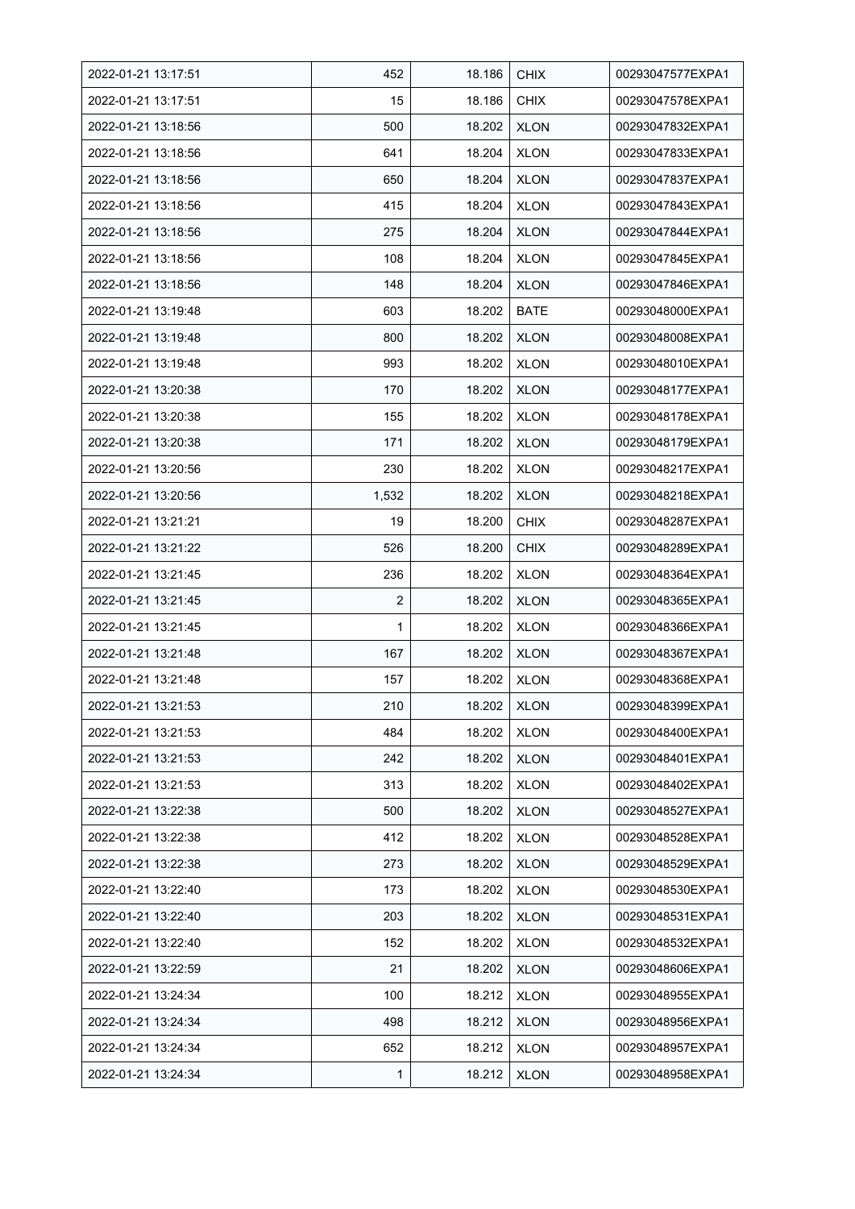| 2022-01-21 13:17:51 | 452 | 18.186 | CHIX | 00293047577EXPA1 |
|---|---|---|---|---|
| 2022-01-21 13:17:51 | 15 | 18.186 | CHIX | 00293047578EXPA1 |
| 2022-01-21 13:18:56 | 500 | 18.202 | XLON | 00293047832EXPA1 |
| 2022-01-21 13:18:56 | 641 | 18.204 | XLON | 00293047833EXPA1 |
| 2022-01-21 13:18:56 | 650 | 18.204 | XLON | 00293047837EXPA1 |
| 2022-01-21 13:18:56 | 415 | 18.204 | XLON | 00293047843EXPA1 |
| 2022-01-21 13:18:56 | 275 | 18.204 | XLON | 00293047844EXPA1 |
| 2022-01-21 13:18:56 | 108 | 18.204 | XLON | 00293047845EXPA1 |
| 2022-01-21 13:18:56 | 148 | 18.204 | XLON | 00293047846EXPA1 |
| 2022-01-21 13:19:48 | 603 | 18.202 | BATE | 00293048000EXPA1 |
| 2022-01-21 13:19:48 | 800 | 18.202 | XLON | 00293048008EXPA1 |
| 2022-01-21 13:19:48 | 993 | 18.202 | XLON | 00293048010EXPA1 |
| 2022-01-21 13:20:38 | 170 | 18.202 | XLON | 00293048177EXPA1 |
| 2022-01-21 13:20:38 | 155 | 18.202 | XLON | 00293048178EXPA1 |
| 2022-01-21 13:20:38 | 171 | 18.202 | XLON | 00293048179EXPA1 |
| 2022-01-21 13:20:56 | 230 | 18.202 | XLON | 00293048217EXPA1 |
| 2022-01-21 13:20:56 | 1,532 | 18.202 | XLON | 00293048218EXPA1 |
| 2022-01-21 13:21:21 | 19 | 18.200 | CHIX | 00293048287EXPA1 |
| 2022-01-21 13:21:22 | 526 | 18.200 | CHIX | 00293048289EXPA1 |
| 2022-01-21 13:21:45 | 236 | 18.202 | XLON | 00293048364EXPA1 |
| 2022-01-21 13:21:45 | 2 | 18.202 | XLON | 00293048365EXPA1 |
| 2022-01-21 13:21:45 | 1 | 18.202 | XLON | 00293048366EXPA1 |
| 2022-01-21 13:21:48 | 167 | 18.202 | XLON | 00293048367EXPA1 |
| 2022-01-21 13:21:48 | 157 | 18.202 | XLON | 00293048368EXPA1 |
| 2022-01-21 13:21:53 | 210 | 18.202 | XLON | 00293048399EXPA1 |
| 2022-01-21 13:21:53 | 484 | 18.202 | XLON | 00293048400EXPA1 |
| 2022-01-21 13:21:53 | 242 | 18.202 | XLON | 00293048401EXPA1 |
| 2022-01-21 13:21:53 | 313 | 18.202 | XLON | 00293048402EXPA1 |
| 2022-01-21 13:22:38 | 500 | 18.202 | XLON | 00293048527EXPA1 |
| 2022-01-21 13:22:38 | 412 | 18.202 | XLON | 00293048528EXPA1 |
| 2022-01-21 13:22:38 | 273 | 18.202 | XLON | 00293048529EXPA1 |
| 2022-01-21 13:22:40 | 173 | 18.202 | XLON | 00293048530EXPA1 |
| 2022-01-21 13:22:40 | 203 | 18.202 | XLON | 00293048531EXPA1 |
| 2022-01-21 13:22:40 | 152 | 18.202 | XLON | 00293048532EXPA1 |
| 2022-01-21 13:22:59 | 21 | 18.202 | XLON | 00293048606EXPA1 |
| 2022-01-21 13:24:34 | 100 | 18.212 | XLON | 00293048955EXPA1 |
| 2022-01-21 13:24:34 | 498 | 18.212 | XLON | 00293048956EXPA1 |
| 2022-01-21 13:24:34 | 652 | 18.212 | XLON | 00293048957EXPA1 |
| 2022-01-21 13:24:34 | 1 | 18.212 | XLON | 00293048958EXPA1 |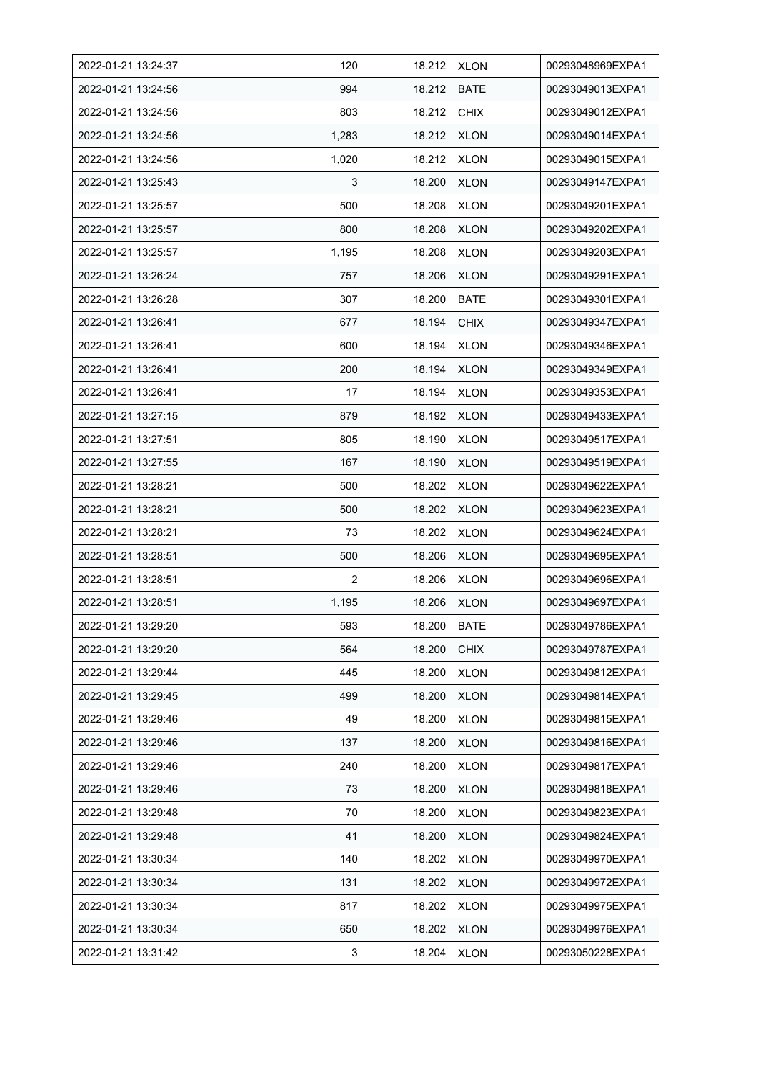| 2022-01-21 13:24:37 | 120 | 18.212 | XLON | 00293048969EXPA1 |
|---|---|---|---|---|
| 2022-01-21 13:24:56 | 994 | 18.212 | BATE | 00293049013EXPA1 |
| 2022-01-21 13:24:56 | 803 | 18.212 | CHIX | 00293049012EXPA1 |
| 2022-01-21 13:24:56 | 1,283 | 18.212 | XLON | 00293049014EXPA1 |
| 2022-01-21 13:24:56 | 1,020 | 18.212 | XLON | 00293049015EXPA1 |
| 2022-01-21 13:25:43 | 3 | 18.200 | XLON | 00293049147EXPA1 |
| 2022-01-21 13:25:57 | 500 | 18.208 | XLON | 00293049201EXPA1 |
| 2022-01-21 13:25:57 | 800 | 18.208 | XLON | 00293049202EXPA1 |
| 2022-01-21 13:25:57 | 1,195 | 18.208 | XLON | 00293049203EXPA1 |
| 2022-01-21 13:26:24 | 757 | 18.206 | XLON | 00293049291EXPA1 |
| 2022-01-21 13:26:28 | 307 | 18.200 | BATE | 00293049301EXPA1 |
| 2022-01-21 13:26:41 | 677 | 18.194 | CHIX | 00293049347EXPA1 |
| 2022-01-21 13:26:41 | 600 | 18.194 | XLON | 00293049346EXPA1 |
| 2022-01-21 13:26:41 | 200 | 18.194 | XLON | 00293049349EXPA1 |
| 2022-01-21 13:26:41 | 17 | 18.194 | XLON | 00293049353EXPA1 |
| 2022-01-21 13:27:15 | 879 | 18.192 | XLON | 00293049433EXPA1 |
| 2022-01-21 13:27:51 | 805 | 18.190 | XLON | 00293049517EXPA1 |
| 2022-01-21 13:27:55 | 167 | 18.190 | XLON | 00293049519EXPA1 |
| 2022-01-21 13:28:21 | 500 | 18.202 | XLON | 00293049622EXPA1 |
| 2022-01-21 13:28:21 | 500 | 18.202 | XLON | 00293049623EXPA1 |
| 2022-01-21 13:28:21 | 73 | 18.202 | XLON | 00293049624EXPA1 |
| 2022-01-21 13:28:51 | 500 | 18.206 | XLON | 00293049695EXPA1 |
| 2022-01-21 13:28:51 | 2 | 18.206 | XLON | 00293049696EXPA1 |
| 2022-01-21 13:28:51 | 1,195 | 18.206 | XLON | 00293049697EXPA1 |
| 2022-01-21 13:29:20 | 593 | 18.200 | BATE | 00293049786EXPA1 |
| 2022-01-21 13:29:20 | 564 | 18.200 | CHIX | 00293049787EXPA1 |
| 2022-01-21 13:29:44 | 445 | 18.200 | XLON | 00293049812EXPA1 |
| 2022-01-21 13:29:45 | 499 | 18.200 | XLON | 00293049814EXPA1 |
| 2022-01-21 13:29:46 | 49 | 18.200 | XLON | 00293049815EXPA1 |
| 2022-01-21 13:29:46 | 137 | 18.200 | XLON | 00293049816EXPA1 |
| 2022-01-21 13:29:46 | 240 | 18.200 | XLON | 00293049817EXPA1 |
| 2022-01-21 13:29:46 | 73 | 18.200 | XLON | 00293049818EXPA1 |
| 2022-01-21 13:29:48 | 70 | 18.200 | XLON | 00293049823EXPA1 |
| 2022-01-21 13:29:48 | 41 | 18.200 | XLON | 00293049824EXPA1 |
| 2022-01-21 13:30:34 | 140 | 18.202 | XLON | 00293049970EXPA1 |
| 2022-01-21 13:30:34 | 131 | 18.202 | XLON | 00293049972EXPA1 |
| 2022-01-21 13:30:34 | 817 | 18.202 | XLON | 00293049975EXPA1 |
| 2022-01-21 13:30:34 | 650 | 18.202 | XLON | 00293049976EXPA1 |
| 2022-01-21 13:31:42 | 3 | 18.204 | XLON | 00293050228EXPA1 |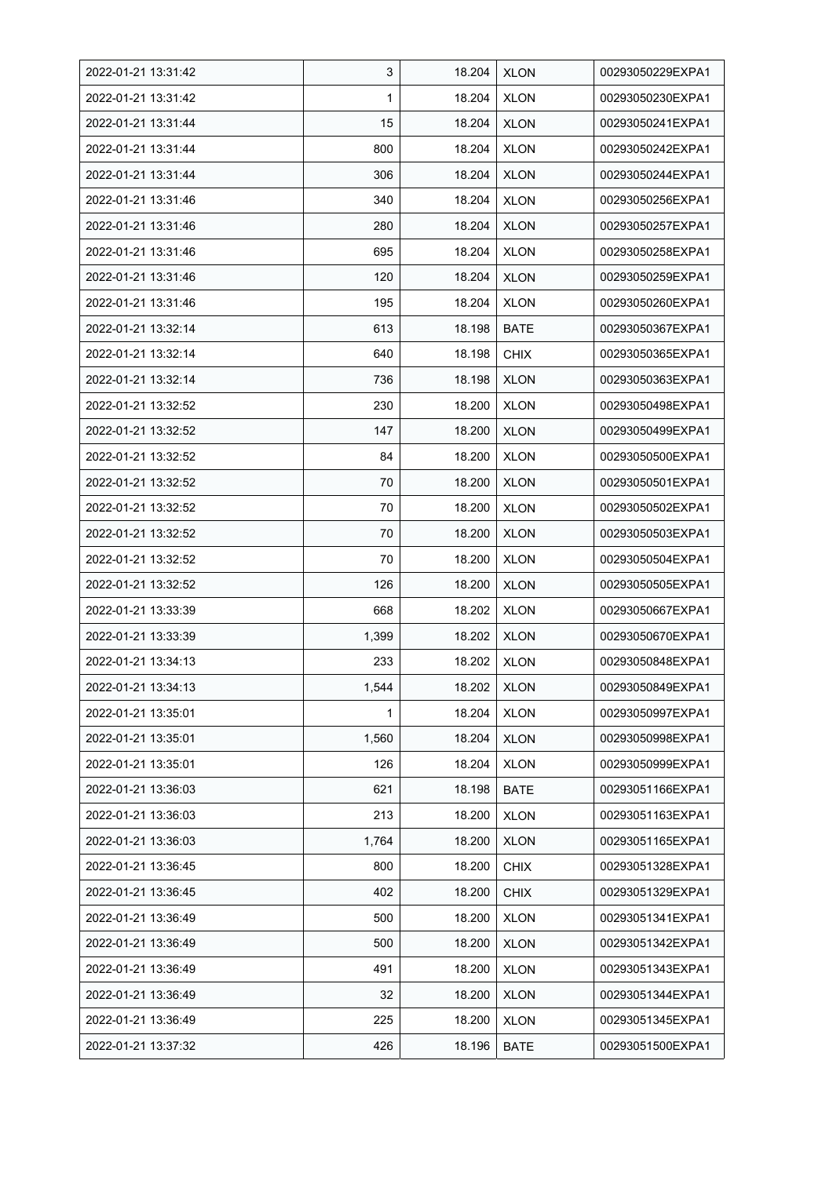| 2022-01-21 13:31:42 | 3 | 18.204 | XLON | 00293050229EXPA1 |
|---|---|---|---|---|
| 2022-01-21 13:31:42 | 1 | 18.204 | XLON | 00293050230EXPA1 |
| 2022-01-21 13:31:44 | 15 | 18.204 | XLON | 00293050241EXPA1 |
| 2022-01-21 13:31:44 | 800 | 18.204 | XLON | 00293050242EXPA1 |
| 2022-01-21 13:31:44 | 306 | 18.204 | XLON | 00293050244EXPA1 |
| 2022-01-21 13:31:46 | 340 | 18.204 | XLON | 00293050256EXPA1 |
| 2022-01-21 13:31:46 | 280 | 18.204 | XLON | 00293050257EXPA1 |
| 2022-01-21 13:31:46 | 695 | 18.204 | XLON | 00293050258EXPA1 |
| 2022-01-21 13:31:46 | 120 | 18.204 | XLON | 00293050259EXPA1 |
| 2022-01-21 13:31:46 | 195 | 18.204 | XLON | 00293050260EXPA1 |
| 2022-01-21 13:32:14 | 613 | 18.198 | BATE | 00293050367EXPA1 |
| 2022-01-21 13:32:14 | 640 | 18.198 | CHIX | 00293050365EXPA1 |
| 2022-01-21 13:32:14 | 736 | 18.198 | XLON | 00293050363EXPA1 |
| 2022-01-21 13:32:52 | 230 | 18.200 | XLON | 00293050498EXPA1 |
| 2022-01-21 13:32:52 | 147 | 18.200 | XLON | 00293050499EXPA1 |
| 2022-01-21 13:32:52 | 84 | 18.200 | XLON | 00293050500EXPA1 |
| 2022-01-21 13:32:52 | 70 | 18.200 | XLON | 00293050501EXPA1 |
| 2022-01-21 13:32:52 | 70 | 18.200 | XLON | 00293050502EXPA1 |
| 2022-01-21 13:32:52 | 70 | 18.200 | XLON | 00293050503EXPA1 |
| 2022-01-21 13:32:52 | 70 | 18.200 | XLON | 00293050504EXPA1 |
| 2022-01-21 13:32:52 | 126 | 18.200 | XLON | 00293050505EXPA1 |
| 2022-01-21 13:33:39 | 668 | 18.202 | XLON | 00293050667EXPA1 |
| 2022-01-21 13:33:39 | 1,399 | 18.202 | XLON | 00293050670EXPA1 |
| 2022-01-21 13:34:13 | 233 | 18.202 | XLON | 00293050848EXPA1 |
| 2022-01-21 13:34:13 | 1,544 | 18.202 | XLON | 00293050849EXPA1 |
| 2022-01-21 13:35:01 | 1 | 18.204 | XLON | 00293050997EXPA1 |
| 2022-01-21 13:35:01 | 1,560 | 18.204 | XLON | 00293050998EXPA1 |
| 2022-01-21 13:35:01 | 126 | 18.204 | XLON | 00293050999EXPA1 |
| 2022-01-21 13:36:03 | 621 | 18.198 | BATE | 00293051166EXPA1 |
| 2022-01-21 13:36:03 | 213 | 18.200 | XLON | 00293051163EXPA1 |
| 2022-01-21 13:36:03 | 1,764 | 18.200 | XLON | 00293051165EXPA1 |
| 2022-01-21 13:36:45 | 800 | 18.200 | CHIX | 00293051328EXPA1 |
| 2022-01-21 13:36:45 | 402 | 18.200 | CHIX | 00293051329EXPA1 |
| 2022-01-21 13:36:49 | 500 | 18.200 | XLON | 00293051341EXPA1 |
| 2022-01-21 13:36:49 | 500 | 18.200 | XLON | 00293051342EXPA1 |
| 2022-01-21 13:36:49 | 491 | 18.200 | XLON | 00293051343EXPA1 |
| 2022-01-21 13:36:49 | 32 | 18.200 | XLON | 00293051344EXPA1 |
| 2022-01-21 13:36:49 | 225 | 18.200 | XLON | 00293051345EXPA1 |
| 2022-01-21 13:37:32 | 426 | 18.196 | BATE | 00293051500EXPA1 |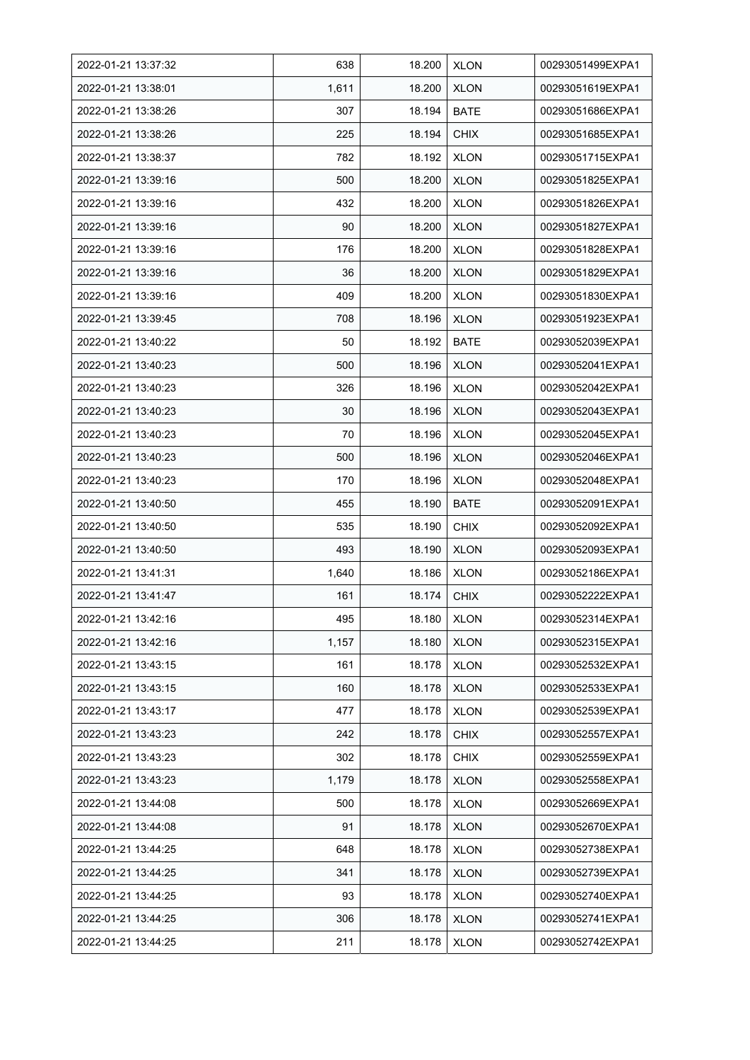| | | | | |
|---|---|---|---|---|
| 2022-01-21 13:37:32 | 638 | 18.200 | XLON | 00293051499EXPA1 |
| 2022-01-21 13:38:01 | 1,611 | 18.200 | XLON | 00293051619EXPA1 |
| 2022-01-21 13:38:26 | 307 | 18.194 | BATE | 00293051686EXPA1 |
| 2022-01-21 13:38:26 | 225 | 18.194 | CHIX | 00293051685EXPA1 |
| 2022-01-21 13:38:37 | 782 | 18.192 | XLON | 00293051715EXPA1 |
| 2022-01-21 13:39:16 | 500 | 18.200 | XLON | 00293051825EXPA1 |
| 2022-01-21 13:39:16 | 432 | 18.200 | XLON | 00293051826EXPA1 |
| 2022-01-21 13:39:16 | 90 | 18.200 | XLON | 00293051827EXPA1 |
| 2022-01-21 13:39:16 | 176 | 18.200 | XLON | 00293051828EXPA1 |
| 2022-01-21 13:39:16 | 36 | 18.200 | XLON | 00293051829EXPA1 |
| 2022-01-21 13:39:16 | 409 | 18.200 | XLON | 00293051830EXPA1 |
| 2022-01-21 13:39:45 | 708 | 18.196 | XLON | 00293051923EXPA1 |
| 2022-01-21 13:40:22 | 50 | 18.192 | BATE | 00293052039EXPA1 |
| 2022-01-21 13:40:23 | 500 | 18.196 | XLON | 00293052041EXPA1 |
| 2022-01-21 13:40:23 | 326 | 18.196 | XLON | 00293052042EXPA1 |
| 2022-01-21 13:40:23 | 30 | 18.196 | XLON | 00293052043EXPA1 |
| 2022-01-21 13:40:23 | 70 | 18.196 | XLON | 00293052045EXPA1 |
| 2022-01-21 13:40:23 | 500 | 18.196 | XLON | 00293052046EXPA1 |
| 2022-01-21 13:40:23 | 170 | 18.196 | XLON | 00293052048EXPA1 |
| 2022-01-21 13:40:50 | 455 | 18.190 | BATE | 00293052091EXPA1 |
| 2022-01-21 13:40:50 | 535 | 18.190 | CHIX | 00293052092EXPA1 |
| 2022-01-21 13:40:50 | 493 | 18.190 | XLON | 00293052093EXPA1 |
| 2022-01-21 13:41:31 | 1,640 | 18.186 | XLON | 00293052186EXPA1 |
| 2022-01-21 13:41:47 | 161 | 18.174 | CHIX | 00293052222EXPA1 |
| 2022-01-21 13:42:16 | 495 | 18.180 | XLON | 00293052314EXPA1 |
| 2022-01-21 13:42:16 | 1,157 | 18.180 | XLON | 00293052315EXPA1 |
| 2022-01-21 13:43:15 | 161 | 18.178 | XLON | 00293052532EXPA1 |
| 2022-01-21 13:43:15 | 160 | 18.178 | XLON | 00293052533EXPA1 |
| 2022-01-21 13:43:17 | 477 | 18.178 | XLON | 00293052539EXPA1 |
| 2022-01-21 13:43:23 | 242 | 18.178 | CHIX | 00293052557EXPA1 |
| 2022-01-21 13:43:23 | 302 | 18.178 | CHIX | 00293052559EXPA1 |
| 2022-01-21 13:43:23 | 1,179 | 18.178 | XLON | 00293052558EXPA1 |
| 2022-01-21 13:44:08 | 500 | 18.178 | XLON | 00293052669EXPA1 |
| 2022-01-21 13:44:08 | 91 | 18.178 | XLON | 00293052670EXPA1 |
| 2022-01-21 13:44:25 | 648 | 18.178 | XLON | 00293052738EXPA1 |
| 2022-01-21 13:44:25 | 341 | 18.178 | XLON | 00293052739EXPA1 |
| 2022-01-21 13:44:25 | 93 | 18.178 | XLON | 00293052740EXPA1 |
| 2022-01-21 13:44:25 | 306 | 18.178 | XLON | 00293052741EXPA1 |
| 2022-01-21 13:44:25 | 211 | 18.178 | XLON | 00293052742EXPA1 |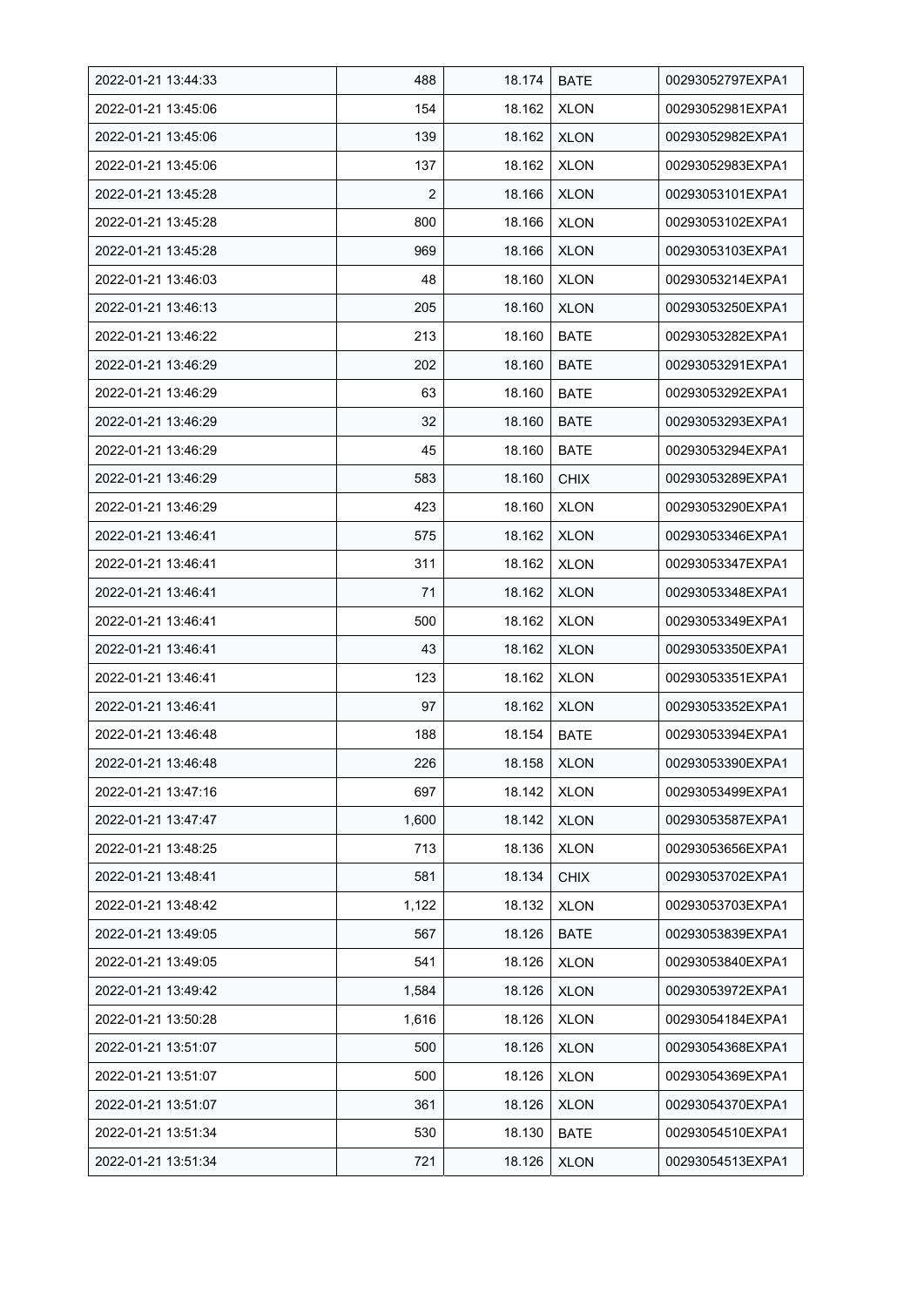| 2022-01-21 13:44:33 | 488 | 18.174 | BATE | 00293052797EXPA1 |
|---|---|---|---|---|
| 2022-01-21 13:45:06 | 154 | 18.162 | XLON | 00293052981EXPA1 |
| 2022-01-21 13:45:06 | 139 | 18.162 | XLON | 00293052982EXPA1 |
| 2022-01-21 13:45:06 | 137 | 18.162 | XLON | 00293052983EXPA1 |
| 2022-01-21 13:45:28 | 2 | 18.166 | XLON | 00293053101EXPA1 |
| 2022-01-21 13:45:28 | 800 | 18.166 | XLON | 00293053102EXPA1 |
| 2022-01-21 13:45:28 | 969 | 18.166 | XLON | 00293053103EXPA1 |
| 2022-01-21 13:46:03 | 48 | 18.160 | XLON | 00293053214EXPA1 |
| 2022-01-21 13:46:13 | 205 | 18.160 | XLON | 00293053250EXPA1 |
| 2022-01-21 13:46:22 | 213 | 18.160 | BATE | 00293053282EXPA1 |
| 2022-01-21 13:46:29 | 202 | 18.160 | BATE | 00293053291EXPA1 |
| 2022-01-21 13:46:29 | 63 | 18.160 | BATE | 00293053292EXPA1 |
| 2022-01-21 13:46:29 | 32 | 18.160 | BATE | 00293053293EXPA1 |
| 2022-01-21 13:46:29 | 45 | 18.160 | BATE | 00293053294EXPA1 |
| 2022-01-21 13:46:29 | 583 | 18.160 | CHIX | 00293053289EXPA1 |
| 2022-01-21 13:46:29 | 423 | 18.160 | XLON | 00293053290EXPA1 |
| 2022-01-21 13:46:41 | 575 | 18.162 | XLON | 00293053346EXPA1 |
| 2022-01-21 13:46:41 | 311 | 18.162 | XLON | 00293053347EXPA1 |
| 2022-01-21 13:46:41 | 71 | 18.162 | XLON | 00293053348EXPA1 |
| 2022-01-21 13:46:41 | 500 | 18.162 | XLON | 00293053349EXPA1 |
| 2022-01-21 13:46:41 | 43 | 18.162 | XLON | 00293053350EXPA1 |
| 2022-01-21 13:46:41 | 123 | 18.162 | XLON | 00293053351EXPA1 |
| 2022-01-21 13:46:41 | 97 | 18.162 | XLON | 00293053352EXPA1 |
| 2022-01-21 13:46:48 | 188 | 18.154 | BATE | 00293053394EXPA1 |
| 2022-01-21 13:46:48 | 226 | 18.158 | XLON | 00293053390EXPA1 |
| 2022-01-21 13:47:16 | 697 | 18.142 | XLON | 00293053499EXPA1 |
| 2022-01-21 13:47:47 | 1,600 | 18.142 | XLON | 00293053587EXPA1 |
| 2022-01-21 13:48:25 | 713 | 18.136 | XLON | 00293053656EXPA1 |
| 2022-01-21 13:48:41 | 581 | 18.134 | CHIX | 00293053702EXPA1 |
| 2022-01-21 13:48:42 | 1,122 | 18.132 | XLON | 00293053703EXPA1 |
| 2022-01-21 13:49:05 | 567 | 18.126 | BATE | 00293053839EXPA1 |
| 2022-01-21 13:49:05 | 541 | 18.126 | XLON | 00293053840EXPA1 |
| 2022-01-21 13:49:42 | 1,584 | 18.126 | XLON | 00293053972EXPA1 |
| 2022-01-21 13:50:28 | 1,616 | 18.126 | XLON | 00293054184EXPA1 |
| 2022-01-21 13:51:07 | 500 | 18.126 | XLON | 00293054368EXPA1 |
| 2022-01-21 13:51:07 | 500 | 18.126 | XLON | 00293054369EXPA1 |
| 2022-01-21 13:51:07 | 361 | 18.126 | XLON | 00293054370EXPA1 |
| 2022-01-21 13:51:34 | 530 | 18.130 | BATE | 00293054510EXPA1 |
| 2022-01-21 13:51:34 | 721 | 18.126 | XLON | 00293054513EXPA1 |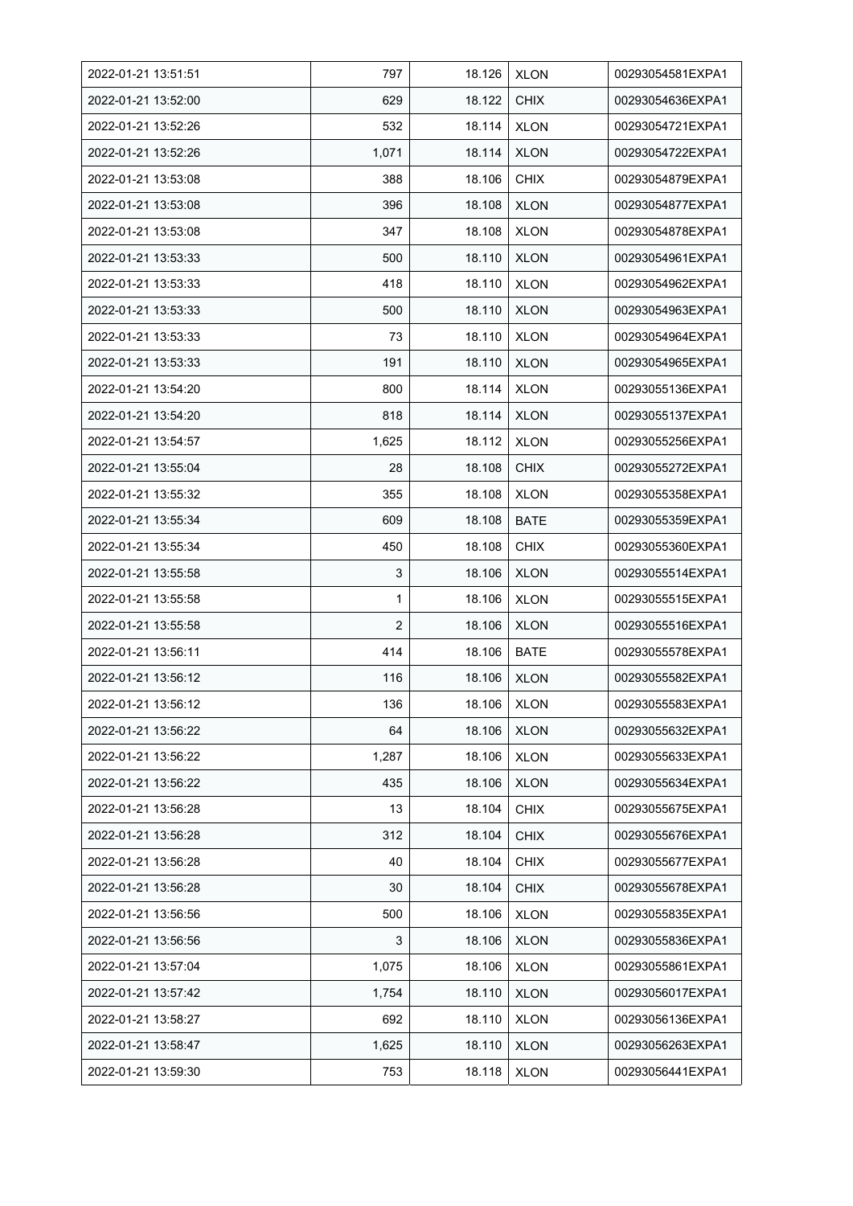| 2022-01-21 13:51:51 | 797 | 18.126 | XLON | 00293054581EXPA1 |
|---|---|---|---|---|
| 2022-01-21 13:52:00 | 629 | 18.122 | CHIX | 00293054636EXPA1 |
| 2022-01-21 13:52:26 | 532 | 18.114 | XLON | 00293054721EXPA1 |
| 2022-01-21 13:52:26 | 1,071 | 18.114 | XLON | 00293054722EXPA1 |
| 2022-01-21 13:53:08 | 388 | 18.106 | CHIX | 00293054879EXPA1 |
| 2022-01-21 13:53:08 | 396 | 18.108 | XLON | 00293054877EXPA1 |
| 2022-01-21 13:53:08 | 347 | 18.108 | XLON | 00293054878EXPA1 |
| 2022-01-21 13:53:33 | 500 | 18.110 | XLON | 00293054961EXPA1 |
| 2022-01-21 13:53:33 | 418 | 18.110 | XLON | 00293054962EXPA1 |
| 2022-01-21 13:53:33 | 500 | 18.110 | XLON | 00293054963EXPA1 |
| 2022-01-21 13:53:33 | 73 | 18.110 | XLON | 00293054964EXPA1 |
| 2022-01-21 13:53:33 | 191 | 18.110 | XLON | 00293054965EXPA1 |
| 2022-01-21 13:54:20 | 800 | 18.114 | XLON | 00293055136EXPA1 |
| 2022-01-21 13:54:20 | 818 | 18.114 | XLON | 00293055137EXPA1 |
| 2022-01-21 13:54:57 | 1,625 | 18.112 | XLON | 00293055256EXPA1 |
| 2022-01-21 13:55:04 | 28 | 18.108 | CHIX | 00293055272EXPA1 |
| 2022-01-21 13:55:32 | 355 | 18.108 | XLON | 00293055358EXPA1 |
| 2022-01-21 13:55:34 | 609 | 18.108 | BATE | 00293055359EXPA1 |
| 2022-01-21 13:55:34 | 450 | 18.108 | CHIX | 00293055360EXPA1 |
| 2022-01-21 13:55:58 | 3 | 18.106 | XLON | 00293055514EXPA1 |
| 2022-01-21 13:55:58 | 1 | 18.106 | XLON | 00293055515EXPA1 |
| 2022-01-21 13:55:58 | 2 | 18.106 | XLON | 00293055516EXPA1 |
| 2022-01-21 13:56:11 | 414 | 18.106 | BATE | 00293055578EXPA1 |
| 2022-01-21 13:56:12 | 116 | 18.106 | XLON | 00293055582EXPA1 |
| 2022-01-21 13:56:12 | 136 | 18.106 | XLON | 00293055583EXPA1 |
| 2022-01-21 13:56:22 | 64 | 18.106 | XLON | 00293055632EXPA1 |
| 2022-01-21 13:56:22 | 1,287 | 18.106 | XLON | 00293055633EXPA1 |
| 2022-01-21 13:56:22 | 435 | 18.106 | XLON | 00293055634EXPA1 |
| 2022-01-21 13:56:28 | 13 | 18.104 | CHIX | 00293055675EXPA1 |
| 2022-01-21 13:56:28 | 312 | 18.104 | CHIX | 00293055676EXPA1 |
| 2022-01-21 13:56:28 | 40 | 18.104 | CHIX | 00293055677EXPA1 |
| 2022-01-21 13:56:28 | 30 | 18.104 | CHIX | 00293055678EXPA1 |
| 2022-01-21 13:56:56 | 500 | 18.106 | XLON | 00293055835EXPA1 |
| 2022-01-21 13:56:56 | 3 | 18.106 | XLON | 00293055836EXPA1 |
| 2022-01-21 13:57:04 | 1,075 | 18.106 | XLON | 00293055861EXPA1 |
| 2022-01-21 13:57:42 | 1,754 | 18.110 | XLON | 00293056017EXPA1 |
| 2022-01-21 13:58:27 | 692 | 18.110 | XLON | 00293056136EXPA1 |
| 2022-01-21 13:58:47 | 1,625 | 18.110 | XLON | 00293056263EXPA1 |
| 2022-01-21 13:59:30 | 753 | 18.118 | XLON | 00293056441EXPA1 |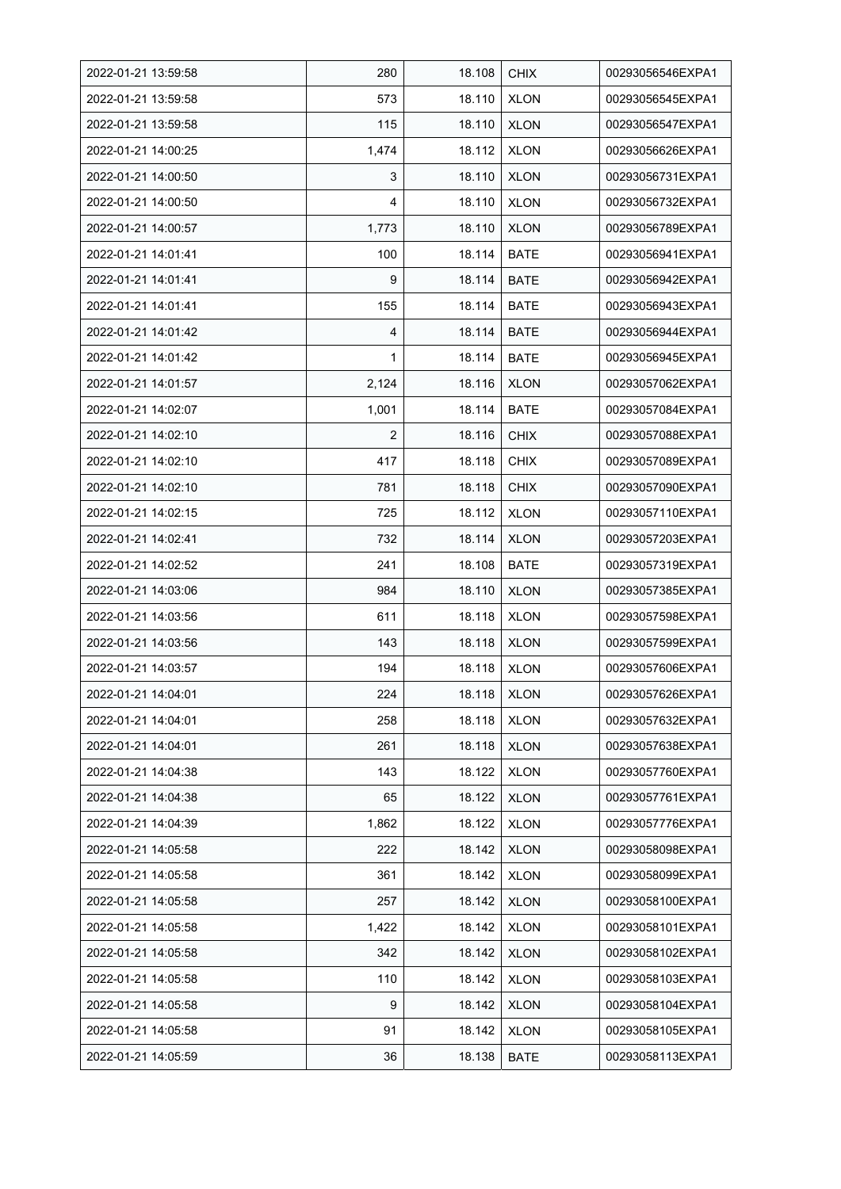| 2022-01-21 13:59:58 | 280 | 18.108 | CHIX | 00293056546EXPA1 |
|---|---|---|---|---|
| 2022-01-21 13:59:58 | 573 | 18.110 | XLON | 00293056545EXPA1 |
| 2022-01-21 13:59:58 | 115 | 18.110 | XLON | 00293056547EXPA1 |
| 2022-01-21 14:00:25 | 1,474 | 18.112 | XLON | 00293056626EXPA1 |
| 2022-01-21 14:00:50 | 3 | 18.110 | XLON | 00293056731EXPA1 |
| 2022-01-21 14:00:50 | 4 | 18.110 | XLON | 00293056732EXPA1 |
| 2022-01-21 14:00:57 | 1,773 | 18.110 | XLON | 00293056789EXPA1 |
| 2022-01-21 14:01:41 | 100 | 18.114 | BATE | 00293056941EXPA1 |
| 2022-01-21 14:01:41 | 9 | 18.114 | BATE | 00293056942EXPA1 |
| 2022-01-21 14:01:41 | 155 | 18.114 | BATE | 00293056943EXPA1 |
| 2022-01-21 14:01:42 | 4 | 18.114 | BATE | 00293056944EXPA1 |
| 2022-01-21 14:01:42 | 1 | 18.114 | BATE | 00293056945EXPA1 |
| 2022-01-21 14:01:57 | 2,124 | 18.116 | XLON | 00293057062EXPA1 |
| 2022-01-21 14:02:07 | 1,001 | 18.114 | BATE | 00293057084EXPA1 |
| 2022-01-21 14:02:10 | 2 | 18.116 | CHIX | 00293057088EXPA1 |
| 2022-01-21 14:02:10 | 417 | 18.118 | CHIX | 00293057089EXPA1 |
| 2022-01-21 14:02:10 | 781 | 18.118 | CHIX | 00293057090EXPA1 |
| 2022-01-21 14:02:15 | 725 | 18.112 | XLON | 00293057110EXPA1 |
| 2022-01-21 14:02:41 | 732 | 18.114 | XLON | 00293057203EXPA1 |
| 2022-01-21 14:02:52 | 241 | 18.108 | BATE | 00293057319EXPA1 |
| 2022-01-21 14:03:06 | 984 | 18.110 | XLON | 00293057385EXPA1 |
| 2022-01-21 14:03:56 | 611 | 18.118 | XLON | 00293057598EXPA1 |
| 2022-01-21 14:03:56 | 143 | 18.118 | XLON | 00293057599EXPA1 |
| 2022-01-21 14:03:57 | 194 | 18.118 | XLON | 00293057606EXPA1 |
| 2022-01-21 14:04:01 | 224 | 18.118 | XLON | 00293057626EXPA1 |
| 2022-01-21 14:04:01 | 258 | 18.118 | XLON | 00293057632EXPA1 |
| 2022-01-21 14:04:01 | 261 | 18.118 | XLON | 00293057638EXPA1 |
| 2022-01-21 14:04:38 | 143 | 18.122 | XLON | 00293057760EXPA1 |
| 2022-01-21 14:04:38 | 65 | 18.122 | XLON | 00293057761EXPA1 |
| 2022-01-21 14:04:39 | 1,862 | 18.122 | XLON | 00293057776EXPA1 |
| 2022-01-21 14:05:58 | 222 | 18.142 | XLON | 00293058098EXPA1 |
| 2022-01-21 14:05:58 | 361 | 18.142 | XLON | 00293058099EXPA1 |
| 2022-01-21 14:05:58 | 257 | 18.142 | XLON | 00293058100EXPA1 |
| 2022-01-21 14:05:58 | 1,422 | 18.142 | XLON | 00293058101EXPA1 |
| 2022-01-21 14:05:58 | 342 | 18.142 | XLON | 00293058102EXPA1 |
| 2022-01-21 14:05:58 | 110 | 18.142 | XLON | 00293058103EXPA1 |
| 2022-01-21 14:05:58 | 9 | 18.142 | XLON | 00293058104EXPA1 |
| 2022-01-21 14:05:58 | 91 | 18.142 | XLON | 00293058105EXPA1 |
| 2022-01-21 14:05:59 | 36 | 18.138 | BATE | 00293058113EXPA1 |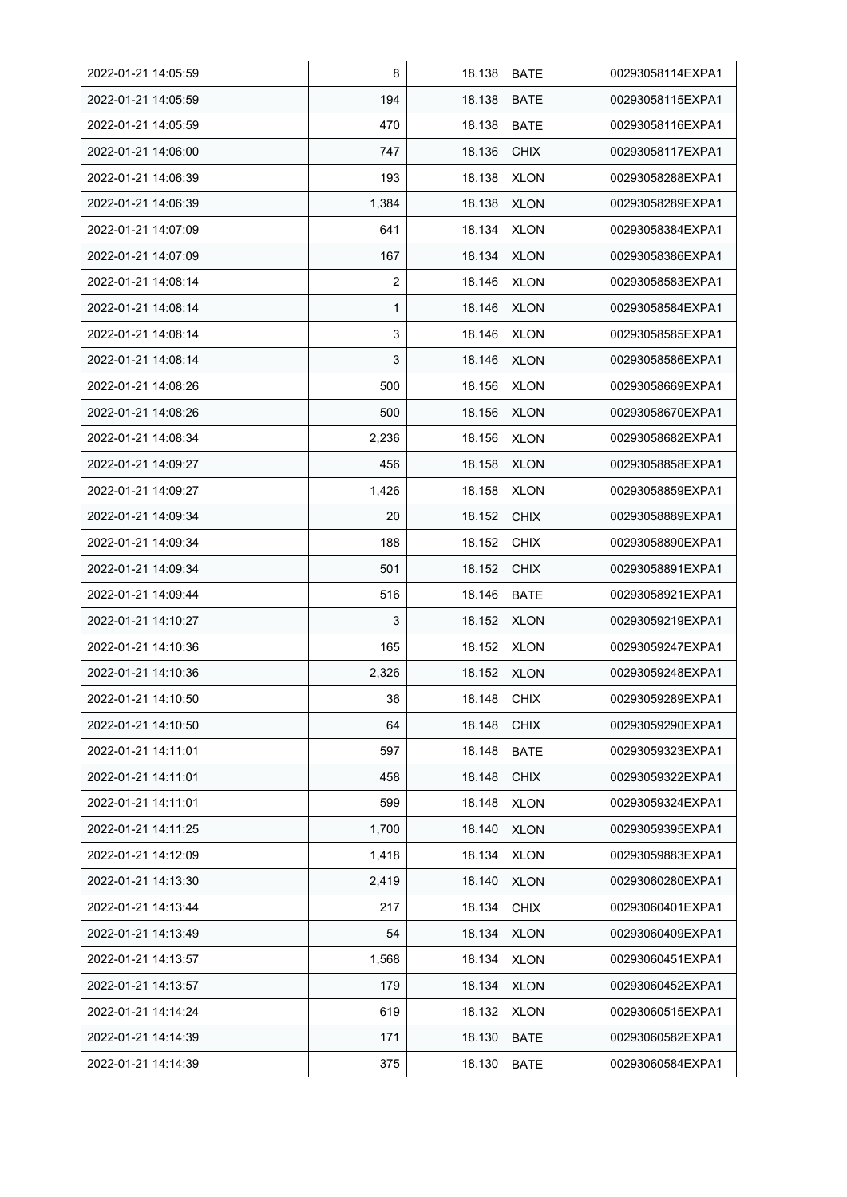| 2022-01-21 14:05:59 | 8 | 18.138 | BATE | 00293058114EXPA1 |
|---|---|---|---|---|
| 2022-01-21 14:05:59 | 194 | 18.138 | BATE | 00293058115EXPA1 |
| 2022-01-21 14:05:59 | 470 | 18.138 | BATE | 00293058116EXPA1 |
| 2022-01-21 14:06:00 | 747 | 18.136 | CHIX | 00293058117EXPA1 |
| 2022-01-21 14:06:39 | 193 | 18.138 | XLON | 00293058288EXPA1 |
| 2022-01-21 14:06:39 | 1,384 | 18.138 | XLON | 00293058289EXPA1 |
| 2022-01-21 14:07:09 | 641 | 18.134 | XLON | 00293058384EXPA1 |
| 2022-01-21 14:07:09 | 167 | 18.134 | XLON | 00293058386EXPA1 |
| 2022-01-21 14:08:14 | 2 | 18.146 | XLON | 00293058583EXPA1 |
| 2022-01-21 14:08:14 | 1 | 18.146 | XLON | 00293058584EXPA1 |
| 2022-01-21 14:08:14 | 3 | 18.146 | XLON | 00293058585EXPA1 |
| 2022-01-21 14:08:14 | 3 | 18.146 | XLON | 00293058586EXPA1 |
| 2022-01-21 14:08:26 | 500 | 18.156 | XLON | 00293058669EXPA1 |
| 2022-01-21 14:08:26 | 500 | 18.156 | XLON | 00293058670EXPA1 |
| 2022-01-21 14:08:34 | 2,236 | 18.156 | XLON | 00293058682EXPA1 |
| 2022-01-21 14:09:27 | 456 | 18.158 | XLON | 00293058858EXPA1 |
| 2022-01-21 14:09:27 | 1,426 | 18.158 | XLON | 00293058859EXPA1 |
| 2022-01-21 14:09:34 | 20 | 18.152 | CHIX | 00293058889EXPA1 |
| 2022-01-21 14:09:34 | 188 | 18.152 | CHIX | 00293058890EXPA1 |
| 2022-01-21 14:09:34 | 501 | 18.152 | CHIX | 00293058891EXPA1 |
| 2022-01-21 14:09:44 | 516 | 18.146 | BATE | 00293058921EXPA1 |
| 2022-01-21 14:10:27 | 3 | 18.152 | XLON | 00293059219EXPA1 |
| 2022-01-21 14:10:36 | 165 | 18.152 | XLON | 00293059247EXPA1 |
| 2022-01-21 14:10:36 | 2,326 | 18.152 | XLON | 00293059248EXPA1 |
| 2022-01-21 14:10:50 | 36 | 18.148 | CHIX | 00293059289EXPA1 |
| 2022-01-21 14:10:50 | 64 | 18.148 | CHIX | 00293059290EXPA1 |
| 2022-01-21 14:11:01 | 597 | 18.148 | BATE | 00293059323EXPA1 |
| 2022-01-21 14:11:01 | 458 | 18.148 | CHIX | 00293059322EXPA1 |
| 2022-01-21 14:11:01 | 599 | 18.148 | XLON | 00293059324EXPA1 |
| 2022-01-21 14:11:25 | 1,700 | 18.140 | XLON | 00293059395EXPA1 |
| 2022-01-21 14:12:09 | 1,418 | 18.134 | XLON | 00293059883EXPA1 |
| 2022-01-21 14:13:30 | 2,419 | 18.140 | XLON | 00293060280EXPA1 |
| 2022-01-21 14:13:44 | 217 | 18.134 | CHIX | 00293060401EXPA1 |
| 2022-01-21 14:13:49 | 54 | 18.134 | XLON | 00293060409EXPA1 |
| 2022-01-21 14:13:57 | 1,568 | 18.134 | XLON | 00293060451EXPA1 |
| 2022-01-21 14:13:57 | 179 | 18.134 | XLON | 00293060452EXPA1 |
| 2022-01-21 14:14:24 | 619 | 18.132 | XLON | 00293060515EXPA1 |
| 2022-01-21 14:14:39 | 171 | 18.130 | BATE | 00293060582EXPA1 |
| 2022-01-21 14:14:39 | 375 | 18.130 | BATE | 00293060584EXPA1 |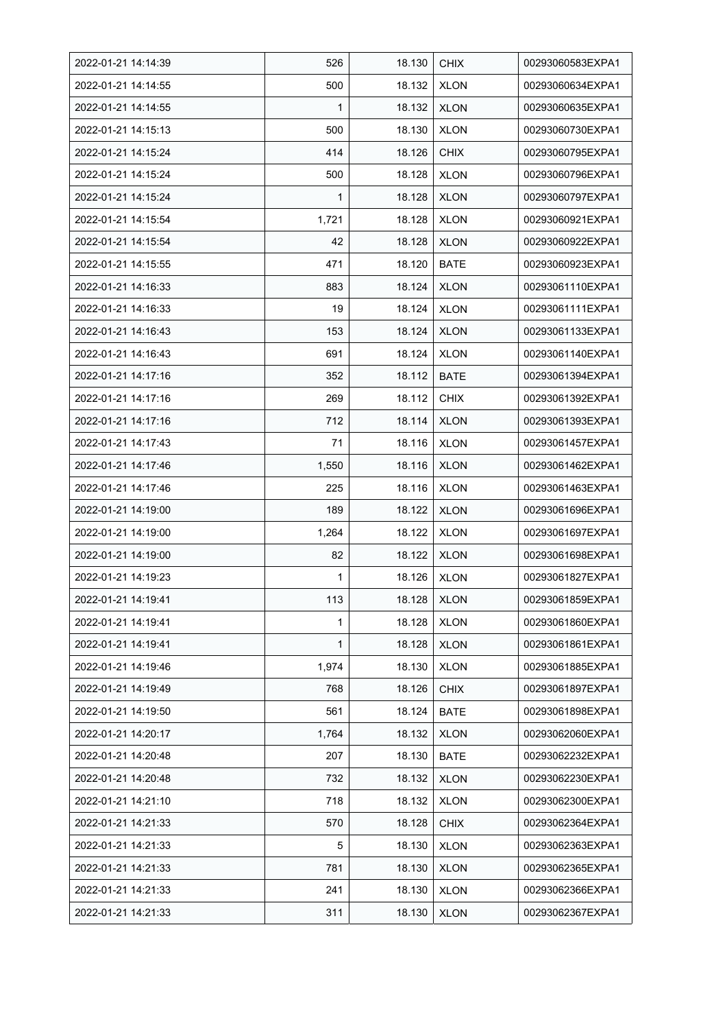| 2022-01-21 14:14:39 | 526 | 18.130 | CHIX | 00293060583EXPA1 |
|---|---|---|---|---|
| 2022-01-21 14:14:55 | 500 | 18.132 | XLON | 00293060634EXPA1 |
| 2022-01-21 14:14:55 | 1 | 18.132 | XLON | 00293060635EXPA1 |
| 2022-01-21 14:15:13 | 500 | 18.130 | XLON | 00293060730EXPA1 |
| 2022-01-21 14:15:24 | 414 | 18.126 | CHIX | 00293060795EXPA1 |
| 2022-01-21 14:15:24 | 500 | 18.128 | XLON | 00293060796EXPA1 |
| 2022-01-21 14:15:24 | 1 | 18.128 | XLON | 00293060797EXPA1 |
| 2022-01-21 14:15:54 | 1,721 | 18.128 | XLON | 00293060921EXPA1 |
| 2022-01-21 14:15:54 | 42 | 18.128 | XLON | 00293060922EXPA1 |
| 2022-01-21 14:15:55 | 471 | 18.120 | BATE | 00293060923EXPA1 |
| 2022-01-21 14:16:33 | 883 | 18.124 | XLON | 00293061110EXPA1 |
| 2022-01-21 14:16:33 | 19 | 18.124 | XLON | 00293061111EXPA1 |
| 2022-01-21 14:16:43 | 153 | 18.124 | XLON | 00293061133EXPA1 |
| 2022-01-21 14:16:43 | 691 | 18.124 | XLON | 00293061140EXPA1 |
| 2022-01-21 14:17:16 | 352 | 18.112 | BATE | 00293061394EXPA1 |
| 2022-01-21 14:17:16 | 269 | 18.112 | CHIX | 00293061392EXPA1 |
| 2022-01-21 14:17:16 | 712 | 18.114 | XLON | 00293061393EXPA1 |
| 2022-01-21 14:17:43 | 71 | 18.116 | XLON | 00293061457EXPA1 |
| 2022-01-21 14:17:46 | 1,550 | 18.116 | XLON | 00293061462EXPA1 |
| 2022-01-21 14:17:46 | 225 | 18.116 | XLON | 00293061463EXPA1 |
| 2022-01-21 14:19:00 | 189 | 18.122 | XLON | 00293061696EXPA1 |
| 2022-01-21 14:19:00 | 1,264 | 18.122 | XLON | 00293061697EXPA1 |
| 2022-01-21 14:19:00 | 82 | 18.122 | XLON | 00293061698EXPA1 |
| 2022-01-21 14:19:23 | 1 | 18.126 | XLON | 00293061827EXPA1 |
| 2022-01-21 14:19:41 | 113 | 18.128 | XLON | 00293061859EXPA1 |
| 2022-01-21 14:19:41 | 1 | 18.128 | XLON | 00293061860EXPA1 |
| 2022-01-21 14:19:41 | 1 | 18.128 | XLON | 00293061861EXPA1 |
| 2022-01-21 14:19:46 | 1,974 | 18.130 | XLON | 00293061885EXPA1 |
| 2022-01-21 14:19:49 | 768 | 18.126 | CHIX | 00293061897EXPA1 |
| 2022-01-21 14:19:50 | 561 | 18.124 | BATE | 00293061898EXPA1 |
| 2022-01-21 14:20:17 | 1,764 | 18.132 | XLON | 00293062060EXPA1 |
| 2022-01-21 14:20:48 | 207 | 18.130 | BATE | 00293062232EXPA1 |
| 2022-01-21 14:20:48 | 732 | 18.132 | XLON | 00293062230EXPA1 |
| 2022-01-21 14:21:10 | 718 | 18.132 | XLON | 00293062300EXPA1 |
| 2022-01-21 14:21:33 | 570 | 18.128 | CHIX | 00293062364EXPA1 |
| 2022-01-21 14:21:33 | 5 | 18.130 | XLON | 00293062363EXPA1 |
| 2022-01-21 14:21:33 | 781 | 18.130 | XLON | 00293062365EXPA1 |
| 2022-01-21 14:21:33 | 241 | 18.130 | XLON | 00293062366EXPA1 |
| 2022-01-21 14:21:33 | 311 | 18.130 | XLON | 00293062367EXPA1 |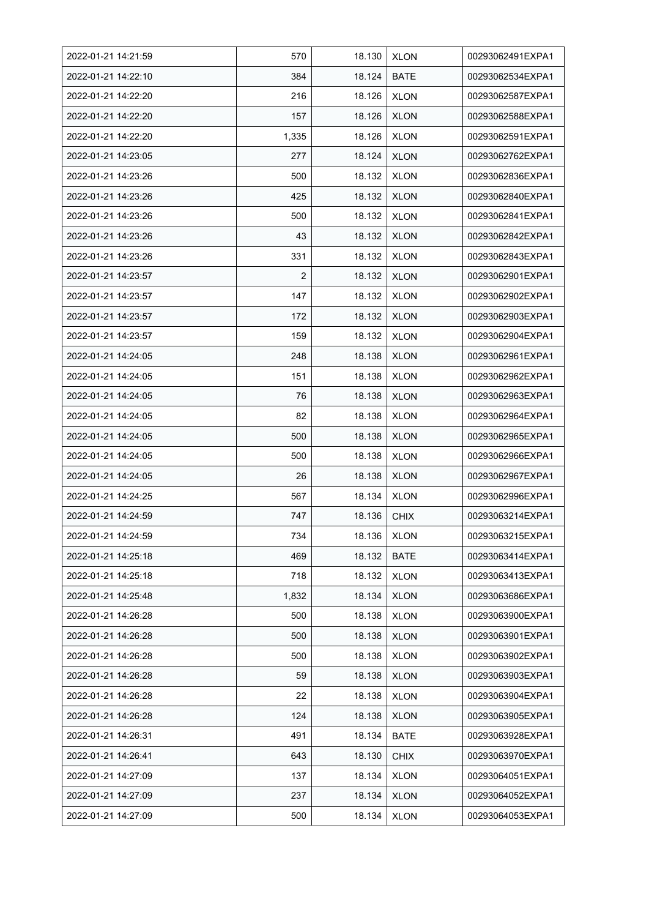| | | | | |
|---|---|---|---|---|
| 2022-01-21 14:21:59 | 570 | 18.130 | XLON | 00293062491EXPA1 |
| 2022-01-21 14:22:10 | 384 | 18.124 | BATE | 00293062534EXPA1 |
| 2022-01-21 14:22:20 | 216 | 18.126 | XLON | 00293062587EXPA1 |
| 2022-01-21 14:22:20 | 157 | 18.126 | XLON | 00293062588EXPA1 |
| 2022-01-21 14:22:20 | 1,335 | 18.126 | XLON | 00293062591EXPA1 |
| 2022-01-21 14:23:05 | 277 | 18.124 | XLON | 00293062762EXPA1 |
| 2022-01-21 14:23:26 | 500 | 18.132 | XLON | 00293062836EXPA1 |
| 2022-01-21 14:23:26 | 425 | 18.132 | XLON | 00293062840EXPA1 |
| 2022-01-21 14:23:26 | 500 | 18.132 | XLON | 00293062841EXPA1 |
| 2022-01-21 14:23:26 | 43 | 18.132 | XLON | 00293062842EXPA1 |
| 2022-01-21 14:23:26 | 331 | 18.132 | XLON | 00293062843EXPA1 |
| 2022-01-21 14:23:57 | 2 | 18.132 | XLON | 00293062901EXPA1 |
| 2022-01-21 14:23:57 | 147 | 18.132 | XLON | 00293062902EXPA1 |
| 2022-01-21 14:23:57 | 172 | 18.132 | XLON | 00293062903EXPA1 |
| 2022-01-21 14:23:57 | 159 | 18.132 | XLON | 00293062904EXPA1 |
| 2022-01-21 14:24:05 | 248 | 18.138 | XLON | 00293062961EXPA1 |
| 2022-01-21 14:24:05 | 151 | 18.138 | XLON | 00293062962EXPA1 |
| 2022-01-21 14:24:05 | 76 | 18.138 | XLON | 00293062963EXPA1 |
| 2022-01-21 14:24:05 | 82 | 18.138 | XLON | 00293062964EXPA1 |
| 2022-01-21 14:24:05 | 500 | 18.138 | XLON | 00293062965EXPA1 |
| 2022-01-21 14:24:05 | 500 | 18.138 | XLON | 00293062966EXPA1 |
| 2022-01-21 14:24:05 | 26 | 18.138 | XLON | 00293062967EXPA1 |
| 2022-01-21 14:24:25 | 567 | 18.134 | XLON | 00293062996EXPA1 |
| 2022-01-21 14:24:59 | 747 | 18.136 | CHIX | 00293063214EXPA1 |
| 2022-01-21 14:24:59 | 734 | 18.136 | XLON | 00293063215EXPA1 |
| 2022-01-21 14:25:18 | 469 | 18.132 | BATE | 00293063414EXPA1 |
| 2022-01-21 14:25:18 | 718 | 18.132 | XLON | 00293063413EXPA1 |
| 2022-01-21 14:25:48 | 1,832 | 18.134 | XLON | 00293063686EXPA1 |
| 2022-01-21 14:26:28 | 500 | 18.138 | XLON | 00293063900EXPA1 |
| 2022-01-21 14:26:28 | 500 | 18.138 | XLON | 00293063901EXPA1 |
| 2022-01-21 14:26:28 | 500 | 18.138 | XLON | 00293063902EXPA1 |
| 2022-01-21 14:26:28 | 59 | 18.138 | XLON | 00293063903EXPA1 |
| 2022-01-21 14:26:28 | 22 | 18.138 | XLON | 00293063904EXPA1 |
| 2022-01-21 14:26:28 | 124 | 18.138 | XLON | 00293063905EXPA1 |
| 2022-01-21 14:26:31 | 491 | 18.134 | BATE | 00293063928EXPA1 |
| 2022-01-21 14:26:41 | 643 | 18.130 | CHIX | 00293063970EXPA1 |
| 2022-01-21 14:27:09 | 137 | 18.134 | XLON | 00293064051EXPA1 |
| 2022-01-21 14:27:09 | 237 | 18.134 | XLON | 00293064052EXPA1 |
| 2022-01-21 14:27:09 | 500 | 18.134 | XLON | 00293064053EXPA1 |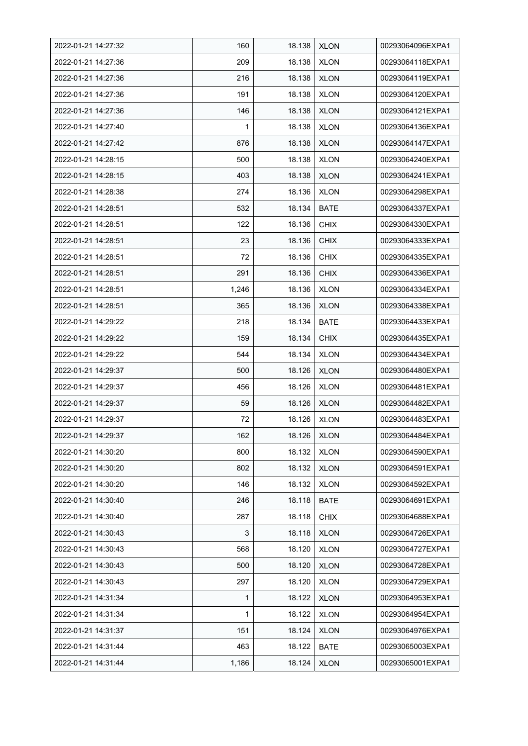| | | | | |
|---|---|---|---|---|
| 2022-01-21 14:27:32 | 160 | 18.138 | XLON | 00293064096EXPA1 |
| 2022-01-21 14:27:36 | 209 | 18.138 | XLON | 00293064118EXPA1 |
| 2022-01-21 14:27:36 | 216 | 18.138 | XLON | 00293064119EXPA1 |
| 2022-01-21 14:27:36 | 191 | 18.138 | XLON | 00293064120EXPA1 |
| 2022-01-21 14:27:36 | 146 | 18.138 | XLON | 00293064121EXPA1 |
| 2022-01-21 14:27:40 | 1 | 18.138 | XLON | 00293064136EXPA1 |
| 2022-01-21 14:27:42 | 876 | 18.138 | XLON | 00293064147EXPA1 |
| 2022-01-21 14:28:15 | 500 | 18.138 | XLON | 00293064240EXPA1 |
| 2022-01-21 14:28:15 | 403 | 18.138 | XLON | 00293064241EXPA1 |
| 2022-01-21 14:28:38 | 274 | 18.136 | XLON | 00293064298EXPA1 |
| 2022-01-21 14:28:51 | 532 | 18.134 | BATE | 00293064337EXPA1 |
| 2022-01-21 14:28:51 | 122 | 18.136 | CHIX | 00293064330EXPA1 |
| 2022-01-21 14:28:51 | 23 | 18.136 | CHIX | 00293064333EXPA1 |
| 2022-01-21 14:28:51 | 72 | 18.136 | CHIX | 00293064335EXPA1 |
| 2022-01-21 14:28:51 | 291 | 18.136 | CHIX | 00293064336EXPA1 |
| 2022-01-21 14:28:51 | 1,246 | 18.136 | XLON | 00293064334EXPA1 |
| 2022-01-21 14:28:51 | 365 | 18.136 | XLON | 00293064338EXPA1 |
| 2022-01-21 14:29:22 | 218 | 18.134 | BATE | 00293064433EXPA1 |
| 2022-01-21 14:29:22 | 159 | 18.134 | CHIX | 00293064435EXPA1 |
| 2022-01-21 14:29:22 | 544 | 18.134 | XLON | 00293064434EXPA1 |
| 2022-01-21 14:29:37 | 500 | 18.126 | XLON | 00293064480EXPA1 |
| 2022-01-21 14:29:37 | 456 | 18.126 | XLON | 00293064481EXPA1 |
| 2022-01-21 14:29:37 | 59 | 18.126 | XLON | 00293064482EXPA1 |
| 2022-01-21 14:29:37 | 72 | 18.126 | XLON | 00293064483EXPA1 |
| 2022-01-21 14:29:37 | 162 | 18.126 | XLON | 00293064484EXPA1 |
| 2022-01-21 14:30:20 | 800 | 18.132 | XLON | 00293064590EXPA1 |
| 2022-01-21 14:30:20 | 802 | 18.132 | XLON | 00293064591EXPA1 |
| 2022-01-21 14:30:20 | 146 | 18.132 | XLON | 00293064592EXPA1 |
| 2022-01-21 14:30:40 | 246 | 18.118 | BATE | 00293064691EXPA1 |
| 2022-01-21 14:30:40 | 287 | 18.118 | CHIX | 00293064688EXPA1 |
| 2022-01-21 14:30:43 | 3 | 18.118 | XLON | 00293064726EXPA1 |
| 2022-01-21 14:30:43 | 568 | 18.120 | XLON | 00293064727EXPA1 |
| 2022-01-21 14:30:43 | 500 | 18.120 | XLON | 00293064728EXPA1 |
| 2022-01-21 14:30:43 | 297 | 18.120 | XLON | 00293064729EXPA1 |
| 2022-01-21 14:31:34 | 1 | 18.122 | XLON | 00293064953EXPA1 |
| 2022-01-21 14:31:34 | 1 | 18.122 | XLON | 00293064954EXPA1 |
| 2022-01-21 14:31:37 | 151 | 18.124 | XLON | 00293064976EXPA1 |
| 2022-01-21 14:31:44 | 463 | 18.122 | BATE | 00293065003EXPA1 |
| 2022-01-21 14:31:44 | 1,186 | 18.124 | XLON | 00293065001EXPA1 |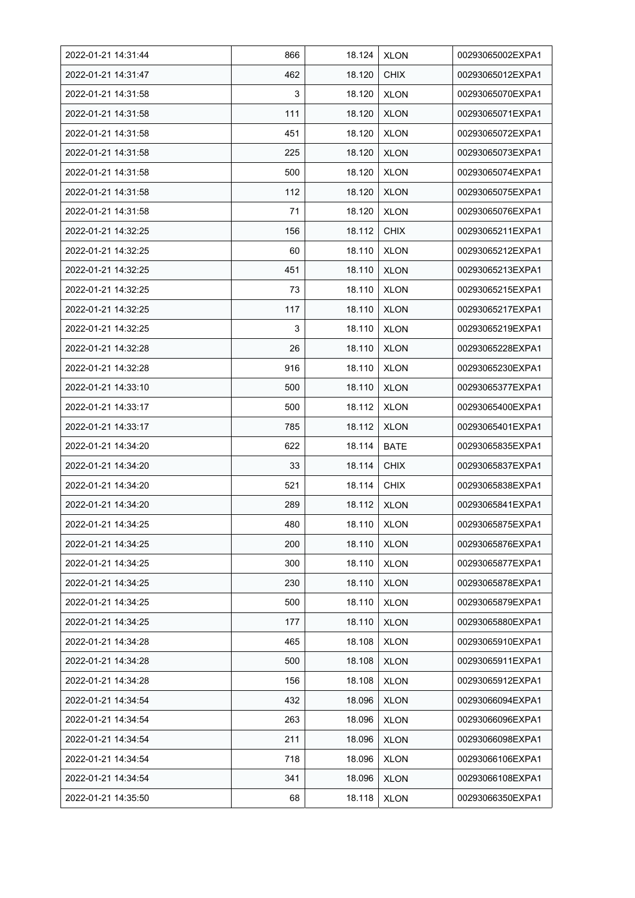| 2022-01-21 14:31:44 | 866 | 18.124 | XLON | 00293065002EXPA1 |
|---|---|---|---|---|
| 2022-01-21 14:31:47 | 462 | 18.120 | CHIX | 00293065012EXPA1 |
| 2022-01-21 14:31:58 | 3 | 18.120 | XLON | 00293065070EXPA1 |
| 2022-01-21 14:31:58 | 111 | 18.120 | XLON | 00293065071EXPA1 |
| 2022-01-21 14:31:58 | 451 | 18.120 | XLON | 00293065072EXPA1 |
| 2022-01-21 14:31:58 | 225 | 18.120 | XLON | 00293065073EXPA1 |
| 2022-01-21 14:31:58 | 500 | 18.120 | XLON | 00293065074EXPA1 |
| 2022-01-21 14:31:58 | 112 | 18.120 | XLON | 00293065075EXPA1 |
| 2022-01-21 14:31:58 | 71 | 18.120 | XLON | 00293065076EXPA1 |
| 2022-01-21 14:32:25 | 156 | 18.112 | CHIX | 00293065211EXPA1 |
| 2022-01-21 14:32:25 | 60 | 18.110 | XLON | 00293065212EXPA1 |
| 2022-01-21 14:32:25 | 451 | 18.110 | XLON | 00293065213EXPA1 |
| 2022-01-21 14:32:25 | 73 | 18.110 | XLON | 00293065215EXPA1 |
| 2022-01-21 14:32:25 | 117 | 18.110 | XLON | 00293065217EXPA1 |
| 2022-01-21 14:32:25 | 3 | 18.110 | XLON | 00293065219EXPA1 |
| 2022-01-21 14:32:28 | 26 | 18.110 | XLON | 00293065228EXPA1 |
| 2022-01-21 14:32:28 | 916 | 18.110 | XLON | 00293065230EXPA1 |
| 2022-01-21 14:33:10 | 500 | 18.110 | XLON | 00293065377EXPA1 |
| 2022-01-21 14:33:17 | 500 | 18.112 | XLON | 00293065400EXPA1 |
| 2022-01-21 14:33:17 | 785 | 18.112 | XLON | 00293065401EXPA1 |
| 2022-01-21 14:34:20 | 622 | 18.114 | BATE | 00293065835EXPA1 |
| 2022-01-21 14:34:20 | 33 | 18.114 | CHIX | 00293065837EXPA1 |
| 2022-01-21 14:34:20 | 521 | 18.114 | CHIX | 00293065838EXPA1 |
| 2022-01-21 14:34:20 | 289 | 18.112 | XLON | 00293065841EXPA1 |
| 2022-01-21 14:34:25 | 480 | 18.110 | XLON | 00293065875EXPA1 |
| 2022-01-21 14:34:25 | 200 | 18.110 | XLON | 00293065876EXPA1 |
| 2022-01-21 14:34:25 | 300 | 18.110 | XLON | 00293065877EXPA1 |
| 2022-01-21 14:34:25 | 230 | 18.110 | XLON | 00293065878EXPA1 |
| 2022-01-21 14:34:25 | 500 | 18.110 | XLON | 00293065879EXPA1 |
| 2022-01-21 14:34:25 | 177 | 18.110 | XLON | 00293065880EXPA1 |
| 2022-01-21 14:34:28 | 465 | 18.108 | XLON | 00293065910EXPA1 |
| 2022-01-21 14:34:28 | 500 | 18.108 | XLON | 00293065911EXPA1 |
| 2022-01-21 14:34:28 | 156 | 18.108 | XLON | 00293065912EXPA1 |
| 2022-01-21 14:34:54 | 432 | 18.096 | XLON | 00293066094EXPA1 |
| 2022-01-21 14:34:54 | 263 | 18.096 | XLON | 00293066096EXPA1 |
| 2022-01-21 14:34:54 | 211 | 18.096 | XLON | 00293066098EXPA1 |
| 2022-01-21 14:34:54 | 718 | 18.096 | XLON | 00293066106EXPA1 |
| 2022-01-21 14:34:54 | 341 | 18.096 | XLON | 00293066108EXPA1 |
| 2022-01-21 14:35:50 | 68 | 18.118 | XLON | 00293066350EXPA1 |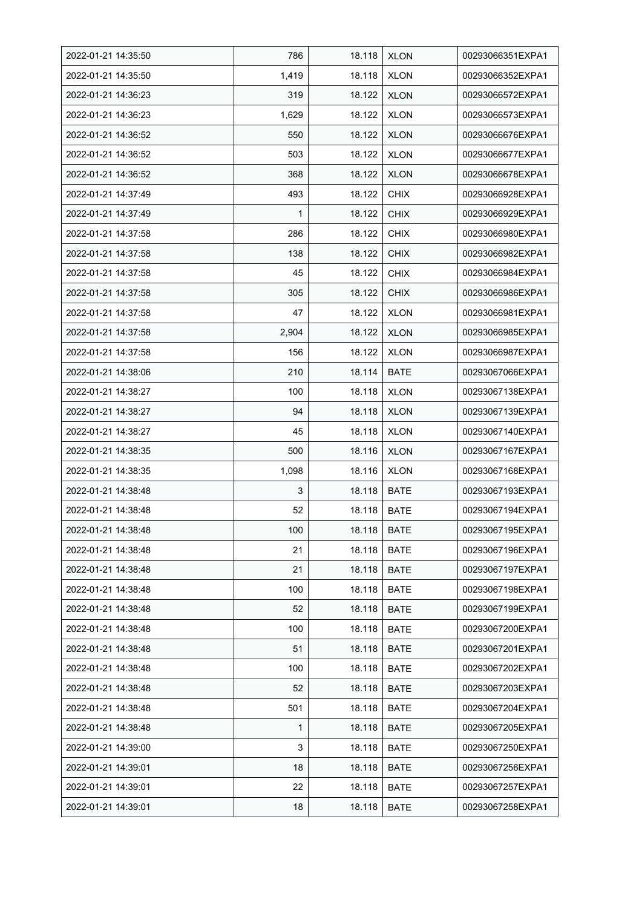| 2022-01-21 14:35:50 | 786 | 18.118 | XLON | 00293066351EXPA1 |
|---|---|---|---|---|
| 2022-01-21 14:35:50 | 1,419 | 18.118 | XLON | 00293066352EXPA1 |
| 2022-01-21 14:36:23 | 319 | 18.122 | XLON | 00293066572EXPA1 |
| 2022-01-21 14:36:23 | 1,629 | 18.122 | XLON | 00293066573EXPA1 |
| 2022-01-21 14:36:52 | 550 | 18.122 | XLON | 00293066676EXPA1 |
| 2022-01-21 14:36:52 | 503 | 18.122 | XLON | 00293066677EXPA1 |
| 2022-01-21 14:36:52 | 368 | 18.122 | XLON | 00293066678EXPA1 |
| 2022-01-21 14:37:49 | 493 | 18.122 | CHIX | 00293066928EXPA1 |
| 2022-01-21 14:37:49 | 1 | 18.122 | CHIX | 00293066929EXPA1 |
| 2022-01-21 14:37:58 | 286 | 18.122 | CHIX | 00293066980EXPA1 |
| 2022-01-21 14:37:58 | 138 | 18.122 | CHIX | 00293066982EXPA1 |
| 2022-01-21 14:37:58 | 45 | 18.122 | CHIX | 00293066984EXPA1 |
| 2022-01-21 14:37:58 | 305 | 18.122 | CHIX | 00293066986EXPA1 |
| 2022-01-21 14:37:58 | 47 | 18.122 | XLON | 00293066981EXPA1 |
| 2022-01-21 14:37:58 | 2,904 | 18.122 | XLON | 00293066985EXPA1 |
| 2022-01-21 14:37:58 | 156 | 18.122 | XLON | 00293066987EXPA1 |
| 2022-01-21 14:38:06 | 210 | 18.114 | BATE | 00293067066EXPA1 |
| 2022-01-21 14:38:27 | 100 | 18.118 | XLON | 00293067138EXPA1 |
| 2022-01-21 14:38:27 | 94 | 18.118 | XLON | 00293067139EXPA1 |
| 2022-01-21 14:38:27 | 45 | 18.118 | XLON | 00293067140EXPA1 |
| 2022-01-21 14:38:35 | 500 | 18.116 | XLON | 00293067167EXPA1 |
| 2022-01-21 14:38:35 | 1,098 | 18.116 | XLON | 00293067168EXPA1 |
| 2022-01-21 14:38:48 | 3 | 18.118 | BATE | 00293067193EXPA1 |
| 2022-01-21 14:38:48 | 52 | 18.118 | BATE | 00293067194EXPA1 |
| 2022-01-21 14:38:48 | 100 | 18.118 | BATE | 00293067195EXPA1 |
| 2022-01-21 14:38:48 | 21 | 18.118 | BATE | 00293067196EXPA1 |
| 2022-01-21 14:38:48 | 21 | 18.118 | BATE | 00293067197EXPA1 |
| 2022-01-21 14:38:48 | 100 | 18.118 | BATE | 00293067198EXPA1 |
| 2022-01-21 14:38:48 | 52 | 18.118 | BATE | 00293067199EXPA1 |
| 2022-01-21 14:38:48 | 100 | 18.118 | BATE | 00293067200EXPA1 |
| 2022-01-21 14:38:48 | 51 | 18.118 | BATE | 00293067201EXPA1 |
| 2022-01-21 14:38:48 | 100 | 18.118 | BATE | 00293067202EXPA1 |
| 2022-01-21 14:38:48 | 52 | 18.118 | BATE | 00293067203EXPA1 |
| 2022-01-21 14:38:48 | 501 | 18.118 | BATE | 00293067204EXPA1 |
| 2022-01-21 14:38:48 | 1 | 18.118 | BATE | 00293067205EXPA1 |
| 2022-01-21 14:39:00 | 3 | 18.118 | BATE | 00293067250EXPA1 |
| 2022-01-21 14:39:01 | 18 | 18.118 | BATE | 00293067256EXPA1 |
| 2022-01-21 14:39:01 | 22 | 18.118 | BATE | 00293067257EXPA1 |
| 2022-01-21 14:39:01 | 18 | 18.118 | BATE | 00293067258EXPA1 |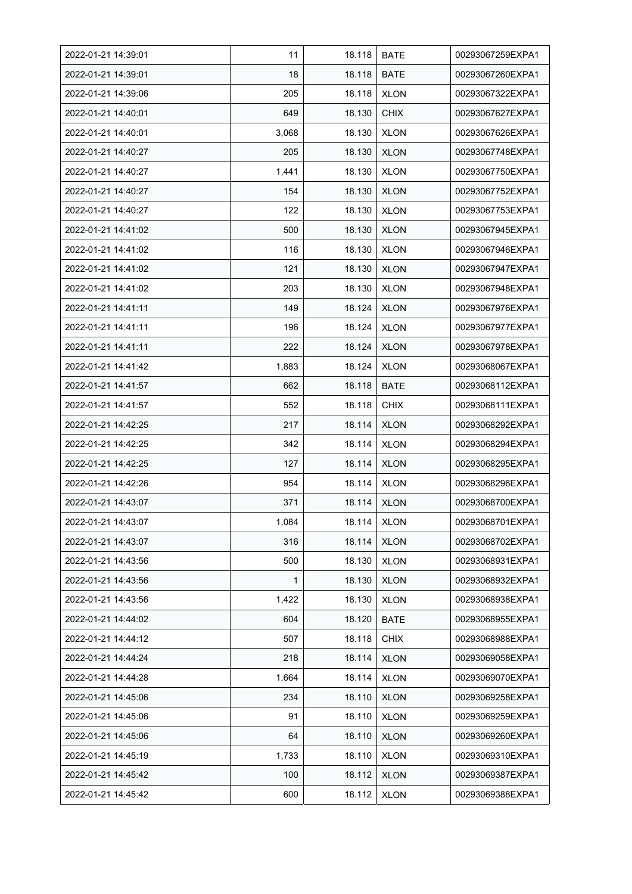| 2022-01-21 14:39:01 | 11 | 18.118 | BATE | 00293067259EXPA1 |
|---|---|---|---|---|
| 2022-01-21 14:39:01 | 18 | 18.118 | BATE | 00293067260EXPA1 |
| 2022-01-21 14:39:06 | 205 | 18.118 | XLON | 00293067322EXPA1 |
| 2022-01-21 14:40:01 | 649 | 18.130 | CHIX | 00293067627EXPA1 |
| 2022-01-21 14:40:01 | 3,068 | 18.130 | XLON | 00293067626EXPA1 |
| 2022-01-21 14:40:27 | 205 | 18.130 | XLON | 00293067748EXPA1 |
| 2022-01-21 14:40:27 | 1,441 | 18.130 | XLON | 00293067750EXPA1 |
| 2022-01-21 14:40:27 | 154 | 18.130 | XLON | 00293067752EXPA1 |
| 2022-01-21 14:40:27 | 122 | 18.130 | XLON | 00293067753EXPA1 |
| 2022-01-21 14:41:02 | 500 | 18.130 | XLON | 00293067945EXPA1 |
| 2022-01-21 14:41:02 | 116 | 18.130 | XLON | 00293067946EXPA1 |
| 2022-01-21 14:41:02 | 121 | 18.130 | XLON | 00293067947EXPA1 |
| 2022-01-21 14:41:02 | 203 | 18.130 | XLON | 00293067948EXPA1 |
| 2022-01-21 14:41:11 | 149 | 18.124 | XLON | 00293067976EXPA1 |
| 2022-01-21 14:41:11 | 196 | 18.124 | XLON | 00293067977EXPA1 |
| 2022-01-21 14:41:11 | 222 | 18.124 | XLON | 00293067978EXPA1 |
| 2022-01-21 14:41:42 | 1,883 | 18.124 | XLON | 00293068067EXPA1 |
| 2022-01-21 14:41:57 | 662 | 18.118 | BATE | 00293068112EXPA1 |
| 2022-01-21 14:41:57 | 552 | 18.118 | CHIX | 00293068111EXPA1 |
| 2022-01-21 14:42:25 | 217 | 18.114 | XLON | 00293068292EXPA1 |
| 2022-01-21 14:42:25 | 342 | 18.114 | XLON | 00293068294EXPA1 |
| 2022-01-21 14:42:25 | 127 | 18.114 | XLON | 00293068295EXPA1 |
| 2022-01-21 14:42:26 | 954 | 18.114 | XLON | 00293068296EXPA1 |
| 2022-01-21 14:43:07 | 371 | 18.114 | XLON | 00293068700EXPA1 |
| 2022-01-21 14:43:07 | 1,084 | 18.114 | XLON | 00293068701EXPA1 |
| 2022-01-21 14:43:07 | 316 | 18.114 | XLON | 00293068702EXPA1 |
| 2022-01-21 14:43:56 | 500 | 18.130 | XLON | 00293068931EXPA1 |
| 2022-01-21 14:43:56 | 1 | 18.130 | XLON | 00293068932EXPA1 |
| 2022-01-21 14:43:56 | 1,422 | 18.130 | XLON | 00293068938EXPA1 |
| 2022-01-21 14:44:02 | 604 | 18.120 | BATE | 00293068955EXPA1 |
| 2022-01-21 14:44:12 | 507 | 18.118 | CHIX | 00293068988EXPA1 |
| 2022-01-21 14:44:24 | 218 | 18.114 | XLON | 00293069058EXPA1 |
| 2022-01-21 14:44:28 | 1,664 | 18.114 | XLON | 00293069070EXPA1 |
| 2022-01-21 14:45:06 | 234 | 18.110 | XLON | 00293069258EXPA1 |
| 2022-01-21 14:45:06 | 91 | 18.110 | XLON | 00293069259EXPA1 |
| 2022-01-21 14:45:06 | 64 | 18.110 | XLON | 00293069260EXPA1 |
| 2022-01-21 14:45:19 | 1,733 | 18.110 | XLON | 00293069310EXPA1 |
| 2022-01-21 14:45:42 | 100 | 18.112 | XLON | 00293069387EXPA1 |
| 2022-01-21 14:45:42 | 600 | 18.112 | XLON | 00293069388EXPA1 |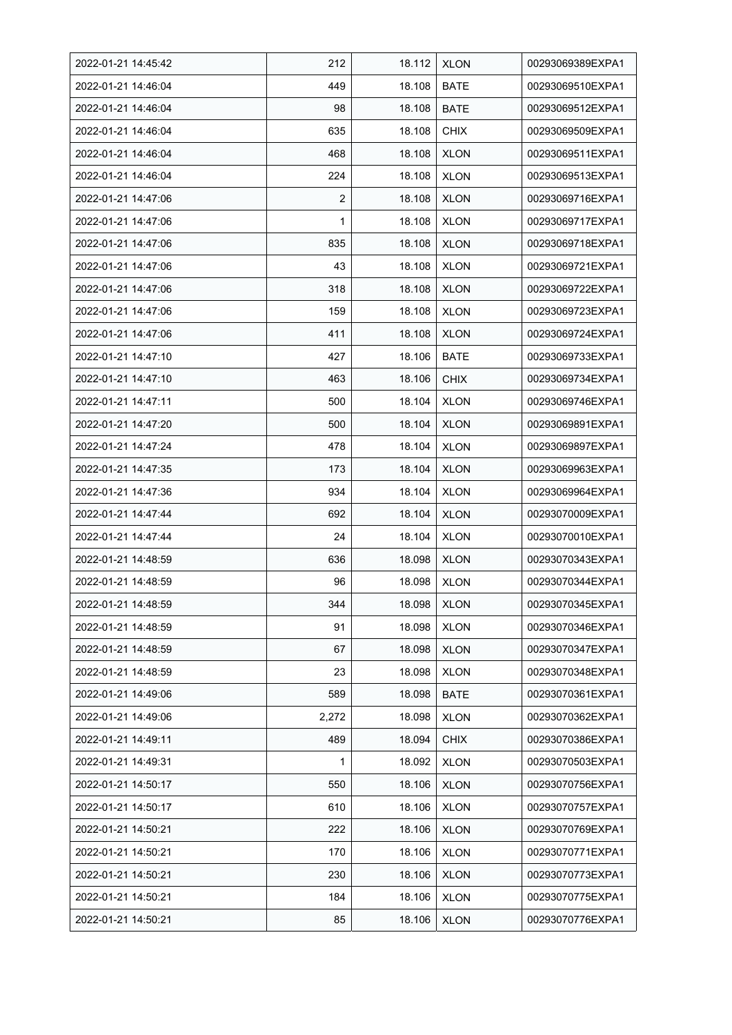| | | | | |
|---|---|---|---|---|
| 2022-01-21 14:45:42 | 212 | 18.112 | XLON | 00293069389EXPA1 |
| 2022-01-21 14:46:04 | 449 | 18.108 | BATE | 00293069510EXPA1 |
| 2022-01-21 14:46:04 | 98 | 18.108 | BATE | 00293069512EXPA1 |
| 2022-01-21 14:46:04 | 635 | 18.108 | CHIX | 00293069509EXPA1 |
| 2022-01-21 14:46:04 | 468 | 18.108 | XLON | 00293069511EXPA1 |
| 2022-01-21 14:46:04 | 224 | 18.108 | XLON | 00293069513EXPA1 |
| 2022-01-21 14:47:06 | 2 | 18.108 | XLON | 00293069716EXPA1 |
| 2022-01-21 14:47:06 | 1 | 18.108 | XLON | 00293069717EXPA1 |
| 2022-01-21 14:47:06 | 835 | 18.108 | XLON | 00293069718EXPA1 |
| 2022-01-21 14:47:06 | 43 | 18.108 | XLON | 00293069721EXPA1 |
| 2022-01-21 14:47:06 | 318 | 18.108 | XLON | 00293069722EXPA1 |
| 2022-01-21 14:47:06 | 159 | 18.108 | XLON | 00293069723EXPA1 |
| 2022-01-21 14:47:06 | 411 | 18.108 | XLON | 00293069724EXPA1 |
| 2022-01-21 14:47:10 | 427 | 18.106 | BATE | 00293069733EXPA1 |
| 2022-01-21 14:47:10 | 463 | 18.106 | CHIX | 00293069734EXPA1 |
| 2022-01-21 14:47:11 | 500 | 18.104 | XLON | 00293069746EXPA1 |
| 2022-01-21 14:47:20 | 500 | 18.104 | XLON | 00293069891EXPA1 |
| 2022-01-21 14:47:24 | 478 | 18.104 | XLON | 00293069897EXPA1 |
| 2022-01-21 14:47:35 | 173 | 18.104 | XLON | 00293069963EXPA1 |
| 2022-01-21 14:47:36 | 934 | 18.104 | XLON | 00293069964EXPA1 |
| 2022-01-21 14:47:44 | 692 | 18.104 | XLON | 00293070009EXPA1 |
| 2022-01-21 14:47:44 | 24 | 18.104 | XLON | 00293070010EXPA1 |
| 2022-01-21 14:48:59 | 636 | 18.098 | XLON | 00293070343EXPA1 |
| 2022-01-21 14:48:59 | 96 | 18.098 | XLON | 00293070344EXPA1 |
| 2022-01-21 14:48:59 | 344 | 18.098 | XLON | 00293070345EXPA1 |
| 2022-01-21 14:48:59 | 91 | 18.098 | XLON | 00293070346EXPA1 |
| 2022-01-21 14:48:59 | 67 | 18.098 | XLON | 00293070347EXPA1 |
| 2022-01-21 14:48:59 | 23 | 18.098 | XLON | 00293070348EXPA1 |
| 2022-01-21 14:49:06 | 589 | 18.098 | BATE | 00293070361EXPA1 |
| 2022-01-21 14:49:06 | 2,272 | 18.098 | XLON | 00293070362EXPA1 |
| 2022-01-21 14:49:11 | 489 | 18.094 | CHIX | 00293070386EXPA1 |
| 2022-01-21 14:49:31 | 1 | 18.092 | XLON | 00293070503EXPA1 |
| 2022-01-21 14:50:17 | 550 | 18.106 | XLON | 00293070756EXPA1 |
| 2022-01-21 14:50:17 | 610 | 18.106 | XLON | 00293070757EXPA1 |
| 2022-01-21 14:50:21 | 222 | 18.106 | XLON | 00293070769EXPA1 |
| 2022-01-21 14:50:21 | 170 | 18.106 | XLON | 00293070771EXPA1 |
| 2022-01-21 14:50:21 | 230 | 18.106 | XLON | 00293070773EXPA1 |
| 2022-01-21 14:50:21 | 184 | 18.106 | XLON | 00293070775EXPA1 |
| 2022-01-21 14:50:21 | 85 | 18.106 | XLON | 00293070776EXPA1 |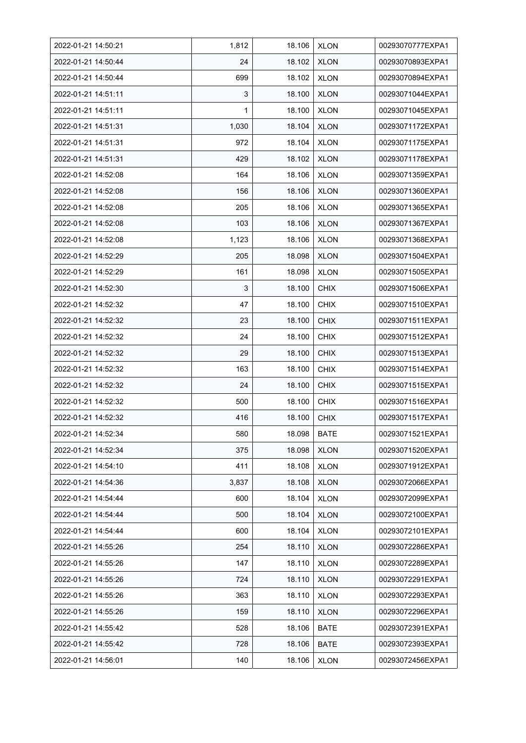| | | | | |
|---|---|---|---|---|
| 2022-01-21 14:50:21 | 1,812 | 18.106 | XLON | 00293070777EXPA1 |
| 2022-01-21 14:50:44 | 24 | 18.102 | XLON | 00293070893EXPA1 |
| 2022-01-21 14:50:44 | 699 | 18.102 | XLON | 00293070894EXPA1 |
| 2022-01-21 14:51:11 | 3 | 18.100 | XLON | 00293071044EXPA1 |
| 2022-01-21 14:51:11 | 1 | 18.100 | XLON | 00293071045EXPA1 |
| 2022-01-21 14:51:31 | 1,030 | 18.104 | XLON | 00293071172EXPA1 |
| 2022-01-21 14:51:31 | 972 | 18.104 | XLON | 00293071175EXPA1 |
| 2022-01-21 14:51:31 | 429 | 18.102 | XLON | 00293071178EXPA1 |
| 2022-01-21 14:52:08 | 164 | 18.106 | XLON | 00293071359EXPA1 |
| 2022-01-21 14:52:08 | 156 | 18.106 | XLON | 00293071360EXPA1 |
| 2022-01-21 14:52:08 | 205 | 18.106 | XLON | 00293071365EXPA1 |
| 2022-01-21 14:52:08 | 103 | 18.106 | XLON | 00293071367EXPA1 |
| 2022-01-21 14:52:08 | 1,123 | 18.106 | XLON | 00293071368EXPA1 |
| 2022-01-21 14:52:29 | 205 | 18.098 | XLON | 00293071504EXPA1 |
| 2022-01-21 14:52:29 | 161 | 18.098 | XLON | 00293071505EXPA1 |
| 2022-01-21 14:52:30 | 3 | 18.100 | CHIX | 00293071506EXPA1 |
| 2022-01-21 14:52:32 | 47 | 18.100 | CHIX | 00293071510EXPA1 |
| 2022-01-21 14:52:32 | 23 | 18.100 | CHIX | 00293071511EXPA1 |
| 2022-01-21 14:52:32 | 24 | 18.100 | CHIX | 00293071512EXPA1 |
| 2022-01-21 14:52:32 | 29 | 18.100 | CHIX | 00293071513EXPA1 |
| 2022-01-21 14:52:32 | 163 | 18.100 | CHIX | 00293071514EXPA1 |
| 2022-01-21 14:52:32 | 24 | 18.100 | CHIX | 00293071515EXPA1 |
| 2022-01-21 14:52:32 | 500 | 18.100 | CHIX | 00293071516EXPA1 |
| 2022-01-21 14:52:32 | 416 | 18.100 | CHIX | 00293071517EXPA1 |
| 2022-01-21 14:52:34 | 580 | 18.098 | BATE | 00293071521EXPA1 |
| 2022-01-21 14:52:34 | 375 | 18.098 | XLON | 00293071520EXPA1 |
| 2022-01-21 14:54:10 | 411 | 18.108 | XLON | 00293071912EXPA1 |
| 2022-01-21 14:54:36 | 3,837 | 18.108 | XLON | 00293072066EXPA1 |
| 2022-01-21 14:54:44 | 600 | 18.104 | XLON | 00293072099EXPA1 |
| 2022-01-21 14:54:44 | 500 | 18.104 | XLON | 00293072100EXPA1 |
| 2022-01-21 14:54:44 | 600 | 18.104 | XLON | 00293072101EXPA1 |
| 2022-01-21 14:55:26 | 254 | 18.110 | XLON | 00293072286EXPA1 |
| 2022-01-21 14:55:26 | 147 | 18.110 | XLON | 00293072289EXPA1 |
| 2022-01-21 14:55:26 | 724 | 18.110 | XLON | 00293072291EXPA1 |
| 2022-01-21 14:55:26 | 363 | 18.110 | XLON | 00293072293EXPA1 |
| 2022-01-21 14:55:26 | 159 | 18.110 | XLON | 00293072296EXPA1 |
| 2022-01-21 14:55:42 | 528 | 18.106 | BATE | 00293072391EXPA1 |
| 2022-01-21 14:55:42 | 728 | 18.106 | BATE | 00293072393EXPA1 |
| 2022-01-21 14:56:01 | 140 | 18.106 | XLON | 00293072456EXPA1 |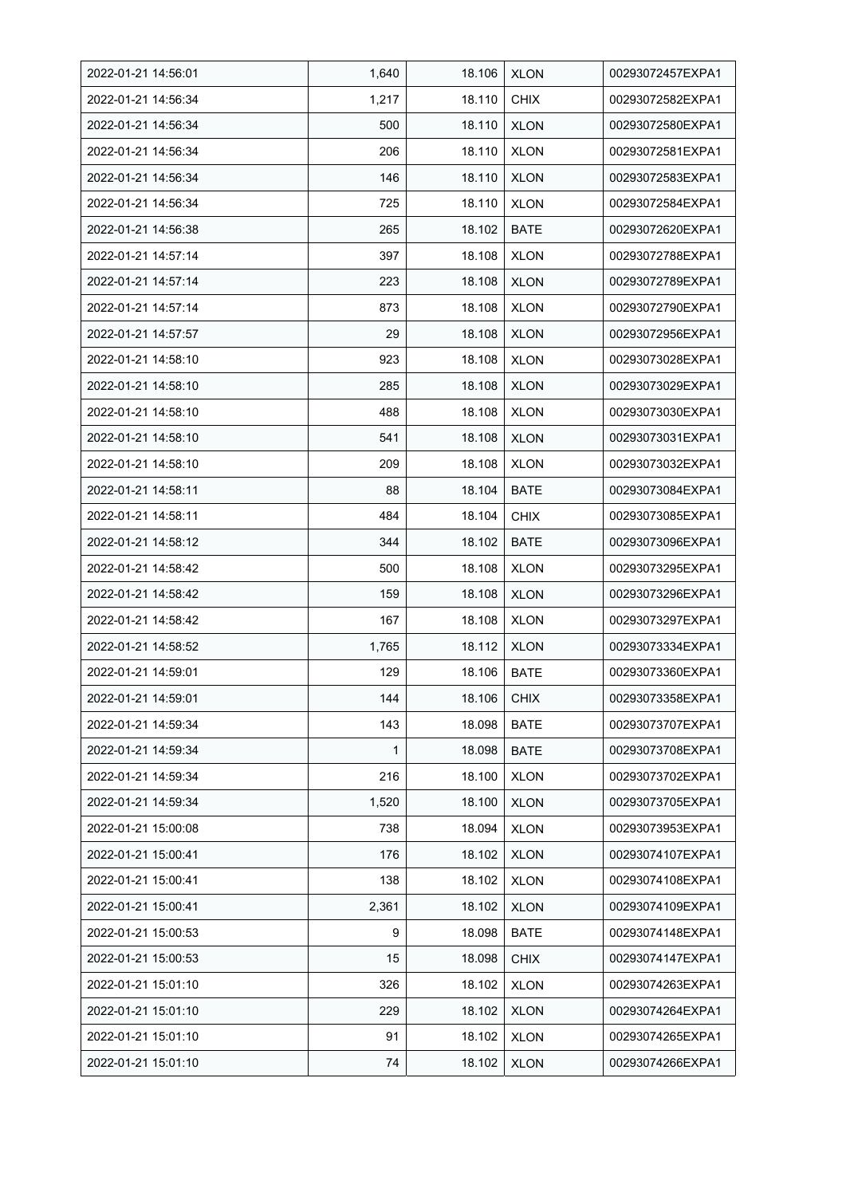| 2022-01-21 14:56:01 | 1,640 | 18.106 | XLON | 00293072457EXPA1 |
|---|---|---|---|---|
| 2022-01-21 14:56:34 | 1,217 | 18.110 | CHIX | 00293072582EXPA1 |
| 2022-01-21 14:56:34 | 500 | 18.110 | XLON | 00293072580EXPA1 |
| 2022-01-21 14:56:34 | 206 | 18.110 | XLON | 00293072581EXPA1 |
| 2022-01-21 14:56:34 | 146 | 18.110 | XLON | 00293072583EXPA1 |
| 2022-01-21 14:56:34 | 725 | 18.110 | XLON | 00293072584EXPA1 |
| 2022-01-21 14:56:38 | 265 | 18.102 | BATE | 00293072620EXPA1 |
| 2022-01-21 14:57:14 | 397 | 18.108 | XLON | 00293072788EXPA1 |
| 2022-01-21 14:57:14 | 223 | 18.108 | XLON | 00293072789EXPA1 |
| 2022-01-21 14:57:14 | 873 | 18.108 | XLON | 00293072790EXPA1 |
| 2022-01-21 14:57:57 | 29 | 18.108 | XLON | 00293072956EXPA1 |
| 2022-01-21 14:58:10 | 923 | 18.108 | XLON | 00293073028EXPA1 |
| 2022-01-21 14:58:10 | 285 | 18.108 | XLON | 00293073029EXPA1 |
| 2022-01-21 14:58:10 | 488 | 18.108 | XLON | 00293073030EXPA1 |
| 2022-01-21 14:58:10 | 541 | 18.108 | XLON | 00293073031EXPA1 |
| 2022-01-21 14:58:10 | 209 | 18.108 | XLON | 00293073032EXPA1 |
| 2022-01-21 14:58:11 | 88 | 18.104 | BATE | 00293073084EXPA1 |
| 2022-01-21 14:58:11 | 484 | 18.104 | CHIX | 00293073085EXPA1 |
| 2022-01-21 14:58:12 | 344 | 18.102 | BATE | 00293073096EXPA1 |
| 2022-01-21 14:58:42 | 500 | 18.108 | XLON | 00293073295EXPA1 |
| 2022-01-21 14:58:42 | 159 | 18.108 | XLON | 00293073296EXPA1 |
| 2022-01-21 14:58:42 | 167 | 18.108 | XLON | 00293073297EXPA1 |
| 2022-01-21 14:58:52 | 1,765 | 18.112 | XLON | 00293073334EXPA1 |
| 2022-01-21 14:59:01 | 129 | 18.106 | BATE | 00293073360EXPA1 |
| 2022-01-21 14:59:01 | 144 | 18.106 | CHIX | 00293073358EXPA1 |
| 2022-01-21 14:59:34 | 143 | 18.098 | BATE | 00293073707EXPA1 |
| 2022-01-21 14:59:34 | 1 | 18.098 | BATE | 00293073708EXPA1 |
| 2022-01-21 14:59:34 | 216 | 18.100 | XLON | 00293073702EXPA1 |
| 2022-01-21 14:59:34 | 1,520 | 18.100 | XLON | 00293073705EXPA1 |
| 2022-01-21 15:00:08 | 738 | 18.094 | XLON | 00293073953EXPA1 |
| 2022-01-21 15:00:41 | 176 | 18.102 | XLON | 00293074107EXPA1 |
| 2022-01-21 15:00:41 | 138 | 18.102 | XLON | 00293074108EXPA1 |
| 2022-01-21 15:00:41 | 2,361 | 18.102 | XLON | 00293074109EXPA1 |
| 2022-01-21 15:00:53 | 9 | 18.098 | BATE | 00293074148EXPA1 |
| 2022-01-21 15:00:53 | 15 | 18.098 | CHIX | 00293074147EXPA1 |
| 2022-01-21 15:01:10 | 326 | 18.102 | XLON | 00293074263EXPA1 |
| 2022-01-21 15:01:10 | 229 | 18.102 | XLON | 00293074264EXPA1 |
| 2022-01-21 15:01:10 | 91 | 18.102 | XLON | 00293074265EXPA1 |
| 2022-01-21 15:01:10 | 74 | 18.102 | XLON | 00293074266EXPA1 |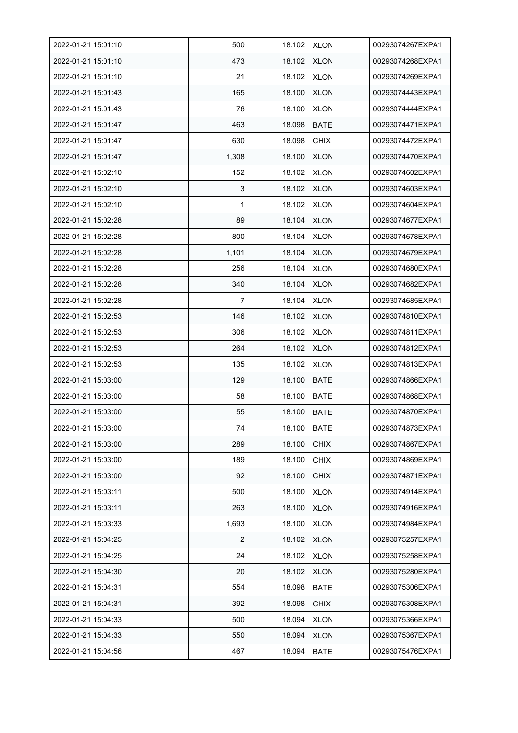| 2022-01-21 15:01:10 | 500 | 18.102 | XLON | 00293074267EXPA1 |
|---|---|---|---|---|
| 2022-01-21 15:01:10 | 473 | 18.102 | XLON | 00293074268EXPA1 |
| 2022-01-21 15:01:10 | 21 | 18.102 | XLON | 00293074269EXPA1 |
| 2022-01-21 15:01:43 | 165 | 18.100 | XLON | 00293074443EXPA1 |
| 2022-01-21 15:01:43 | 76 | 18.100 | XLON | 00293074444EXPA1 |
| 2022-01-21 15:01:47 | 463 | 18.098 | BATE | 00293074471EXPA1 |
| 2022-01-21 15:01:47 | 630 | 18.098 | CHIX | 00293074472EXPA1 |
| 2022-01-21 15:01:47 | 1,308 | 18.100 | XLON | 00293074470EXPA1 |
| 2022-01-21 15:02:10 | 152 | 18.102 | XLON | 00293074602EXPA1 |
| 2022-01-21 15:02:10 | 3 | 18.102 | XLON | 00293074603EXPA1 |
| 2022-01-21 15:02:10 | 1 | 18.102 | XLON | 00293074604EXPA1 |
| 2022-01-21 15:02:28 | 89 | 18.104 | XLON | 00293074677EXPA1 |
| 2022-01-21 15:02:28 | 800 | 18.104 | XLON | 00293074678EXPA1 |
| 2022-01-21 15:02:28 | 1,101 | 18.104 | XLON | 00293074679EXPA1 |
| 2022-01-21 15:02:28 | 256 | 18.104 | XLON | 00293074680EXPA1 |
| 2022-01-21 15:02:28 | 340 | 18.104 | XLON | 00293074682EXPA1 |
| 2022-01-21 15:02:28 | 7 | 18.104 | XLON | 00293074685EXPA1 |
| 2022-01-21 15:02:53 | 146 | 18.102 | XLON | 00293074810EXPA1 |
| 2022-01-21 15:02:53 | 306 | 18.102 | XLON | 00293074811EXPA1 |
| 2022-01-21 15:02:53 | 264 | 18.102 | XLON | 00293074812EXPA1 |
| 2022-01-21 15:02:53 | 135 | 18.102 | XLON | 00293074813EXPA1 |
| 2022-01-21 15:03:00 | 129 | 18.100 | BATE | 00293074866EXPA1 |
| 2022-01-21 15:03:00 | 58 | 18.100 | BATE | 00293074868EXPA1 |
| 2022-01-21 15:03:00 | 55 | 18.100 | BATE | 00293074870EXPA1 |
| 2022-01-21 15:03:00 | 74 | 18.100 | BATE | 00293074873EXPA1 |
| 2022-01-21 15:03:00 | 289 | 18.100 | CHIX | 00293074867EXPA1 |
| 2022-01-21 15:03:00 | 189 | 18.100 | CHIX | 00293074869EXPA1 |
| 2022-01-21 15:03:00 | 92 | 18.100 | CHIX | 00293074871EXPA1 |
| 2022-01-21 15:03:11 | 500 | 18.100 | XLON | 00293074914EXPA1 |
| 2022-01-21 15:03:11 | 263 | 18.100 | XLON | 00293074916EXPA1 |
| 2022-01-21 15:03:33 | 1,693 | 18.100 | XLON | 00293074984EXPA1 |
| 2022-01-21 15:04:25 | 2 | 18.102 | XLON | 00293075257EXPA1 |
| 2022-01-21 15:04:25 | 24 | 18.102 | XLON | 00293075258EXPA1 |
| 2022-01-21 15:04:30 | 20 | 18.102 | XLON | 00293075280EXPA1 |
| 2022-01-21 15:04:31 | 554 | 18.098 | BATE | 00293075306EXPA1 |
| 2022-01-21 15:04:31 | 392 | 18.098 | CHIX | 00293075308EXPA1 |
| 2022-01-21 15:04:33 | 500 | 18.094 | XLON | 00293075366EXPA1 |
| 2022-01-21 15:04:33 | 550 | 18.094 | XLON | 00293075367EXPA1 |
| 2022-01-21 15:04:56 | 467 | 18.094 | BATE | 00293075476EXPA1 |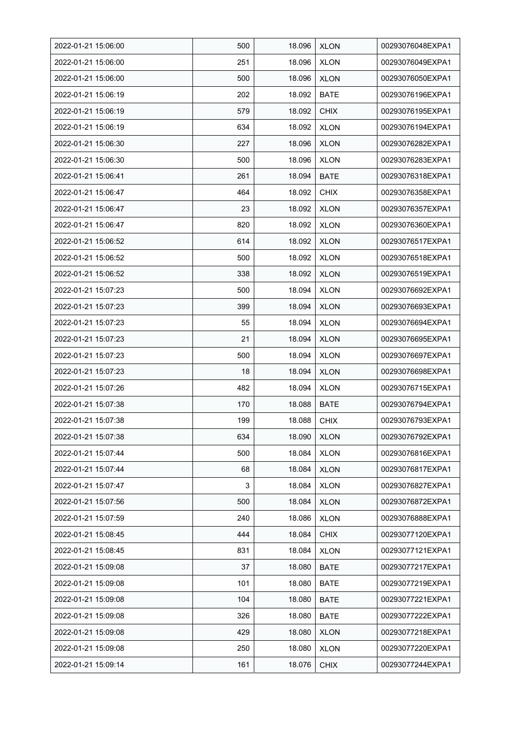| 2022-01-21 15:06:00 | 500 | 18.096 | XLON | 00293076048EXPA1 |
|---|---|---|---|---|
| 2022-01-21 15:06:00 | 251 | 18.096 | XLON | 00293076049EXPA1 |
| 2022-01-21 15:06:00 | 500 | 18.096 | XLON | 00293076050EXPA1 |
| 2022-01-21 15:06:19 | 202 | 18.092 | BATE | 00293076196EXPA1 |
| 2022-01-21 15:06:19 | 579 | 18.092 | CHIX | 00293076195EXPA1 |
| 2022-01-21 15:06:19 | 634 | 18.092 | XLON | 00293076194EXPA1 |
| 2022-01-21 15:06:30 | 227 | 18.096 | XLON | 00293076282EXPA1 |
| 2022-01-21 15:06:30 | 500 | 18.096 | XLON | 00293076283EXPA1 |
| 2022-01-21 15:06:41 | 261 | 18.094 | BATE | 00293076318EXPA1 |
| 2022-01-21 15:06:47 | 464 | 18.092 | CHIX | 00293076358EXPA1 |
| 2022-01-21 15:06:47 | 23 | 18.092 | XLON | 00293076357EXPA1 |
| 2022-01-21 15:06:47 | 820 | 18.092 | XLON | 00293076360EXPA1 |
| 2022-01-21 15:06:52 | 614 | 18.092 | XLON | 00293076517EXPA1 |
| 2022-01-21 15:06:52 | 500 | 18.092 | XLON | 00293076518EXPA1 |
| 2022-01-21 15:06:52 | 338 | 18.092 | XLON | 00293076519EXPA1 |
| 2022-01-21 15:07:23 | 500 | 18.094 | XLON | 00293076692EXPA1 |
| 2022-01-21 15:07:23 | 399 | 18.094 | XLON | 00293076693EXPA1 |
| 2022-01-21 15:07:23 | 55 | 18.094 | XLON | 00293076694EXPA1 |
| 2022-01-21 15:07:23 | 21 | 18.094 | XLON | 00293076695EXPA1 |
| 2022-01-21 15:07:23 | 500 | 18.094 | XLON | 00293076697EXPA1 |
| 2022-01-21 15:07:23 | 18 | 18.094 | XLON | 00293076698EXPA1 |
| 2022-01-21 15:07:26 | 482 | 18.094 | XLON | 00293076715EXPA1 |
| 2022-01-21 15:07:38 | 170 | 18.088 | BATE | 00293076794EXPA1 |
| 2022-01-21 15:07:38 | 199 | 18.088 | CHIX | 00293076793EXPA1 |
| 2022-01-21 15:07:38 | 634 | 18.090 | XLON | 00293076792EXPA1 |
| 2022-01-21 15:07:44 | 500 | 18.084 | XLON | 00293076816EXPA1 |
| 2022-01-21 15:07:44 | 68 | 18.084 | XLON | 00293076817EXPA1 |
| 2022-01-21 15:07:47 | 3 | 18.084 | XLON | 00293076827EXPA1 |
| 2022-01-21 15:07:56 | 500 | 18.084 | XLON | 00293076872EXPA1 |
| 2022-01-21 15:07:59 | 240 | 18.086 | XLON | 00293076888EXPA1 |
| 2022-01-21 15:08:45 | 444 | 18.084 | CHIX | 00293077120EXPA1 |
| 2022-01-21 15:08:45 | 831 | 18.084 | XLON | 00293077121EXPA1 |
| 2022-01-21 15:09:08 | 37 | 18.080 | BATE | 00293077217EXPA1 |
| 2022-01-21 15:09:08 | 101 | 18.080 | BATE | 00293077219EXPA1 |
| 2022-01-21 15:09:08 | 104 | 18.080 | BATE | 00293077221EXPA1 |
| 2022-01-21 15:09:08 | 326 | 18.080 | BATE | 00293077222EXPA1 |
| 2022-01-21 15:09:08 | 429 | 18.080 | XLON | 00293077218EXPA1 |
| 2022-01-21 15:09:08 | 250 | 18.080 | XLON | 00293077220EXPA1 |
| 2022-01-21 15:09:14 | 161 | 18.076 | CHIX | 00293077244EXPA1 |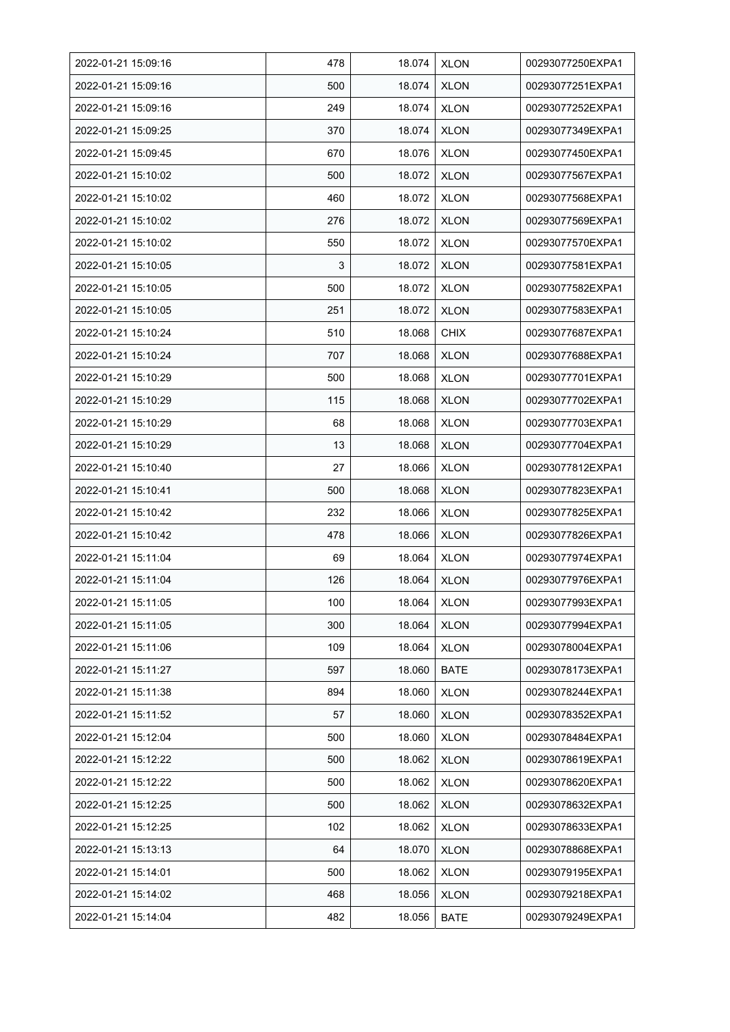| | | | | |
|---|---|---|---|---|
| 2022-01-21 15:09:16 | 478 | 18.074 | XLON | 00293077250EXPA1 |
| 2022-01-21 15:09:16 | 500 | 18.074 | XLON | 00293077251EXPA1 |
| 2022-01-21 15:09:16 | 249 | 18.074 | XLON | 00293077252EXPA1 |
| 2022-01-21 15:09:25 | 370 | 18.074 | XLON | 00293077349EXPA1 |
| 2022-01-21 15:09:45 | 670 | 18.076 | XLON | 00293077450EXPA1 |
| 2022-01-21 15:10:02 | 500 | 18.072 | XLON | 00293077567EXPA1 |
| 2022-01-21 15:10:02 | 460 | 18.072 | XLON | 00293077568EXPA1 |
| 2022-01-21 15:10:02 | 276 | 18.072 | XLON | 00293077569EXPA1 |
| 2022-01-21 15:10:02 | 550 | 18.072 | XLON | 00293077570EXPA1 |
| 2022-01-21 15:10:05 | 3 | 18.072 | XLON | 00293077581EXPA1 |
| 2022-01-21 15:10:05 | 500 | 18.072 | XLON | 00293077582EXPA1 |
| 2022-01-21 15:10:05 | 251 | 18.072 | XLON | 00293077583EXPA1 |
| 2022-01-21 15:10:24 | 510 | 18.068 | CHIX | 00293077687EXPA1 |
| 2022-01-21 15:10:24 | 707 | 18.068 | XLON | 00293077688EXPA1 |
| 2022-01-21 15:10:29 | 500 | 18.068 | XLON | 00293077701EXPA1 |
| 2022-01-21 15:10:29 | 115 | 18.068 | XLON | 00293077702EXPA1 |
| 2022-01-21 15:10:29 | 68 | 18.068 | XLON | 00293077703EXPA1 |
| 2022-01-21 15:10:29 | 13 | 18.068 | XLON | 00293077704EXPA1 |
| 2022-01-21 15:10:40 | 27 | 18.066 | XLON | 00293077812EXPA1 |
| 2022-01-21 15:10:41 | 500 | 18.068 | XLON | 00293077823EXPA1 |
| 2022-01-21 15:10:42 | 232 | 18.066 | XLON | 00293077825EXPA1 |
| 2022-01-21 15:10:42 | 478 | 18.066 | XLON | 00293077826EXPA1 |
| 2022-01-21 15:11:04 | 69 | 18.064 | XLON | 00293077974EXPA1 |
| 2022-01-21 15:11:04 | 126 | 18.064 | XLON | 00293077976EXPA1 |
| 2022-01-21 15:11:05 | 100 | 18.064 | XLON | 00293077993EXPA1 |
| 2022-01-21 15:11:05 | 300 | 18.064 | XLON | 00293077994EXPA1 |
| 2022-01-21 15:11:06 | 109 | 18.064 | XLON | 00293078004EXPA1 |
| 2022-01-21 15:11:27 | 597 | 18.060 | BATE | 00293078173EXPA1 |
| 2022-01-21 15:11:38 | 894 | 18.060 | XLON | 00293078244EXPA1 |
| 2022-01-21 15:11:52 | 57 | 18.060 | XLON | 00293078352EXPA1 |
| 2022-01-21 15:12:04 | 500 | 18.060 | XLON | 00293078484EXPA1 |
| 2022-01-21 15:12:22 | 500 | 18.062 | XLON | 00293078619EXPA1 |
| 2022-01-21 15:12:22 | 500 | 18.062 | XLON | 00293078620EXPA1 |
| 2022-01-21 15:12:25 | 500 | 18.062 | XLON | 00293078632EXPA1 |
| 2022-01-21 15:12:25 | 102 | 18.062 | XLON | 00293078633EXPA1 |
| 2022-01-21 15:13:13 | 64 | 18.070 | XLON | 00293078868EXPA1 |
| 2022-01-21 15:14:01 | 500 | 18.062 | XLON | 00293079195EXPA1 |
| 2022-01-21 15:14:02 | 468 | 18.056 | XLON | 00293079218EXPA1 |
| 2022-01-21 15:14:04 | 482 | 18.056 | BATE | 00293079249EXPA1 |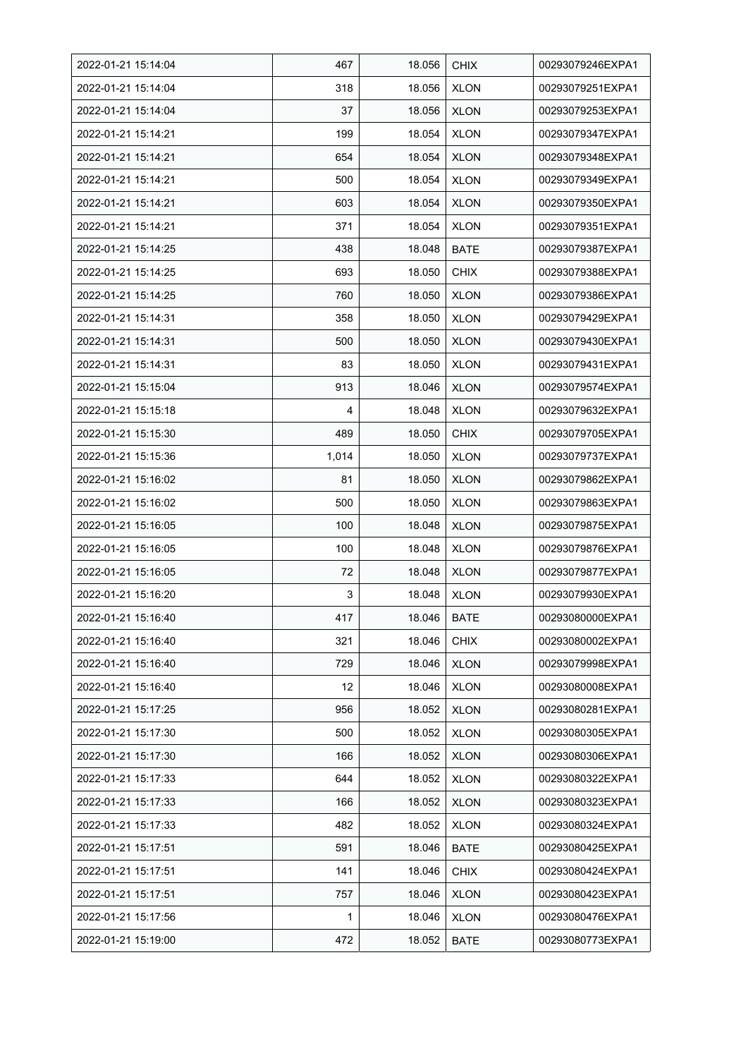| | | | | |
|---|---|---|---|---|
| 2022-01-21 15:14:04 | 467 | 18.056 | CHIX | 00293079246EXPA1 |
| 2022-01-21 15:14:04 | 318 | 18.056 | XLON | 00293079251EXPA1 |
| 2022-01-21 15:14:04 | 37 | 18.056 | XLON | 00293079253EXPA1 |
| 2022-01-21 15:14:21 | 199 | 18.054 | XLON | 00293079347EXPA1 |
| 2022-01-21 15:14:21 | 654 | 18.054 | XLON | 00293079348EXPA1 |
| 2022-01-21 15:14:21 | 500 | 18.054 | XLON | 00293079349EXPA1 |
| 2022-01-21 15:14:21 | 603 | 18.054 | XLON | 00293079350EXPA1 |
| 2022-01-21 15:14:21 | 371 | 18.054 | XLON | 00293079351EXPA1 |
| 2022-01-21 15:14:25 | 438 | 18.048 | BATE | 00293079387EXPA1 |
| 2022-01-21 15:14:25 | 693 | 18.050 | CHIX | 00293079388EXPA1 |
| 2022-01-21 15:14:25 | 760 | 18.050 | XLON | 00293079386EXPA1 |
| 2022-01-21 15:14:31 | 358 | 18.050 | XLON | 00293079429EXPA1 |
| 2022-01-21 15:14:31 | 500 | 18.050 | XLON | 00293079430EXPA1 |
| 2022-01-21 15:14:31 | 83 | 18.050 | XLON | 00293079431EXPA1 |
| 2022-01-21 15:15:04 | 913 | 18.046 | XLON | 00293079574EXPA1 |
| 2022-01-21 15:15:18 | 4 | 18.048 | XLON | 00293079632EXPA1 |
| 2022-01-21 15:15:30 | 489 | 18.050 | CHIX | 00293079705EXPA1 |
| 2022-01-21 15:15:36 | 1,014 | 18.050 | XLON | 00293079737EXPA1 |
| 2022-01-21 15:16:02 | 81 | 18.050 | XLON | 00293079862EXPA1 |
| 2022-01-21 15:16:02 | 500 | 18.050 | XLON | 00293079863EXPA1 |
| 2022-01-21 15:16:05 | 100 | 18.048 | XLON | 00293079875EXPA1 |
| 2022-01-21 15:16:05 | 100 | 18.048 | XLON | 00293079876EXPA1 |
| 2022-01-21 15:16:05 | 72 | 18.048 | XLON | 00293079877EXPA1 |
| 2022-01-21 15:16:20 | 3 | 18.048 | XLON | 00293079930EXPA1 |
| 2022-01-21 15:16:40 | 417 | 18.046 | BATE | 00293080000EXPA1 |
| 2022-01-21 15:16:40 | 321 | 18.046 | CHIX | 00293080002EXPA1 |
| 2022-01-21 15:16:40 | 729 | 18.046 | XLON | 00293079998EXPA1 |
| 2022-01-21 15:16:40 | 12 | 18.046 | XLON | 00293080008EXPA1 |
| 2022-01-21 15:17:25 | 956 | 18.052 | XLON | 00293080281EXPA1 |
| 2022-01-21 15:17:30 | 500 | 18.052 | XLON | 00293080305EXPA1 |
| 2022-01-21 15:17:30 | 166 | 18.052 | XLON | 00293080306EXPA1 |
| 2022-01-21 15:17:33 | 644 | 18.052 | XLON | 00293080322EXPA1 |
| 2022-01-21 15:17:33 | 166 | 18.052 | XLON | 00293080323EXPA1 |
| 2022-01-21 15:17:33 | 482 | 18.052 | XLON | 00293080324EXPA1 |
| 2022-01-21 15:17:51 | 591 | 18.046 | BATE | 00293080425EXPA1 |
| 2022-01-21 15:17:51 | 141 | 18.046 | CHIX | 00293080424EXPA1 |
| 2022-01-21 15:17:51 | 757 | 18.046 | XLON | 00293080423EXPA1 |
| 2022-01-21 15:17:56 | 1 | 18.046 | XLON | 00293080476EXPA1 |
| 2022-01-21 15:19:00 | 472 | 18.052 | BATE | 00293080773EXPA1 |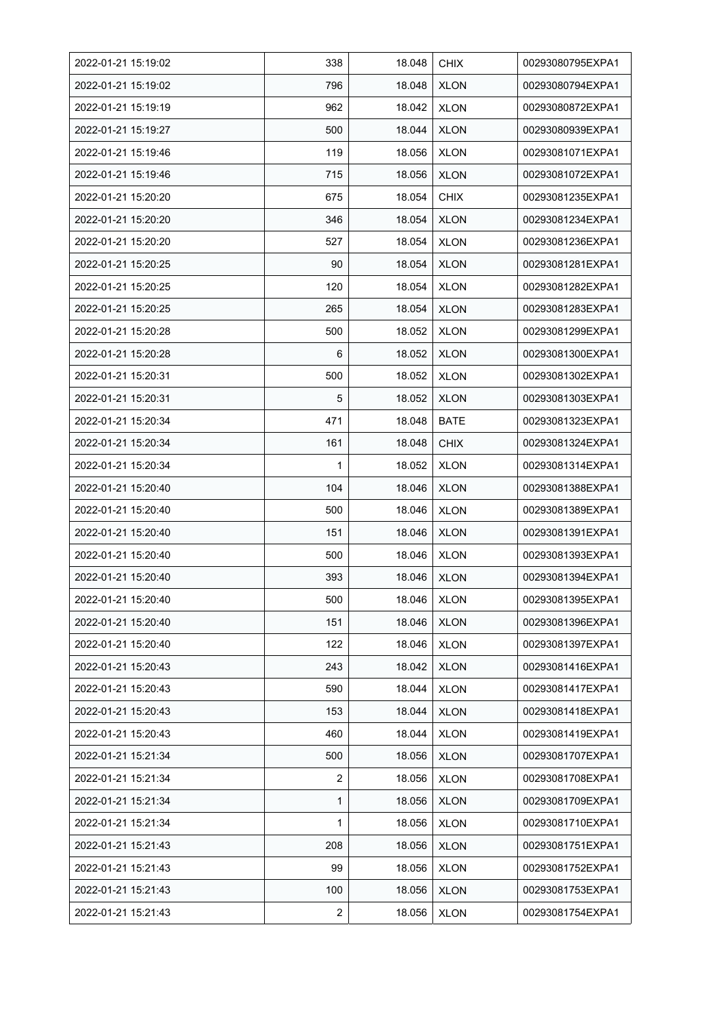| 2022-01-21 15:19:02 | 338 | 18.048 | CHIX | 00293080795EXPA1 |
|---|---|---|---|---|
| 2022-01-21 15:19:02 | 796 | 18.048 | XLON | 00293080794EXPA1 |
| 2022-01-21 15:19:19 | 962 | 18.042 | XLON | 00293080872EXPA1 |
| 2022-01-21 15:19:27 | 500 | 18.044 | XLON | 00293080939EXPA1 |
| 2022-01-21 15:19:46 | 119 | 18.056 | XLON | 00293081071EXPA1 |
| 2022-01-21 15:19:46 | 715 | 18.056 | XLON | 00293081072EXPA1 |
| 2022-01-21 15:20:20 | 675 | 18.054 | CHIX | 00293081235EXPA1 |
| 2022-01-21 15:20:20 | 346 | 18.054 | XLON | 00293081234EXPA1 |
| 2022-01-21 15:20:20 | 527 | 18.054 | XLON | 00293081236EXPA1 |
| 2022-01-21 15:20:25 | 90 | 18.054 | XLON | 00293081281EXPA1 |
| 2022-01-21 15:20:25 | 120 | 18.054 | XLON | 00293081282EXPA1 |
| 2022-01-21 15:20:25 | 265 | 18.054 | XLON | 00293081283EXPA1 |
| 2022-01-21 15:20:28 | 500 | 18.052 | XLON | 00293081299EXPA1 |
| 2022-01-21 15:20:28 | 6 | 18.052 | XLON | 00293081300EXPA1 |
| 2022-01-21 15:20:31 | 500 | 18.052 | XLON | 00293081302EXPA1 |
| 2022-01-21 15:20:31 | 5 | 18.052 | XLON | 00293081303EXPA1 |
| 2022-01-21 15:20:34 | 471 | 18.048 | BATE | 00293081323EXPA1 |
| 2022-01-21 15:20:34 | 161 | 18.048 | CHIX | 00293081324EXPA1 |
| 2022-01-21 15:20:34 | 1 | 18.052 | XLON | 00293081314EXPA1 |
| 2022-01-21 15:20:40 | 104 | 18.046 | XLON | 00293081388EXPA1 |
| 2022-01-21 15:20:40 | 500 | 18.046 | XLON | 00293081389EXPA1 |
| 2022-01-21 15:20:40 | 151 | 18.046 | XLON | 00293081391EXPA1 |
| 2022-01-21 15:20:40 | 500 | 18.046 | XLON | 00293081393EXPA1 |
| 2022-01-21 15:20:40 | 393 | 18.046 | XLON | 00293081394EXPA1 |
| 2022-01-21 15:20:40 | 500 | 18.046 | XLON | 00293081395EXPA1 |
| 2022-01-21 15:20:40 | 151 | 18.046 | XLON | 00293081396EXPA1 |
| 2022-01-21 15:20:40 | 122 | 18.046 | XLON | 00293081397EXPA1 |
| 2022-01-21 15:20:43 | 243 | 18.042 | XLON | 00293081416EXPA1 |
| 2022-01-21 15:20:43 | 590 | 18.044 | XLON | 00293081417EXPA1 |
| 2022-01-21 15:20:43 | 153 | 18.044 | XLON | 00293081418EXPA1 |
| 2022-01-21 15:20:43 | 460 | 18.044 | XLON | 00293081419EXPA1 |
| 2022-01-21 15:21:34 | 500 | 18.056 | XLON | 00293081707EXPA1 |
| 2022-01-21 15:21:34 | 2 | 18.056 | XLON | 00293081708EXPA1 |
| 2022-01-21 15:21:34 | 1 | 18.056 | XLON | 00293081709EXPA1 |
| 2022-01-21 15:21:34 | 1 | 18.056 | XLON | 00293081710EXPA1 |
| 2022-01-21 15:21:43 | 208 | 18.056 | XLON | 00293081751EXPA1 |
| 2022-01-21 15:21:43 | 99 | 18.056 | XLON | 00293081752EXPA1 |
| 2022-01-21 15:21:43 | 100 | 18.056 | XLON | 00293081753EXPA1 |
| 2022-01-21 15:21:43 | 2 | 18.056 | XLON | 00293081754EXPA1 |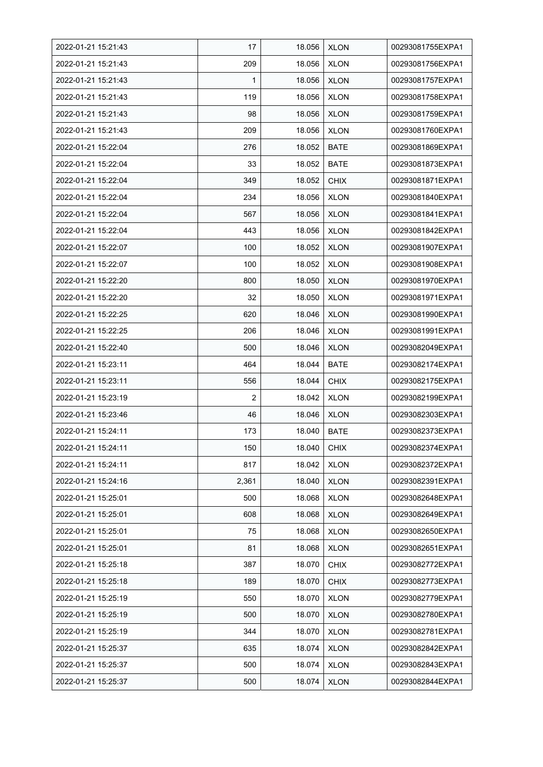| 2022-01-21 15:21:43 | 17 | 18.056 | XLON | 00293081755EXPA1 |
|---|---|---|---|---|
| 2022-01-21 15:21:43 | 209 | 18.056 | XLON | 00293081756EXPA1 |
| 2022-01-21 15:21:43 | 1 | 18.056 | XLON | 00293081757EXPA1 |
| 2022-01-21 15:21:43 | 119 | 18.056 | XLON | 00293081758EXPA1 |
| 2022-01-21 15:21:43 | 98 | 18.056 | XLON | 00293081759EXPA1 |
| 2022-01-21 15:21:43 | 209 | 18.056 | XLON | 00293081760EXPA1 |
| 2022-01-21 15:22:04 | 276 | 18.052 | BATE | 00293081869EXPA1 |
| 2022-01-21 15:22:04 | 33 | 18.052 | BATE | 00293081873EXPA1 |
| 2022-01-21 15:22:04 | 349 | 18.052 | CHIX | 00293081871EXPA1 |
| 2022-01-21 15:22:04 | 234 | 18.056 | XLON | 00293081840EXPA1 |
| 2022-01-21 15:22:04 | 567 | 18.056 | XLON | 00293081841EXPA1 |
| 2022-01-21 15:22:04 | 443 | 18.056 | XLON | 00293081842EXPA1 |
| 2022-01-21 15:22:07 | 100 | 18.052 | XLON | 00293081907EXPA1 |
| 2022-01-21 15:22:07 | 100 | 18.052 | XLON | 00293081908EXPA1 |
| 2022-01-21 15:22:20 | 800 | 18.050 | XLON | 00293081970EXPA1 |
| 2022-01-21 15:22:20 | 32 | 18.050 | XLON | 00293081971EXPA1 |
| 2022-01-21 15:22:25 | 620 | 18.046 | XLON | 00293081990EXPA1 |
| 2022-01-21 15:22:25 | 206 | 18.046 | XLON | 00293081991EXPA1 |
| 2022-01-21 15:22:40 | 500 | 18.046 | XLON | 00293082049EXPA1 |
| 2022-01-21 15:23:11 | 464 | 18.044 | BATE | 00293082174EXPA1 |
| 2022-01-21 15:23:11 | 556 | 18.044 | CHIX | 00293082175EXPA1 |
| 2022-01-21 15:23:19 | 2 | 18.042 | XLON | 00293082199EXPA1 |
| 2022-01-21 15:23:46 | 46 | 18.046 | XLON | 00293082303EXPA1 |
| 2022-01-21 15:24:11 | 173 | 18.040 | BATE | 00293082373EXPA1 |
| 2022-01-21 15:24:11 | 150 | 18.040 | CHIX | 00293082374EXPA1 |
| 2022-01-21 15:24:11 | 817 | 18.042 | XLON | 00293082372EXPA1 |
| 2022-01-21 15:24:16 | 2,361 | 18.040 | XLON | 00293082391EXPA1 |
| 2022-01-21 15:25:01 | 500 | 18.068 | XLON | 00293082648EXPA1 |
| 2022-01-21 15:25:01 | 608 | 18.068 | XLON | 00293082649EXPA1 |
| 2022-01-21 15:25:01 | 75 | 18.068 | XLON | 00293082650EXPA1 |
| 2022-01-21 15:25:01 | 81 | 18.068 | XLON | 00293082651EXPA1 |
| 2022-01-21 15:25:18 | 387 | 18.070 | CHIX | 00293082772EXPA1 |
| 2022-01-21 15:25:18 | 189 | 18.070 | CHIX | 00293082773EXPA1 |
| 2022-01-21 15:25:19 | 550 | 18.070 | XLON | 00293082779EXPA1 |
| 2022-01-21 15:25:19 | 500 | 18.070 | XLON | 00293082780EXPA1 |
| 2022-01-21 15:25:19 | 344 | 18.070 | XLON | 00293082781EXPA1 |
| 2022-01-21 15:25:37 | 635 | 18.074 | XLON | 00293082842EXPA1 |
| 2022-01-21 15:25:37 | 500 | 18.074 | XLON | 00293082843EXPA1 |
| 2022-01-21 15:25:37 | 500 | 18.074 | XLON | 00293082844EXPA1 |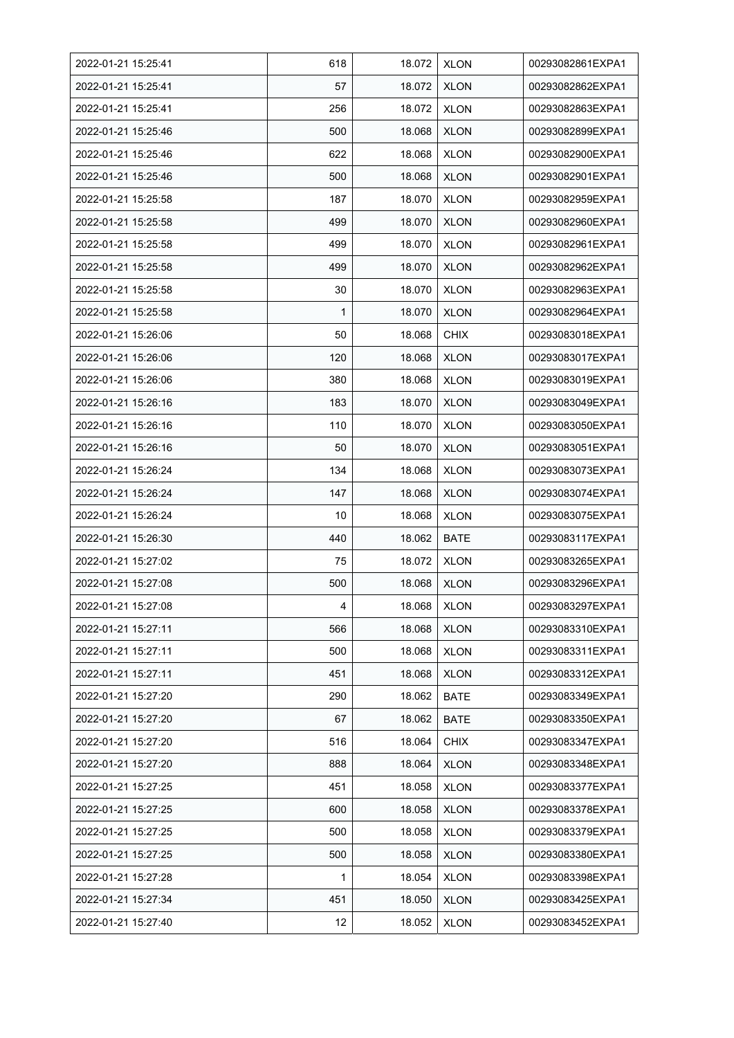| 2022-01-21 15:25:41 | 618 | 18.072 | XLON | 00293082861EXPA1 |
|---|---|---|---|---|
| 2022-01-21 15:25:41 | 57 | 18.072 | XLON | 00293082862EXPA1 |
| 2022-01-21 15:25:41 | 256 | 18.072 | XLON | 00293082863EXPA1 |
| 2022-01-21 15:25:46 | 500 | 18.068 | XLON | 00293082899EXPA1 |
| 2022-01-21 15:25:46 | 622 | 18.068 | XLON | 00293082900EXPA1 |
| 2022-01-21 15:25:46 | 500 | 18.068 | XLON | 00293082901EXPA1 |
| 2022-01-21 15:25:58 | 187 | 18.070 | XLON | 00293082959EXPA1 |
| 2022-01-21 15:25:58 | 499 | 18.070 | XLON | 00293082960EXPA1 |
| 2022-01-21 15:25:58 | 499 | 18.070 | XLON | 00293082961EXPA1 |
| 2022-01-21 15:25:58 | 499 | 18.070 | XLON | 00293082962EXPA1 |
| 2022-01-21 15:25:58 | 30 | 18.070 | XLON | 00293082963EXPA1 |
| 2022-01-21 15:25:58 | 1 | 18.070 | XLON | 00293082964EXPA1 |
| 2022-01-21 15:26:06 | 50 | 18.068 | CHIX | 00293083018EXPA1 |
| 2022-01-21 15:26:06 | 120 | 18.068 | XLON | 00293083017EXPA1 |
| 2022-01-21 15:26:06 | 380 | 18.068 | XLON | 00293083019EXPA1 |
| 2022-01-21 15:26:16 | 183 | 18.070 | XLON | 00293083049EXPA1 |
| 2022-01-21 15:26:16 | 110 | 18.070 | XLON | 00293083050EXPA1 |
| 2022-01-21 15:26:16 | 50 | 18.070 | XLON | 00293083051EXPA1 |
| 2022-01-21 15:26:24 | 134 | 18.068 | XLON | 00293083073EXPA1 |
| 2022-01-21 15:26:24 | 147 | 18.068 | XLON | 00293083074EXPA1 |
| 2022-01-21 15:26:24 | 10 | 18.068 | XLON | 00293083075EXPA1 |
| 2022-01-21 15:26:30 | 440 | 18.062 | BATE | 00293083117EXPA1 |
| 2022-01-21 15:27:02 | 75 | 18.072 | XLON | 00293083265EXPA1 |
| 2022-01-21 15:27:08 | 500 | 18.068 | XLON | 00293083296EXPA1 |
| 2022-01-21 15:27:08 | 4 | 18.068 | XLON | 00293083297EXPA1 |
| 2022-01-21 15:27:11 | 566 | 18.068 | XLON | 00293083310EXPA1 |
| 2022-01-21 15:27:11 | 500 | 18.068 | XLON | 00293083311EXPA1 |
| 2022-01-21 15:27:11 | 451 | 18.068 | XLON | 00293083312EXPA1 |
| 2022-01-21 15:27:20 | 290 | 18.062 | BATE | 00293083349EXPA1 |
| 2022-01-21 15:27:20 | 67 | 18.062 | BATE | 00293083350EXPA1 |
| 2022-01-21 15:27:20 | 516 | 18.064 | CHIX | 00293083347EXPA1 |
| 2022-01-21 15:27:20 | 888 | 18.064 | XLON | 00293083348EXPA1 |
| 2022-01-21 15:27:25 | 451 | 18.058 | XLON | 00293083377EXPA1 |
| 2022-01-21 15:27:25 | 600 | 18.058 | XLON | 00293083378EXPA1 |
| 2022-01-21 15:27:25 | 500 | 18.058 | XLON | 00293083379EXPA1 |
| 2022-01-21 15:27:25 | 500 | 18.058 | XLON | 00293083380EXPA1 |
| 2022-01-21 15:27:28 | 1 | 18.054 | XLON | 00293083398EXPA1 |
| 2022-01-21 15:27:34 | 451 | 18.050 | XLON | 00293083425EXPA1 |
| 2022-01-21 15:27:40 | 12 | 18.052 | XLON | 00293083452EXPA1 |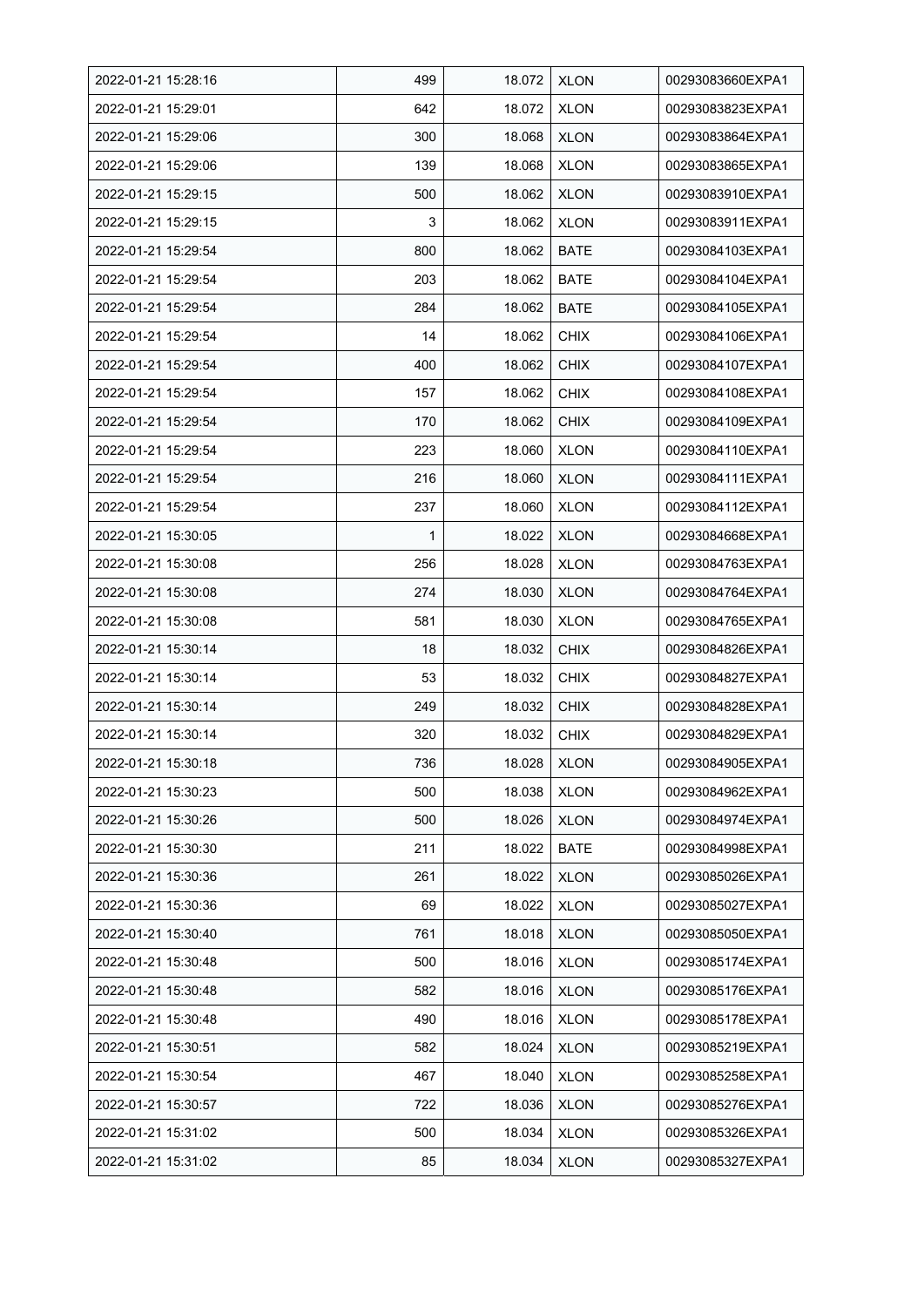| 2022-01-21 15:28:16 | 499 | 18.072 | XLON | 00293083660EXPA1 |
|---|---|---|---|---|
| 2022-01-21 15:29:01 | 642 | 18.072 | XLON | 00293083823EXPA1 |
| 2022-01-21 15:29:06 | 300 | 18.068 | XLON | 00293083864EXPA1 |
| 2022-01-21 15:29:06 | 139 | 18.068 | XLON | 00293083865EXPA1 |
| 2022-01-21 15:29:15 | 500 | 18.062 | XLON | 00293083910EXPA1 |
| 2022-01-21 15:29:15 | 3 | 18.062 | XLON | 00293083911EXPA1 |
| 2022-01-21 15:29:54 | 800 | 18.062 | BATE | 00293084103EXPA1 |
| 2022-01-21 15:29:54 | 203 | 18.062 | BATE | 00293084104EXPA1 |
| 2022-01-21 15:29:54 | 284 | 18.062 | BATE | 00293084105EXPA1 |
| 2022-01-21 15:29:54 | 14 | 18.062 | CHIX | 00293084106EXPA1 |
| 2022-01-21 15:29:54 | 400 | 18.062 | CHIX | 00293084107EXPA1 |
| 2022-01-21 15:29:54 | 157 | 18.062 | CHIX | 00293084108EXPA1 |
| 2022-01-21 15:29:54 | 170 | 18.062 | CHIX | 00293084109EXPA1 |
| 2022-01-21 15:29:54 | 223 | 18.060 | XLON | 00293084110EXPA1 |
| 2022-01-21 15:29:54 | 216 | 18.060 | XLON | 00293084111EXPA1 |
| 2022-01-21 15:29:54 | 237 | 18.060 | XLON | 00293084112EXPA1 |
| 2022-01-21 15:30:05 | 1 | 18.022 | XLON | 00293084668EXPA1 |
| 2022-01-21 15:30:08 | 256 | 18.028 | XLON | 00293084763EXPA1 |
| 2022-01-21 15:30:08 | 274 | 18.030 | XLON | 00293084764EXPA1 |
| 2022-01-21 15:30:08 | 581 | 18.030 | XLON | 00293084765EXPA1 |
| 2022-01-21 15:30:14 | 18 | 18.032 | CHIX | 00293084826EXPA1 |
| 2022-01-21 15:30:14 | 53 | 18.032 | CHIX | 00293084827EXPA1 |
| 2022-01-21 15:30:14 | 249 | 18.032 | CHIX | 00293084828EXPA1 |
| 2022-01-21 15:30:14 | 320 | 18.032 | CHIX | 00293084829EXPA1 |
| 2022-01-21 15:30:18 | 736 | 18.028 | XLON | 00293084905EXPA1 |
| 2022-01-21 15:30:23 | 500 | 18.038 | XLON | 00293084962EXPA1 |
| 2022-01-21 15:30:26 | 500 | 18.026 | XLON | 00293084974EXPA1 |
| 2022-01-21 15:30:30 | 211 | 18.022 | BATE | 00293084998EXPA1 |
| 2022-01-21 15:30:36 | 261 | 18.022 | XLON | 00293085026EXPA1 |
| 2022-01-21 15:30:36 | 69 | 18.022 | XLON | 00293085027EXPA1 |
| 2022-01-21 15:30:40 | 761 | 18.018 | XLON | 00293085050EXPA1 |
| 2022-01-21 15:30:48 | 500 | 18.016 | XLON | 00293085174EXPA1 |
| 2022-01-21 15:30:48 | 582 | 18.016 | XLON | 00293085176EXPA1 |
| 2022-01-21 15:30:48 | 490 | 18.016 | XLON | 00293085178EXPA1 |
| 2022-01-21 15:30:51 | 582 | 18.024 | XLON | 00293085219EXPA1 |
| 2022-01-21 15:30:54 | 467 | 18.040 | XLON | 00293085258EXPA1 |
| 2022-01-21 15:30:57 | 722 | 18.036 | XLON | 00293085276EXPA1 |
| 2022-01-21 15:31:02 | 500 | 18.034 | XLON | 00293085326EXPA1 |
| 2022-01-21 15:31:02 | 85 | 18.034 | XLON | 00293085327EXPA1 |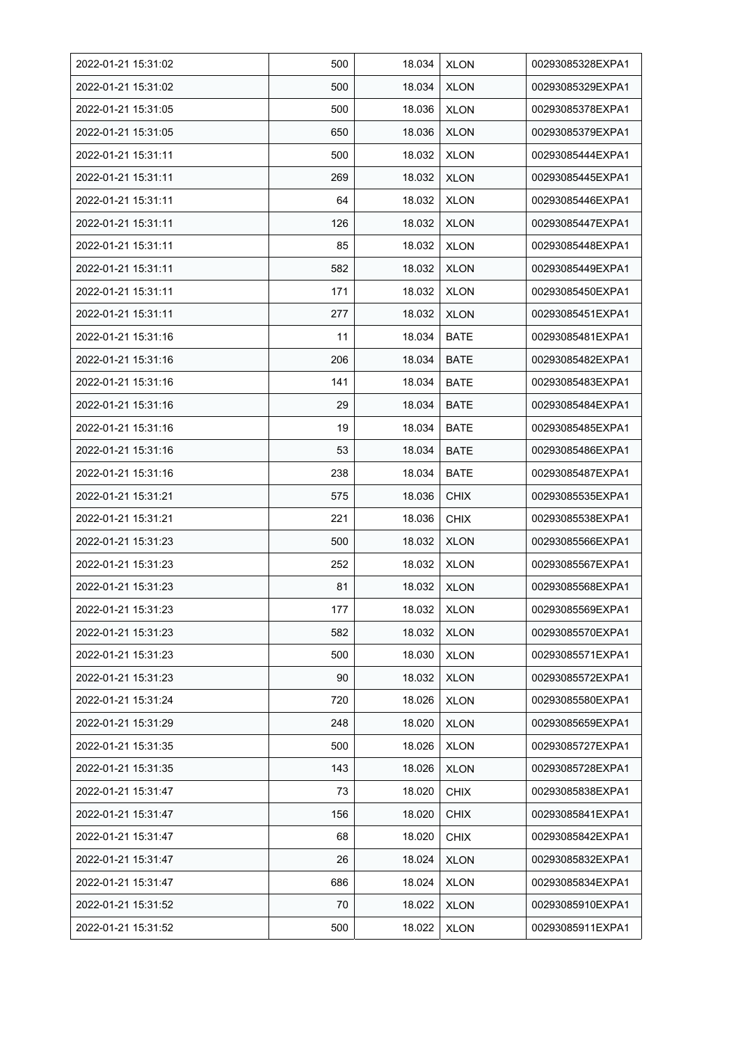| 2022-01-21 15:31:02 | 500 | 18.034 | XLON | 00293085328EXPA1 |
|---|---|---|---|---|
| 2022-01-21 15:31:02 | 500 | 18.034 | XLON | 00293085329EXPA1 |
| 2022-01-21 15:31:05 | 500 | 18.036 | XLON | 00293085378EXPA1 |
| 2022-01-21 15:31:05 | 650 | 18.036 | XLON | 00293085379EXPA1 |
| 2022-01-21 15:31:11 | 500 | 18.032 | XLON | 00293085444EXPA1 |
| 2022-01-21 15:31:11 | 269 | 18.032 | XLON | 00293085445EXPA1 |
| 2022-01-21 15:31:11 | 64 | 18.032 | XLON | 00293085446EXPA1 |
| 2022-01-21 15:31:11 | 126 | 18.032 | XLON | 00293085447EXPA1 |
| 2022-01-21 15:31:11 | 85 | 18.032 | XLON | 00293085448EXPA1 |
| 2022-01-21 15:31:11 | 582 | 18.032 | XLON | 00293085449EXPA1 |
| 2022-01-21 15:31:11 | 171 | 18.032 | XLON | 00293085450EXPA1 |
| 2022-01-21 15:31:11 | 277 | 18.032 | XLON | 00293085451EXPA1 |
| 2022-01-21 15:31:16 | 11 | 18.034 | BATE | 00293085481EXPA1 |
| 2022-01-21 15:31:16 | 206 | 18.034 | BATE | 00293085482EXPA1 |
| 2022-01-21 15:31:16 | 141 | 18.034 | BATE | 00293085483EXPA1 |
| 2022-01-21 15:31:16 | 29 | 18.034 | BATE | 00293085484EXPA1 |
| 2022-01-21 15:31:16 | 19 | 18.034 | BATE | 00293085485EXPA1 |
| 2022-01-21 15:31:16 | 53 | 18.034 | BATE | 00293085486EXPA1 |
| 2022-01-21 15:31:16 | 238 | 18.034 | BATE | 00293085487EXPA1 |
| 2022-01-21 15:31:21 | 575 | 18.036 | CHIX | 00293085535EXPA1 |
| 2022-01-21 15:31:21 | 221 | 18.036 | CHIX | 00293085538EXPA1 |
| 2022-01-21 15:31:23 | 500 | 18.032 | XLON | 00293085566EXPA1 |
| 2022-01-21 15:31:23 | 252 | 18.032 | XLON | 00293085567EXPA1 |
| 2022-01-21 15:31:23 | 81 | 18.032 | XLON | 00293085568EXPA1 |
| 2022-01-21 15:31:23 | 177 | 18.032 | XLON | 00293085569EXPA1 |
| 2022-01-21 15:31:23 | 582 | 18.032 | XLON | 00293085570EXPA1 |
| 2022-01-21 15:31:23 | 500 | 18.030 | XLON | 00293085571EXPA1 |
| 2022-01-21 15:31:23 | 90 | 18.032 | XLON | 00293085572EXPA1 |
| 2022-01-21 15:31:24 | 720 | 18.026 | XLON | 00293085580EXPA1 |
| 2022-01-21 15:31:29 | 248 | 18.020 | XLON | 00293085659EXPA1 |
| 2022-01-21 15:31:35 | 500 | 18.026 | XLON | 00293085727EXPA1 |
| 2022-01-21 15:31:35 | 143 | 18.026 | XLON | 00293085728EXPA1 |
| 2022-01-21 15:31:47 | 73 | 18.020 | CHIX | 00293085838EXPA1 |
| 2022-01-21 15:31:47 | 156 | 18.020 | CHIX | 00293085841EXPA1 |
| 2022-01-21 15:31:47 | 68 | 18.020 | CHIX | 00293085842EXPA1 |
| 2022-01-21 15:31:47 | 26 | 18.024 | XLON | 00293085832EXPA1 |
| 2022-01-21 15:31:47 | 686 | 18.024 | XLON | 00293085834EXPA1 |
| 2022-01-21 15:31:52 | 70 | 18.022 | XLON | 00293085910EXPA1 |
| 2022-01-21 15:31:52 | 500 | 18.022 | XLON | 00293085911EXPA1 |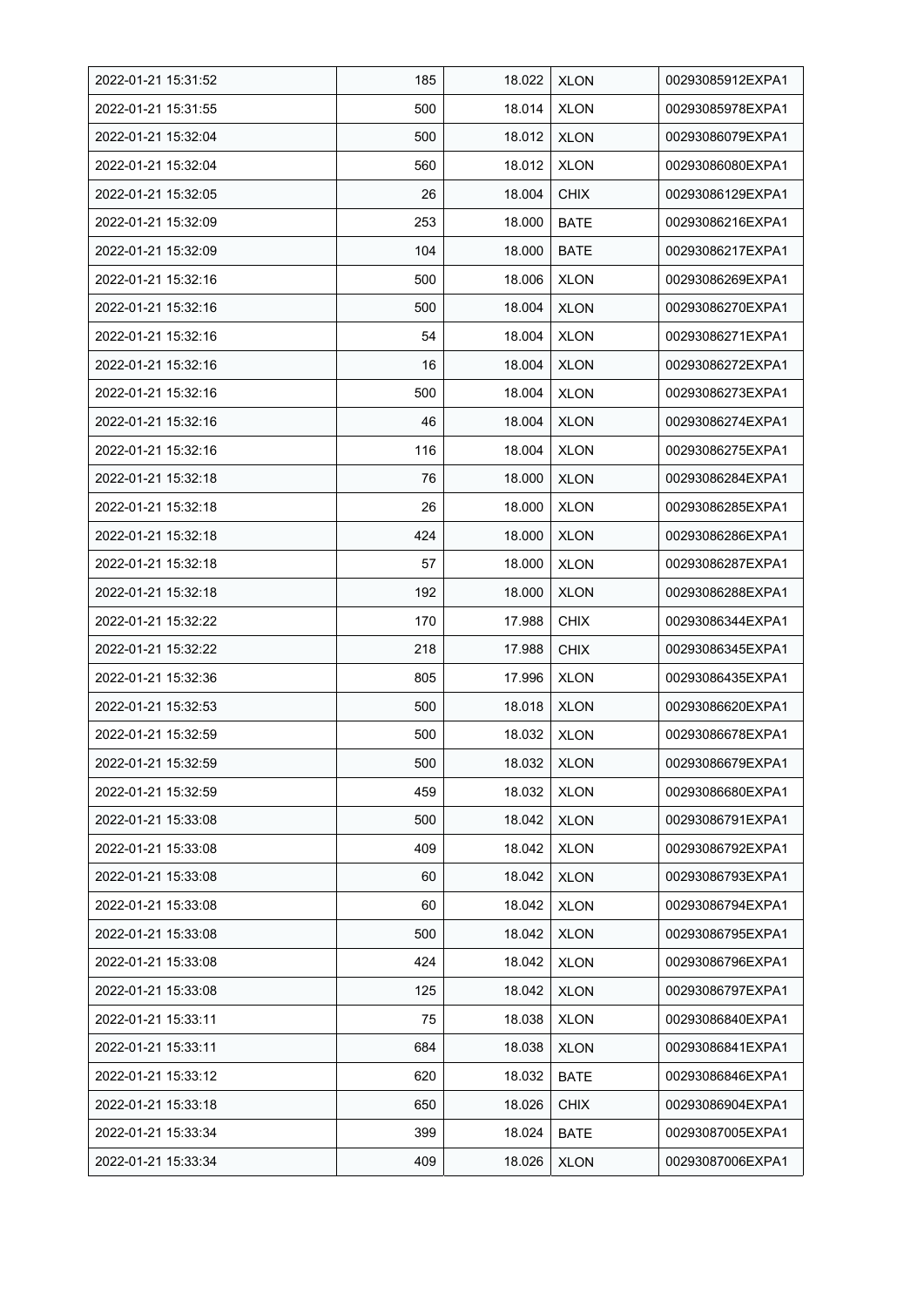| 2022-01-21 15:31:52 | 185 | 18.022 | XLON | 00293085912EXPA1 |
|---|---|---|---|---|
| 2022-01-21 15:31:55 | 500 | 18.014 | XLON | 00293085978EXPA1 |
| 2022-01-21 15:32:04 | 500 | 18.012 | XLON | 00293086079EXPA1 |
| 2022-01-21 15:32:04 | 560 | 18.012 | XLON | 00293086080EXPA1 |
| 2022-01-21 15:32:05 | 26 | 18.004 | CHIX | 00293086129EXPA1 |
| 2022-01-21 15:32:09 | 253 | 18.000 | BATE | 00293086216EXPA1 |
| 2022-01-21 15:32:09 | 104 | 18.000 | BATE | 00293086217EXPA1 |
| 2022-01-21 15:32:16 | 500 | 18.006 | XLON | 00293086269EXPA1 |
| 2022-01-21 15:32:16 | 500 | 18.004 | XLON | 00293086270EXPA1 |
| 2022-01-21 15:32:16 | 54 | 18.004 | XLON | 00293086271EXPA1 |
| 2022-01-21 15:32:16 | 16 | 18.004 | XLON | 00293086272EXPA1 |
| 2022-01-21 15:32:16 | 500 | 18.004 | XLON | 00293086273EXPA1 |
| 2022-01-21 15:32:16 | 46 | 18.004 | XLON | 00293086274EXPA1 |
| 2022-01-21 15:32:16 | 116 | 18.004 | XLON | 00293086275EXPA1 |
| 2022-01-21 15:32:18 | 76 | 18.000 | XLON | 00293086284EXPA1 |
| 2022-01-21 15:32:18 | 26 | 18.000 | XLON | 00293086285EXPA1 |
| 2022-01-21 15:32:18 | 424 | 18.000 | XLON | 00293086286EXPA1 |
| 2022-01-21 15:32:18 | 57 | 18.000 | XLON | 00293086287EXPA1 |
| 2022-01-21 15:32:18 | 192 | 18.000 | XLON | 00293086288EXPA1 |
| 2022-01-21 15:32:22 | 170 | 17.988 | CHIX | 00293086344EXPA1 |
| 2022-01-21 15:32:22 | 218 | 17.988 | CHIX | 00293086345EXPA1 |
| 2022-01-21 15:32:36 | 805 | 17.996 | XLON | 00293086435EXPA1 |
| 2022-01-21 15:32:53 | 500 | 18.018 | XLON | 00293086620EXPA1 |
| 2022-01-21 15:32:59 | 500 | 18.032 | XLON | 00293086678EXPA1 |
| 2022-01-21 15:32:59 | 500 | 18.032 | XLON | 00293086679EXPA1 |
| 2022-01-21 15:32:59 | 459 | 18.032 | XLON | 00293086680EXPA1 |
| 2022-01-21 15:33:08 | 500 | 18.042 | XLON | 00293086791EXPA1 |
| 2022-01-21 15:33:08 | 409 | 18.042 | XLON | 00293086792EXPA1 |
| 2022-01-21 15:33:08 | 60 | 18.042 | XLON | 00293086793EXPA1 |
| 2022-01-21 15:33:08 | 60 | 18.042 | XLON | 00293086794EXPA1 |
| 2022-01-21 15:33:08 | 500 | 18.042 | XLON | 00293086795EXPA1 |
| 2022-01-21 15:33:08 | 424 | 18.042 | XLON | 00293086796EXPA1 |
| 2022-01-21 15:33:08 | 125 | 18.042 | XLON | 00293086797EXPA1 |
| 2022-01-21 15:33:11 | 75 | 18.038 | XLON | 00293086840EXPA1 |
| 2022-01-21 15:33:11 | 684 | 18.038 | XLON | 00293086841EXPA1 |
| 2022-01-21 15:33:12 | 620 | 18.032 | BATE | 00293086846EXPA1 |
| 2022-01-21 15:33:18 | 650 | 18.026 | CHIX | 00293086904EXPA1 |
| 2022-01-21 15:33:34 | 399 | 18.024 | BATE | 00293087005EXPA1 |
| 2022-01-21 15:33:34 | 409 | 18.026 | XLON | 00293087006EXPA1 |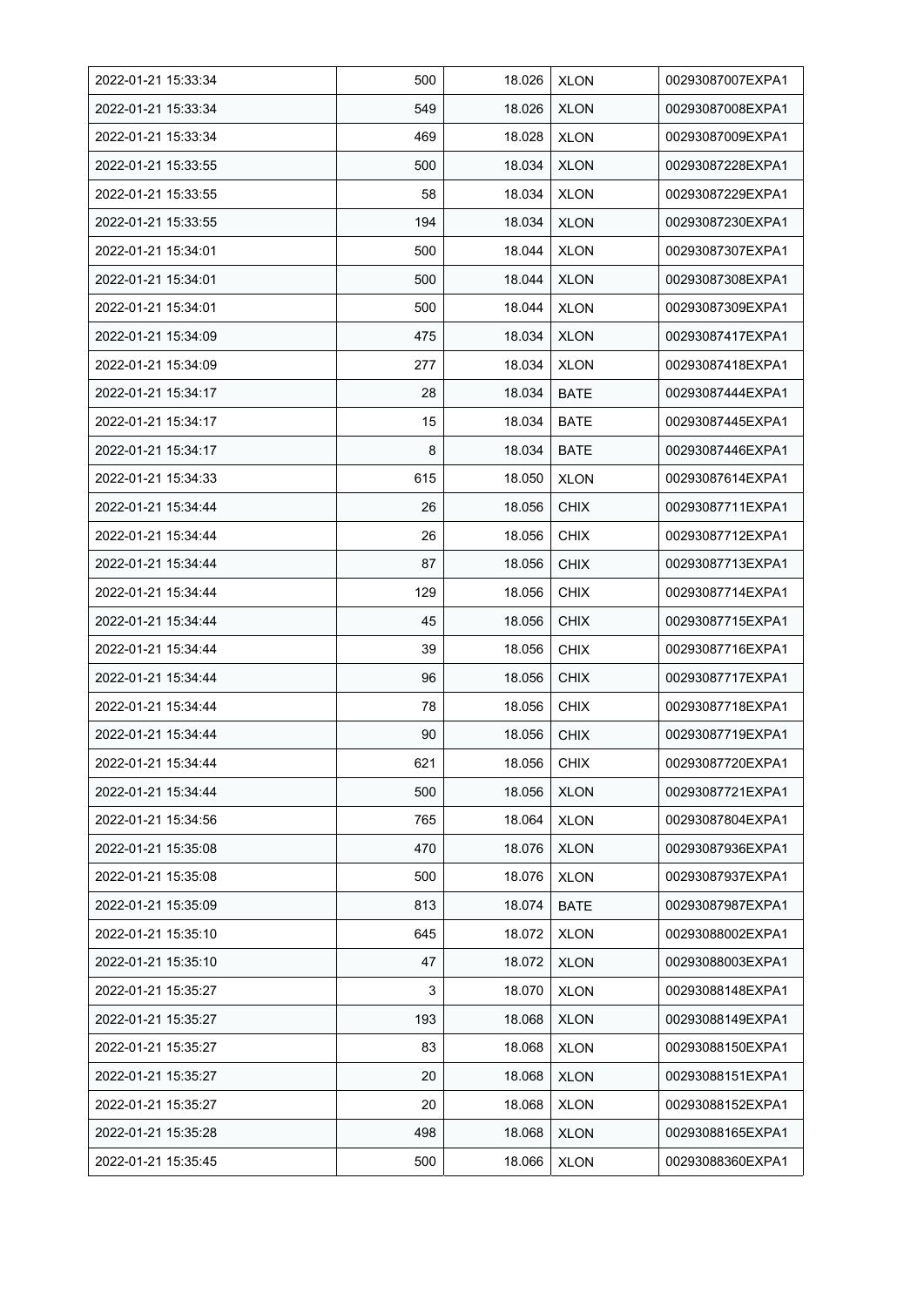| 2022-01-21 15:33:34 | 500 | 18.026 | XLON | 00293087007EXPA1 |
|---|---|---|---|---|
| 2022-01-21 15:33:34 | 549 | 18.026 | XLON | 00293087008EXPA1 |
| 2022-01-21 15:33:34 | 469 | 18.028 | XLON | 00293087009EXPA1 |
| 2022-01-21 15:33:55 | 500 | 18.034 | XLON | 00293087228EXPA1 |
| 2022-01-21 15:33:55 | 58 | 18.034 | XLON | 00293087229EXPA1 |
| 2022-01-21 15:33:55 | 194 | 18.034 | XLON | 00293087230EXPA1 |
| 2022-01-21 15:34:01 | 500 | 18.044 | XLON | 00293087307EXPA1 |
| 2022-01-21 15:34:01 | 500 | 18.044 | XLON | 00293087308EXPA1 |
| 2022-01-21 15:34:01 | 500 | 18.044 | XLON | 00293087309EXPA1 |
| 2022-01-21 15:34:09 | 475 | 18.034 | XLON | 00293087417EXPA1 |
| 2022-01-21 15:34:09 | 277 | 18.034 | XLON | 00293087418EXPA1 |
| 2022-01-21 15:34:17 | 28 | 18.034 | BATE | 00293087444EXPA1 |
| 2022-01-21 15:34:17 | 15 | 18.034 | BATE | 00293087445EXPA1 |
| 2022-01-21 15:34:17 | 8 | 18.034 | BATE | 00293087446EXPA1 |
| 2022-01-21 15:34:33 | 615 | 18.050 | XLON | 00293087614EXPA1 |
| 2022-01-21 15:34:44 | 26 | 18.056 | CHIX | 00293087711EXPA1 |
| 2022-01-21 15:34:44 | 26 | 18.056 | CHIX | 00293087712EXPA1 |
| 2022-01-21 15:34:44 | 87 | 18.056 | CHIX | 00293087713EXPA1 |
| 2022-01-21 15:34:44 | 129 | 18.056 | CHIX | 00293087714EXPA1 |
| 2022-01-21 15:34:44 | 45 | 18.056 | CHIX | 00293087715EXPA1 |
| 2022-01-21 15:34:44 | 39 | 18.056 | CHIX | 00293087716EXPA1 |
| 2022-01-21 15:34:44 | 96 | 18.056 | CHIX | 00293087717EXPA1 |
| 2022-01-21 15:34:44 | 78 | 18.056 | CHIX | 00293087718EXPA1 |
| 2022-01-21 15:34:44 | 90 | 18.056 | CHIX | 00293087719EXPA1 |
| 2022-01-21 15:34:44 | 621 | 18.056 | CHIX | 00293087720EXPA1 |
| 2022-01-21 15:34:44 | 500 | 18.056 | XLON | 00293087721EXPA1 |
| 2022-01-21 15:34:56 | 765 | 18.064 | XLON | 00293087804EXPA1 |
| 2022-01-21 15:35:08 | 470 | 18.076 | XLON | 00293087936EXPA1 |
| 2022-01-21 15:35:08 | 500 | 18.076 | XLON | 00293087937EXPA1 |
| 2022-01-21 15:35:09 | 813 | 18.074 | BATE | 00293087987EXPA1 |
| 2022-01-21 15:35:10 | 645 | 18.072 | XLON | 00293088002EXPA1 |
| 2022-01-21 15:35:10 | 47 | 18.072 | XLON | 00293088003EXPA1 |
| 2022-01-21 15:35:27 | 3 | 18.070 | XLON | 00293088148EXPA1 |
| 2022-01-21 15:35:27 | 193 | 18.068 | XLON | 00293088149EXPA1 |
| 2022-01-21 15:35:27 | 83 | 18.068 | XLON | 00293088150EXPA1 |
| 2022-01-21 15:35:27 | 20 | 18.068 | XLON | 00293088151EXPA1 |
| 2022-01-21 15:35:27 | 20 | 18.068 | XLON | 00293088152EXPA1 |
| 2022-01-21 15:35:28 | 498 | 18.068 | XLON | 00293088165EXPA1 |
| 2022-01-21 15:35:45 | 500 | 18.066 | XLON | 00293088360EXPA1 |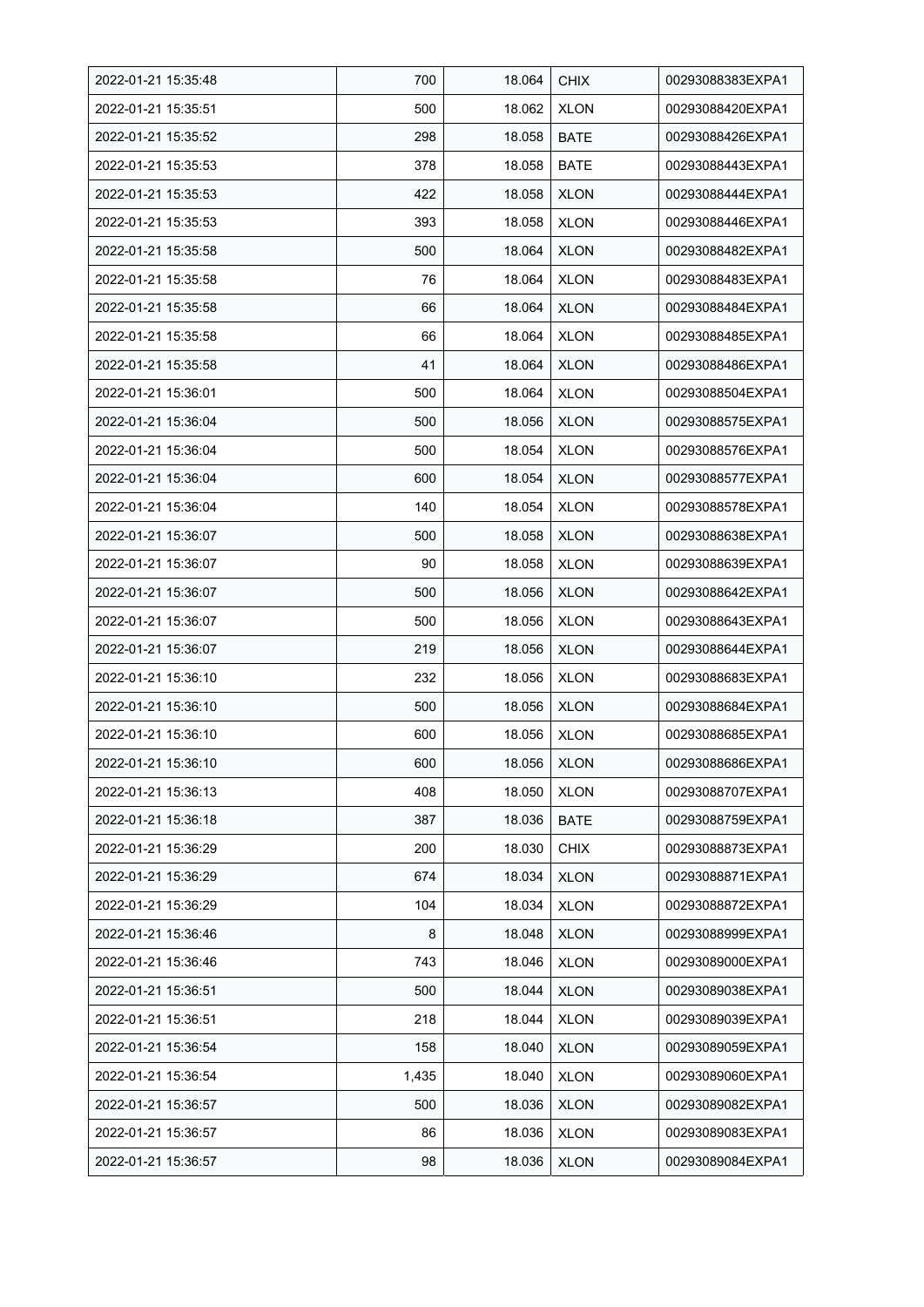| 2022-01-21 15:35:48 | 700 | 18.064 | CHIX | 00293088383EXPA1 |
|---|---|---|---|---|
| 2022-01-21 15:35:51 | 500 | 18.062 | XLON | 00293088420EXPA1 |
| 2022-01-21 15:35:52 | 298 | 18.058 | BATE | 00293088426EXPA1 |
| 2022-01-21 15:35:53 | 378 | 18.058 | BATE | 00293088443EXPA1 |
| 2022-01-21 15:35:53 | 422 | 18.058 | XLON | 00293088444EXPA1 |
| 2022-01-21 15:35:53 | 393 | 18.058 | XLON | 00293088446EXPA1 |
| 2022-01-21 15:35:58 | 500 | 18.064 | XLON | 00293088482EXPA1 |
| 2022-01-21 15:35:58 | 76 | 18.064 | XLON | 00293088483EXPA1 |
| 2022-01-21 15:35:58 | 66 | 18.064 | XLON | 00293088484EXPA1 |
| 2022-01-21 15:35:58 | 66 | 18.064 | XLON | 00293088485EXPA1 |
| 2022-01-21 15:35:58 | 41 | 18.064 | XLON | 00293088486EXPA1 |
| 2022-01-21 15:36:01 | 500 | 18.064 | XLON | 00293088504EXPA1 |
| 2022-01-21 15:36:04 | 500 | 18.056 | XLON | 00293088575EXPA1 |
| 2022-01-21 15:36:04 | 500 | 18.054 | XLON | 00293088576EXPA1 |
| 2022-01-21 15:36:04 | 600 | 18.054 | XLON | 00293088577EXPA1 |
| 2022-01-21 15:36:04 | 140 | 18.054 | XLON | 00293088578EXPA1 |
| 2022-01-21 15:36:07 | 500 | 18.058 | XLON | 00293088638EXPA1 |
| 2022-01-21 15:36:07 | 90 | 18.058 | XLON | 00293088639EXPA1 |
| 2022-01-21 15:36:07 | 500 | 18.056 | XLON | 00293088642EXPA1 |
| 2022-01-21 15:36:07 | 500 | 18.056 | XLON | 00293088643EXPA1 |
| 2022-01-21 15:36:07 | 219 | 18.056 | XLON | 00293088644EXPA1 |
| 2022-01-21 15:36:10 | 232 | 18.056 | XLON | 00293088683EXPA1 |
| 2022-01-21 15:36:10 | 500 | 18.056 | XLON | 00293088684EXPA1 |
| 2022-01-21 15:36:10 | 600 | 18.056 | XLON | 00293088685EXPA1 |
| 2022-01-21 15:36:10 | 600 | 18.056 | XLON | 00293088686EXPA1 |
| 2022-01-21 15:36:13 | 408 | 18.050 | XLON | 00293088707EXPA1 |
| 2022-01-21 15:36:18 | 387 | 18.036 | BATE | 00293088759EXPA1 |
| 2022-01-21 15:36:29 | 200 | 18.030 | CHIX | 00293088873EXPA1 |
| 2022-01-21 15:36:29 | 674 | 18.034 | XLON | 00293088871EXPA1 |
| 2022-01-21 15:36:29 | 104 | 18.034 | XLON | 00293088872EXPA1 |
| 2022-01-21 15:36:46 | 8 | 18.048 | XLON | 00293088999EXPA1 |
| 2022-01-21 15:36:46 | 743 | 18.046 | XLON | 00293089000EXPA1 |
| 2022-01-21 15:36:51 | 500 | 18.044 | XLON | 00293089038EXPA1 |
| 2022-01-21 15:36:51 | 218 | 18.044 | XLON | 00293089039EXPA1 |
| 2022-01-21 15:36:54 | 158 | 18.040 | XLON | 00293089059EXPA1 |
| 2022-01-21 15:36:54 | 1,435 | 18.040 | XLON | 00293089060EXPA1 |
| 2022-01-21 15:36:57 | 500 | 18.036 | XLON | 00293089082EXPA1 |
| 2022-01-21 15:36:57 | 86 | 18.036 | XLON | 00293089083EXPA1 |
| 2022-01-21 15:36:57 | 98 | 18.036 | XLON | 00293089084EXPA1 |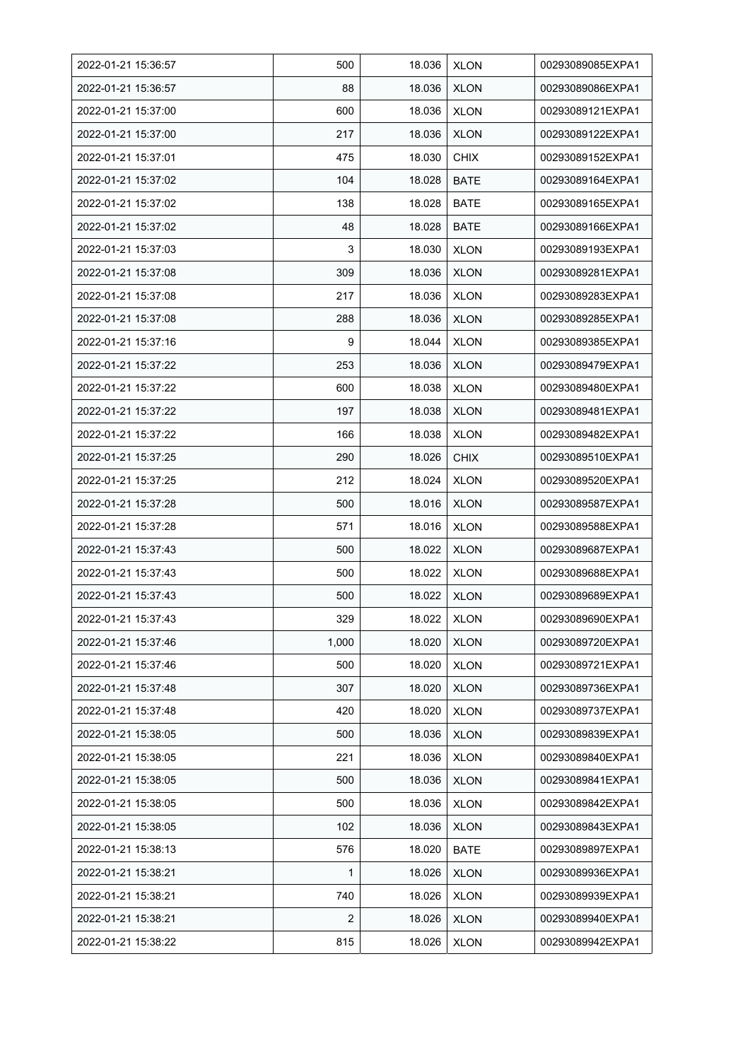| 2022-01-21 15:36:57 | 500 | 18.036 | XLON | 00293089085EXPA1 |
|---|---|---|---|---|
| 2022-01-21 15:36:57 | 88 | 18.036 | XLON | 00293089086EXPA1 |
| 2022-01-21 15:37:00 | 600 | 18.036 | XLON | 00293089121EXPA1 |
| 2022-01-21 15:37:00 | 217 | 18.036 | XLON | 00293089122EXPA1 |
| 2022-01-21 15:37:01 | 475 | 18.030 | CHIX | 00293089152EXPA1 |
| 2022-01-21 15:37:02 | 104 | 18.028 | BATE | 00293089164EXPA1 |
| 2022-01-21 15:37:02 | 138 | 18.028 | BATE | 00293089165EXPA1 |
| 2022-01-21 15:37:02 | 48 | 18.028 | BATE | 00293089166EXPA1 |
| 2022-01-21 15:37:03 | 3 | 18.030 | XLON | 00293089193EXPA1 |
| 2022-01-21 15:37:08 | 309 | 18.036 | XLON | 00293089281EXPA1 |
| 2022-01-21 15:37:08 | 217 | 18.036 | XLON | 00293089283EXPA1 |
| 2022-01-21 15:37:08 | 288 | 18.036 | XLON | 00293089285EXPA1 |
| 2022-01-21 15:37:16 | 9 | 18.044 | XLON | 00293089385EXPA1 |
| 2022-01-21 15:37:22 | 253 | 18.036 | XLON | 00293089479EXPA1 |
| 2022-01-21 15:37:22 | 600 | 18.038 | XLON | 00293089480EXPA1 |
| 2022-01-21 15:37:22 | 197 | 18.038 | XLON | 00293089481EXPA1 |
| 2022-01-21 15:37:22 | 166 | 18.038 | XLON | 00293089482EXPA1 |
| 2022-01-21 15:37:25 | 290 | 18.026 | CHIX | 00293089510EXPA1 |
| 2022-01-21 15:37:25 | 212 | 18.024 | XLON | 00293089520EXPA1 |
| 2022-01-21 15:37:28 | 500 | 18.016 | XLON | 00293089587EXPA1 |
| 2022-01-21 15:37:28 | 571 | 18.016 | XLON | 00293089588EXPA1 |
| 2022-01-21 15:37:43 | 500 | 18.022 | XLON | 00293089687EXPA1 |
| 2022-01-21 15:37:43 | 500 | 18.022 | XLON | 00293089688EXPA1 |
| 2022-01-21 15:37:43 | 500 | 18.022 | XLON | 00293089689EXPA1 |
| 2022-01-21 15:37:43 | 329 | 18.022 | XLON | 00293089690EXPA1 |
| 2022-01-21 15:37:46 | 1,000 | 18.020 | XLON | 00293089720EXPA1 |
| 2022-01-21 15:37:46 | 500 | 18.020 | XLON | 00293089721EXPA1 |
| 2022-01-21 15:37:48 | 307 | 18.020 | XLON | 00293089736EXPA1 |
| 2022-01-21 15:37:48 | 420 | 18.020 | XLON | 00293089737EXPA1 |
| 2022-01-21 15:38:05 | 500 | 18.036 | XLON | 00293089839EXPA1 |
| 2022-01-21 15:38:05 | 221 | 18.036 | XLON | 00293089840EXPA1 |
| 2022-01-21 15:38:05 | 500 | 18.036 | XLON | 00293089841EXPA1 |
| 2022-01-21 15:38:05 | 500 | 18.036 | XLON | 00293089842EXPA1 |
| 2022-01-21 15:38:05 | 102 | 18.036 | XLON | 00293089843EXPA1 |
| 2022-01-21 15:38:13 | 576 | 18.020 | BATE | 00293089897EXPA1 |
| 2022-01-21 15:38:21 | 1 | 18.026 | XLON | 00293089936EXPA1 |
| 2022-01-21 15:38:21 | 740 | 18.026 | XLON | 00293089939EXPA1 |
| 2022-01-21 15:38:21 | 2 | 18.026 | XLON | 00293089940EXPA1 |
| 2022-01-21 15:38:22 | 815 | 18.026 | XLON | 00293089942EXPA1 |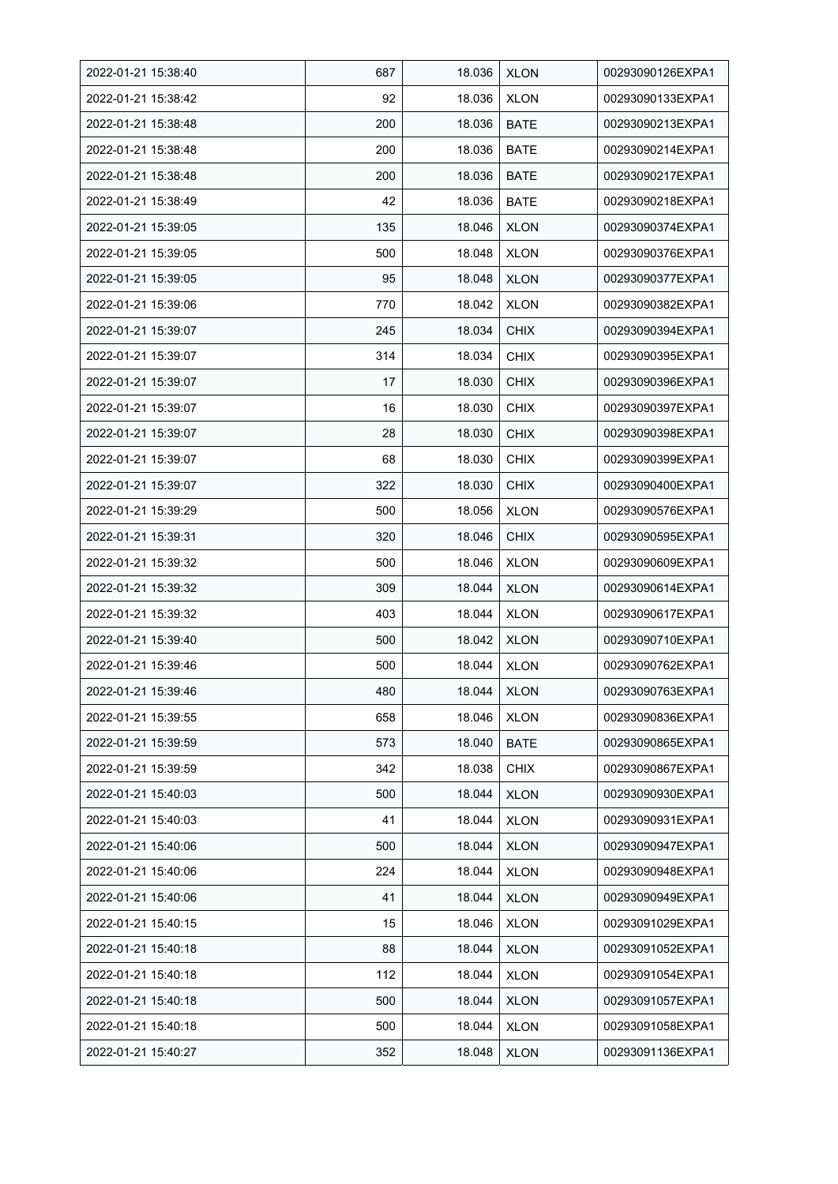| 2022-01-21 15:38:40 | 687 | 18.036 | XLON | 00293090126EXPA1 |
|---|---|---|---|---|
| 2022-01-21 15:38:42 | 92 | 18.036 | XLON | 00293090133EXPA1 |
| 2022-01-21 15:38:48 | 200 | 18.036 | BATE | 00293090213EXPA1 |
| 2022-01-21 15:38:48 | 200 | 18.036 | BATE | 00293090214EXPA1 |
| 2022-01-21 15:38:48 | 200 | 18.036 | BATE | 00293090217EXPA1 |
| 2022-01-21 15:38:49 | 42 | 18.036 | BATE | 00293090218EXPA1 |
| 2022-01-21 15:39:05 | 135 | 18.046 | XLON | 00293090374EXPA1 |
| 2022-01-21 15:39:05 | 500 | 18.048 | XLON | 00293090376EXPA1 |
| 2022-01-21 15:39:05 | 95 | 18.048 | XLON | 00293090377EXPA1 |
| 2022-01-21 15:39:06 | 770 | 18.042 | XLON | 00293090382EXPA1 |
| 2022-01-21 15:39:07 | 245 | 18.034 | CHIX | 00293090394EXPA1 |
| 2022-01-21 15:39:07 | 314 | 18.034 | CHIX | 00293090395EXPA1 |
| 2022-01-21 15:39:07 | 17 | 18.030 | CHIX | 00293090396EXPA1 |
| 2022-01-21 15:39:07 | 16 | 18.030 | CHIX | 00293090397EXPA1 |
| 2022-01-21 15:39:07 | 28 | 18.030 | CHIX | 00293090398EXPA1 |
| 2022-01-21 15:39:07 | 68 | 18.030 | CHIX | 00293090399EXPA1 |
| 2022-01-21 15:39:07 | 322 | 18.030 | CHIX | 00293090400EXPA1 |
| 2022-01-21 15:39:29 | 500 | 18.056 | XLON | 00293090576EXPA1 |
| 2022-01-21 15:39:31 | 320 | 18.046 | CHIX | 00293090595EXPA1 |
| 2022-01-21 15:39:32 | 500 | 18.046 | XLON | 00293090609EXPA1 |
| 2022-01-21 15:39:32 | 309 | 18.044 | XLON | 00293090614EXPA1 |
| 2022-01-21 15:39:32 | 403 | 18.044 | XLON | 00293090617EXPA1 |
| 2022-01-21 15:39:40 | 500 | 18.042 | XLON | 00293090710EXPA1 |
| 2022-01-21 15:39:46 | 500 | 18.044 | XLON | 00293090762EXPA1 |
| 2022-01-21 15:39:46 | 480 | 18.044 | XLON | 00293090763EXPA1 |
| 2022-01-21 15:39:55 | 658 | 18.046 | XLON | 00293090836EXPA1 |
| 2022-01-21 15:39:59 | 573 | 18.040 | BATE | 00293090865EXPA1 |
| 2022-01-21 15:39:59 | 342 | 18.038 | CHIX | 00293090867EXPA1 |
| 2022-01-21 15:40:03 | 500 | 18.044 | XLON | 00293090930EXPA1 |
| 2022-01-21 15:40:03 | 41 | 18.044 | XLON | 00293090931EXPA1 |
| 2022-01-21 15:40:06 | 500 | 18.044 | XLON | 00293090947EXPA1 |
| 2022-01-21 15:40:06 | 224 | 18.044 | XLON | 00293090948EXPA1 |
| 2022-01-21 15:40:06 | 41 | 18.044 | XLON | 00293090949EXPA1 |
| 2022-01-21 15:40:15 | 15 | 18.046 | XLON | 00293091029EXPA1 |
| 2022-01-21 15:40:18 | 88 | 18.044 | XLON | 00293091052EXPA1 |
| 2022-01-21 15:40:18 | 112 | 18.044 | XLON | 00293091054EXPA1 |
| 2022-01-21 15:40:18 | 500 | 18.044 | XLON | 00293091057EXPA1 |
| 2022-01-21 15:40:18 | 500 | 18.044 | XLON | 00293091058EXPA1 |
| 2022-01-21 15:40:27 | 352 | 18.048 | XLON | 00293091136EXPA1 |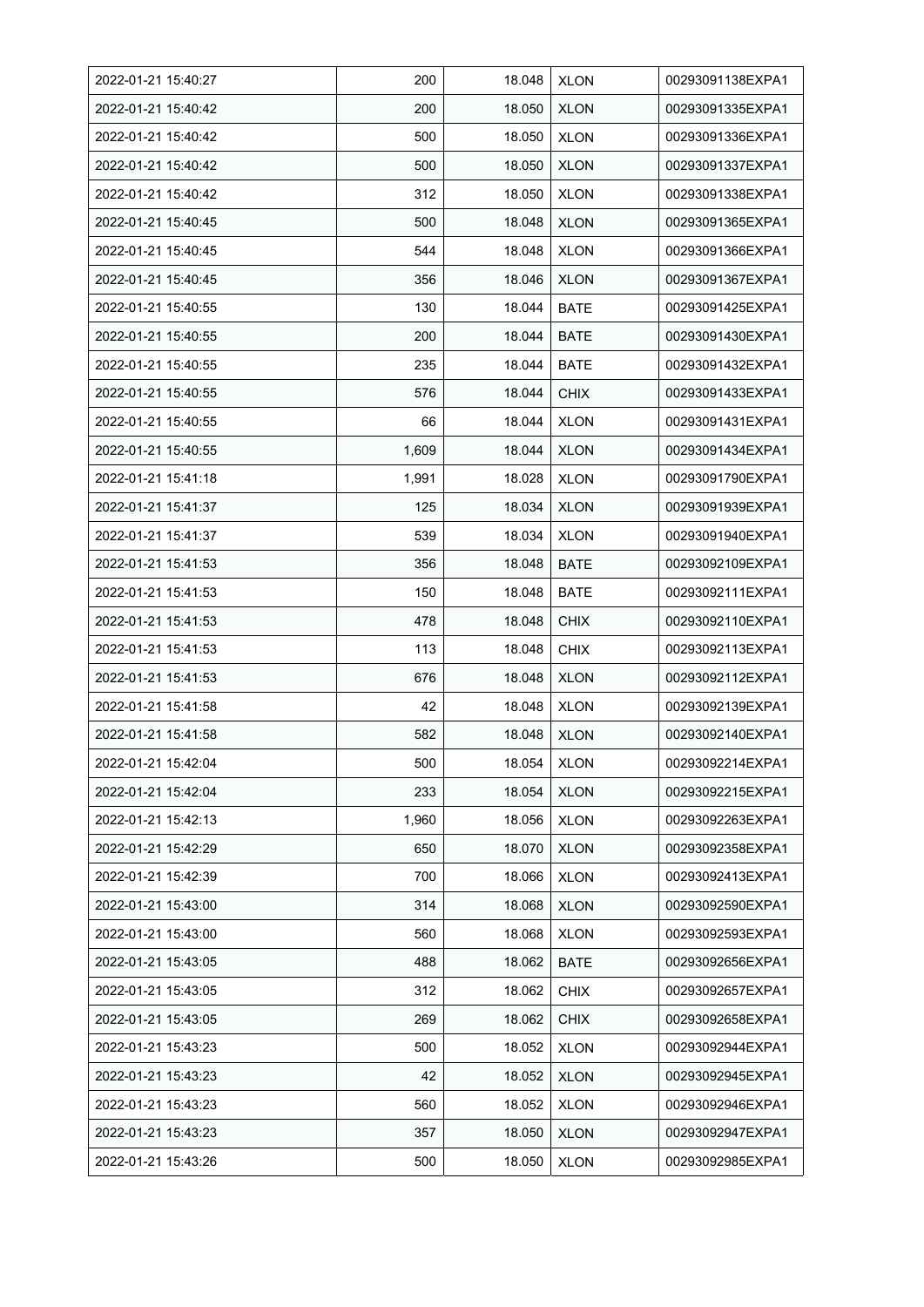| 2022-01-21 15:40:27 | 200 | 18.048 | XLON | 00293091138EXPA1 |
|---|---|---|---|---|
| 2022-01-21 15:40:42 | 200 | 18.050 | XLON | 00293091335EXPA1 |
| 2022-01-21 15:40:42 | 500 | 18.050 | XLON | 00293091336EXPA1 |
| 2022-01-21 15:40:42 | 500 | 18.050 | XLON | 00293091337EXPA1 |
| 2022-01-21 15:40:42 | 312 | 18.050 | XLON | 00293091338EXPA1 |
| 2022-01-21 15:40:45 | 500 | 18.048 | XLON | 00293091365EXPA1 |
| 2022-01-21 15:40:45 | 544 | 18.048 | XLON | 00293091366EXPA1 |
| 2022-01-21 15:40:45 | 356 | 18.046 | XLON | 00293091367EXPA1 |
| 2022-01-21 15:40:55 | 130 | 18.044 | BATE | 00293091425EXPA1 |
| 2022-01-21 15:40:55 | 200 | 18.044 | BATE | 00293091430EXPA1 |
| 2022-01-21 15:40:55 | 235 | 18.044 | BATE | 00293091432EXPA1 |
| 2022-01-21 15:40:55 | 576 | 18.044 | CHIX | 00293091433EXPA1 |
| 2022-01-21 15:40:55 | 66 | 18.044 | XLON | 00293091431EXPA1 |
| 2022-01-21 15:40:55 | 1,609 | 18.044 | XLON | 00293091434EXPA1 |
| 2022-01-21 15:41:18 | 1,991 | 18.028 | XLON | 00293091790EXPA1 |
| 2022-01-21 15:41:37 | 125 | 18.034 | XLON | 00293091939EXPA1 |
| 2022-01-21 15:41:37 | 539 | 18.034 | XLON | 00293091940EXPA1 |
| 2022-01-21 15:41:53 | 356 | 18.048 | BATE | 00293092109EXPA1 |
| 2022-01-21 15:41:53 | 150 | 18.048 | BATE | 00293092111EXPA1 |
| 2022-01-21 15:41:53 | 478 | 18.048 | CHIX | 00293092110EXPA1 |
| 2022-01-21 15:41:53 | 113 | 18.048 | CHIX | 00293092113EXPA1 |
| 2022-01-21 15:41:53 | 676 | 18.048 | XLON | 00293092112EXPA1 |
| 2022-01-21 15:41:58 | 42 | 18.048 | XLON | 00293092139EXPA1 |
| 2022-01-21 15:41:58 | 582 | 18.048 | XLON | 00293092140EXPA1 |
| 2022-01-21 15:42:04 | 500 | 18.054 | XLON | 00293092214EXPA1 |
| 2022-01-21 15:42:04 | 233 | 18.054 | XLON | 00293092215EXPA1 |
| 2022-01-21 15:42:13 | 1,960 | 18.056 | XLON | 00293092263EXPA1 |
| 2022-01-21 15:42:29 | 650 | 18.070 | XLON | 00293092358EXPA1 |
| 2022-01-21 15:42:39 | 700 | 18.066 | XLON | 00293092413EXPA1 |
| 2022-01-21 15:43:00 | 314 | 18.068 | XLON | 00293092590EXPA1 |
| 2022-01-21 15:43:00 | 560 | 18.068 | XLON | 00293092593EXPA1 |
| 2022-01-21 15:43:05 | 488 | 18.062 | BATE | 00293092656EXPA1 |
| 2022-01-21 15:43:05 | 312 | 18.062 | CHIX | 00293092657EXPA1 |
| 2022-01-21 15:43:05 | 269 | 18.062 | CHIX | 00293092658EXPA1 |
| 2022-01-21 15:43:23 | 500 | 18.052 | XLON | 00293092944EXPA1 |
| 2022-01-21 15:43:23 | 42 | 18.052 | XLON | 00293092945EXPA1 |
| 2022-01-21 15:43:23 | 560 | 18.052 | XLON | 00293092946EXPA1 |
| 2022-01-21 15:43:23 | 357 | 18.050 | XLON | 00293092947EXPA1 |
| 2022-01-21 15:43:26 | 500 | 18.050 | XLON | 00293092985EXPA1 |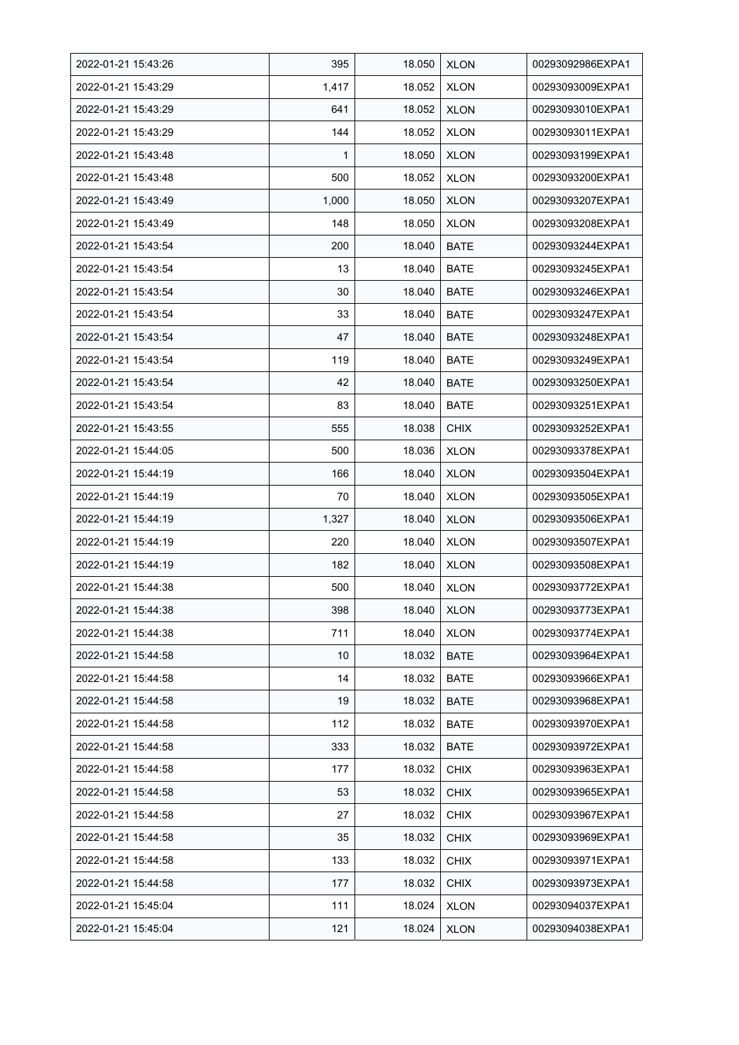| | | | | |
|---|---|---|---|---|
| 2022-01-21 15:43:26 | 395 | 18.050 | XLON | 00293092986EXPA1 |
| 2022-01-21 15:43:29 | 1,417 | 18.052 | XLON | 00293093009EXPA1 |
| 2022-01-21 15:43:29 | 641 | 18.052 | XLON | 00293093010EXPA1 |
| 2022-01-21 15:43:29 | 144 | 18.052 | XLON | 00293093011EXPA1 |
| 2022-01-21 15:43:48 | 1 | 18.050 | XLON | 00293093199EXPA1 |
| 2022-01-21 15:43:48 | 500 | 18.052 | XLON | 00293093200EXPA1 |
| 2022-01-21 15:43:49 | 1,000 | 18.050 | XLON | 00293093207EXPA1 |
| 2022-01-21 15:43:49 | 148 | 18.050 | XLON | 00293093208EXPA1 |
| 2022-01-21 15:43:54 | 200 | 18.040 | BATE | 00293093244EXPA1 |
| 2022-01-21 15:43:54 | 13 | 18.040 | BATE | 00293093245EXPA1 |
| 2022-01-21 15:43:54 | 30 | 18.040 | BATE | 00293093246EXPA1 |
| 2022-01-21 15:43:54 | 33 | 18.040 | BATE | 00293093247EXPA1 |
| 2022-01-21 15:43:54 | 47 | 18.040 | BATE | 00293093248EXPA1 |
| 2022-01-21 15:43:54 | 119 | 18.040 | BATE | 00293093249EXPA1 |
| 2022-01-21 15:43:54 | 42 | 18.040 | BATE | 00293093250EXPA1 |
| 2022-01-21 15:43:54 | 83 | 18.040 | BATE | 00293093251EXPA1 |
| 2022-01-21 15:43:55 | 555 | 18.038 | CHIX | 00293093252EXPA1 |
| 2022-01-21 15:44:05 | 500 | 18.036 | XLON | 00293093378EXPA1 |
| 2022-01-21 15:44:19 | 166 | 18.040 | XLON | 00293093504EXPA1 |
| 2022-01-21 15:44:19 | 70 | 18.040 | XLON | 00293093505EXPA1 |
| 2022-01-21 15:44:19 | 1,327 | 18.040 | XLON | 00293093506EXPA1 |
| 2022-01-21 15:44:19 | 220 | 18.040 | XLON | 00293093507EXPA1 |
| 2022-01-21 15:44:19 | 182 | 18.040 | XLON | 00293093508EXPA1 |
| 2022-01-21 15:44:38 | 500 | 18.040 | XLON | 00293093772EXPA1 |
| 2022-01-21 15:44:38 | 398 | 18.040 | XLON | 00293093773EXPA1 |
| 2022-01-21 15:44:38 | 711 | 18.040 | XLON | 00293093774EXPA1 |
| 2022-01-21 15:44:58 | 10 | 18.032 | BATE | 00293093964EXPA1 |
| 2022-01-21 15:44:58 | 14 | 18.032 | BATE | 00293093966EXPA1 |
| 2022-01-21 15:44:58 | 19 | 18.032 | BATE | 00293093968EXPA1 |
| 2022-01-21 15:44:58 | 112 | 18.032 | BATE | 00293093970EXPA1 |
| 2022-01-21 15:44:58 | 333 | 18.032 | BATE | 00293093972EXPA1 |
| 2022-01-21 15:44:58 | 177 | 18.032 | CHIX | 00293093963EXPA1 |
| 2022-01-21 15:44:58 | 53 | 18.032 | CHIX | 00293093965EXPA1 |
| 2022-01-21 15:44:58 | 27 | 18.032 | CHIX | 00293093967EXPA1 |
| 2022-01-21 15:44:58 | 35 | 18.032 | CHIX | 00293093969EXPA1 |
| 2022-01-21 15:44:58 | 133 | 18.032 | CHIX | 00293093971EXPA1 |
| 2022-01-21 15:44:58 | 177 | 18.032 | CHIX | 00293093973EXPA1 |
| 2022-01-21 15:45:04 | 111 | 18.024 | XLON | 00293094037EXPA1 |
| 2022-01-21 15:45:04 | 121 | 18.024 | XLON | 00293094038EXPA1 |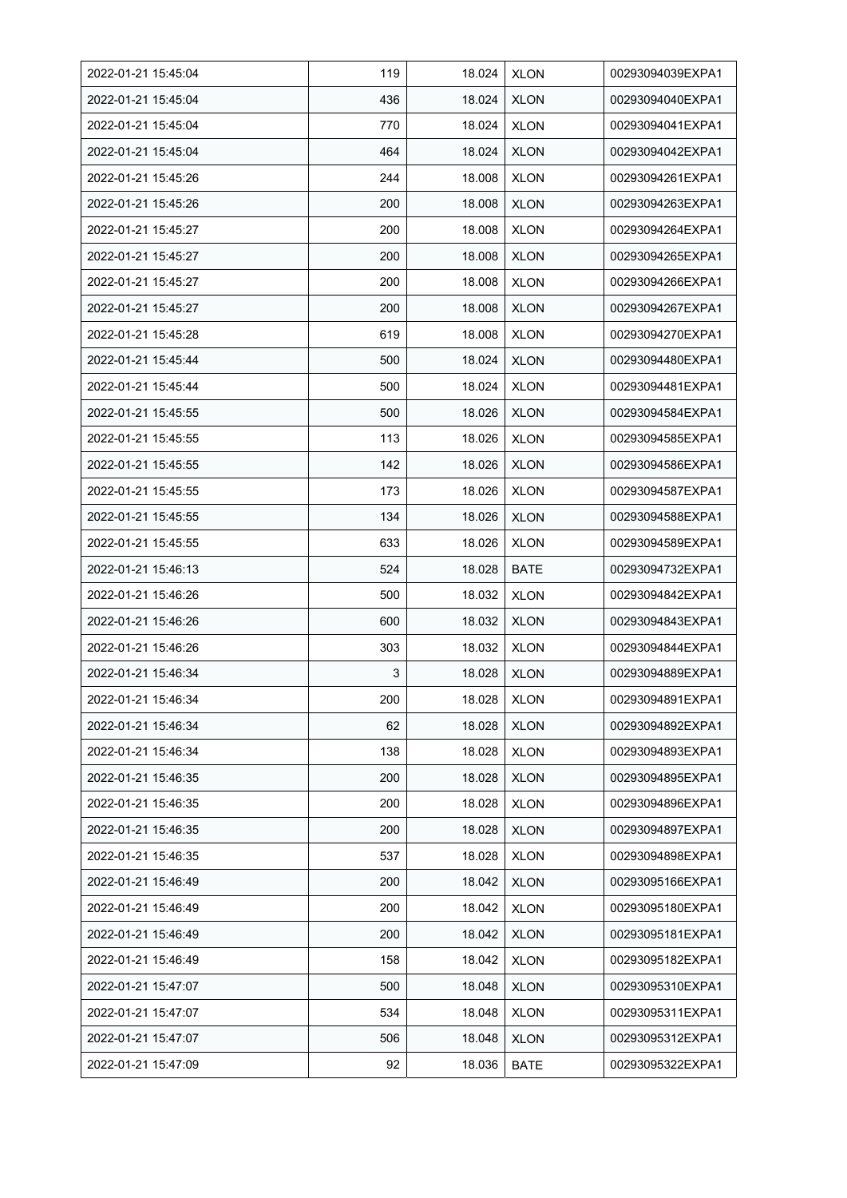| | | | | |
|---|---|---|---|---|
| 2022-01-21 15:45:04 | 119 | 18.024 | XLON | 00293094039EXPA1 |
| 2022-01-21 15:45:04 | 436 | 18.024 | XLON | 00293094040EXPA1 |
| 2022-01-21 15:45:04 | 770 | 18.024 | XLON | 00293094041EXPA1 |
| 2022-01-21 15:45:04 | 464 | 18.024 | XLON | 00293094042EXPA1 |
| 2022-01-21 15:45:26 | 244 | 18.008 | XLON | 00293094261EXPA1 |
| 2022-01-21 15:45:26 | 200 | 18.008 | XLON | 00293094263EXPA1 |
| 2022-01-21 15:45:27 | 200 | 18.008 | XLON | 00293094264EXPA1 |
| 2022-01-21 15:45:27 | 200 | 18.008 | XLON | 00293094265EXPA1 |
| 2022-01-21 15:45:27 | 200 | 18.008 | XLON | 00293094266EXPA1 |
| 2022-01-21 15:45:27 | 200 | 18.008 | XLON | 00293094267EXPA1 |
| 2022-01-21 15:45:28 | 619 | 18.008 | XLON | 00293094270EXPA1 |
| 2022-01-21 15:45:44 | 500 | 18.024 | XLON | 00293094480EXPA1 |
| 2022-01-21 15:45:44 | 500 | 18.024 | XLON | 00293094481EXPA1 |
| 2022-01-21 15:45:55 | 500 | 18.026 | XLON | 00293094584EXPA1 |
| 2022-01-21 15:45:55 | 113 | 18.026 | XLON | 00293094585EXPA1 |
| 2022-01-21 15:45:55 | 142 | 18.026 | XLON | 00293094586EXPA1 |
| 2022-01-21 15:45:55 | 173 | 18.026 | XLON | 00293094587EXPA1 |
| 2022-01-21 15:45:55 | 134 | 18.026 | XLON | 00293094588EXPA1 |
| 2022-01-21 15:45:55 | 633 | 18.026 | XLON | 00293094589EXPA1 |
| 2022-01-21 15:46:13 | 524 | 18.028 | BATE | 00293094732EXPA1 |
| 2022-01-21 15:46:26 | 500 | 18.032 | XLON | 00293094842EXPA1 |
| 2022-01-21 15:46:26 | 600 | 18.032 | XLON | 00293094843EXPA1 |
| 2022-01-21 15:46:26 | 303 | 18.032 | XLON | 00293094844EXPA1 |
| 2022-01-21 15:46:34 | 3 | 18.028 | XLON | 00293094889EXPA1 |
| 2022-01-21 15:46:34 | 200 | 18.028 | XLON | 00293094891EXPA1 |
| 2022-01-21 15:46:34 | 62 | 18.028 | XLON | 00293094892EXPA1 |
| 2022-01-21 15:46:34 | 138 | 18.028 | XLON | 00293094893EXPA1 |
| 2022-01-21 15:46:35 | 200 | 18.028 | XLON | 00293094895EXPA1 |
| 2022-01-21 15:46:35 | 200 | 18.028 | XLON | 00293094896EXPA1 |
| 2022-01-21 15:46:35 | 200 | 18.028 | XLON | 00293094897EXPA1 |
| 2022-01-21 15:46:35 | 537 | 18.028 | XLON | 00293094898EXPA1 |
| 2022-01-21 15:46:49 | 200 | 18.042 | XLON | 00293095166EXPA1 |
| 2022-01-21 15:46:49 | 200 | 18.042 | XLON | 00293095180EXPA1 |
| 2022-01-21 15:46:49 | 200 | 18.042 | XLON | 00293095181EXPA1 |
| 2022-01-21 15:46:49 | 158 | 18.042 | XLON | 00293095182EXPA1 |
| 2022-01-21 15:47:07 | 500 | 18.048 | XLON | 00293095310EXPA1 |
| 2022-01-21 15:47:07 | 534 | 18.048 | XLON | 00293095311EXPA1 |
| 2022-01-21 15:47:07 | 506 | 18.048 | XLON | 00293095312EXPA1 |
| 2022-01-21 15:47:09 | 92 | 18.036 | BATE | 00293095322EXPA1 |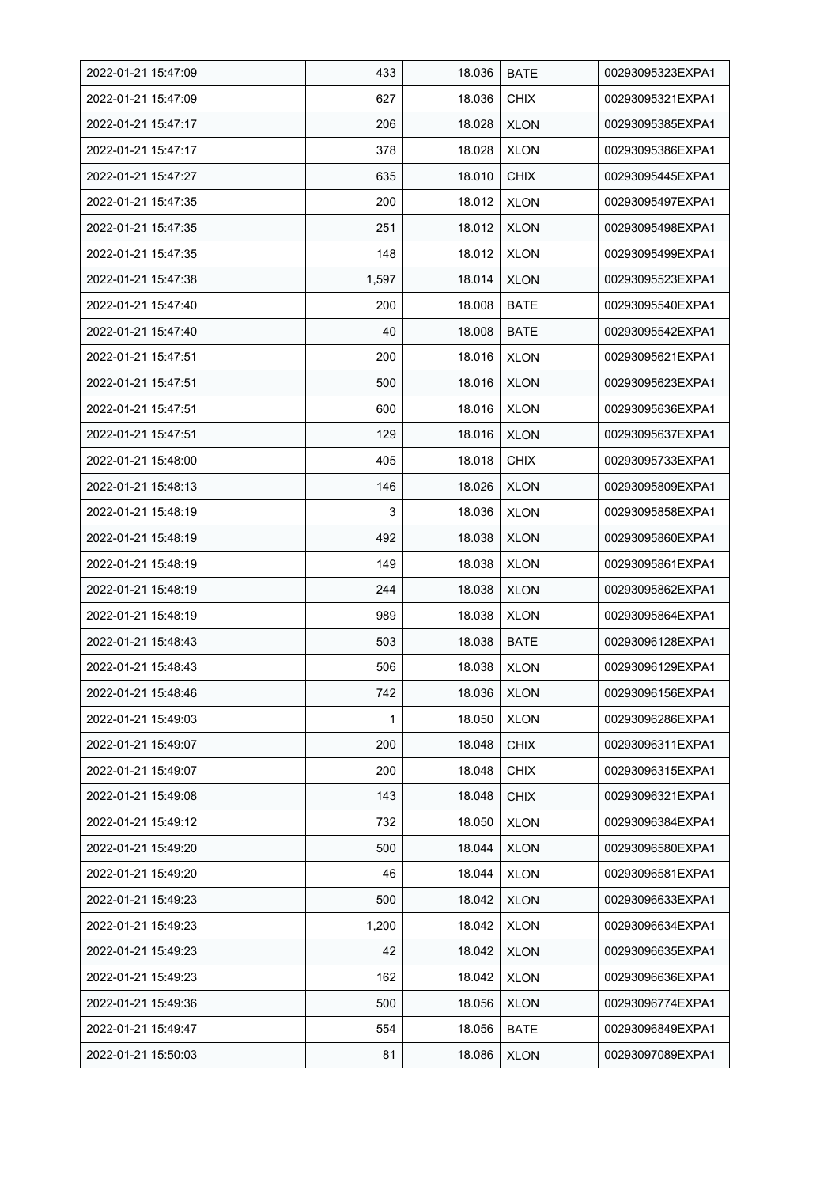| 2022-01-21 15:47:09 | 433 | 18.036 | BATE | 00293095323EXPA1 |
|---|---|---|---|---|
| 2022-01-21 15:47:09 | 627 | 18.036 | CHIX | 00293095321EXPA1 |
| 2022-01-21 15:47:17 | 206 | 18.028 | XLON | 00293095385EXPA1 |
| 2022-01-21 15:47:17 | 378 | 18.028 | XLON | 00293095386EXPA1 |
| 2022-01-21 15:47:27 | 635 | 18.010 | CHIX | 00293095445EXPA1 |
| 2022-01-21 15:47:35 | 200 | 18.012 | XLON | 00293095497EXPA1 |
| 2022-01-21 15:47:35 | 251 | 18.012 | XLON | 00293095498EXPA1 |
| 2022-01-21 15:47:35 | 148 | 18.012 | XLON | 00293095499EXPA1 |
| 2022-01-21 15:47:38 | 1,597 | 18.014 | XLON | 00293095523EXPA1 |
| 2022-01-21 15:47:40 | 200 | 18.008 | BATE | 00293095540EXPA1 |
| 2022-01-21 15:47:40 | 40 | 18.008 | BATE | 00293095542EXPA1 |
| 2022-01-21 15:47:51 | 200 | 18.016 | XLON | 00293095621EXPA1 |
| 2022-01-21 15:47:51 | 500 | 18.016 | XLON | 00293095623EXPA1 |
| 2022-01-21 15:47:51 | 600 | 18.016 | XLON | 00293095636EXPA1 |
| 2022-01-21 15:47:51 | 129 | 18.016 | XLON | 00293095637EXPA1 |
| 2022-01-21 15:48:00 | 405 | 18.018 | CHIX | 00293095733EXPA1 |
| 2022-01-21 15:48:13 | 146 | 18.026 | XLON | 00293095809EXPA1 |
| 2022-01-21 15:48:19 | 3 | 18.036 | XLON | 00293095858EXPA1 |
| 2022-01-21 15:48:19 | 492 | 18.038 | XLON | 00293095860EXPA1 |
| 2022-01-21 15:48:19 | 149 | 18.038 | XLON | 00293095861EXPA1 |
| 2022-01-21 15:48:19 | 244 | 18.038 | XLON | 00293095862EXPA1 |
| 2022-01-21 15:48:19 | 989 | 18.038 | XLON | 00293095864EXPA1 |
| 2022-01-21 15:48:43 | 503 | 18.038 | BATE | 00293096128EXPA1 |
| 2022-01-21 15:48:43 | 506 | 18.038 | XLON | 00293096129EXPA1 |
| 2022-01-21 15:48:46 | 742 | 18.036 | XLON | 00293096156EXPA1 |
| 2022-01-21 15:49:03 | 1 | 18.050 | XLON | 00293096286EXPA1 |
| 2022-01-21 15:49:07 | 200 | 18.048 | CHIX | 00293096311EXPA1 |
| 2022-01-21 15:49:07 | 200 | 18.048 | CHIX | 00293096315EXPA1 |
| 2022-01-21 15:49:08 | 143 | 18.048 | CHIX | 00293096321EXPA1 |
| 2022-01-21 15:49:12 | 732 | 18.050 | XLON | 00293096384EXPA1 |
| 2022-01-21 15:49:20 | 500 | 18.044 | XLON | 00293096580EXPA1 |
| 2022-01-21 15:49:20 | 46 | 18.044 | XLON | 00293096581EXPA1 |
| 2022-01-21 15:49:23 | 500 | 18.042 | XLON | 00293096633EXPA1 |
| 2022-01-21 15:49:23 | 1,200 | 18.042 | XLON | 00293096634EXPA1 |
| 2022-01-21 15:49:23 | 42 | 18.042 | XLON | 00293096635EXPA1 |
| 2022-01-21 15:49:23 | 162 | 18.042 | XLON | 00293096636EXPA1 |
| 2022-01-21 15:49:36 | 500 | 18.056 | XLON | 00293096774EXPA1 |
| 2022-01-21 15:49:47 | 554 | 18.056 | BATE | 00293096849EXPA1 |
| 2022-01-21 15:50:03 | 81 | 18.086 | XLON | 00293097089EXPA1 |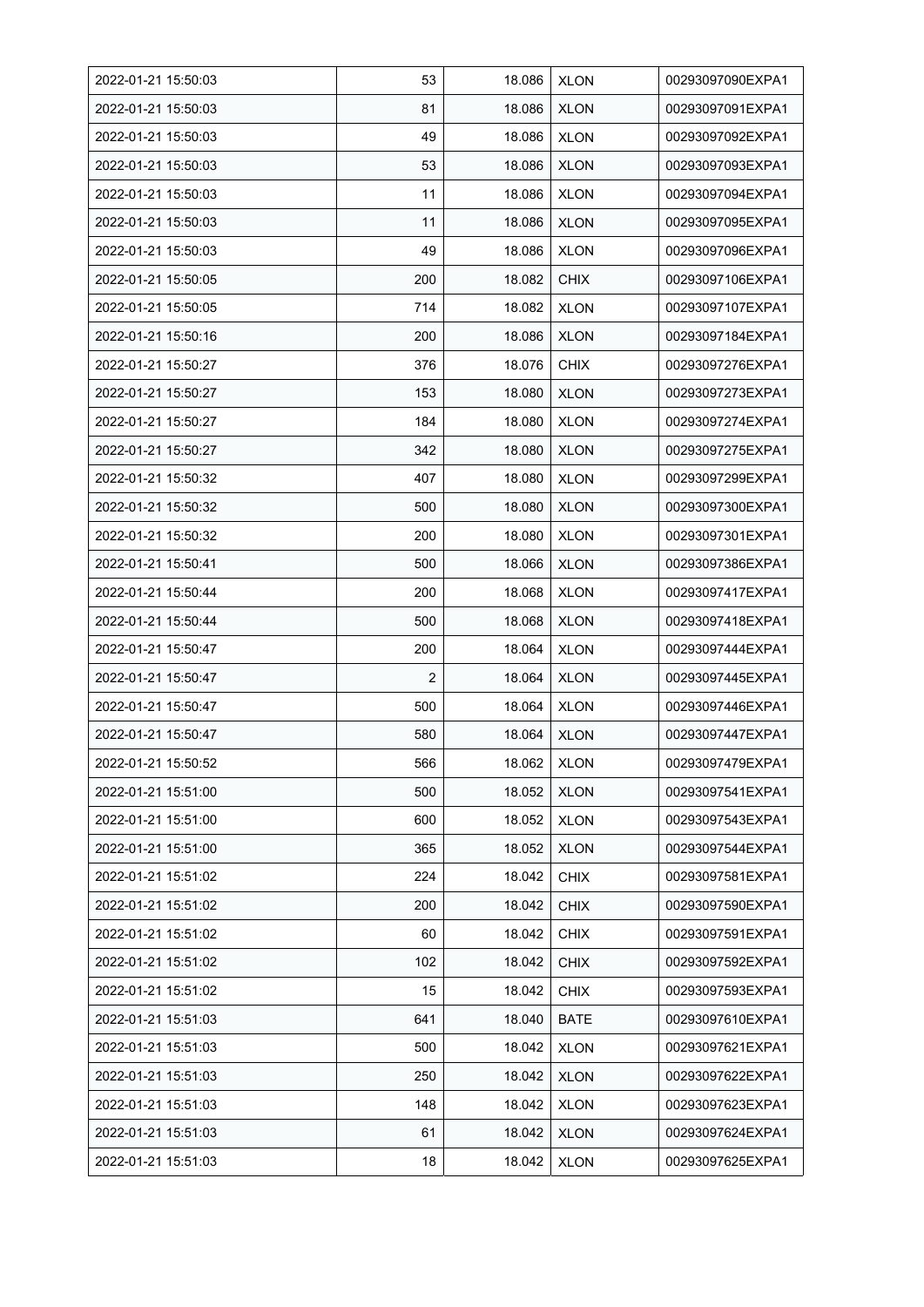| 2022-01-21 15:50:03 | 53 | 18.086 | XLON | 00293097090EXPA1 |
|---|---|---|---|---|
| 2022-01-21 15:50:03 | 81 | 18.086 | XLON | 00293097091EXPA1 |
| 2022-01-21 15:50:03 | 49 | 18.086 | XLON | 00293097092EXPA1 |
| 2022-01-21 15:50:03 | 53 | 18.086 | XLON | 00293097093EXPA1 |
| 2022-01-21 15:50:03 | 11 | 18.086 | XLON | 00293097094EXPA1 |
| 2022-01-21 15:50:03 | 11 | 18.086 | XLON | 00293097095EXPA1 |
| 2022-01-21 15:50:03 | 49 | 18.086 | XLON | 00293097096EXPA1 |
| 2022-01-21 15:50:05 | 200 | 18.082 | CHIX | 00293097106EXPA1 |
| 2022-01-21 15:50:05 | 714 | 18.082 | XLON | 00293097107EXPA1 |
| 2022-01-21 15:50:16 | 200 | 18.086 | XLON | 00293097184EXPA1 |
| 2022-01-21 15:50:27 | 376 | 18.076 | CHIX | 00293097276EXPA1 |
| 2022-01-21 15:50:27 | 153 | 18.080 | XLON | 00293097273EXPA1 |
| 2022-01-21 15:50:27 | 184 | 18.080 | XLON | 00293097274EXPA1 |
| 2022-01-21 15:50:27 | 342 | 18.080 | XLON | 00293097275EXPA1 |
| 2022-01-21 15:50:32 | 407 | 18.080 | XLON | 00293097299EXPA1 |
| 2022-01-21 15:50:32 | 500 | 18.080 | XLON | 00293097300EXPA1 |
| 2022-01-21 15:50:32 | 200 | 18.080 | XLON | 00293097301EXPA1 |
| 2022-01-21 15:50:41 | 500 | 18.066 | XLON | 00293097386EXPA1 |
| 2022-01-21 15:50:44 | 200 | 18.068 | XLON | 00293097417EXPA1 |
| 2022-01-21 15:50:44 | 500 | 18.068 | XLON | 00293097418EXPA1 |
| 2022-01-21 15:50:47 | 200 | 18.064 | XLON | 00293097444EXPA1 |
| 2022-01-21 15:50:47 | 2 | 18.064 | XLON | 00293097445EXPA1 |
| 2022-01-21 15:50:47 | 500 | 18.064 | XLON | 00293097446EXPA1 |
| 2022-01-21 15:50:47 | 580 | 18.064 | XLON | 00293097447EXPA1 |
| 2022-01-21 15:50:52 | 566 | 18.062 | XLON | 00293097479EXPA1 |
| 2022-01-21 15:51:00 | 500 | 18.052 | XLON | 00293097541EXPA1 |
| 2022-01-21 15:51:00 | 600 | 18.052 | XLON | 00293097543EXPA1 |
| 2022-01-21 15:51:00 | 365 | 18.052 | XLON | 00293097544EXPA1 |
| 2022-01-21 15:51:02 | 224 | 18.042 | CHIX | 00293097581EXPA1 |
| 2022-01-21 15:51:02 | 200 | 18.042 | CHIX | 00293097590EXPA1 |
| 2022-01-21 15:51:02 | 60 | 18.042 | CHIX | 00293097591EXPA1 |
| 2022-01-21 15:51:02 | 102 | 18.042 | CHIX | 00293097592EXPA1 |
| 2022-01-21 15:51:02 | 15 | 18.042 | CHIX | 00293097593EXPA1 |
| 2022-01-21 15:51:03 | 641 | 18.040 | BATE | 00293097610EXPA1 |
| 2022-01-21 15:51:03 | 500 | 18.042 | XLON | 00293097621EXPA1 |
| 2022-01-21 15:51:03 | 250 | 18.042 | XLON | 00293097622EXPA1 |
| 2022-01-21 15:51:03 | 148 | 18.042 | XLON | 00293097623EXPA1 |
| 2022-01-21 15:51:03 | 61 | 18.042 | XLON | 00293097624EXPA1 |
| 2022-01-21 15:51:03 | 18 | 18.042 | XLON | 00293097625EXPA1 |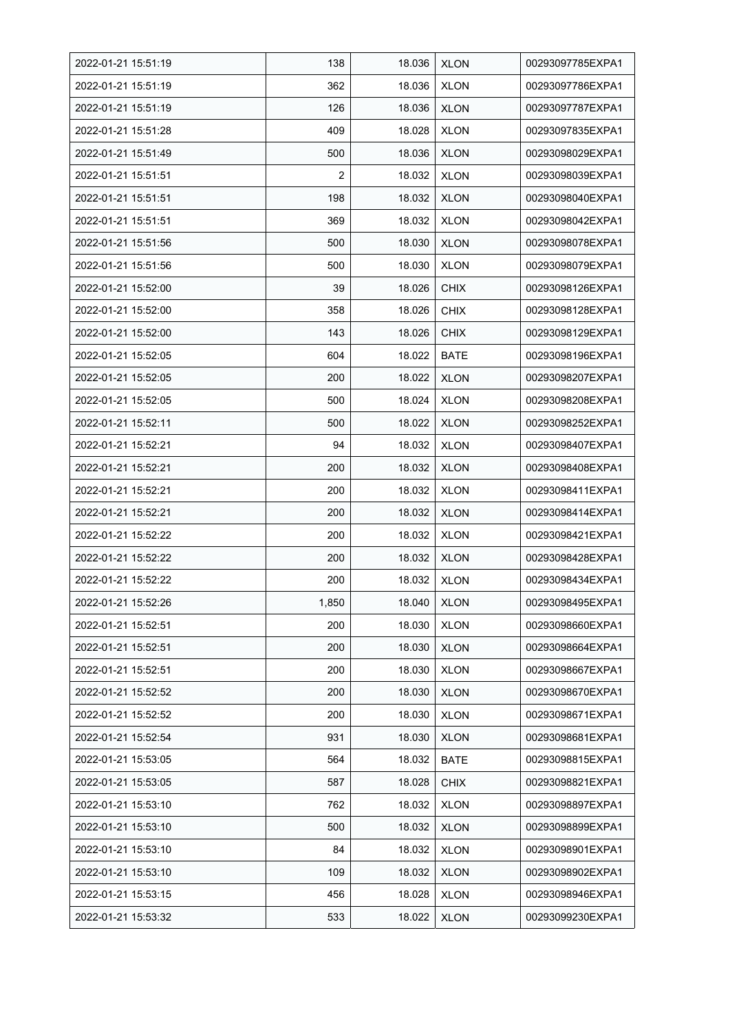| 2022-01-21 15:51:19 | 138 | 18.036 | XLON | 00293097785EXPA1 |
|---|---|---|---|---|
| 2022-01-21 15:51:19 | 362 | 18.036 | XLON | 00293097786EXPA1 |
| 2022-01-21 15:51:19 | 126 | 18.036 | XLON | 00293097787EXPA1 |
| 2022-01-21 15:51:28 | 409 | 18.028 | XLON | 00293097835EXPA1 |
| 2022-01-21 15:51:49 | 500 | 18.036 | XLON | 00293098029EXPA1 |
| 2022-01-21 15:51:51 | 2 | 18.032 | XLON | 00293098039EXPA1 |
| 2022-01-21 15:51:51 | 198 | 18.032 | XLON | 00293098040EXPA1 |
| 2022-01-21 15:51:51 | 369 | 18.032 | XLON | 00293098042EXPA1 |
| 2022-01-21 15:51:56 | 500 | 18.030 | XLON | 00293098078EXPA1 |
| 2022-01-21 15:51:56 | 500 | 18.030 | XLON | 00293098079EXPA1 |
| 2022-01-21 15:52:00 | 39 | 18.026 | CHIX | 00293098126EXPA1 |
| 2022-01-21 15:52:00 | 358 | 18.026 | CHIX | 00293098128EXPA1 |
| 2022-01-21 15:52:00 | 143 | 18.026 | CHIX | 00293098129EXPA1 |
| 2022-01-21 15:52:05 | 604 | 18.022 | BATE | 00293098196EXPA1 |
| 2022-01-21 15:52:05 | 200 | 18.022 | XLON | 00293098207EXPA1 |
| 2022-01-21 15:52:05 | 500 | 18.024 | XLON | 00293098208EXPA1 |
| 2022-01-21 15:52:11 | 500 | 18.022 | XLON | 00293098252EXPA1 |
| 2022-01-21 15:52:21 | 94 | 18.032 | XLON | 00293098407EXPA1 |
| 2022-01-21 15:52:21 | 200 | 18.032 | XLON | 00293098408EXPA1 |
| 2022-01-21 15:52:21 | 200 | 18.032 | XLON | 00293098411EXPA1 |
| 2022-01-21 15:52:21 | 200 | 18.032 | XLON | 00293098414EXPA1 |
| 2022-01-21 15:52:22 | 200 | 18.032 | XLON | 00293098421EXPA1 |
| 2022-01-21 15:52:22 | 200 | 18.032 | XLON | 00293098428EXPA1 |
| 2022-01-21 15:52:22 | 200 | 18.032 | XLON | 00293098434EXPA1 |
| 2022-01-21 15:52:26 | 1,850 | 18.040 | XLON | 00293098495EXPA1 |
| 2022-01-21 15:52:51 | 200 | 18.030 | XLON | 00293098660EXPA1 |
| 2022-01-21 15:52:51 | 200 | 18.030 | XLON | 00293098664EXPA1 |
| 2022-01-21 15:52:51 | 200 | 18.030 | XLON | 00293098667EXPA1 |
| 2022-01-21 15:52:52 | 200 | 18.030 | XLON | 00293098670EXPA1 |
| 2022-01-21 15:52:52 | 200 | 18.030 | XLON | 00293098671EXPA1 |
| 2022-01-21 15:52:54 | 931 | 18.030 | XLON | 00293098681EXPA1 |
| 2022-01-21 15:53:05 | 564 | 18.032 | BATE | 00293098815EXPA1 |
| 2022-01-21 15:53:05 | 587 | 18.028 | CHIX | 00293098821EXPA1 |
| 2022-01-21 15:53:10 | 762 | 18.032 | XLON | 00293098897EXPA1 |
| 2022-01-21 15:53:10 | 500 | 18.032 | XLON | 00293098899EXPA1 |
| 2022-01-21 15:53:10 | 84 | 18.032 | XLON | 00293098901EXPA1 |
| 2022-01-21 15:53:10 | 109 | 18.032 | XLON | 00293098902EXPA1 |
| 2022-01-21 15:53:15 | 456 | 18.028 | XLON | 00293098946EXPA1 |
| 2022-01-21 15:53:32 | 533 | 18.022 | XLON | 00293099230EXPA1 |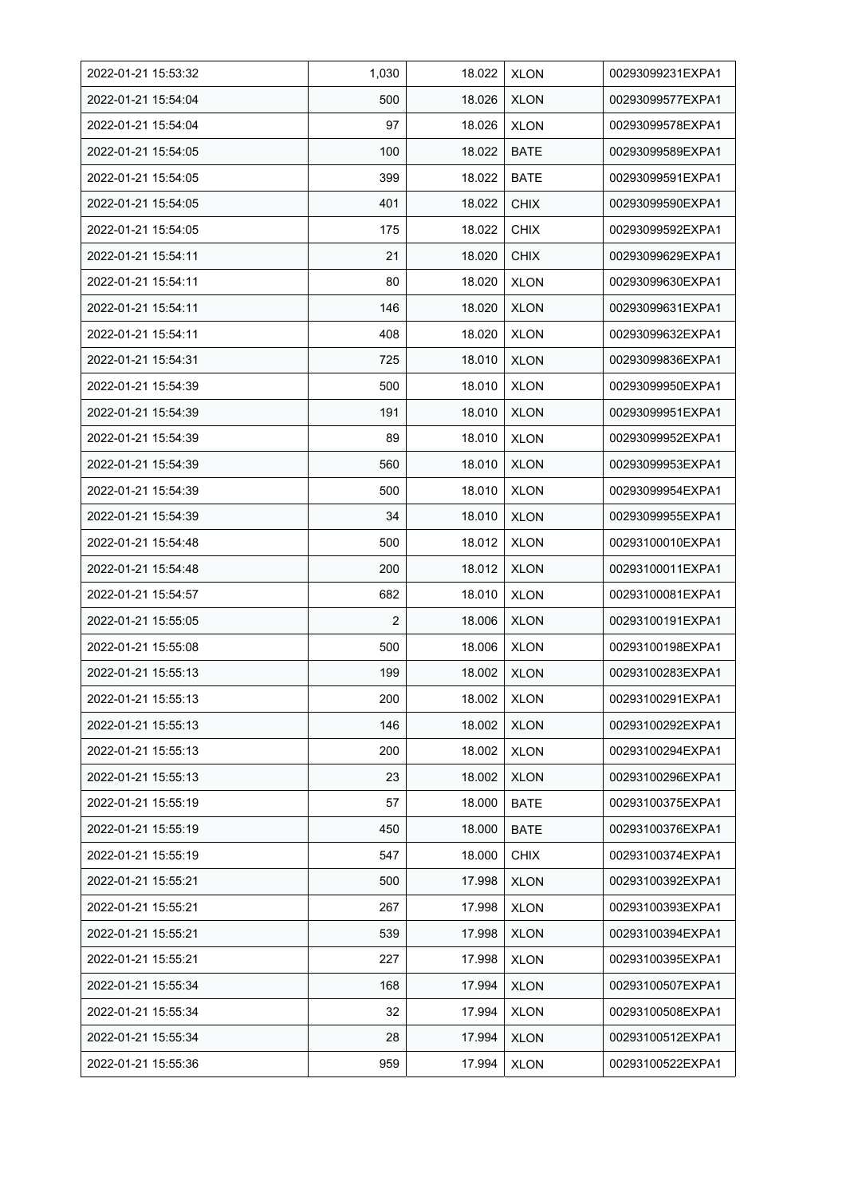| 2022-01-21 15:53:32 | 1,030 | 18.022 | XLON | 00293099231EXPA1 |
|---|---|---|---|---|
| 2022-01-21 15:54:04 | 500 | 18.026 | XLON | 00293099577EXPA1 |
| 2022-01-21 15:54:04 | 97 | 18.026 | XLON | 00293099578EXPA1 |
| 2022-01-21 15:54:05 | 100 | 18.022 | BATE | 00293099589EXPA1 |
| 2022-01-21 15:54:05 | 399 | 18.022 | BATE | 00293099591EXPA1 |
| 2022-01-21 15:54:05 | 401 | 18.022 | CHIX | 00293099590EXPA1 |
| 2022-01-21 15:54:05 | 175 | 18.022 | CHIX | 00293099592EXPA1 |
| 2022-01-21 15:54:11 | 21 | 18.020 | CHIX | 00293099629EXPA1 |
| 2022-01-21 15:54:11 | 80 | 18.020 | XLON | 00293099630EXPA1 |
| 2022-01-21 15:54:11 | 146 | 18.020 | XLON | 00293099631EXPA1 |
| 2022-01-21 15:54:11 | 408 | 18.020 | XLON | 00293099632EXPA1 |
| 2022-01-21 15:54:31 | 725 | 18.010 | XLON | 00293099836EXPA1 |
| 2022-01-21 15:54:39 | 500 | 18.010 | XLON | 00293099950EXPA1 |
| 2022-01-21 15:54:39 | 191 | 18.010 | XLON | 00293099951EXPA1 |
| 2022-01-21 15:54:39 | 89 | 18.010 | XLON | 00293099952EXPA1 |
| 2022-01-21 15:54:39 | 560 | 18.010 | XLON | 00293099953EXPA1 |
| 2022-01-21 15:54:39 | 500 | 18.010 | XLON | 00293099954EXPA1 |
| 2022-01-21 15:54:39 | 34 | 18.010 | XLON | 00293099955EXPA1 |
| 2022-01-21 15:54:48 | 500 | 18.012 | XLON | 00293100010EXPA1 |
| 2022-01-21 15:54:48 | 200 | 18.012 | XLON | 00293100011EXPA1 |
| 2022-01-21 15:54:57 | 682 | 18.010 | XLON | 00293100081EXPA1 |
| 2022-01-21 15:55:05 | 2 | 18.006 | XLON | 00293100191EXPA1 |
| 2022-01-21 15:55:08 | 500 | 18.006 | XLON | 00293100198EXPA1 |
| 2022-01-21 15:55:13 | 199 | 18.002 | XLON | 00293100283EXPA1 |
| 2022-01-21 15:55:13 | 200 | 18.002 | XLON | 00293100291EXPA1 |
| 2022-01-21 15:55:13 | 146 | 18.002 | XLON | 00293100292EXPA1 |
| 2022-01-21 15:55:13 | 200 | 18.002 | XLON | 00293100294EXPA1 |
| 2022-01-21 15:55:13 | 23 | 18.002 | XLON | 00293100296EXPA1 |
| 2022-01-21 15:55:19 | 57 | 18.000 | BATE | 00293100375EXPA1 |
| 2022-01-21 15:55:19 | 450 | 18.000 | BATE | 00293100376EXPA1 |
| 2022-01-21 15:55:19 | 547 | 18.000 | CHIX | 00293100374EXPA1 |
| 2022-01-21 15:55:21 | 500 | 17.998 | XLON | 00293100392EXPA1 |
| 2022-01-21 15:55:21 | 267 | 17.998 | XLON | 00293100393EXPA1 |
| 2022-01-21 15:55:21 | 539 | 17.998 | XLON | 00293100394EXPA1 |
| 2022-01-21 15:55:21 | 227 | 17.998 | XLON | 00293100395EXPA1 |
| 2022-01-21 15:55:34 | 168 | 17.994 | XLON | 00293100507EXPA1 |
| 2022-01-21 15:55:34 | 32 | 17.994 | XLON | 00293100508EXPA1 |
| 2022-01-21 15:55:34 | 28 | 17.994 | XLON | 00293100512EXPA1 |
| 2022-01-21 15:55:36 | 959 | 17.994 | XLON | 00293100522EXPA1 |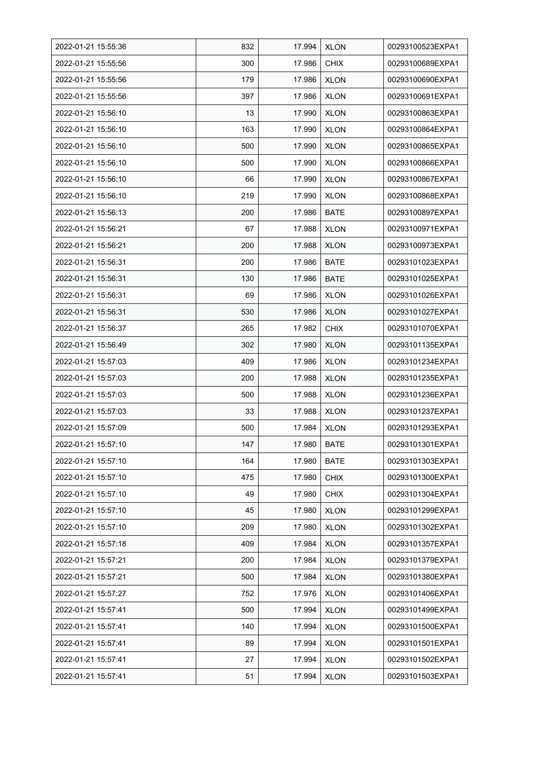| | | | | |
|---|---|---|---|---|
| 2022-01-21 15:55:36 | 832 | 17.994 | XLON | 00293100523EXPA1 |
| 2022-01-21 15:55:56 | 300 | 17.986 | CHIX | 00293100689EXPA1 |
| 2022-01-21 15:55:56 | 179 | 17.986 | XLON | 00293100690EXPA1 |
| 2022-01-21 15:55:56 | 397 | 17.986 | XLON | 00293100691EXPA1 |
| 2022-01-21 15:56:10 | 13 | 17.990 | XLON | 00293100863EXPA1 |
| 2022-01-21 15:56:10 | 163 | 17.990 | XLON | 00293100864EXPA1 |
| 2022-01-21 15:56:10 | 500 | 17.990 | XLON | 00293100865EXPA1 |
| 2022-01-21 15:56:10 | 500 | 17.990 | XLON | 00293100866EXPA1 |
| 2022-01-21 15:56:10 | 66 | 17.990 | XLON | 00293100867EXPA1 |
| 2022-01-21 15:56:10 | 219 | 17.990 | XLON | 00293100868EXPA1 |
| 2022-01-21 15:56:13 | 200 | 17.986 | BATE | 00293100897EXPA1 |
| 2022-01-21 15:56:21 | 67 | 17.988 | XLON | 00293100971EXPA1 |
| 2022-01-21 15:56:21 | 200 | 17.988 | XLON | 00293100973EXPA1 |
| 2022-01-21 15:56:31 | 200 | 17.986 | BATE | 00293101023EXPA1 |
| 2022-01-21 15:56:31 | 130 | 17.986 | BATE | 00293101025EXPA1 |
| 2022-01-21 15:56:31 | 69 | 17.986 | XLON | 00293101026EXPA1 |
| 2022-01-21 15:56:31 | 530 | 17.986 | XLON | 00293101027EXPA1 |
| 2022-01-21 15:56:37 | 265 | 17.982 | CHIX | 00293101070EXPA1 |
| 2022-01-21 15:56:49 | 302 | 17.980 | XLON | 00293101135EXPA1 |
| 2022-01-21 15:57:03 | 409 | 17.986 | XLON | 00293101234EXPA1 |
| 2022-01-21 15:57:03 | 200 | 17.988 | XLON | 00293101235EXPA1 |
| 2022-01-21 15:57:03 | 500 | 17.988 | XLON | 00293101236EXPA1 |
| 2022-01-21 15:57:03 | 33 | 17.988 | XLON | 00293101237EXPA1 |
| 2022-01-21 15:57:09 | 500 | 17.984 | XLON | 00293101293EXPA1 |
| 2022-01-21 15:57:10 | 147 | 17.980 | BATE | 00293101301EXPA1 |
| 2022-01-21 15:57:10 | 164 | 17.980 | BATE | 00293101303EXPA1 |
| 2022-01-21 15:57:10 | 475 | 17.980 | CHIX | 00293101300EXPA1 |
| 2022-01-21 15:57:10 | 49 | 17.980 | CHIX | 00293101304EXPA1 |
| 2022-01-21 15:57:10 | 45 | 17.980 | XLON | 00293101299EXPA1 |
| 2022-01-21 15:57:10 | 209 | 17.980 | XLON | 00293101302EXPA1 |
| 2022-01-21 15:57:18 | 409 | 17.984 | XLON | 00293101357EXPA1 |
| 2022-01-21 15:57:21 | 200 | 17.984 | XLON | 00293101379EXPA1 |
| 2022-01-21 15:57:21 | 500 | 17.984 | XLON | 00293101380EXPA1 |
| 2022-01-21 15:57:27 | 752 | 17.976 | XLON | 00293101406EXPA1 |
| 2022-01-21 15:57:41 | 500 | 17.994 | XLON | 00293101499EXPA1 |
| 2022-01-21 15:57:41 | 140 | 17.994 | XLON | 00293101500EXPA1 |
| 2022-01-21 15:57:41 | 89 | 17.994 | XLON | 00293101501EXPA1 |
| 2022-01-21 15:57:41 | 27 | 17.994 | XLON | 00293101502EXPA1 |
| 2022-01-21 15:57:41 | 51 | 17.994 | XLON | 00293101503EXPA1 |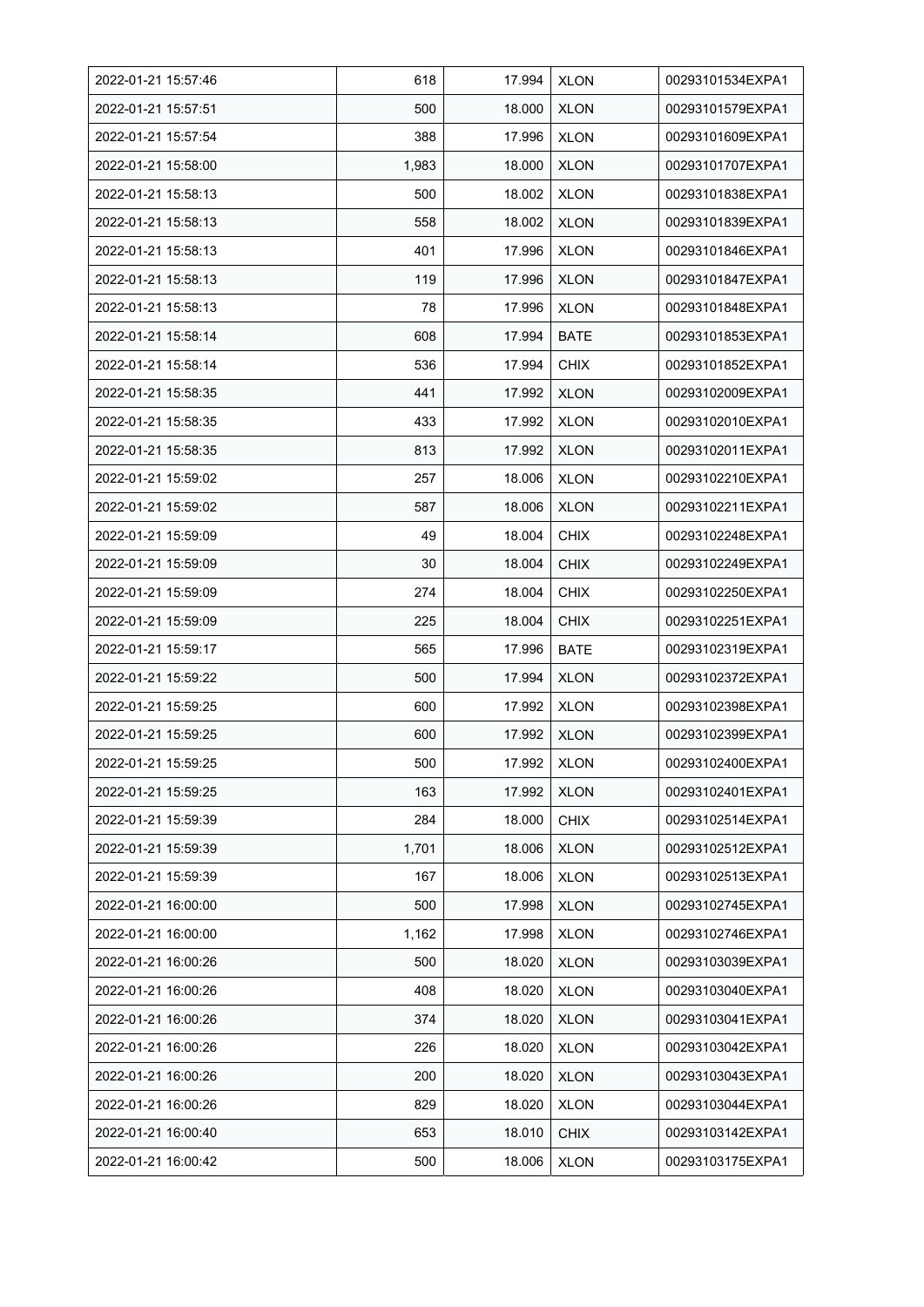| 2022-01-21 15:57:46 | 618 | 17.994 | XLON | 00293101534EXPA1 |
|---|---|---|---|---|
| 2022-01-21 15:57:51 | 500 | 18.000 | XLON | 00293101579EXPA1 |
| 2022-01-21 15:57:54 | 388 | 17.996 | XLON | 00293101609EXPA1 |
| 2022-01-21 15:58:00 | 1,983 | 18.000 | XLON | 00293101707EXPA1 |
| 2022-01-21 15:58:13 | 500 | 18.002 | XLON | 00293101838EXPA1 |
| 2022-01-21 15:58:13 | 558 | 18.002 | XLON | 00293101839EXPA1 |
| 2022-01-21 15:58:13 | 401 | 17.996 | XLON | 00293101846EXPA1 |
| 2022-01-21 15:58:13 | 119 | 17.996 | XLON | 00293101847EXPA1 |
| 2022-01-21 15:58:13 | 78 | 17.996 | XLON | 00293101848EXPA1 |
| 2022-01-21 15:58:14 | 608 | 17.994 | BATE | 00293101853EXPA1 |
| 2022-01-21 15:58:14 | 536 | 17.994 | CHIX | 00293101852EXPA1 |
| 2022-01-21 15:58:35 | 441 | 17.992 | XLON | 00293102009EXPA1 |
| 2022-01-21 15:58:35 | 433 | 17.992 | XLON | 00293102010EXPA1 |
| 2022-01-21 15:58:35 | 813 | 17.992 | XLON | 00293102011EXPA1 |
| 2022-01-21 15:59:02 | 257 | 18.006 | XLON | 00293102210EXPA1 |
| 2022-01-21 15:59:02 | 587 | 18.006 | XLON | 00293102211EXPA1 |
| 2022-01-21 15:59:09 | 49 | 18.004 | CHIX | 00293102248EXPA1 |
| 2022-01-21 15:59:09 | 30 | 18.004 | CHIX | 00293102249EXPA1 |
| 2022-01-21 15:59:09 | 274 | 18.004 | CHIX | 00293102250EXPA1 |
| 2022-01-21 15:59:09 | 225 | 18.004 | CHIX | 00293102251EXPA1 |
| 2022-01-21 15:59:17 | 565 | 17.996 | BATE | 00293102319EXPA1 |
| 2022-01-21 15:59:22 | 500 | 17.994 | XLON | 00293102372EXPA1 |
| 2022-01-21 15:59:25 | 600 | 17.992 | XLON | 00293102398EXPA1 |
| 2022-01-21 15:59:25 | 600 | 17.992 | XLON | 00293102399EXPA1 |
| 2022-01-21 15:59:25 | 500 | 17.992 | XLON | 00293102400EXPA1 |
| 2022-01-21 15:59:25 | 163 | 17.992 | XLON | 00293102401EXPA1 |
| 2022-01-21 15:59:39 | 284 | 18.000 | CHIX | 00293102514EXPA1 |
| 2022-01-21 15:59:39 | 1,701 | 18.006 | XLON | 00293102512EXPA1 |
| 2022-01-21 15:59:39 | 167 | 18.006 | XLON | 00293102513EXPA1 |
| 2022-01-21 16:00:00 | 500 | 17.998 | XLON | 00293102745EXPA1 |
| 2022-01-21 16:00:00 | 1,162 | 17.998 | XLON | 00293102746EXPA1 |
| 2022-01-21 16:00:26 | 500 | 18.020 | XLON | 00293103039EXPA1 |
| 2022-01-21 16:00:26 | 408 | 18.020 | XLON | 00293103040EXPA1 |
| 2022-01-21 16:00:26 | 374 | 18.020 | XLON | 00293103041EXPA1 |
| 2022-01-21 16:00:26 | 226 | 18.020 | XLON | 00293103042EXPA1 |
| 2022-01-21 16:00:26 | 200 | 18.020 | XLON | 00293103043EXPA1 |
| 2022-01-21 16:00:26 | 829 | 18.020 | XLON | 00293103044EXPA1 |
| 2022-01-21 16:00:40 | 653 | 18.010 | CHIX | 00293103142EXPA1 |
| 2022-01-21 16:00:42 | 500 | 18.006 | XLON | 00293103175EXPA1 |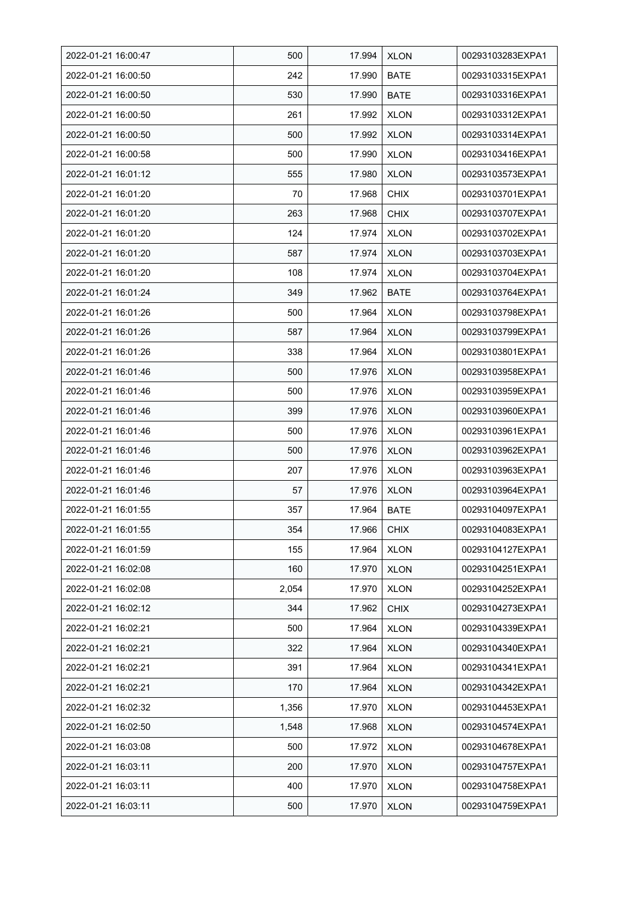| 2022-01-21 16:00:47 | 500 | 17.994 | XLON | 00293103283EXPA1 |
|---|---|---|---|---|
| 2022-01-21 16:00:50 | 242 | 17.990 | BATE | 00293103315EXPA1 |
| 2022-01-21 16:00:50 | 530 | 17.990 | BATE | 00293103316EXPA1 |
| 2022-01-21 16:00:50 | 261 | 17.992 | XLON | 00293103312EXPA1 |
| 2022-01-21 16:00:50 | 500 | 17.992 | XLON | 00293103314EXPA1 |
| 2022-01-21 16:00:58 | 500 | 17.990 | XLON | 00293103416EXPA1 |
| 2022-01-21 16:01:12 | 555 | 17.980 | XLON | 00293103573EXPA1 |
| 2022-01-21 16:01:20 | 70 | 17.968 | CHIX | 00293103701EXPA1 |
| 2022-01-21 16:01:20 | 263 | 17.968 | CHIX | 00293103707EXPA1 |
| 2022-01-21 16:01:20 | 124 | 17.974 | XLON | 00293103702EXPA1 |
| 2022-01-21 16:01:20 | 587 | 17.974 | XLON | 00293103703EXPA1 |
| 2022-01-21 16:01:20 | 108 | 17.974 | XLON | 00293103704EXPA1 |
| 2022-01-21 16:01:24 | 349 | 17.962 | BATE | 00293103764EXPA1 |
| 2022-01-21 16:01:26 | 500 | 17.964 | XLON | 00293103798EXPA1 |
| 2022-01-21 16:01:26 | 587 | 17.964 | XLON | 00293103799EXPA1 |
| 2022-01-21 16:01:26 | 338 | 17.964 | XLON | 00293103801EXPA1 |
| 2022-01-21 16:01:46 | 500 | 17.976 | XLON | 00293103958EXPA1 |
| 2022-01-21 16:01:46 | 500 | 17.976 | XLON | 00293103959EXPA1 |
| 2022-01-21 16:01:46 | 399 | 17.976 | XLON | 00293103960EXPA1 |
| 2022-01-21 16:01:46 | 500 | 17.976 | XLON | 00293103961EXPA1 |
| 2022-01-21 16:01:46 | 500 | 17.976 | XLON | 00293103962EXPA1 |
| 2022-01-21 16:01:46 | 207 | 17.976 | XLON | 00293103963EXPA1 |
| 2022-01-21 16:01:46 | 57 | 17.976 | XLON | 00293103964EXPA1 |
| 2022-01-21 16:01:55 | 357 | 17.964 | BATE | 00293104097EXPA1 |
| 2022-01-21 16:01:55 | 354 | 17.966 | CHIX | 00293104083EXPA1 |
| 2022-01-21 16:01:59 | 155 | 17.964 | XLON | 00293104127EXPA1 |
| 2022-01-21 16:02:08 | 160 | 17.970 | XLON | 00293104251EXPA1 |
| 2022-01-21 16:02:08 | 2,054 | 17.970 | XLON | 00293104252EXPA1 |
| 2022-01-21 16:02:12 | 344 | 17.962 | CHIX | 00293104273EXPA1 |
| 2022-01-21 16:02:21 | 500 | 17.964 | XLON | 00293104339EXPA1 |
| 2022-01-21 16:02:21 | 322 | 17.964 | XLON | 00293104340EXPA1 |
| 2022-01-21 16:02:21 | 391 | 17.964 | XLON | 00293104341EXPA1 |
| 2022-01-21 16:02:21 | 170 | 17.964 | XLON | 00293104342EXPA1 |
| 2022-01-21 16:02:32 | 1,356 | 17.970 | XLON | 00293104453EXPA1 |
| 2022-01-21 16:02:50 | 1,548 | 17.968 | XLON | 00293104574EXPA1 |
| 2022-01-21 16:03:08 | 500 | 17.972 | XLON | 00293104678EXPA1 |
| 2022-01-21 16:03:11 | 200 | 17.970 | XLON | 00293104757EXPA1 |
| 2022-01-21 16:03:11 | 400 | 17.970 | XLON | 00293104758EXPA1 |
| 2022-01-21 16:03:11 | 500 | 17.970 | XLON | 00293104759EXPA1 |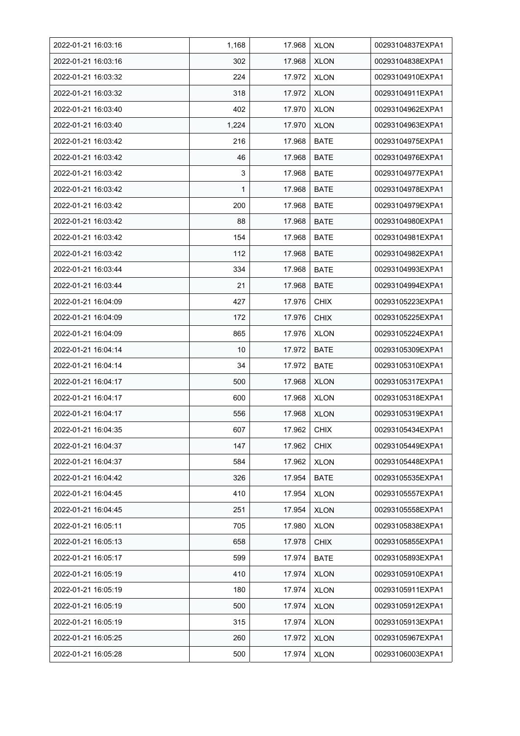| 2022-01-21 16:03:16 | 1,168 | 17.968 | XLON | 00293104837EXPA1 |
|---|---|---|---|---|
| 2022-01-21 16:03:16 | 302 | 17.968 | XLON | 00293104838EXPA1 |
| 2022-01-21 16:03:32 | 224 | 17.972 | XLON | 00293104910EXPA1 |
| 2022-01-21 16:03:32 | 318 | 17.972 | XLON | 00293104911EXPA1 |
| 2022-01-21 16:03:40 | 402 | 17.970 | XLON | 00293104962EXPA1 |
| 2022-01-21 16:03:40 | 1,224 | 17.970 | XLON | 00293104963EXPA1 |
| 2022-01-21 16:03:42 | 216 | 17.968 | BATE | 00293104975EXPA1 |
| 2022-01-21 16:03:42 | 46 | 17.968 | BATE | 00293104976EXPA1 |
| 2022-01-21 16:03:42 | 3 | 17.968 | BATE | 00293104977EXPA1 |
| 2022-01-21 16:03:42 | 1 | 17.968 | BATE | 00293104978EXPA1 |
| 2022-01-21 16:03:42 | 200 | 17.968 | BATE | 00293104979EXPA1 |
| 2022-01-21 16:03:42 | 88 | 17.968 | BATE | 00293104980EXPA1 |
| 2022-01-21 16:03:42 | 154 | 17.968 | BATE | 00293104981EXPA1 |
| 2022-01-21 16:03:42 | 112 | 17.968 | BATE | 00293104982EXPA1 |
| 2022-01-21 16:03:44 | 334 | 17.968 | BATE | 00293104993EXPA1 |
| 2022-01-21 16:03:44 | 21 | 17.968 | BATE | 00293104994EXPA1 |
| 2022-01-21 16:04:09 | 427 | 17.976 | CHIX | 00293105223EXPA1 |
| 2022-01-21 16:04:09 | 172 | 17.976 | CHIX | 00293105225EXPA1 |
| 2022-01-21 16:04:09 | 865 | 17.976 | XLON | 00293105224EXPA1 |
| 2022-01-21 16:04:14 | 10 | 17.972 | BATE | 00293105309EXPA1 |
| 2022-01-21 16:04:14 | 34 | 17.972 | BATE | 00293105310EXPA1 |
| 2022-01-21 16:04:17 | 500 | 17.968 | XLON | 00293105317EXPA1 |
| 2022-01-21 16:04:17 | 600 | 17.968 | XLON | 00293105318EXPA1 |
| 2022-01-21 16:04:17 | 556 | 17.968 | XLON | 00293105319EXPA1 |
| 2022-01-21 16:04:35 | 607 | 17.962 | CHIX | 00293105434EXPA1 |
| 2022-01-21 16:04:37 | 147 | 17.962 | CHIX | 00293105449EXPA1 |
| 2022-01-21 16:04:37 | 584 | 17.962 | XLON | 00293105448EXPA1 |
| 2022-01-21 16:04:42 | 326 | 17.954 | BATE | 00293105535EXPA1 |
| 2022-01-21 16:04:45 | 410 | 17.954 | XLON | 00293105557EXPA1 |
| 2022-01-21 16:04:45 | 251 | 17.954 | XLON | 00293105558EXPA1 |
| 2022-01-21 16:05:11 | 705 | 17.980 | XLON | 00293105838EXPA1 |
| 2022-01-21 16:05:13 | 658 | 17.978 | CHIX | 00293105855EXPA1 |
| 2022-01-21 16:05:17 | 599 | 17.974 | BATE | 00293105893EXPA1 |
| 2022-01-21 16:05:19 | 410 | 17.974 | XLON | 00293105910EXPA1 |
| 2022-01-21 16:05:19 | 180 | 17.974 | XLON | 00293105911EXPA1 |
| 2022-01-21 16:05:19 | 500 | 17.974 | XLON | 00293105912EXPA1 |
| 2022-01-21 16:05:19 | 315 | 17.974 | XLON | 00293105913EXPA1 |
| 2022-01-21 16:05:25 | 260 | 17.972 | XLON | 00293105967EXPA1 |
| 2022-01-21 16:05:28 | 500 | 17.974 | XLON | 00293106003EXPA1 |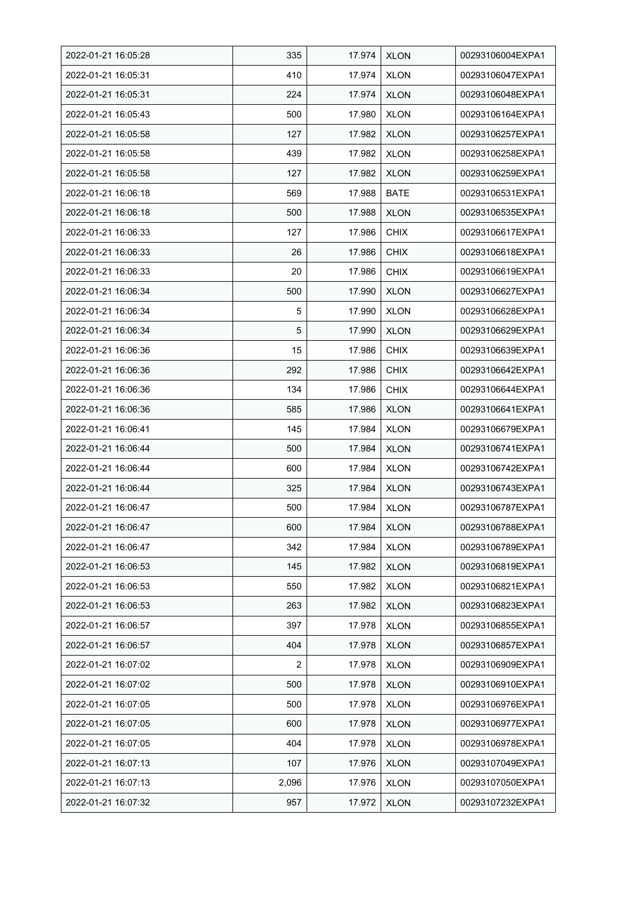| 2022-01-21 16:05:28 | 335 | 17.974 | XLON | 00293106004EXPA1 |
|---|---|---|---|---|
| 2022-01-21 16:05:31 | 410 | 17.974 | XLON | 00293106047EXPA1 |
| 2022-01-21 16:05:31 | 224 | 17.974 | XLON | 00293106048EXPA1 |
| 2022-01-21 16:05:43 | 500 | 17.980 | XLON | 00293106164EXPA1 |
| 2022-01-21 16:05:58 | 127 | 17.982 | XLON | 00293106257EXPA1 |
| 2022-01-21 16:05:58 | 439 | 17.982 | XLON | 00293106258EXPA1 |
| 2022-01-21 16:05:58 | 127 | 17.982 | XLON | 00293106259EXPA1 |
| 2022-01-21 16:06:18 | 569 | 17.988 | BATE | 00293106531EXPA1 |
| 2022-01-21 16:06:18 | 500 | 17.988 | XLON | 00293106535EXPA1 |
| 2022-01-21 16:06:33 | 127 | 17.986 | CHIX | 00293106617EXPA1 |
| 2022-01-21 16:06:33 | 26 | 17.986 | CHIX | 00293106618EXPA1 |
| 2022-01-21 16:06:33 | 20 | 17.986 | CHIX | 00293106619EXPA1 |
| 2022-01-21 16:06:34 | 500 | 17.990 | XLON | 00293106627EXPA1 |
| 2022-01-21 16:06:34 | 5 | 17.990 | XLON | 00293106628EXPA1 |
| 2022-01-21 16:06:34 | 5 | 17.990 | XLON | 00293106629EXPA1 |
| 2022-01-21 16:06:36 | 15 | 17.986 | CHIX | 00293106639EXPA1 |
| 2022-01-21 16:06:36 | 292 | 17.986 | CHIX | 00293106642EXPA1 |
| 2022-01-21 16:06:36 | 134 | 17.986 | CHIX | 00293106644EXPA1 |
| 2022-01-21 16:06:36 | 585 | 17.986 | XLON | 00293106641EXPA1 |
| 2022-01-21 16:06:41 | 145 | 17.984 | XLON | 00293106679EXPA1 |
| 2022-01-21 16:06:44 | 500 | 17.984 | XLON | 00293106741EXPA1 |
| 2022-01-21 16:06:44 | 600 | 17.984 | XLON | 00293106742EXPA1 |
| 2022-01-21 16:06:44 | 325 | 17.984 | XLON | 00293106743EXPA1 |
| 2022-01-21 16:06:47 | 500 | 17.984 | XLON | 00293106787EXPA1 |
| 2022-01-21 16:06:47 | 600 | 17.984 | XLON | 00293106788EXPA1 |
| 2022-01-21 16:06:47 | 342 | 17.984 | XLON | 00293106789EXPA1 |
| 2022-01-21 16:06:53 | 145 | 17.982 | XLON | 00293106819EXPA1 |
| 2022-01-21 16:06:53 | 550 | 17.982 | XLON | 00293106821EXPA1 |
| 2022-01-21 16:06:53 | 263 | 17.982 | XLON | 00293106823EXPA1 |
| 2022-01-21 16:06:57 | 397 | 17.978 | XLON | 00293106855EXPA1 |
| 2022-01-21 16:06:57 | 404 | 17.978 | XLON | 00293106857EXPA1 |
| 2022-01-21 16:07:02 | 2 | 17.978 | XLON | 00293106909EXPA1 |
| 2022-01-21 16:07:02 | 500 | 17.978 | XLON | 00293106910EXPA1 |
| 2022-01-21 16:07:05 | 500 | 17.978 | XLON | 00293106976EXPA1 |
| 2022-01-21 16:07:05 | 600 | 17.978 | XLON | 00293106977EXPA1 |
| 2022-01-21 16:07:05 | 404 | 17.978 | XLON | 00293106978EXPA1 |
| 2022-01-21 16:07:13 | 107 | 17.976 | XLON | 00293107049EXPA1 |
| 2022-01-21 16:07:13 | 2,096 | 17.976 | XLON | 00293107050EXPA1 |
| 2022-01-21 16:07:32 | 957 | 17.972 | XLON | 00293107232EXPA1 |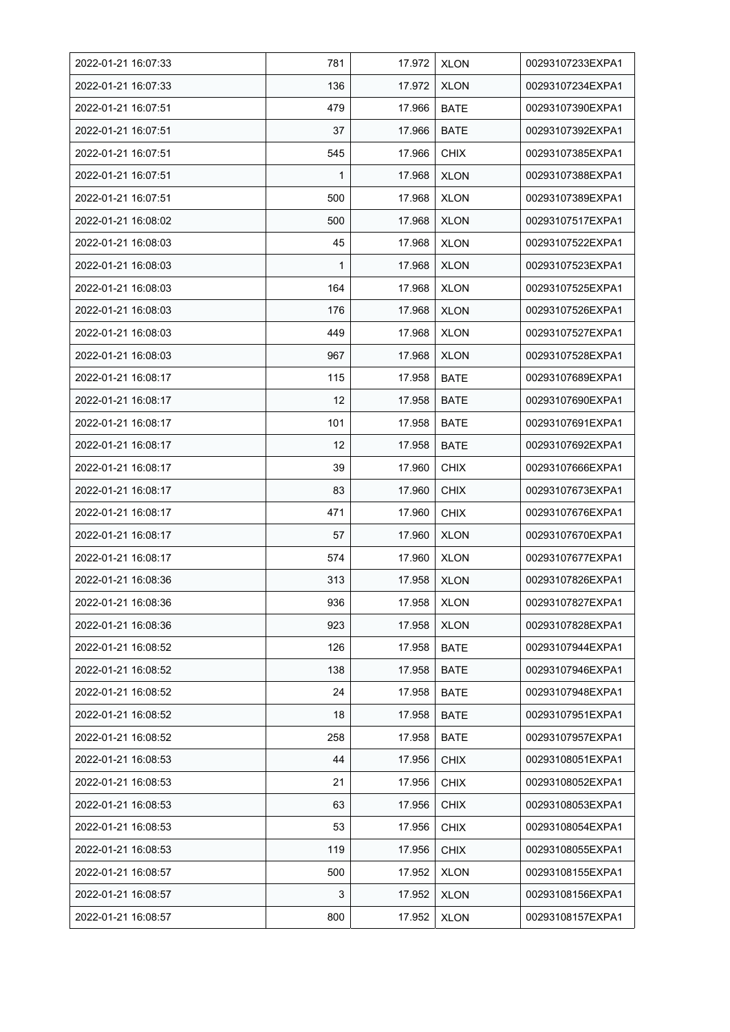| 2022-01-21 16:07:33 | 781 | 17.972 | XLON | 00293107233EXPA1 |
|---|---|---|---|---|
| 2022-01-21 16:07:33 | 136 | 17.972 | XLON | 00293107234EXPA1 |
| 2022-01-21 16:07:51 | 479 | 17.966 | BATE | 00293107390EXPA1 |
| 2022-01-21 16:07:51 | 37 | 17.966 | BATE | 00293107392EXPA1 |
| 2022-01-21 16:07:51 | 545 | 17.966 | CHIX | 00293107385EXPA1 |
| 2022-01-21 16:07:51 | 1 | 17.968 | XLON | 00293107388EXPA1 |
| 2022-01-21 16:07:51 | 500 | 17.968 | XLON | 00293107389EXPA1 |
| 2022-01-21 16:08:02 | 500 | 17.968 | XLON | 00293107517EXPA1 |
| 2022-01-21 16:08:03 | 45 | 17.968 | XLON | 00293107522EXPA1 |
| 2022-01-21 16:08:03 | 1 | 17.968 | XLON | 00293107523EXPA1 |
| 2022-01-21 16:08:03 | 164 | 17.968 | XLON | 00293107525EXPA1 |
| 2022-01-21 16:08:03 | 176 | 17.968 | XLON | 00293107526EXPA1 |
| 2022-01-21 16:08:03 | 449 | 17.968 | XLON | 00293107527EXPA1 |
| 2022-01-21 16:08:03 | 967 | 17.968 | XLON | 00293107528EXPA1 |
| 2022-01-21 16:08:17 | 115 | 17.958 | BATE | 00293107689EXPA1 |
| 2022-01-21 16:08:17 | 12 | 17.958 | BATE | 00293107690EXPA1 |
| 2022-01-21 16:08:17 | 101 | 17.958 | BATE | 00293107691EXPA1 |
| 2022-01-21 16:08:17 | 12 | 17.958 | BATE | 00293107692EXPA1 |
| 2022-01-21 16:08:17 | 39 | 17.960 | CHIX | 00293107666EXPA1 |
| 2022-01-21 16:08:17 | 83 | 17.960 | CHIX | 00293107673EXPA1 |
| 2022-01-21 16:08:17 | 471 | 17.960 | CHIX | 00293107676EXPA1 |
| 2022-01-21 16:08:17 | 57 | 17.960 | XLON | 00293107670EXPA1 |
| 2022-01-21 16:08:17 | 574 | 17.960 | XLON | 00293107677EXPA1 |
| 2022-01-21 16:08:36 | 313 | 17.958 | XLON | 00293107826EXPA1 |
| 2022-01-21 16:08:36 | 936 | 17.958 | XLON | 00293107827EXPA1 |
| 2022-01-21 16:08:36 | 923 | 17.958 | XLON | 00293107828EXPA1 |
| 2022-01-21 16:08:52 | 126 | 17.958 | BATE | 00293107944EXPA1 |
| 2022-01-21 16:08:52 | 138 | 17.958 | BATE | 00293107946EXPA1 |
| 2022-01-21 16:08:52 | 24 | 17.958 | BATE | 00293107948EXPA1 |
| 2022-01-21 16:08:52 | 18 | 17.958 | BATE | 00293107951EXPA1 |
| 2022-01-21 16:08:52 | 258 | 17.958 | BATE | 00293107957EXPA1 |
| 2022-01-21 16:08:53 | 44 | 17.956 | CHIX | 00293108051EXPA1 |
| 2022-01-21 16:08:53 | 21 | 17.956 | CHIX | 00293108052EXPA1 |
| 2022-01-21 16:08:53 | 63 | 17.956 | CHIX | 00293108053EXPA1 |
| 2022-01-21 16:08:53 | 53 | 17.956 | CHIX | 00293108054EXPA1 |
| 2022-01-21 16:08:53 | 119 | 17.956 | CHIX | 00293108055EXPA1 |
| 2022-01-21 16:08:57 | 500 | 17.952 | XLON | 00293108155EXPA1 |
| 2022-01-21 16:08:57 | 3 | 17.952 | XLON | 00293108156EXPA1 |
| 2022-01-21 16:08:57 | 800 | 17.952 | XLON | 00293108157EXPA1 |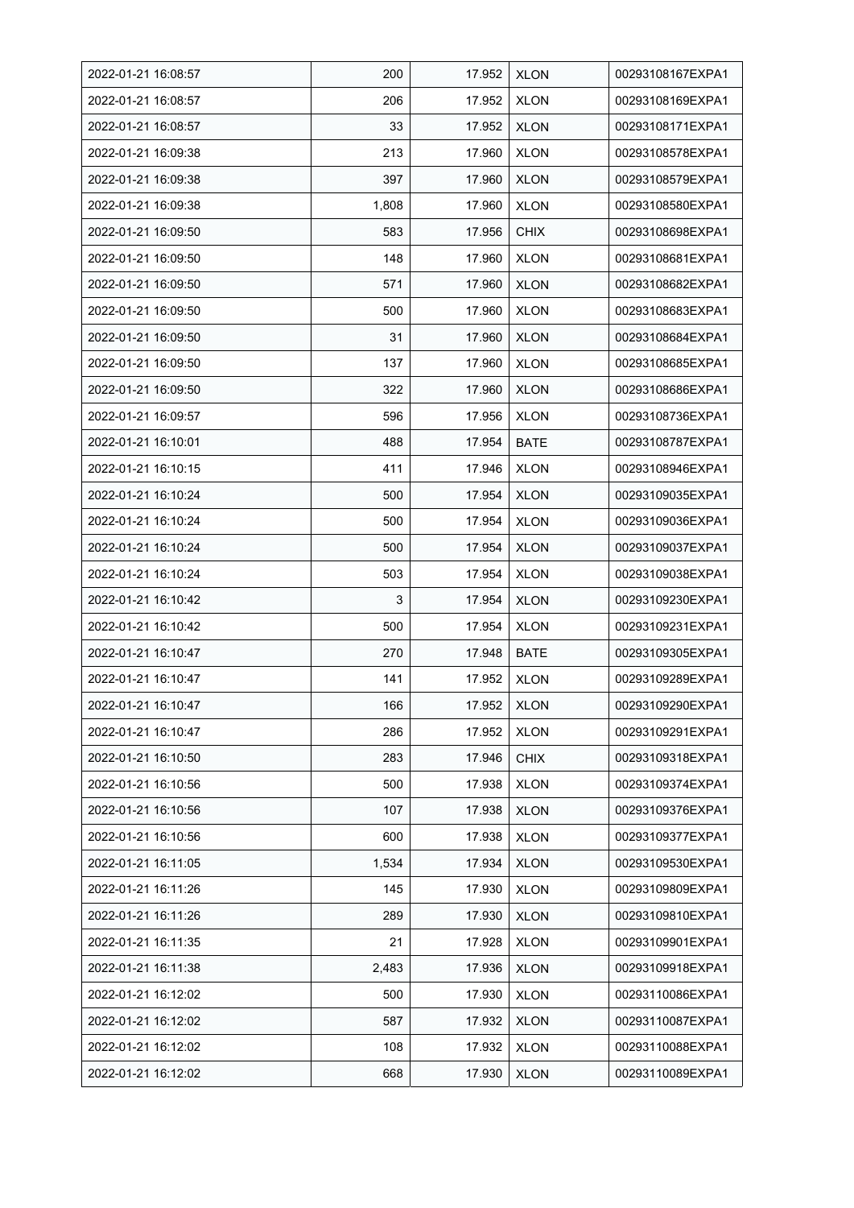| 2022-01-21 16:08:57 | 200 | 17.952 | XLON | 00293108167EXPA1 |
|---|---|---|---|---|
| 2022-01-21 16:08:57 | 206 | 17.952 | XLON | 00293108169EXPA1 |
| 2022-01-21 16:08:57 | 33 | 17.952 | XLON | 00293108171EXPA1 |
| 2022-01-21 16:09:38 | 213 | 17.960 | XLON | 00293108578EXPA1 |
| 2022-01-21 16:09:38 | 397 | 17.960 | XLON | 00293108579EXPA1 |
| 2022-01-21 16:09:38 | 1,808 | 17.960 | XLON | 00293108580EXPA1 |
| 2022-01-21 16:09:50 | 583 | 17.956 | CHIX | 00293108698EXPA1 |
| 2022-01-21 16:09:50 | 148 | 17.960 | XLON | 00293108681EXPA1 |
| 2022-01-21 16:09:50 | 571 | 17.960 | XLON | 00293108682EXPA1 |
| 2022-01-21 16:09:50 | 500 | 17.960 | XLON | 00293108683EXPA1 |
| 2022-01-21 16:09:50 | 31 | 17.960 | XLON | 00293108684EXPA1 |
| 2022-01-21 16:09:50 | 137 | 17.960 | XLON | 00293108685EXPA1 |
| 2022-01-21 16:09:50 | 322 | 17.960 | XLON | 00293108686EXPA1 |
| 2022-01-21 16:09:57 | 596 | 17.956 | XLON | 00293108736EXPA1 |
| 2022-01-21 16:10:01 | 488 | 17.954 | BATE | 00293108787EXPA1 |
| 2022-01-21 16:10:15 | 411 | 17.946 | XLON | 00293108946EXPA1 |
| 2022-01-21 16:10:24 | 500 | 17.954 | XLON | 00293109035EXPA1 |
| 2022-01-21 16:10:24 | 500 | 17.954 | XLON | 00293109036EXPA1 |
| 2022-01-21 16:10:24 | 500 | 17.954 | XLON | 00293109037EXPA1 |
| 2022-01-21 16:10:24 | 503 | 17.954 | XLON | 00293109038EXPA1 |
| 2022-01-21 16:10:42 | 3 | 17.954 | XLON | 00293109230EXPA1 |
| 2022-01-21 16:10:42 | 500 | 17.954 | XLON | 00293109231EXPA1 |
| 2022-01-21 16:10:47 | 270 | 17.948 | BATE | 00293109305EXPA1 |
| 2022-01-21 16:10:47 | 141 | 17.952 | XLON | 00293109289EXPA1 |
| 2022-01-21 16:10:47 | 166 | 17.952 | XLON | 00293109290EXPA1 |
| 2022-01-21 16:10:47 | 286 | 17.952 | XLON | 00293109291EXPA1 |
| 2022-01-21 16:10:50 | 283 | 17.946 | CHIX | 00293109318EXPA1 |
| 2022-01-21 16:10:56 | 500 | 17.938 | XLON | 00293109374EXPA1 |
| 2022-01-21 16:10:56 | 107 | 17.938 | XLON | 00293109376EXPA1 |
| 2022-01-21 16:10:56 | 600 | 17.938 | XLON | 00293109377EXPA1 |
| 2022-01-21 16:11:05 | 1,534 | 17.934 | XLON | 00293109530EXPA1 |
| 2022-01-21 16:11:26 | 145 | 17.930 | XLON | 00293109809EXPA1 |
| 2022-01-21 16:11:26 | 289 | 17.930 | XLON | 00293109810EXPA1 |
| 2022-01-21 16:11:35 | 21 | 17.928 | XLON | 00293109901EXPA1 |
| 2022-01-21 16:11:38 | 2,483 | 17.936 | XLON | 00293109918EXPA1 |
| 2022-01-21 16:12:02 | 500 | 17.930 | XLON | 00293110086EXPA1 |
| 2022-01-21 16:12:02 | 587 | 17.932 | XLON | 00293110087EXPA1 |
| 2022-01-21 16:12:02 | 108 | 17.932 | XLON | 00293110088EXPA1 |
| 2022-01-21 16:12:02 | 668 | 17.930 | XLON | 00293110089EXPA1 |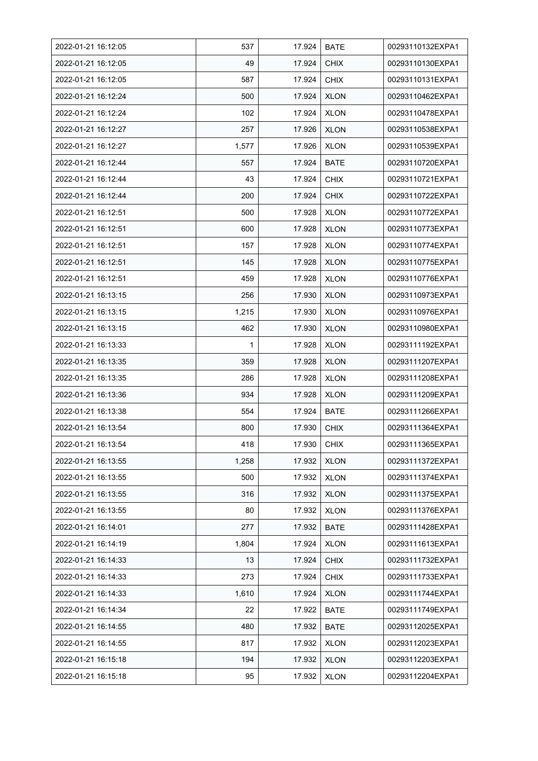| 2022-01-21 16:12:05 | 537 | 17.924 | BATE | 00293110132EXPA1 |
|---|---|---|---|---|
| 2022-01-21 16:12:05 | 49 | 17.924 | CHIX | 00293110130EXPA1 |
| 2022-01-21 16:12:05 | 587 | 17.924 | CHIX | 00293110131EXPA1 |
| 2022-01-21 16:12:24 | 500 | 17.924 | XLON | 00293110462EXPA1 |
| 2022-01-21 16:12:24 | 102 | 17.924 | XLON | 00293110478EXPA1 |
| 2022-01-21 16:12:27 | 257 | 17.926 | XLON | 00293110538EXPA1 |
| 2022-01-21 16:12:27 | 1,577 | 17.926 | XLON | 00293110539EXPA1 |
| 2022-01-21 16:12:44 | 557 | 17.924 | BATE | 00293110720EXPA1 |
| 2022-01-21 16:12:44 | 43 | 17.924 | CHIX | 00293110721EXPA1 |
| 2022-01-21 16:12:44 | 200 | 17.924 | CHIX | 00293110722EXPA1 |
| 2022-01-21 16:12:51 | 500 | 17.928 | XLON | 00293110772EXPA1 |
| 2022-01-21 16:12:51 | 600 | 17.928 | XLON | 00293110773EXPA1 |
| 2022-01-21 16:12:51 | 157 | 17.928 | XLON | 00293110774EXPA1 |
| 2022-01-21 16:12:51 | 145 | 17.928 | XLON | 00293110775EXPA1 |
| 2022-01-21 16:12:51 | 459 | 17.928 | XLON | 00293110776EXPA1 |
| 2022-01-21 16:13:15 | 256 | 17.930 | XLON | 00293110973EXPA1 |
| 2022-01-21 16:13:15 | 1,215 | 17.930 | XLON | 00293110976EXPA1 |
| 2022-01-21 16:13:15 | 462 | 17.930 | XLON | 00293110980EXPA1 |
| 2022-01-21 16:13:33 | 1 | 17.928 | XLON | 00293111192EXPA1 |
| 2022-01-21 16:13:35 | 359 | 17.928 | XLON | 00293111207EXPA1 |
| 2022-01-21 16:13:35 | 286 | 17.928 | XLON | 00293111208EXPA1 |
| 2022-01-21 16:13:36 | 934 | 17.928 | XLON | 00293111209EXPA1 |
| 2022-01-21 16:13:38 | 554 | 17.924 | BATE | 00293111266EXPA1 |
| 2022-01-21 16:13:54 | 800 | 17.930 | CHIX | 00293111364EXPA1 |
| 2022-01-21 16:13:54 | 418 | 17.930 | CHIX | 00293111365EXPA1 |
| 2022-01-21 16:13:55 | 1,258 | 17.932 | XLON | 00293111372EXPA1 |
| 2022-01-21 16:13:55 | 500 | 17.932 | XLON | 00293111374EXPA1 |
| 2022-01-21 16:13:55 | 316 | 17.932 | XLON | 00293111375EXPA1 |
| 2022-01-21 16:13:55 | 80 | 17.932 | XLON | 00293111376EXPA1 |
| 2022-01-21 16:14:01 | 277 | 17.932 | BATE | 00293111428EXPA1 |
| 2022-01-21 16:14:19 | 1,804 | 17.924 | XLON | 00293111613EXPA1 |
| 2022-01-21 16:14:33 | 13 | 17.924 | CHIX | 00293111732EXPA1 |
| 2022-01-21 16:14:33 | 273 | 17.924 | CHIX | 00293111733EXPA1 |
| 2022-01-21 16:14:33 | 1,610 | 17.924 | XLON | 00293111744EXPA1 |
| 2022-01-21 16:14:34 | 22 | 17.922 | BATE | 00293111749EXPA1 |
| 2022-01-21 16:14:55 | 480 | 17.932 | BATE | 00293112025EXPA1 |
| 2022-01-21 16:14:55 | 817 | 17.932 | XLON | 00293112023EXPA1 |
| 2022-01-21 16:15:18 | 194 | 17.932 | XLON | 00293112203EXPA1 |
| 2022-01-21 16:15:18 | 95 | 17.932 | XLON | 00293112204EXPA1 |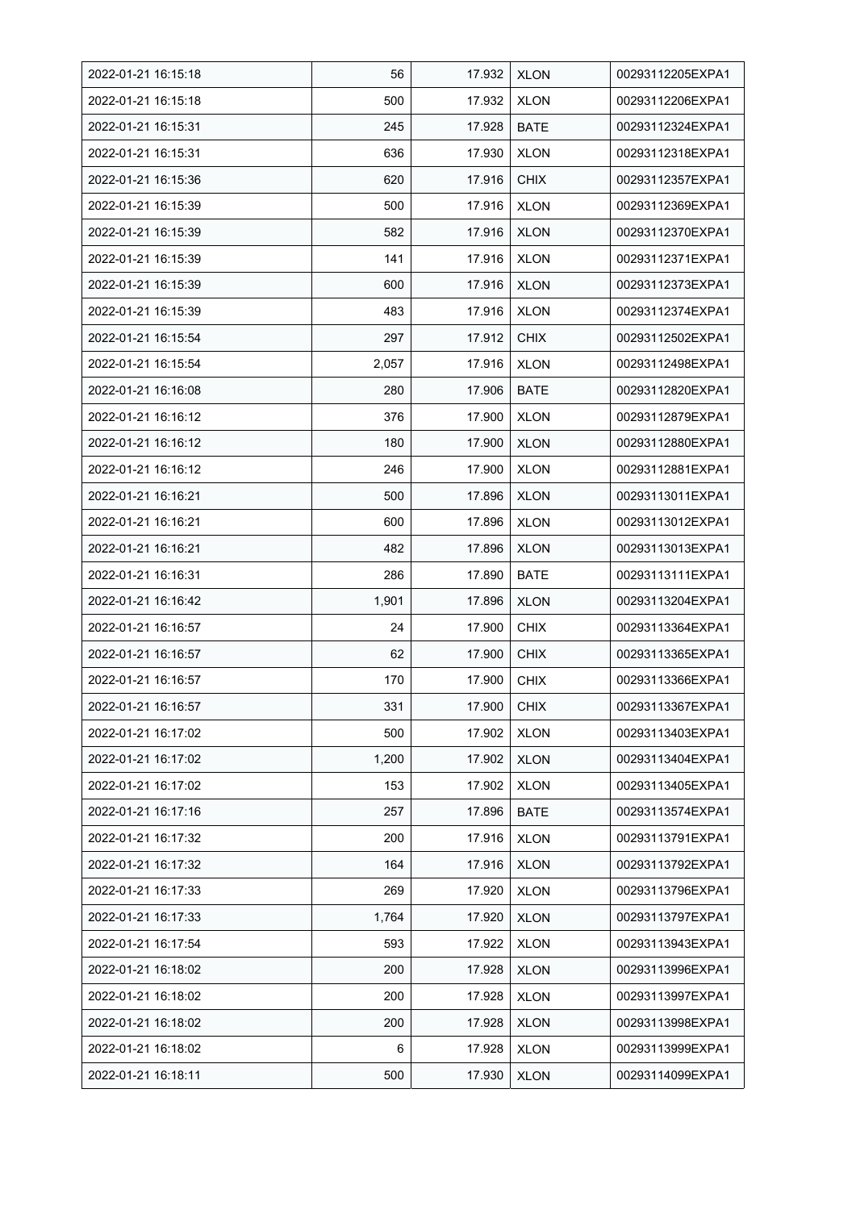| 2022-01-21 16:15:18 | 56 | 17.932 | XLON | 00293112205EXPA1 |
|---|---|---|---|---|
| 2022-01-21 16:15:18 | 500 | 17.932 | XLON | 00293112206EXPA1 |
| 2022-01-21 16:15:31 | 245 | 17.928 | BATE | 00293112324EXPA1 |
| 2022-01-21 16:15:31 | 636 | 17.930 | XLON | 00293112318EXPA1 |
| 2022-01-21 16:15:36 | 620 | 17.916 | CHIX | 00293112357EXPA1 |
| 2022-01-21 16:15:39 | 500 | 17.916 | XLON | 00293112369EXPA1 |
| 2022-01-21 16:15:39 | 582 | 17.916 | XLON | 00293112370EXPA1 |
| 2022-01-21 16:15:39 | 141 | 17.916 | XLON | 00293112371EXPA1 |
| 2022-01-21 16:15:39 | 600 | 17.916 | XLON | 00293112373EXPA1 |
| 2022-01-21 16:15:39 | 483 | 17.916 | XLON | 00293112374EXPA1 |
| 2022-01-21 16:15:54 | 297 | 17.912 | CHIX | 00293112502EXPA1 |
| 2022-01-21 16:15:54 | 2,057 | 17.916 | XLON | 00293112498EXPA1 |
| 2022-01-21 16:16:08 | 280 | 17.906 | BATE | 00293112820EXPA1 |
| 2022-01-21 16:16:12 | 376 | 17.900 | XLON | 00293112879EXPA1 |
| 2022-01-21 16:16:12 | 180 | 17.900 | XLON | 00293112880EXPA1 |
| 2022-01-21 16:16:12 | 246 | 17.900 | XLON | 00293112881EXPA1 |
| 2022-01-21 16:16:21 | 500 | 17.896 | XLON | 00293113011EXPA1 |
| 2022-01-21 16:16:21 | 600 | 17.896 | XLON | 00293113012EXPA1 |
| 2022-01-21 16:16:21 | 482 | 17.896 | XLON | 00293113013EXPA1 |
| 2022-01-21 16:16:31 | 286 | 17.890 | BATE | 00293113111EXPA1 |
| 2022-01-21 16:16:42 | 1,901 | 17.896 | XLON | 00293113204EXPA1 |
| 2022-01-21 16:16:57 | 24 | 17.900 | CHIX | 00293113364EXPA1 |
| 2022-01-21 16:16:57 | 62 | 17.900 | CHIX | 00293113365EXPA1 |
| 2022-01-21 16:16:57 | 170 | 17.900 | CHIX | 00293113366EXPA1 |
| 2022-01-21 16:16:57 | 331 | 17.900 | CHIX | 00293113367EXPA1 |
| 2022-01-21 16:17:02 | 500 | 17.902 | XLON | 00293113403EXPA1 |
| 2022-01-21 16:17:02 | 1,200 | 17.902 | XLON | 00293113404EXPA1 |
| 2022-01-21 16:17:02 | 153 | 17.902 | XLON | 00293113405EXPA1 |
| 2022-01-21 16:17:16 | 257 | 17.896 | BATE | 00293113574EXPA1 |
| 2022-01-21 16:17:32 | 200 | 17.916 | XLON | 00293113791EXPA1 |
| 2022-01-21 16:17:32 | 164 | 17.916 | XLON | 00293113792EXPA1 |
| 2022-01-21 16:17:33 | 269 | 17.920 | XLON | 00293113796EXPA1 |
| 2022-01-21 16:17:33 | 1,764 | 17.920 | XLON | 00293113797EXPA1 |
| 2022-01-21 16:17:54 | 593 | 17.922 | XLON | 00293113943EXPA1 |
| 2022-01-21 16:18:02 | 200 | 17.928 | XLON | 00293113996EXPA1 |
| 2022-01-21 16:18:02 | 200 | 17.928 | XLON | 00293113997EXPA1 |
| 2022-01-21 16:18:02 | 200 | 17.928 | XLON | 00293113998EXPA1 |
| 2022-01-21 16:18:02 | 6 | 17.928 | XLON | 00293113999EXPA1 |
| 2022-01-21 16:18:11 | 500 | 17.930 | XLON | 00293114099EXPA1 |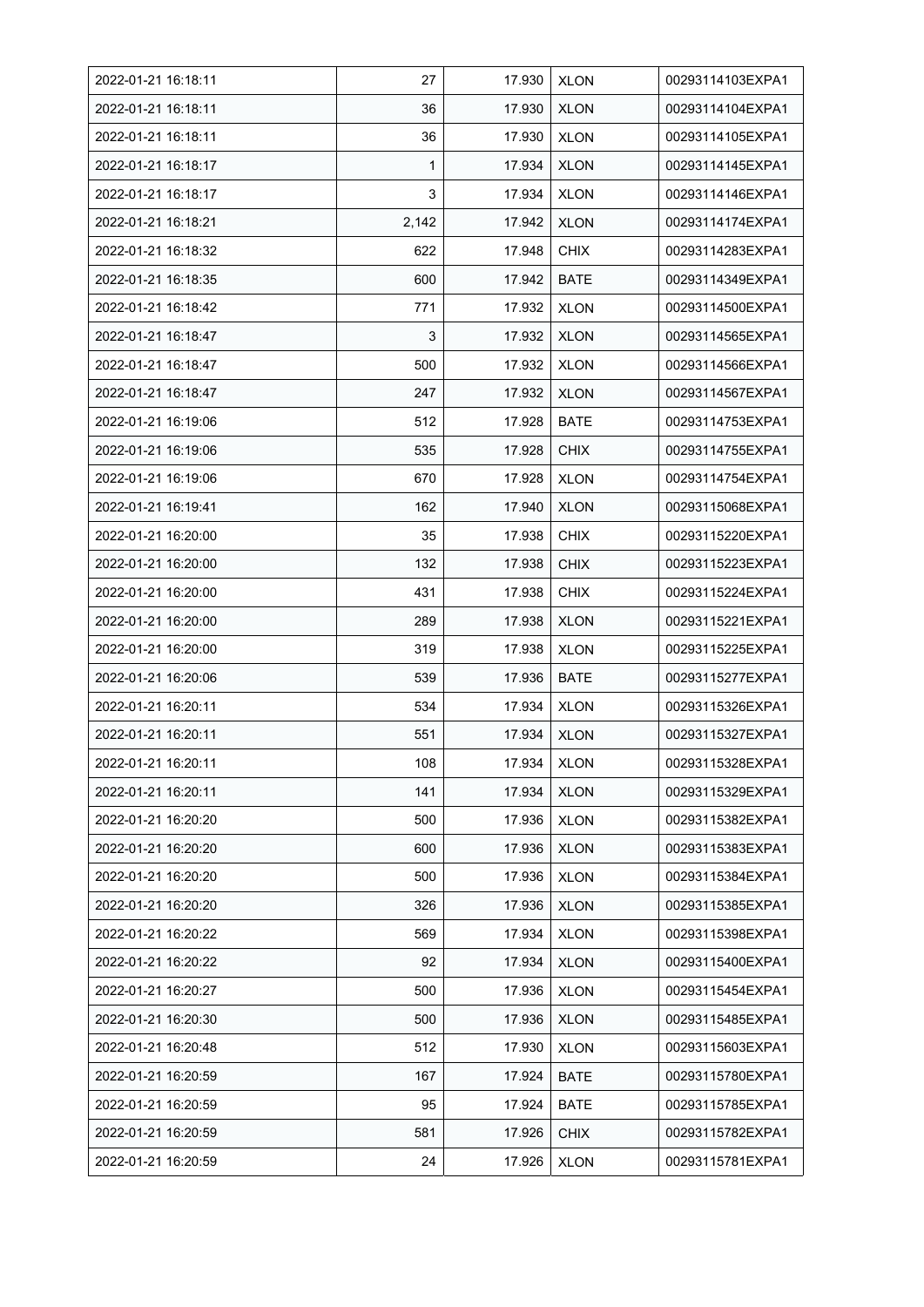| 2022-01-21 16:18:11 | 27 | 17.930 | XLON | 00293114103EXPA1 |
|---|---|---|---|---|
| 2022-01-21 16:18:11 | 36 | 17.930 | XLON | 00293114104EXPA1 |
| 2022-01-21 16:18:11 | 36 | 17.930 | XLON | 00293114105EXPA1 |
| 2022-01-21 16:18:17 | 1 | 17.934 | XLON | 00293114145EXPA1 |
| 2022-01-21 16:18:17 | 3 | 17.934 | XLON | 00293114146EXPA1 |
| 2022-01-21 16:18:21 | 2,142 | 17.942 | XLON | 00293114174EXPA1 |
| 2022-01-21 16:18:32 | 622 | 17.948 | CHIX | 00293114283EXPA1 |
| 2022-01-21 16:18:35 | 600 | 17.942 | BATE | 00293114349EXPA1 |
| 2022-01-21 16:18:42 | 771 | 17.932 | XLON | 00293114500EXPA1 |
| 2022-01-21 16:18:47 | 3 | 17.932 | XLON | 00293114565EXPA1 |
| 2022-01-21 16:18:47 | 500 | 17.932 | XLON | 00293114566EXPA1 |
| 2022-01-21 16:18:47 | 247 | 17.932 | XLON | 00293114567EXPA1 |
| 2022-01-21 16:19:06 | 512 | 17.928 | BATE | 00293114753EXPA1 |
| 2022-01-21 16:19:06 | 535 | 17.928 | CHIX | 00293114755EXPA1 |
| 2022-01-21 16:19:06 | 670 | 17.928 | XLON | 00293114754EXPA1 |
| 2022-01-21 16:19:41 | 162 | 17.940 | XLON | 00293115068EXPA1 |
| 2022-01-21 16:20:00 | 35 | 17.938 | CHIX | 00293115220EXPA1 |
| 2022-01-21 16:20:00 | 132 | 17.938 | CHIX | 00293115223EXPA1 |
| 2022-01-21 16:20:00 | 431 | 17.938 | CHIX | 00293115224EXPA1 |
| 2022-01-21 16:20:00 | 289 | 17.938 | XLON | 00293115221EXPA1 |
| 2022-01-21 16:20:00 | 319 | 17.938 | XLON | 00293115225EXPA1 |
| 2022-01-21 16:20:06 | 539 | 17.936 | BATE | 00293115277EXPA1 |
| 2022-01-21 16:20:11 | 534 | 17.934 | XLON | 00293115326EXPA1 |
| 2022-01-21 16:20:11 | 551 | 17.934 | XLON | 00293115327EXPA1 |
| 2022-01-21 16:20:11 | 108 | 17.934 | XLON | 00293115328EXPA1 |
| 2022-01-21 16:20:11 | 141 | 17.934 | XLON | 00293115329EXPA1 |
| 2022-01-21 16:20:20 | 500 | 17.936 | XLON | 00293115382EXPA1 |
| 2022-01-21 16:20:20 | 600 | 17.936 | XLON | 00293115383EXPA1 |
| 2022-01-21 16:20:20 | 500 | 17.936 | XLON | 00293115384EXPA1 |
| 2022-01-21 16:20:20 | 326 | 17.936 | XLON | 00293115385EXPA1 |
| 2022-01-21 16:20:22 | 569 | 17.934 | XLON | 00293115398EXPA1 |
| 2022-01-21 16:20:22 | 92 | 17.934 | XLON | 00293115400EXPA1 |
| 2022-01-21 16:20:27 | 500 | 17.936 | XLON | 00293115454EXPA1 |
| 2022-01-21 16:20:30 | 500 | 17.936 | XLON | 00293115485EXPA1 |
| 2022-01-21 16:20:48 | 512 | 17.930 | XLON | 00293115603EXPA1 |
| 2022-01-21 16:20:59 | 167 | 17.924 | BATE | 00293115780EXPA1 |
| 2022-01-21 16:20:59 | 95 | 17.924 | BATE | 00293115785EXPA1 |
| 2022-01-21 16:20:59 | 581 | 17.926 | CHIX | 00293115782EXPA1 |
| 2022-01-21 16:20:59 | 24 | 17.926 | XLON | 00293115781EXPA1 |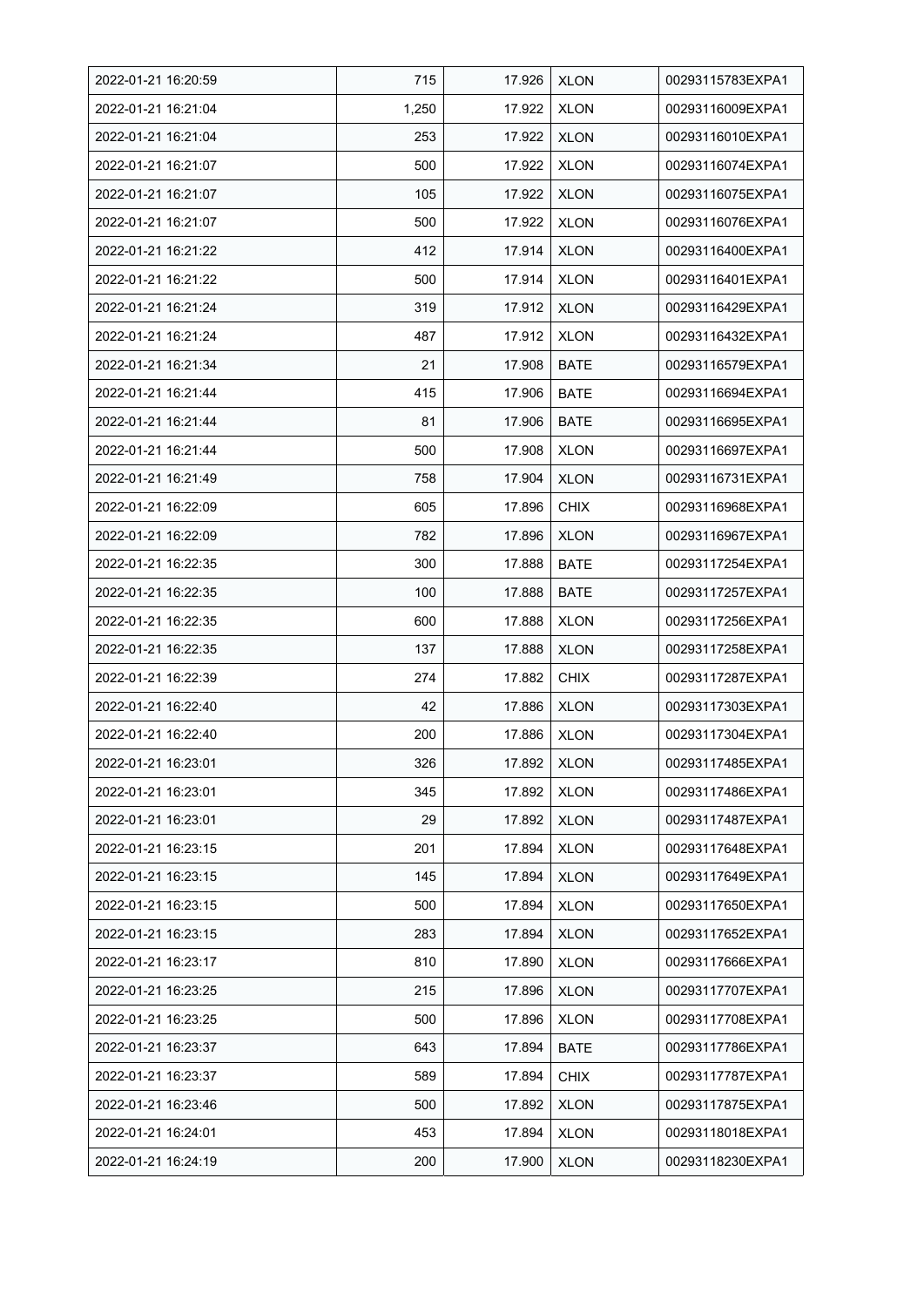| | | | | |
|---|---|---|---|---|
| 2022-01-21 16:20:59 | 715 | 17.926 | XLON | 00293115783EXPA1 |
| 2022-01-21 16:21:04 | 1,250 | 17.922 | XLON | 00293116009EXPA1 |
| 2022-01-21 16:21:04 | 253 | 17.922 | XLON | 00293116010EXPA1 |
| 2022-01-21 16:21:07 | 500 | 17.922 | XLON | 00293116074EXPA1 |
| 2022-01-21 16:21:07 | 105 | 17.922 | XLON | 00293116075EXPA1 |
| 2022-01-21 16:21:07 | 500 | 17.922 | XLON | 00293116076EXPA1 |
| 2022-01-21 16:21:22 | 412 | 17.914 | XLON | 00293116400EXPA1 |
| 2022-01-21 16:21:22 | 500 | 17.914 | XLON | 00293116401EXPA1 |
| 2022-01-21 16:21:24 | 319 | 17.912 | XLON | 00293116429EXPA1 |
| 2022-01-21 16:21:24 | 487 | 17.912 | XLON | 00293116432EXPA1 |
| 2022-01-21 16:21:34 | 21 | 17.908 | BATE | 00293116579EXPA1 |
| 2022-01-21 16:21:44 | 415 | 17.906 | BATE | 00293116694EXPA1 |
| 2022-01-21 16:21:44 | 81 | 17.906 | BATE | 00293116695EXPA1 |
| 2022-01-21 16:21:44 | 500 | 17.908 | XLON | 00293116697EXPA1 |
| 2022-01-21 16:21:49 | 758 | 17.904 | XLON | 00293116731EXPA1 |
| 2022-01-21 16:22:09 | 605 | 17.896 | CHIX | 00293116968EXPA1 |
| 2022-01-21 16:22:09 | 782 | 17.896 | XLON | 00293116967EXPA1 |
| 2022-01-21 16:22:35 | 300 | 17.888 | BATE | 00293117254EXPA1 |
| 2022-01-21 16:22:35 | 100 | 17.888 | BATE | 00293117257EXPA1 |
| 2022-01-21 16:22:35 | 600 | 17.888 | XLON | 00293117256EXPA1 |
| 2022-01-21 16:22:35 | 137 | 17.888 | XLON | 00293117258EXPA1 |
| 2022-01-21 16:22:39 | 274 | 17.882 | CHIX | 00293117287EXPA1 |
| 2022-01-21 16:22:40 | 42 | 17.886 | XLON | 00293117303EXPA1 |
| 2022-01-21 16:22:40 | 200 | 17.886 | XLON | 00293117304EXPA1 |
| 2022-01-21 16:23:01 | 326 | 17.892 | XLON | 00293117485EXPA1 |
| 2022-01-21 16:23:01 | 345 | 17.892 | XLON | 00293117486EXPA1 |
| 2022-01-21 16:23:01 | 29 | 17.892 | XLON | 00293117487EXPA1 |
| 2022-01-21 16:23:15 | 201 | 17.894 | XLON | 00293117648EXPA1 |
| 2022-01-21 16:23:15 | 145 | 17.894 | XLON | 00293117649EXPA1 |
| 2022-01-21 16:23:15 | 500 | 17.894 | XLON | 00293117650EXPA1 |
| 2022-01-21 16:23:15 | 283 | 17.894 | XLON | 00293117652EXPA1 |
| 2022-01-21 16:23:17 | 810 | 17.890 | XLON | 00293117666EXPA1 |
| 2022-01-21 16:23:25 | 215 | 17.896 | XLON | 00293117707EXPA1 |
| 2022-01-21 16:23:25 | 500 | 17.896 | XLON | 00293117708EXPA1 |
| 2022-01-21 16:23:37 | 643 | 17.894 | BATE | 00293117786EXPA1 |
| 2022-01-21 16:23:37 | 589 | 17.894 | CHIX | 00293117787EXPA1 |
| 2022-01-21 16:23:46 | 500 | 17.892 | XLON | 00293117875EXPA1 |
| 2022-01-21 16:24:01 | 453 | 17.894 | XLON | 00293118018EXPA1 |
| 2022-01-21 16:24:19 | 200 | 17.900 | XLON | 00293118230EXPA1 |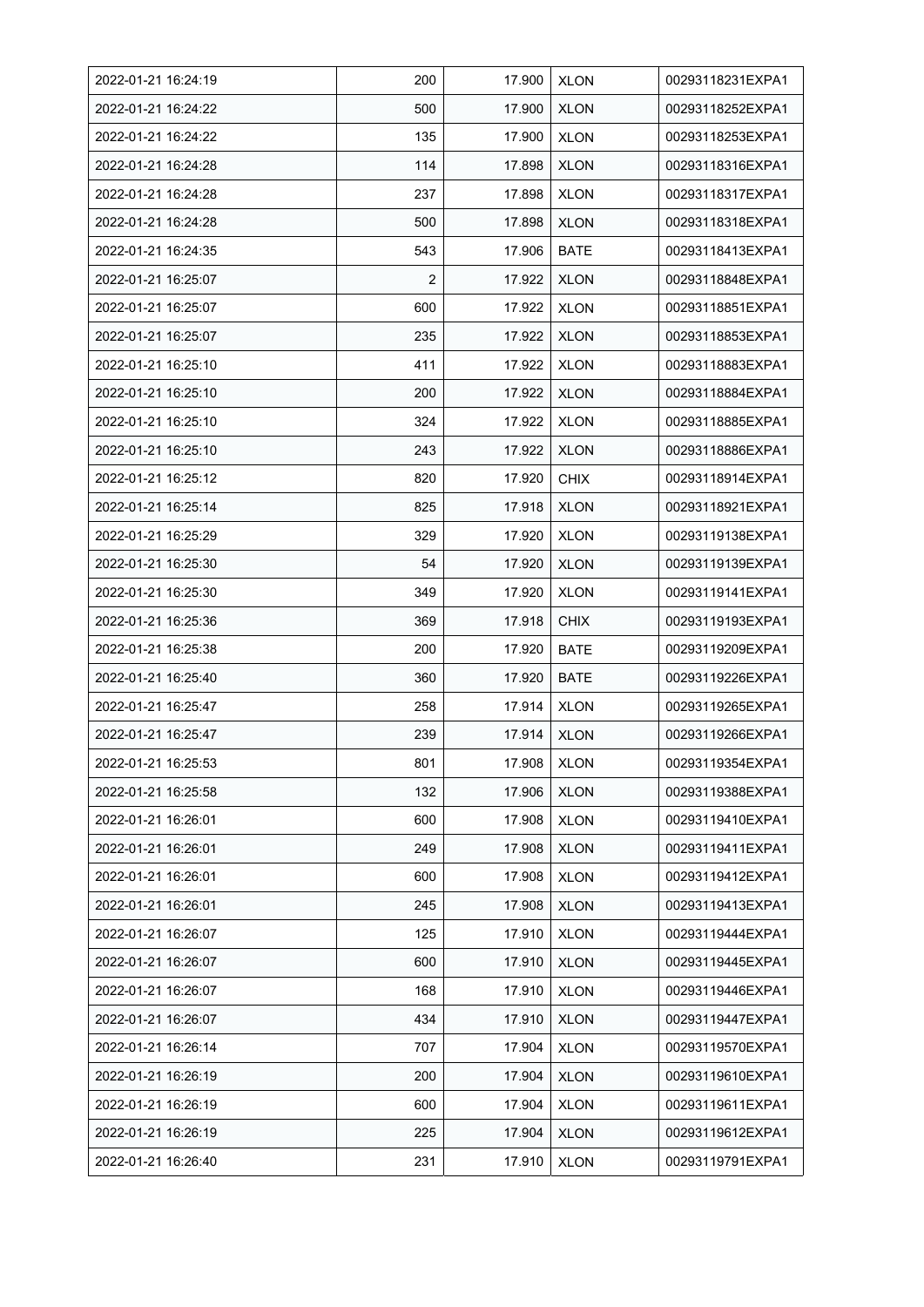| 2022-01-21 16:24:19 | 200 | 17.900 | XLON | 00293118231EXPA1 |
|---|---|---|---|---|
| 2022-01-21 16:24:22 | 500 | 17.900 | XLON | 00293118252EXPA1 |
| 2022-01-21 16:24:22 | 135 | 17.900 | XLON | 00293118253EXPA1 |
| 2022-01-21 16:24:28 | 114 | 17.898 | XLON | 00293118316EXPA1 |
| 2022-01-21 16:24:28 | 237 | 17.898 | XLON | 00293118317EXPA1 |
| 2022-01-21 16:24:28 | 500 | 17.898 | XLON | 00293118318EXPA1 |
| 2022-01-21 16:24:35 | 543 | 17.906 | BATE | 00293118413EXPA1 |
| 2022-01-21 16:25:07 | 2 | 17.922 | XLON | 00293118848EXPA1 |
| 2022-01-21 16:25:07 | 600 | 17.922 | XLON | 00293118851EXPA1 |
| 2022-01-21 16:25:07 | 235 | 17.922 | XLON | 00293118853EXPA1 |
| 2022-01-21 16:25:10 | 411 | 17.922 | XLON | 00293118883EXPA1 |
| 2022-01-21 16:25:10 | 200 | 17.922 | XLON | 00293118884EXPA1 |
| 2022-01-21 16:25:10 | 324 | 17.922 | XLON | 00293118885EXPA1 |
| 2022-01-21 16:25:10 | 243 | 17.922 | XLON | 00293118886EXPA1 |
| 2022-01-21 16:25:12 | 820 | 17.920 | CHIX | 00293118914EXPA1 |
| 2022-01-21 16:25:14 | 825 | 17.918 | XLON | 00293118921EXPA1 |
| 2022-01-21 16:25:29 | 329 | 17.920 | XLON | 00293119138EXPA1 |
| 2022-01-21 16:25:30 | 54 | 17.920 | XLON | 00293119139EXPA1 |
| 2022-01-21 16:25:30 | 349 | 17.920 | XLON | 00293119141EXPA1 |
| 2022-01-21 16:25:36 | 369 | 17.918 | CHIX | 00293119193EXPA1 |
| 2022-01-21 16:25:38 | 200 | 17.920 | BATE | 00293119209EXPA1 |
| 2022-01-21 16:25:40 | 360 | 17.920 | BATE | 00293119226EXPA1 |
| 2022-01-21 16:25:47 | 258 | 17.914 | XLON | 00293119265EXPA1 |
| 2022-01-21 16:25:47 | 239 | 17.914 | XLON | 00293119266EXPA1 |
| 2022-01-21 16:25:53 | 801 | 17.908 | XLON | 00293119354EXPA1 |
| 2022-01-21 16:25:58 | 132 | 17.906 | XLON | 00293119388EXPA1 |
| 2022-01-21 16:26:01 | 600 | 17.908 | XLON | 00293119410EXPA1 |
| 2022-01-21 16:26:01 | 249 | 17.908 | XLON | 00293119411EXPA1 |
| 2022-01-21 16:26:01 | 600 | 17.908 | XLON | 00293119412EXPA1 |
| 2022-01-21 16:26:01 | 245 | 17.908 | XLON | 00293119413EXPA1 |
| 2022-01-21 16:26:07 | 125 | 17.910 | XLON | 00293119444EXPA1 |
| 2022-01-21 16:26:07 | 600 | 17.910 | XLON | 00293119445EXPA1 |
| 2022-01-21 16:26:07 | 168 | 17.910 | XLON | 00293119446EXPA1 |
| 2022-01-21 16:26:07 | 434 | 17.910 | XLON | 00293119447EXPA1 |
| 2022-01-21 16:26:14 | 707 | 17.904 | XLON | 00293119570EXPA1 |
| 2022-01-21 16:26:19 | 200 | 17.904 | XLON | 00293119610EXPA1 |
| 2022-01-21 16:26:19 | 600 | 17.904 | XLON | 00293119611EXPA1 |
| 2022-01-21 16:26:19 | 225 | 17.904 | XLON | 00293119612EXPA1 |
| 2022-01-21 16:26:40 | 231 | 17.910 | XLON | 00293119791EXPA1 |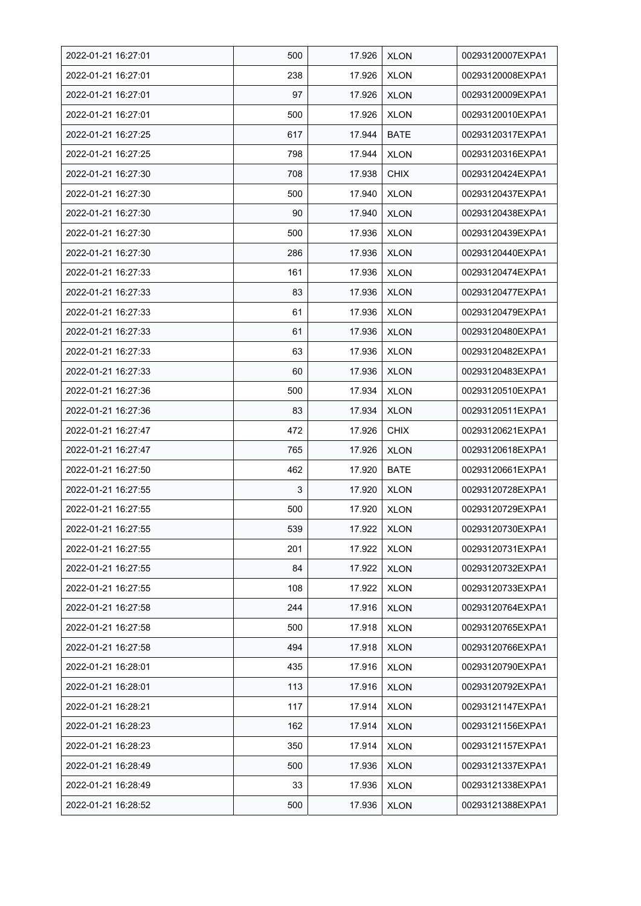| 2022-01-21 16:27:01 | 500 | 17.926 | XLON | 00293120007EXPA1 |
|---|---|---|---|---|
| 2022-01-21 16:27:01 | 238 | 17.926 | XLON | 00293120008EXPA1 |
| 2022-01-21 16:27:01 | 97 | 17.926 | XLON | 00293120009EXPA1 |
| 2022-01-21 16:27:01 | 500 | 17.926 | XLON | 00293120010EXPA1 |
| 2022-01-21 16:27:25 | 617 | 17.944 | BATE | 00293120317EXPA1 |
| 2022-01-21 16:27:25 | 798 | 17.944 | XLON | 00293120316EXPA1 |
| 2022-01-21 16:27:30 | 708 | 17.938 | CHIX | 00293120424EXPA1 |
| 2022-01-21 16:27:30 | 500 | 17.940 | XLON | 00293120437EXPA1 |
| 2022-01-21 16:27:30 | 90 | 17.940 | XLON | 00293120438EXPA1 |
| 2022-01-21 16:27:30 | 500 | 17.936 | XLON | 00293120439EXPA1 |
| 2022-01-21 16:27:30 | 286 | 17.936 | XLON | 00293120440EXPA1 |
| 2022-01-21 16:27:33 | 161 | 17.936 | XLON | 00293120474EXPA1 |
| 2022-01-21 16:27:33 | 83 | 17.936 | XLON | 00293120477EXPA1 |
| 2022-01-21 16:27:33 | 61 | 17.936 | XLON | 00293120479EXPA1 |
| 2022-01-21 16:27:33 | 61 | 17.936 | XLON | 00293120480EXPA1 |
| 2022-01-21 16:27:33 | 63 | 17.936 | XLON | 00293120482EXPA1 |
| 2022-01-21 16:27:33 | 60 | 17.936 | XLON | 00293120483EXPA1 |
| 2022-01-21 16:27:36 | 500 | 17.934 | XLON | 00293120510EXPA1 |
| 2022-01-21 16:27:36 | 83 | 17.934 | XLON | 00293120511EXPA1 |
| 2022-01-21 16:27:47 | 472 | 17.926 | CHIX | 00293120621EXPA1 |
| 2022-01-21 16:27:47 | 765 | 17.926 | XLON | 00293120618EXPA1 |
| 2022-01-21 16:27:50 | 462 | 17.920 | BATE | 00293120661EXPA1 |
| 2022-01-21 16:27:55 | 3 | 17.920 | XLON | 00293120728EXPA1 |
| 2022-01-21 16:27:55 | 500 | 17.920 | XLON | 00293120729EXPA1 |
| 2022-01-21 16:27:55 | 539 | 17.922 | XLON | 00293120730EXPA1 |
| 2022-01-21 16:27:55 | 201 | 17.922 | XLON | 00293120731EXPA1 |
| 2022-01-21 16:27:55 | 84 | 17.922 | XLON | 00293120732EXPA1 |
| 2022-01-21 16:27:55 | 108 | 17.922 | XLON | 00293120733EXPA1 |
| 2022-01-21 16:27:58 | 244 | 17.916 | XLON | 00293120764EXPA1 |
| 2022-01-21 16:27:58 | 500 | 17.918 | XLON | 00293120765EXPA1 |
| 2022-01-21 16:27:58 | 494 | 17.918 | XLON | 00293120766EXPA1 |
| 2022-01-21 16:28:01 | 435 | 17.916 | XLON | 00293120790EXPA1 |
| 2022-01-21 16:28:01 | 113 | 17.916 | XLON | 00293120792EXPA1 |
| 2022-01-21 16:28:21 | 117 | 17.914 | XLON | 00293121147EXPA1 |
| 2022-01-21 16:28:23 | 162 | 17.914 | XLON | 00293121156EXPA1 |
| 2022-01-21 16:28:23 | 350 | 17.914 | XLON | 00293121157EXPA1 |
| 2022-01-21 16:28:49 | 500 | 17.936 | XLON | 00293121337EXPA1 |
| 2022-01-21 16:28:49 | 33 | 17.936 | XLON | 00293121338EXPA1 |
| 2022-01-21 16:28:52 | 500 | 17.936 | XLON | 00293121388EXPA1 |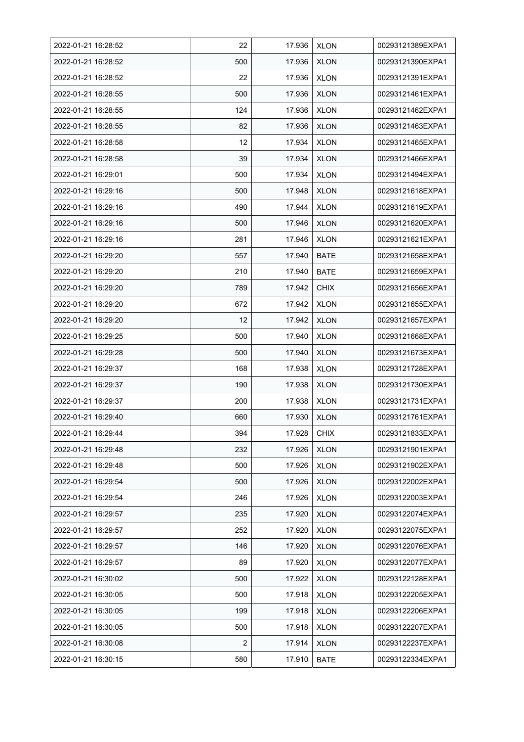| 2022-01-21 16:28:52 | 22 | 17.936 | XLON | 00293121389EXPA1 |
|---|---|---|---|---|
| 2022-01-21 16:28:52 | 500 | 17.936 | XLON | 00293121390EXPA1 |
| 2022-01-21 16:28:52 | 22 | 17.936 | XLON | 00293121391EXPA1 |
| 2022-01-21 16:28:55 | 500 | 17.936 | XLON | 00293121461EXPA1 |
| 2022-01-21 16:28:55 | 124 | 17.936 | XLON | 00293121462EXPA1 |
| 2022-01-21 16:28:55 | 82 | 17.936 | XLON | 00293121463EXPA1 |
| 2022-01-21 16:28:58 | 12 | 17.934 | XLON | 00293121465EXPA1 |
| 2022-01-21 16:28:58 | 39 | 17.934 | XLON | 00293121466EXPA1 |
| 2022-01-21 16:29:01 | 500 | 17.934 | XLON | 00293121494EXPA1 |
| 2022-01-21 16:29:16 | 500 | 17.948 | XLON | 00293121618EXPA1 |
| 2022-01-21 16:29:16 | 490 | 17.944 | XLON | 00293121619EXPA1 |
| 2022-01-21 16:29:16 | 500 | 17.946 | XLON | 00293121620EXPA1 |
| 2022-01-21 16:29:16 | 281 | 17.946 | XLON | 00293121621EXPA1 |
| 2022-01-21 16:29:20 | 557 | 17.940 | BATE | 00293121658EXPA1 |
| 2022-01-21 16:29:20 | 210 | 17.940 | BATE | 00293121659EXPA1 |
| 2022-01-21 16:29:20 | 789 | 17.942 | CHIX | 00293121656EXPA1 |
| 2022-01-21 16:29:20 | 672 | 17.942 | XLON | 00293121655EXPA1 |
| 2022-01-21 16:29:20 | 12 | 17.942 | XLON | 00293121657EXPA1 |
| 2022-01-21 16:29:25 | 500 | 17.940 | XLON | 00293121668EXPA1 |
| 2022-01-21 16:29:28 | 500 | 17.940 | XLON | 00293121673EXPA1 |
| 2022-01-21 16:29:37 | 168 | 17.938 | XLON | 00293121728EXPA1 |
| 2022-01-21 16:29:37 | 190 | 17.938 | XLON | 00293121730EXPA1 |
| 2022-01-21 16:29:37 | 200 | 17.938 | XLON | 00293121731EXPA1 |
| 2022-01-21 16:29:40 | 660 | 17.930 | XLON | 00293121761EXPA1 |
| 2022-01-21 16:29:44 | 394 | 17.928 | CHIX | 00293121833EXPA1 |
| 2022-01-21 16:29:48 | 232 | 17.926 | XLON | 00293121901EXPA1 |
| 2022-01-21 16:29:48 | 500 | 17.926 | XLON | 00293121902EXPA1 |
| 2022-01-21 16:29:54 | 500 | 17.926 | XLON | 00293122002EXPA1 |
| 2022-01-21 16:29:54 | 246 | 17.926 | XLON | 00293122003EXPA1 |
| 2022-01-21 16:29:57 | 235 | 17.920 | XLON | 00293122074EXPA1 |
| 2022-01-21 16:29:57 | 252 | 17.920 | XLON | 00293122075EXPA1 |
| 2022-01-21 16:29:57 | 146 | 17.920 | XLON | 00293122076EXPA1 |
| 2022-01-21 16:29:57 | 89 | 17.920 | XLON | 00293122077EXPA1 |
| 2022-01-21 16:30:02 | 500 | 17.922 | XLON | 00293122128EXPA1 |
| 2022-01-21 16:30:05 | 500 | 17.918 | XLON | 00293122205EXPA1 |
| 2022-01-21 16:30:05 | 199 | 17.918 | XLON | 00293122206EXPA1 |
| 2022-01-21 16:30:05 | 500 | 17.918 | XLON | 00293122207EXPA1 |
| 2022-01-21 16:30:08 | 2 | 17.914 | XLON | 00293122237EXPA1 |
| 2022-01-21 16:30:15 | 580 | 17.910 | BATE | 00293122334EXPA1 |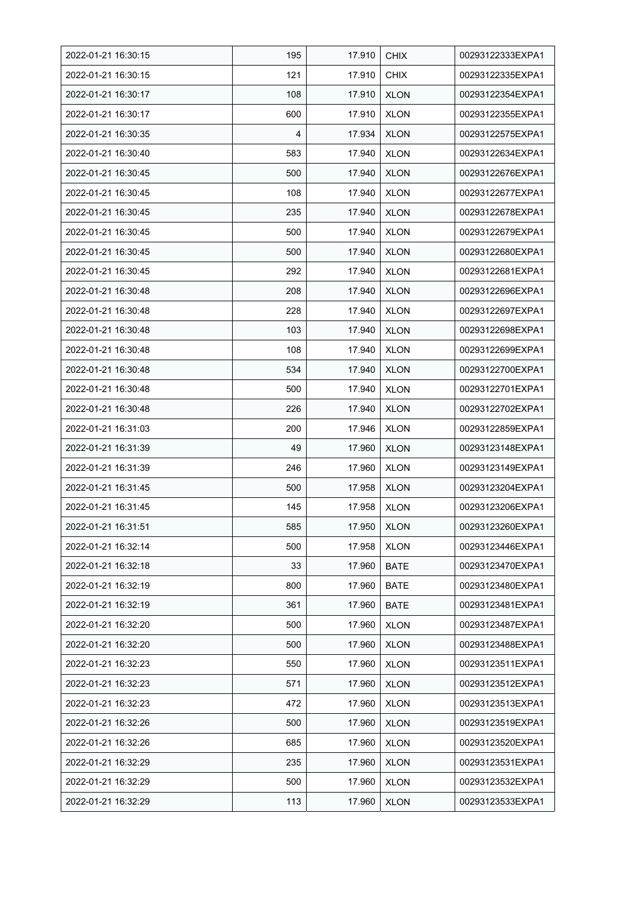| 2022-01-21 16:30:15 | 195 | 17.910 | CHIX | 00293122333EXPA1 |
|---|---|---|---|---|
| 2022-01-21 16:30:15 | 121 | 17.910 | CHIX | 00293122335EXPA1 |
| 2022-01-21 16:30:17 | 108 | 17.910 | XLON | 00293122354EXPA1 |
| 2022-01-21 16:30:17 | 600 | 17.910 | XLON | 00293122355EXPA1 |
| 2022-01-21 16:30:35 | 4 | 17.934 | XLON | 00293122575EXPA1 |
| 2022-01-21 16:30:40 | 583 | 17.940 | XLON | 00293122634EXPA1 |
| 2022-01-21 16:30:45 | 500 | 17.940 | XLON | 00293122676EXPA1 |
| 2022-01-21 16:30:45 | 108 | 17.940 | XLON | 00293122677EXPA1 |
| 2022-01-21 16:30:45 | 235 | 17.940 | XLON | 00293122678EXPA1 |
| 2022-01-21 16:30:45 | 500 | 17.940 | XLON | 00293122679EXPA1 |
| 2022-01-21 16:30:45 | 500 | 17.940 | XLON | 00293122680EXPA1 |
| 2022-01-21 16:30:45 | 292 | 17.940 | XLON | 00293122681EXPA1 |
| 2022-01-21 16:30:48 | 208 | 17.940 | XLON | 00293122696EXPA1 |
| 2022-01-21 16:30:48 | 228 | 17.940 | XLON | 00293122697EXPA1 |
| 2022-01-21 16:30:48 | 103 | 17.940 | XLON | 00293122698EXPA1 |
| 2022-01-21 16:30:48 | 108 | 17.940 | XLON | 00293122699EXPA1 |
| 2022-01-21 16:30:48 | 534 | 17.940 | XLON | 00293122700EXPA1 |
| 2022-01-21 16:30:48 | 500 | 17.940 | XLON | 00293122701EXPA1 |
| 2022-01-21 16:30:48 | 226 | 17.940 | XLON | 00293122702EXPA1 |
| 2022-01-21 16:31:03 | 200 | 17.946 | XLON | 00293122859EXPA1 |
| 2022-01-21 16:31:39 | 49 | 17.960 | XLON | 00293123148EXPA1 |
| 2022-01-21 16:31:39 | 246 | 17.960 | XLON | 00293123149EXPA1 |
| 2022-01-21 16:31:45 | 500 | 17.958 | XLON | 00293123204EXPA1 |
| 2022-01-21 16:31:45 | 145 | 17.958 | XLON | 00293123206EXPA1 |
| 2022-01-21 16:31:51 | 585 | 17.950 | XLON | 00293123260EXPA1 |
| 2022-01-21 16:32:14 | 500 | 17.958 | XLON | 00293123446EXPA1 |
| 2022-01-21 16:32:18 | 33 | 17.960 | BATE | 00293123470EXPA1 |
| 2022-01-21 16:32:19 | 800 | 17.960 | BATE | 00293123480EXPA1 |
| 2022-01-21 16:32:19 | 361 | 17.960 | BATE | 00293123481EXPA1 |
| 2022-01-21 16:32:20 | 500 | 17.960 | XLON | 00293123487EXPA1 |
| 2022-01-21 16:32:20 | 500 | 17.960 | XLON | 00293123488EXPA1 |
| 2022-01-21 16:32:23 | 550 | 17.960 | XLON | 00293123511EXPA1 |
| 2022-01-21 16:32:23 | 571 | 17.960 | XLON | 00293123512EXPA1 |
| 2022-01-21 16:32:23 | 472 | 17.960 | XLON | 00293123513EXPA1 |
| 2022-01-21 16:32:26 | 500 | 17.960 | XLON | 00293123519EXPA1 |
| 2022-01-21 16:32:26 | 685 | 17.960 | XLON | 00293123520EXPA1 |
| 2022-01-21 16:32:29 | 235 | 17.960 | XLON | 00293123531EXPA1 |
| 2022-01-21 16:32:29 | 500 | 17.960 | XLON | 00293123532EXPA1 |
| 2022-01-21 16:32:29 | 113 | 17.960 | XLON | 00293123533EXPA1 |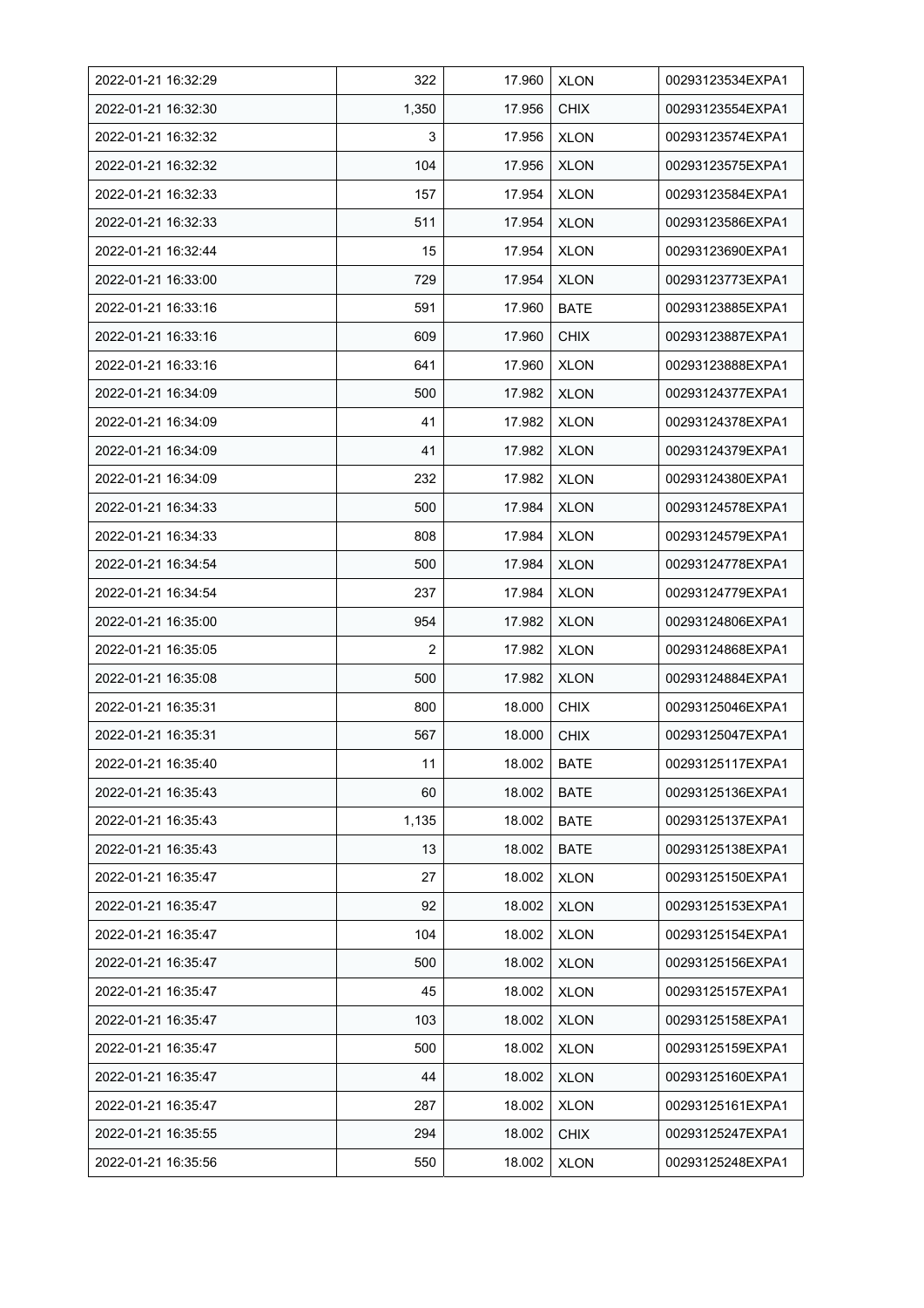| 2022-01-21 16:32:29 | 322 | 17.960 | XLON | 00293123534EXPA1 |
|---|---|---|---|---|
| 2022-01-21 16:32:30 | 1,350 | 17.956 | CHIX | 00293123554EXPA1 |
| 2022-01-21 16:32:32 | 3 | 17.956 | XLON | 00293123574EXPA1 |
| 2022-01-21 16:32:32 | 104 | 17.956 | XLON | 00293123575EXPA1 |
| 2022-01-21 16:32:33 | 157 | 17.954 | XLON | 00293123584EXPA1 |
| 2022-01-21 16:32:33 | 511 | 17.954 | XLON | 00293123586EXPA1 |
| 2022-01-21 16:32:44 | 15 | 17.954 | XLON | 00293123690EXPA1 |
| 2022-01-21 16:33:00 | 729 | 17.954 | XLON | 00293123773EXPA1 |
| 2022-01-21 16:33:16 | 591 | 17.960 | BATE | 00293123885EXPA1 |
| 2022-01-21 16:33:16 | 609 | 17.960 | CHIX | 00293123887EXPA1 |
| 2022-01-21 16:33:16 | 641 | 17.960 | XLON | 00293123888EXPA1 |
| 2022-01-21 16:34:09 | 500 | 17.982 | XLON | 00293124377EXPA1 |
| 2022-01-21 16:34:09 | 41 | 17.982 | XLON | 00293124378EXPA1 |
| 2022-01-21 16:34:09 | 41 | 17.982 | XLON | 00293124379EXPA1 |
| 2022-01-21 16:34:09 | 232 | 17.982 | XLON | 00293124380EXPA1 |
| 2022-01-21 16:34:33 | 500 | 17.984 | XLON | 00293124578EXPA1 |
| 2022-01-21 16:34:33 | 808 | 17.984 | XLON | 00293124579EXPA1 |
| 2022-01-21 16:34:54 | 500 | 17.984 | XLON | 00293124778EXPA1 |
| 2022-01-21 16:34:54 | 237 | 17.984 | XLON | 00293124779EXPA1 |
| 2022-01-21 16:35:00 | 954 | 17.982 | XLON | 00293124806EXPA1 |
| 2022-01-21 16:35:05 | 2 | 17.982 | XLON | 00293124868EXPA1 |
| 2022-01-21 16:35:08 | 500 | 17.982 | XLON | 00293124884EXPA1 |
| 2022-01-21 16:35:31 | 800 | 18.000 | CHIX | 00293125046EXPA1 |
| 2022-01-21 16:35:31 | 567 | 18.000 | CHIX | 00293125047EXPA1 |
| 2022-01-21 16:35:40 | 11 | 18.002 | BATE | 00293125117EXPA1 |
| 2022-01-21 16:35:43 | 60 | 18.002 | BATE | 00293125136EXPA1 |
| 2022-01-21 16:35:43 | 1,135 | 18.002 | BATE | 00293125137EXPA1 |
| 2022-01-21 16:35:43 | 13 | 18.002 | BATE | 00293125138EXPA1 |
| 2022-01-21 16:35:47 | 27 | 18.002 | XLON | 00293125150EXPA1 |
| 2022-01-21 16:35:47 | 92 | 18.002 | XLON | 00293125153EXPA1 |
| 2022-01-21 16:35:47 | 104 | 18.002 | XLON | 00293125154EXPA1 |
| 2022-01-21 16:35:47 | 500 | 18.002 | XLON | 00293125156EXPA1 |
| 2022-01-21 16:35:47 | 45 | 18.002 | XLON | 00293125157EXPA1 |
| 2022-01-21 16:35:47 | 103 | 18.002 | XLON | 00293125158EXPA1 |
| 2022-01-21 16:35:47 | 500 | 18.002 | XLON | 00293125159EXPA1 |
| 2022-01-21 16:35:47 | 44 | 18.002 | XLON | 00293125160EXPA1 |
| 2022-01-21 16:35:47 | 287 | 18.002 | XLON | 00293125161EXPA1 |
| 2022-01-21 16:35:55 | 294 | 18.002 | CHIX | 00293125247EXPA1 |
| 2022-01-21 16:35:56 | 550 | 18.002 | XLON | 00293125248EXPA1 |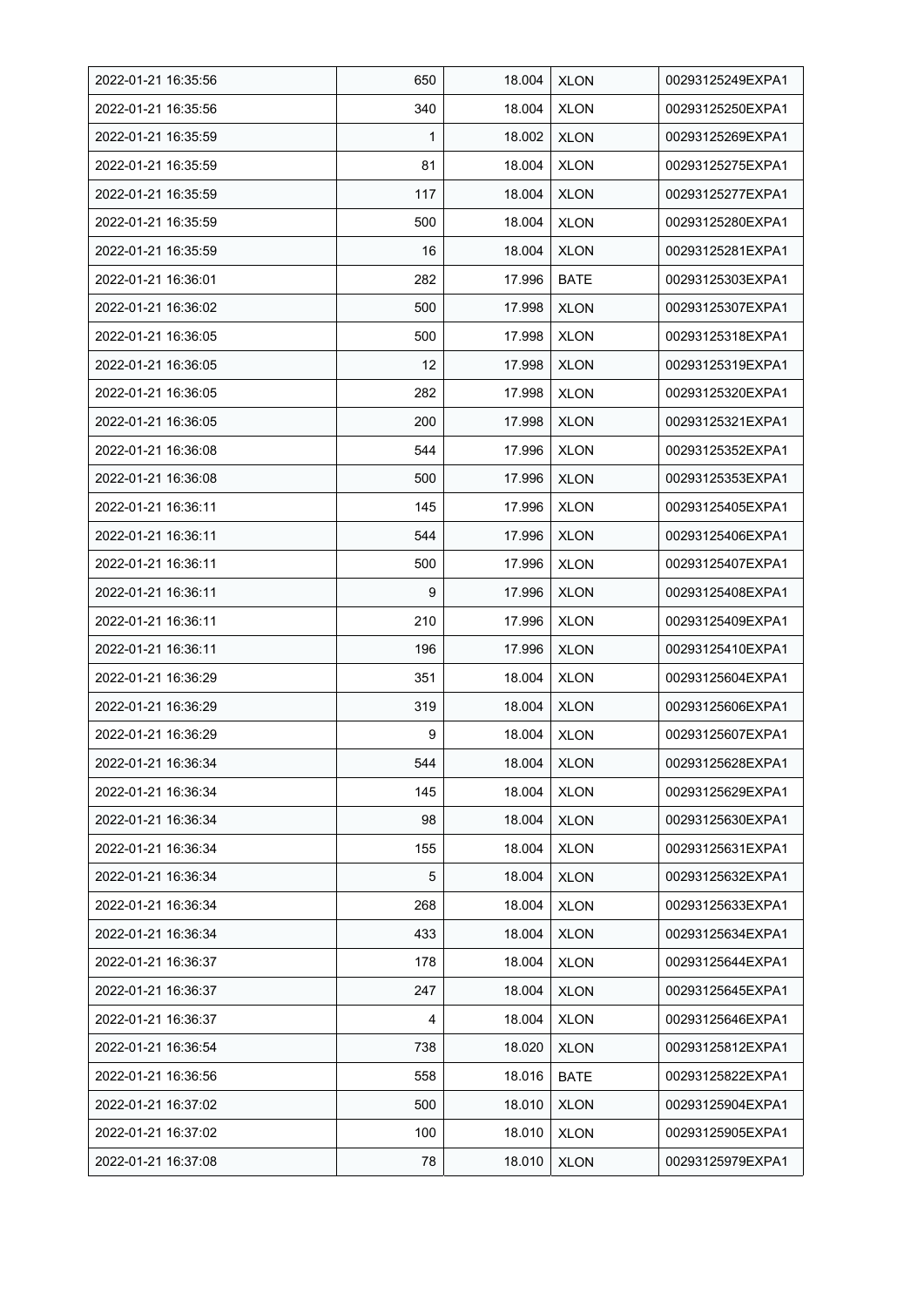| 2022-01-21 16:35:56 | 650 | 18.004 | XLON | 00293125249EXPA1 |
|---|---|---|---|---|
| 2022-01-21 16:35:56 | 340 | 18.004 | XLON | 00293125250EXPA1 |
| 2022-01-21 16:35:59 | 1 | 18.002 | XLON | 00293125269EXPA1 |
| 2022-01-21 16:35:59 | 81 | 18.004 | XLON | 00293125275EXPA1 |
| 2022-01-21 16:35:59 | 117 | 18.004 | XLON | 00293125277EXPA1 |
| 2022-01-21 16:35:59 | 500 | 18.004 | XLON | 00293125280EXPA1 |
| 2022-01-21 16:35:59 | 16 | 18.004 | XLON | 00293125281EXPA1 |
| 2022-01-21 16:36:01 | 282 | 17.996 | BATE | 00293125303EXPA1 |
| 2022-01-21 16:36:02 | 500 | 17.998 | XLON | 00293125307EXPA1 |
| 2022-01-21 16:36:05 | 500 | 17.998 | XLON | 00293125318EXPA1 |
| 2022-01-21 16:36:05 | 12 | 17.998 | XLON | 00293125319EXPA1 |
| 2022-01-21 16:36:05 | 282 | 17.998 | XLON | 00293125320EXPA1 |
| 2022-01-21 16:36:05 | 200 | 17.998 | XLON | 00293125321EXPA1 |
| 2022-01-21 16:36:08 | 544 | 17.996 | XLON | 00293125352EXPA1 |
| 2022-01-21 16:36:08 | 500 | 17.996 | XLON | 00293125353EXPA1 |
| 2022-01-21 16:36:11 | 145 | 17.996 | XLON | 00293125405EXPA1 |
| 2022-01-21 16:36:11 | 544 | 17.996 | XLON | 00293125406EXPA1 |
| 2022-01-21 16:36:11 | 500 | 17.996 | XLON | 00293125407EXPA1 |
| 2022-01-21 16:36:11 | 9 | 17.996 | XLON | 00293125408EXPA1 |
| 2022-01-21 16:36:11 | 210 | 17.996 | XLON | 00293125409EXPA1 |
| 2022-01-21 16:36:11 | 196 | 17.996 | XLON | 00293125410EXPA1 |
| 2022-01-21 16:36:29 | 351 | 18.004 | XLON | 00293125604EXPA1 |
| 2022-01-21 16:36:29 | 319 | 18.004 | XLON | 00293125606EXPA1 |
| 2022-01-21 16:36:29 | 9 | 18.004 | XLON | 00293125607EXPA1 |
| 2022-01-21 16:36:34 | 544 | 18.004 | XLON | 00293125628EXPA1 |
| 2022-01-21 16:36:34 | 145 | 18.004 | XLON | 00293125629EXPA1 |
| 2022-01-21 16:36:34 | 98 | 18.004 | XLON | 00293125630EXPA1 |
| 2022-01-21 16:36:34 | 155 | 18.004 | XLON | 00293125631EXPA1 |
| 2022-01-21 16:36:34 | 5 | 18.004 | XLON | 00293125632EXPA1 |
| 2022-01-21 16:36:34 | 268 | 18.004 | XLON | 00293125633EXPA1 |
| 2022-01-21 16:36:34 | 433 | 18.004 | XLON | 00293125634EXPA1 |
| 2022-01-21 16:36:37 | 178 | 18.004 | XLON | 00293125644EXPA1 |
| 2022-01-21 16:36:37 | 247 | 18.004 | XLON | 00293125645EXPA1 |
| 2022-01-21 16:36:37 | 4 | 18.004 | XLON | 00293125646EXPA1 |
| 2022-01-21 16:36:54 | 738 | 18.020 | XLON | 00293125812EXPA1 |
| 2022-01-21 16:36:56 | 558 | 18.016 | BATE | 00293125822EXPA1 |
| 2022-01-21 16:37:02 | 500 | 18.010 | XLON | 00293125904EXPA1 |
| 2022-01-21 16:37:02 | 100 | 18.010 | XLON | 00293125905EXPA1 |
| 2022-01-21 16:37:08 | 78 | 18.010 | XLON | 00293125979EXPA1 |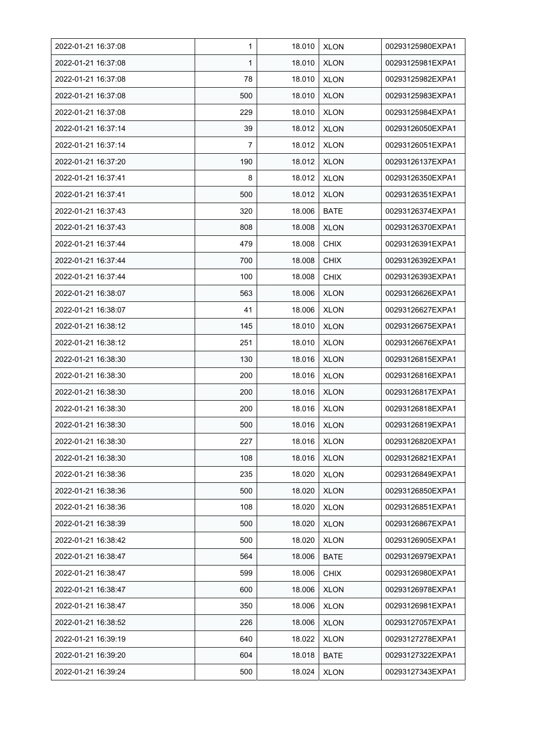| | | | | |
|---|---|---|---|---|
| 2022-01-21 16:37:08 | 1 | 18.010 | XLON | 00293125980EXPA1 |
| 2022-01-21 16:37:08 | 1 | 18.010 | XLON | 00293125981EXPA1 |
| 2022-01-21 16:37:08 | 78 | 18.010 | XLON | 00293125982EXPA1 |
| 2022-01-21 16:37:08 | 500 | 18.010 | XLON | 00293125983EXPA1 |
| 2022-01-21 16:37:08 | 229 | 18.010 | XLON | 00293125984EXPA1 |
| 2022-01-21 16:37:14 | 39 | 18.012 | XLON | 00293126050EXPA1 |
| 2022-01-21 16:37:14 | 7 | 18.012 | XLON | 00293126051EXPA1 |
| 2022-01-21 16:37:20 | 190 | 18.012 | XLON | 00293126137EXPA1 |
| 2022-01-21 16:37:41 | 8 | 18.012 | XLON | 00293126350EXPA1 |
| 2022-01-21 16:37:41 | 500 | 18.012 | XLON | 00293126351EXPA1 |
| 2022-01-21 16:37:43 | 320 | 18.006 | BATE | 00293126374EXPA1 |
| 2022-01-21 16:37:43 | 808 | 18.008 | XLON | 00293126370EXPA1 |
| 2022-01-21 16:37:44 | 479 | 18.008 | CHIX | 00293126391EXPA1 |
| 2022-01-21 16:37:44 | 700 | 18.008 | CHIX | 00293126392EXPA1 |
| 2022-01-21 16:37:44 | 100 | 18.008 | CHIX | 00293126393EXPA1 |
| 2022-01-21 16:38:07 | 563 | 18.006 | XLON | 00293126626EXPA1 |
| 2022-01-21 16:38:07 | 41 | 18.006 | XLON | 00293126627EXPA1 |
| 2022-01-21 16:38:12 | 145 | 18.010 | XLON | 00293126675EXPA1 |
| 2022-01-21 16:38:12 | 251 | 18.010 | XLON | 00293126676EXPA1 |
| 2022-01-21 16:38:30 | 130 | 18.016 | XLON | 00293126815EXPA1 |
| 2022-01-21 16:38:30 | 200 | 18.016 | XLON | 00293126816EXPA1 |
| 2022-01-21 16:38:30 | 200 | 18.016 | XLON | 00293126817EXPA1 |
| 2022-01-21 16:38:30 | 200 | 18.016 | XLON | 00293126818EXPA1 |
| 2022-01-21 16:38:30 | 500 | 18.016 | XLON | 00293126819EXPA1 |
| 2022-01-21 16:38:30 | 227 | 18.016 | XLON | 00293126820EXPA1 |
| 2022-01-21 16:38:30 | 108 | 18.016 | XLON | 00293126821EXPA1 |
| 2022-01-21 16:38:36 | 235 | 18.020 | XLON | 00293126849EXPA1 |
| 2022-01-21 16:38:36 | 500 | 18.020 | XLON | 00293126850EXPA1 |
| 2022-01-21 16:38:36 | 108 | 18.020 | XLON | 00293126851EXPA1 |
| 2022-01-21 16:38:39 | 500 | 18.020 | XLON | 00293126867EXPA1 |
| 2022-01-21 16:38:42 | 500 | 18.020 | XLON | 00293126905EXPA1 |
| 2022-01-21 16:38:47 | 564 | 18.006 | BATE | 00293126979EXPA1 |
| 2022-01-21 16:38:47 | 599 | 18.006 | CHIX | 00293126980EXPA1 |
| 2022-01-21 16:38:47 | 600 | 18.006 | XLON | 00293126978EXPA1 |
| 2022-01-21 16:38:47 | 350 | 18.006 | XLON | 00293126981EXPA1 |
| 2022-01-21 16:38:52 | 226 | 18.006 | XLON | 00293127057EXPA1 |
| 2022-01-21 16:39:19 | 640 | 18.022 | XLON | 00293127278EXPA1 |
| 2022-01-21 16:39:20 | 604 | 18.018 | BATE | 00293127322EXPA1 |
| 2022-01-21 16:39:24 | 500 | 18.024 | XLON | 00293127343EXPA1 |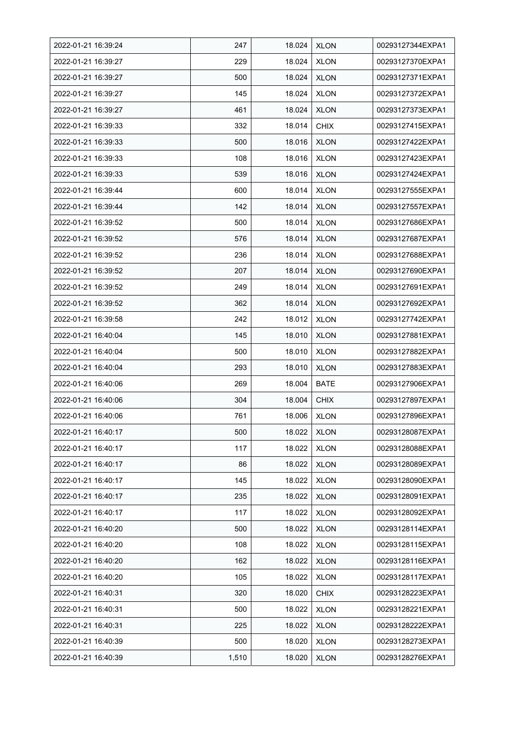| 2022-01-21 16:39:24 | 247 | 18.024 | XLON | 00293127344EXPA1 |
|---|---|---|---|---|
| 2022-01-21 16:39:27 | 229 | 18.024 | XLON | 00293127370EXPA1 |
| 2022-01-21 16:39:27 | 500 | 18.024 | XLON | 00293127371EXPA1 |
| 2022-01-21 16:39:27 | 145 | 18.024 | XLON | 00293127372EXPA1 |
| 2022-01-21 16:39:27 | 461 | 18.024 | XLON | 00293127373EXPA1 |
| 2022-01-21 16:39:33 | 332 | 18.014 | CHIX | 00293127415EXPA1 |
| 2022-01-21 16:39:33 | 500 | 18.016 | XLON | 00293127422EXPA1 |
| 2022-01-21 16:39:33 | 108 | 18.016 | XLON | 00293127423EXPA1 |
| 2022-01-21 16:39:33 | 539 | 18.016 | XLON | 00293127424EXPA1 |
| 2022-01-21 16:39:44 | 600 | 18.014 | XLON | 00293127555EXPA1 |
| 2022-01-21 16:39:44 | 142 | 18.014 | XLON | 00293127557EXPA1 |
| 2022-01-21 16:39:52 | 500 | 18.014 | XLON | 00293127686EXPA1 |
| 2022-01-21 16:39:52 | 576 | 18.014 | XLON | 00293127687EXPA1 |
| 2022-01-21 16:39:52 | 236 | 18.014 | XLON | 00293127688EXPA1 |
| 2022-01-21 16:39:52 | 207 | 18.014 | XLON | 00293127690EXPA1 |
| 2022-01-21 16:39:52 | 249 | 18.014 | XLON | 00293127691EXPA1 |
| 2022-01-21 16:39:52 | 362 | 18.014 | XLON | 00293127692EXPA1 |
| 2022-01-21 16:39:58 | 242 | 18.012 | XLON | 00293127742EXPA1 |
| 2022-01-21 16:40:04 | 145 | 18.010 | XLON | 00293127881EXPA1 |
| 2022-01-21 16:40:04 | 500 | 18.010 | XLON | 00293127882EXPA1 |
| 2022-01-21 16:40:04 | 293 | 18.010 | XLON | 00293127883EXPA1 |
| 2022-01-21 16:40:06 | 269 | 18.004 | BATE | 00293127906EXPA1 |
| 2022-01-21 16:40:06 | 304 | 18.004 | CHIX | 00293127897EXPA1 |
| 2022-01-21 16:40:06 | 761 | 18.006 | XLON | 00293127896EXPA1 |
| 2022-01-21 16:40:17 | 500 | 18.022 | XLON | 00293128087EXPA1 |
| 2022-01-21 16:40:17 | 117 | 18.022 | XLON | 00293128088EXPA1 |
| 2022-01-21 16:40:17 | 86 | 18.022 | XLON | 00293128089EXPA1 |
| 2022-01-21 16:40:17 | 145 | 18.022 | XLON | 00293128090EXPA1 |
| 2022-01-21 16:40:17 | 235 | 18.022 | XLON | 00293128091EXPA1 |
| 2022-01-21 16:40:17 | 117 | 18.022 | XLON | 00293128092EXPA1 |
| 2022-01-21 16:40:20 | 500 | 18.022 | XLON | 00293128114EXPA1 |
| 2022-01-21 16:40:20 | 108 | 18.022 | XLON | 00293128115EXPA1 |
| 2022-01-21 16:40:20 | 162 | 18.022 | XLON | 00293128116EXPA1 |
| 2022-01-21 16:40:20 | 105 | 18.022 | XLON | 00293128117EXPA1 |
| 2022-01-21 16:40:31 | 320 | 18.020 | CHIX | 00293128223EXPA1 |
| 2022-01-21 16:40:31 | 500 | 18.022 | XLON | 00293128221EXPA1 |
| 2022-01-21 16:40:31 | 225 | 18.022 | XLON | 00293128222EXPA1 |
| 2022-01-21 16:40:39 | 500 | 18.020 | XLON | 00293128273EXPA1 |
| 2022-01-21 16:40:39 | 1,510 | 18.020 | XLON | 00293128276EXPA1 |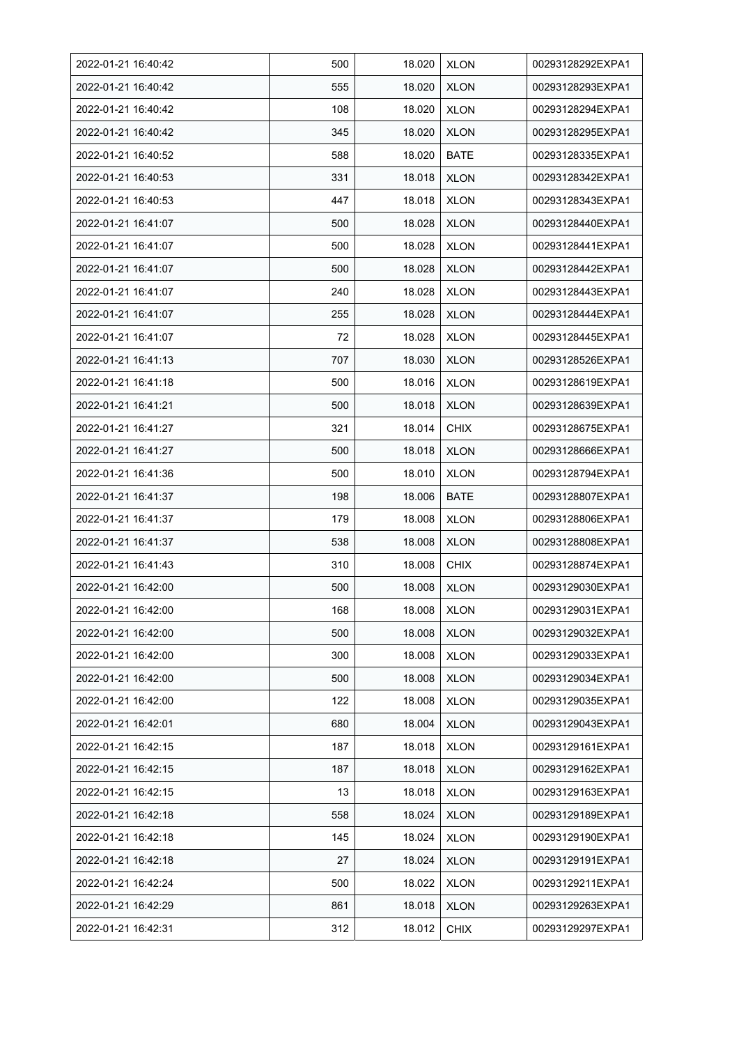| 2022-01-21 16:40:42 | 500 | 18.020 | XLON | 00293128292EXPA1 |
|---|---|---|---|---|
| 2022-01-21 16:40:42 | 555 | 18.020 | XLON | 00293128293EXPA1 |
| 2022-01-21 16:40:42 | 108 | 18.020 | XLON | 00293128294EXPA1 |
| 2022-01-21 16:40:42 | 345 | 18.020 | XLON | 00293128295EXPA1 |
| 2022-01-21 16:40:52 | 588 | 18.020 | BATE | 00293128335EXPA1 |
| 2022-01-21 16:40:53 | 331 | 18.018 | XLON | 00293128342EXPA1 |
| 2022-01-21 16:40:53 | 447 | 18.018 | XLON | 00293128343EXPA1 |
| 2022-01-21 16:41:07 | 500 | 18.028 | XLON | 00293128440EXPA1 |
| 2022-01-21 16:41:07 | 500 | 18.028 | XLON | 00293128441EXPA1 |
| 2022-01-21 16:41:07 | 500 | 18.028 | XLON | 00293128442EXPA1 |
| 2022-01-21 16:41:07 | 240 | 18.028 | XLON | 00293128443EXPA1 |
| 2022-01-21 16:41:07 | 255 | 18.028 | XLON | 00293128444EXPA1 |
| 2022-01-21 16:41:07 | 72 | 18.028 | XLON | 00293128445EXPA1 |
| 2022-01-21 16:41:13 | 707 | 18.030 | XLON | 00293128526EXPA1 |
| 2022-01-21 16:41:18 | 500 | 18.016 | XLON | 00293128619EXPA1 |
| 2022-01-21 16:41:21 | 500 | 18.018 | XLON | 00293128639EXPA1 |
| 2022-01-21 16:41:27 | 321 | 18.014 | CHIX | 00293128675EXPA1 |
| 2022-01-21 16:41:27 | 500 | 18.018 | XLON | 00293128666EXPA1 |
| 2022-01-21 16:41:36 | 500 | 18.010 | XLON | 00293128794EXPA1 |
| 2022-01-21 16:41:37 | 198 | 18.006 | BATE | 00293128807EXPA1 |
| 2022-01-21 16:41:37 | 179 | 18.008 | XLON | 00293128806EXPA1 |
| 2022-01-21 16:41:37 | 538 | 18.008 | XLON | 00293128808EXPA1 |
| 2022-01-21 16:41:43 | 310 | 18.008 | CHIX | 00293128874EXPA1 |
| 2022-01-21 16:42:00 | 500 | 18.008 | XLON | 00293129030EXPA1 |
| 2022-01-21 16:42:00 | 168 | 18.008 | XLON | 00293129031EXPA1 |
| 2022-01-21 16:42:00 | 500 | 18.008 | XLON | 00293129032EXPA1 |
| 2022-01-21 16:42:00 | 300 | 18.008 | XLON | 00293129033EXPA1 |
| 2022-01-21 16:42:00 | 500 | 18.008 | XLON | 00293129034EXPA1 |
| 2022-01-21 16:42:00 | 122 | 18.008 | XLON | 00293129035EXPA1 |
| 2022-01-21 16:42:01 | 680 | 18.004 | XLON | 00293129043EXPA1 |
| 2022-01-21 16:42:15 | 187 | 18.018 | XLON | 00293129161EXPA1 |
| 2022-01-21 16:42:15 | 187 | 18.018 | XLON | 00293129162EXPA1 |
| 2022-01-21 16:42:15 | 13 | 18.018 | XLON | 00293129163EXPA1 |
| 2022-01-21 16:42:18 | 558 | 18.024 | XLON | 00293129189EXPA1 |
| 2022-01-21 16:42:18 | 145 | 18.024 | XLON | 00293129190EXPA1 |
| 2022-01-21 16:42:18 | 27 | 18.024 | XLON | 00293129191EXPA1 |
| 2022-01-21 16:42:24 | 500 | 18.022 | XLON | 00293129211EXPA1 |
| 2022-01-21 16:42:29 | 861 | 18.018 | XLON | 00293129263EXPA1 |
| 2022-01-21 16:42:31 | 312 | 18.012 | CHIX | 00293129297EXPA1 |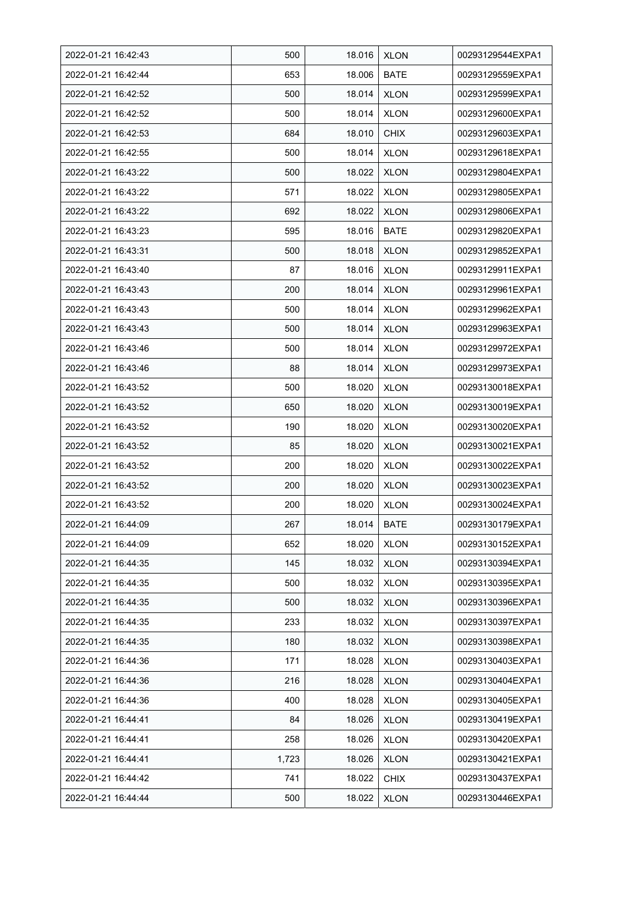| 2022-01-21 16:42:43 | 500 | 18.016 | XLON | 00293129544EXPA1 |
|---|---|---|---|---|
| 2022-01-21 16:42:44 | 653 | 18.006 | BATE | 00293129559EXPA1 |
| 2022-01-21 16:42:52 | 500 | 18.014 | XLON | 00293129599EXPA1 |
| 2022-01-21 16:42:52 | 500 | 18.014 | XLON | 00293129600EXPA1 |
| 2022-01-21 16:42:53 | 684 | 18.010 | CHIX | 00293129603EXPA1 |
| 2022-01-21 16:42:55 | 500 | 18.014 | XLON | 00293129618EXPA1 |
| 2022-01-21 16:43:22 | 500 | 18.022 | XLON | 00293129804EXPA1 |
| 2022-01-21 16:43:22 | 571 | 18.022 | XLON | 00293129805EXPA1 |
| 2022-01-21 16:43:22 | 692 | 18.022 | XLON | 00293129806EXPA1 |
| 2022-01-21 16:43:23 | 595 | 18.016 | BATE | 00293129820EXPA1 |
| 2022-01-21 16:43:31 | 500 | 18.018 | XLON | 00293129852EXPA1 |
| 2022-01-21 16:43:40 | 87 | 18.016 | XLON | 00293129911EXPA1 |
| 2022-01-21 16:43:43 | 200 | 18.014 | XLON | 00293129961EXPA1 |
| 2022-01-21 16:43:43 | 500 | 18.014 | XLON | 00293129962EXPA1 |
| 2022-01-21 16:43:43 | 500 | 18.014 | XLON | 00293129963EXPA1 |
| 2022-01-21 16:43:46 | 500 | 18.014 | XLON | 00293129972EXPA1 |
| 2022-01-21 16:43:46 | 88 | 18.014 | XLON | 00293129973EXPA1 |
| 2022-01-21 16:43:52 | 500 | 18.020 | XLON | 00293130018EXPA1 |
| 2022-01-21 16:43:52 | 650 | 18.020 | XLON | 00293130019EXPA1 |
| 2022-01-21 16:43:52 | 190 | 18.020 | XLON | 00293130020EXPA1 |
| 2022-01-21 16:43:52 | 85 | 18.020 | XLON | 00293130021EXPA1 |
| 2022-01-21 16:43:52 | 200 | 18.020 | XLON | 00293130022EXPA1 |
| 2022-01-21 16:43:52 | 200 | 18.020 | XLON | 00293130023EXPA1 |
| 2022-01-21 16:43:52 | 200 | 18.020 | XLON | 00293130024EXPA1 |
| 2022-01-21 16:44:09 | 267 | 18.014 | BATE | 00293130179EXPA1 |
| 2022-01-21 16:44:09 | 652 | 18.020 | XLON | 00293130152EXPA1 |
| 2022-01-21 16:44:35 | 145 | 18.032 | XLON | 00293130394EXPA1 |
| 2022-01-21 16:44:35 | 500 | 18.032 | XLON | 00293130395EXPA1 |
| 2022-01-21 16:44:35 | 500 | 18.032 | XLON | 00293130396EXPA1 |
| 2022-01-21 16:44:35 | 233 | 18.032 | XLON | 00293130397EXPA1 |
| 2022-01-21 16:44:35 | 180 | 18.032 | XLON | 00293130398EXPA1 |
| 2022-01-21 16:44:36 | 171 | 18.028 | XLON | 00293130403EXPA1 |
| 2022-01-21 16:44:36 | 216 | 18.028 | XLON | 00293130404EXPA1 |
| 2022-01-21 16:44:36 | 400 | 18.028 | XLON | 00293130405EXPA1 |
| 2022-01-21 16:44:41 | 84 | 18.026 | XLON | 00293130419EXPA1 |
| 2022-01-21 16:44:41 | 258 | 18.026 | XLON | 00293130420EXPA1 |
| 2022-01-21 16:44:41 | 1,723 | 18.026 | XLON | 00293130421EXPA1 |
| 2022-01-21 16:44:42 | 741 | 18.022 | CHIX | 00293130437EXPA1 |
| 2022-01-21 16:44:44 | 500 | 18.022 | XLON | 00293130446EXPA1 |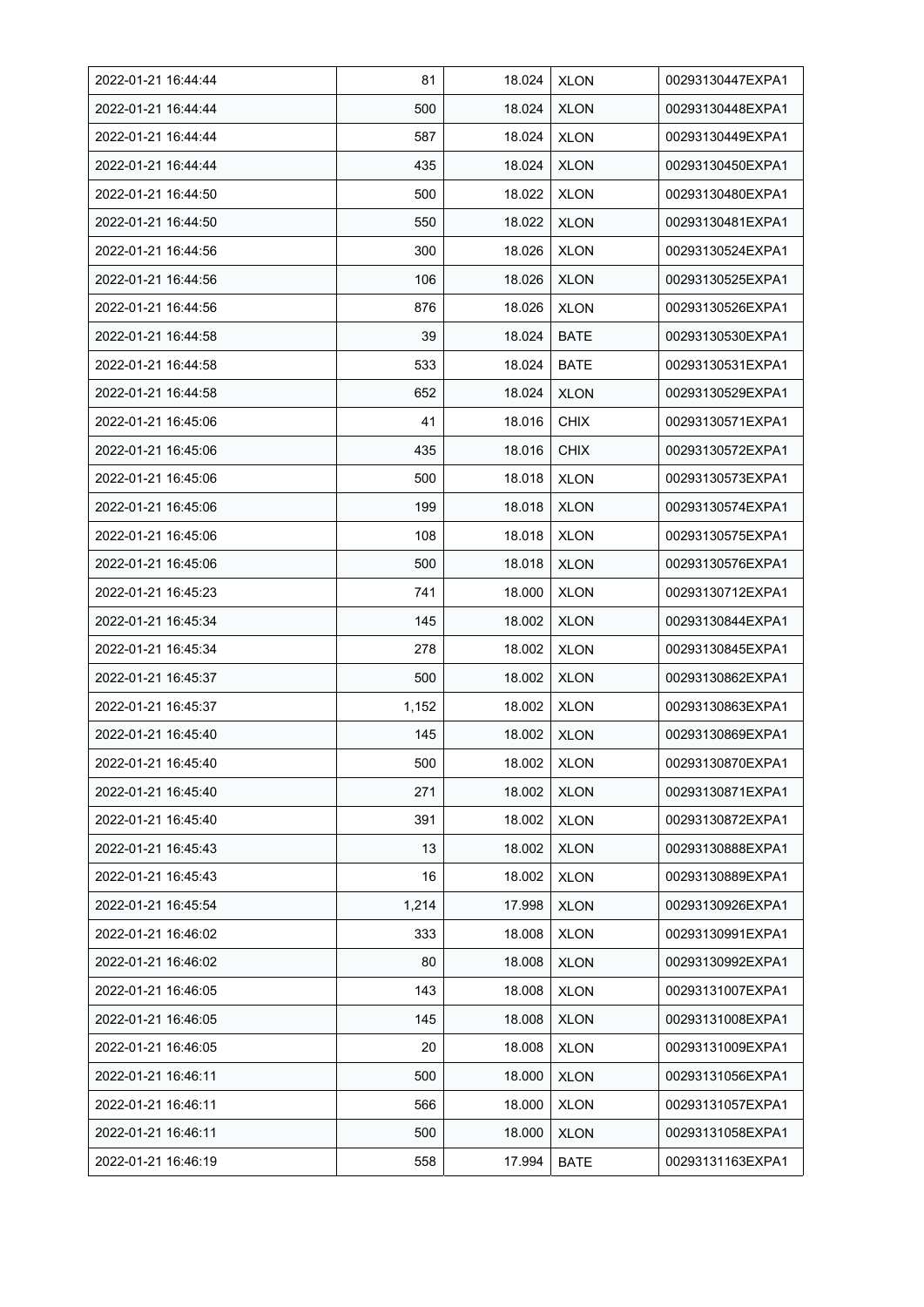| 2022-01-21 16:44:44 | 81 | 18.024 | XLON | 00293130447EXPA1 |
|---|---|---|---|---|
| 2022-01-21 16:44:44 | 500 | 18.024 | XLON | 00293130448EXPA1 |
| 2022-01-21 16:44:44 | 587 | 18.024 | XLON | 00293130449EXPA1 |
| 2022-01-21 16:44:44 | 435 | 18.024 | XLON | 00293130450EXPA1 |
| 2022-01-21 16:44:50 | 500 | 18.022 | XLON | 00293130480EXPA1 |
| 2022-01-21 16:44:50 | 550 | 18.022 | XLON | 00293130481EXPA1 |
| 2022-01-21 16:44:56 | 300 | 18.026 | XLON | 00293130524EXPA1 |
| 2022-01-21 16:44:56 | 106 | 18.026 | XLON | 00293130525EXPA1 |
| 2022-01-21 16:44:56 | 876 | 18.026 | XLON | 00293130526EXPA1 |
| 2022-01-21 16:44:58 | 39 | 18.024 | BATE | 00293130530EXPA1 |
| 2022-01-21 16:44:58 | 533 | 18.024 | BATE | 00293130531EXPA1 |
| 2022-01-21 16:44:58 | 652 | 18.024 | XLON | 00293130529EXPA1 |
| 2022-01-21 16:45:06 | 41 | 18.016 | CHIX | 00293130571EXPA1 |
| 2022-01-21 16:45:06 | 435 | 18.016 | CHIX | 00293130572EXPA1 |
| 2022-01-21 16:45:06 | 500 | 18.018 | XLON | 00293130573EXPA1 |
| 2022-01-21 16:45:06 | 199 | 18.018 | XLON | 00293130574EXPA1 |
| 2022-01-21 16:45:06 | 108 | 18.018 | XLON | 00293130575EXPA1 |
| 2022-01-21 16:45:06 | 500 | 18.018 | XLON | 00293130576EXPA1 |
| 2022-01-21 16:45:23 | 741 | 18.000 | XLON | 00293130712EXPA1 |
| 2022-01-21 16:45:34 | 145 | 18.002 | XLON | 00293130844EXPA1 |
| 2022-01-21 16:45:34 | 278 | 18.002 | XLON | 00293130845EXPA1 |
| 2022-01-21 16:45:37 | 500 | 18.002 | XLON | 00293130862EXPA1 |
| 2022-01-21 16:45:37 | 1,152 | 18.002 | XLON | 00293130863EXPA1 |
| 2022-01-21 16:45:40 | 145 | 18.002 | XLON | 00293130869EXPA1 |
| 2022-01-21 16:45:40 | 500 | 18.002 | XLON | 00293130870EXPA1 |
| 2022-01-21 16:45:40 | 271 | 18.002 | XLON | 00293130871EXPA1 |
| 2022-01-21 16:45:40 | 391 | 18.002 | XLON | 00293130872EXPA1 |
| 2022-01-21 16:45:43 | 13 | 18.002 | XLON | 00293130888EXPA1 |
| 2022-01-21 16:45:43 | 16 | 18.002 | XLON | 00293130889EXPA1 |
| 2022-01-21 16:45:54 | 1,214 | 17.998 | XLON | 00293130926EXPA1 |
| 2022-01-21 16:46:02 | 333 | 18.008 | XLON | 00293130991EXPA1 |
| 2022-01-21 16:46:02 | 80 | 18.008 | XLON | 00293130992EXPA1 |
| 2022-01-21 16:46:05 | 143 | 18.008 | XLON | 00293131007EXPA1 |
| 2022-01-21 16:46:05 | 145 | 18.008 | XLON | 00293131008EXPA1 |
| 2022-01-21 16:46:05 | 20 | 18.008 | XLON | 00293131009EXPA1 |
| 2022-01-21 16:46:11 | 500 | 18.000 | XLON | 00293131056EXPA1 |
| 2022-01-21 16:46:11 | 566 | 18.000 | XLON | 00293131057EXPA1 |
| 2022-01-21 16:46:11 | 500 | 18.000 | XLON | 00293131058EXPA1 |
| 2022-01-21 16:46:19 | 558 | 17.994 | BATE | 00293131163EXPA1 |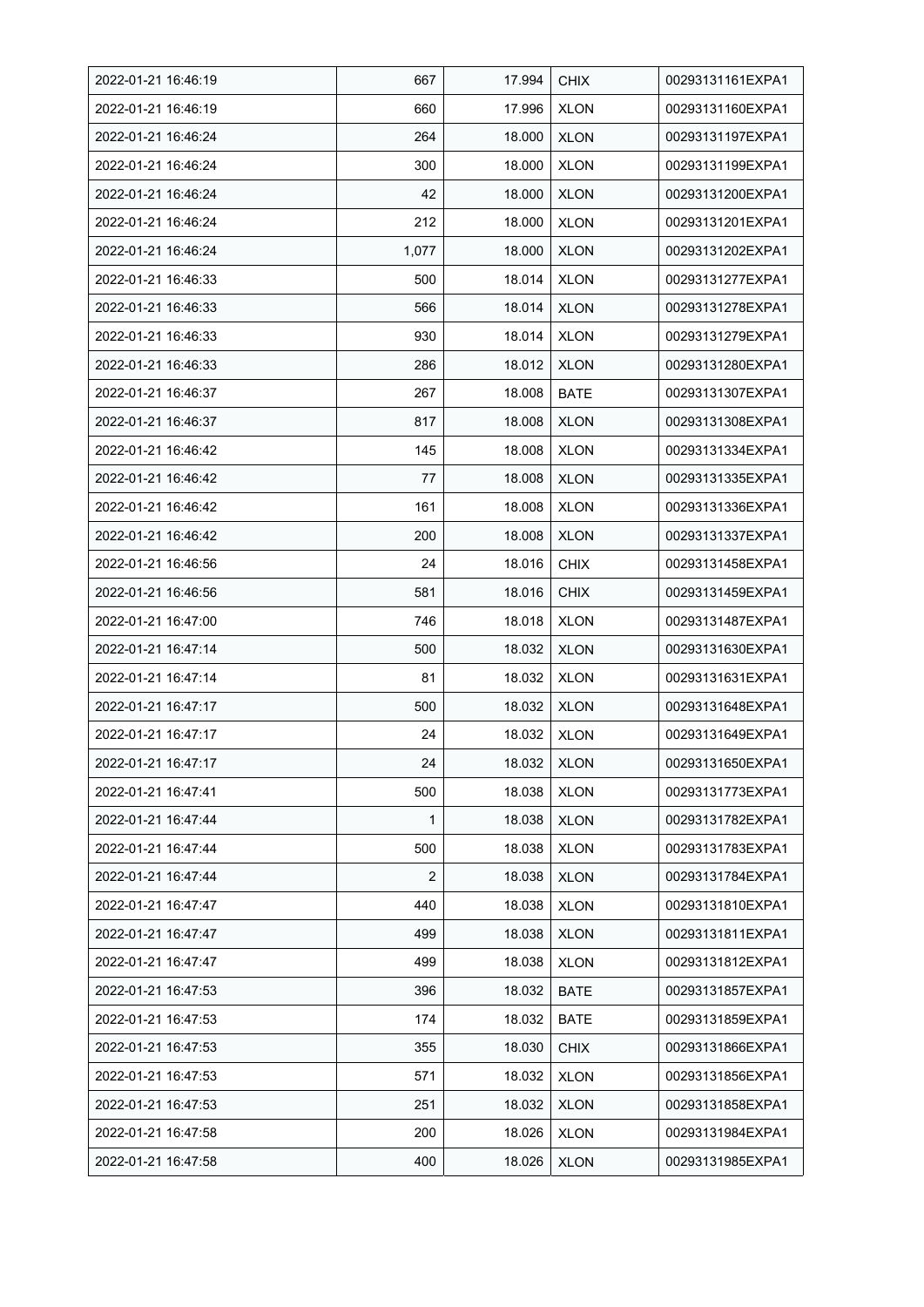| 2022-01-21 16:46:19 | 667 | 17.994 | CHIX | 00293131161EXPA1 |
|---|---|---|---|---|
| 2022-01-21 16:46:19 | 660 | 17.996 | XLON | 00293131160EXPA1 |
| 2022-01-21 16:46:24 | 264 | 18.000 | XLON | 00293131197EXPA1 |
| 2022-01-21 16:46:24 | 300 | 18.000 | XLON | 00293131199EXPA1 |
| 2022-01-21 16:46:24 | 42 | 18.000 | XLON | 00293131200EXPA1 |
| 2022-01-21 16:46:24 | 212 | 18.000 | XLON | 00293131201EXPA1 |
| 2022-01-21 16:46:24 | 1,077 | 18.000 | XLON | 00293131202EXPA1 |
| 2022-01-21 16:46:33 | 500 | 18.014 | XLON | 00293131277EXPA1 |
| 2022-01-21 16:46:33 | 566 | 18.014 | XLON | 00293131278EXPA1 |
| 2022-01-21 16:46:33 | 930 | 18.014 | XLON | 00293131279EXPA1 |
| 2022-01-21 16:46:33 | 286 | 18.012 | XLON | 00293131280EXPA1 |
| 2022-01-21 16:46:37 | 267 | 18.008 | BATE | 00293131307EXPA1 |
| 2022-01-21 16:46:37 | 817 | 18.008 | XLON | 00293131308EXPA1 |
| 2022-01-21 16:46:42 | 145 | 18.008 | XLON | 00293131334EXPA1 |
| 2022-01-21 16:46:42 | 77 | 18.008 | XLON | 00293131335EXPA1 |
| 2022-01-21 16:46:42 | 161 | 18.008 | XLON | 00293131336EXPA1 |
| 2022-01-21 16:46:42 | 200 | 18.008 | XLON | 00293131337EXPA1 |
| 2022-01-21 16:46:56 | 24 | 18.016 | CHIX | 00293131458EXPA1 |
| 2022-01-21 16:46:56 | 581 | 18.016 | CHIX | 00293131459EXPA1 |
| 2022-01-21 16:47:00 | 746 | 18.018 | XLON | 00293131487EXPA1 |
| 2022-01-21 16:47:14 | 500 | 18.032 | XLON | 00293131630EXPA1 |
| 2022-01-21 16:47:14 | 81 | 18.032 | XLON | 00293131631EXPA1 |
| 2022-01-21 16:47:17 | 500 | 18.032 | XLON | 00293131648EXPA1 |
| 2022-01-21 16:47:17 | 24 | 18.032 | XLON | 00293131649EXPA1 |
| 2022-01-21 16:47:17 | 24 | 18.032 | XLON | 00293131650EXPA1 |
| 2022-01-21 16:47:41 | 500 | 18.038 | XLON | 00293131773EXPA1 |
| 2022-01-21 16:47:44 | 1 | 18.038 | XLON | 00293131782EXPA1 |
| 2022-01-21 16:47:44 | 500 | 18.038 | XLON | 00293131783EXPA1 |
| 2022-01-21 16:47:44 | 2 | 18.038 | XLON | 00293131784EXPA1 |
| 2022-01-21 16:47:47 | 440 | 18.038 | XLON | 00293131810EXPA1 |
| 2022-01-21 16:47:47 | 499 | 18.038 | XLON | 00293131811EXPA1 |
| 2022-01-21 16:47:47 | 499 | 18.038 | XLON | 00293131812EXPA1 |
| 2022-01-21 16:47:53 | 396 | 18.032 | BATE | 00293131857EXPA1 |
| 2022-01-21 16:47:53 | 174 | 18.032 | BATE | 00293131859EXPA1 |
| 2022-01-21 16:47:53 | 355 | 18.030 | CHIX | 00293131866EXPA1 |
| 2022-01-21 16:47:53 | 571 | 18.032 | XLON | 00293131856EXPA1 |
| 2022-01-21 16:47:53 | 251 | 18.032 | XLON | 00293131858EXPA1 |
| 2022-01-21 16:47:58 | 200 | 18.026 | XLON | 00293131984EXPA1 |
| 2022-01-21 16:47:58 | 400 | 18.026 | XLON | 00293131985EXPA1 |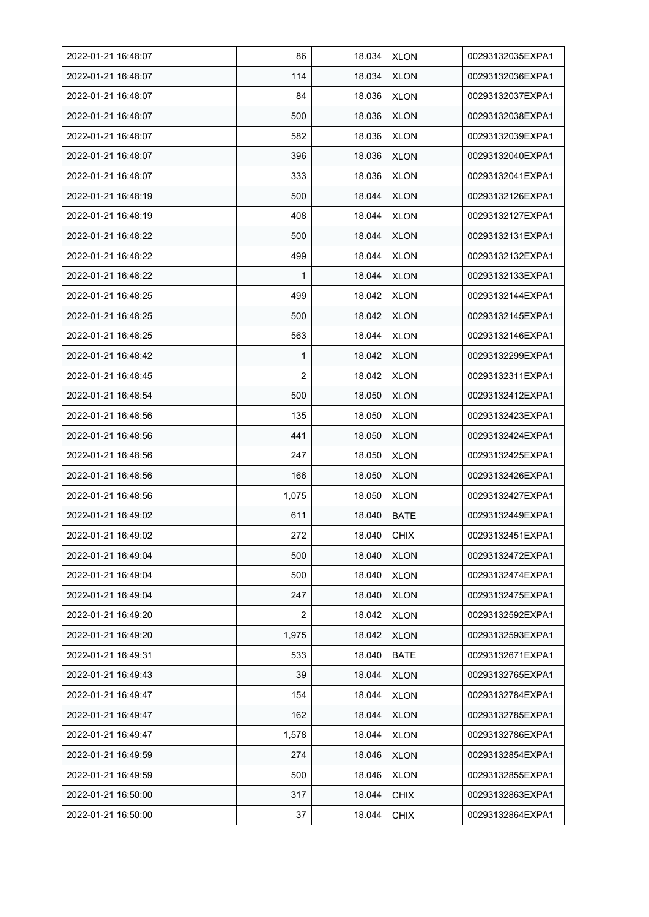| 2022-01-21 16:48:07 | 86 | 18.034 | XLON | 00293132035EXPA1 |
|---|---|---|---|---|
| 2022-01-21 16:48:07 | 114 | 18.034 | XLON | 00293132036EXPA1 |
| 2022-01-21 16:48:07 | 84 | 18.036 | XLON | 00293132037EXPA1 |
| 2022-01-21 16:48:07 | 500 | 18.036 | XLON | 00293132038EXPA1 |
| 2022-01-21 16:48:07 | 582 | 18.036 | XLON | 00293132039EXPA1 |
| 2022-01-21 16:48:07 | 396 | 18.036 | XLON | 00293132040EXPA1 |
| 2022-01-21 16:48:07 | 333 | 18.036 | XLON | 00293132041EXPA1 |
| 2022-01-21 16:48:19 | 500 | 18.044 | XLON | 00293132126EXPA1 |
| 2022-01-21 16:48:19 | 408 | 18.044 | XLON | 00293132127EXPA1 |
| 2022-01-21 16:48:22 | 500 | 18.044 | XLON | 00293132131EXPA1 |
| 2022-01-21 16:48:22 | 499 | 18.044 | XLON | 00293132132EXPA1 |
| 2022-01-21 16:48:22 | 1 | 18.044 | XLON | 00293132133EXPA1 |
| 2022-01-21 16:48:25 | 499 | 18.042 | XLON | 00293132144EXPA1 |
| 2022-01-21 16:48:25 | 500 | 18.042 | XLON | 00293132145EXPA1 |
| 2022-01-21 16:48:25 | 563 | 18.044 | XLON | 00293132146EXPA1 |
| 2022-01-21 16:48:42 | 1 | 18.042 | XLON | 00293132299EXPA1 |
| 2022-01-21 16:48:45 | 2 | 18.042 | XLON | 00293132311EXPA1 |
| 2022-01-21 16:48:54 | 500 | 18.050 | XLON | 00293132412EXPA1 |
| 2022-01-21 16:48:56 | 135 | 18.050 | XLON | 00293132423EXPA1 |
| 2022-01-21 16:48:56 | 441 | 18.050 | XLON | 00293132424EXPA1 |
| 2022-01-21 16:48:56 | 247 | 18.050 | XLON | 00293132425EXPA1 |
| 2022-01-21 16:48:56 | 166 | 18.050 | XLON | 00293132426EXPA1 |
| 2022-01-21 16:48:56 | 1,075 | 18.050 | XLON | 00293132427EXPA1 |
| 2022-01-21 16:49:02 | 611 | 18.040 | BATE | 00293132449EXPA1 |
| 2022-01-21 16:49:02 | 272 | 18.040 | CHIX | 00293132451EXPA1 |
| 2022-01-21 16:49:04 | 500 | 18.040 | XLON | 00293132472EXPA1 |
| 2022-01-21 16:49:04 | 500 | 18.040 | XLON | 00293132474EXPA1 |
| 2022-01-21 16:49:04 | 247 | 18.040 | XLON | 00293132475EXPA1 |
| 2022-01-21 16:49:20 | 2 | 18.042 | XLON | 00293132592EXPA1 |
| 2022-01-21 16:49:20 | 1,975 | 18.042 | XLON | 00293132593EXPA1 |
| 2022-01-21 16:49:31 | 533 | 18.040 | BATE | 00293132671EXPA1 |
| 2022-01-21 16:49:43 | 39 | 18.044 | XLON | 00293132765EXPA1 |
| 2022-01-21 16:49:47 | 154 | 18.044 | XLON | 00293132784EXPA1 |
| 2022-01-21 16:49:47 | 162 | 18.044 | XLON | 00293132785EXPA1 |
| 2022-01-21 16:49:47 | 1,578 | 18.044 | XLON | 00293132786EXPA1 |
| 2022-01-21 16:49:59 | 274 | 18.046 | XLON | 00293132854EXPA1 |
| 2022-01-21 16:49:59 | 500 | 18.046 | XLON | 00293132855EXPA1 |
| 2022-01-21 16:50:00 | 317 | 18.044 | CHIX | 00293132863EXPA1 |
| 2022-01-21 16:50:00 | 37 | 18.044 | CHIX | 00293132864EXPA1 |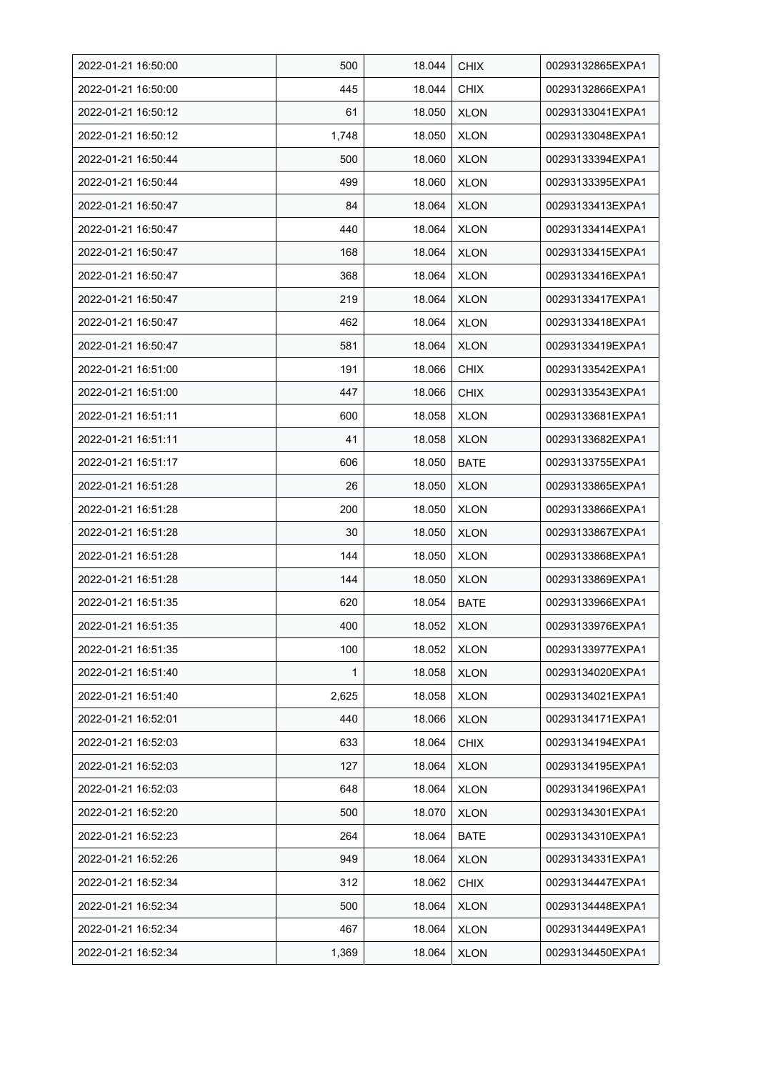| | | | | |
|---|---|---|---|---|
| 2022-01-21 16:50:00 | 500 | 18.044 | CHIX | 00293132865EXPA1 |
| 2022-01-21 16:50:00 | 445 | 18.044 | CHIX | 00293132866EXPA1 |
| 2022-01-21 16:50:12 | 61 | 18.050 | XLON | 00293133041EXPA1 |
| 2022-01-21 16:50:12 | 1,748 | 18.050 | XLON | 00293133048EXPA1 |
| 2022-01-21 16:50:44 | 500 | 18.060 | XLON | 00293133394EXPA1 |
| 2022-01-21 16:50:44 | 499 | 18.060 | XLON | 00293133395EXPA1 |
| 2022-01-21 16:50:47 | 84 | 18.064 | XLON | 00293133413EXPA1 |
| 2022-01-21 16:50:47 | 440 | 18.064 | XLON | 00293133414EXPA1 |
| 2022-01-21 16:50:47 | 168 | 18.064 | XLON | 00293133415EXPA1 |
| 2022-01-21 16:50:47 | 368 | 18.064 | XLON | 00293133416EXPA1 |
| 2022-01-21 16:50:47 | 219 | 18.064 | XLON | 00293133417EXPA1 |
| 2022-01-21 16:50:47 | 462 | 18.064 | XLON | 00293133418EXPA1 |
| 2022-01-21 16:50:47 | 581 | 18.064 | XLON | 00293133419EXPA1 |
| 2022-01-21 16:51:00 | 191 | 18.066 | CHIX | 00293133542EXPA1 |
| 2022-01-21 16:51:00 | 447 | 18.066 | CHIX | 00293133543EXPA1 |
| 2022-01-21 16:51:11 | 600 | 18.058 | XLON | 00293133681EXPA1 |
| 2022-01-21 16:51:11 | 41 | 18.058 | XLON | 00293133682EXPA1 |
| 2022-01-21 16:51:17 | 606 | 18.050 | BATE | 00293133755EXPA1 |
| 2022-01-21 16:51:28 | 26 | 18.050 | XLON | 00293133865EXPA1 |
| 2022-01-21 16:51:28 | 200 | 18.050 | XLON | 00293133866EXPA1 |
| 2022-01-21 16:51:28 | 30 | 18.050 | XLON | 00293133867EXPA1 |
| 2022-01-21 16:51:28 | 144 | 18.050 | XLON | 00293133868EXPA1 |
| 2022-01-21 16:51:28 | 144 | 18.050 | XLON | 00293133869EXPA1 |
| 2022-01-21 16:51:35 | 620 | 18.054 | BATE | 00293133966EXPA1 |
| 2022-01-21 16:51:35 | 400 | 18.052 | XLON | 00293133976EXPA1 |
| 2022-01-21 16:51:35 | 100 | 18.052 | XLON | 00293133977EXPA1 |
| 2022-01-21 16:51:40 | 1 | 18.058 | XLON | 00293134020EXPA1 |
| 2022-01-21 16:51:40 | 2,625 | 18.058 | XLON | 00293134021EXPA1 |
| 2022-01-21 16:52:01 | 440 | 18.066 | XLON | 00293134171EXPA1 |
| 2022-01-21 16:52:03 | 633 | 18.064 | CHIX | 00293134194EXPA1 |
| 2022-01-21 16:52:03 | 127 | 18.064 | XLON | 00293134195EXPA1 |
| 2022-01-21 16:52:03 | 648 | 18.064 | XLON | 00293134196EXPA1 |
| 2022-01-21 16:52:20 | 500 | 18.070 | XLON | 00293134301EXPA1 |
| 2022-01-21 16:52:23 | 264 | 18.064 | BATE | 00293134310EXPA1 |
| 2022-01-21 16:52:26 | 949 | 18.064 | XLON | 00293134331EXPA1 |
| 2022-01-21 16:52:34 | 312 | 18.062 | CHIX | 00293134447EXPA1 |
| 2022-01-21 16:52:34 | 500 | 18.064 | XLON | 00293134448EXPA1 |
| 2022-01-21 16:52:34 | 467 | 18.064 | XLON | 00293134449EXPA1 |
| 2022-01-21 16:52:34 | 1,369 | 18.064 | XLON | 00293134450EXPA1 |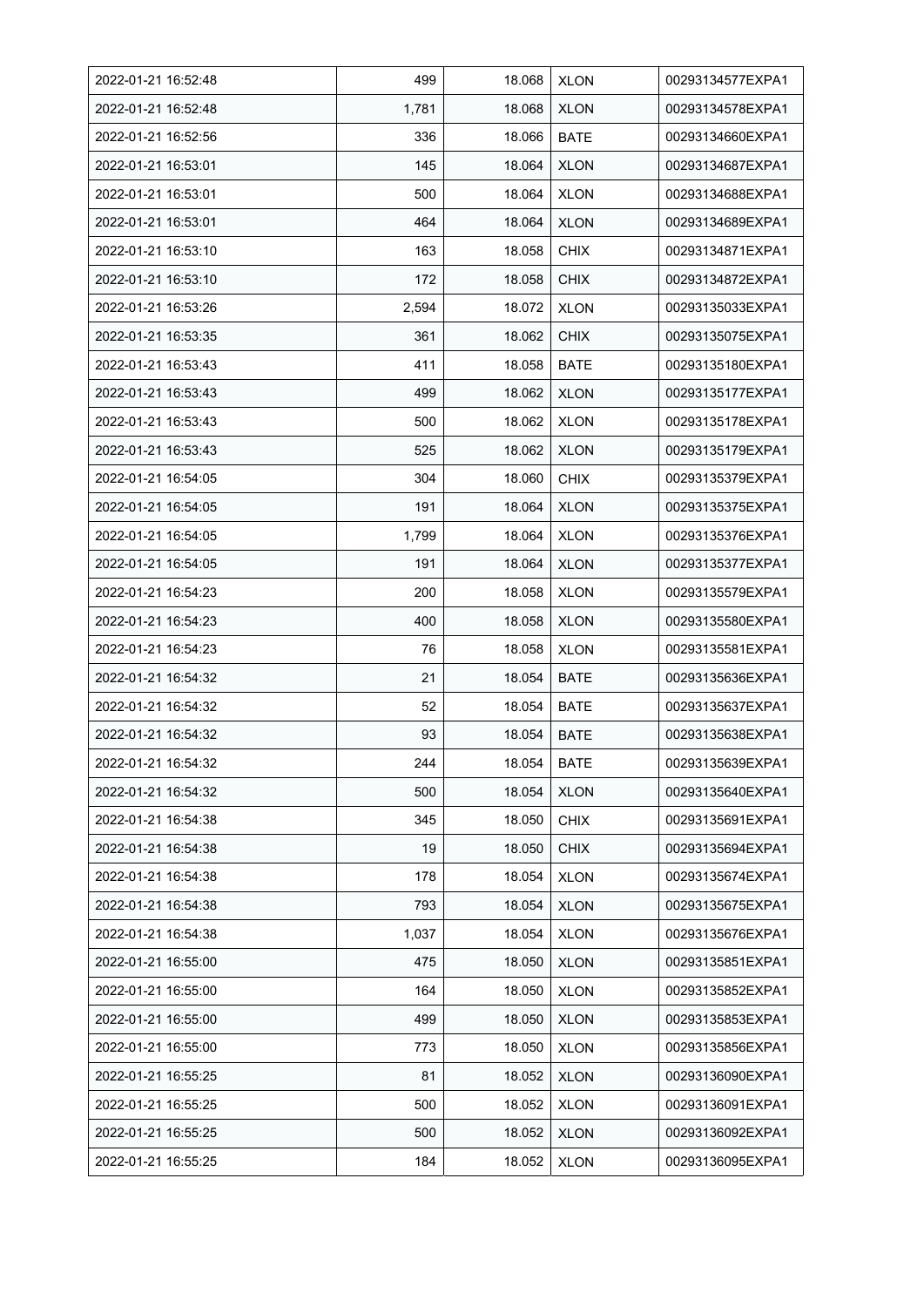| | | | | |
|---|---|---|---|---|
| 2022-01-21 16:52:48 | 499 | 18.068 | XLON | 00293134577EXPA1 |
| 2022-01-21 16:52:48 | 1,781 | 18.068 | XLON | 00293134578EXPA1 |
| 2022-01-21 16:52:56 | 336 | 18.066 | BATE | 00293134660EXPA1 |
| 2022-01-21 16:53:01 | 145 | 18.064 | XLON | 00293134687EXPA1 |
| 2022-01-21 16:53:01 | 500 | 18.064 | XLON | 00293134688EXPA1 |
| 2022-01-21 16:53:01 | 464 | 18.064 | XLON | 00293134689EXPA1 |
| 2022-01-21 16:53:10 | 163 | 18.058 | CHIX | 00293134871EXPA1 |
| 2022-01-21 16:53:10 | 172 | 18.058 | CHIX | 00293134872EXPA1 |
| 2022-01-21 16:53:26 | 2,594 | 18.072 | XLON | 00293135033EXPA1 |
| 2022-01-21 16:53:35 | 361 | 18.062 | CHIX | 00293135075EXPA1 |
| 2022-01-21 16:53:43 | 411 | 18.058 | BATE | 00293135180EXPA1 |
| 2022-01-21 16:53:43 | 499 | 18.062 | XLON | 00293135177EXPA1 |
| 2022-01-21 16:53:43 | 500 | 18.062 | XLON | 00293135178EXPA1 |
| 2022-01-21 16:53:43 | 525 | 18.062 | XLON | 00293135179EXPA1 |
| 2022-01-21 16:54:05 | 304 | 18.060 | CHIX | 00293135379EXPA1 |
| 2022-01-21 16:54:05 | 191 | 18.064 | XLON | 00293135375EXPA1 |
| 2022-01-21 16:54:05 | 1,799 | 18.064 | XLON | 00293135376EXPA1 |
| 2022-01-21 16:54:05 | 191 | 18.064 | XLON | 00293135377EXPA1 |
| 2022-01-21 16:54:23 | 200 | 18.058 | XLON | 00293135579EXPA1 |
| 2022-01-21 16:54:23 | 400 | 18.058 | XLON | 00293135580EXPA1 |
| 2022-01-21 16:54:23 | 76 | 18.058 | XLON | 00293135581EXPA1 |
| 2022-01-21 16:54:32 | 21 | 18.054 | BATE | 00293135636EXPA1 |
| 2022-01-21 16:54:32 | 52 | 18.054 | BATE | 00293135637EXPA1 |
| 2022-01-21 16:54:32 | 93 | 18.054 | BATE | 00293135638EXPA1 |
| 2022-01-21 16:54:32 | 244 | 18.054 | BATE | 00293135639EXPA1 |
| 2022-01-21 16:54:32 | 500 | 18.054 | XLON | 00293135640EXPA1 |
| 2022-01-21 16:54:38 | 345 | 18.050 | CHIX | 00293135691EXPA1 |
| 2022-01-21 16:54:38 | 19 | 18.050 | CHIX | 00293135694EXPA1 |
| 2022-01-21 16:54:38 | 178 | 18.054 | XLON | 00293135674EXPA1 |
| 2022-01-21 16:54:38 | 793 | 18.054 | XLON | 00293135675EXPA1 |
| 2022-01-21 16:54:38 | 1,037 | 18.054 | XLON | 00293135676EXPA1 |
| 2022-01-21 16:55:00 | 475 | 18.050 | XLON | 00293135851EXPA1 |
| 2022-01-21 16:55:00 | 164 | 18.050 | XLON | 00293135852EXPA1 |
| 2022-01-21 16:55:00 | 499 | 18.050 | XLON | 00293135853EXPA1 |
| 2022-01-21 16:55:00 | 773 | 18.050 | XLON | 00293135856EXPA1 |
| 2022-01-21 16:55:25 | 81 | 18.052 | XLON | 00293136090EXPA1 |
| 2022-01-21 16:55:25 | 500 | 18.052 | XLON | 00293136091EXPA1 |
| 2022-01-21 16:55:25 | 500 | 18.052 | XLON | 00293136092EXPA1 |
| 2022-01-21 16:55:25 | 184 | 18.052 | XLON | 00293136095EXPA1 |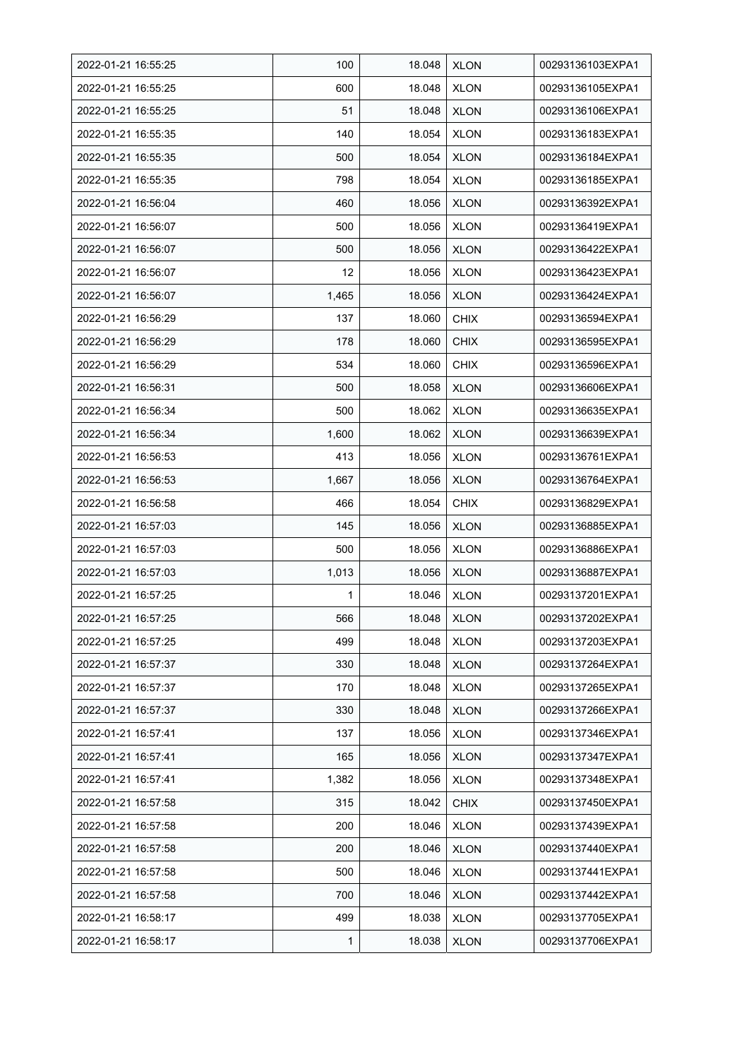| | | | | |
|---|---|---|---|---|
| 2022-01-21 16:55:25 | 100 | 18.048 | XLON | 00293136103EXPA1 |
| 2022-01-21 16:55:25 | 600 | 18.048 | XLON | 00293136105EXPA1 |
| 2022-01-21 16:55:25 | 51 | 18.048 | XLON | 00293136106EXPA1 |
| 2022-01-21 16:55:35 | 140 | 18.054 | XLON | 00293136183EXPA1 |
| 2022-01-21 16:55:35 | 500 | 18.054 | XLON | 00293136184EXPA1 |
| 2022-01-21 16:55:35 | 798 | 18.054 | XLON | 00293136185EXPA1 |
| 2022-01-21 16:56:04 | 460 | 18.056 | XLON | 00293136392EXPA1 |
| 2022-01-21 16:56:07 | 500 | 18.056 | XLON | 00293136419EXPA1 |
| 2022-01-21 16:56:07 | 500 | 18.056 | XLON | 00293136422EXPA1 |
| 2022-01-21 16:56:07 | 12 | 18.056 | XLON | 00293136423EXPA1 |
| 2022-01-21 16:56:07 | 1,465 | 18.056 | XLON | 00293136424EXPA1 |
| 2022-01-21 16:56:29 | 137 | 18.060 | CHIX | 00293136594EXPA1 |
| 2022-01-21 16:56:29 | 178 | 18.060 | CHIX | 00293136595EXPA1 |
| 2022-01-21 16:56:29 | 534 | 18.060 | CHIX | 00293136596EXPA1 |
| 2022-01-21 16:56:31 | 500 | 18.058 | XLON | 00293136606EXPA1 |
| 2022-01-21 16:56:34 | 500 | 18.062 | XLON | 00293136635EXPA1 |
| 2022-01-21 16:56:34 | 1,600 | 18.062 | XLON | 00293136639EXPA1 |
| 2022-01-21 16:56:53 | 413 | 18.056 | XLON | 00293136761EXPA1 |
| 2022-01-21 16:56:53 | 1,667 | 18.056 | XLON | 00293136764EXPA1 |
| 2022-01-21 16:56:58 | 466 | 18.054 | CHIX | 00293136829EXPA1 |
| 2022-01-21 16:57:03 | 145 | 18.056 | XLON | 00293136885EXPA1 |
| 2022-01-21 16:57:03 | 500 | 18.056 | XLON | 00293136886EXPA1 |
| 2022-01-21 16:57:03 | 1,013 | 18.056 | XLON | 00293136887EXPA1 |
| 2022-01-21 16:57:25 | 1 | 18.046 | XLON | 00293137201EXPA1 |
| 2022-01-21 16:57:25 | 566 | 18.048 | XLON | 00293137202EXPA1 |
| 2022-01-21 16:57:25 | 499 | 18.048 | XLON | 00293137203EXPA1 |
| 2022-01-21 16:57:37 | 330 | 18.048 | XLON | 00293137264EXPA1 |
| 2022-01-21 16:57:37 | 170 | 18.048 | XLON | 00293137265EXPA1 |
| 2022-01-21 16:57:37 | 330 | 18.048 | XLON | 00293137266EXPA1 |
| 2022-01-21 16:57:41 | 137 | 18.056 | XLON | 00293137346EXPA1 |
| 2022-01-21 16:57:41 | 165 | 18.056 | XLON | 00293137347EXPA1 |
| 2022-01-21 16:57:41 | 1,382 | 18.056 | XLON | 00293137348EXPA1 |
| 2022-01-21 16:57:58 | 315 | 18.042 | CHIX | 00293137450EXPA1 |
| 2022-01-21 16:57:58 | 200 | 18.046 | XLON | 00293137439EXPA1 |
| 2022-01-21 16:57:58 | 200 | 18.046 | XLON | 00293137440EXPA1 |
| 2022-01-21 16:57:58 | 500 | 18.046 | XLON | 00293137441EXPA1 |
| 2022-01-21 16:57:58 | 700 | 18.046 | XLON | 00293137442EXPA1 |
| 2022-01-21 16:58:17 | 499 | 18.038 | XLON | 00293137705EXPA1 |
| 2022-01-21 16:58:17 | 1 | 18.038 | XLON | 00293137706EXPA1 |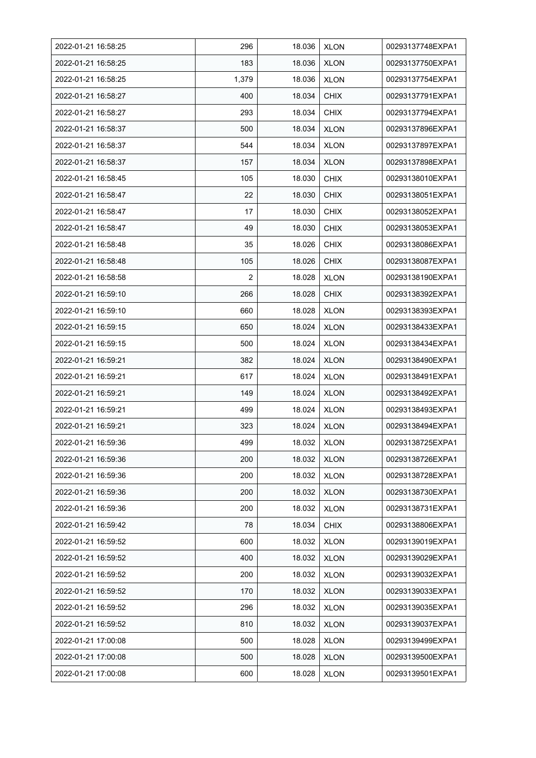| 2022-01-21 16:58:25 | 296 | 18.036 | XLON | 00293137748EXPA1 |
|---|---|---|---|---|
| 2022-01-21 16:58:25 | 183 | 18.036 | XLON | 00293137750EXPA1 |
| 2022-01-21 16:58:25 | 1,379 | 18.036 | XLON | 00293137754EXPA1 |
| 2022-01-21 16:58:27 | 400 | 18.034 | CHIX | 00293137791EXPA1 |
| 2022-01-21 16:58:27 | 293 | 18.034 | CHIX | 00293137794EXPA1 |
| 2022-01-21 16:58:37 | 500 | 18.034 | XLON | 00293137896EXPA1 |
| 2022-01-21 16:58:37 | 544 | 18.034 | XLON | 00293137897EXPA1 |
| 2022-01-21 16:58:37 | 157 | 18.034 | XLON | 00293137898EXPA1 |
| 2022-01-21 16:58:45 | 105 | 18.030 | CHIX | 00293138010EXPA1 |
| 2022-01-21 16:58:47 | 22 | 18.030 | CHIX | 00293138051EXPA1 |
| 2022-01-21 16:58:47 | 17 | 18.030 | CHIX | 00293138052EXPA1 |
| 2022-01-21 16:58:47 | 49 | 18.030 | CHIX | 00293138053EXPA1 |
| 2022-01-21 16:58:48 | 35 | 18.026 | CHIX | 00293138086EXPA1 |
| 2022-01-21 16:58:48 | 105 | 18.026 | CHIX | 00293138087EXPA1 |
| 2022-01-21 16:58:58 | 2 | 18.028 | XLON | 00293138190EXPA1 |
| 2022-01-21 16:59:10 | 266 | 18.028 | CHIX | 00293138392EXPA1 |
| 2022-01-21 16:59:10 | 660 | 18.028 | XLON | 00293138393EXPA1 |
| 2022-01-21 16:59:15 | 650 | 18.024 | XLON | 00293138433EXPA1 |
| 2022-01-21 16:59:15 | 500 | 18.024 | XLON | 00293138434EXPA1 |
| 2022-01-21 16:59:21 | 382 | 18.024 | XLON | 00293138490EXPA1 |
| 2022-01-21 16:59:21 | 617 | 18.024 | XLON | 00293138491EXPA1 |
| 2022-01-21 16:59:21 | 149 | 18.024 | XLON | 00293138492EXPA1 |
| 2022-01-21 16:59:21 | 499 | 18.024 | XLON | 00293138493EXPA1 |
| 2022-01-21 16:59:21 | 323 | 18.024 | XLON | 00293138494EXPA1 |
| 2022-01-21 16:59:36 | 499 | 18.032 | XLON | 00293138725EXPA1 |
| 2022-01-21 16:59:36 | 200 | 18.032 | XLON | 00293138726EXPA1 |
| 2022-01-21 16:59:36 | 200 | 18.032 | XLON | 00293138728EXPA1 |
| 2022-01-21 16:59:36 | 200 | 18.032 | XLON | 00293138730EXPA1 |
| 2022-01-21 16:59:36 | 200 | 18.032 | XLON | 00293138731EXPA1 |
| 2022-01-21 16:59:42 | 78 | 18.034 | CHIX | 00293138806EXPA1 |
| 2022-01-21 16:59:52 | 600 | 18.032 | XLON | 00293139019EXPA1 |
| 2022-01-21 16:59:52 | 400 | 18.032 | XLON | 00293139029EXPA1 |
| 2022-01-21 16:59:52 | 200 | 18.032 | XLON | 00293139032EXPA1 |
| 2022-01-21 16:59:52 | 170 | 18.032 | XLON | 00293139033EXPA1 |
| 2022-01-21 16:59:52 | 296 | 18.032 | XLON | 00293139035EXPA1 |
| 2022-01-21 16:59:52 | 810 | 18.032 | XLON | 00293139037EXPA1 |
| 2022-01-21 17:00:08 | 500 | 18.028 | XLON | 00293139499EXPA1 |
| 2022-01-21 17:00:08 | 500 | 18.028 | XLON | 00293139500EXPA1 |
| 2022-01-21 17:00:08 | 600 | 18.028 | XLON | 00293139501EXPA1 |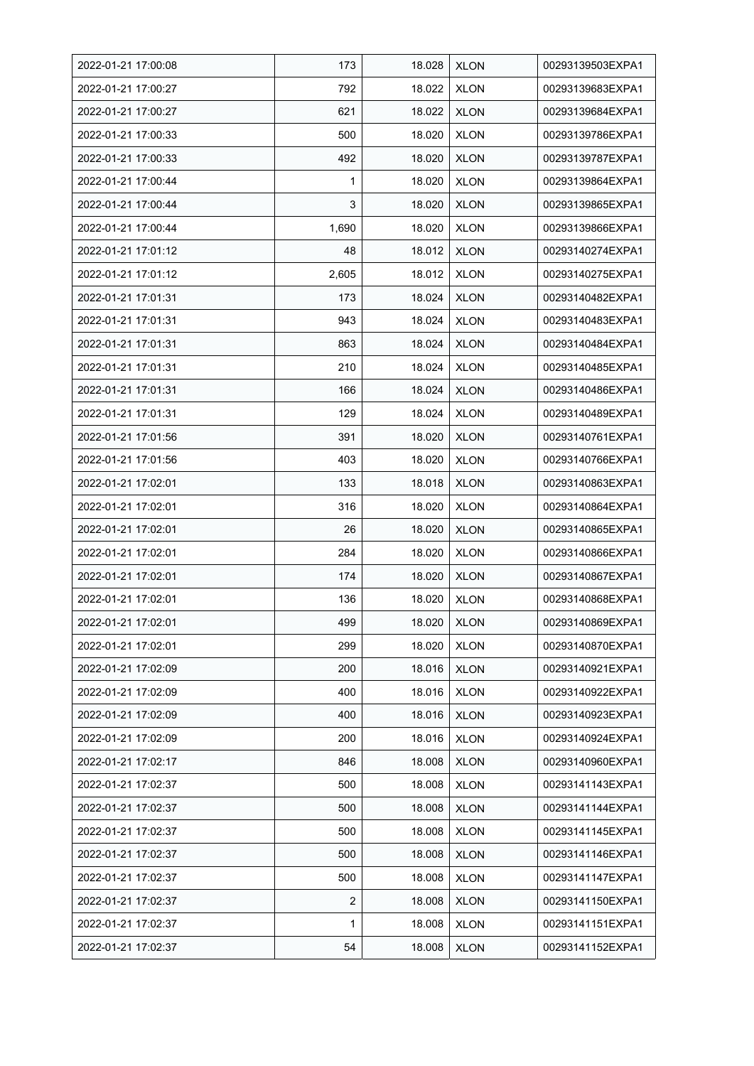| 2022-01-21 17:00:08 | 173 | 18.028 | XLON | 00293139503EXPA1 |
|---|---|---|---|---|
| 2022-01-21 17:00:27 | 792 | 18.022 | XLON | 00293139683EXPA1 |
| 2022-01-21 17:00:27 | 621 | 18.022 | XLON | 00293139684EXPA1 |
| 2022-01-21 17:00:33 | 500 | 18.020 | XLON | 00293139786EXPA1 |
| 2022-01-21 17:00:33 | 492 | 18.020 | XLON | 00293139787EXPA1 |
| 2022-01-21 17:00:44 | 1 | 18.020 | XLON | 00293139864EXPA1 |
| 2022-01-21 17:00:44 | 3 | 18.020 | XLON | 00293139865EXPA1 |
| 2022-01-21 17:00:44 | 1,690 | 18.020 | XLON | 00293139866EXPA1 |
| 2022-01-21 17:01:12 | 48 | 18.012 | XLON | 00293140274EXPA1 |
| 2022-01-21 17:01:12 | 2,605 | 18.012 | XLON | 00293140275EXPA1 |
| 2022-01-21 17:01:31 | 173 | 18.024 | XLON | 00293140482EXPA1 |
| 2022-01-21 17:01:31 | 943 | 18.024 | XLON | 00293140483EXPA1 |
| 2022-01-21 17:01:31 | 863 | 18.024 | XLON | 00293140484EXPA1 |
| 2022-01-21 17:01:31 | 210 | 18.024 | XLON | 00293140485EXPA1 |
| 2022-01-21 17:01:31 | 166 | 18.024 | XLON | 00293140486EXPA1 |
| 2022-01-21 17:01:31 | 129 | 18.024 | XLON | 00293140489EXPA1 |
| 2022-01-21 17:01:56 | 391 | 18.020 | XLON | 00293140761EXPA1 |
| 2022-01-21 17:01:56 | 403 | 18.020 | XLON | 00293140766EXPA1 |
| 2022-01-21 17:02:01 | 133 | 18.018 | XLON | 00293140863EXPA1 |
| 2022-01-21 17:02:01 | 316 | 18.020 | XLON | 00293140864EXPA1 |
| 2022-01-21 17:02:01 | 26 | 18.020 | XLON | 00293140865EXPA1 |
| 2022-01-21 17:02:01 | 284 | 18.020 | XLON | 00293140866EXPA1 |
| 2022-01-21 17:02:01 | 174 | 18.020 | XLON | 00293140867EXPA1 |
| 2022-01-21 17:02:01 | 136 | 18.020 | XLON | 00293140868EXPA1 |
| 2022-01-21 17:02:01 | 499 | 18.020 | XLON | 00293140869EXPA1 |
| 2022-01-21 17:02:01 | 299 | 18.020 | XLON | 00293140870EXPA1 |
| 2022-01-21 17:02:09 | 200 | 18.016 | XLON | 00293140921EXPA1 |
| 2022-01-21 17:02:09 | 400 | 18.016 | XLON | 00293140922EXPA1 |
| 2022-01-21 17:02:09 | 400 | 18.016 | XLON | 00293140923EXPA1 |
| 2022-01-21 17:02:09 | 200 | 18.016 | XLON | 00293140924EXPA1 |
| 2022-01-21 17:02:17 | 846 | 18.008 | XLON | 00293140960EXPA1 |
| 2022-01-21 17:02:37 | 500 | 18.008 | XLON | 00293141143EXPA1 |
| 2022-01-21 17:02:37 | 500 | 18.008 | XLON | 00293141144EXPA1 |
| 2022-01-21 17:02:37 | 500 | 18.008 | XLON | 00293141145EXPA1 |
| 2022-01-21 17:02:37 | 500 | 18.008 | XLON | 00293141146EXPA1 |
| 2022-01-21 17:02:37 | 500 | 18.008 | XLON | 00293141147EXPA1 |
| 2022-01-21 17:02:37 | 2 | 18.008 | XLON | 00293141150EXPA1 |
| 2022-01-21 17:02:37 | 1 | 18.008 | XLON | 00293141151EXPA1 |
| 2022-01-21 17:02:37 | 54 | 18.008 | XLON | 00293141152EXPA1 |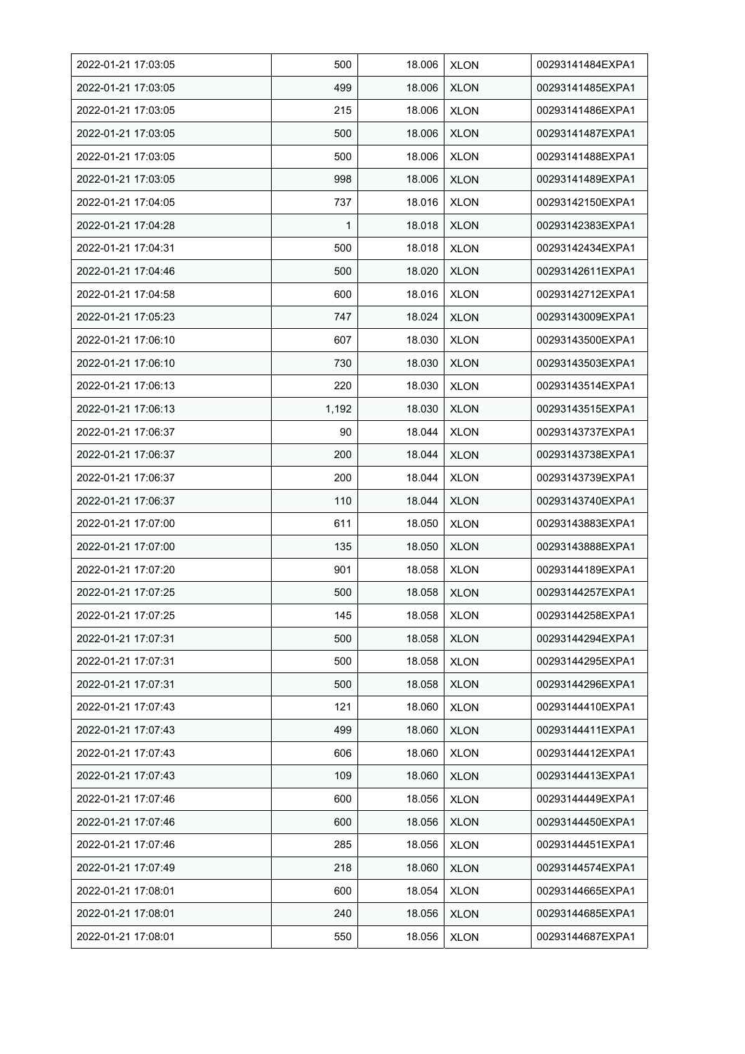| 2022-01-21 17:03:05 | 500 | 18.006 | XLON | 00293141484EXPA1 |
|---|---|---|---|---|
| 2022-01-21 17:03:05 | 499 | 18.006 | XLON | 00293141485EXPA1 |
| 2022-01-21 17:03:05 | 215 | 18.006 | XLON | 00293141486EXPA1 |
| 2022-01-21 17:03:05 | 500 | 18.006 | XLON | 00293141487EXPA1 |
| 2022-01-21 17:03:05 | 500 | 18.006 | XLON | 00293141488EXPA1 |
| 2022-01-21 17:03:05 | 998 | 18.006 | XLON | 00293141489EXPA1 |
| 2022-01-21 17:04:05 | 737 | 18.016 | XLON | 00293142150EXPA1 |
| 2022-01-21 17:04:28 | 1 | 18.018 | XLON | 00293142383EXPA1 |
| 2022-01-21 17:04:31 | 500 | 18.018 | XLON | 00293142434EXPA1 |
| 2022-01-21 17:04:46 | 500 | 18.020 | XLON | 00293142611EXPA1 |
| 2022-01-21 17:04:58 | 600 | 18.016 | XLON | 00293142712EXPA1 |
| 2022-01-21 17:05:23 | 747 | 18.024 | XLON | 00293143009EXPA1 |
| 2022-01-21 17:06:10 | 607 | 18.030 | XLON | 00293143500EXPA1 |
| 2022-01-21 17:06:10 | 730 | 18.030 | XLON | 00293143503EXPA1 |
| 2022-01-21 17:06:13 | 220 | 18.030 | XLON | 00293143514EXPA1 |
| 2022-01-21 17:06:13 | 1,192 | 18.030 | XLON | 00293143515EXPA1 |
| 2022-01-21 17:06:37 | 90 | 18.044 | XLON | 00293143737EXPA1 |
| 2022-01-21 17:06:37 | 200 | 18.044 | XLON | 00293143738EXPA1 |
| 2022-01-21 17:06:37 | 200 | 18.044 | XLON | 00293143739EXPA1 |
| 2022-01-21 17:06:37 | 110 | 18.044 | XLON | 00293143740EXPA1 |
| 2022-01-21 17:07:00 | 611 | 18.050 | XLON | 00293143883EXPA1 |
| 2022-01-21 17:07:00 | 135 | 18.050 | XLON | 00293143888EXPA1 |
| 2022-01-21 17:07:20 | 901 | 18.058 | XLON | 00293144189EXPA1 |
| 2022-01-21 17:07:25 | 500 | 18.058 | XLON | 00293144257EXPA1 |
| 2022-01-21 17:07:25 | 145 | 18.058 | XLON | 00293144258EXPA1 |
| 2022-01-21 17:07:31 | 500 | 18.058 | XLON | 00293144294EXPA1 |
| 2022-01-21 17:07:31 | 500 | 18.058 | XLON | 00293144295EXPA1 |
| 2022-01-21 17:07:31 | 500 | 18.058 | XLON | 00293144296EXPA1 |
| 2022-01-21 17:07:43 | 121 | 18.060 | XLON | 00293144410EXPA1 |
| 2022-01-21 17:07:43 | 499 | 18.060 | XLON | 00293144411EXPA1 |
| 2022-01-21 17:07:43 | 606 | 18.060 | XLON | 00293144412EXPA1 |
| 2022-01-21 17:07:43 | 109 | 18.060 | XLON | 00293144413EXPA1 |
| 2022-01-21 17:07:46 | 600 | 18.056 | XLON | 00293144449EXPA1 |
| 2022-01-21 17:07:46 | 600 | 18.056 | XLON | 00293144450EXPA1 |
| 2022-01-21 17:07:46 | 285 | 18.056 | XLON | 00293144451EXPA1 |
| 2022-01-21 17:07:49 | 218 | 18.060 | XLON | 00293144574EXPA1 |
| 2022-01-21 17:08:01 | 600 | 18.054 | XLON | 00293144665EXPA1 |
| 2022-01-21 17:08:01 | 240 | 18.056 | XLON | 00293144685EXPA1 |
| 2022-01-21 17:08:01 | 550 | 18.056 | XLON | 00293144687EXPA1 |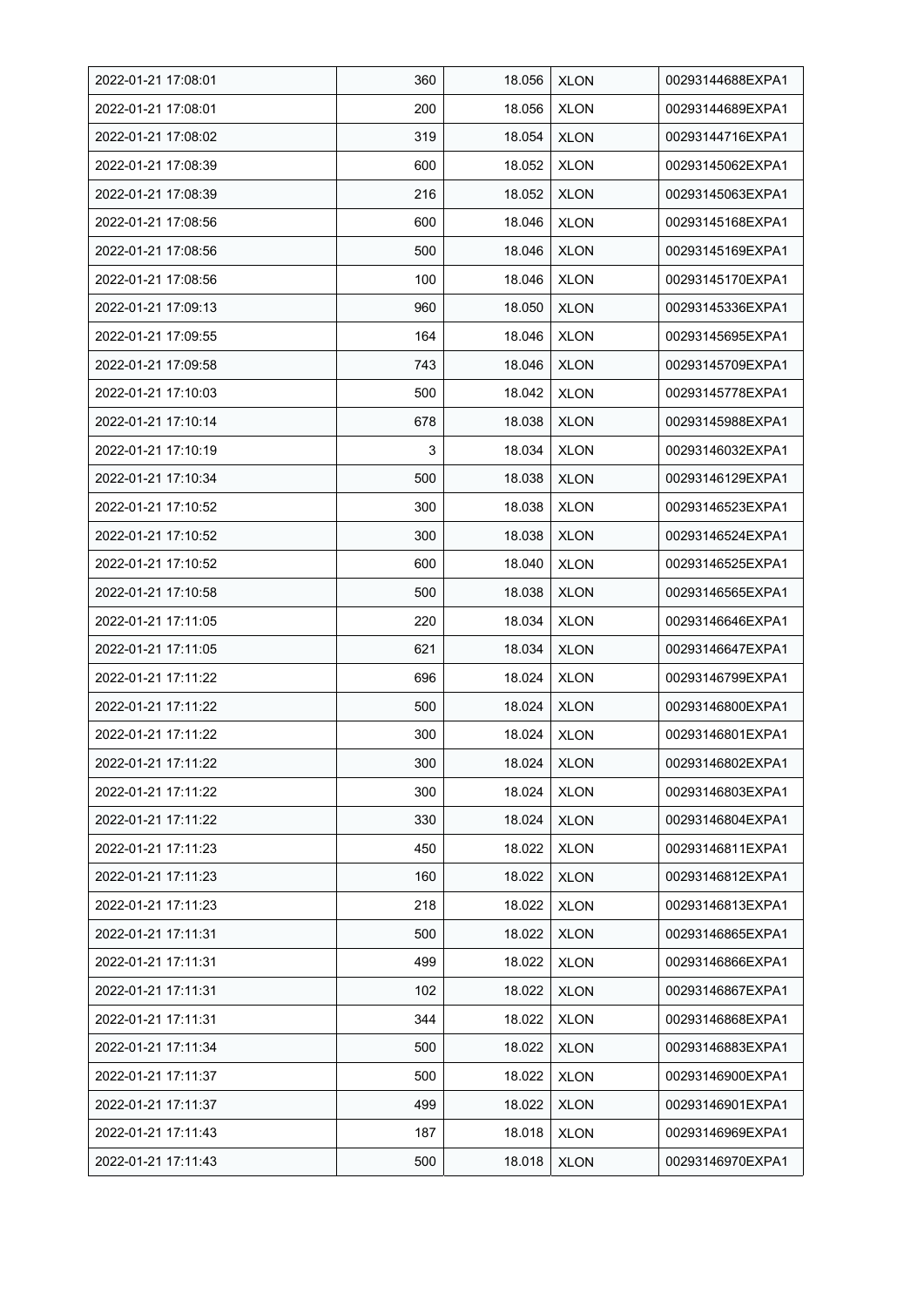| 2022-01-21 17:08:01 | 360 | 18.056 | XLON | 00293144688EXPA1 |
|---|---|---|---|---|
| 2022-01-21 17:08:01 | 200 | 18.056 | XLON | 00293144689EXPA1 |
| 2022-01-21 17:08:02 | 319 | 18.054 | XLON | 00293144716EXPA1 |
| 2022-01-21 17:08:39 | 600 | 18.052 | XLON | 00293145062EXPA1 |
| 2022-01-21 17:08:39 | 216 | 18.052 | XLON | 00293145063EXPA1 |
| 2022-01-21 17:08:56 | 600 | 18.046 | XLON | 00293145168EXPA1 |
| 2022-01-21 17:08:56 | 500 | 18.046 | XLON | 00293145169EXPA1 |
| 2022-01-21 17:08:56 | 100 | 18.046 | XLON | 00293145170EXPA1 |
| 2022-01-21 17:09:13 | 960 | 18.050 | XLON | 00293145336EXPA1 |
| 2022-01-21 17:09:55 | 164 | 18.046 | XLON | 00293145695EXPA1 |
| 2022-01-21 17:09:58 | 743 | 18.046 | XLON | 00293145709EXPA1 |
| 2022-01-21 17:10:03 | 500 | 18.042 | XLON | 00293145778EXPA1 |
| 2022-01-21 17:10:14 | 678 | 18.038 | XLON | 00293145988EXPA1 |
| 2022-01-21 17:10:19 | 3 | 18.034 | XLON | 00293146032EXPA1 |
| 2022-01-21 17:10:34 | 500 | 18.038 | XLON | 00293146129EXPA1 |
| 2022-01-21 17:10:52 | 300 | 18.038 | XLON | 00293146523EXPA1 |
| 2022-01-21 17:10:52 | 300 | 18.038 | XLON | 00293146524EXPA1 |
| 2022-01-21 17:10:52 | 600 | 18.040 | XLON | 00293146525EXPA1 |
| 2022-01-21 17:10:58 | 500 | 18.038 | XLON | 00293146565EXPA1 |
| 2022-01-21 17:11:05 | 220 | 18.034 | XLON | 00293146646EXPA1 |
| 2022-01-21 17:11:05 | 621 | 18.034 | XLON | 00293146647EXPA1 |
| 2022-01-21 17:11:22 | 696 | 18.024 | XLON | 00293146799EXPA1 |
| 2022-01-21 17:11:22 | 500 | 18.024 | XLON | 00293146800EXPA1 |
| 2022-01-21 17:11:22 | 300 | 18.024 | XLON | 00293146801EXPA1 |
| 2022-01-21 17:11:22 | 300 | 18.024 | XLON | 00293146802EXPA1 |
| 2022-01-21 17:11:22 | 300 | 18.024 | XLON | 00293146803EXPA1 |
| 2022-01-21 17:11:22 | 330 | 18.024 | XLON | 00293146804EXPA1 |
| 2022-01-21 17:11:23 | 450 | 18.022 | XLON | 00293146811EXPA1 |
| 2022-01-21 17:11:23 | 160 | 18.022 | XLON | 00293146812EXPA1 |
| 2022-01-21 17:11:23 | 218 | 18.022 | XLON | 00293146813EXPA1 |
| 2022-01-21 17:11:31 | 500 | 18.022 | XLON | 00293146865EXPA1 |
| 2022-01-21 17:11:31 | 499 | 18.022 | XLON | 00293146866EXPA1 |
| 2022-01-21 17:11:31 | 102 | 18.022 | XLON | 00293146867EXPA1 |
| 2022-01-21 17:11:31 | 344 | 18.022 | XLON | 00293146868EXPA1 |
| 2022-01-21 17:11:34 | 500 | 18.022 | XLON | 00293146883EXPA1 |
| 2022-01-21 17:11:37 | 500 | 18.022 | XLON | 00293146900EXPA1 |
| 2022-01-21 17:11:37 | 499 | 18.022 | XLON | 00293146901EXPA1 |
| 2022-01-21 17:11:43 | 187 | 18.018 | XLON | 00293146969EXPA1 |
| 2022-01-21 17:11:43 | 500 | 18.018 | XLON | 00293146970EXPA1 |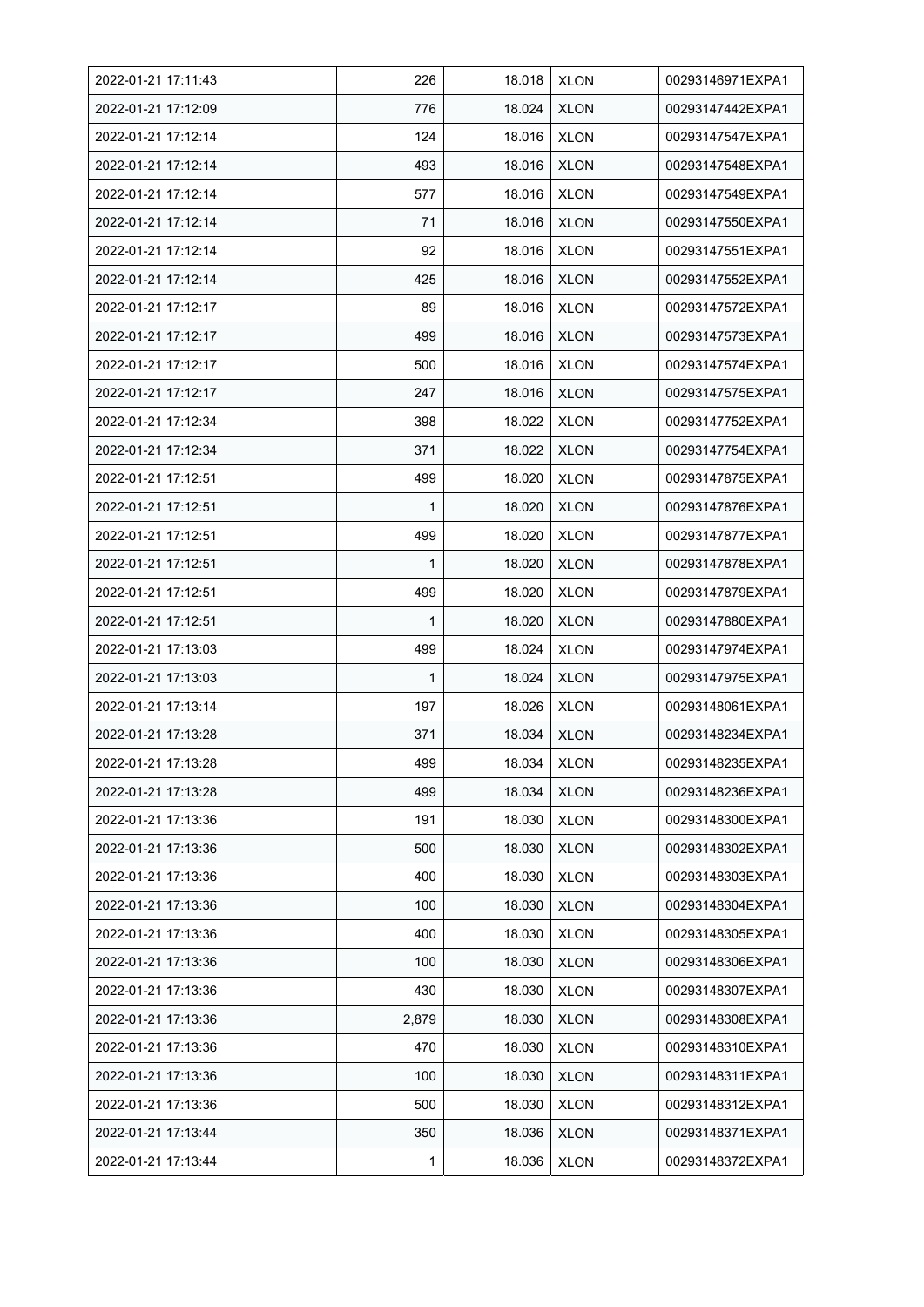| 2022-01-21 17:11:43 | 226 | 18.018 | XLON | 00293146971EXPA1 |
|---|---|---|---|---|
| 2022-01-21 17:12:09 | 776 | 18.024 | XLON | 00293147442EXPA1 |
| 2022-01-21 17:12:14 | 124 | 18.016 | XLON | 00293147547EXPA1 |
| 2022-01-21 17:12:14 | 493 | 18.016 | XLON | 00293147548EXPA1 |
| 2022-01-21 17:12:14 | 577 | 18.016 | XLON | 00293147549EXPA1 |
| 2022-01-21 17:12:14 | 71 | 18.016 | XLON | 00293147550EXPA1 |
| 2022-01-21 17:12:14 | 92 | 18.016 | XLON | 00293147551EXPA1 |
| 2022-01-21 17:12:14 | 425 | 18.016 | XLON | 00293147552EXPA1 |
| 2022-01-21 17:12:17 | 89 | 18.016 | XLON | 00293147572EXPA1 |
| 2022-01-21 17:12:17 | 499 | 18.016 | XLON | 00293147573EXPA1 |
| 2022-01-21 17:12:17 | 500 | 18.016 | XLON | 00293147574EXPA1 |
| 2022-01-21 17:12:17 | 247 | 18.016 | XLON | 00293147575EXPA1 |
| 2022-01-21 17:12:34 | 398 | 18.022 | XLON | 00293147752EXPA1 |
| 2022-01-21 17:12:34 | 371 | 18.022 | XLON | 00293147754EXPA1 |
| 2022-01-21 17:12:51 | 499 | 18.020 | XLON | 00293147875EXPA1 |
| 2022-01-21 17:12:51 | 1 | 18.020 | XLON | 00293147876EXPA1 |
| 2022-01-21 17:12:51 | 499 | 18.020 | XLON | 00293147877EXPA1 |
| 2022-01-21 17:12:51 | 1 | 18.020 | XLON | 00293147878EXPA1 |
| 2022-01-21 17:12:51 | 499 | 18.020 | XLON | 00293147879EXPA1 |
| 2022-01-21 17:12:51 | 1 | 18.020 | XLON | 00293147880EXPA1 |
| 2022-01-21 17:13:03 | 499 | 18.024 | XLON | 00293147974EXPA1 |
| 2022-01-21 17:13:03 | 1 | 18.024 | XLON | 00293147975EXPA1 |
| 2022-01-21 17:13:14 | 197 | 18.026 | XLON | 00293148061EXPA1 |
| 2022-01-21 17:13:28 | 371 | 18.034 | XLON | 00293148234EXPA1 |
| 2022-01-21 17:13:28 | 499 | 18.034 | XLON | 00293148235EXPA1 |
| 2022-01-21 17:13:28 | 499 | 18.034 | XLON | 00293148236EXPA1 |
| 2022-01-21 17:13:36 | 191 | 18.030 | XLON | 00293148300EXPA1 |
| 2022-01-21 17:13:36 | 500 | 18.030 | XLON | 00293148302EXPA1 |
| 2022-01-21 17:13:36 | 400 | 18.030 | XLON | 00293148303EXPA1 |
| 2022-01-21 17:13:36 | 100 | 18.030 | XLON | 00293148304EXPA1 |
| 2022-01-21 17:13:36 | 400 | 18.030 | XLON | 00293148305EXPA1 |
| 2022-01-21 17:13:36 | 100 | 18.030 | XLON | 00293148306EXPA1 |
| 2022-01-21 17:13:36 | 430 | 18.030 | XLON | 00293148307EXPA1 |
| 2022-01-21 17:13:36 | 2,879 | 18.030 | XLON | 00293148308EXPA1 |
| 2022-01-21 17:13:36 | 470 | 18.030 | XLON | 00293148310EXPA1 |
| 2022-01-21 17:13:36 | 100 | 18.030 | XLON | 00293148311EXPA1 |
| 2022-01-21 17:13:36 | 500 | 18.030 | XLON | 00293148312EXPA1 |
| 2022-01-21 17:13:44 | 350 | 18.036 | XLON | 00293148371EXPA1 |
| 2022-01-21 17:13:44 | 1 | 18.036 | XLON | 00293148372EXPA1 |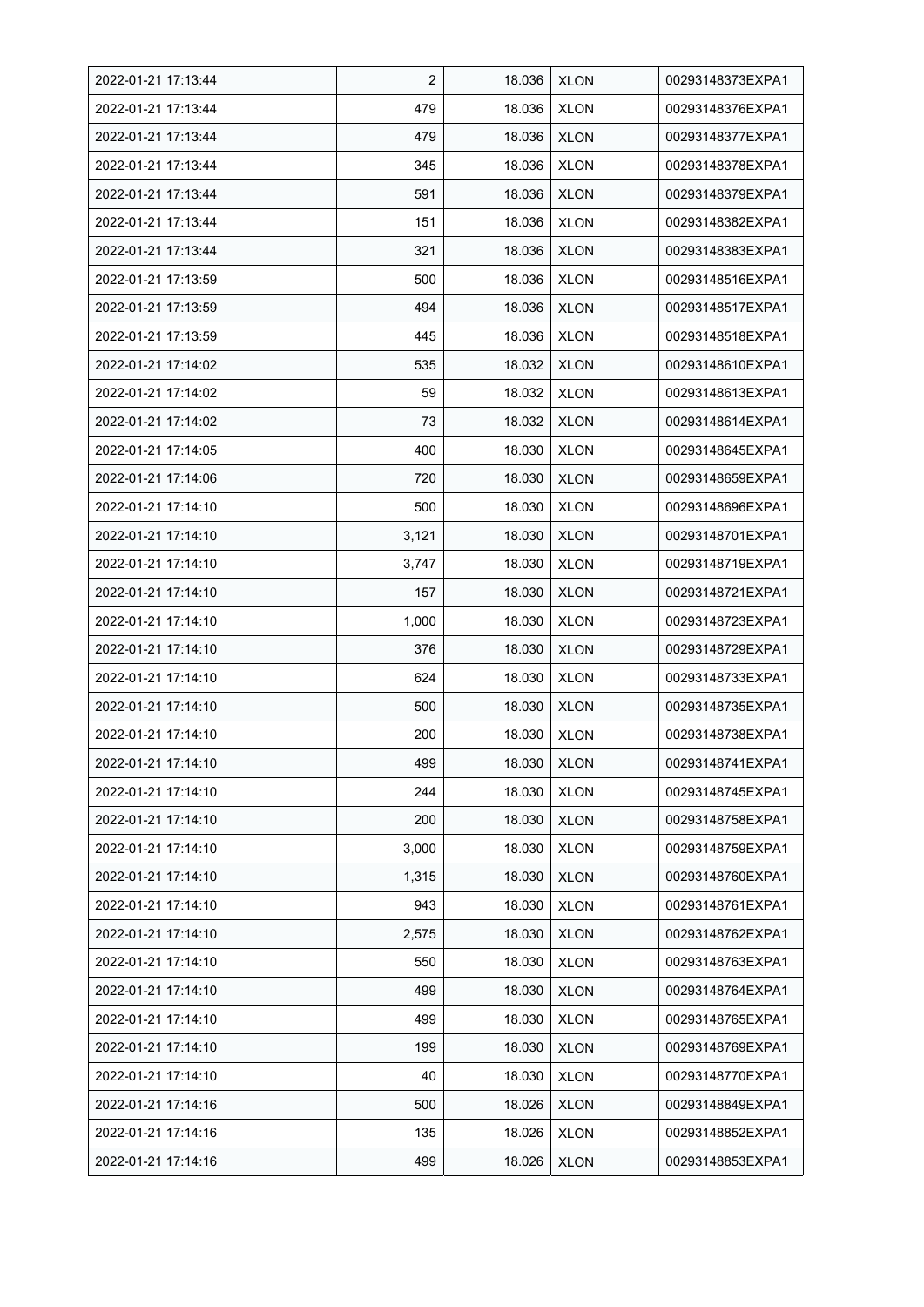| 2022-01-21 17:13:44 | 2 | 18.036 | XLON | 00293148373EXPA1 |
|---|---|---|---|---|
| 2022-01-21 17:13:44 | 479 | 18.036 | XLON | 00293148376EXPA1 |
| 2022-01-21 17:13:44 | 479 | 18.036 | XLON | 00293148377EXPA1 |
| 2022-01-21 17:13:44 | 345 | 18.036 | XLON | 00293148378EXPA1 |
| 2022-01-21 17:13:44 | 591 | 18.036 | XLON | 00293148379EXPA1 |
| 2022-01-21 17:13:44 | 151 | 18.036 | XLON | 00293148382EXPA1 |
| 2022-01-21 17:13:44 | 321 | 18.036 | XLON | 00293148383EXPA1 |
| 2022-01-21 17:13:59 | 500 | 18.036 | XLON | 00293148516EXPA1 |
| 2022-01-21 17:13:59 | 494 | 18.036 | XLON | 00293148517EXPA1 |
| 2022-01-21 17:13:59 | 445 | 18.036 | XLON | 00293148518EXPA1 |
| 2022-01-21 17:14:02 | 535 | 18.032 | XLON | 00293148610EXPA1 |
| 2022-01-21 17:14:02 | 59 | 18.032 | XLON | 00293148613EXPA1 |
| 2022-01-21 17:14:02 | 73 | 18.032 | XLON | 00293148614EXPA1 |
| 2022-01-21 17:14:05 | 400 | 18.030 | XLON | 00293148645EXPA1 |
| 2022-01-21 17:14:06 | 720 | 18.030 | XLON | 00293148659EXPA1 |
| 2022-01-21 17:14:10 | 500 | 18.030 | XLON | 00293148696EXPA1 |
| 2022-01-21 17:14:10 | 3,121 | 18.030 | XLON | 00293148701EXPA1 |
| 2022-01-21 17:14:10 | 3,747 | 18.030 | XLON | 00293148719EXPA1 |
| 2022-01-21 17:14:10 | 157 | 18.030 | XLON | 00293148721EXPA1 |
| 2022-01-21 17:14:10 | 1,000 | 18.030 | XLON | 00293148723EXPA1 |
| 2022-01-21 17:14:10 | 376 | 18.030 | XLON | 00293148729EXPA1 |
| 2022-01-21 17:14:10 | 624 | 18.030 | XLON | 00293148733EXPA1 |
| 2022-01-21 17:14:10 | 500 | 18.030 | XLON | 00293148735EXPA1 |
| 2022-01-21 17:14:10 | 200 | 18.030 | XLON | 00293148738EXPA1 |
| 2022-01-21 17:14:10 | 499 | 18.030 | XLON | 00293148741EXPA1 |
| 2022-01-21 17:14:10 | 244 | 18.030 | XLON | 00293148745EXPA1 |
| 2022-01-21 17:14:10 | 200 | 18.030 | XLON | 00293148758EXPA1 |
| 2022-01-21 17:14:10 | 3,000 | 18.030 | XLON | 00293148759EXPA1 |
| 2022-01-21 17:14:10 | 1,315 | 18.030 | XLON | 00293148760EXPA1 |
| 2022-01-21 17:14:10 | 943 | 18.030 | XLON | 00293148761EXPA1 |
| 2022-01-21 17:14:10 | 2,575 | 18.030 | XLON | 00293148762EXPA1 |
| 2022-01-21 17:14:10 | 550 | 18.030 | XLON | 00293148763EXPA1 |
| 2022-01-21 17:14:10 | 499 | 18.030 | XLON | 00293148764EXPA1 |
| 2022-01-21 17:14:10 | 499 | 18.030 | XLON | 00293148765EXPA1 |
| 2022-01-21 17:14:10 | 199 | 18.030 | XLON | 00293148769EXPA1 |
| 2022-01-21 17:14:10 | 40 | 18.030 | XLON | 00293148770EXPA1 |
| 2022-01-21 17:14:16 | 500 | 18.026 | XLON | 00293148849EXPA1 |
| 2022-01-21 17:14:16 | 135 | 18.026 | XLON | 00293148852EXPA1 |
| 2022-01-21 17:14:16 | 499 | 18.026 | XLON | 00293148853EXPA1 |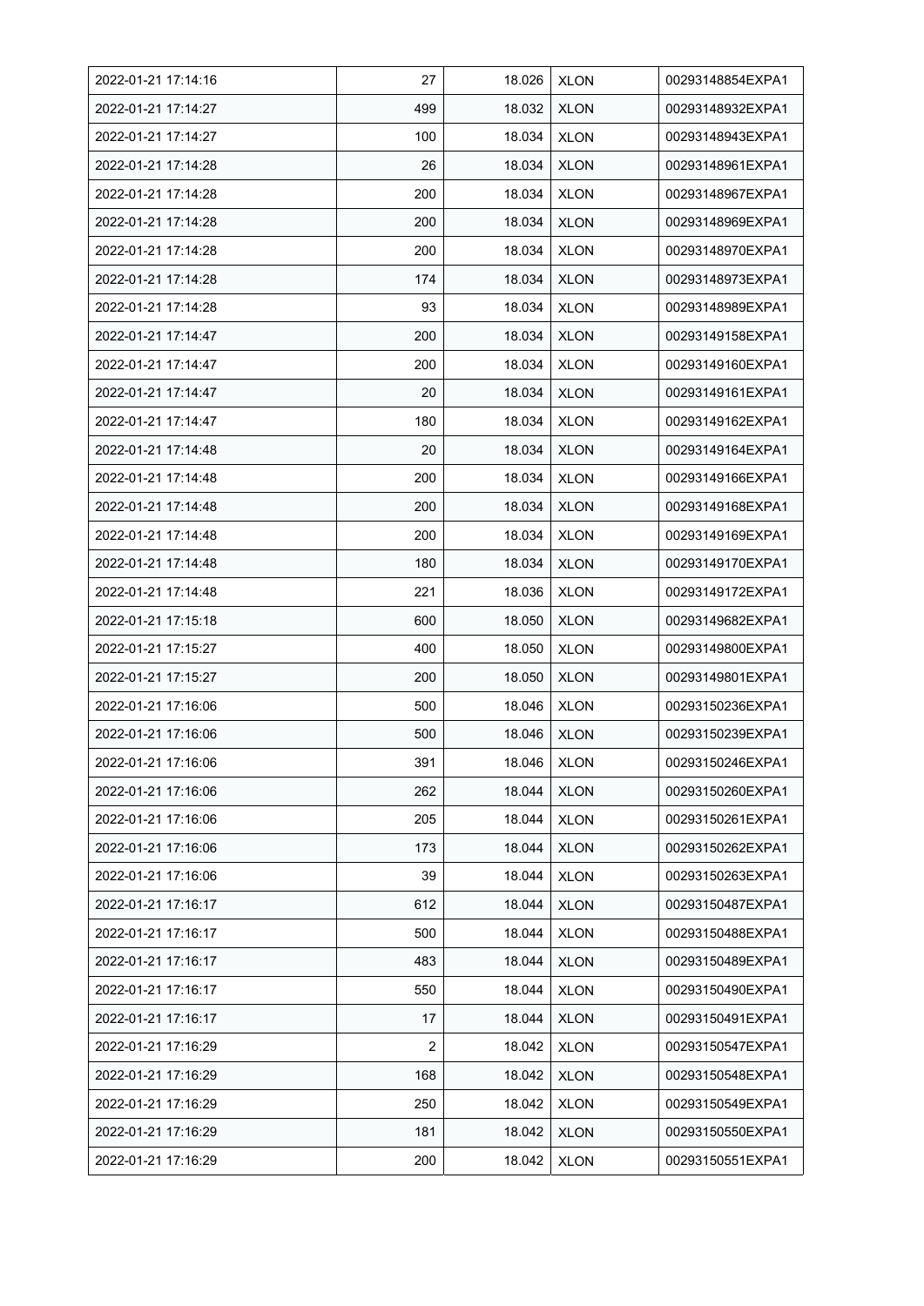| 2022-01-21 17:14:16 | 27 | 18.026 | XLON | 00293148854EXPA1 |
|---|---|---|---|---|
| 2022-01-21 17:14:27 | 499 | 18.032 | XLON | 00293148932EXPA1 |
| 2022-01-21 17:14:27 | 100 | 18.034 | XLON | 00293148943EXPA1 |
| 2022-01-21 17:14:28 | 26 | 18.034 | XLON | 00293148961EXPA1 |
| 2022-01-21 17:14:28 | 200 | 18.034 | XLON | 00293148967EXPA1 |
| 2022-01-21 17:14:28 | 200 | 18.034 | XLON | 00293148969EXPA1 |
| 2022-01-21 17:14:28 | 200 | 18.034 | XLON | 00293148970EXPA1 |
| 2022-01-21 17:14:28 | 174 | 18.034 | XLON | 00293148973EXPA1 |
| 2022-01-21 17:14:28 | 93 | 18.034 | XLON | 00293148989EXPA1 |
| 2022-01-21 17:14:47 | 200 | 18.034 | XLON | 00293149158EXPA1 |
| 2022-01-21 17:14:47 | 200 | 18.034 | XLON | 00293149160EXPA1 |
| 2022-01-21 17:14:47 | 20 | 18.034 | XLON | 00293149161EXPA1 |
| 2022-01-21 17:14:47 | 180 | 18.034 | XLON | 00293149162EXPA1 |
| 2022-01-21 17:14:48 | 20 | 18.034 | XLON | 00293149164EXPA1 |
| 2022-01-21 17:14:48 | 200 | 18.034 | XLON | 00293149166EXPA1 |
| 2022-01-21 17:14:48 | 200 | 18.034 | XLON | 00293149168EXPA1 |
| 2022-01-21 17:14:48 | 200 | 18.034 | XLON | 00293149169EXPA1 |
| 2022-01-21 17:14:48 | 180 | 18.034 | XLON | 00293149170EXPA1 |
| 2022-01-21 17:14:48 | 221 | 18.036 | XLON | 00293149172EXPA1 |
| 2022-01-21 17:15:18 | 600 | 18.050 | XLON | 00293149682EXPA1 |
| 2022-01-21 17:15:27 | 400 | 18.050 | XLON | 00293149800EXPA1 |
| 2022-01-21 17:15:27 | 200 | 18.050 | XLON | 00293149801EXPA1 |
| 2022-01-21 17:16:06 | 500 | 18.046 | XLON | 00293150236EXPA1 |
| 2022-01-21 17:16:06 | 500 | 18.046 | XLON | 00293150239EXPA1 |
| 2022-01-21 17:16:06 | 391 | 18.046 | XLON | 00293150246EXPA1 |
| 2022-01-21 17:16:06 | 262 | 18.044 | XLON | 00293150260EXPA1 |
| 2022-01-21 17:16:06 | 205 | 18.044 | XLON | 00293150261EXPA1 |
| 2022-01-21 17:16:06 | 173 | 18.044 | XLON | 00293150262EXPA1 |
| 2022-01-21 17:16:06 | 39 | 18.044 | XLON | 00293150263EXPA1 |
| 2022-01-21 17:16:17 | 612 | 18.044 | XLON | 00293150487EXPA1 |
| 2022-01-21 17:16:17 | 500 | 18.044 | XLON | 00293150488EXPA1 |
| 2022-01-21 17:16:17 | 483 | 18.044 | XLON | 00293150489EXPA1 |
| 2022-01-21 17:16:17 | 550 | 18.044 | XLON | 00293150490EXPA1 |
| 2022-01-21 17:16:17 | 17 | 18.044 | XLON | 00293150491EXPA1 |
| 2022-01-21 17:16:29 | 2 | 18.042 | XLON | 00293150547EXPA1 |
| 2022-01-21 17:16:29 | 168 | 18.042 | XLON | 00293150548EXPA1 |
| 2022-01-21 17:16:29 | 250 | 18.042 | XLON | 00293150549EXPA1 |
| 2022-01-21 17:16:29 | 181 | 18.042 | XLON | 00293150550EXPA1 |
| 2022-01-21 17:16:29 | 200 | 18.042 | XLON | 00293150551EXPA1 |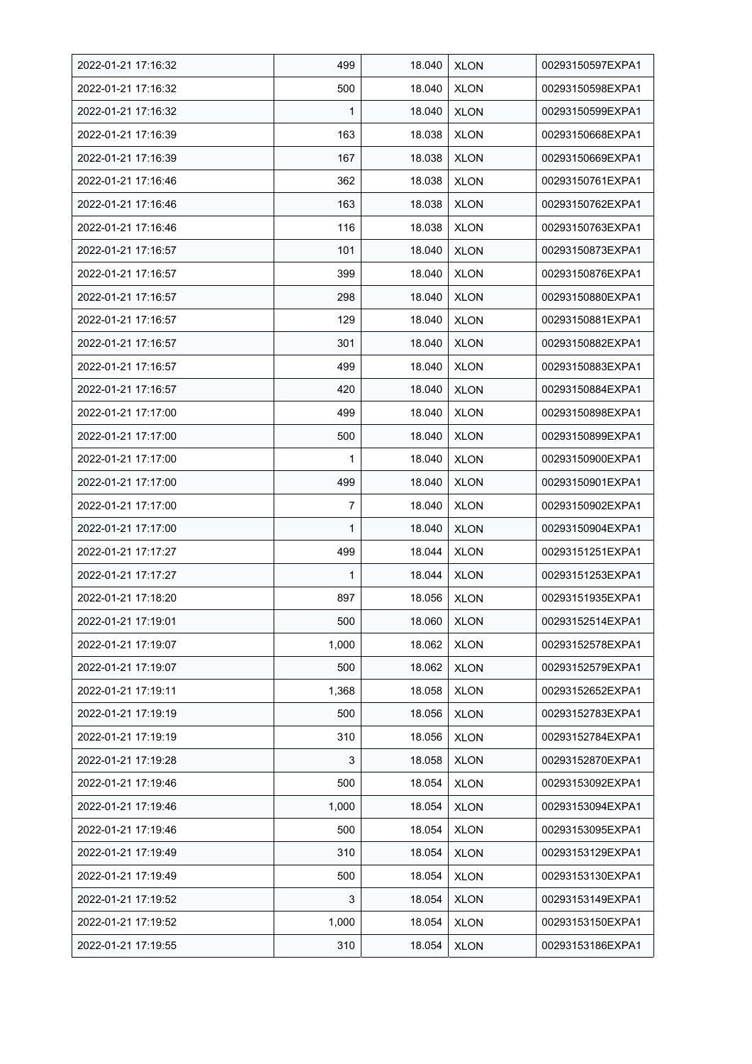| | | | | |
|---|---|---|---|---|
| 2022-01-21 17:16:32 | 499 | 18.040 | XLON | 00293150597EXPA1 |
| 2022-01-21 17:16:32 | 500 | 18.040 | XLON | 00293150598EXPA1 |
| 2022-01-21 17:16:32 | 1 | 18.040 | XLON | 00293150599EXPA1 |
| 2022-01-21 17:16:39 | 163 | 18.038 | XLON | 00293150668EXPA1 |
| 2022-01-21 17:16:39 | 167 | 18.038 | XLON | 00293150669EXPA1 |
| 2022-01-21 17:16:46 | 362 | 18.038 | XLON | 00293150761EXPA1 |
| 2022-01-21 17:16:46 | 163 | 18.038 | XLON | 00293150762EXPA1 |
| 2022-01-21 17:16:46 | 116 | 18.038 | XLON | 00293150763EXPA1 |
| 2022-01-21 17:16:57 | 101 | 18.040 | XLON | 00293150873EXPA1 |
| 2022-01-21 17:16:57 | 399 | 18.040 | XLON | 00293150876EXPA1 |
| 2022-01-21 17:16:57 | 298 | 18.040 | XLON | 00293150880EXPA1 |
| 2022-01-21 17:16:57 | 129 | 18.040 | XLON | 00293150881EXPA1 |
| 2022-01-21 17:16:57 | 301 | 18.040 | XLON | 00293150882EXPA1 |
| 2022-01-21 17:16:57 | 499 | 18.040 | XLON | 00293150883EXPA1 |
| 2022-01-21 17:16:57 | 420 | 18.040 | XLON | 00293150884EXPA1 |
| 2022-01-21 17:17:00 | 499 | 18.040 | XLON | 00293150898EXPA1 |
| 2022-01-21 17:17:00 | 500 | 18.040 | XLON | 00293150899EXPA1 |
| 2022-01-21 17:17:00 | 1 | 18.040 | XLON | 00293150900EXPA1 |
| 2022-01-21 17:17:00 | 499 | 18.040 | XLON | 00293150901EXPA1 |
| 2022-01-21 17:17:00 | 7 | 18.040 | XLON | 00293150902EXPA1 |
| 2022-01-21 17:17:00 | 1 | 18.040 | XLON | 00293150904EXPA1 |
| 2022-01-21 17:17:27 | 499 | 18.044 | XLON | 00293151251EXPA1 |
| 2022-01-21 17:17:27 | 1 | 18.044 | XLON | 00293151253EXPA1 |
| 2022-01-21 17:18:20 | 897 | 18.056 | XLON | 00293151935EXPA1 |
| 2022-01-21 17:19:01 | 500 | 18.060 | XLON | 00293152514EXPA1 |
| 2022-01-21 17:19:07 | 1,000 | 18.062 | XLON | 00293152578EXPA1 |
| 2022-01-21 17:19:07 | 500 | 18.062 | XLON | 00293152579EXPA1 |
| 2022-01-21 17:19:11 | 1,368 | 18.058 | XLON | 00293152652EXPA1 |
| 2022-01-21 17:19:19 | 500 | 18.056 | XLON | 00293152783EXPA1 |
| 2022-01-21 17:19:19 | 310 | 18.056 | XLON | 00293152784EXPA1 |
| 2022-01-21 17:19:28 | 3 | 18.058 | XLON | 00293152870EXPA1 |
| 2022-01-21 17:19:46 | 500 | 18.054 | XLON | 00293153092EXPA1 |
| 2022-01-21 17:19:46 | 1,000 | 18.054 | XLON | 00293153094EXPA1 |
| 2022-01-21 17:19:46 | 500 | 18.054 | XLON | 00293153095EXPA1 |
| 2022-01-21 17:19:49 | 310 | 18.054 | XLON | 00293153129EXPA1 |
| 2022-01-21 17:19:49 | 500 | 18.054 | XLON | 00293153130EXPA1 |
| 2022-01-21 17:19:52 | 3 | 18.054 | XLON | 00293153149EXPA1 |
| 2022-01-21 17:19:52 | 1,000 | 18.054 | XLON | 00293153150EXPA1 |
| 2022-01-21 17:19:55 | 310 | 18.054 | XLON | 00293153186EXPA1 |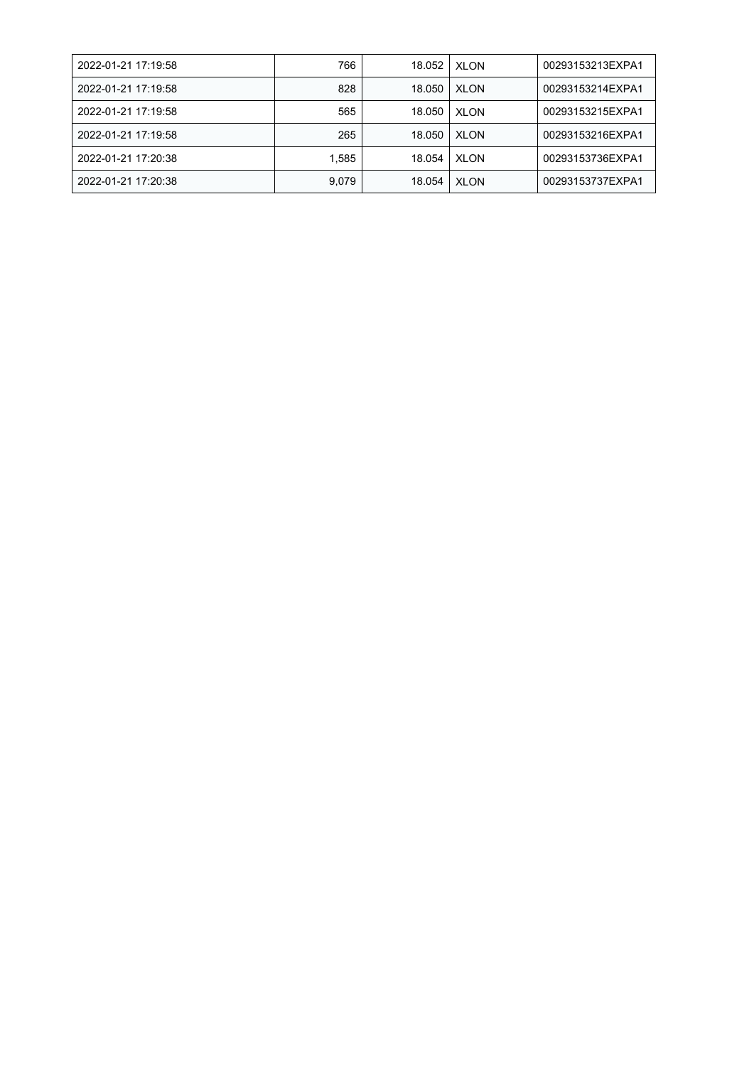| | | | | |
|---|---|---|---|---|
| 2022-01-21 17:19:58 | 766 | 18.052 | XLON | 00293153213EXPA1 |
| 2022-01-21 17:19:58 | 828 | 18.050 | XLON | 00293153214EXPA1 |
| 2022-01-21 17:19:58 | 565 | 18.050 | XLON | 00293153215EXPA1 |
| 2022-01-21 17:19:58 | 265 | 18.050 | XLON | 00293153216EXPA1 |
| 2022-01-21 17:20:38 | 1,585 | 18.054 | XLON | 00293153736EXPA1 |
| 2022-01-21 17:20:38 | 9,079 | 18.054 | XLON | 00293153737EXPA1 |